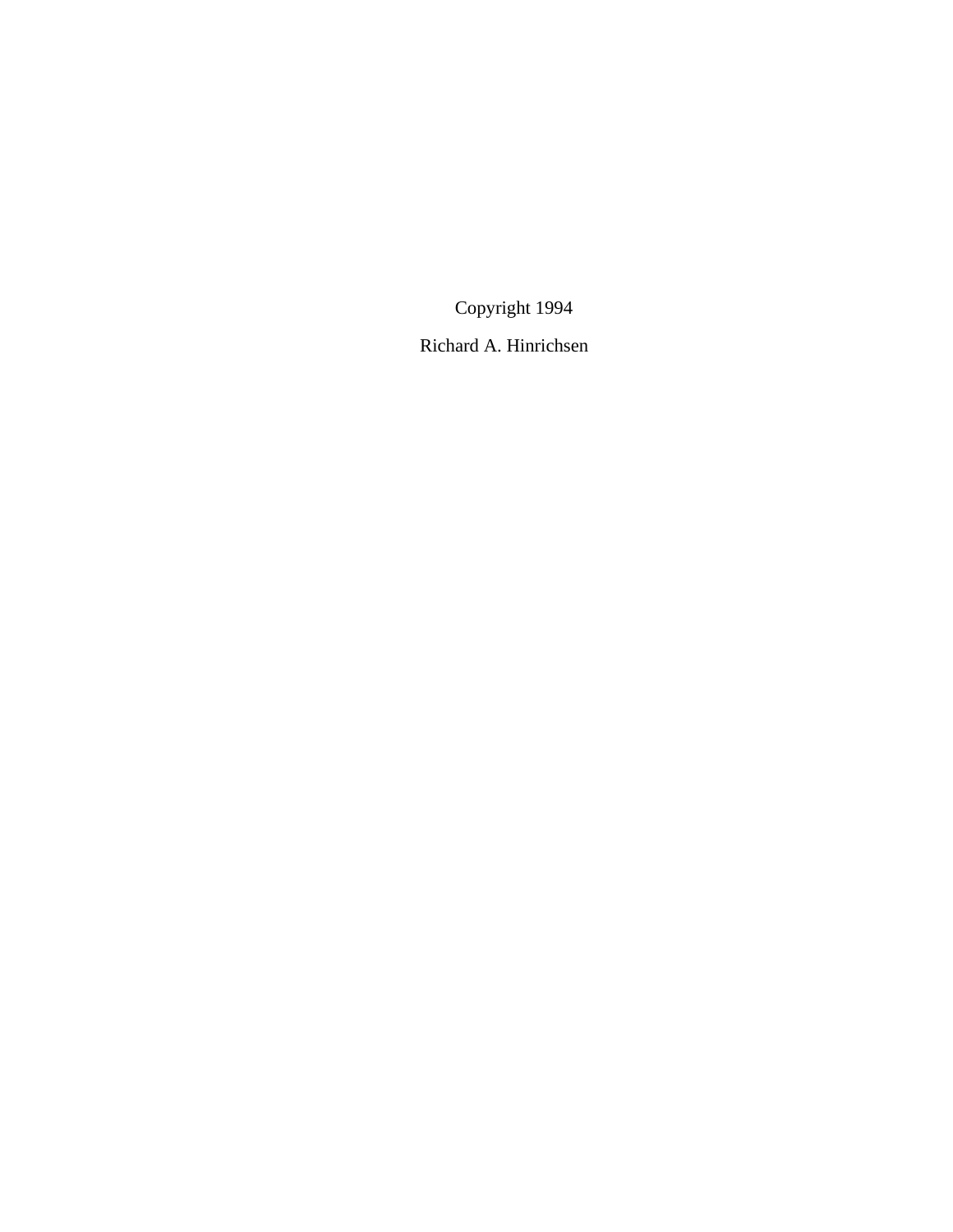Copyright 1994

Richard A. Hinrichsen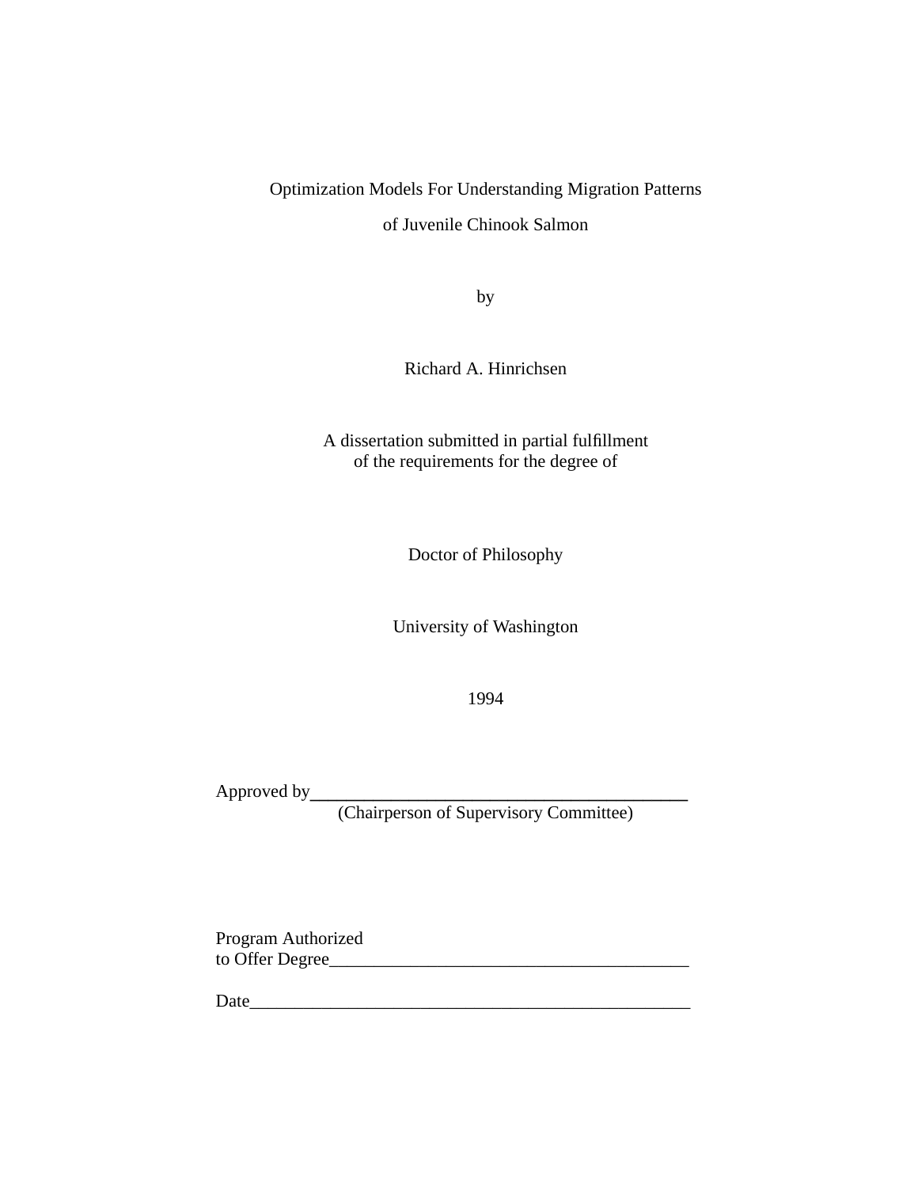Optimization Models For Understanding Migration Patterns

of Juvenile Chinook Salmon

by

Richard A. Hinrichsen

A dissertation submitted in partial fulfillment
of the requirements for the degree of

Doctor of Philosophy

University of Washington

1994

Approved by_____________________________________________
(Chairperson of Supervisory Committee)

Program Authorized
to Offer Degree_________________________________________

Date___________________________________________________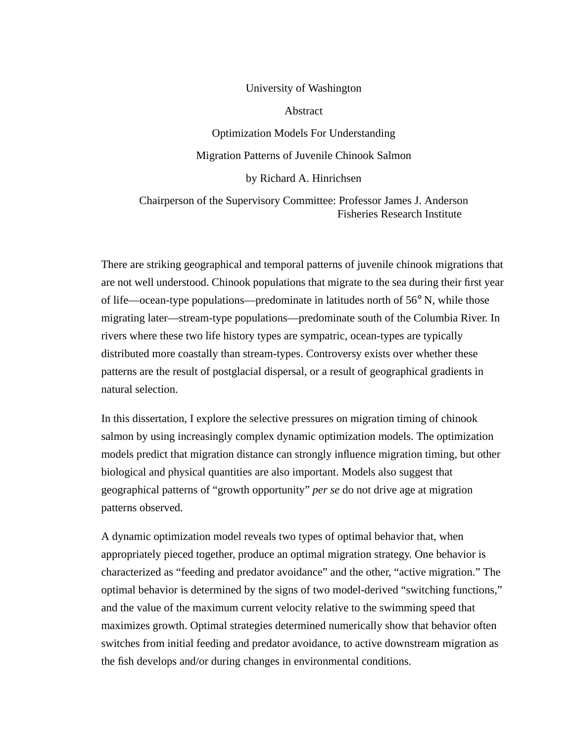University of Washington

Abstract

Optimization Models For Understanding
Migration Patterns of Juvenile Chinook Salmon

by Richard A. Hinrichsen

Chairperson of the Supervisory Committee: Professor James J. Anderson
Fisheries Research Institute

There are striking geographical and temporal patterns of juvenile chinook migrations that are not well understood. Chinook populations that migrate to the sea during their first year of life—ocean-type populations—predominate in latitudes north of 56° N, while those migrating later—stream-type populations—predominate south of the Columbia River. In rivers where these two life history types are sympatric, ocean-types are typically distributed more coastally than stream-types. Controversy exists over whether these patterns are the result of postglacial dispersal, or a result of geographical gradients in natural selection.

In this dissertation, I explore the selective pressures on migration timing of chinook salmon by using increasingly complex dynamic optimization models. The optimization models predict that migration distance can strongly influence migration timing, but other biological and physical quantities are also important. Models also suggest that geographical patterns of "growth opportunity" *per se* do not drive age at migration patterns observed.

A dynamic optimization model reveals two types of optimal behavior that, when appropriately pieced together, produce an optimal migration strategy. One behavior is characterized as "feeding and predator avoidance" and the other, "active migration." The optimal behavior is determined by the signs of two model-derived "switching functions," and the value of the maximum current velocity relative to the swimming speed that maximizes growth. Optimal strategies determined numerically show that behavior often switches from initial feeding and predator avoidance, to active downstream migration as the fish develops and/or during changes in environmental conditions.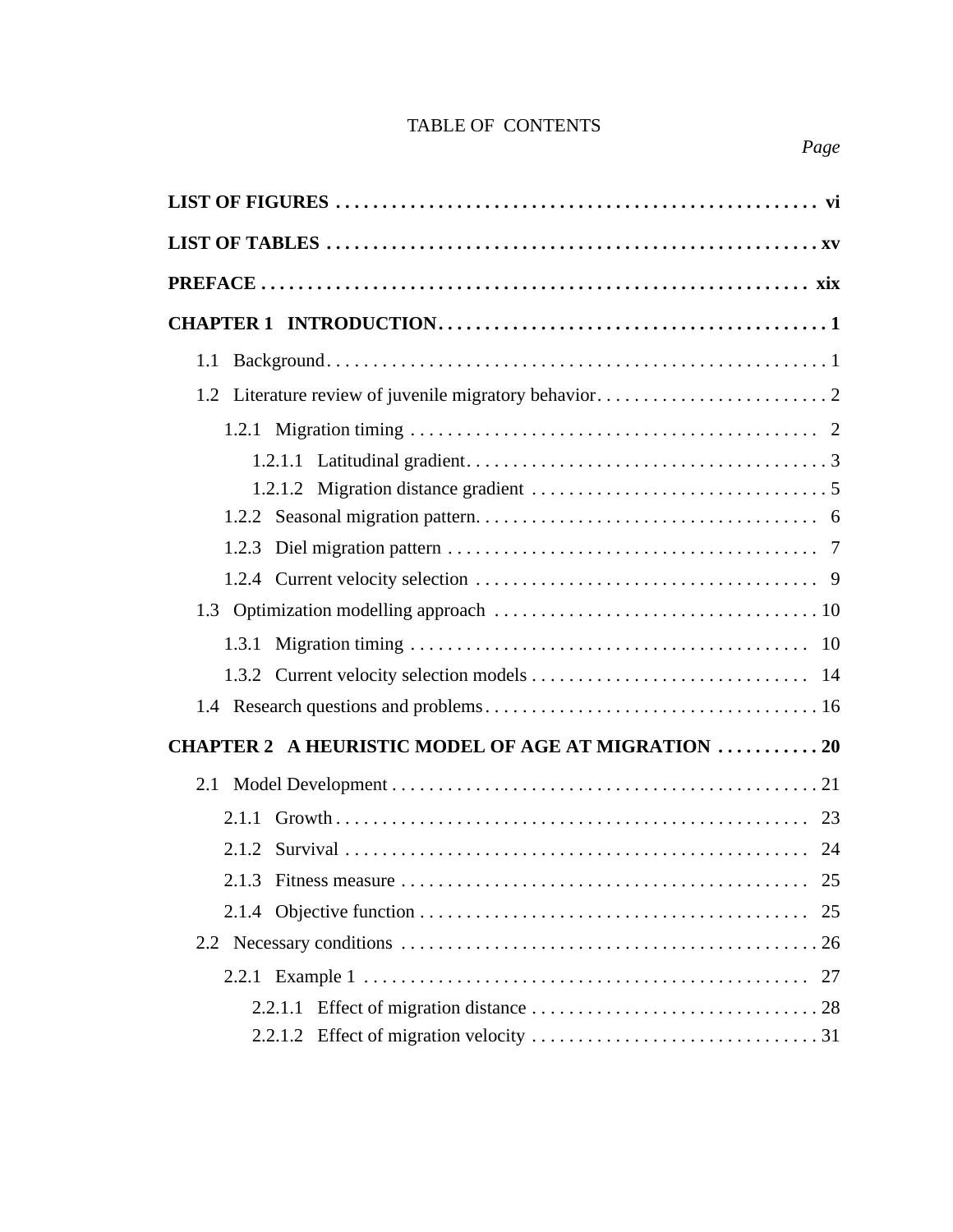# TABLE OF CONTENTS

*Page*

**LIST OF FIGURES** . . . . . . . . . . . . . . . . . . . . . . . . . . . . . . . . . . . . . . . . . . . . . . . . . . . **vi**

**LIST OF TABLES** . . . . . . . . . . . . . . . . . . . . . . . . . . . . . . . . . . . . . . . . . . . . . . . . . . . **xv**

**PREFACE** . . . . . . . . . . . . . . . . . . . . . . . . . . . . . . . . . . . . . . . . . . . . . . . . . . . . . . . . **xix**

**CHAPTER 1 INTRODUCTION** . . . . . . . . . . . . . . . . . . . . . . . . . . . . . . . . . . . . . . . . . **1**

1.1 Background . . . . . . . . . . . . . . . . . . . . . . . . . . . . . . . . . . . . . . . . . . . . . . . . . . . . 1

1.2 Literature review of juvenile migratory behavior . . . . . . . . . . . . . . . . . . . . . . . . . 2

1.2.1 Migration timing . . . . . . . . . . . . . . . . . . . . . . . . . . . . . . . . . . . . . . . . . . . . 2

1.2.1.1 Latitudinal gradient . . . . . . . . . . . . . . . . . . . . . . . . . . . . . . . . . . . . . . . 3

1.2.1.2 Migration distance gradient . . . . . . . . . . . . . . . . . . . . . . . . . . . . . . . . 5

1.2.2 Seasonal migration pattern . . . . . . . . . . . . . . . . . . . . . . . . . . . . . . . . . . . . . 6

1.2.3 Diel migration pattern . . . . . . . . . . . . . . . . . . . . . . . . . . . . . . . . . . . . . . . . 7

1.2.4 Current velocity selection . . . . . . . . . . . . . . . . . . . . . . . . . . . . . . . . . . . . . 9

1.3 Optimization modelling approach . . . . . . . . . . . . . . . . . . . . . . . . . . . . . . . . . . . 10

1.3.1 Migration timing . . . . . . . . . . . . . . . . . . . . . . . . . . . . . . . . . . . . . . . . . . . . 10

1.3.2 Current velocity selection models . . . . . . . . . . . . . . . . . . . . . . . . . . . . . . . 14

1.4 Research questions and problems . . . . . . . . . . . . . . . . . . . . . . . . . . . . . . . . . . . 16

**CHAPTER 2 A HEURISTIC MODEL OF AGE AT MIGRATION** . . . . . . . . . . . **20**

2.1 Model Development . . . . . . . . . . . . . . . . . . . . . . . . . . . . . . . . . . . . . . . . . . . . . 21

2.1.1 Growth . . . . . . . . . . . . . . . . . . . . . . . . . . . . . . . . . . . . . . . . . . . . . . . . . . . . 23

2.1.2 Survival . . . . . . . . . . . . . . . . . . . . . . . . . . . . . . . . . . . . . . . . . . . . . . . . . . . 24

2.1.3 Fitness measure . . . . . . . . . . . . . . . . . . . . . . . . . . . . . . . . . . . . . . . . . . . . . 25

2.1.4 Objective function . . . . . . . . . . . . . . . . . . . . . . . . . . . . . . . . . . . . . . . . . . . 25

2.2 Necessary conditions . . . . . . . . . . . . . . . . . . . . . . . . . . . . . . . . . . . . . . . . . . . . . 26

2.2.1 Example 1 . . . . . . . . . . . . . . . . . . . . . . . . . . . . . . . . . . . . . . . . . . . . . . . . . 27

2.2.1.1 Effect of migration distance . . . . . . . . . . . . . . . . . . . . . . . . . . . . . . . . 28

2.2.1.2 Effect of migration velocity . . . . . . . . . . . . . . . . . . . . . . . . . . . . . . . . 31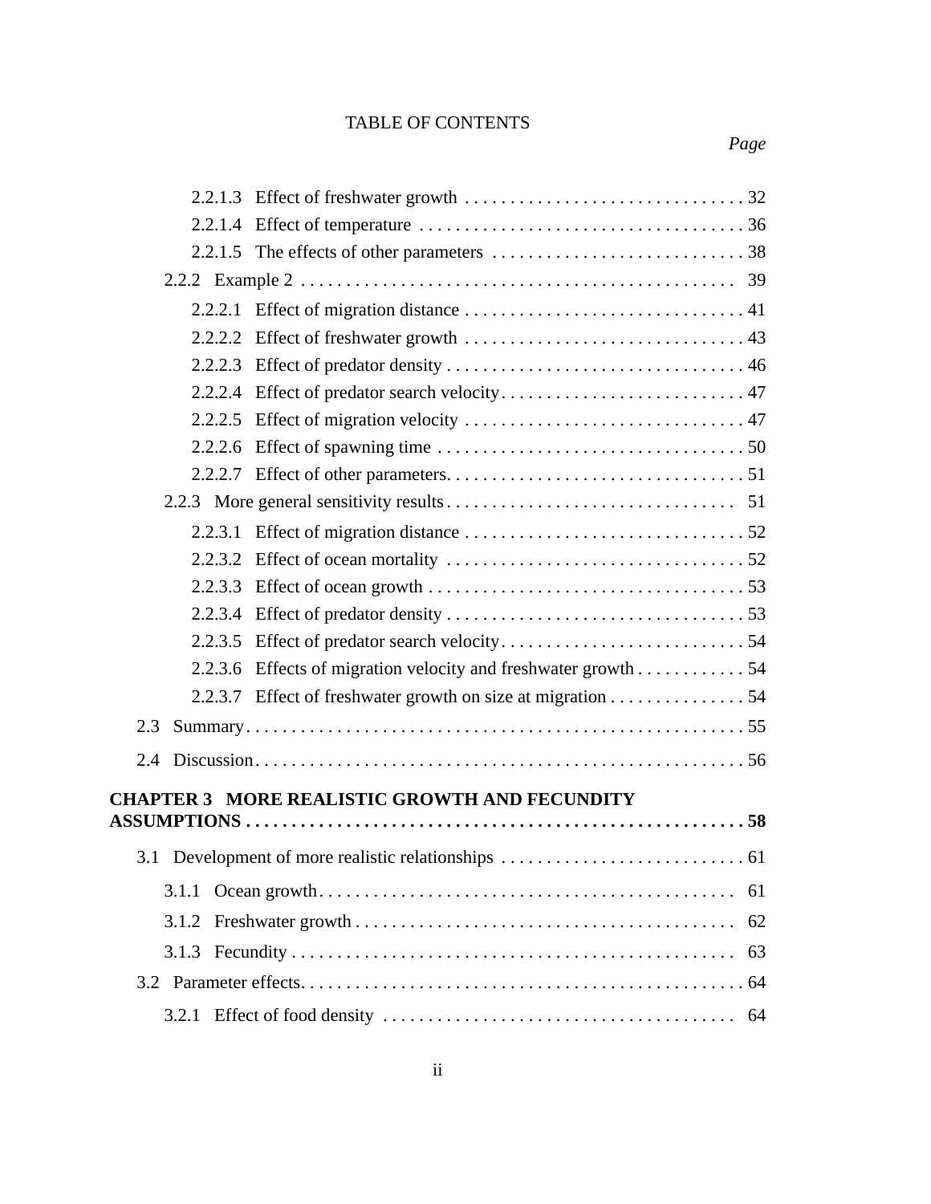TABLE OF CONTENTS

*Page*

- 2.2.1.3 Effect of freshwater growth . . . . . . . . . . . . . . . . . . . . . . . . . . . . . . . 32
- 2.2.1.4 Effect of temperature . . . . . . . . . . . . . . . . . . . . . . . . . . . . . . . . . . . . 36
- 2.2.1.5 The effects of other parameters . . . . . . . . . . . . . . . . . . . . . . . . . . . . 38
- 2.2.2 Example 2 . . . . . . . . . . . . . . . . . . . . . . . . . . . . . . . . . . . . . . . . . . . . . . . 39
- 2.2.2.1 Effect of migration distance . . . . . . . . . . . . . . . . . . . . . . . . . . . . . . . 41
- 2.2.2.2 Effect of freshwater growth . . . . . . . . . . . . . . . . . . . . . . . . . . . . . . . 43
- 2.2.2.3 Effect of predator density . . . . . . . . . . . . . . . . . . . . . . . . . . . . . . . . . 46
- 2.2.2.4 Effect of predator search velocity . . . . . . . . . . . . . . . . . . . . . . . . . . . 47
- 2.2.2.5 Effect of migration velocity . . . . . . . . . . . . . . . . . . . . . . . . . . . . . . . 47
- 2.2.2.6 Effect of spawning time . . . . . . . . . . . . . . . . . . . . . . . . . . . . . . . . . . 50
- 2.2.2.7 Effect of other parameters . . . . . . . . . . . . . . . . . . . . . . . . . . . . . . . . 51
- 2.2.3 More general sensitivity results . . . . . . . . . . . . . . . . . . . . . . . . . . . . . . . 51
- 2.2.3.1 Effect of migration distance . . . . . . . . . . . . . . . . . . . . . . . . . . . . . . . 52
- 2.2.3.2 Effect of ocean mortality . . . . . . . . . . . . . . . . . . . . . . . . . . . . . . . . . 52
- 2.2.3.3 Effect of ocean growth . . . . . . . . . . . . . . . . . . . . . . . . . . . . . . . . . . . 53
- 2.2.3.4 Effect of predator density . . . . . . . . . . . . . . . . . . . . . . . . . . . . . . . . . 53
- 2.2.3.5 Effect of predator search velocity . . . . . . . . . . . . . . . . . . . . . . . . . . . 54
- 2.2.3.6 Effects of migration velocity and freshwater growth . . . . . . . . . . . . 54
- 2.2.3.7 Effect of freshwater growth on size at migration . . . . . . . . . . . . . . . 54
- 2.3 Summary . . . . . . . . . . . . . . . . . . . . . . . . . . . . . . . . . . . . . . . . . . . . . . . . . . . 55
- 2.4 Discussion . . . . . . . . . . . . . . . . . . . . . . . . . . . . . . . . . . . . . . . . . . . . . . . . . . 56

**CHAPTER 3 MORE REALISTIC GROWTH AND FECUNDITY ASSUMPTIONS . . . . . . . . . . . . . . . . . . . . . . . . . . . . . . . . . . . . . . . . . . . . . . . . . . . 58**

- 3.1 Development of more realistic relationships . . . . . . . . . . . . . . . . . . . . . . . . . 61
- 3.1.1 Ocean growth . . . . . . . . . . . . . . . . . . . . . . . . . . . . . . . . . . . . . . . . . . . . . . 61
- 3.1.2 Freshwater growth . . . . . . . . . . . . . . . . . . . . . . . . . . . . . . . . . . . . . . . . . . 62
- 3.1.3 Fecundity . . . . . . . . . . . . . . . . . . . . . . . . . . . . . . . . . . . . . . . . . . . . . . . . . 63
- 3.2 Parameter effects . . . . . . . . . . . . . . . . . . . . . . . . . . . . . . . . . . . . . . . . . . . . . 64
- 3.2.1 Effect of food density . . . . . . . . . . . . . . . . . . . . . . . . . . . . . . . . . . . . . . . 64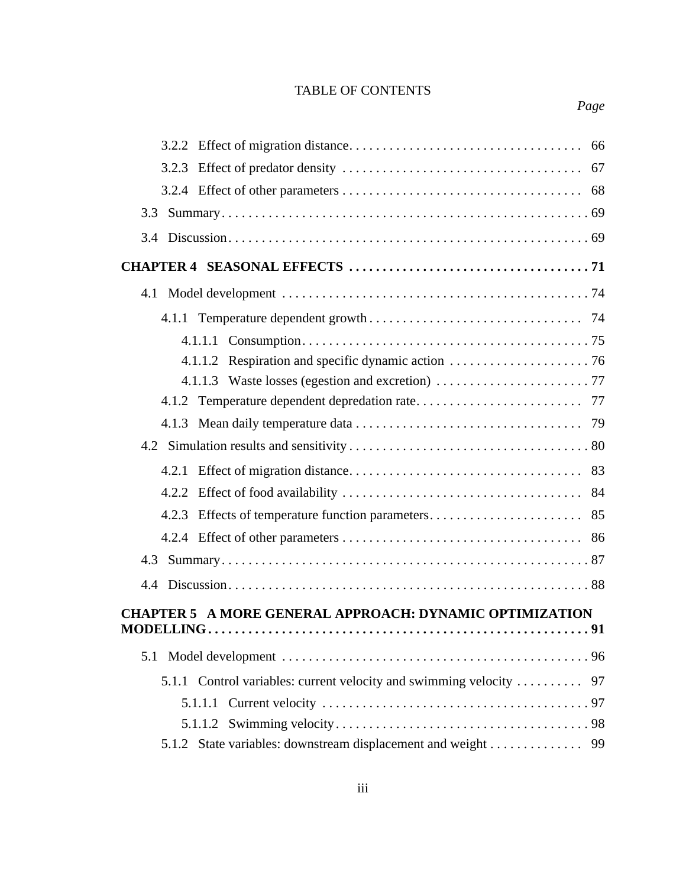TABLE OF CONTENTS

*Page*

- 3.2.2 Effect of migration distance .......... 66
- 3.2.3 Effect of predator density .......... 67
- 3.2.4 Effect of other parameters .......... 68
- 3.3 Summary .......... 69
- 3.4 Discussion .......... 69

**CHAPTER 4 SEASONAL EFFECTS .......... 71**

- 4.1 Model development .......... 74
  - 4.1.1 Temperature dependent growth .......... 74
    - 4.1.1.1 Consumption .......... 75
    - 4.1.1.2 Respiration and specific dynamic action .......... 76
    - 4.1.1.3 Waste losses (egestion and excretion) .......... 77
  - 4.1.2 Temperature dependent depredation rate .......... 77
  - 4.1.3 Mean daily temperature data .......... 79
- 4.2 Simulation results and sensitivity .......... 80
  - 4.2.1 Effect of migration distance .......... 83
  - 4.2.2 Effect of food availability .......... 84
  - 4.2.3 Effects of temperature function parameters .......... 85
  - 4.2.4 Effect of other parameters .......... 86
- 4.3 Summary .......... 87
- 4.4 Discussion .......... 88

**CHAPTER 5 A MORE GENERAL APPROACH: DYNAMIC OPTIMIZATION MODELLING .......... 91**

- 5.1 Model development .......... 96
  - 5.1.1 Control variables: current velocity and swimming velocity .......... 97
    - 5.1.1.1 Current velocity .......... 97
    - 5.1.1.2 Swimming velocity .......... 98
  - 5.1.2 State variables: downstream displacement and weight .......... 99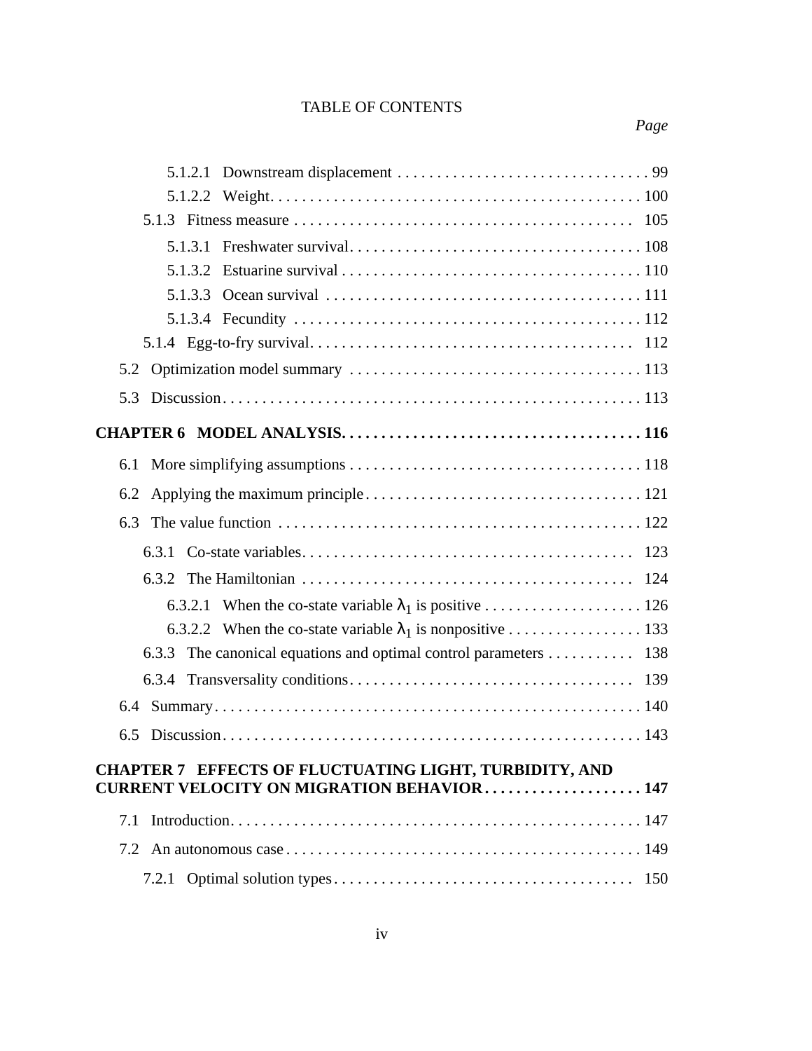TABLE OF CONTENTS

*Page*

- 5.1.2.1 Downstream displacement . . . . . . . . . . . . . . . . . . . . . . . . . . . . . . . . 99
- 5.1.2.2 Weight. . . . . . . . . . . . . . . . . . . . . . . . . . . . . . . . . . . . . . . . . . . . . . 100
- 5.1.3 Fitness measure . . . . . . . . . . . . . . . . . . . . . . . . . . . . . . . . . . . . . . . . . . 105
- 5.1.3.1 Freshwater survival. . . . . . . . . . . . . . . . . . . . . . . . . . . . . . . . . . . . 108
- 5.1.3.2 Estuarine survival . . . . . . . . . . . . . . . . . . . . . . . . . . . . . . . . . . . . . 110
- 5.1.3.3 Ocean survival . . . . . . . . . . . . . . . . . . . . . . . . . . . . . . . . . . . . . . . 111
- 5.1.3.4 Fecundity . . . . . . . . . . . . . . . . . . . . . . . . . . . . . . . . . . . . . . . . . . . 112
- 5.1.4 Egg-to-fry survival. . . . . . . . . . . . . . . . . . . . . . . . . . . . . . . . . . . . . . . . 112
- 5.2 Optimization model summary . . . . . . . . . . . . . . . . . . . . . . . . . . . . . . . . . . . 113
- 5.3 Discussion. . . . . . . . . . . . . . . . . . . . . . . . . . . . . . . . . . . . . . . . . . . . . . . . . . 113

**CHAPTER 6 MODEL ANALYSIS. . . . . . . . . . . . . . . . . . . . . . . . . . . . . . . . . . . . . 116**

- 6.1 More simplifying assumptions . . . . . . . . . . . . . . . . . . . . . . . . . . . . . . . . . . . 118
- 6.2 Applying the maximum principle . . . . . . . . . . . . . . . . . . . . . . . . . . . . . . . . . 121
- 6.3 The value function . . . . . . . . . . . . . . . . . . . . . . . . . . . . . . . . . . . . . . . . . . . . 122
- 6.3.1 Co-state variables. . . . . . . . . . . . . . . . . . . . . . . . . . . . . . . . . . . . . . . . . 123
- 6.3.2 The Hamiltonian . . . . . . . . . . . . . . . . . . . . . . . . . . . . . . . . . . . . . . . . . 124
- 6.3.2.1 When the co-state variable $\lambda_1$ is positive . . . . . . . . . . . . . . . . . . . . 126
- 6.3.2.2 When the co-state variable $\lambda_1$ is nonpositive . . . . . . . . . . . . . . . . . 133
- 6.3.3 The canonical equations and optimal control parameters . . . . . . . . . . . 138
- 6.3.4 Transversality conditions. . . . . . . . . . . . . . . . . . . . . . . . . . . . . . . . . . . 139
- 6.4 Summary. . . . . . . . . . . . . . . . . . . . . . . . . . . . . . . . . . . . . . . . . . . . . . . . . . . . 140
- 6.5 Discussion. . . . . . . . . . . . . . . . . . . . . . . . . . . . . . . . . . . . . . . . . . . . . . . . . . . 143

**CHAPTER 7 EFFECTS OF FLUCTUATING LIGHT, TURBIDITY, AND CURRENT VELOCITY ON MIGRATION BEHAVIOR . . . . . . . . . . . . . . . . . . . . 147**

- 7.1 Introduction. . . . . . . . . . . . . . . . . . . . . . . . . . . . . . . . . . . . . . . . . . . . . . . . . . 147
- 7.2 An autonomous case . . . . . . . . . . . . . . . . . . . . . . . . . . . . . . . . . . . . . . . . . . . 149
- 7.2.1 Optimal solution types . . . . . . . . . . . . . . . . . . . . . . . . . . . . . . . . . . . . . . 150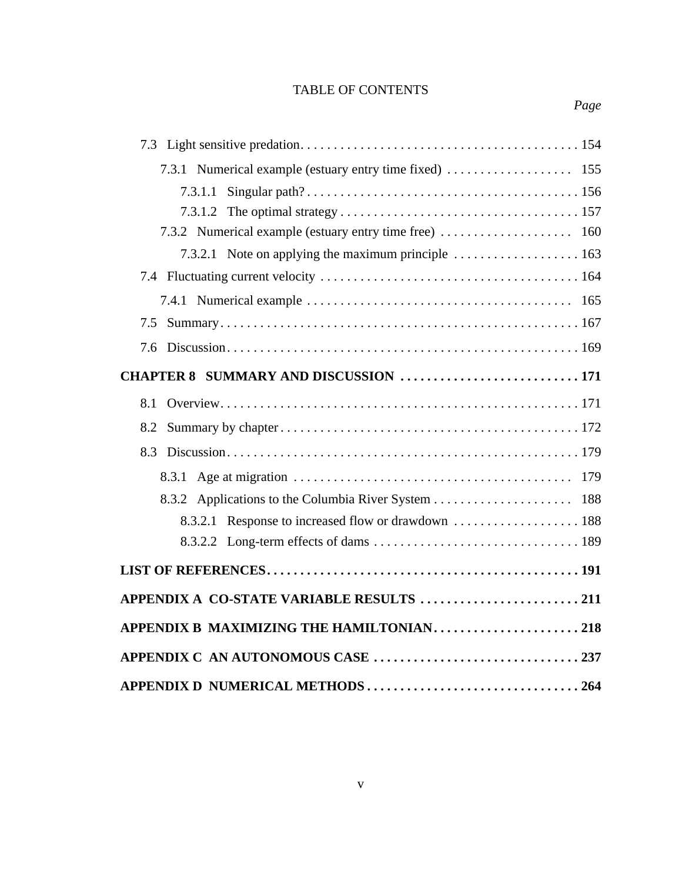TABLE OF CONTENTS

*Page*

- 7.3 Light sensitive predation . . . . . . . . . . 154
  - 7.3.1 Numerical example (estuary entry time fixed) . . . . . . . . . . 155
    - 7.3.1.1 Singular path? . . . . . . . . . . 156
    - 7.3.1.2 The optimal strategy . . . . . . . . . . 157
  - 7.3.2 Numerical example (estuary entry time free) . . . . . . . . . . 160
    - 7.3.2.1 Note on applying the maximum principle . . . . . . . . . . 163
- 7.4 Fluctuating current velocity . . . . . . . . . . 164
  - 7.4.1 Numerical example . . . . . . . . . . 165
- 7.5 Summary . . . . . . . . . . 167
- 7.6 Discussion . . . . . . . . . . 169

**CHAPTER 8 SUMMARY AND DISCUSSION . . . . . . . . . . 171**

- 8.1 Overview . . . . . . . . . . 171
- 8.2 Summary by chapter . . . . . . . . . . 172
- 8.3 Discussion . . . . . . . . . . 179
  - 8.3.1 Age at migration . . . . . . . . . . 179
  - 8.3.2 Applications to the Columbia River System . . . . . . . . . . 188
    - 8.3.2.1 Response to increased flow or drawdown . . . . . . . . . . 188
    - 8.3.2.2 Long-term effects of dams . . . . . . . . . . 189

**LIST OF REFERENCES . . . . . . . . . . 191**

**APPENDIX A CO-STATE VARIABLE RESULTS . . . . . . . . . . 211**

**APPENDIX B MAXIMIZING THE HAMILTONIAN . . . . . . . . . . 218**

**APPENDIX C AN AUTONOMOUS CASE . . . . . . . . . . 237**

**APPENDIX D NUMERICAL METHODS . . . . . . . . . . 264**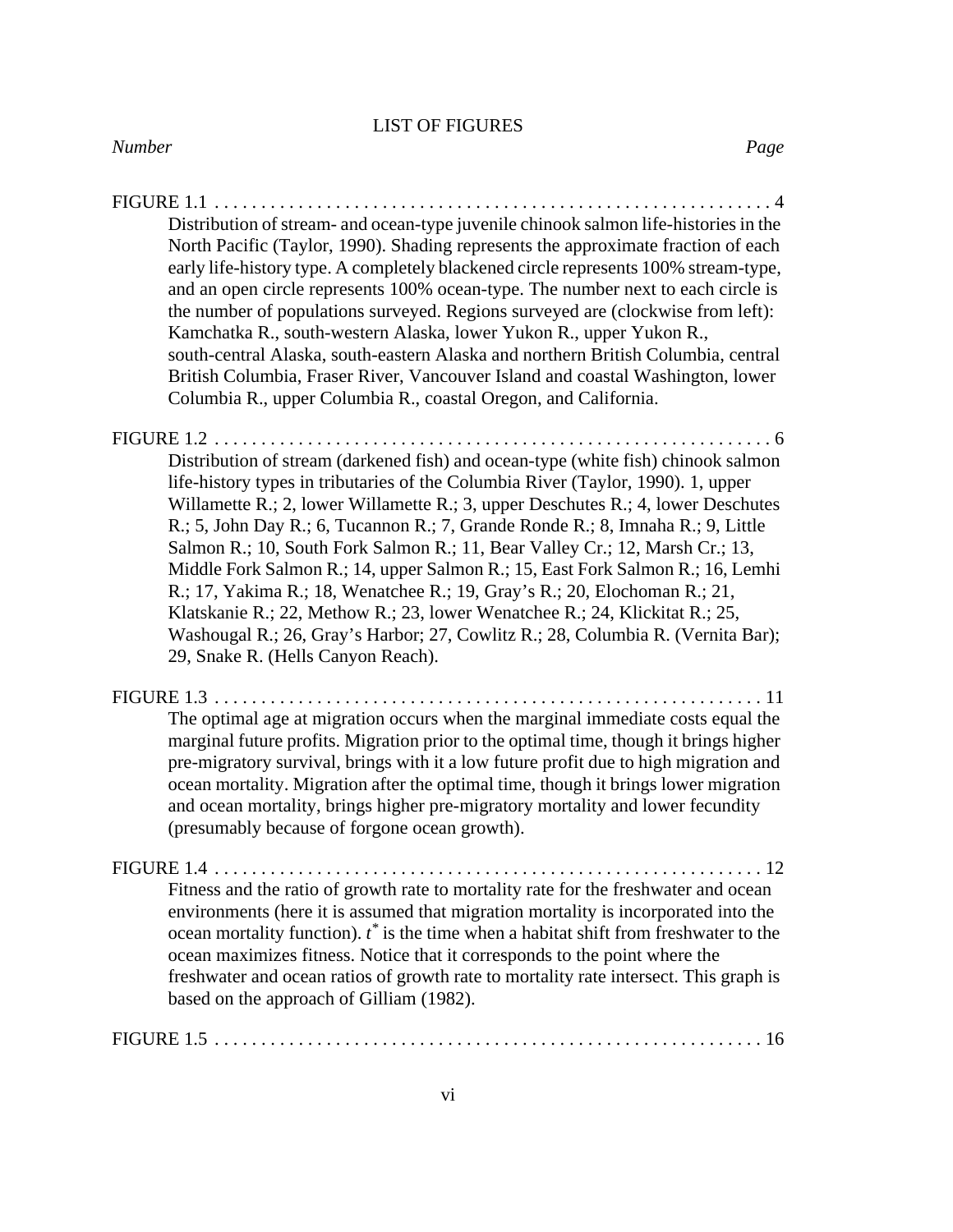# LIST OF FIGURES

*Number* *Page*

FIGURE 1.1 . . . . . . . . . . . . . . . . . . . . . . . . . . . . . . . . . . . . . . . . . . . . . . . . . . . . . . . . . . . . 4

Distribution of stream- and ocean-type juvenile chinook salmon life-histories in the North Pacific (Taylor, 1990). Shading represents the approximate fraction of each early life-history type. A completely blackened circle represents 100% stream-type, and an open circle represents 100% ocean-type. The number next to each circle is the number of populations surveyed. Regions surveyed are (clockwise from left): Kamchatka R., south-western Alaska, lower Yukon R., upper Yukon R., south-central Alaska, south-eastern Alaska and northern British Columbia, central British Columbia, Fraser River, Vancouver Island and coastal Washington, lower Columbia R., upper Columbia R., coastal Oregon, and California.

FIGURE 1.2 . . . . . . . . . . . . . . . . . . . . . . . . . . . . . . . . . . . . . . . . . . . . . . . . . . . . . . . . . . . . 6

Distribution of stream (darkened fish) and ocean-type (white fish) chinook salmon life-history types in tributaries of the Columbia River (Taylor, 1990). 1, upper Willamette R.; 2, lower Willamette R.; 3, upper Deschutes R.; 4, lower Deschutes R.; 5, John Day R.; 6, Tucannon R.; 7, Grande Ronde R.; 8, Imnaha R.; 9, Little Salmon R.; 10, South Fork Salmon R.; 11, Bear Valley Cr.; 12, Marsh Cr.; 13, Middle Fork Salmon R.; 14, upper Salmon R.; 15, East Fork Salmon R.; 16, Lemhi R.; 17, Yakima R.; 18, Wenatchee R.; 19, Gray's R.; 20, Elochoman R.; 21, Klatskanie R.; 22, Methow R.; 23, lower Wenatchee R.; 24, Klickitat R.; 25, Washougal R.; 26, Gray's Harbor; 27, Cowlitz R.; 28, Columbia R. (Vernita Bar); 29, Snake R. (Hells Canyon Reach).

FIGURE 1.3 . . . . . . . . . . . . . . . . . . . . . . . . . . . . . . . . . . . . . . . . . . . . . . . . . . . . . . . . . . . 11

The optimal age at migration occurs when the marginal immediate costs equal the marginal future profits. Migration prior to the optimal time, though it brings higher pre-migratory survival, brings with it a low future profit due to high migration and ocean mortality. Migration after the optimal time, though it brings lower migration and ocean mortality, brings higher pre-migratory mortality and lower fecundity (presumably because of forgone ocean growth).

FIGURE 1.4 . . . . . . . . . . . . . . . . . . . . . . . . . . . . . . . . . . . . . . . . . . . . . . . . . . . . . . . . . . . 12

Fitness and the ratio of growth rate to mortality rate for the freshwater and ocean environments (here it is assumed that migration mortality is incorporated into the ocean mortality function). $t^*$ is the time when a habitat shift from freshwater to the ocean maximizes fitness. Notice that it corresponds to the point where the freshwater and ocean ratios of growth rate to mortality rate intersect. This graph is based on the approach of Gilliam (1982).

FIGURE 1.5 . . . . . . . . . . . . . . . . . . . . . . . . . . . . . . . . . . . . . . . . . . . . . . . . . . . . . . . . . . . 16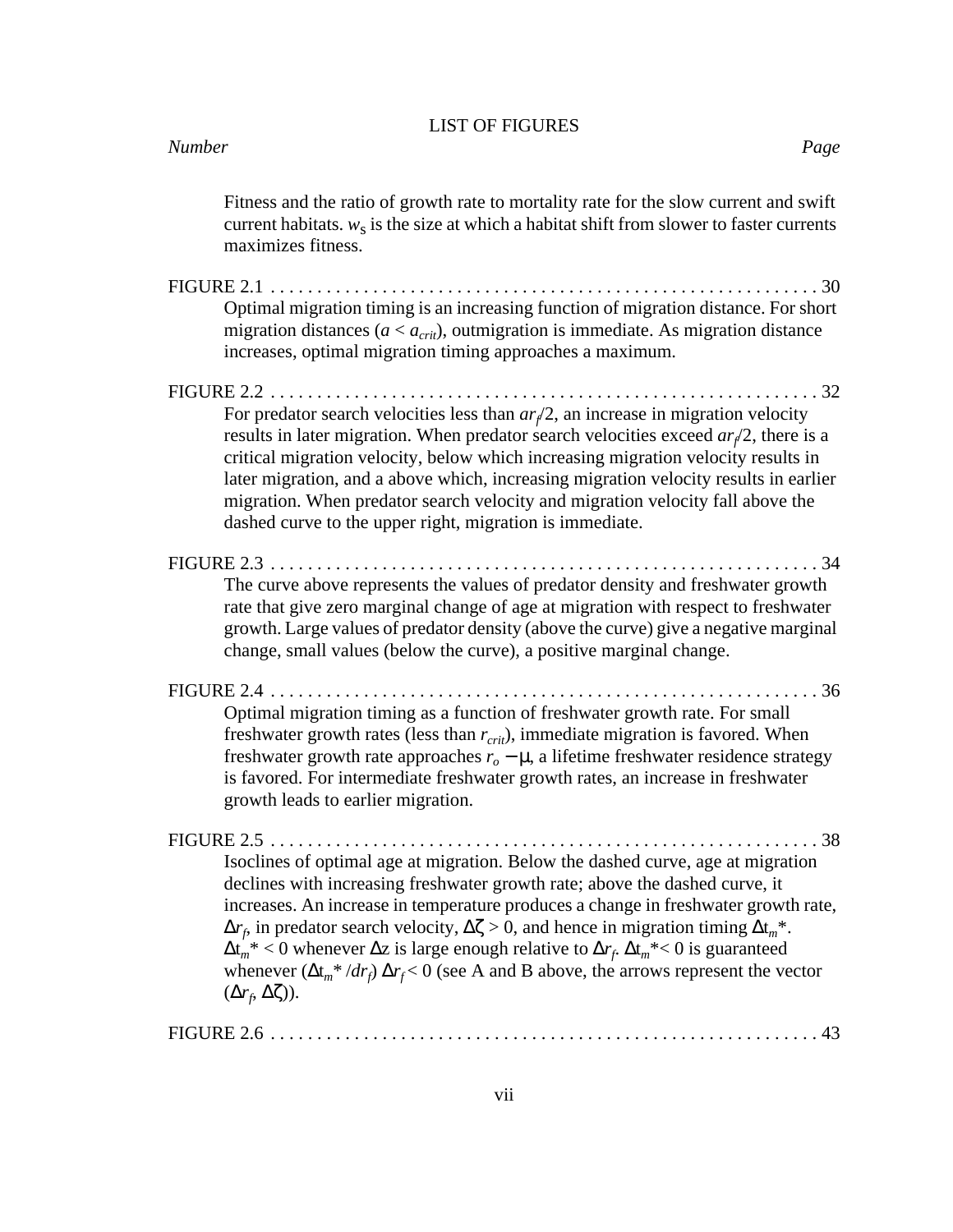# LIST OF FIGURES

*Number* *Page*

Fitness and the ratio of growth rate to mortality rate for the slow current and swift current habitats. $w_S$ is the size at which a habitat shift from slower to faster currents maximizes fitness.

FIGURE 2.1 . . . . . . . . . . . . . . . . . . . . . . . . . . . . . . . . . . . . . . . . . . . . . . . . . . . . . . . . . . 30
Optimal migration timing is an increasing function of migration distance. For short migration distances ($a < a_{crit}$), outmigration is immediate. As migration distance increases, optimal migration timing approaches a maximum.

FIGURE 2.2 . . . . . . . . . . . . . . . . . . . . . . . . . . . . . . . . . . . . . . . . . . . . . . . . . . . . . . . . . . 32
For predator search velocities less than $ar_f/2$, an increase in migration velocity results in later migration. When predator search velocities exceed $ar_f/2$, there is a critical migration velocity, below which increasing migration velocity results in later migration, and a above which, increasing migration velocity results in earlier migration. When predator search velocity and migration velocity fall above the dashed curve to the upper right, migration is immediate.

FIGURE 2.3 . . . . . . . . . . . . . . . . . . . . . . . . . . . . . . . . . . . . . . . . . . . . . . . . . . . . . . . . . . 34
The curve above represents the values of predator density and freshwater growth rate that give zero marginal change of age at migration with respect to freshwater growth. Large values of predator density (above the curve) give a negative marginal change, small values (below the curve), a positive marginal change.

FIGURE 2.4 . . . . . . . . . . . . . . . . . . . . . . . . . . . . . . . . . . . . . . . . . . . . . . . . . . . . . . . . . . 36
Optimal migration timing as a function of freshwater growth rate. For small freshwater growth rates (less than $r_{crit}$), immediate migration is favored. When freshwater growth rate approaches $r_o - \mu$, a lifetime freshwater residence strategy is favored. For intermediate freshwater growth rates, an increase in freshwater growth leads to earlier migration.

FIGURE 2.5 . . . . . . . . . . . . . . . . . . . . . . . . . . . . . . . . . . . . . . . . . . . . . . . . . . . . . . . . . . 38
Isoclines of optimal age at migration. Below the dashed curve, age at migration declines with increasing freshwater growth rate; above the dashed curve, it increases. An increase in temperature produces a change in freshwater growth rate, $\Delta r_f$, in predator search velocity, $\Delta\zeta > 0$, and hence in migration timing $\Delta t_m^*$. $\Delta t_m^* < 0$ whenever $\Delta z$ is large enough relative to $\Delta r_f$. $\Delta t_m^* < 0$ is guaranteed whenever $(\Delta t_m^* / dr_f)\, \Delta r_f < 0$ (see A and B above, the arrows represent the vector $(\Delta r_f, \Delta\zeta)$).

FIGURE 2.6 . . . . . . . . . . . . . . . . . . . . . . . . . . . . . . . . . . . . . . . . . . . . . . . . . . . . . . . . . . 43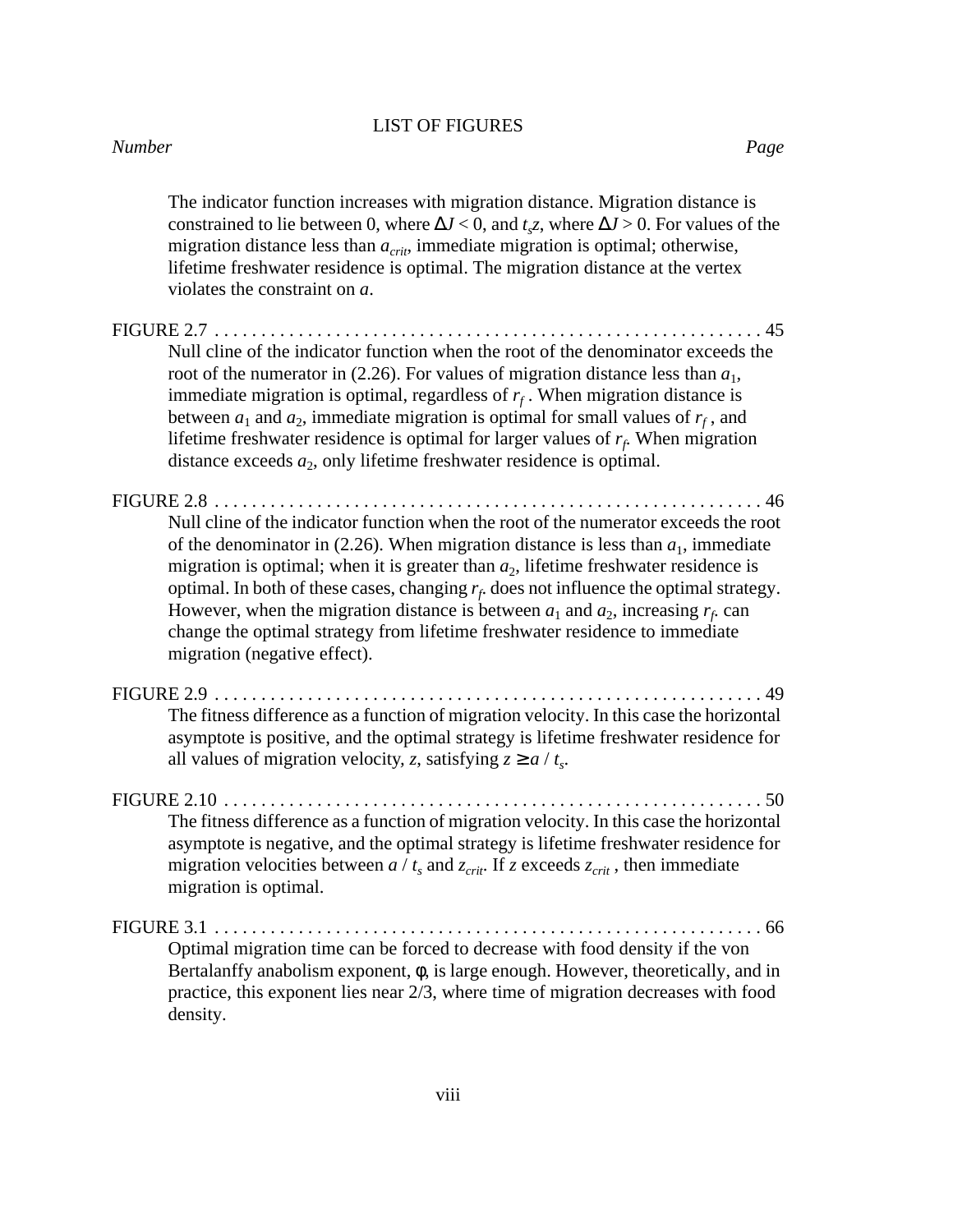LIST OF FIGURES

*Number* *Page*

The indicator function increases with migration distance. Migration distance is constrained to lie between 0, where $\Delta J < 0$, and $t_s z$, where $\Delta J > 0$. For values of the migration distance less than $a_{crit}$, immediate migration is optimal; otherwise, lifetime freshwater residence is optimal. The migration distance at the vertex violates the constraint on $a$.

FIGURE 2.7 . . . . . . . . . . . . . . . . . . . . . . . . . . . . . . . . . . . . . . . . . . . . . . . . . . . . . . . . . . . 45

Null cline of the indicator function when the root of the denominator exceeds the root of the numerator in (2.26). For values of migration distance less than $a_1$, immediate migration is optimal, regardless of $r_f$. When migration distance is between $a_1$ and $a_2$, immediate migration is optimal for small values of $r_f$, and lifetime freshwater residence is optimal for larger values of $r_f$. When migration distance exceeds $a_2$, only lifetime freshwater residence is optimal.

FIGURE 2.8 . . . . . . . . . . . . . . . . . . . . . . . . . . . . . . . . . . . . . . . . . . . . . . . . . . . . . . . . . . . 46

Null cline of the indicator function when the root of the numerator exceeds the root of the denominator in (2.26). When migration distance is less than $a_1$, immediate migration is optimal; when it is greater than $a_2$, lifetime freshwater residence is optimal. In both of these cases, changing $r_f$. does not influence the optimal strategy. However, when the migration distance is between $a_1$ and $a_2$, increasing $r_f$. can change the optimal strategy from lifetime freshwater residence to immediate migration (negative effect).

FIGURE 2.9 . . . . . . . . . . . . . . . . . . . . . . . . . . . . . . . . . . . . . . . . . . . . . . . . . . . . . . . . . . . 49

The fitness difference as a function of migration velocity. In this case the horizontal asymptote is positive, and the optimal strategy is lifetime freshwater residence for all values of migration velocity, $z$, satisfying $z \geq a / t_s$.

FIGURE 2.10 . . . . . . . . . . . . . . . . . . . . . . . . . . . . . . . . . . . . . . . . . . . . . . . . . . . . . . . . . . 50

The fitness difference as a function of migration velocity. In this case the horizontal asymptote is negative, and the optimal strategy is lifetime freshwater residence for migration velocities between $a / t_s$ and $z_{crit}$. If $z$ exceeds $z_{crit}$, then immediate migration is optimal.

FIGURE 3.1 . . . . . . . . . . . . . . . . . . . . . . . . . . . . . . . . . . . . . . . . . . . . . . . . . . . . . . . . . . . 66

Optimal migration time can be forced to decrease with food density if the von Bertalanffy anabolism exponent, $\phi$, is large enough. However, theoretically, and in practice, this exponent lies near 2/3, where time of migration decreases with food density.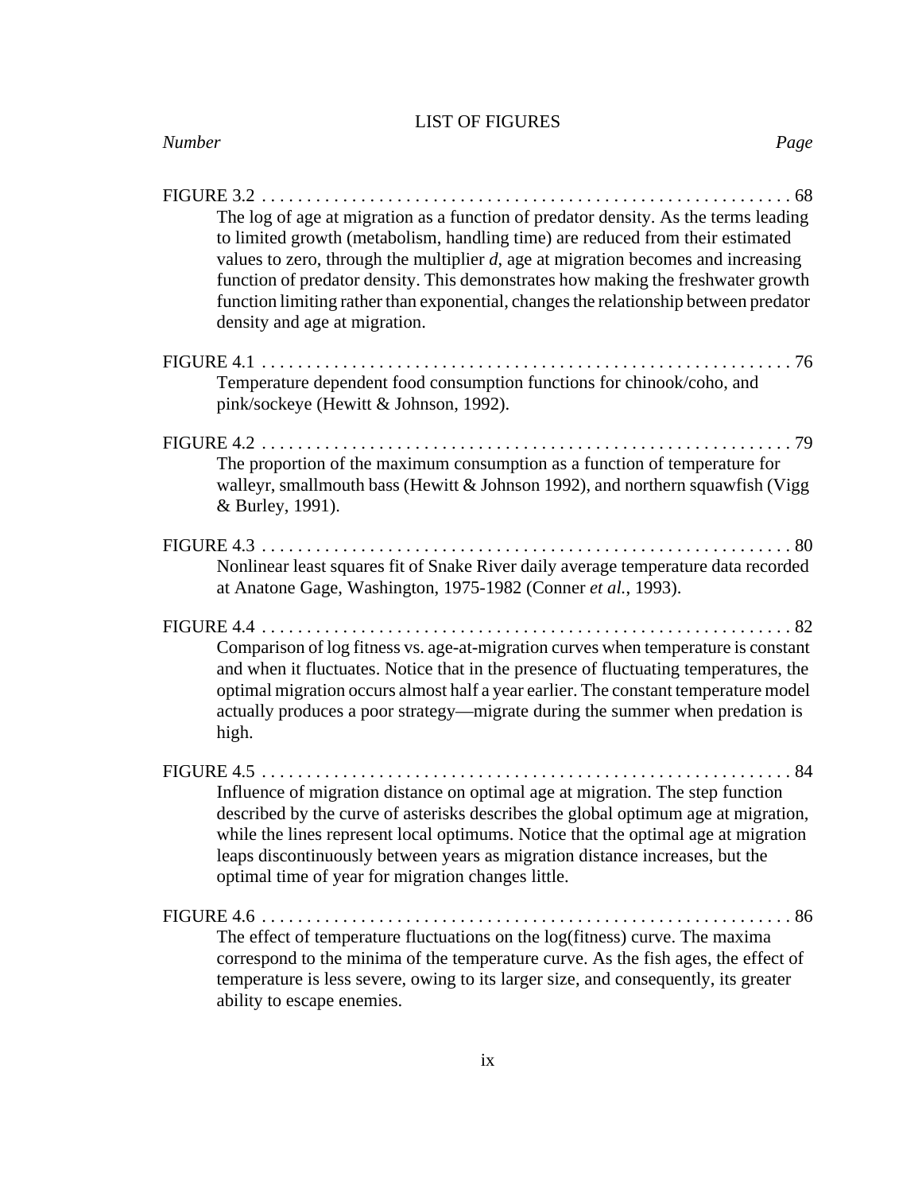# LIST OF FIGURES

*Number* *Page*

FIGURE 3.2 . . . . . . . . . . . . . . . . . . . . . . . . . . . . . . . . . . . . . . . . . . . . . . . . . . . . . . . . . . . 68
The log of age at migration as a function of predator density. As the terms leading to limited growth (metabolism, handling time) are reduced from their estimated values to zero, through the multiplier *d*, age at migration becomes and increasing function of predator density. This demonstrates how making the freshwater growth function limiting rather than exponential, changes the relationship between predator density and age at migration.

FIGURE 4.1 . . . . . . . . . . . . . . . . . . . . . . . . . . . . . . . . . . . . . . . . . . . . . . . . . . . . . . . . . . . 76
Temperature dependent food consumption functions for chinook/coho, and pink/sockeye (Hewitt & Johnson, 1992).

FIGURE 4.2 . . . . . . . . . . . . . . . . . . . . . . . . . . . . . . . . . . . . . . . . . . . . . . . . . . . . . . . . . . . 79
The proportion of the maximum consumption as a function of temperature for walleyr, smallmouth bass (Hewitt & Johnson 1992), and northern squawfish (Vigg & Burley, 1991).

FIGURE 4.3 . . . . . . . . . . . . . . . . . . . . . . . . . . . . . . . . . . . . . . . . . . . . . . . . . . . . . . . . . . . 80
Nonlinear least squares fit of Snake River daily average temperature data recorded at Anatone Gage, Washington, 1975-1982 (Conner *et al.*, 1993).

FIGURE 4.4 . . . . . . . . . . . . . . . . . . . . . . . . . . . . . . . . . . . . . . . . . . . . . . . . . . . . . . . . . . . 82
Comparison of log fitness vs. age-at-migration curves when temperature is constant and when it fluctuates. Notice that in the presence of fluctuating temperatures, the optimal migration occurs almost half a year earlier. The constant temperature model actually produces a poor strategy—migrate during the summer when predation is high.

FIGURE 4.5 . . . . . . . . . . . . . . . . . . . . . . . . . . . . . . . . . . . . . . . . . . . . . . . . . . . . . . . . . . . 84
Influence of migration distance on optimal age at migration. The step function described by the curve of asterisks describes the global optimum age at migration, while the lines represent local optimums. Notice that the optimal age at migration leaps discontinuously between years as migration distance increases, but the optimal time of year for migration changes little.

FIGURE 4.6 . . . . . . . . . . . . . . . . . . . . . . . . . . . . . . . . . . . . . . . . . . . . . . . . . . . . . . . . . . . 86
The effect of temperature fluctuations on the log(fitness) curve. The maxima correspond to the minima of the temperature curve. As the fish ages, the effect of temperature is less severe, owing to its larger size, and consequently, its greater ability to escape enemies.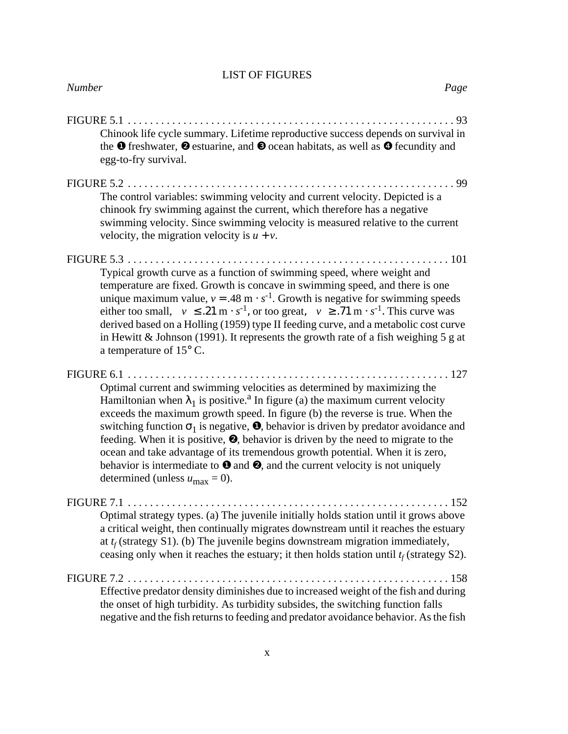# LIST OF FIGURES

*Number* *Page*

FIGURE 5.1 . . . . . . . . . . . . . . . . . . . . . . . . . . . . . . . . . . . . . . . . . . . . . . . . . . . . . . . . . . 93
Chinook life cycle summary. Lifetime reproductive success depends on survival in the ❶ freshwater, ❷ estuarine, and ❸ ocean habitats, as well as ❹ fecundity and egg-to-fry survival.

FIGURE 5.2 . . . . . . . . . . . . . . . . . . . . . . . . . . . . . . . . . . . . . . . . . . . . . . . . . . . . . . . . . . 99
The control variables: swimming velocity and current velocity. Depicted is a chinook fry swimming against the current, which therefore has a negative swimming velocity. Since swimming velocity is measured relative to the current velocity, the migration velocity is $u + v$.

FIGURE 5.3 . . . . . . . . . . . . . . . . . . . . . . . . . . . . . . . . . . . . . . . . . . . . . . . . . . . . . . . . . 101
Typical growth curve as a function of swimming speed, where weight and temperature are fixed. Growth is concave in swimming speed, and there is one unique maximum value, $v = .48\ \mathrm{m} \cdot s^{-1}$. Growth is negative for swimming speeds either too small, $|v| \le .21\ \mathrm{m} \cdot s^{-1}$, or too great, $|v| \ge .71\ \mathrm{m} \cdot s^{-1}$. This curve was derived based on a Holling (1959) type II feeding curve, and a metabolic cost curve in Hewitt & Johnson (1991). It represents the growth rate of a fish weighing 5 g at a temperature of 15° C.

FIGURE 6.1 . . . . . . . . . . . . . . . . . . . . . . . . . . . . . . . . . . . . . . . . . . . . . . . . . . . . . . . . 127
Optimal current and swimming velocities as determined by maximizing the Hamiltonian when $\lambda_1$ is positive.[a] In figure (a) the maximum current velocity exceeds the maximum growth speed. In figure (b) the reverse is true. When the switching function $\sigma_1$ is negative, ❶, behavior is driven by predator avoidance and feeding. When it is positive, ❷, behavior is driven by the need to migrate to the ocean and take advantage of its tremendous growth potential. When it is zero, behavior is intermediate to ❶ and ❷, and the current velocity is not uniquely determined (unless $u_{\max} = 0$).

FIGURE 7.1 . . . . . . . . . . . . . . . . . . . . . . . . . . . . . . . . . . . . . . . . . . . . . . . . . . . . . . . . . 152
Optimal strategy types. (a) The juvenile initially holds station until it grows above a critical weight, then continually migrates downstream until it reaches the estuary at $t_f$ (strategy S1). (b) The juvenile begins downstream migration immediately, ceasing only when it reaches the estuary; it then holds station until $t_f$ (strategy S2).

FIGURE 7.2 . . . . . . . . . . . . . . . . . . . . . . . . . . . . . . . . . . . . . . . . . . . . . . . . . . . . . . . . . 158
Effective predator density diminishes due to increased weight of the fish and during the onset of high turbidity. As turbidity subsides, the switching function falls negative and the fish returns to feeding and predator avoidance behavior. As the fish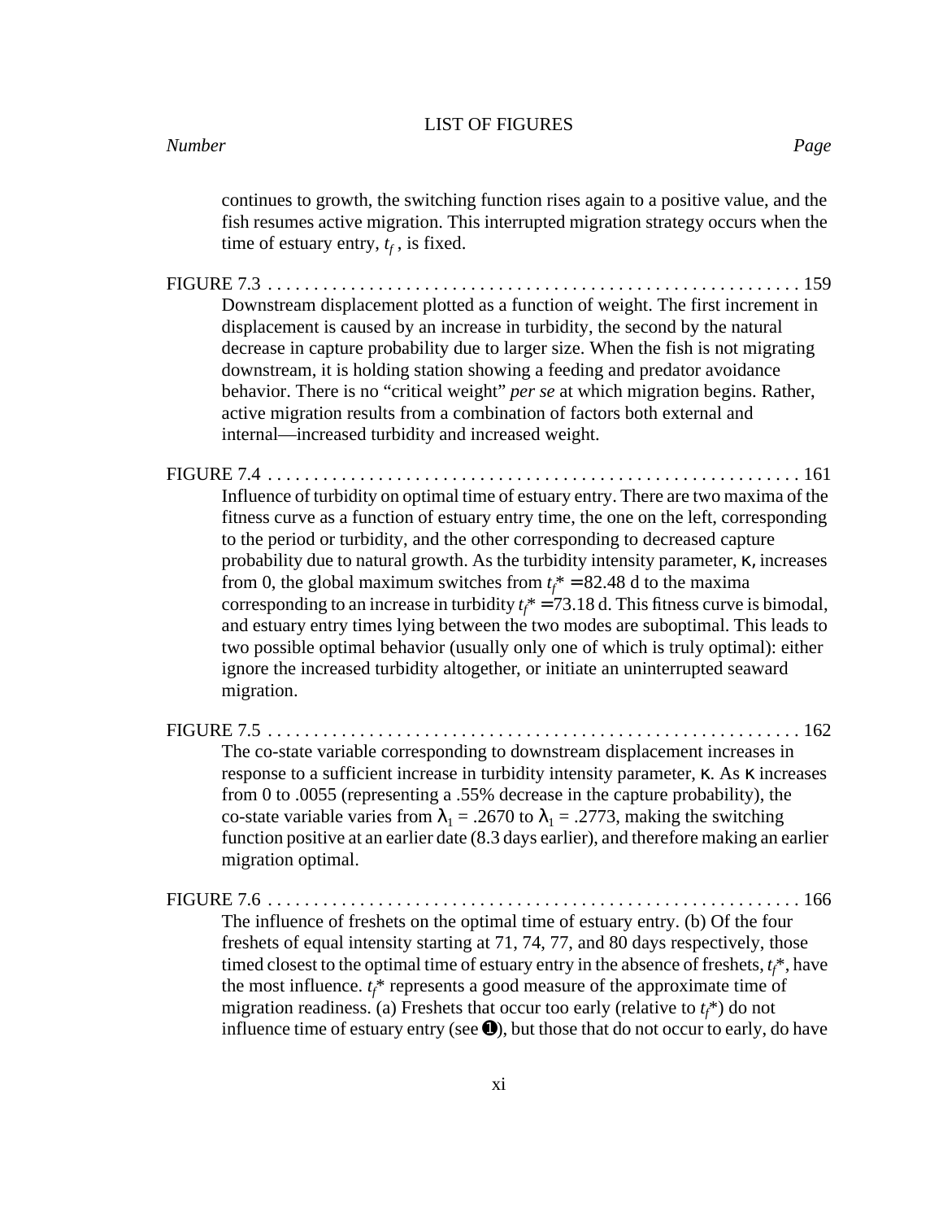LIST OF FIGURES

*Number* *Page*

continues to growth, the switching function rises again to a positive value, and the fish resumes active migration. This interrupted migration strategy occurs when the time of estuary entry, $t_f$, is fixed.

FIGURE 7.3 . . . . . . . . . . . . . . . . . . . . . . . . . . . . . . . . . . . . . . . . . . . . . . . . . . . . . . . . . 159

Downstream displacement plotted as a function of weight. The first increment in displacement is caused by an increase in turbidity, the second by the natural decrease in capture probability due to larger size. When the fish is not migrating downstream, it is holding station showing a feeding and predator avoidance behavior. There is no "critical weight" *per se* at which migration begins. Rather, active migration results from a combination of factors both external and internal—increased turbidity and increased weight.

FIGURE 7.4 . . . . . . . . . . . . . . . . . . . . . . . . . . . . . . . . . . . . . . . . . . . . . . . . . . . . . . . . . 161

Influence of turbidity on optimal time of estuary entry. There are two maxima of the fitness curve as a function of estuary entry time, the one on the left, corresponding to the period or turbidity, and the other corresponding to decreased capture probability due to natural growth. As the turbidity intensity parameter, $\kappa$, increases from 0, the global maximum switches from $t_f^* = 82.48$ d to the maxima corresponding to an increase in turbidity $t_f^* = 73.18$ d. This fitness curve is bimodal, and estuary entry times lying between the two modes are suboptimal. This leads to two possible optimal behavior (usually only one of which is truly optimal): either ignore the increased turbidity altogether, or initiate an uninterrupted seaward migration.

FIGURE 7.5 . . . . . . . . . . . . . . . . . . . . . . . . . . . . . . . . . . . . . . . . . . . . . . . . . . . . . . . . . 162

The co-state variable corresponding to downstream displacement increases in response to a sufficient increase in turbidity intensity parameter, $\kappa$. As $\kappa$ increases from 0 to .0055 (representing a .55% decrease in the capture probability), the co-state variable varies from $\lambda_1 = .2670$ to $\lambda_1 = .2773$, making the switching function positive at an earlier date (8.3 days earlier), and therefore making an earlier migration optimal.

FIGURE 7.6 . . . . . . . . . . . . . . . . . . . . . . . . . . . . . . . . . . . . . . . . . . . . . . . . . . . . . . . . . 166

The influence of freshets on the optimal time of estuary entry. (b) Of the four freshets of equal intensity starting at 71, 74, 77, and 80 days respectively, those timed closest to the optimal time of estuary entry in the absence of freshets, $t_f^*$, have the most influence. $t_f^*$ represents a good measure of the approximate time of migration readiness. (a) Freshets that occur too early (relative to $t_f^*$) do not influence time of estuary entry (see ➊), but those that do not occur to early, do have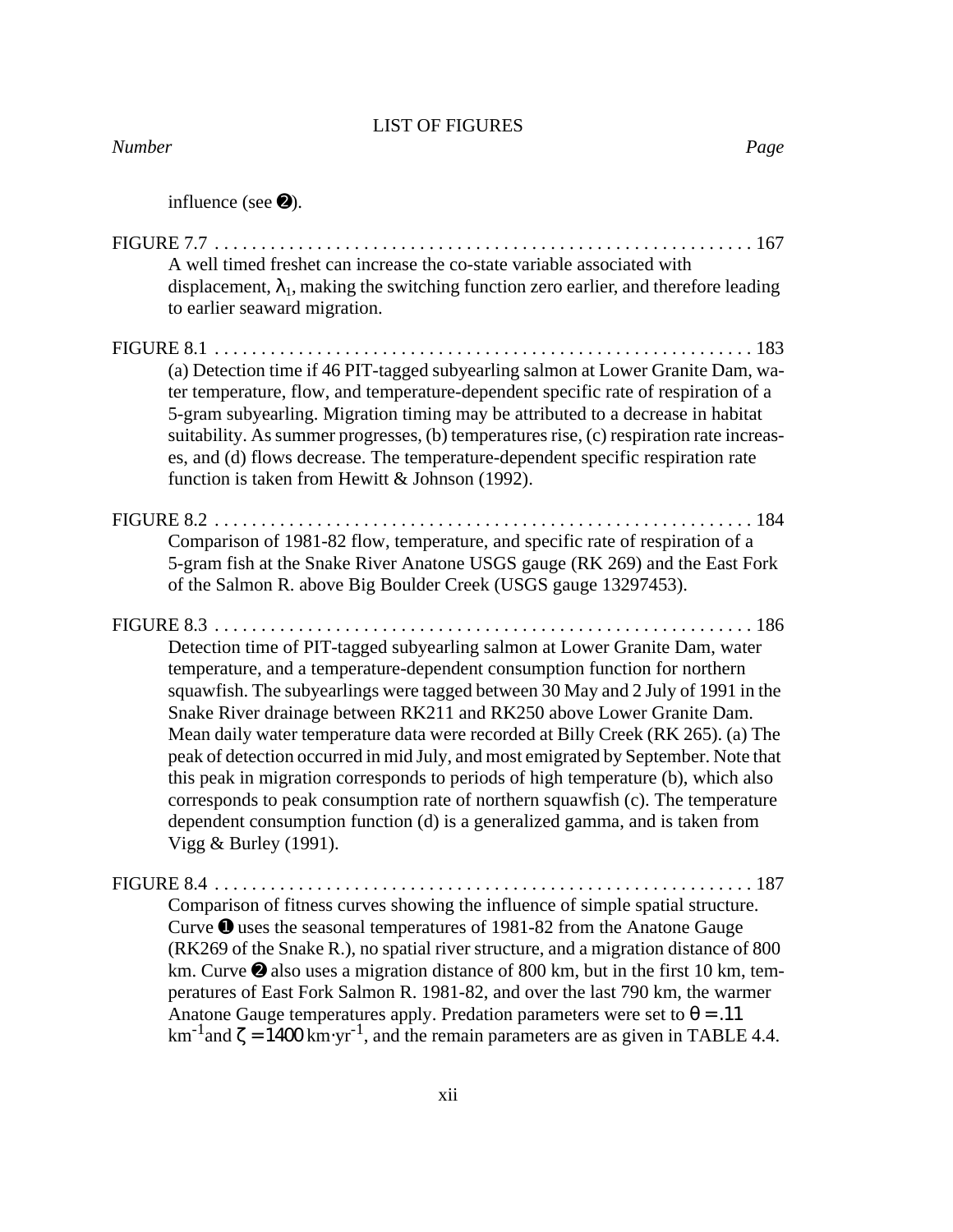LIST OF FIGURES

*Number* *Page*

influence (see ❷).

FIGURE 7.7 . . . . . . . . . . . . . . . . . . . . . . . . . . . . . . . . . . . . . . . . . . . . . . . . . . . . . . . . . 167

A well timed freshet can increase the co-state variable associated with displacement, $\lambda_1$, making the switching function zero earlier, and therefore leading to earlier seaward migration.

FIGURE 8.1 . . . . . . . . . . . . . . . . . . . . . . . . . . . . . . . . . . . . . . . . . . . . . . . . . . . . . . . . . 183

(a) Detection time if 46 PIT-tagged subyearling salmon at Lower Granite Dam, water temperature, flow, and temperature-dependent specific rate of respiration of a 5-gram subyearling. Migration timing may be attributed to a decrease in habitat suitability. As summer progresses, (b) temperatures rise, (c) respiration rate increases, and (d) flows decrease. The temperature-dependent specific respiration rate function is taken from Hewitt & Johnson (1992).

FIGURE 8.2 . . . . . . . . . . . . . . . . . . . . . . . . . . . . . . . . . . . . . . . . . . . . . . . . . . . . . . . . . 184

Comparison of 1981-82 flow, temperature, and specific rate of respiration of a 5-gram fish at the Snake River Anatone USGS gauge (RK 269) and the East Fork of the Salmon R. above Big Boulder Creek (USGS gauge 13297453).

FIGURE 8.3 . . . . . . . . . . . . . . . . . . . . . . . . . . . . . . . . . . . . . . . . . . . . . . . . . . . . . . . . . 186

Detection time of PIT-tagged subyearling salmon at Lower Granite Dam, water temperature, and a temperature-dependent consumption function for northern squawfish. The subyearlings were tagged between 30 May and 2 July of 1991 in the Snake River drainage between RK211 and RK250 above Lower Granite Dam. Mean daily water temperature data were recorded at Billy Creek (RK 265). (a) The peak of detection occurred in mid July, and most emigrated by September. Note that this peak in migration corresponds to periods of high temperature (b), which also corresponds to peak consumption rate of northern squawfish (c). The temperature dependent consumption function (d) is a generalized gamma, and is taken from Vigg & Burley (1991).

FIGURE 8.4 . . . . . . . . . . . . . . . . . . . . . . . . . . . . . . . . . . . . . . . . . . . . . . . . . . . . . . . . . 187

Comparison of fitness curves showing the influence of simple spatial structure. Curve ❶ uses the seasonal temperatures of 1981-82 from the Anatone Gauge (RK269 of the Snake R.), no spatial river structure, and a migration distance of 800 km. Curve ❷ also uses a migration distance of 800 km, but in the first 10 km, temperatures of East Fork Salmon R. 1981-82, and over the last 790 km, the warmer Anatone Gauge temperatures apply. Predation parameters were set to $\theta = .11$ km$^{-1}$ and $\zeta = 1400$ km·yr$^{-1}$, and the remain parameters are as given in TABLE 4.4.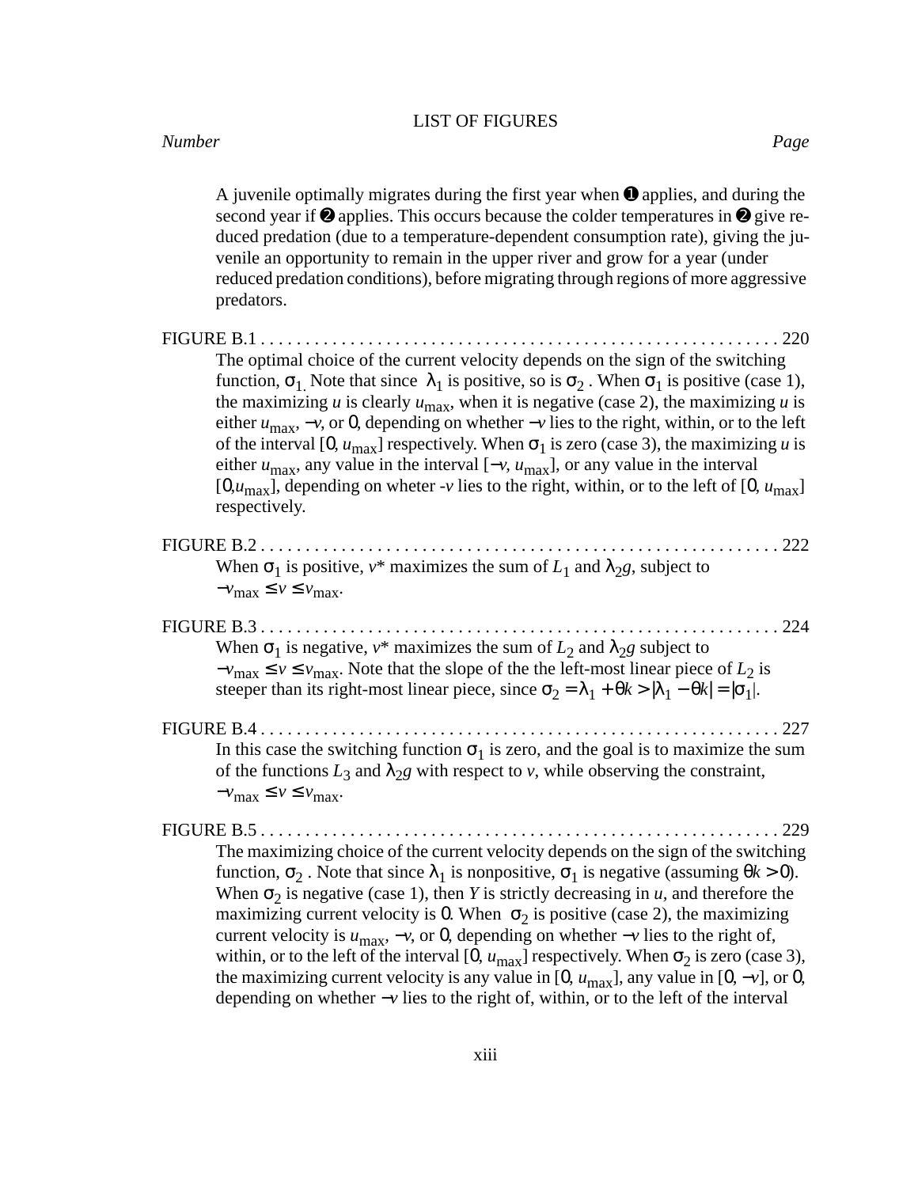LIST OF FIGURES

*Number* *Page*

A juvenile optimally migrates during the first year when ❶ applies, and during the second year if ❷ applies. This occurs because the colder temperatures in ❷ give reduced predation (due to a temperature-dependent consumption rate), giving the juvenile an opportunity to remain in the upper river and grow for a year (under reduced predation conditions), before migrating through regions of more aggressive predators.

FIGURE B.1 . . . . . . . . . . . . . . . . . . . . . . . . . . . . . . . . . . . . . . . . . . . . . . . . . . . . . . . . . . 220

The optimal choice of the current velocity depends on the sign of the switching function, $\sigma_1$. Note that since $\lambda_1$ is positive, so is $\sigma_2$. When $\sigma_1$ is positive (case 1), the maximizing $u$ is clearly $u_{max}$, when it is negative (case 2), the maximizing $u$ is either $u_{max}$, $-v$, or $0$, depending on whether $-v$ lies to the right, within, or to the left of the interval $[0, u_{max}]$ respectively. When $\sigma_1$ is zero (case 3), the maximizing $u$ is either $u_{max}$, any value in the interval $[-v, u_{max}]$, or any value in the interval $[0, u_{max}]$, depending on wheter $-v$ lies to the right, within, or to the left of $[0, u_{max}]$ respectively.

FIGURE B.2 . . . . . . . . . . . . . . . . . . . . . . . . . . . . . . . . . . . . . . . . . . . . . . . . . . . . . . . . . . 222

When $\sigma_1$ is positive, $v^*$ maximizes the sum of $L_1$ and $\lambda_2 g$, subject to $-v_{max} \le v \le v_{max}$.

FIGURE B.3 . . . . . . . . . . . . . . . . . . . . . . . . . . . . . . . . . . . . . . . . . . . . . . . . . . . . . . . . . . 224

When $\sigma_1$ is negative, $v^*$ maximizes the sum of $L_2$ and $\lambda_2 g$ subject to $-v_{max} \le v \le v_{max}$. Note that the slope of the the left-most linear piece of $L_2$ is steeper than its right-most linear piece, since $\sigma_2 = \lambda_1 + \theta k > |\lambda_1 - \theta k| = |\sigma_1|$.

FIGURE B.4 . . . . . . . . . . . . . . . . . . . . . . . . . . . . . . . . . . . . . . . . . . . . . . . . . . . . . . . . . . 227

In this case the switching function $\sigma_1$ is zero, and the goal is to maximize the sum of the functions $L_3$ and $\lambda_2 g$ with respect to $v$, while observing the constraint, $-v_{max} \le v \le v_{max}$.

FIGURE B.5 . . . . . . . . . . . . . . . . . . . . . . . . . . . . . . . . . . . . . . . . . . . . . . . . . . . . . . . . . . 229

The maximizing choice of the current velocity depends on the sign of the switching function, $\sigma_2$. Note that since $\lambda_1$ is nonpositive, $\sigma_1$ is negative (assuming $\theta k > 0$). When $\sigma_2$ is negative (case 1), then $Y$ is strictly decreasing in $u$, and therefore the maximizing current velocity is $0$. When $\sigma_2$ is positive (case 2), the maximizing current velocity is $u_{max}$, $-v$, or $0$, depending on whether $-v$ lies to the right of, within, or to the left of the interval $[0, u_{max}]$ respectively. When $\sigma_2$ is zero (case 3), the maximizing current velocity is any value in $[0, u_{max}]$, any value in $[0, -v]$, or $0$, depending on whether $-v$ lies to the right of, within, or to the left of the interval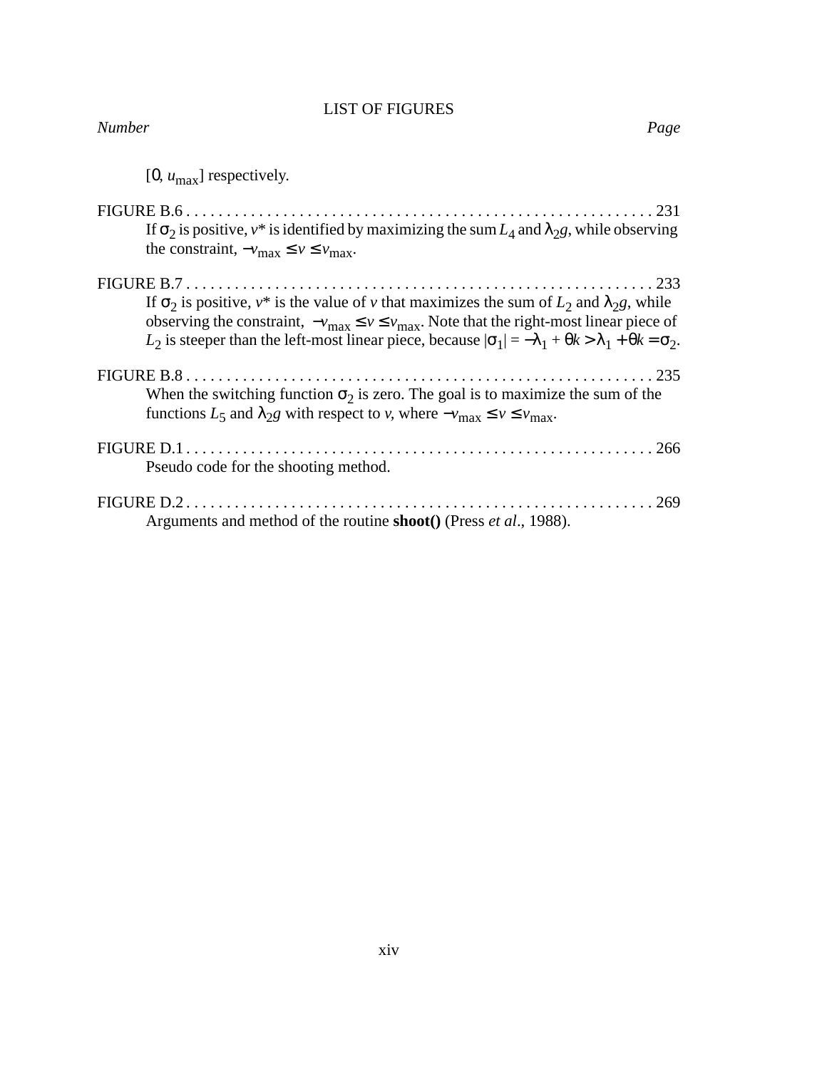LIST OF FIGURES

*Number* *Page*

$[0, u_{max}]$ respectively.

FIGURE B.6 . . . . . . . . . . . . . . . . . . . . . . . . . . . . . . . . . . . . . . . . . . . . . . . . . . . . . . . . . 231
If $\sigma_2$ is positive, $v^*$ is identified by maximizing the sum $L_4$ and $\lambda_2 g$, while observing the constraint, $-v_{max} \le v \le v_{max}$.

FIGURE B.7 . . . . . . . . . . . . . . . . . . . . . . . . . . . . . . . . . . . . . . . . . . . . . . . . . . . . . . . . . 233
If $\sigma_2$ is positive, $v^*$ is the value of $v$ that maximizes the sum of $L_2$ and $\lambda_2 g$, while observing the constraint, $-v_{max} \le v \le v_{max}$. Note that the right-most linear piece of $L_2$ is steeper than the left-most linear piece, because $|\sigma_1| = -\lambda_1 + \theta k > \lambda_1 + \theta k = \sigma_2$.

FIGURE B.8 . . . . . . . . . . . . . . . . . . . . . . . . . . . . . . . . . . . . . . . . . . . . . . . . . . . . . . . . . 235
When the switching function $\sigma_2$ is zero. The goal is to maximize the sum of the functions $L_5$ and $\lambda_2 g$ with respect to $v$, where $-v_{max} \le v \le v_{max}$.

FIGURE D.1 . . . . . . . . . . . . . . . . . . . . . . . . . . . . . . . . . . . . . . . . . . . . . . . . . . . . . . . . . 266
Pseudo code for the shooting method.

FIGURE D.2 . . . . . . . . . . . . . . . . . . . . . . . . . . . . . . . . . . . . . . . . . . . . . . . . . . . . . . . . . 269
Arguments and method of the routine **shoot()** (Press *et al*., 1988).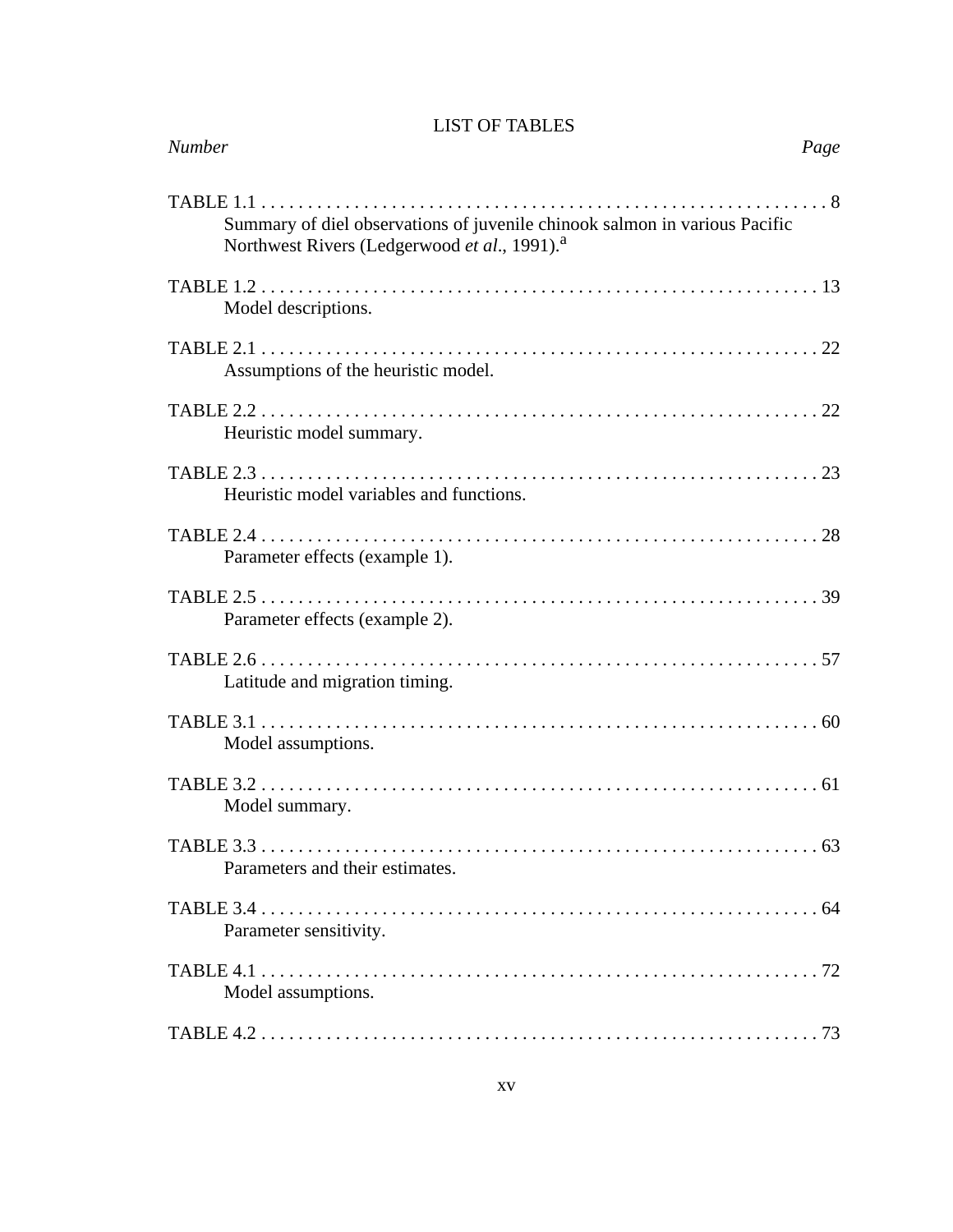# LIST OF TABLES

*Number* *Page*

TABLE 1.1 . . . . . . . . . . . . . . . . . . . . . . . . . . . . . . . . . . . . . . . . . . . . . . . . . . . . . . . . . . . . . 8
Summary of diel observations of juvenile chinook salmon in various Pacific Northwest Rivers (Ledgerwood *et al*., 1991).[a]

TABLE 1.2 . . . . . . . . . . . . . . . . . . . . . . . . . . . . . . . . . . . . . . . . . . . . . . . . . . . . . . . . . . . . 13
Model descriptions.

TABLE 2.1 . . . . . . . . . . . . . . . . . . . . . . . . . . . . . . . . . . . . . . . . . . . . . . . . . . . . . . . . . . . . 22
Assumptions of the heuristic model.

TABLE 2.2 . . . . . . . . . . . . . . . . . . . . . . . . . . . . . . . . . . . . . . . . . . . . . . . . . . . . . . . . . . . . 22
Heuristic model summary.

TABLE 2.3 . . . . . . . . . . . . . . . . . . . . . . . . . . . . . . . . . . . . . . . . . . . . . . . . . . . . . . . . . . . . 23
Heuristic model variables and functions.

TABLE 2.4 . . . . . . . . . . . . . . . . . . . . . . . . . . . . . . . . . . . . . . . . . . . . . . . . . . . . . . . . . . . . 28
Parameter effects (example 1).

TABLE 2.5 . . . . . . . . . . . . . . . . . . . . . . . . . . . . . . . . . . . . . . . . . . . . . . . . . . . . . . . . . . . . 39
Parameter effects (example 2).

TABLE 2.6 . . . . . . . . . . . . . . . . . . . . . . . . . . . . . . . . . . . . . . . . . . . . . . . . . . . . . . . . . . . . 57
Latitude and migration timing.

TABLE 3.1 . . . . . . . . . . . . . . . . . . . . . . . . . . . . . . . . . . . . . . . . . . . . . . . . . . . . . . . . . . . . 60
Model assumptions.

TABLE 3.2 . . . . . . . . . . . . . . . . . . . . . . . . . . . . . . . . . . . . . . . . . . . . . . . . . . . . . . . . . . . . 61
Model summary.

TABLE 3.3 . . . . . . . . . . . . . . . . . . . . . . . . . . . . . . . . . . . . . . . . . . . . . . . . . . . . . . . . . . . . 63
Parameters and their estimates.

TABLE 3.4 . . . . . . . . . . . . . . . . . . . . . . . . . . . . . . . . . . . . . . . . . . . . . . . . . . . . . . . . . . . . 64
Parameter sensitivity.

TABLE 4.1 . . . . . . . . . . . . . . . . . . . . . . . . . . . . . . . . . . . . . . . . . . . . . . . . . . . . . . . . . . . . 72
Model assumptions.

TABLE 4.2 . . . . . . . . . . . . . . . . . . . . . . . . . . . . . . . . . . . . . . . . . . . . . . . . . . . . . . . . . . . . 73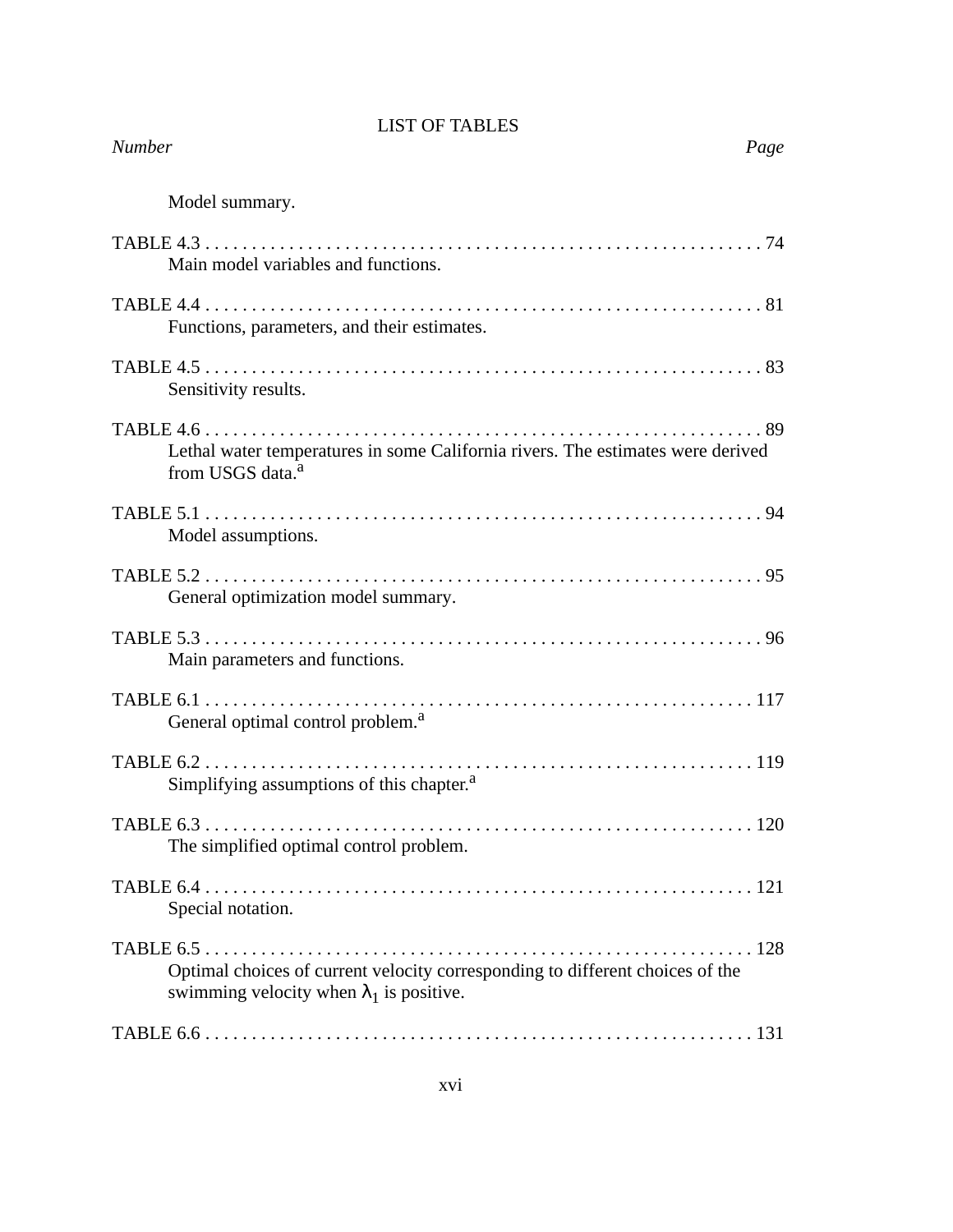LIST OF TABLES

*Number* *Page*

Model summary.

TABLE 4.3 . . . . . . . . . . . . . . . . . . . . . . . . . . . . . . . . . . . . . . . . . . . . . . . . . . . . . . . . . . . . 74
Main model variables and functions.

TABLE 4.4 . . . . . . . . . . . . . . . . . . . . . . . . . . . . . . . . . . . . . . . . . . . . . . . . . . . . . . . . . . . . 81
Functions, parameters, and their estimates.

TABLE 4.5 . . . . . . . . . . . . . . . . . . . . . . . . . . . . . . . . . . . . . . . . . . . . . . . . . . . . . . . . . . . . 83
Sensitivity results.

TABLE 4.6 . . . . . . . . . . . . . . . . . . . . . . . . . . . . . . . . . . . . . . . . . . . . . . . . . . . . . . . . . . . . 89
Lethal water temperatures in some California rivers. The estimates were derived from USGS data.[a]

TABLE 5.1 . . . . . . . . . . . . . . . . . . . . . . . . . . . . . . . . . . . . . . . . . . . . . . . . . . . . . . . . . . . . 94
Model assumptions.

TABLE 5.2 . . . . . . . . . . . . . . . . . . . . . . . . . . . . . . . . . . . . . . . . . . . . . . . . . . . . . . . . . . . . 95
General optimization model summary.

TABLE 5.3 . . . . . . . . . . . . . . . . . . . . . . . . . . . . . . . . . . . . . . . . . . . . . . . . . . . . . . . . . . . . 96
Main parameters and functions.

TABLE 6.1 . . . . . . . . . . . . . . . . . . . . . . . . . . . . . . . . . . . . . . . . . . . . . . . . . . . . . . . . . . . 117
General optimal control problem.[a]

TABLE 6.2 . . . . . . . . . . . . . . . . . . . . . . . . . . . . . . . . . . . . . . . . . . . . . . . . . . . . . . . . . . . 119
Simplifying assumptions of this chapter.[a]

TABLE 6.3 . . . . . . . . . . . . . . . . . . . . . . . . . . . . . . . . . . . . . . . . . . . . . . . . . . . . . . . . . . . 120
The simplified optimal control problem.

TABLE 6.4 . . . . . . . . . . . . . . . . . . . . . . . . . . . . . . . . . . . . . . . . . . . . . . . . . . . . . . . . . . . 121
Special notation.

TABLE 6.5 . . . . . . . . . . . . . . . . . . . . . . . . . . . . . . . . . . . . . . . . . . . . . . . . . . . . . . . . . . . 128
Optimal choices of current velocity corresponding to different choices of the swimming velocity when $\lambda_1$ is positive.

TABLE 6.6 . . . . . . . . . . . . . . . . . . . . . . . . . . . . . . . . . . . . . . . . . . . . . . . . . . . . . . . . . . . 131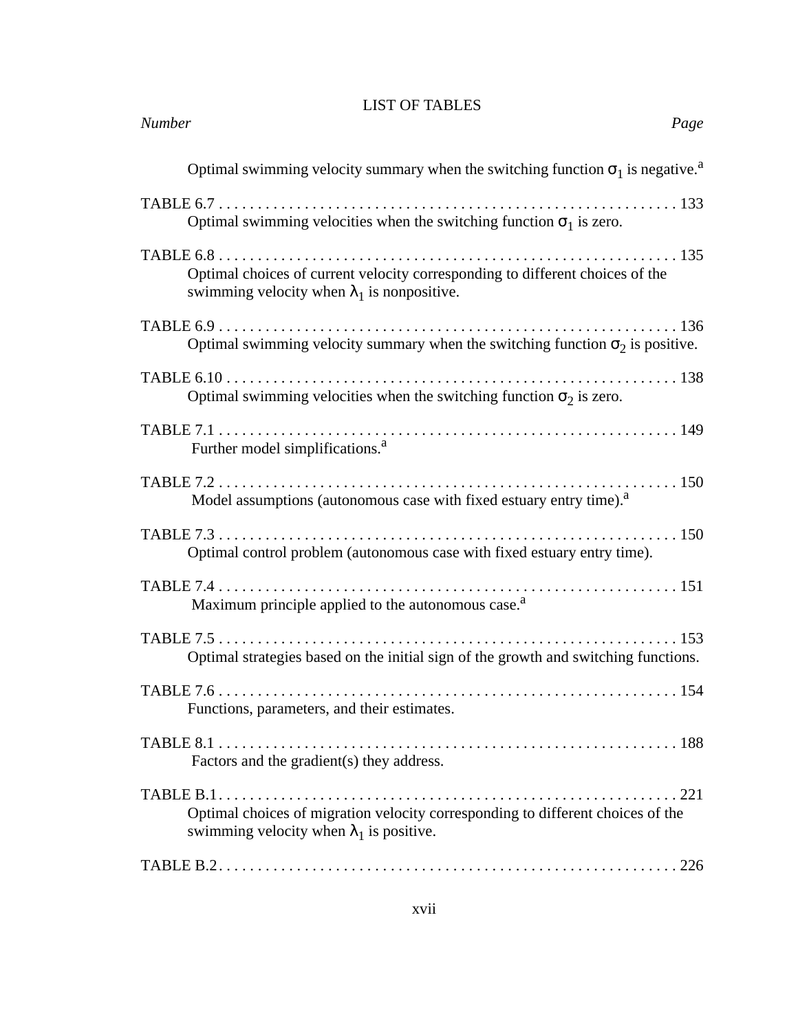# LIST OF TABLES

*Number* *Page*

Optimal swimming velocity summary when the switching function $\sigma_1$ is negative.[a]

TABLE 6.7 . . . . . . . . . . . . . . . . . . . . . . . . . . . . . . . . . . . . . . . . . . . . . . . . . . . . . . . . . . . 133
Optimal swimming velocities when the switching function $\sigma_1$ is zero.

TABLE 6.8 . . . . . . . . . . . . . . . . . . . . . . . . . . . . . . . . . . . . . . . . . . . . . . . . . . . . . . . . . . . 135
Optimal choices of current velocity corresponding to different choices of the swimming velocity when $\lambda_1$ is nonpositive.

TABLE 6.9 . . . . . . . . . . . . . . . . . . . . . . . . . . . . . . . . . . . . . . . . . . . . . . . . . . . . . . . . . . . 136
Optimal swimming velocity summary when the switching function $\sigma_2$ is positive.

TABLE 6.10 . . . . . . . . . . . . . . . . . . . . . . . . . . . . . . . . . . . . . . . . . . . . . . . . . . . . . . . . . . 138
Optimal swimming velocities when the switching function $\sigma_2$ is zero.

TABLE 7.1 . . . . . . . . . . . . . . . . . . . . . . . . . . . . . . . . . . . . . . . . . . . . . . . . . . . . . . . . . . . 149
Further model simplifications.[a]

TABLE 7.2 . . . . . . . . . . . . . . . . . . . . . . . . . . . . . . . . . . . . . . . . . . . . . . . . . . . . . . . . . . . 150
Model assumptions (autonomous case with fixed estuary entry time).[a]

TABLE 7.3 . . . . . . . . . . . . . . . . . . . . . . . . . . . . . . . . . . . . . . . . . . . . . . . . . . . . . . . . . . . 150
Optimal control problem (autonomous case with fixed estuary entry time).

TABLE 7.4 . . . . . . . . . . . . . . . . . . . . . . . . . . . . . . . . . . . . . . . . . . . . . . . . . . . . . . . . . . . 151
Maximum principle applied to the autonomous case.[a]

TABLE 7.5 . . . . . . . . . . . . . . . . . . . . . . . . . . . . . . . . . . . . . . . . . . . . . . . . . . . . . . . . . . . 153
Optimal strategies based on the initial sign of the growth and switching functions.

TABLE 7.6 . . . . . . . . . . . . . . . . . . . . . . . . . . . . . . . . . . . . . . . . . . . . . . . . . . . . . . . . . . . 154
Functions, parameters, and their estimates.

TABLE 8.1 . . . . . . . . . . . . . . . . . . . . . . . . . . . . . . . . . . . . . . . . . . . . . . . . . . . . . . . . . . . 188
Factors and the gradient(s) they address.

TABLE B.1 . . . . . . . . . . . . . . . . . . . . . . . . . . . . . . . . . . . . . . . . . . . . . . . . . . . . . . . . . . . 221
Optimal choices of migration velocity corresponding to different choices of the swimming velocity when $\lambda_1$ is positive.

TABLE B.2 . . . . . . . . . . . . . . . . . . . . . . . . . . . . . . . . . . . . . . . . . . . . . . . . . . . . . . . . . . . 226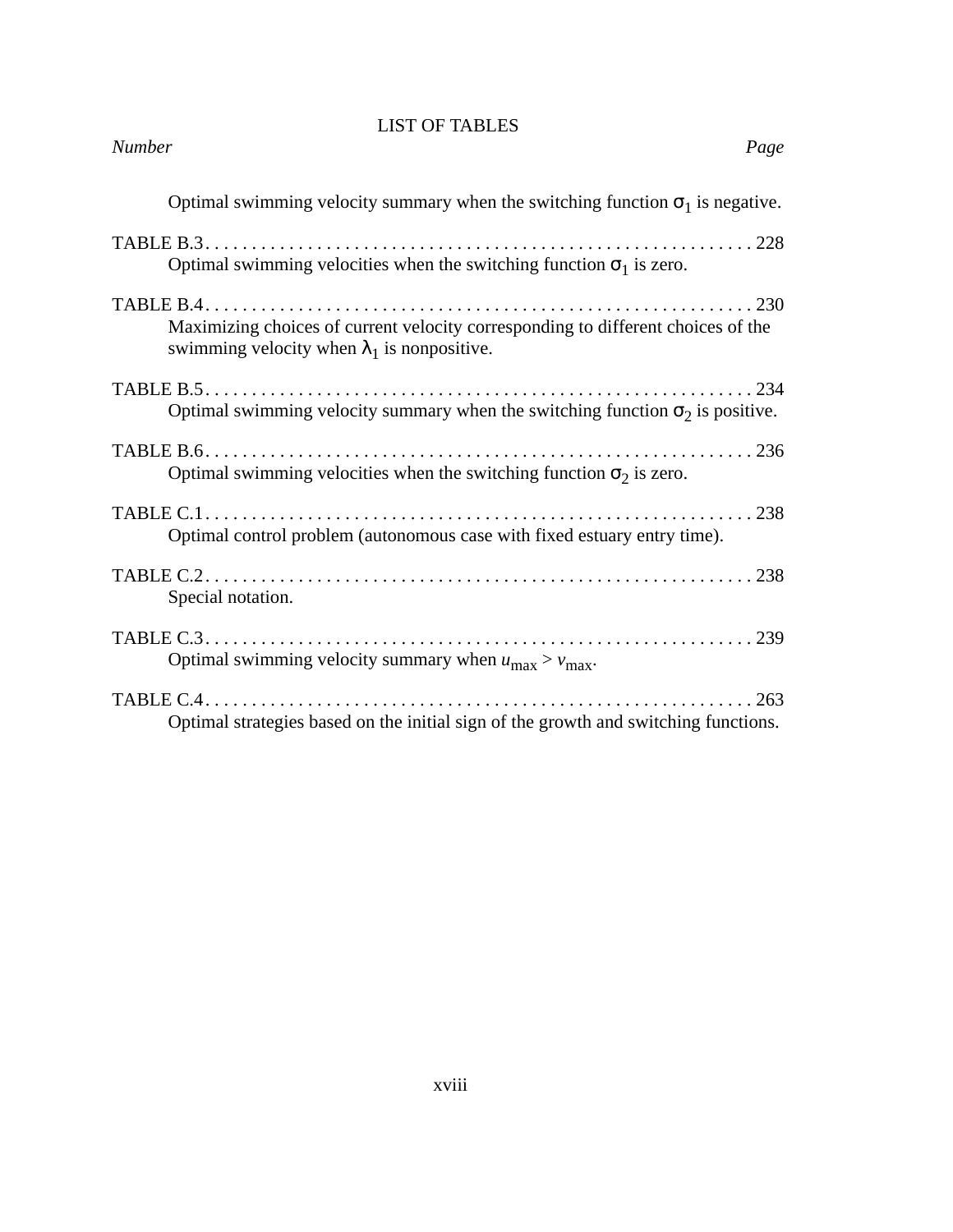LIST OF TABLES

*Number* *Page*

Optimal swimming velocity summary when the switching function $\sigma_1$ is negative.

TABLE B.3 . . . . . . . . . . . . . . . . . . . . . . . . . . . . . . . . . . . . . . . . . . . . . . . . . . . . . . . . . . . 228
Optimal swimming velocities when the switching function $\sigma_1$ is zero.

TABLE B.4 . . . . . . . . . . . . . . . . . . . . . . . . . . . . . . . . . . . . . . . . . . . . . . . . . . . . . . . . . . . 230
Maximizing choices of current velocity corresponding to different choices of the swimming velocity when $\lambda_1$ is nonpositive.

TABLE B.5 . . . . . . . . . . . . . . . . . . . . . . . . . . . . . . . . . . . . . . . . . . . . . . . . . . . . . . . . . . . 234
Optimal swimming velocity summary when the switching function $\sigma_2$ is positive.

TABLE B.6 . . . . . . . . . . . . . . . . . . . . . . . . . . . . . . . . . . . . . . . . . . . . . . . . . . . . . . . . . . . 236
Optimal swimming velocities when the switching function $\sigma_2$ is zero.

TABLE C.1 . . . . . . . . . . . . . . . . . . . . . . . . . . . . . . . . . . . . . . . . . . . . . . . . . . . . . . . . . . . 238
Optimal control problem (autonomous case with fixed estuary entry time).

TABLE C.2 . . . . . . . . . . . . . . . . . . . . . . . . . . . . . . . . . . . . . . . . . . . . . . . . . . . . . . . . . . . 238
Special notation.

TABLE C.3 . . . . . . . . . . . . . . . . . . . . . . . . . . . . . . . . . . . . . . . . . . . . . . . . . . . . . . . . . . . 239
Optimal swimming velocity summary when $u_{\max} > v_{\max}$.

TABLE C.4 . . . . . . . . . . . . . . . . . . . . . . . . . . . . . . . . . . . . . . . . . . . . . . . . . . . . . . . . . . . 263
Optimal strategies based on the initial sign of the growth and switching functions.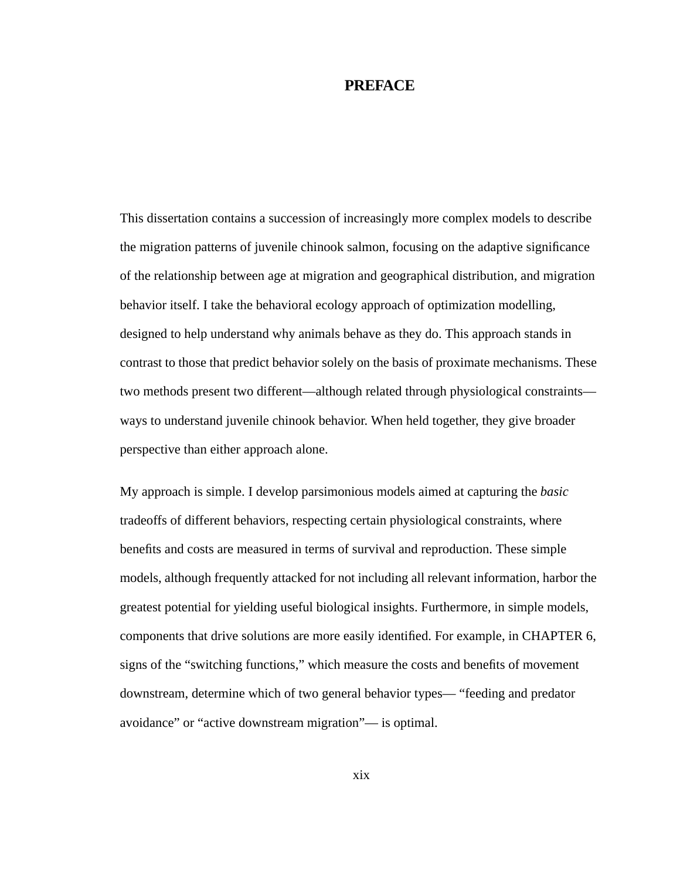# PREFACE

This dissertation contains a succession of increasingly more complex models to describe the migration patterns of juvenile chinook salmon, focusing on the adaptive significance of the relationship between age at migration and geographical distribution, and migration behavior itself. I take the behavioral ecology approach of optimization modelling, designed to help understand why animals behave as they do. This approach stands in contrast to those that predict behavior solely on the basis of proximate mechanisms. These two methods present two different—although related through physiological constraints—ways to understand juvenile chinook behavior. When held together, they give broader perspective than either approach alone.

My approach is simple. I develop parsimonious models aimed at capturing the *basic* tradeoffs of different behaviors, respecting certain physiological constraints, where benefits and costs are measured in terms of survival and reproduction. These simple models, although frequently attacked for not including all relevant information, harbor the greatest potential for yielding useful biological insights. Furthermore, in simple models, components that drive solutions are more easily identified. For example, in CHAPTER 6, signs of the “switching functions,” which measure the costs and benefits of movement downstream, determine which of two general behavior types— “feeding and predator avoidance” or “active downstream migration”— is optimal.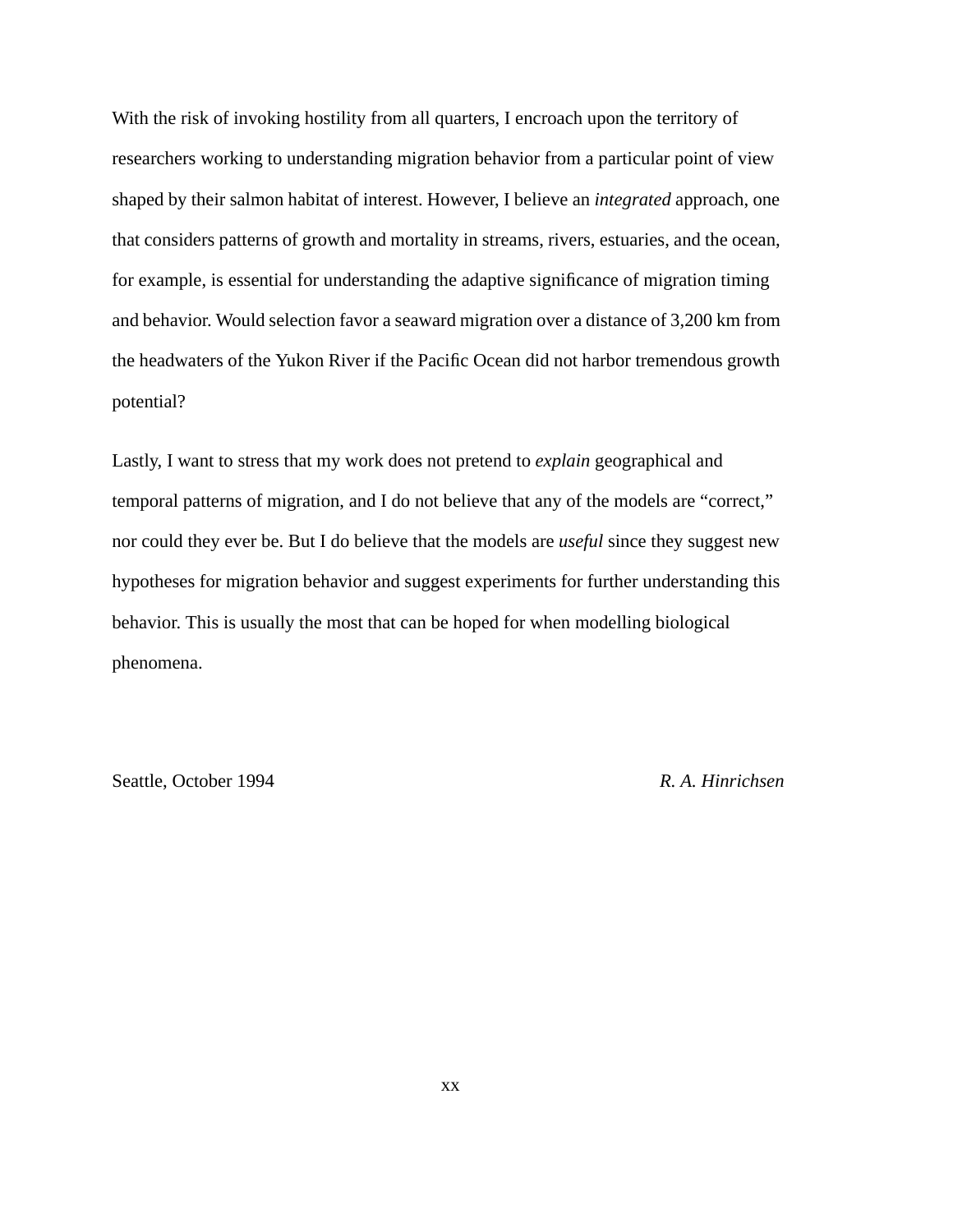With the risk of invoking hostility from all quarters, I encroach upon the territory of researchers working to understanding migration behavior from a particular point of view shaped by their salmon habitat of interest. However, I believe an *integrated* approach, one that considers patterns of growth and mortality in streams, rivers, estuaries, and the ocean, for example, is essential for understanding the adaptive significance of migration timing and behavior. Would selection favor a seaward migration over a distance of 3,200 km from the headwaters of the Yukon River if the Pacific Ocean did not harbor tremendous growth potential?

Lastly, I want to stress that my work does not pretend to *explain* geographical and temporal patterns of migration, and I do not believe that any of the models are "correct," nor could they ever be. But I do believe that the models are *useful* since they suggest new hypotheses for migration behavior and suggest experiments for further understanding this behavior. This is usually the most that can be hoped for when modelling biological phenomena.

Seattle, October 1994 *R. A. Hinrichsen*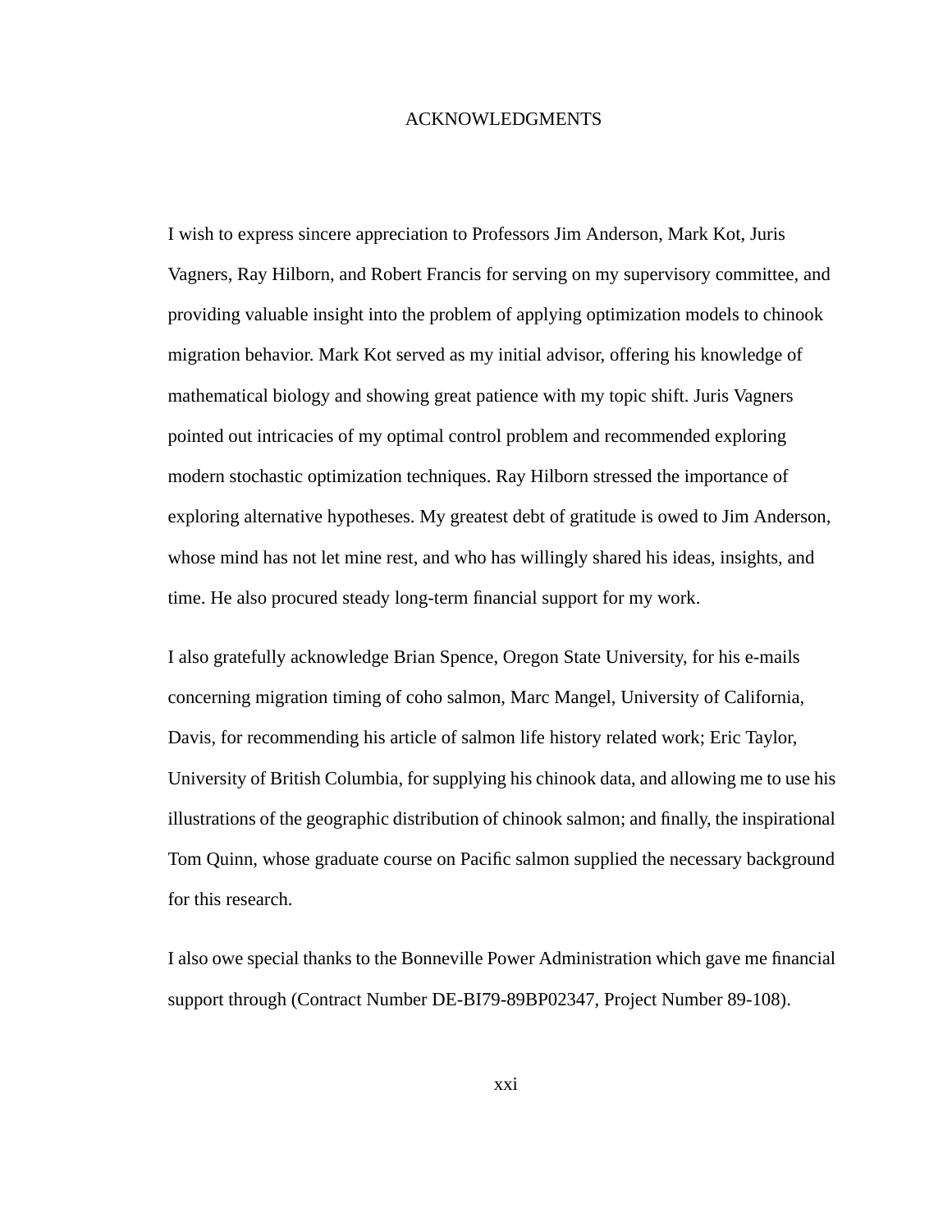# ACKNOWLEDGMENTS

I wish to express sincere appreciation to Professors Jim Anderson, Mark Kot, Juris Vagners, Ray Hilborn, and Robert Francis for serving on my supervisory committee, and providing valuable insight into the problem of applying optimization models to chinook migration behavior. Mark Kot served as my initial advisor, offering his knowledge of mathematical biology and showing great patience with my topic shift. Juris Vagners pointed out intricacies of my optimal control problem and recommended exploring modern stochastic optimization techniques. Ray Hilborn stressed the importance of exploring alternative hypotheses. My greatest debt of gratitude is owed to Jim Anderson, whose mind has not let mine rest, and who has willingly shared his ideas, insights, and time. He also procured steady long-term financial support for my work.

I also gratefully acknowledge Brian Spence, Oregon State University, for his e-mails concerning migration timing of coho salmon, Marc Mangel, University of California, Davis, for recommending his article of salmon life history related work; Eric Taylor, University of British Columbia, for supplying his chinook data, and allowing me to use his illustrations of the geographic distribution of chinook salmon; and finally, the inspirational Tom Quinn, whose graduate course on Pacific salmon supplied the necessary background for this research.

I also owe special thanks to the Bonneville Power Administration which gave me financial support through (Contract Number DE-BI79-89BP02347, Project Number 89-108).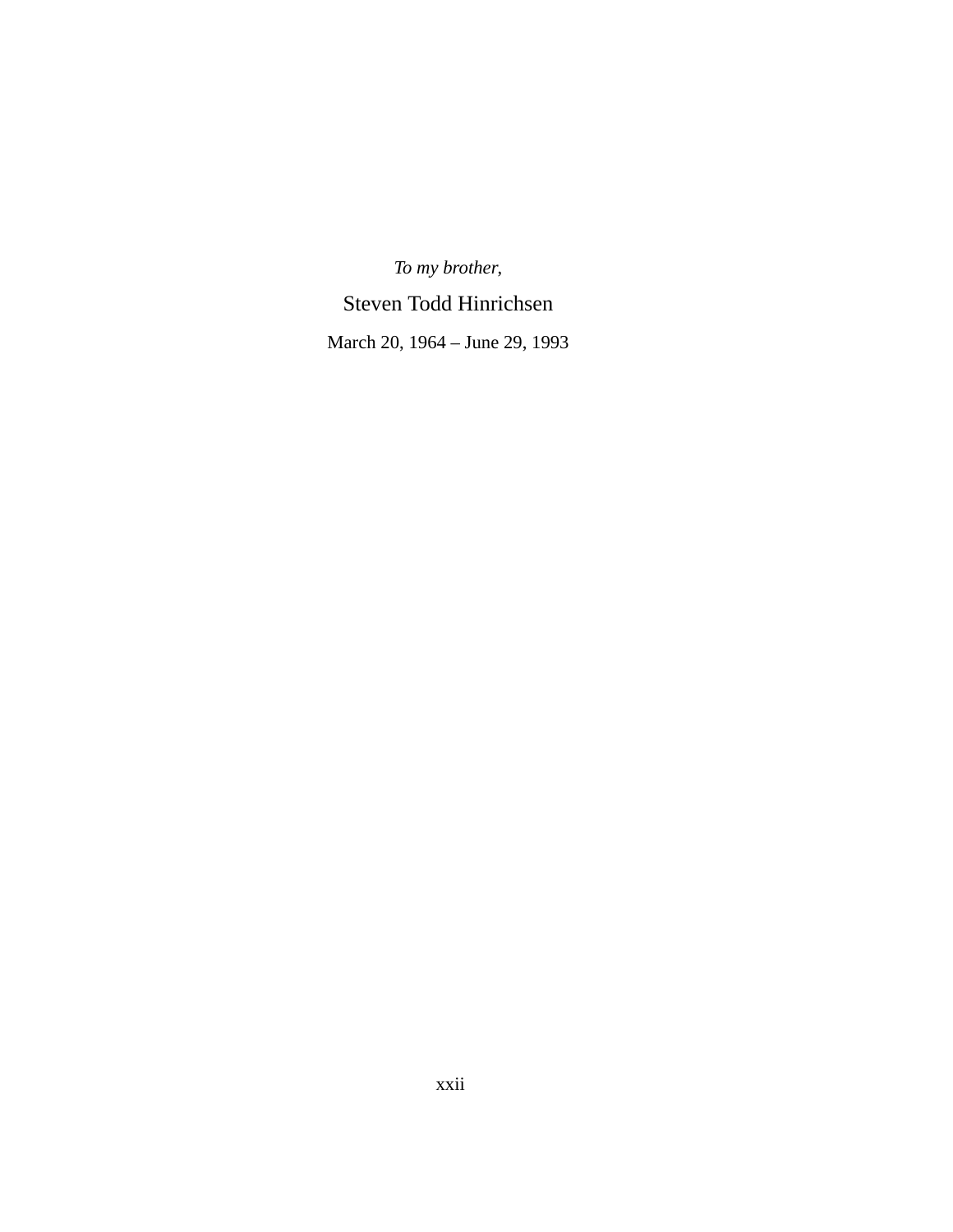*To my brother,*

Steven Todd Hinrichsen

March 20, 1964 – June 29, 1993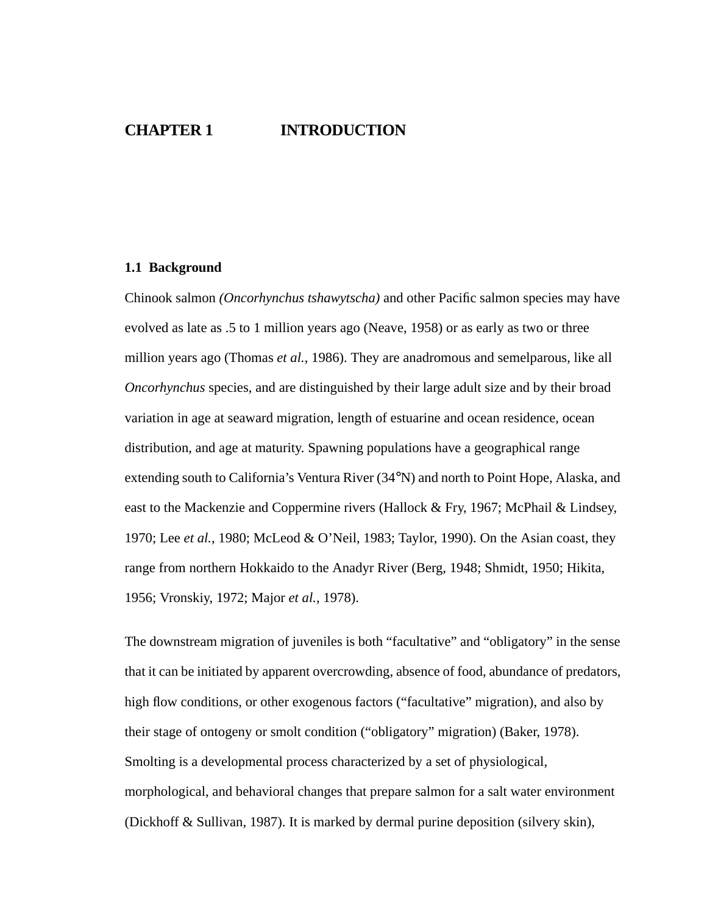# CHAPTER 1 INTRODUCTION

## 1.1 Background

Chinook salmon *(Oncorhynchus tshawytscha)* and other Pacific salmon species may have evolved as late as .5 to 1 million years ago (Neave, 1958) or as early as two or three million years ago (Thomas *et al.*, 1986). They are anadromous and semelparous, like all *Oncorhynchus* species, and are distinguished by their large adult size and by their broad variation in age at seaward migration, length of estuarine and ocean residence, ocean distribution, and age at maturity. Spawning populations have a geographical range extending south to California's Ventura River (34°N) and north to Point Hope, Alaska, and east to the Mackenzie and Coppermine rivers (Hallock & Fry, 1967; McPhail & Lindsey, 1970; Lee *et al.*, 1980; McLeod & O'Neil, 1983; Taylor, 1990). On the Asian coast, they range from northern Hokkaido to the Anadyr River (Berg, 1948; Shmidt, 1950; Hikita, 1956; Vronskiy, 1972; Major *et al.*, 1978).

The downstream migration of juveniles is both "facultative" and "obligatory" in the sense that it can be initiated by apparent overcrowding, absence of food, abundance of predators, high flow conditions, or other exogenous factors ("facultative" migration), and also by their stage of ontogeny or smolt condition ("obligatory" migration) (Baker, 1978). Smolting is a developmental process characterized by a set of physiological, morphological, and behavioral changes that prepare salmon for a salt water environment (Dickhoff & Sullivan, 1987). It is marked by dermal purine deposition (silvery skin),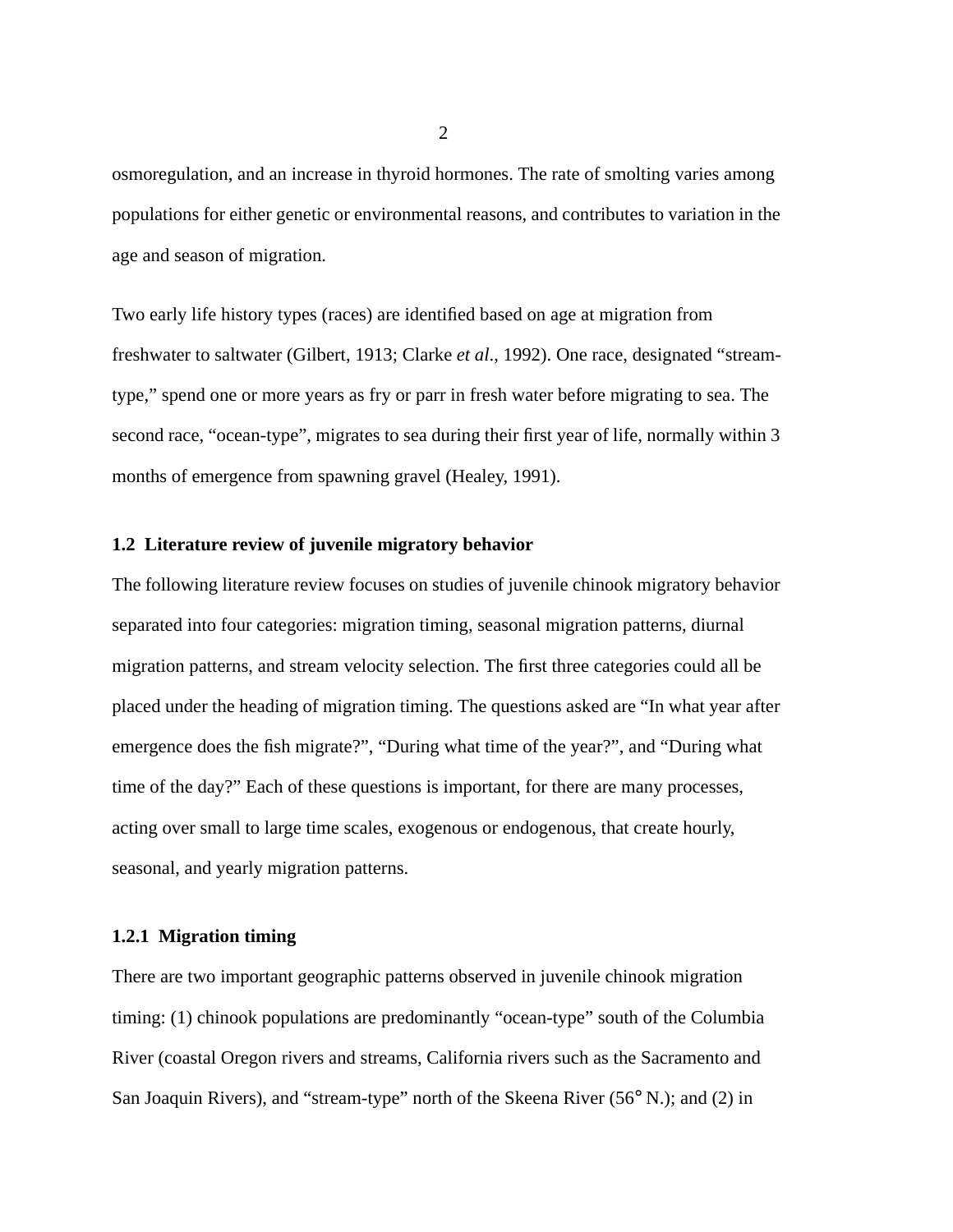osmoregulation, and an increase in thyroid hormones. The rate of smolting varies among populations for either genetic or environmental reasons, and contributes to variation in the age and season of migration.

Two early life history types (races) are identified based on age at migration from freshwater to saltwater (Gilbert, 1913; Clarke *et al*., 1992). One race, designated "stream-type," spend one or more years as fry or parr in fresh water before migrating to sea. The second race, "ocean-type", migrates to sea during their first year of life, normally within 3 months of emergence from spawning gravel (Healey, 1991).

### 1.2 Literature review of juvenile migratory behavior

The following literature review focuses on studies of juvenile chinook migratory behavior separated into four categories: migration timing, seasonal migration patterns, diurnal migration patterns, and stream velocity selection. The first three categories could all be placed under the heading of migration timing. The questions asked are "In what year after emergence does the fish migrate?", "During what time of the year?", and "During what time of the day?" Each of these questions is important, for there are many processes, acting over small to large time scales, exogenous or endogenous, that create hourly, seasonal, and yearly migration patterns.

#### 1.2.1 Migration timing

There are two important geographic patterns observed in juvenile chinook migration timing: (1) chinook populations are predominantly "ocean-type" south of the Columbia River (coastal Oregon rivers and streams, California rivers such as the Sacramento and San Joaquin Rivers), and "stream-type" north of the Skeena River (56° N.); and (2) in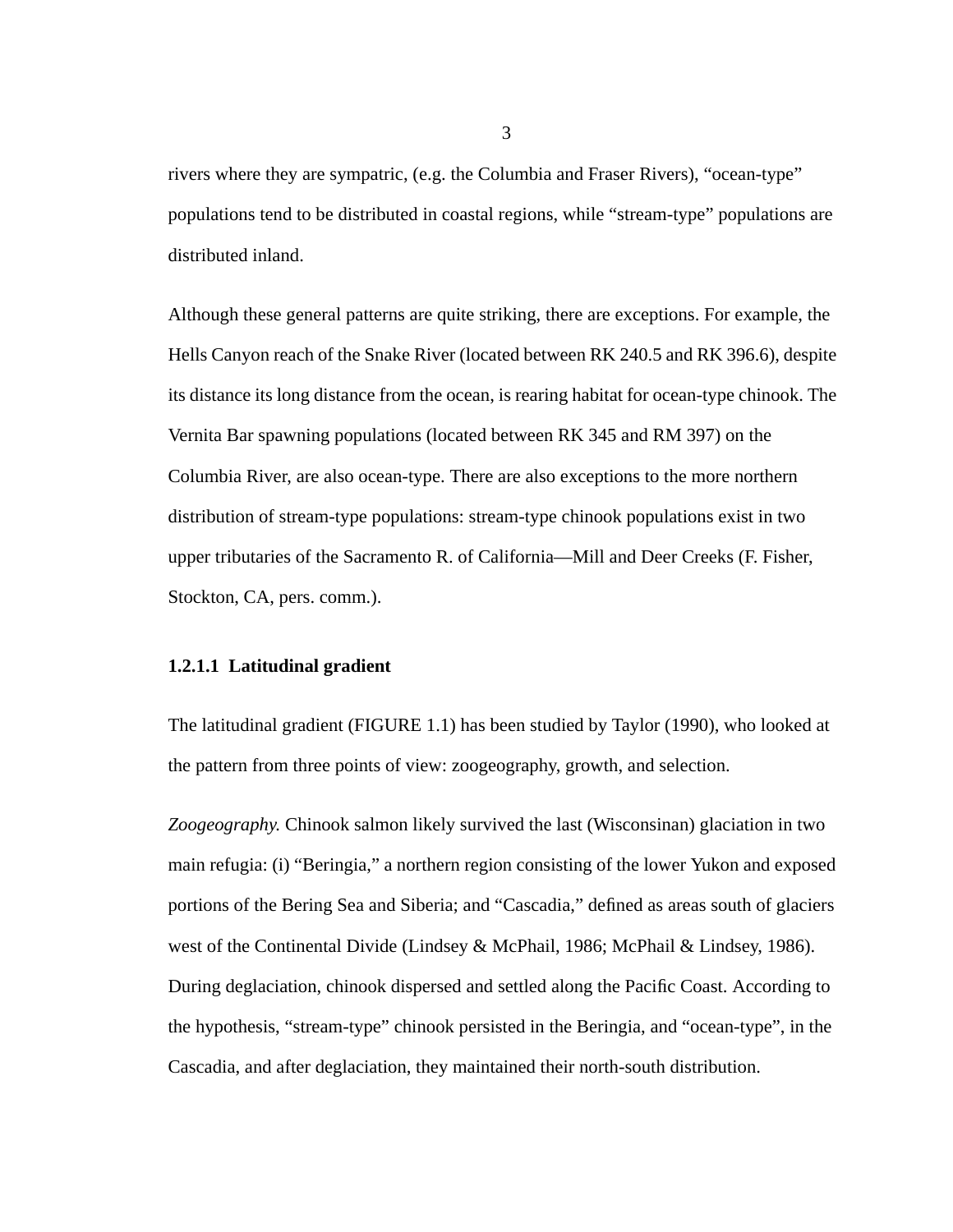rivers where they are sympatric, (e.g. the Columbia and Fraser Rivers), “ocean-type” populations tend to be distributed in coastal regions, while “stream-type” populations are distributed inland.

Although these general patterns are quite striking, there are exceptions. For example, the Hells Canyon reach of the Snake River (located between RK 240.5 and RK 396.6), despite its distance its long distance from the ocean, is rearing habitat for ocean-type chinook. The Vernita Bar spawning populations (located between RK 345 and RM 397) on the Columbia River, are also ocean-type. There are also exceptions to the more northern distribution of stream-type populations: stream-type chinook populations exist in two upper tributaries of the Sacramento R. of California—Mill and Deer Creeks (F. Fisher, Stockton, CA, pers. comm.).

#### 1.2.1.1 Latitudinal gradient

The latitudinal gradient (FIGURE 1.1) has been studied by Taylor (1990), who looked at the pattern from three points of view: zoogeography, growth, and selection.

*Zoogeography.* Chinook salmon likely survived the last (Wisconsinan) glaciation in two main refugia: (i) “Beringia,” a northern region consisting of the lower Yukon and exposed portions of the Bering Sea and Siberia; and “Cascadia,” defined as areas south of glaciers west of the Continental Divide (Lindsey & McPhail, 1986; McPhail & Lindsey, 1986). During deglaciation, chinook dispersed and settled along the Pacific Coast. According to the hypothesis, “stream-type” chinook persisted in the Beringia, and “ocean-type”, in the Cascadia, and after deglaciation, they maintained their north-south distribution.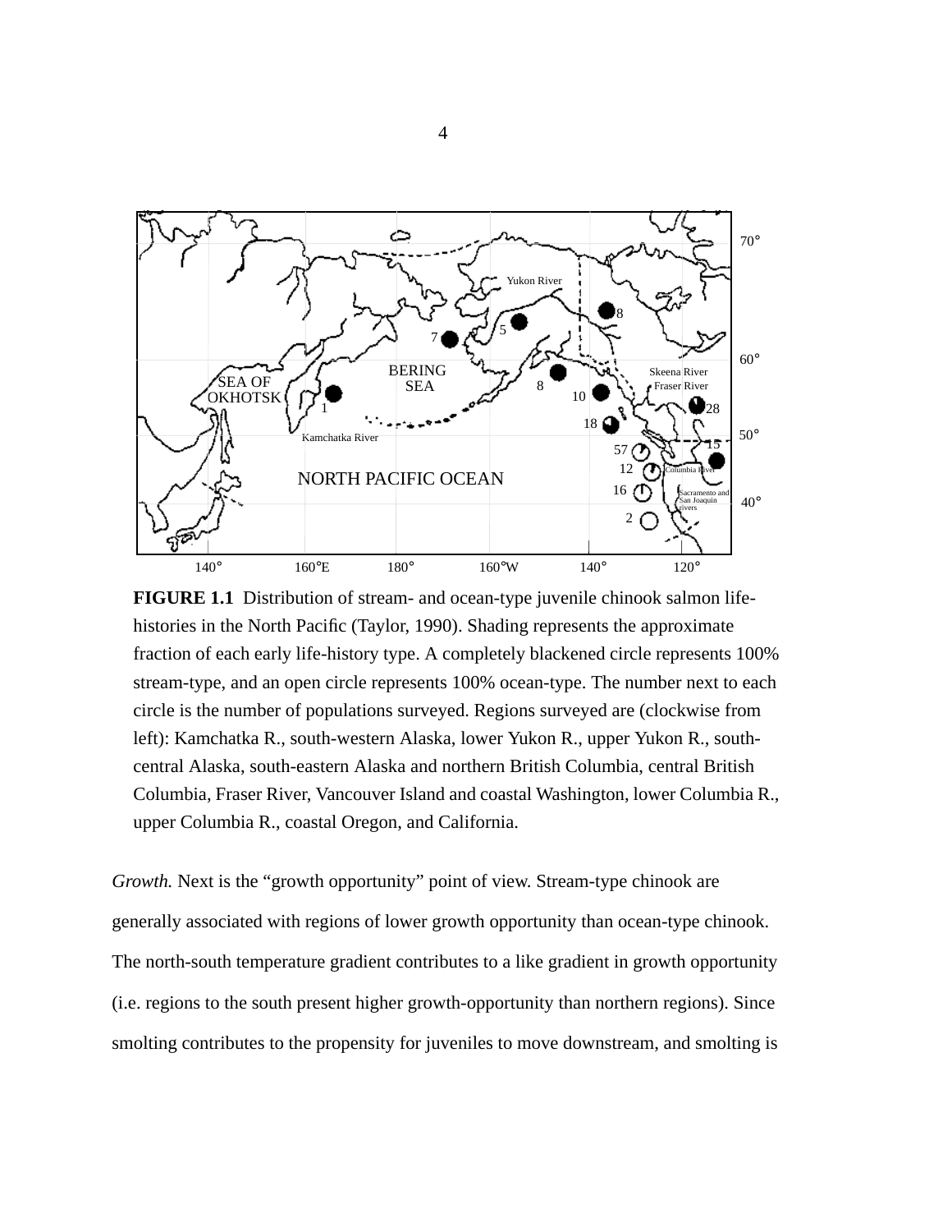**FIGURE 1.1** Distribution of stream- and ocean-type juvenile chinook salmon life-histories in the North Pacific (Taylor, 1990). Shading represents the approximate fraction of each early life-history type. A completely blackened circle represents 100% stream-type, and an open circle represents 100% ocean-type. The number next to each circle is the number of populations surveyed. Regions surveyed are (clockwise from left): Kamchatka R., south-western Alaska, lower Yukon R., upper Yukon R., south-central Alaska, south-eastern Alaska and northern British Columbia, central British Columbia, Fraser River, Vancouver Island and coastal Washington, lower Columbia R., upper Columbia R., coastal Oregon, and California.

*Growth.* Next is the "growth opportunity" point of view. Stream-type chinook are generally associated with regions of lower growth opportunity than ocean-type chinook. The north-south temperature gradient contributes to a like gradient in growth opportunity (i.e. regions to the south present higher growth-opportunity than northern regions). Since smolting contributes to the propensity for juveniles to move downstream, and smolting is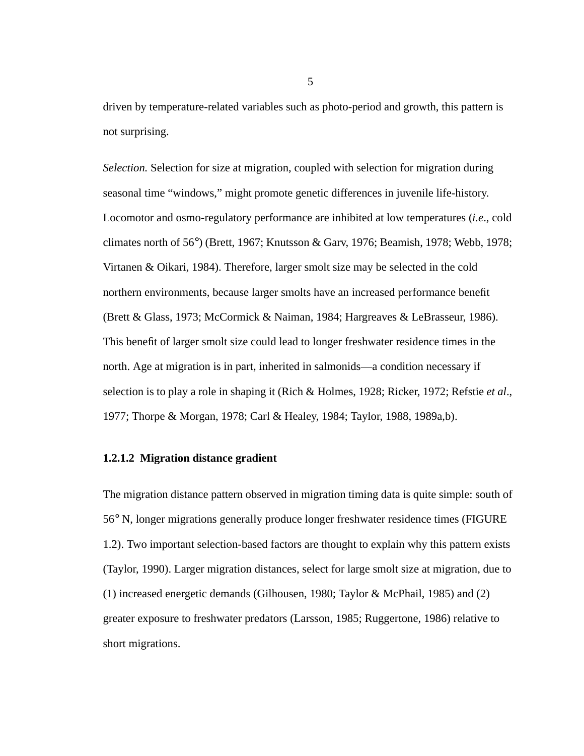driven by temperature-related variables such as photo-period and growth, this pattern is not surprising.

*Selection.* Selection for size at migration, coupled with selection for migration during seasonal time "windows," might promote genetic differences in juvenile life-history. Locomotor and osmo-regulatory performance are inhibited at low temperatures (*i.e*., cold climates north of 56°) (Brett, 1967; Knutsson & Garv, 1976; Beamish, 1978; Webb, 1978; Virtanen & Oikari, 1984). Therefore, larger smolt size may be selected in the cold northern environments, because larger smolts have an increased performance benefit (Brett & Glass, 1973; McCormick & Naiman, 1984; Hargreaves & LeBrasseur, 1986). This benefit of larger smolt size could lead to longer freshwater residence times in the north. Age at migration is in part, inherited in salmonids—a condition necessary if selection is to play a role in shaping it (Rich & Holmes, 1928; Ricker, 1972; Refstie *et al*., 1977; Thorpe & Morgan, 1978; Carl & Healey, 1984; Taylor, 1988, 1989a,b).

#### 1.2.1.2 Migration distance gradient

The migration distance pattern observed in migration timing data is quite simple: south of 56° N, longer migrations generally produce longer freshwater residence times (FIGURE 1.2). Two important selection-based factors are thought to explain why this pattern exists (Taylor, 1990). Larger migration distances, select for large smolt size at migration, due to (1) increased energetic demands (Gilhousen, 1980; Taylor & McPhail, 1985) and (2) greater exposure to freshwater predators (Larsson, 1985; Ruggertone, 1986) relative to short migrations.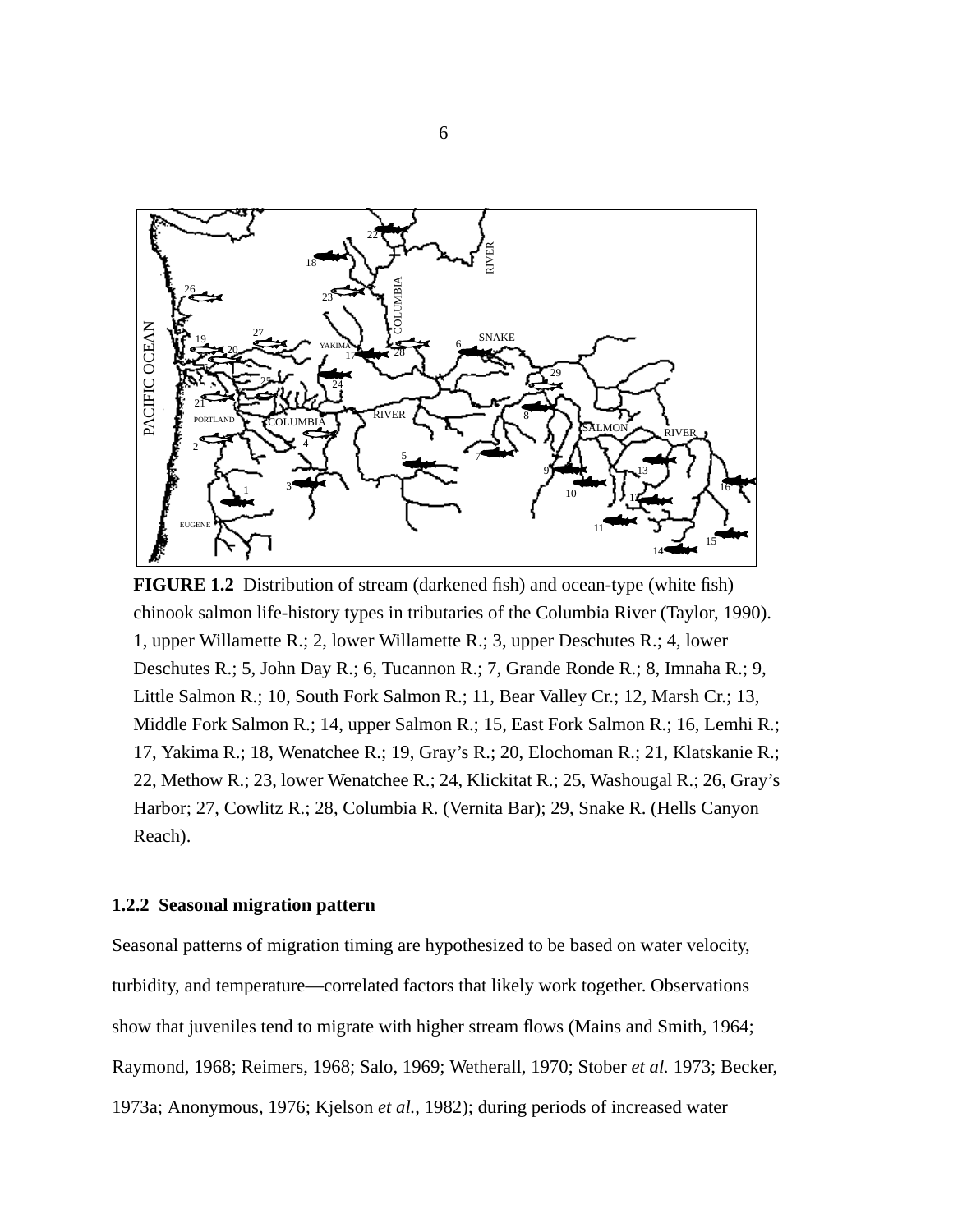**FIGURE 1.2** Distribution of stream (darkened fish) and ocean-type (white fish) chinook salmon life-history types in tributaries of the Columbia River (Taylor, 1990). 1, upper Willamette R.; 2, lower Willamette R.; 3, upper Deschutes R.; 4, lower Deschutes R.; 5, John Day R.; 6, Tucannon R.; 7, Grande Ronde R.; 8, Imnaha R.; 9, Little Salmon R.; 10, South Fork Salmon R.; 11, Bear Valley Cr.; 12, Marsh Cr.; 13, Middle Fork Salmon R.; 14, upper Salmon R.; 15, East Fork Salmon R.; 16, Lemhi R.; 17, Yakima R.; 18, Wenatchee R.; 19, Gray's R.; 20, Elochoman R.; 21, Klatskanie R.; 22, Methow R.; 23, lower Wenatchee R.; 24, Klickitat R.; 25, Washougal R.; 26, Gray's Harbor; 27, Cowlitz R.; 28, Columbia R. (Vernita Bar); 29, Snake R. (Hells Canyon Reach).

### 1.2.2 Seasonal migration pattern

Seasonal patterns of migration timing are hypothesized to be based on water velocity, turbidity, and temperature—correlated factors that likely work together. Observations show that juveniles tend to migrate with higher stream flows (Mains and Smith, 1964; Raymond, 1968; Reimers, 1968; Salo, 1969; Wetherall, 1970; Stober *et al.* 1973; Becker, 1973a; Anonymous, 1976; Kjelson *et al.*, 1982); during periods of increased water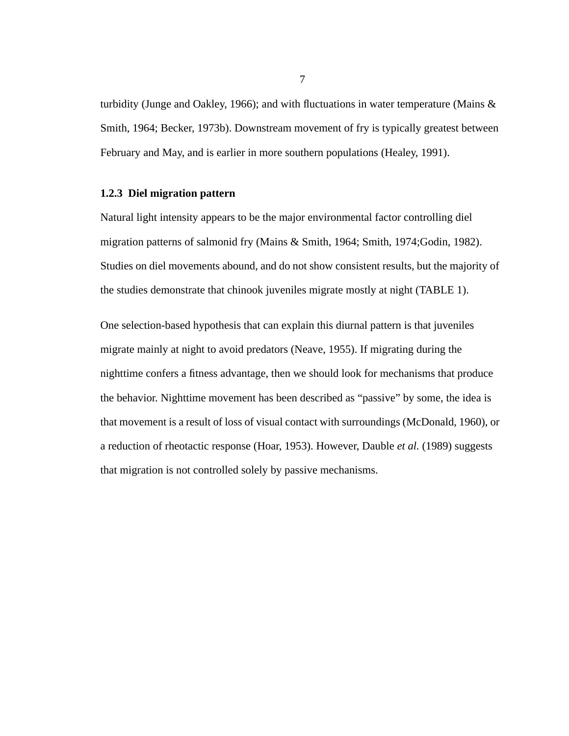turbidity (Junge and Oakley, 1966); and with fluctuations in water temperature (Mains & Smith, 1964; Becker, 1973b). Downstream movement of fry is typically greatest between February and May, and is earlier in more southern populations (Healey, 1991).

### 1.2.3 Diel migration pattern

Natural light intensity appears to be the major environmental factor controlling diel migration patterns of salmonid fry (Mains & Smith, 1964; Smith, 1974;Godin, 1982). Studies on diel movements abound, and do not show consistent results, but the majority of the studies demonstrate that chinook juveniles migrate mostly at night (TABLE 1).

One selection-based hypothesis that can explain this diurnal pattern is that juveniles migrate mainly at night to avoid predators (Neave, 1955). If migrating during the nighttime confers a fitness advantage, then we should look for mechanisms that produce the behavior. Nighttime movement has been described as "passive" by some, the idea is that movement is a result of loss of visual contact with surroundings (McDonald, 1960), or a reduction of rheotactic response (Hoar, 1953). However, Dauble *et al.* (1989) suggests that migration is not controlled solely by passive mechanisms.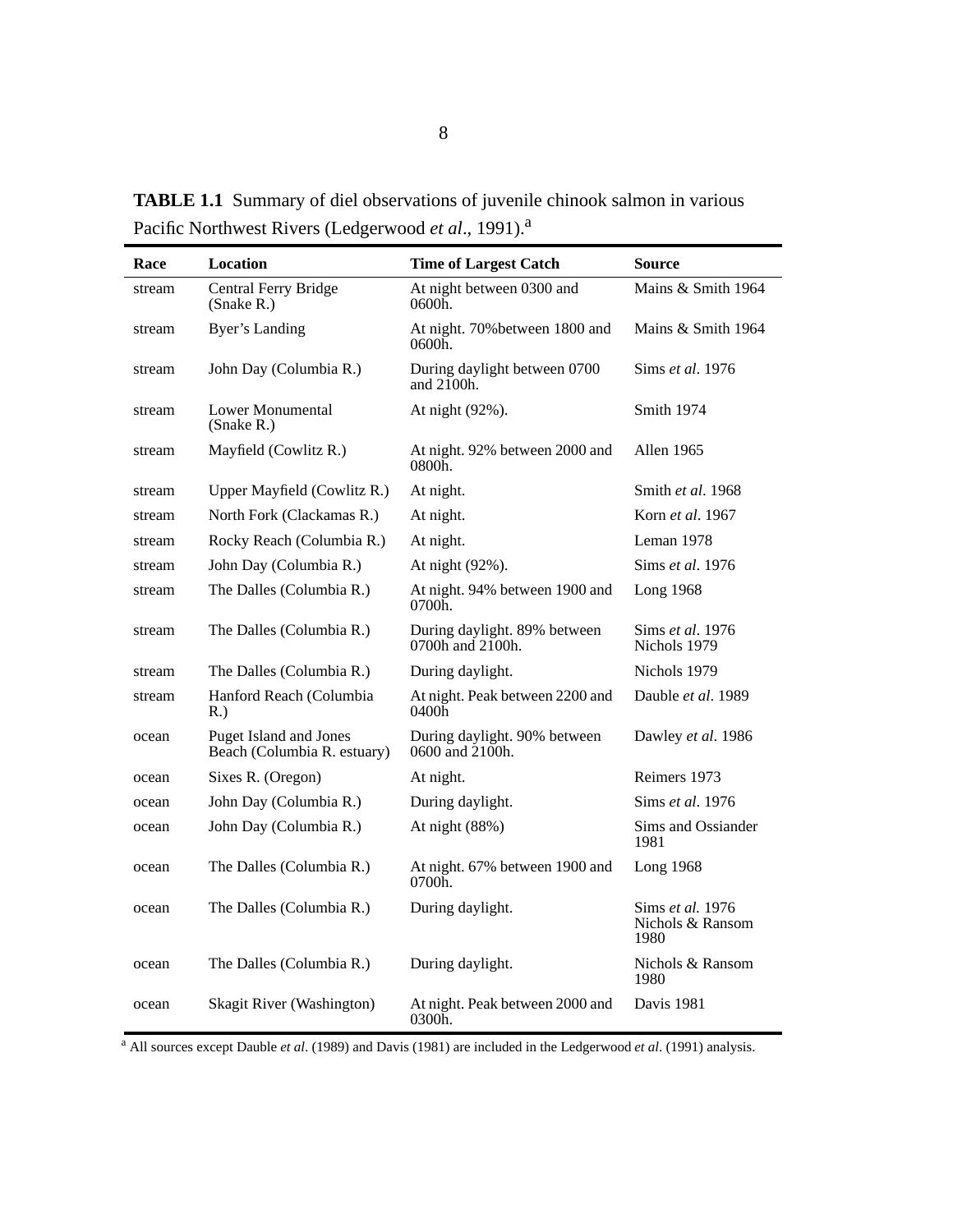**TABLE 1.1** Summary of diel observations of juvenile chinook salmon in various Pacific Northwest Rivers (Ledgerwood *et al*., 1991).[a]

| Race | Location | Time of Largest Catch | Source |
|---|---|---|---|
| stream | Central Ferry Bridge (Snake R.) | At night between 0300 and 0600h. | Mains & Smith 1964 |
| stream | Byer's Landing | At night. 70%between 1800 and 0600h. | Mains & Smith 1964 |
| stream | John Day (Columbia R.) | During daylight between 0700 and 2100h. | Sims *et al*. 1976 |
| stream | Lower Monumental (Snake R.) | At night (92%). | Smith 1974 |
| stream | Mayfield (Cowlitz R.) | At night. 92% between 2000 and 0800h. | Allen 1965 |
| stream | Upper Mayfield (Cowlitz R.) | At night. | Smith *et al*. 1968 |
| stream | North Fork (Clackamas R.) | At night. | Korn *et al*. 1967 |
| stream | Rocky Reach (Columbia R.) | At night. | Leman 1978 |
| stream | John Day (Columbia R.) | At night (92%). | Sims *et al*. 1976 |
| stream | The Dalles (Columbia R.) | At night. 94% between 1900 and 0700h. | Long 1968 |
| stream | The Dalles (Columbia R.) | During daylight. 89% between 0700h and 2100h. | Sims *et al*. 1976 Nichols 1979 |
| stream | The Dalles (Columbia R.) | During daylight. | Nichols 1979 |
| stream | Hanford Reach (Columbia R.) | At night. Peak between 2200 and 0400h | Dauble *et al*. 1989 |
| ocean | Puget Island and Jones Beach (Columbia R. estuary) | During daylight. 90% between 0600 and 2100h. | Dawley *et al*. 1986 |
| ocean | Sixes R. (Oregon) | At night. | Reimers 1973 |
| ocean | John Day (Columbia R.) | During daylight. | Sims *et al*. 1976 |
| ocean | John Day (Columbia R.) | At night (88%) | Sims and Ossiander 1981 |
| ocean | The Dalles (Columbia R.) | At night. 67% between 1900 and 0700h. | Long 1968 |
| ocean | The Dalles (Columbia R.) | During daylight. | Sims *et al.* 1976 Nichols & Ransom 1980 |
| ocean | The Dalles (Columbia R.) | During daylight. | Nichols & Ransom 1980 |
| ocean | Skagit River (Washington) | At night. Peak between 2000 and 0300h. | Davis 1981 |

[a] All sources except Dauble *et al*. (1989) and Davis (1981) are included in the Ledgerwood *et al*. (1991) analysis.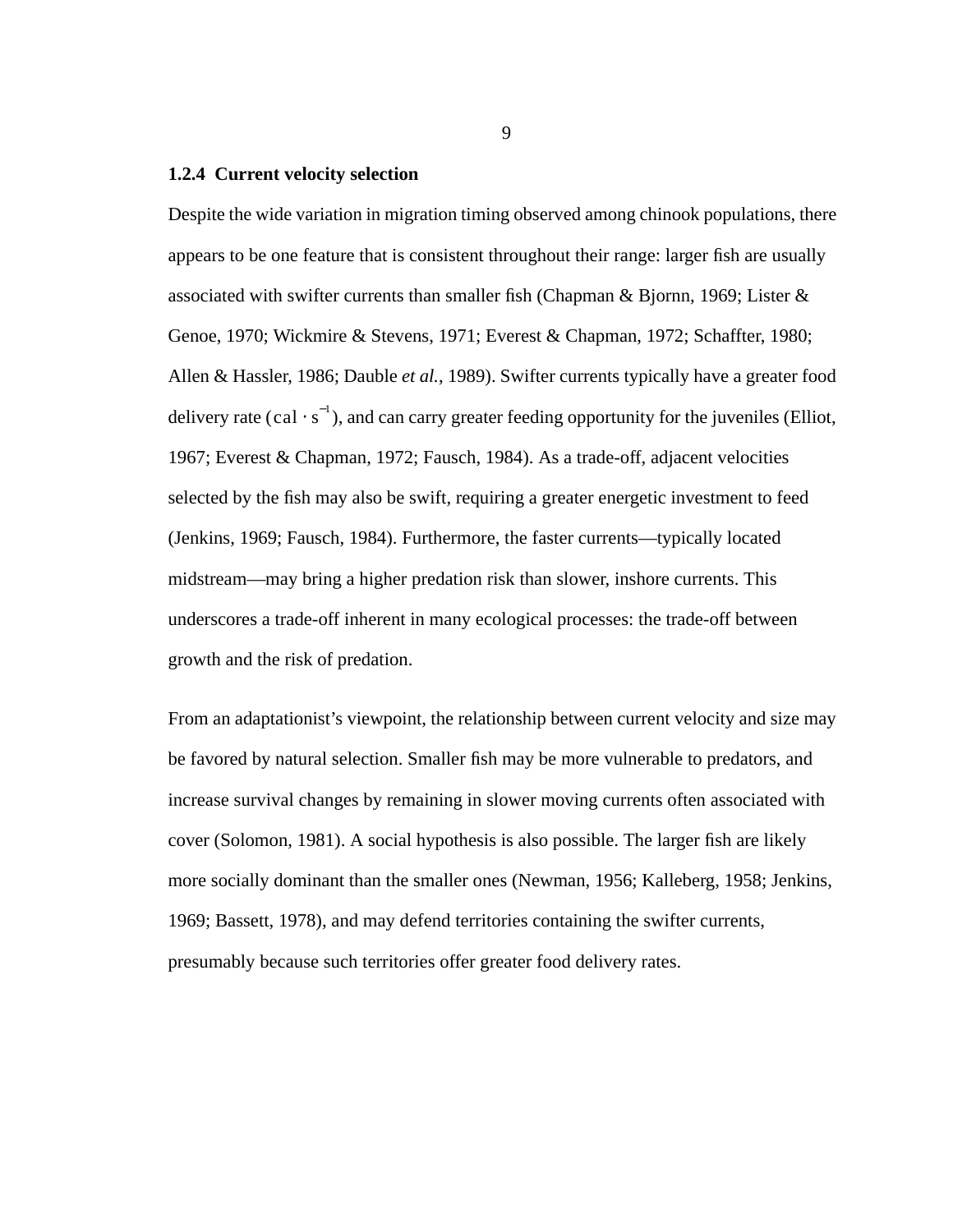### 1.2.4 Current velocity selection

Despite the wide variation in migration timing observed among chinook populations, there appears to be one feature that is consistent throughout their range: larger fish are usually associated with swifter currents than smaller fish (Chapman & Bjornn, 1969; Lister & Genoe, 1970; Wickmire & Stevens, 1971; Everest & Chapman, 1972; Schaffter, 1980; Allen & Hassler, 1986; Dauble *et al.*, 1989). Swifter currents typically have a greater food delivery rate ($\mathrm{cal} \cdot \mathrm{s}^{-1}$), and can carry greater feeding opportunity for the juveniles (Elliot, 1967; Everest & Chapman, 1972; Fausch, 1984). As a trade-off, adjacent velocities selected by the fish may also be swift, requiring a greater energetic investment to feed (Jenkins, 1969; Fausch, 1984). Furthermore, the faster currents—typically located midstream—may bring a higher predation risk than slower, inshore currents. This underscores a trade-off inherent in many ecological processes: the trade-off between growth and the risk of predation.

From an adaptationist's viewpoint, the relationship between current velocity and size may be favored by natural selection. Smaller fish may be more vulnerable to predators, and increase survival changes by remaining in slower moving currents often associated with cover (Solomon, 1981). A social hypothesis is also possible. The larger fish are likely more socially dominant than the smaller ones (Newman, 1956; Kalleberg, 1958; Jenkins, 1969; Bassett, 1978), and may defend territories containing the swifter currents, presumably because such territories offer greater food delivery rates.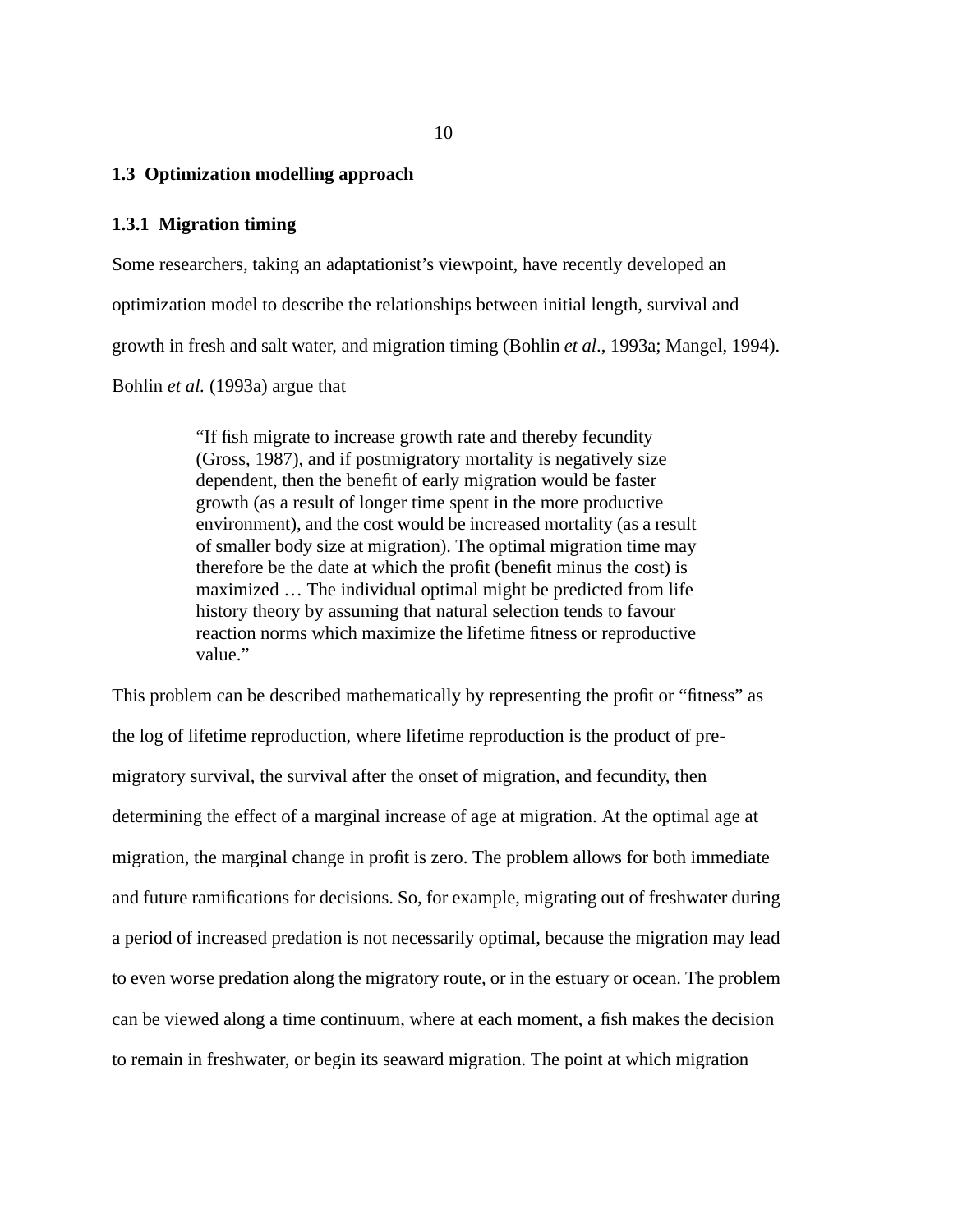## 1.3 Optimization modelling approach

### 1.3.1 Migration timing

Some researchers, taking an adaptationist's viewpoint, have recently developed an optimization model to describe the relationships between initial length, survival and growth in fresh and salt water, and migration timing (Bohlin *et al*., 1993a; Mangel, 1994). Bohlin *et al.* (1993a) argue that

> "If fish migrate to increase growth rate and thereby fecundity (Gross, 1987), and if postmigratory mortality is negatively size dependent, then the benefit of early migration would be faster growth (as a result of longer time spent in the more productive environment), and the cost would be increased mortality (as a result of smaller body size at migration). The optimal migration time may therefore be the date at which the profit (benefit minus the cost) is maximized … The individual optimal might be predicted from life history theory by assuming that natural selection tends to favour reaction norms which maximize the lifetime fitness or reproductive value."

This problem can be described mathematically by representing the profit or "fitness" as the log of lifetime reproduction, where lifetime reproduction is the product of pre-migratory survival, the survival after the onset of migration, and fecundity, then determining the effect of a marginal increase of age at migration. At the optimal age at migration, the marginal change in profit is zero. The problem allows for both immediate and future ramifications for decisions. So, for example, migrating out of freshwater during a period of increased predation is not necessarily optimal, because the migration may lead to even worse predation along the migratory route, or in the estuary or ocean. The problem can be viewed along a time continuum, where at each moment, a fish makes the decision to remain in freshwater, or begin its seaward migration. The point at which migration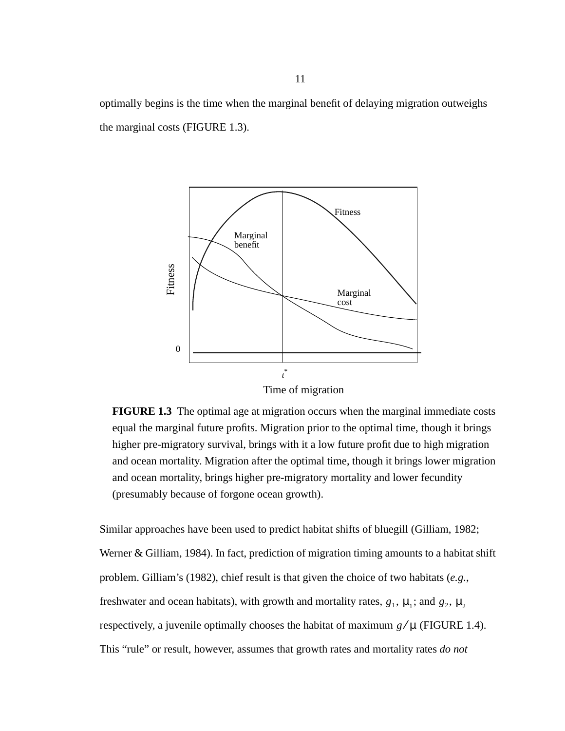optimally begins is the time when the marginal benefit of delaying migration outweighs the marginal costs (FIGURE 1.3).

**FIGURE 1.3** The optimal age at migration occurs when the marginal immediate costs equal the marginal future profits. Migration prior to the optimal time, though it brings higher pre-migratory survival, brings with it a low future profit due to high migration and ocean mortality. Migration after the optimal time, though it brings lower migration and ocean mortality, brings higher pre-migratory mortality and lower fecundity (presumably because of forgone ocean growth).

Similar approaches have been used to predict habitat shifts of bluegill (Gilliam, 1982; Werner & Gilliam, 1984). In fact, prediction of migration timing amounts to a habitat shift problem. Gilliam's (1982), chief result is that given the choice of two habitats (*e.g.*, freshwater and ocean habitats), with growth and mortality rates, $g_1$, $\mu_1$; and $g_2$, $\mu_2$ respectively, a juvenile optimally chooses the habitat of maximum $g/\mu$ (FIGURE 1.4). This "rule" or result, however, assumes that growth rates and mortality rates *do not*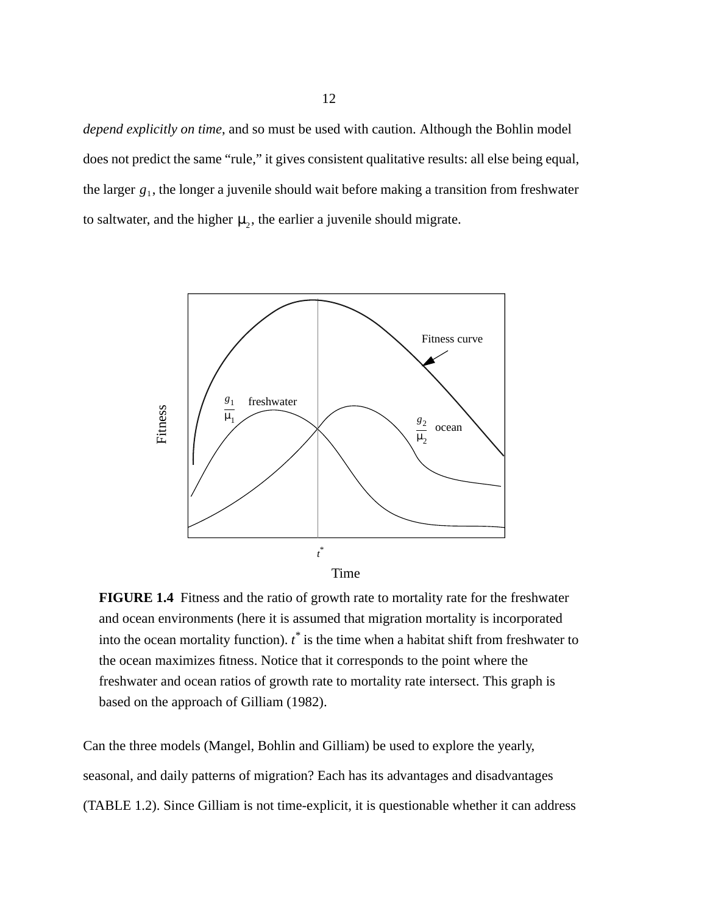*depend explicitly on time*, and so must be used with caution. Although the Bohlin model does not predict the same "rule," it gives consistent qualitative results: all else being equal, the larger $g_1$, the longer a juvenile should wait before making a transition from freshwater to saltwater, and the higher $\mu_2$, the earlier a juvenile should migrate.

**FIGURE 1.4** Fitness and the ratio of growth rate to mortality rate for the freshwater and ocean environments (here it is assumed that migration mortality is incorporated into the ocean mortality function). $t^*$ is the time when a habitat shift from freshwater to the ocean maximizes fitness. Notice that it corresponds to the point where the freshwater and ocean ratios of growth rate to mortality rate intersect. This graph is based on the approach of Gilliam (1982).

Can the three models (Mangel, Bohlin and Gilliam) be used to explore the yearly, seasonal, and daily patterns of migration? Each has its advantages and disadvantages (TABLE 1.2). Since Gilliam is not time-explicit, it is questionable whether it can address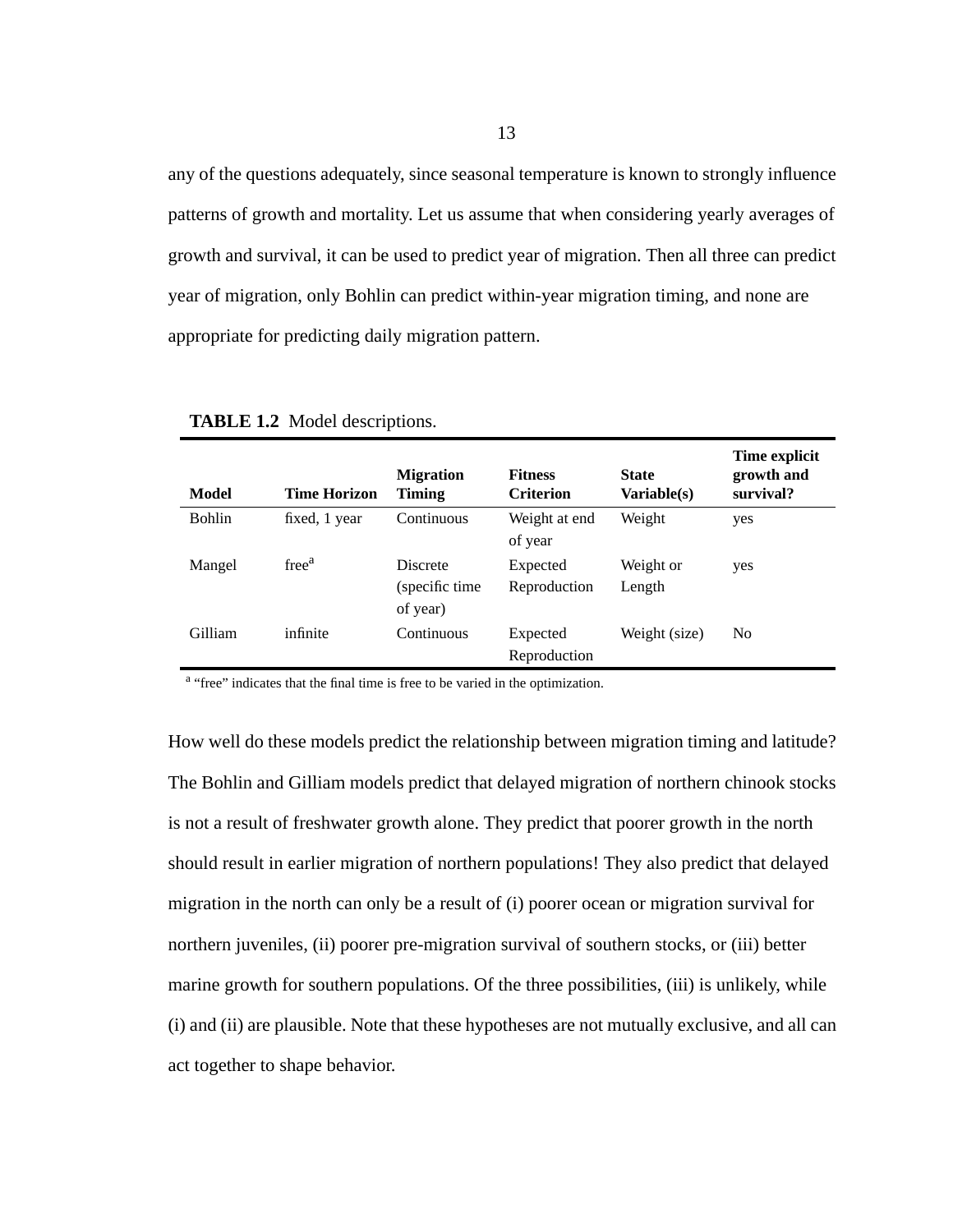any of the questions adequately, since seasonal temperature is known to strongly influence patterns of growth and mortality. Let us assume that when considering yearly averages of growth and survival, it can be used to predict year of migration. Then all three can predict year of migration, only Bohlin can predict within-year migration timing, and none are appropriate for predicting daily migration pattern.

**TABLE 1.2** Model descriptions.

| **Model** | **Time Horizon** | **Migration Timing** | **Fitness Criterion** | **State Variable(s)** | **Time explicit growth and survival?** |
|---|---|---|---|---|---|
| Bohlin | fixed, 1 year | Continuous | Weight at end of year | Weight | yes |
| Mangel | free[a] | Discrete (specific time of year) | Expected Reproduction | Weight or Length | yes |
| Gilliam | infinite | Continuous | Expected Reproduction | Weight (size) | No |

[a] "free" indicates that the final time is free to be varied in the optimization.

How well do these models predict the relationship between migration timing and latitude? The Bohlin and Gilliam models predict that delayed migration of northern chinook stocks is not a result of freshwater growth alone. They predict that poorer growth in the north should result in earlier migration of northern populations! They also predict that delayed migration in the north can only be a result of (i) poorer ocean or migration survival for northern juveniles, (ii) poorer pre-migration survival of southern stocks, or (iii) better marine growth for southern populations. Of the three possibilities, (iii) is unlikely, while (i) and (ii) are plausible. Note that these hypotheses are not mutually exclusive, and all can act together to shape behavior.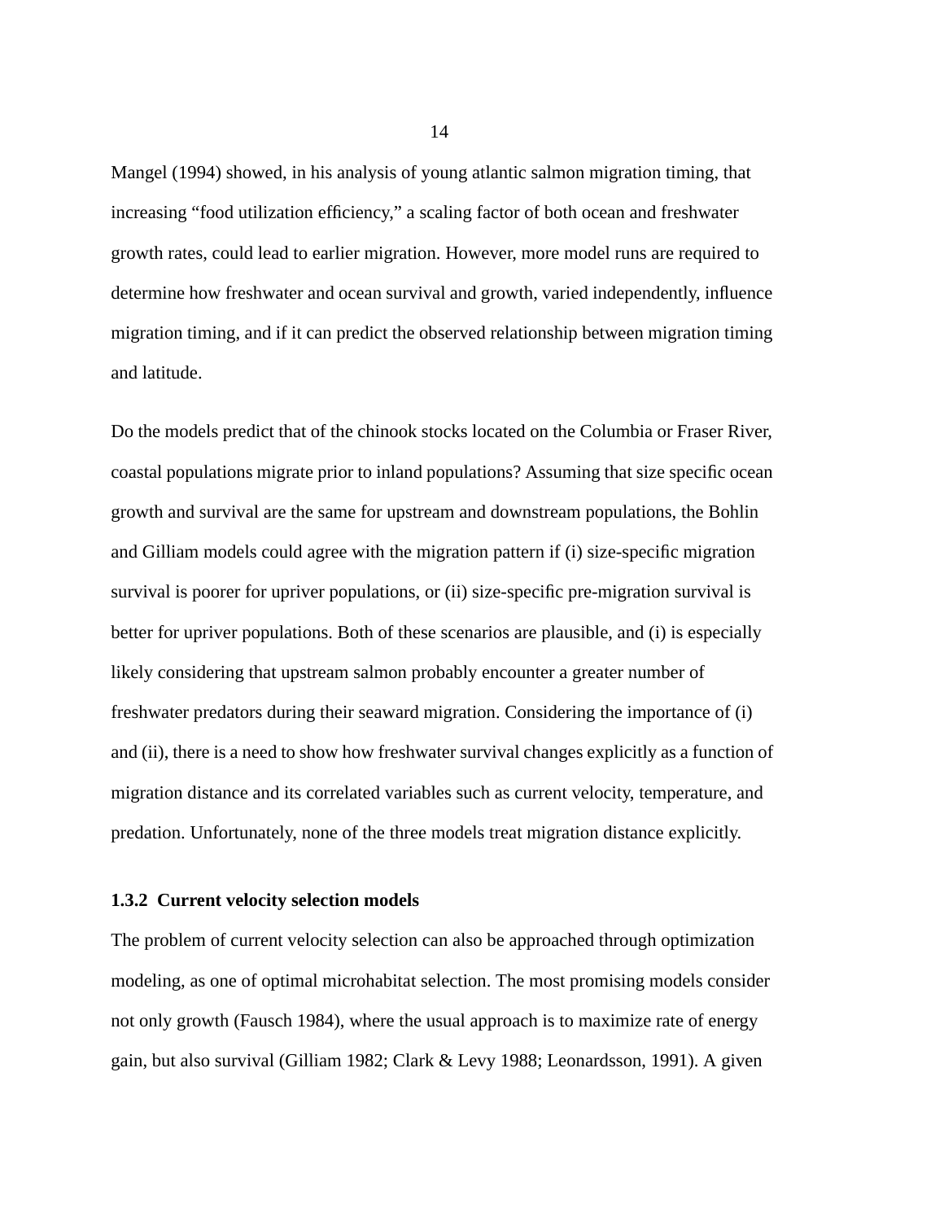Mangel (1994) showed, in his analysis of young atlantic salmon migration timing, that increasing "food utilization efficiency," a scaling factor of both ocean and freshwater growth rates, could lead to earlier migration. However, more model runs are required to determine how freshwater and ocean survival and growth, varied independently, influence migration timing, and if it can predict the observed relationship between migration timing and latitude.

Do the models predict that of the chinook stocks located on the Columbia or Fraser River, coastal populations migrate prior to inland populations? Assuming that size specific ocean growth and survival are the same for upstream and downstream populations, the Bohlin and Gilliam models could agree with the migration pattern if (i) size-specific migration survival is poorer for upriver populations, or (ii) size-specific pre-migration survival is better for upriver populations. Both of these scenarios are plausible, and (i) is especially likely considering that upstream salmon probably encounter a greater number of freshwater predators during their seaward migration. Considering the importance of (i) and (ii), there is a need to show how freshwater survival changes explicitly as a function of migration distance and its correlated variables such as current velocity, temperature, and predation. Unfortunately, none of the three models treat migration distance explicitly.

### 1.3.2 Current velocity selection models

The problem of current velocity selection can also be approached through optimization modeling, as one of optimal microhabitat selection. The most promising models consider not only growth (Fausch 1984), where the usual approach is to maximize rate of energy gain, but also survival (Gilliam 1982; Clark & Levy 1988; Leonardsson, 1991). A given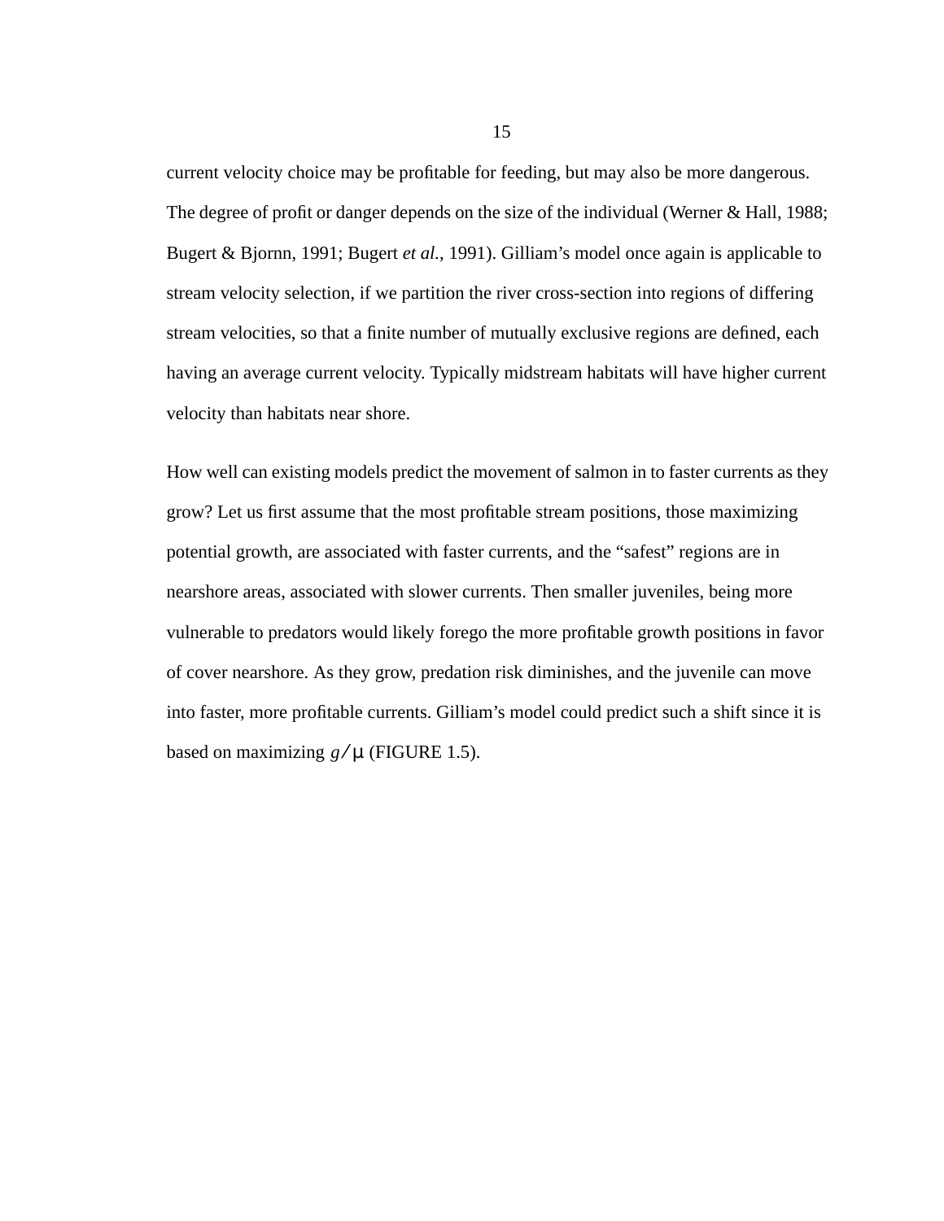current velocity choice may be profitable for feeding, but may also be more dangerous. The degree of profit or danger depends on the size of the individual (Werner & Hall, 1988; Bugert & Bjornn, 1991; Bugert *et al.*, 1991). Gilliam's model once again is applicable to stream velocity selection, if we partition the river cross-section into regions of differing stream velocities, so that a finite number of mutually exclusive regions are defined, each having an average current velocity. Typically midstream habitats will have higher current velocity than habitats near shore.

How well can existing models predict the movement of salmon in to faster currents as they grow? Let us first assume that the most profitable stream positions, those maximizing potential growth, are associated with faster currents, and the "safest" regions are in nearshore areas, associated with slower currents. Then smaller juveniles, being more vulnerable to predators would likely forego the more profitable growth positions in favor of cover nearshore. As they grow, predation risk diminishes, and the juvenile can move into faster, more profitable currents. Gilliam's model could predict such a shift since it is based on maximizing $g/\mu$ (FIGURE 1.5).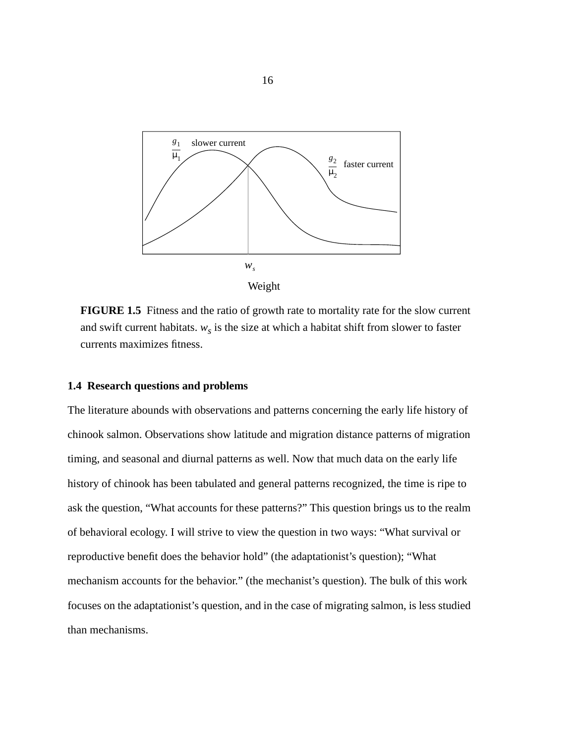FIGURE 1.5 Fitness and the ratio of growth rate to mortality rate for the slow current and swift current habitats. $w_S$ is the size at which a habitat shift from slower to faster currents maximizes fitness.

### 1.4 Research questions and problems

The literature abounds with observations and patterns concerning the early life history of chinook salmon. Observations show latitude and migration distance patterns of migration timing, and seasonal and diurnal patterns as well. Now that much data on the early life history of chinook has been tabulated and general patterns recognized, the time is ripe to ask the question, “What accounts for these patterns?” This question brings us to the realm of behavioral ecology. I will strive to view the question in two ways: “What survival or reproductive benefit does the behavior hold” (the adaptationist’s question); “What mechanism accounts for the behavior.” (the mechanist’s question). The bulk of this work focuses on the adaptationist’s question, and in the case of migrating salmon, is less studied than mechanisms.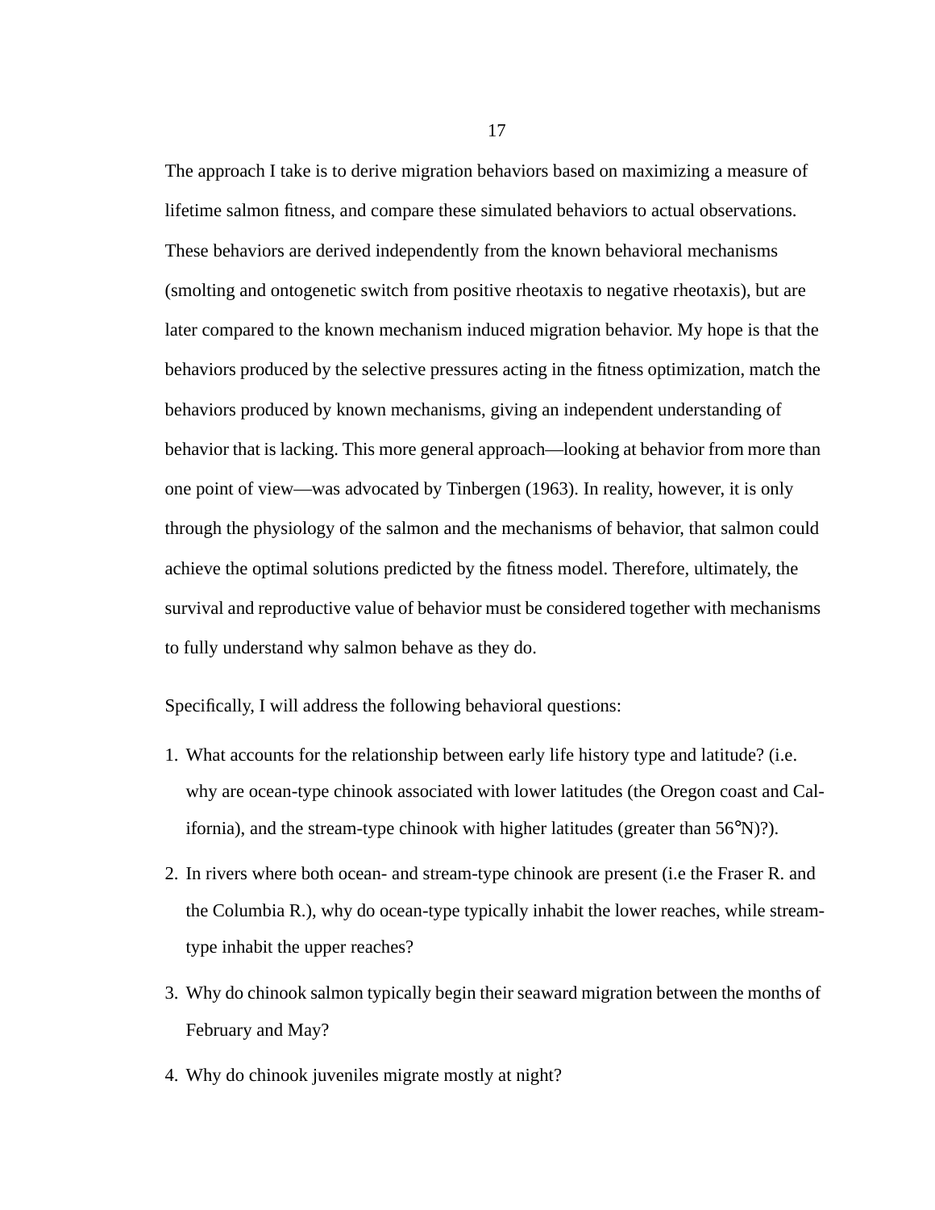The approach I take is to derive migration behaviors based on maximizing a measure of lifetime salmon fitness, and compare these simulated behaviors to actual observations. These behaviors are derived independently from the known behavioral mechanisms (smolting and ontogenetic switch from positive rheotaxis to negative rheotaxis), but are later compared to the known mechanism induced migration behavior. My hope is that the behaviors produced by the selective pressures acting in the fitness optimization, match the behaviors produced by known mechanisms, giving an independent understanding of behavior that is lacking. This more general approach—looking at behavior from more than one point of view—was advocated by Tinbergen (1963). In reality, however, it is only through the physiology of the salmon and the mechanisms of behavior, that salmon could achieve the optimal solutions predicted by the fitness model. Therefore, ultimately, the survival and reproductive value of behavior must be considered together with mechanisms to fully understand why salmon behave as they do.

Specifically, I will address the following behavioral questions:

1. What accounts for the relationship between early life history type and latitude? (i.e. why are ocean-type chinook associated with lower latitudes (the Oregon coast and California), and the stream-type chinook with higher latitudes (greater than 56°N)?).
2. In rivers where both ocean- and stream-type chinook are present (i.e the Fraser R. and the Columbia R.), why do ocean-type typically inhabit the lower reaches, while stream-type inhabit the upper reaches?
3. Why do chinook salmon typically begin their seaward migration between the months of February and May?
4. Why do chinook juveniles migrate mostly at night?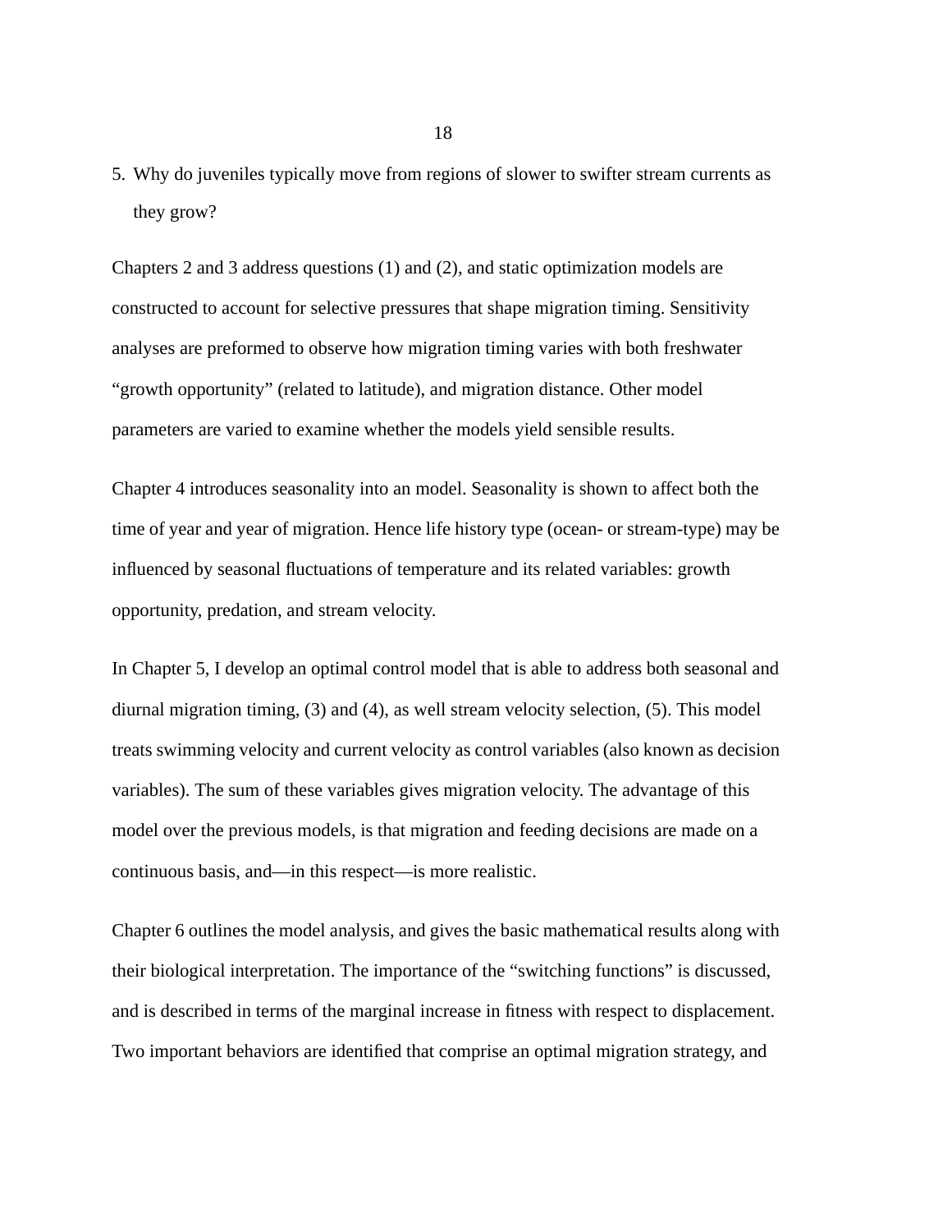5. Why do juveniles typically move from regions of slower to swifter stream currents as they grow?

Chapters 2 and 3 address questions (1) and (2), and static optimization models are constructed to account for selective pressures that shape migration timing. Sensitivity analyses are preformed to observe how migration timing varies with both freshwater "growth opportunity" (related to latitude), and migration distance. Other model parameters are varied to examine whether the models yield sensible results.

Chapter 4 introduces seasonality into an model. Seasonality is shown to affect both the time of year and year of migration. Hence life history type (ocean- or stream-type) may be influenced by seasonal fluctuations of temperature and its related variables: growth opportunity, predation, and stream velocity.

In Chapter 5, I develop an optimal control model that is able to address both seasonal and diurnal migration timing, (3) and (4), as well stream velocity selection, (5). This model treats swimming velocity and current velocity as control variables (also known as decision variables). The sum of these variables gives migration velocity. The advantage of this model over the previous models, is that migration and feeding decisions are made on a continuous basis, and—in this respect—is more realistic.

Chapter 6 outlines the model analysis, and gives the basic mathematical results along with their biological interpretation. The importance of the "switching functions" is discussed, and is described in terms of the marginal increase in fitness with respect to displacement. Two important behaviors are identified that comprise an optimal migration strategy, and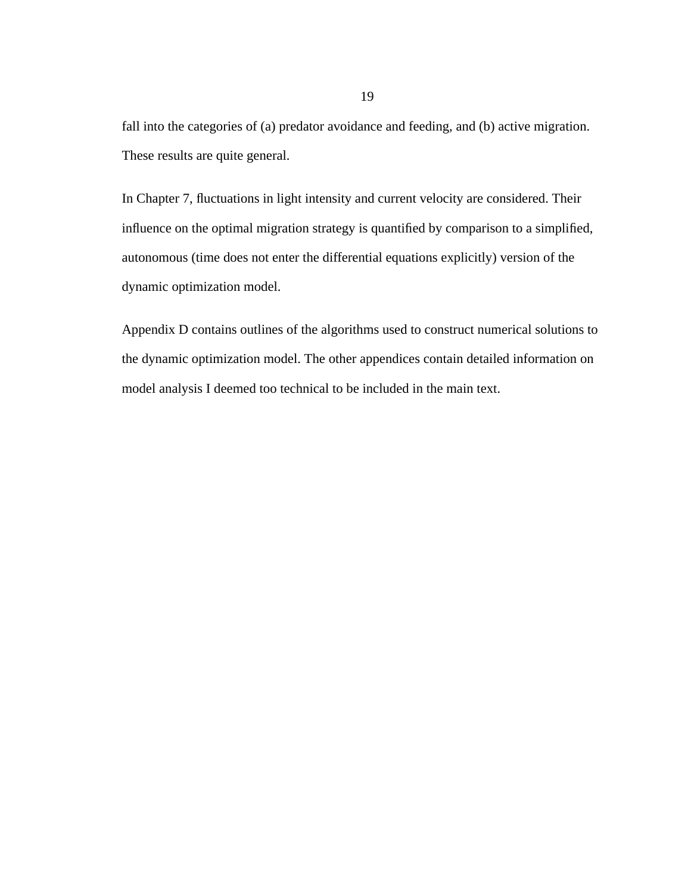fall into the categories of (a) predator avoidance and feeding, and (b) active migration. These results are quite general.

In Chapter 7, fluctuations in light intensity and current velocity are considered. Their influence on the optimal migration strategy is quantified by comparison to a simplified, autonomous (time does not enter the differential equations explicitly) version of the dynamic optimization model.

Appendix D contains outlines of the algorithms used to construct numerical solutions to the dynamic optimization model. The other appendices contain detailed information on model analysis I deemed too technical to be included in the main text.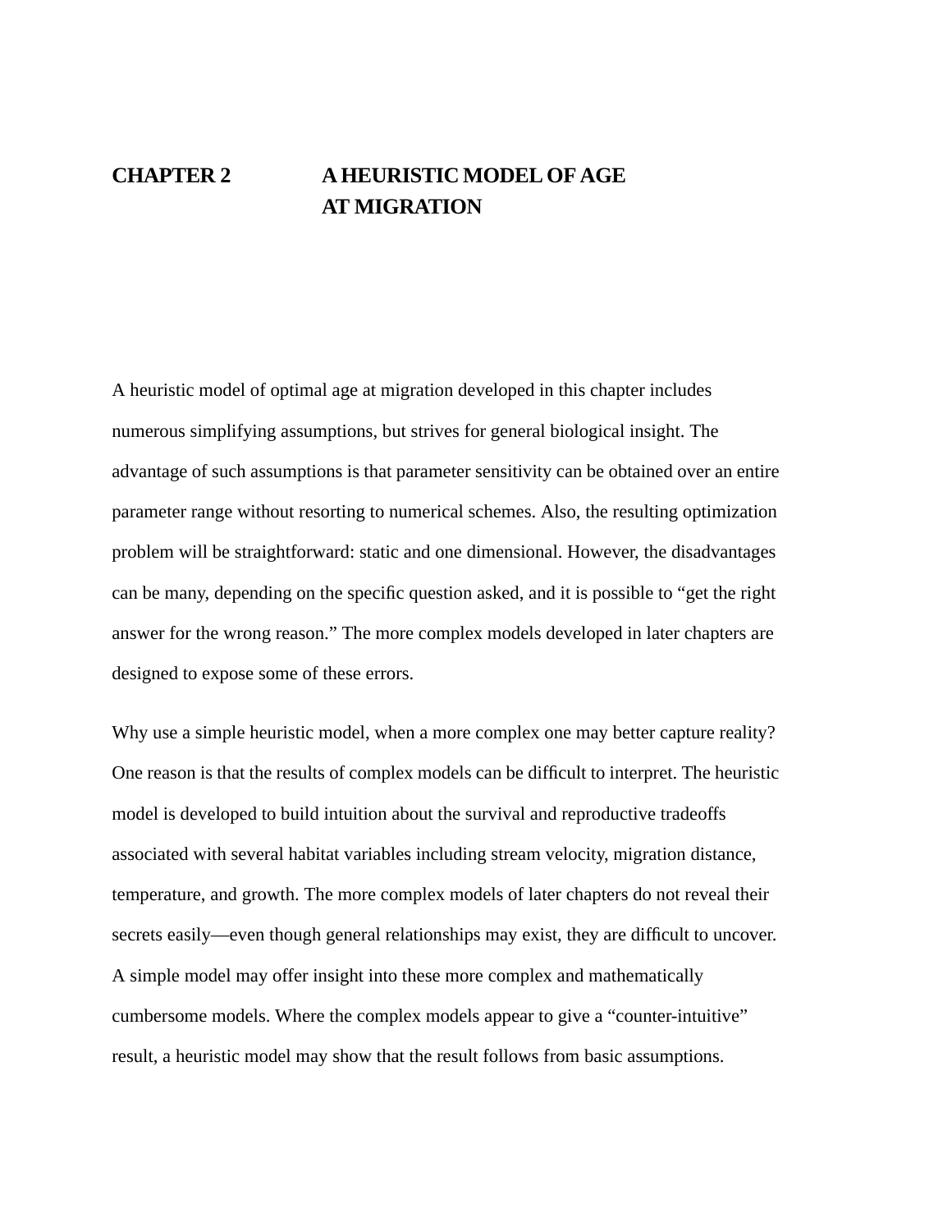# CHAPTER 2 A HEURISTIC MODEL OF AGE AT MIGRATION

A heuristic model of optimal age at migration developed in this chapter includes numerous simplifying assumptions, but strives for general biological insight. The advantage of such assumptions is that parameter sensitivity can be obtained over an entire parameter range without resorting to numerical schemes. Also, the resulting optimization problem will be straightforward: static and one dimensional. However, the disadvantages can be many, depending on the specific question asked, and it is possible to "get the right answer for the wrong reason." The more complex models developed in later chapters are designed to expose some of these errors.

Why use a simple heuristic model, when a more complex one may better capture reality? One reason is that the results of complex models can be difficult to interpret. The heuristic model is developed to build intuition about the survival and reproductive tradeoffs associated with several habitat variables including stream velocity, migration distance, temperature, and growth. The more complex models of later chapters do not reveal their secrets easily—even though general relationships may exist, they are difficult to uncover. A simple model may offer insight into these more complex and mathematically cumbersome models. Where the complex models appear to give a "counter-intuitive" result, a heuristic model may show that the result follows from basic assumptions.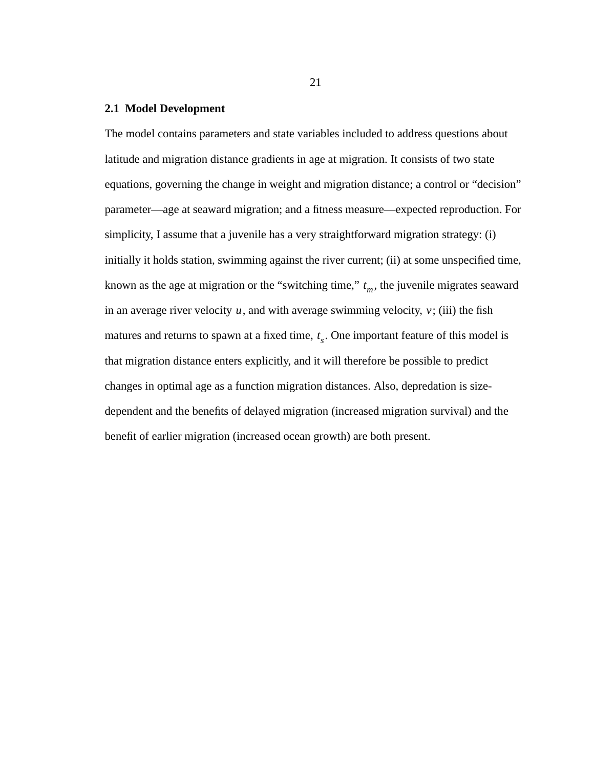## 2.1 Model Development

The model contains parameters and state variables included to address questions about latitude and migration distance gradients in age at migration. It consists of two state equations, governing the change in weight and migration distance; a control or "decision" parameter—age at seaward migration; and a fitness measure—expected reproduction. For simplicity, I assume that a juvenile has a very straightforward migration strategy: (i) initially it holds station, swimming against the river current; (ii) at some unspecified time, known as the age at migration or the "switching time," $t_m$, the juvenile migrates seaward in an average river velocity $u$, and with average swimming velocity, $v$; (iii) the fish matures and returns to spawn at a fixed time, $t_s$. One important feature of this model is that migration distance enters explicitly, and it will therefore be possible to predict changes in optimal age as a function migration distances. Also, depredation is size-dependent and the benefits of delayed migration (increased migration survival) and the benefit of earlier migration (increased ocean growth) are both present.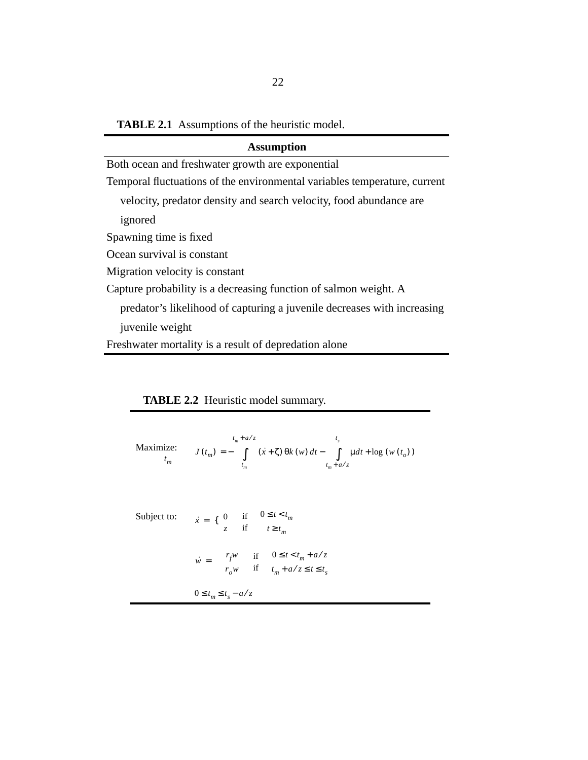**TABLE 2.1** Assumptions of the heuristic model.

| Assumption |
|---|
| Both ocean and freshwater growth are exponential |
| Temporal fluctuations of the environmental variables temperature, current velocity, predator density and search velocity, food abundance are ignored |
| Spawning time is fixed |
| Ocean survival is constant |
| Migration velocity is constant |
| Capture probability is a decreasing function of salmon weight. A predator's likelihood of capturing a juvenile decreases with increasing juvenile weight |
| Freshwater mortality is a result of depredation alone |

**TABLE 2.2** Heuristic model summary.

Maximize over $t_m$:

$$J(t_m) = -\int_{t_m}^{t_m + a/z} (\dot{x} + \zeta)\,\theta k(w)\,dt - \int_{t_m + a/z}^{t_s} \mu\,dt + \log(w(t_o))$$

Subject to:

$$\dot{x} = \begin{cases} 0 & \text{if } 0 \le t < t_m \\ z & \text{if } t \ge t_m \end{cases}$$

$$\dot{w} = \begin{cases} r_f w & \text{if } 0 \le t < t_m + a/z \\ r_o w & \text{if } t_m + a/z \le t \le t_s \end{cases}$$

$$0 \le t_m \le t_s - a/z$$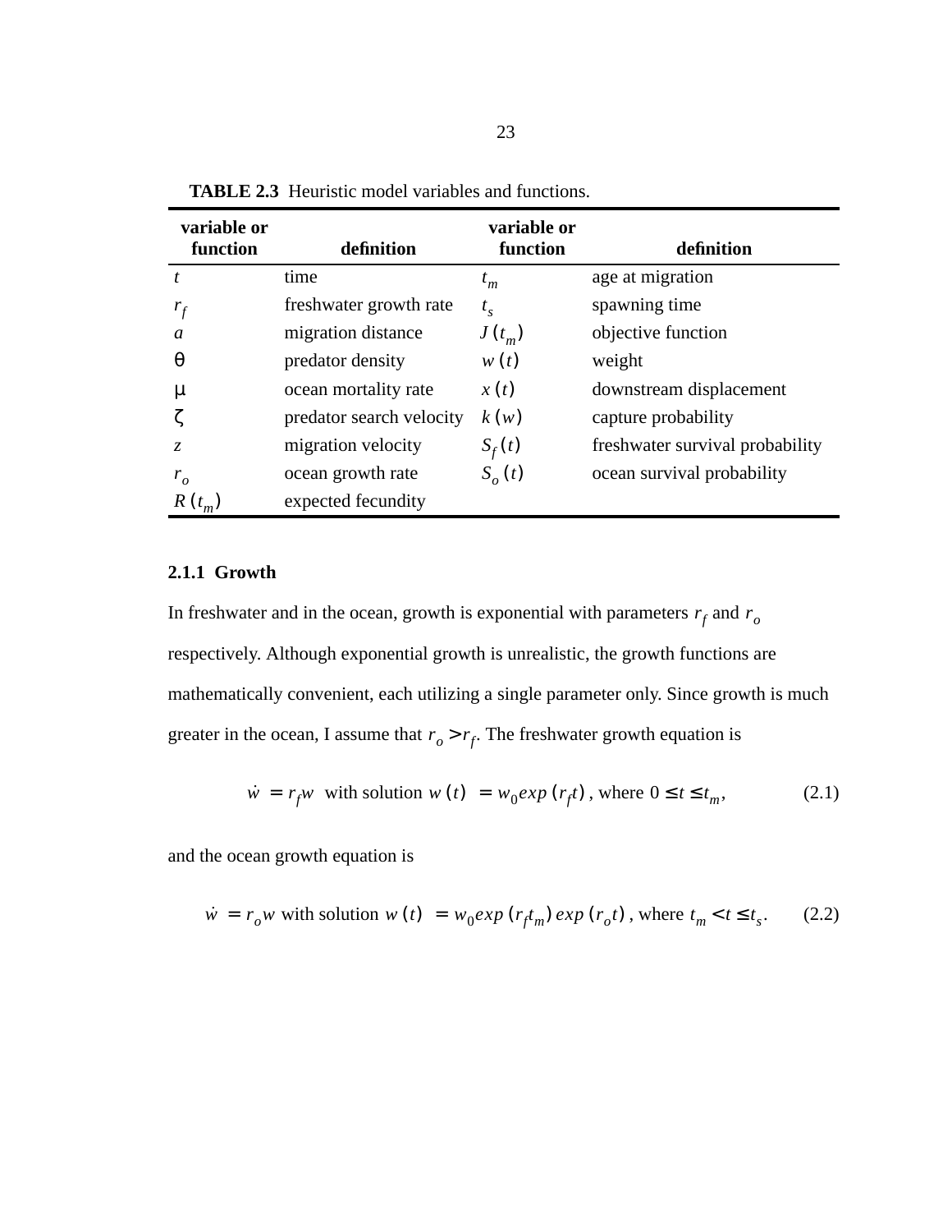**TABLE 2.3** Heuristic model variables and functions.

| variable or function | definition | variable or function | definition |
|---|---|---|---|
| $t$ | time | $t_m$ | age at migration |
| $r_f$ | freshwater growth rate | $t_s$ | spawning time |
| $a$ | migration distance | $J(t_m)$ | objective function |
| $\theta$ | predator density | $w(t)$ | weight |
| $\mu$ | ocean mortality rate | $x(t)$ | downstream displacement |
| $\zeta$ | predator search velocity | $k(w)$ | capture probability |
| $z$ | migration velocity | $S_f(t)$ | freshwater survival probability |
| $r_o$ | ocean growth rate | $S_o(t)$ | ocean survival probability |
| $R(t_m)$ | expected fecundity | | |

### 2.1.1 Growth

In freshwater and in the ocean, growth is exponential with parameters $r_f$ and $r_o$ respectively. Although exponential growth is unrealistic, the growth functions are mathematically convenient, each utilizing a single parameter only. Since growth is much greater in the ocean, I assume that $r_o > r_f$. The freshwater growth equation is

$$\dot{w} = r_f w \text{ with solution } w(t) = w_0 exp(r_f t), \text{ where } 0 \le t \le t_m, \tag{2.1}$$

and the ocean growth equation is

$$\dot{w} = r_o w \text{ with solution } w(t) = w_0 exp(r_f t_m) exp(r_o t), \text{ where } t_m < t \le t_s. \tag{2.2}$$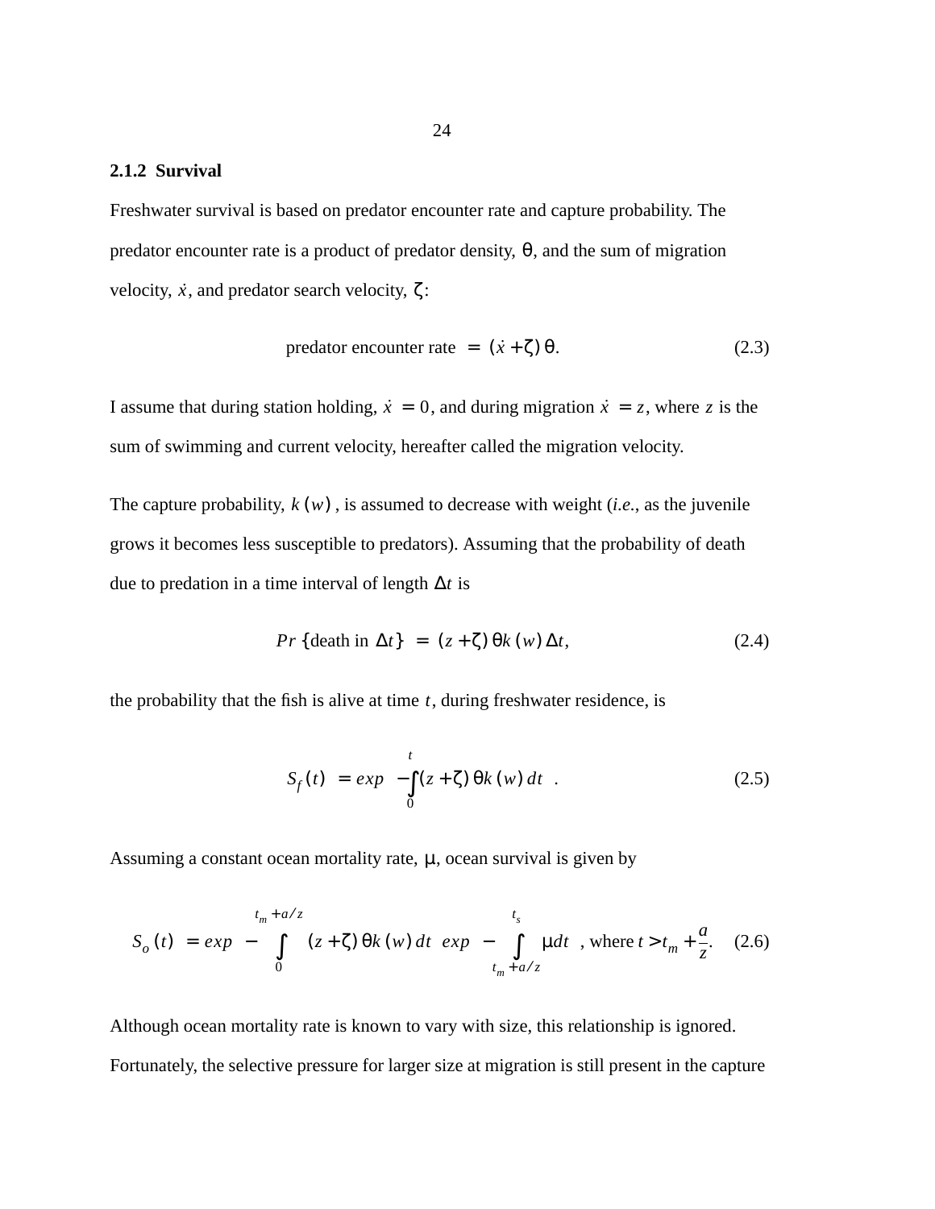### 2.1.2 Survival

Freshwater survival is based on predator encounter rate and capture probability. The predator encounter rate is a product of predator density, $\theta$, and the sum of migration velocity, $\dot{x}$, and predator search velocity, $\zeta$:

$$\text{predator encounter rate} = (\dot{x} + \zeta)\,\theta. \tag{2.3}$$

I assume that during station holding, $\dot{x} = 0$, and during migration $\dot{x} = z$, where $z$ is the sum of swimming and current velocity, hereafter called the migration velocity.

The capture probability, $k(w)$, is assumed to decrease with weight (*i.e.*, as the juvenile grows it becomes less susceptible to predators). Assuming that the probability of death due to predation in a time interval of length $\Delta t$ is

$$Pr\{\text{death in } \Delta t\} = (z + \zeta)\,\theta k(w)\,\Delta t, \tag{2.4}$$

the probability that the fish is alive at time $t$, during freshwater residence, is

$$S_f(t) = exp\left(-\int_0^t (z + \zeta)\,\theta k(w)\,dt\right). \tag{2.5}$$

Assuming a constant ocean mortality rate, $\mu$, ocean survival is given by

$$S_o(t) = exp\left(-\int_0^{t_m + a/z} (z + \zeta)\,\theta k(w)\,dt\right) exp\left(-\int_{t_m + a/z}^{t_s} \mu dt\right), \text{ where } t > t_m + \frac{a}{z}. \tag{2.6}$$

Although ocean mortality rate is known to vary with size, this relationship is ignored. Fortunately, the selective pressure for larger size at migration is still present in the capture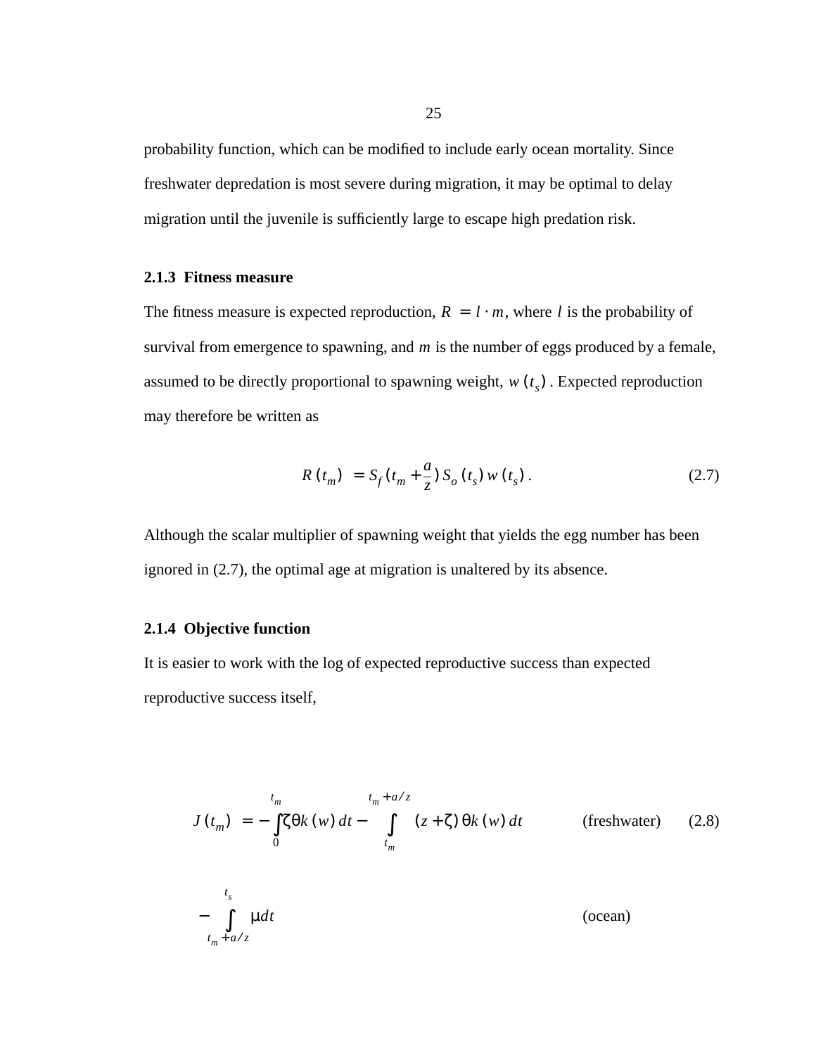probability function, which can be modified to include early ocean mortality. Since freshwater depredation is most severe during migration, it may be optimal to delay migration until the juvenile is sufficiently large to escape high predation risk.

### 2.1.3 Fitness measure

The fitness measure is expected reproduction, $R = l \cdot m$, where $l$ is the probability of survival from emergence to spawning, and $m$ is the number of eggs produced by a female, assumed to be directly proportional to spawning weight, $w(t_s)$. Expected reproduction may therefore be written as

$$R(t_m) = S_f\left(t_m + \frac{a}{z}\right) S_o(t_s)\, w(t_s)\,. \tag{2.7}$$

Although the scalar multiplier of spawning weight that yields the egg number has been ignored in (2.7), the optimal age at migration is unaltered by its absence.

### 2.1.4 Objective function

It is easier to work with the log of expected reproductive success than expected reproductive success itself,

$$J(t_m) = -\int_0^{t_m} \zeta\theta k(w)\, dt - \int_{t_m}^{t_m + a/z} (z + \zeta)\,\theta k(w)\, dt \qquad \text{(freshwater)} \tag{2.8}$$

$$- \int_{t_m + a/z}^{t_s} \mu dt \qquad \text{(ocean)}$$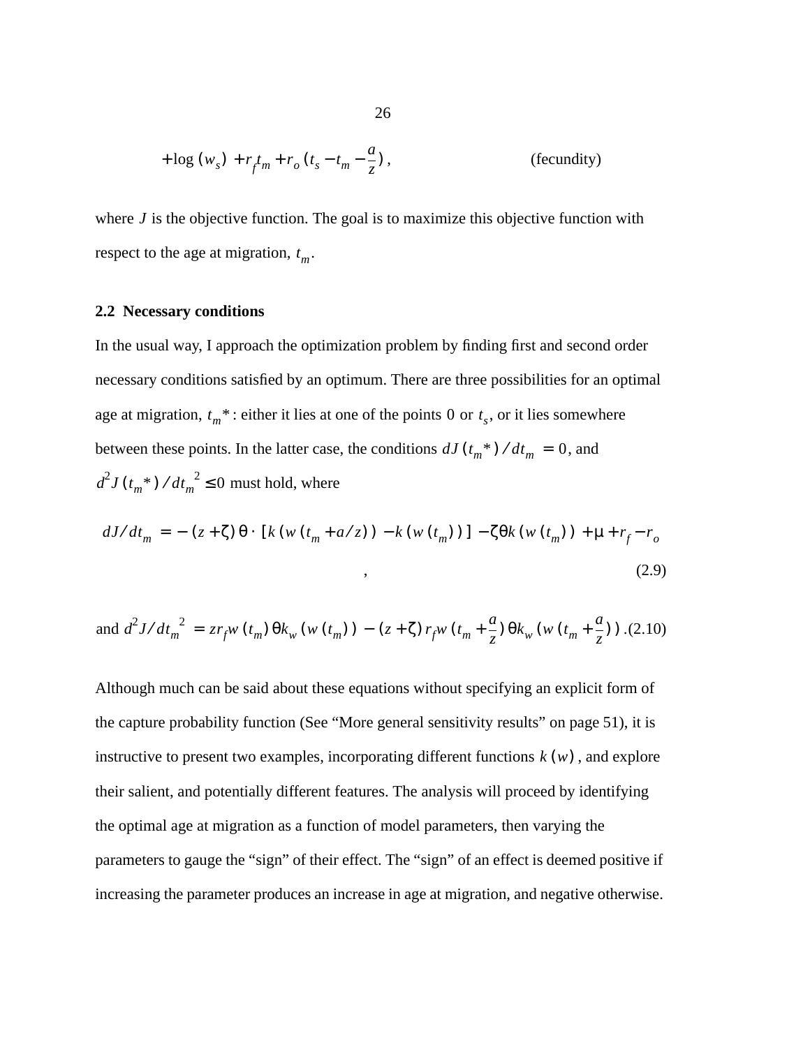$$+\log(w_s) + r_f t_m + r_o\left(t_s - t_m - \frac{a}{z}\right), \qquad \text{(fecundity)}$$

where $J$ is the objective function. The goal is to maximize this objective function with respect to the age at migration, $t_m$.

### 2.2 Necessary conditions

In the usual way, I approach the optimization problem by finding first and second order necessary conditions satisfied by an optimum. There are three possibilities for an optimal age at migration, $t_m{*}$: either it lies at one of the points $0$ or $t_s$, or it lies somewhere between these points. In the latter case, the conditions $dJ(t_m{*})/dt_m = 0$, and $d^2J(t_m{*})/dt_m{}^2 \le 0$ must hold, where

$$dJ/dt_m = -(z+\zeta)\theta \cdot [k(w(t_m + a/z)) - k(w(t_m))] - \zeta\theta k(w(t_m)) + \mu + r_f - r_o \tag{2.9}$$

and
$$d^2J/dt_m{}^2 = z r_f w(t_m)\theta k_w(w(t_m)) - (z+\zeta) r_f w\left(t_m + \frac{a}{z}\right)\theta k_w\left(w\left(t_m + \frac{a}{z}\right)\right). \tag{2.10}$$

Although much can be said about these equations without specifying an explicit form of the capture probability function (See "More general sensitivity results" on page 51), it is instructive to present two examples, incorporating different functions $k(w)$, and explore their salient, and potentially different features. The analysis will proceed by identifying the optimal age at migration as a function of model parameters, then varying the parameters to gauge the "sign" of their effect. The "sign" of an effect is deemed positive if increasing the parameter produces an increase in age at migration, and negative otherwise.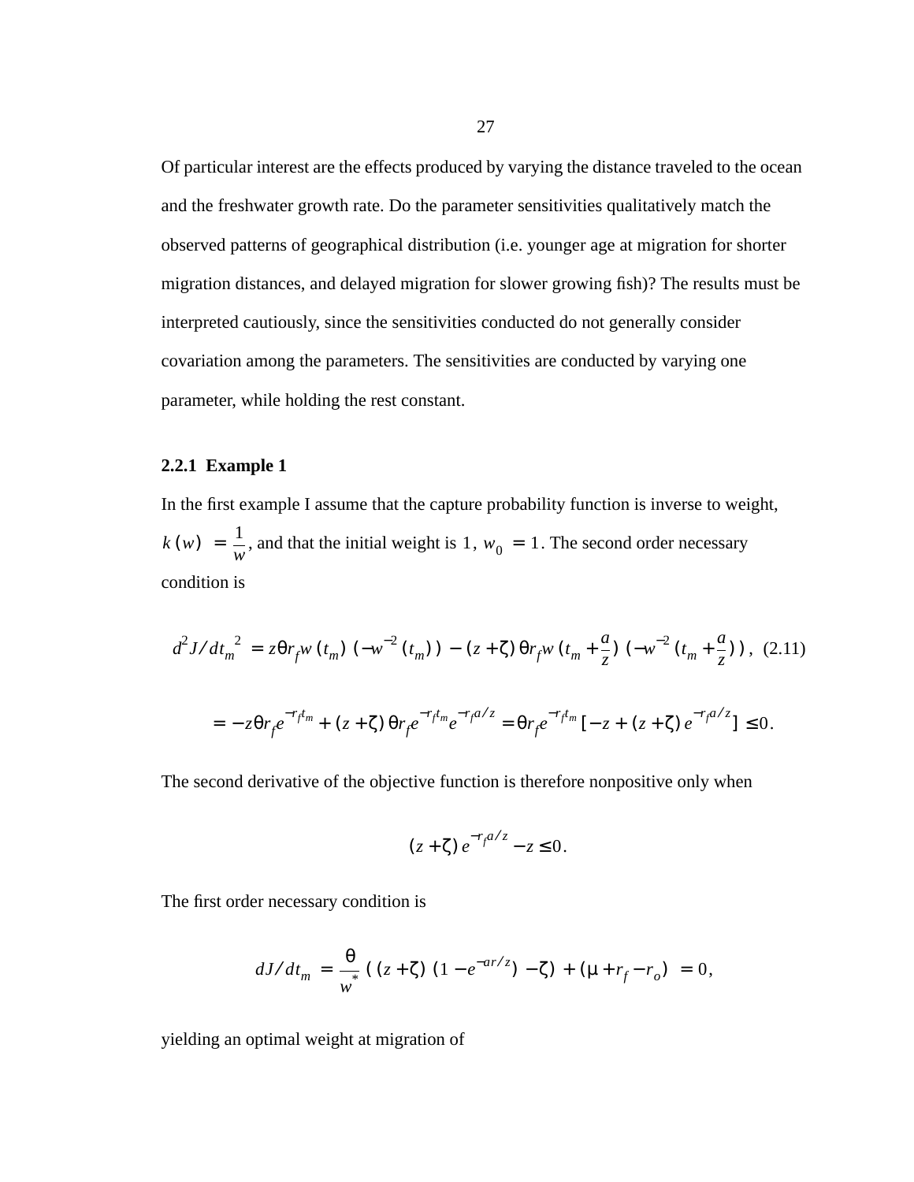Of particular interest are the effects produced by varying the distance traveled to the ocean and the freshwater growth rate. Do the parameter sensitivities qualitatively match the observed patterns of geographical distribution (i.e. younger age at migration for shorter migration distances, and delayed migration for slower growing fish)? The results must be interpreted cautiously, since the sensitivities conducted do not generally consider covariation among the parameters. The sensitivities are conducted by varying one parameter, while holding the rest constant.

### 2.2.1 Example 1

In the first example I assume that the capture probability function is inverse to weight, $k(w) = \frac{1}{w}$, and that the initial weight is $1$, $w_0 = 1$. The second order necessary condition is

$$d^2J/dt_m^{\ 2} = z\theta r_f w(t_m)(-w^{-2}(t_m)) - (z+\zeta)\theta r_f w\left(t_m + \frac{a}{z}\right)\left(-w^{-2}\left(t_m + \frac{a}{z}\right)\right), \quad (2.11)$$

$$= -z\theta r_f e^{-r_f t_m} + (z+\zeta)\theta r_f e^{-r_f t_m} e^{-r_f a/z} = \theta r_f e^{-r_f t_m}\left[-z + (z+\zeta)e^{-r_f a/z}\right] \le 0.$$

The second derivative of the objective function is therefore nonpositive only when

$$(z+\zeta)e^{-r_f a/z} - z \le 0.$$

The first order necessary condition is

$$dJ/dt_m = \frac{\theta}{w^*}\left((z+\zeta)(1-e^{-ar/z}) - \zeta\right) + (\mu + r_f - r_o) = 0,$$

yielding an optimal weight at migration of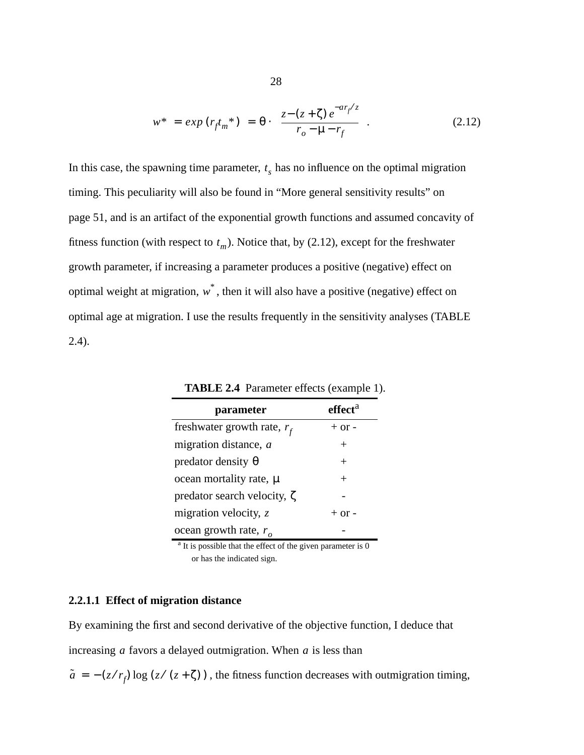$$w^* = exp(r_f t_m^*) = \theta \cdot \frac{z - (z + \zeta) e^{-a r_f / z}}{r_o - \mu - r_f} \quad . \tag{2.12}$$

In this case, the spawning time parameter, $t_s$ has no influence on the optimal migration timing. This peculiarity will also be found in "More general sensitivity results" on page 51, and is an artifact of the exponential growth functions and assumed concavity of fitness function (with respect to $t_m$). Notice that, by (2.12), except for the freshwater growth parameter, if increasing a parameter produces a positive (negative) effect on optimal weight at migration, $w^*$, then it will also have a positive (negative) effect on optimal age at migration. I use the results frequently in the sensitivity analyses (TABLE 2.4).

**TABLE 2.4** Parameter effects (example 1).

| parameter | effect[a] |
|---|---|
| freshwater growth rate, $r_f$ | + or - |
| migration distance, $a$ | + |
| predator density $\theta$ | + |
| ocean mortality rate, $\mu$ | + |
| predator search velocity, $\zeta$ | - |
| migration velocity, $z$ | + or - |
| ocean growth rate, $r_o$ | - |

[a] It is possible that the effect of the given parameter is 0 or has the indicated sign.

#### 2.2.1.1 Effect of migration distance

By examining the first and second derivative of the objective function, I deduce that increasing $a$ favors a delayed outmigration. When $a$ is less than $\tilde{a} = -(z/r_f) \log(z/(z + \zeta))$, the fitness function decreases with outmigration timing,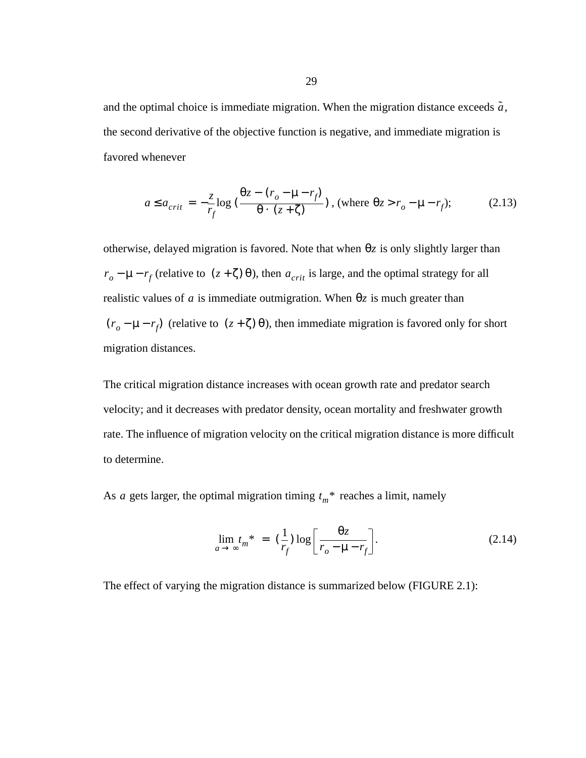and the optimal choice is immediate migration. When the migration distance exceeds $\tilde{a}$, the second derivative of the objective function is negative, and immediate migration is favored whenever

$$a \le a_{crit} = -\frac{z}{r_f} \log \left( \frac{\theta z - (r_o - \mu - r_f)}{\theta \cdot (z + \zeta)} \right), \text{ (where } \theta z > r_o - \mu - r_f\text{);} \tag{2.13}$$

otherwise, delayed migration is favored. Note that when $\theta z$ is only slightly larger than $r_o - \mu - r_f$ (relative to $(z + \zeta)\theta$), then $a_{crit}$ is large, and the optimal strategy for all realistic values of $a$ is immediate outmigration. When $\theta z$ is much greater than $(r_o - \mu - r_f)$ (relative to $(z + \zeta)\theta$), then immediate migration is favored only for short migration distances.

The critical migration distance increases with ocean growth rate and predator search velocity; and it decreases with predator density, ocean mortality and freshwater growth rate. The influence of migration velocity on the critical migration distance is more difficult to determine.

As $a$ gets larger, the optimal migration timing $t_m{}^*$ reaches a limit, namely

$$\lim_{a \to \infty} t_m{}^* = \left(\frac{1}{r_f}\right) \log \left[ \frac{\theta z}{r_o - \mu - r_f} \right]. \tag{2.14}$$

The effect of varying the migration distance is summarized below (FIGURE 2.1):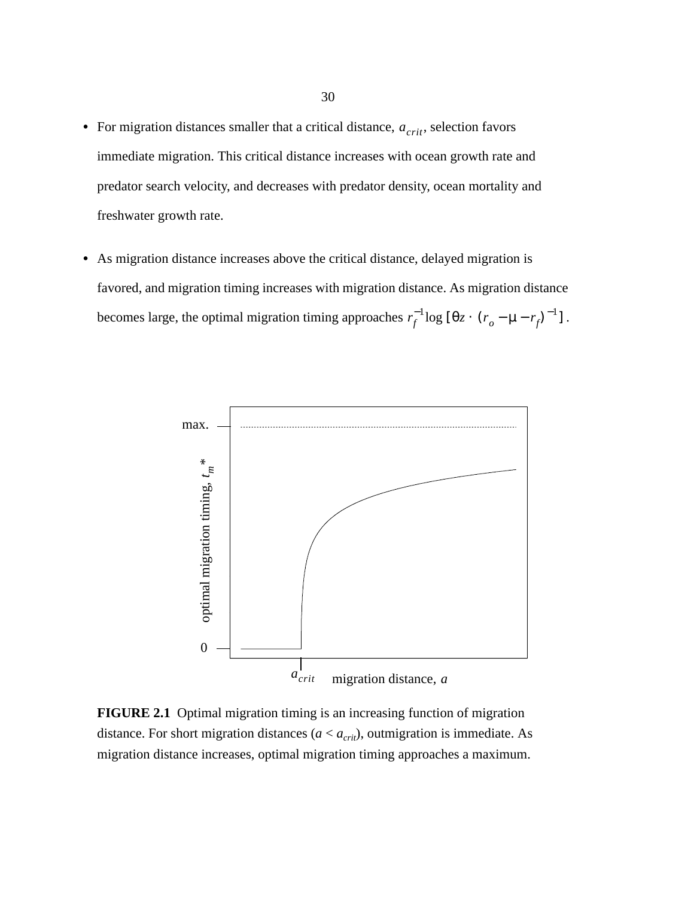- For migration distances smaller that a critical distance, $a_{crit}$, selection favors immediate migration. This critical distance increases with ocean growth rate and predator search velocity, and decreases with predator density, ocean mortality and freshwater growth rate.

- As migration distance increases above the critical distance, delayed migration is favored, and migration timing increases with migration distance. As migration distance becomes large, the optimal migration timing approaches $r_f^{-1} \log [\theta z \cdot (r_o - \mu - r_f)^{-1}]$.

**FIGURE 2.1** Optimal migration timing is an increasing function of migration distance. For short migration distances ($a < a_{crit}$), outmigration is immediate. As migration distance increases, optimal migration timing approaches a maximum.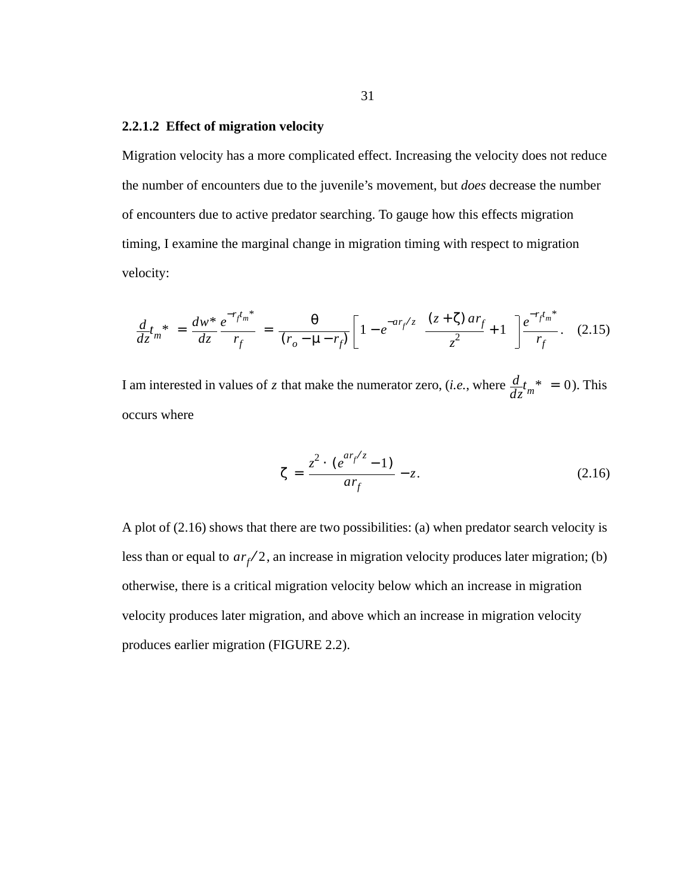### 2.2.1.2 Effect of migration velocity

Migration velocity has a more complicated effect. Increasing the velocity does not reduce the number of encounters due to the juvenile's movement, but *does* decrease the number of encounters due to active predator searching. To gauge how this effects migration timing, I examine the marginal change in migration timing with respect to migration velocity:

$$\frac{d}{dz}t_m{}^* = \frac{dw^*}{dz}\frac{e^{-r_f t_m{}^*}}{r_f} = \frac{\theta}{(r_o - \mu - r_f)}\left[1 - e^{-ar_f/z}\left(\frac{(z+\zeta)\,ar_f}{z^2} + 1\right)\right]\frac{e^{-r_f t_m{}^*}}{r_f}. \quad (2.15)$$

I am interested in values of $z$ that make the numerator zero, (*i.e.*, where $\frac{d}{dz}t_m{}^* = 0$). This occurs where

$$\zeta = \frac{z^2 \cdot (e^{ar_f/z} - 1)}{ar_f} - z. \quad (2.16)$$

A plot of (2.16) shows that there are two possibilities: (a) when predator search velocity is less than or equal to $ar_f/2$, an increase in migration velocity produces later migration; (b) otherwise, there is a critical migration velocity below which an increase in migration velocity produces later migration, and above which an increase in migration velocity produces earlier migration (FIGURE 2.2).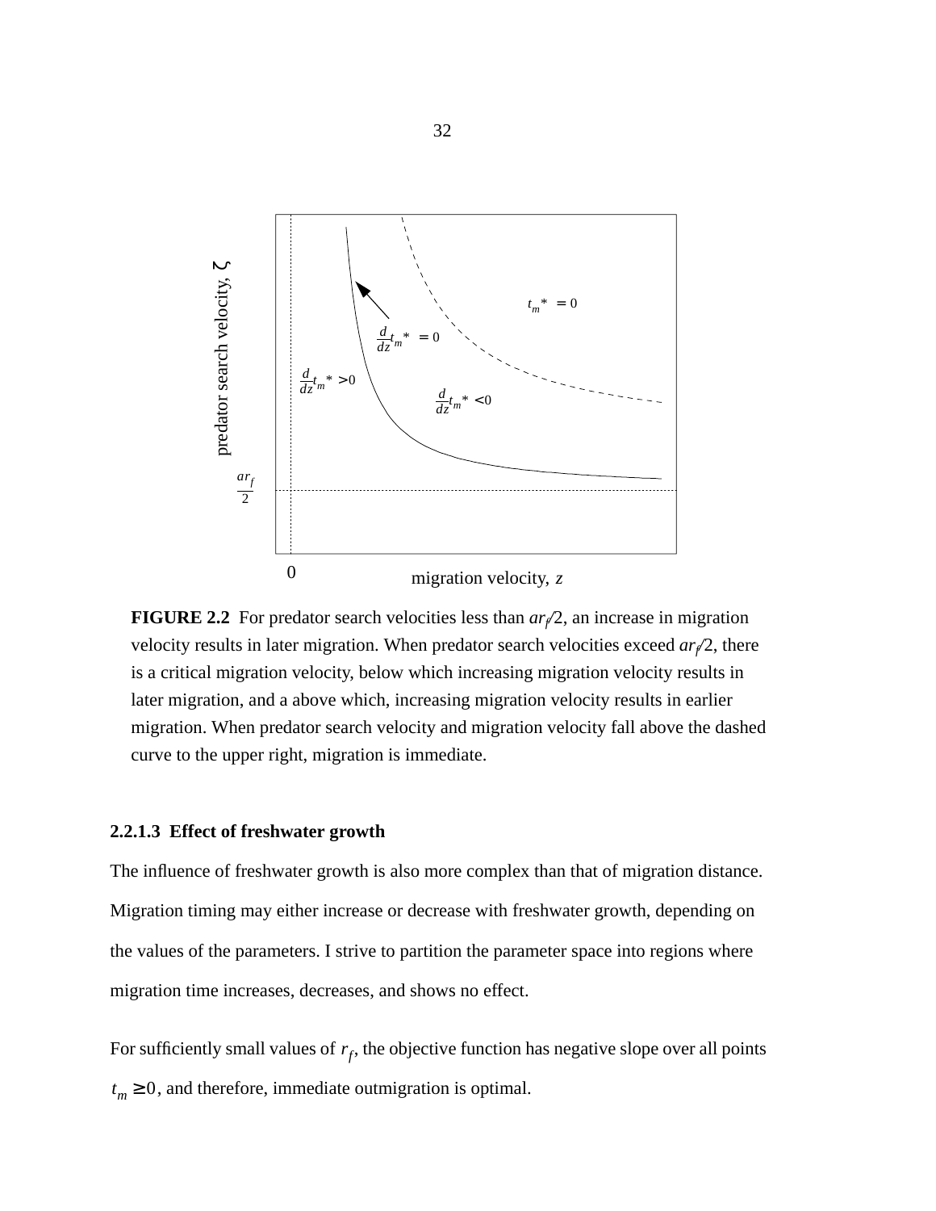**FIGURE 2.2** For predator search velocities less than $ar_f/2$, an increase in migration velocity results in later migration. When predator search velocities exceed $ar_f/2$, there is a critical migration velocity, below which increasing migration velocity results in later migration, and a above which, increasing migration velocity results in earlier migration. When predator search velocity and migration velocity fall above the dashed curve to the upper right, migration is immediate.

#### 2.2.1.3 Effect of freshwater growth

The influence of freshwater growth is also more complex than that of migration distance. Migration timing may either increase or decrease with freshwater growth, depending on the values of the parameters. I strive to partition the parameter space into regions where migration time increases, decreases, and shows no effect.

For sufficiently small values of $r_f$, the objective function has negative slope over all points $t_m \geq 0$, and therefore, immediate outmigration is optimal.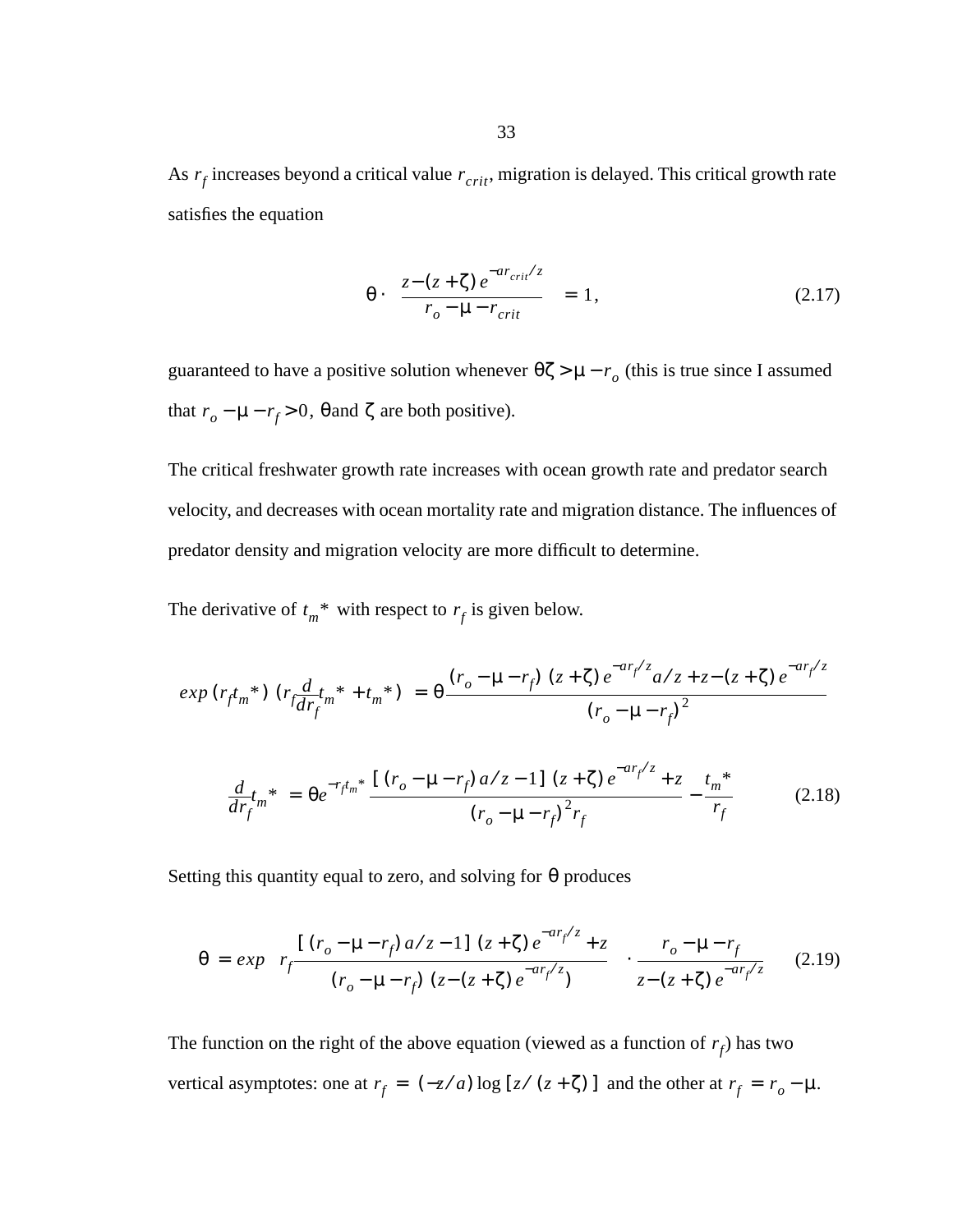As $r_f$ increases beyond a critical value $r_{crit}$, migration is delayed. This critical growth rate satisfies the equation

$$\theta \cdot \left( \frac{z-(z+\zeta)\,e^{-ar_{crit}/z}}{r_o-\mu-r_{crit}} \right) = 1, \tag{2.17}$$

guaranteed to have a positive solution whenever $\theta\zeta > \mu - r_o$ (this is true since I assumed that $r_o - \mu - r_f > 0$, $\theta$ and $\zeta$ are both positive).

The critical freshwater growth rate increases with ocean growth rate and predator search velocity, and decreases with ocean mortality rate and migration distance. The influences of predator density and migration velocity are more difficult to determine.

The derivative of $t_m{}^*$ with respect to $r_f$ is given below.

$$exp\,(r_f t_m{}^*)\,\left(r_f \frac{d}{dr_f} t_m{}^* + t_m{}^*\right) = \theta \frac{(r_o-\mu-r_f)\,(z+\zeta)\,e^{-ar_f/z}a/z + z - (z+\zeta)\,e^{-ar_f/z}}{(r_o-\mu-r_f)^2}$$

$$\frac{d}{dr_f} t_m{}^* = \theta e^{-r_f t_m{}^*} \frac{[\,(r_o-\mu-r_f)\,a/z-1\,]\,(z+\zeta)\,e^{-ar_f/z}+z}{(r_o-\mu-r_f)^2 r_f} - \frac{t_m{}^*}{r_f} \tag{2.18}$$

Setting this quantity equal to zero, and solving for $\theta$ produces

$$\theta = exp\left( r_f \frac{[\,(r_o-\mu-r_f)\,a/z-1\,]\,(z+\zeta)\,e^{-ar_f/z}+z}{(r_o-\mu-r_f)\,(z-(z+\zeta)\,e^{-ar_f/z})} \right) \cdot \frac{r_o-\mu-r_f}{z-(z+\zeta)\,e^{-ar_f/z}} \tag{2.19}$$

The function on the right of the above equation (viewed as a function of $r_f$) has two vertical asymptotes: one at $r_f = (-z/a)\log[z/(z+\zeta)]$ and the other at $r_f = r_o - \mu$.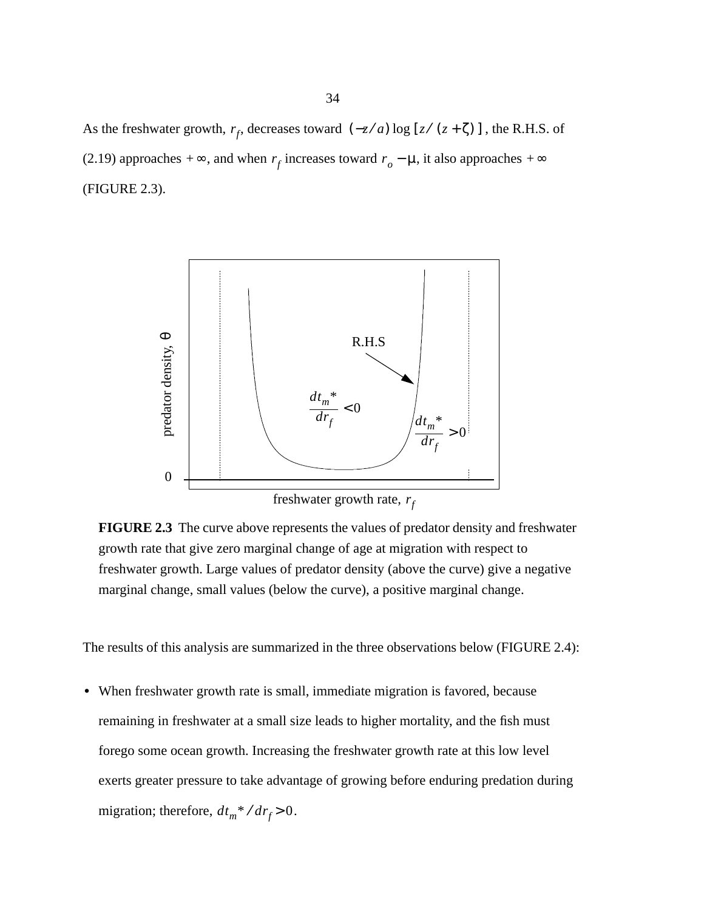As the freshwater growth, $r_f$, decreases toward $(-z/a)\log[z/(z+\zeta)]$, the R.H.S. of (2.19) approaches $+\infty$, and when $r_f$ increases toward $r_o - \mu$, it also approaches $+\infty$ (FIGURE 2.3).

**FIGURE 2.3** The curve above represents the values of predator density and freshwater growth rate that give zero marginal change of age at migration with respect to freshwater growth. Large values of predator density (above the curve) give a negative marginal change, small values (below the curve), a positive marginal change.

The results of this analysis are summarized in the three observations below (FIGURE 2.4):

- When freshwater growth rate is small, immediate migration is favored, because remaining in freshwater at a small size leads to higher mortality, and the fish must forego some ocean growth. Increasing the freshwater growth rate at this low level exerts greater pressure to take advantage of growing before enduring predation during migration; therefore, $dt_m^*/dr_f > 0$.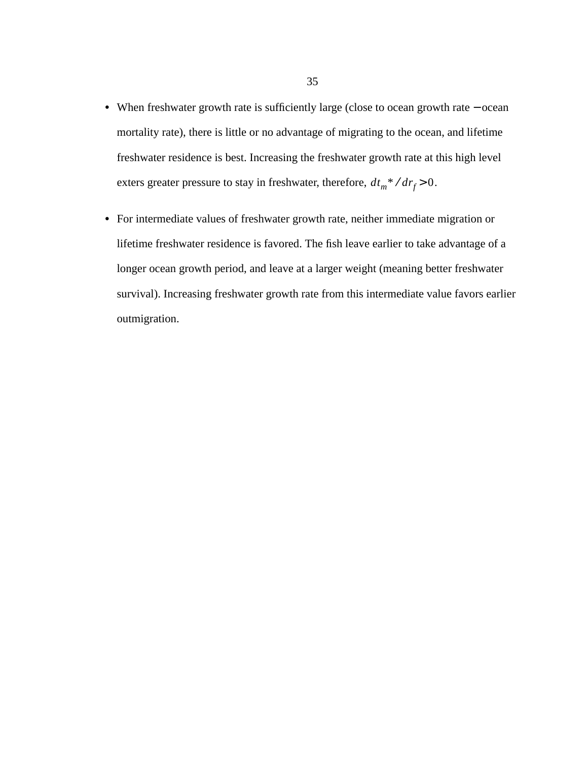- When freshwater growth rate is sufficiently large (close to ocean growth rate − ocean mortality rate), there is little or no advantage of migrating to the ocean, and lifetime freshwater residence is best. Increasing the freshwater growth rate at this high level exters greater pressure to stay in freshwater, therefore, $dt_m{}^* / dr_f > 0$.

- For intermediate values of freshwater growth rate, neither immediate migration or lifetime freshwater residence is favored. The fish leave earlier to take advantage of a longer ocean growth period, and leave at a larger weight (meaning better freshwater survival). Increasing freshwater growth rate from this intermediate value favors earlier outmigration.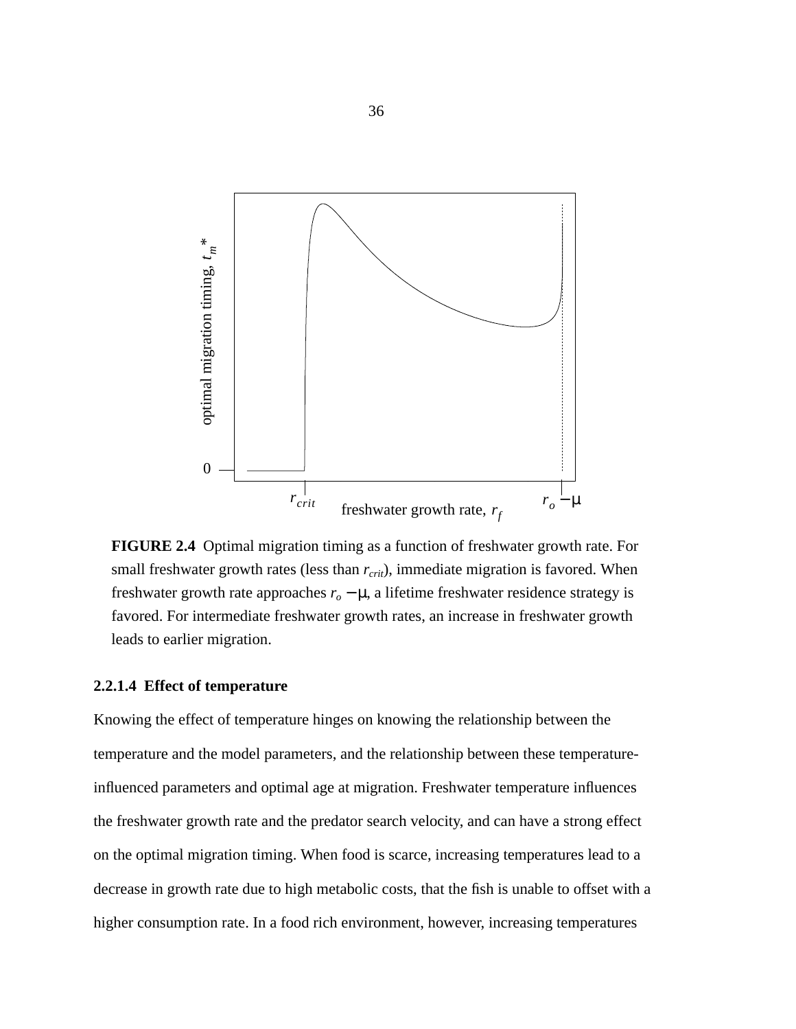**FIGURE 2.4** Optimal migration timing as a function of freshwater growth rate. For small freshwater growth rates (less than $r_{crit}$), immediate migration is favored. When freshwater growth rate approaches $r_o - \mu$, a lifetime freshwater residence strategy is favored. For intermediate freshwater growth rates, an increase in freshwater growth leads to earlier migration.

#### 2.2.1.4 Effect of temperature

Knowing the effect of temperature hinges on knowing the relationship between the temperature and the model parameters, and the relationship between these temperature-influenced parameters and optimal age at migration. Freshwater temperature influences the freshwater growth rate and the predator search velocity, and can have a strong effect on the optimal migration timing. When food is scarce, increasing temperatures lead to a decrease in growth rate due to high metabolic costs, that the fish is unable to offset with a higher consumption rate. In a food rich environment, however, increasing temperatures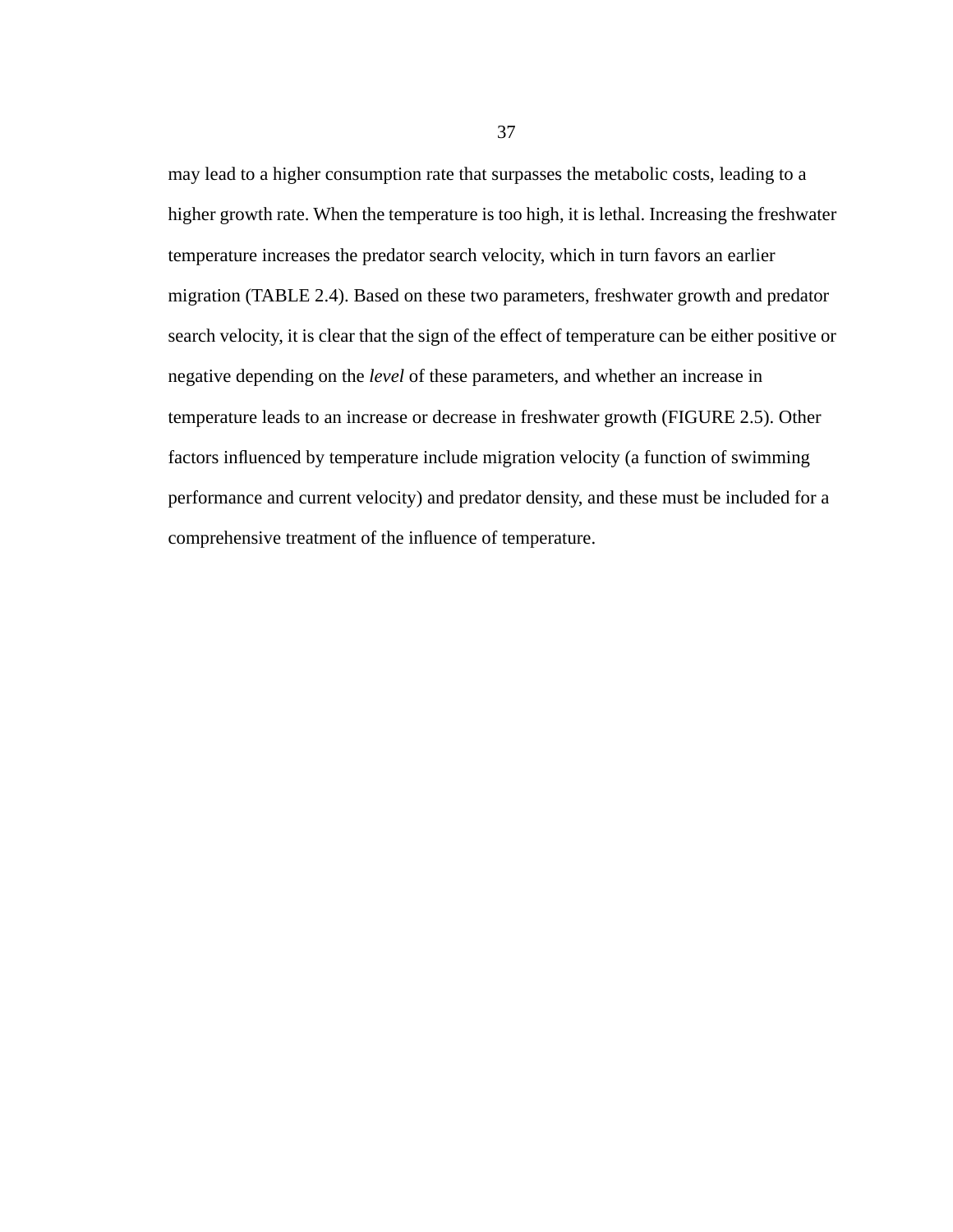may lead to a higher consumption rate that surpasses the metabolic costs, leading to a higher growth rate. When the temperature is too high, it is lethal. Increasing the freshwater temperature increases the predator search velocity, which in turn favors an earlier migration (TABLE 2.4). Based on these two parameters, freshwater growth and predator search velocity, it is clear that the sign of the effect of temperature can be either positive or negative depending on the *level* of these parameters, and whether an increase in temperature leads to an increase or decrease in freshwater growth (FIGURE 2.5). Other factors influenced by temperature include migration velocity (a function of swimming performance and current velocity) and predator density, and these must be included for a comprehensive treatment of the influence of temperature.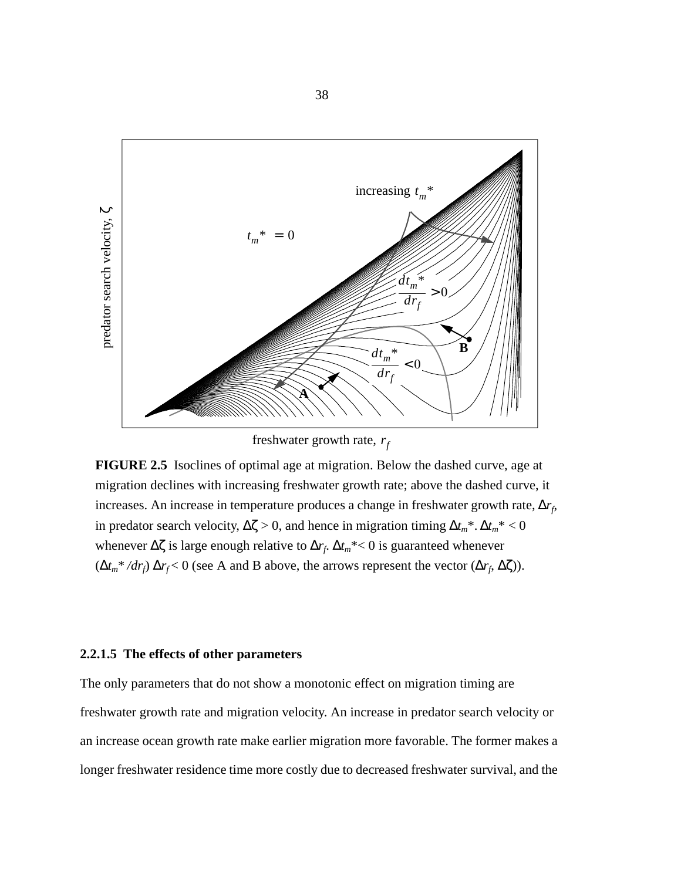**FIGURE 2.5** Isoclines of optimal age at migration. Below the dashed curve, age at migration declines with increasing freshwater growth rate; above the dashed curve, it increases. An increase in temperature produces a change in freshwater growth rate, $\Delta r_f$, in predator search velocity, $\Delta\zeta > 0$, and hence in migration timing $\Delta t_m$*. $\Delta t_m$* $< 0$ whenever $\Delta\zeta$ is large enough relative to $\Delta r_f$. $\Delta t_m$*$< 0$ is guaranteed whenever ($\Delta t_m$* $/dr_f$) $\Delta r_f < 0$ (see A and B above, the arrows represent the vector ($\Delta r_f$, $\Delta\zeta$)).

#### 2.2.1.5 The effects of other parameters

The only parameters that do not show a monotonic effect on migration timing are freshwater growth rate and migration velocity. An increase in predator search velocity or an increase ocean growth rate make earlier migration more favorable. The former makes a longer freshwater residence time more costly due to decreased freshwater survival, and the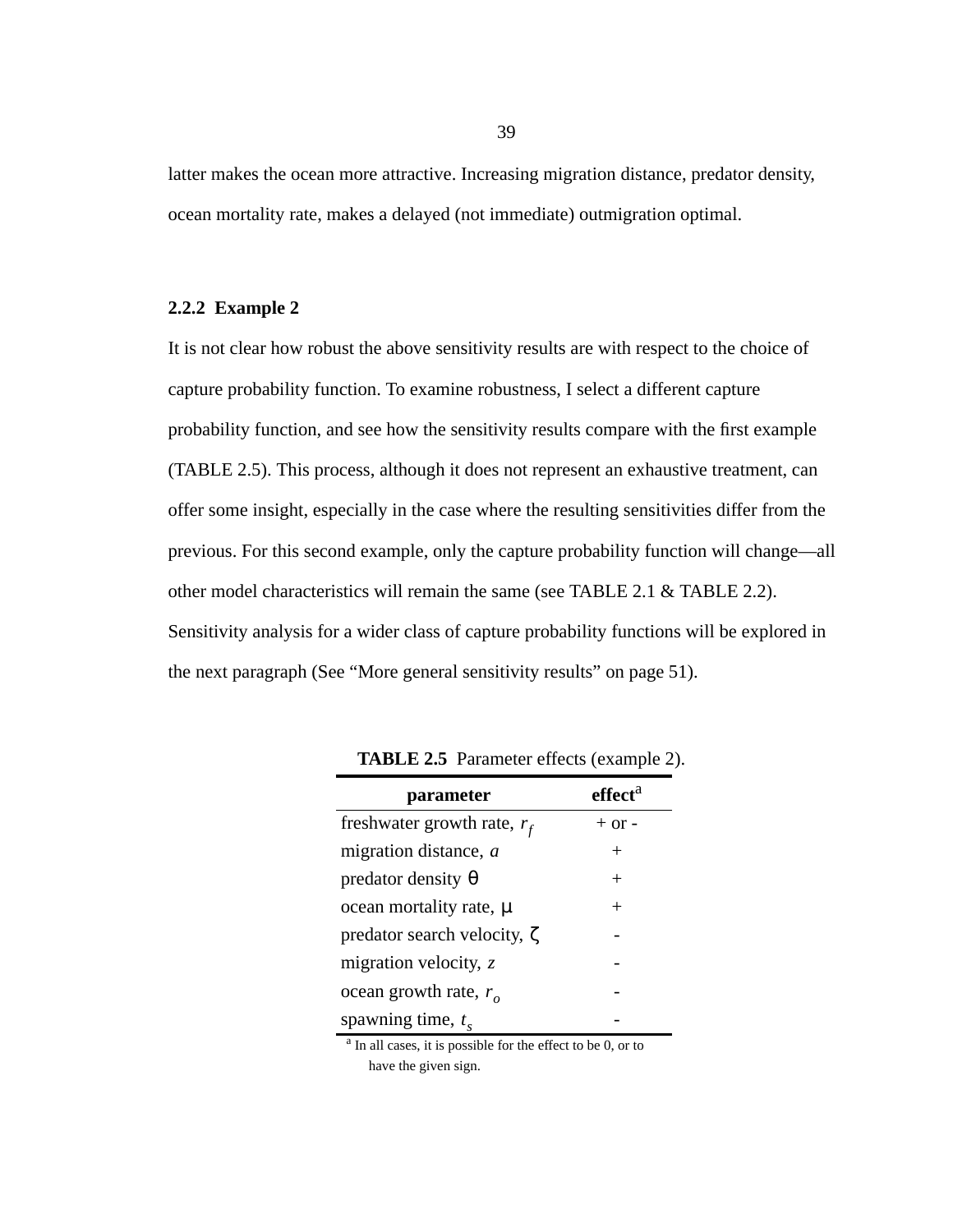latter makes the ocean more attractive. Increasing migration distance, predator density, ocean mortality rate, makes a delayed (not immediate) outmigration optimal.

### 2.2.2 Example 2

It is not clear how robust the above sensitivity results are with respect to the choice of capture probability function. To examine robustness, I select a different capture probability function, and see how the sensitivity results compare with the first example (TABLE 2.5). This process, although it does not represent an exhaustive treatment, can offer some insight, especially in the case where the resulting sensitivities differ from the previous. For this second example, only the capture probability function will change—all other model characteristics will remain the same (see TABLE 2.1 & TABLE 2.2). Sensitivity analysis for a wider class of capture probability functions will be explored in the next paragraph (See “More general sensitivity results” on page 51).

**TABLE 2.5** Parameter effects (example 2).

| parameter | effect[a] |
|---|---|
| freshwater growth rate, $r_f$ | + or - |
| migration distance, $a$ | + |
| predator density $\theta$ | + |
| ocean mortality rate, $\mu$ | + |
| predator search velocity, $\zeta$ | - |
| migration velocity, $z$ | - |
| ocean growth rate, $r_o$ | - |
| spawning time, $t_s$ | - |

[a] In all cases, it is possible for the effect to be 0, or to have the given sign.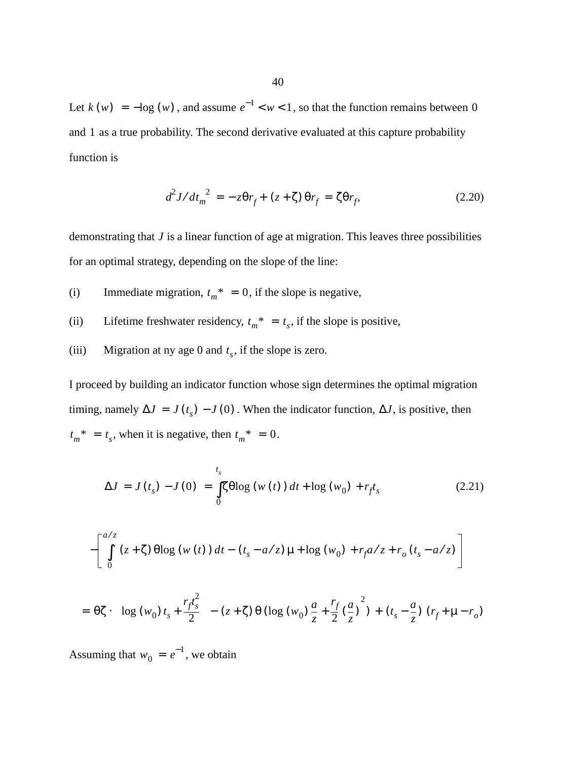Let $k(w) = -\log(w)$, and assume $e^{-1} < w < 1$, so that the function remains between 0 and 1 as a true probability. The second derivative evaluated at this capture probability function is

$$d^2J/dt_m{}^2 = -z\theta r_f + (z+\zeta)\theta r_f = \zeta\theta r_f, \tag{2.20}$$

demonstrating that $J$ is a linear function of age at migration. This leaves three possibilities for an optimal strategy, depending on the slope of the line:

(i) Immediate migration, $t_m{}^* = 0$, if the slope is negative,

(ii) Lifetime freshwater residency, $t_m{}^* = t_s$, if the slope is positive,

(iii) Migration at ny age 0 and $t_s$, if the slope is zero.

I proceed by building an indicator function whose sign determines the optimal migration timing, namely $\Delta J = J(t_s) - J(0)$. When the indicator function, $\Delta J$, is positive, then $t_m{}^* = t_s$, when it is negative, then $t_m{}^* = 0$.

$$\Delta J = J(t_s) - J(0) = \int_0^{t_s} \zeta\theta \log(w(t))\,dt + \log(w_0) + r_f t_s \tag{2.21}$$

$$-\left[\int_0^{a/z} (z+\zeta)\theta \log(w(t))\,dt - (t_s - a/z)\mu + \log(w_0) + r_f a/z + r_o(t_s - a/z)\right]$$

$$= \theta\zeta \cdot \left(\log(w_0)t_s + \frac{r_f t_s^2}{2}\right) - (z+\zeta)\theta\left(\log(w_0)\frac{a}{z} + \frac{r_f}{2}\left(\frac{a}{z}\right)^2\right) + \left(t_s - \frac{a}{z}\right)(r_f + \mu - r_o)$$

Assuming that $w_0 = e^{-1}$, we obtain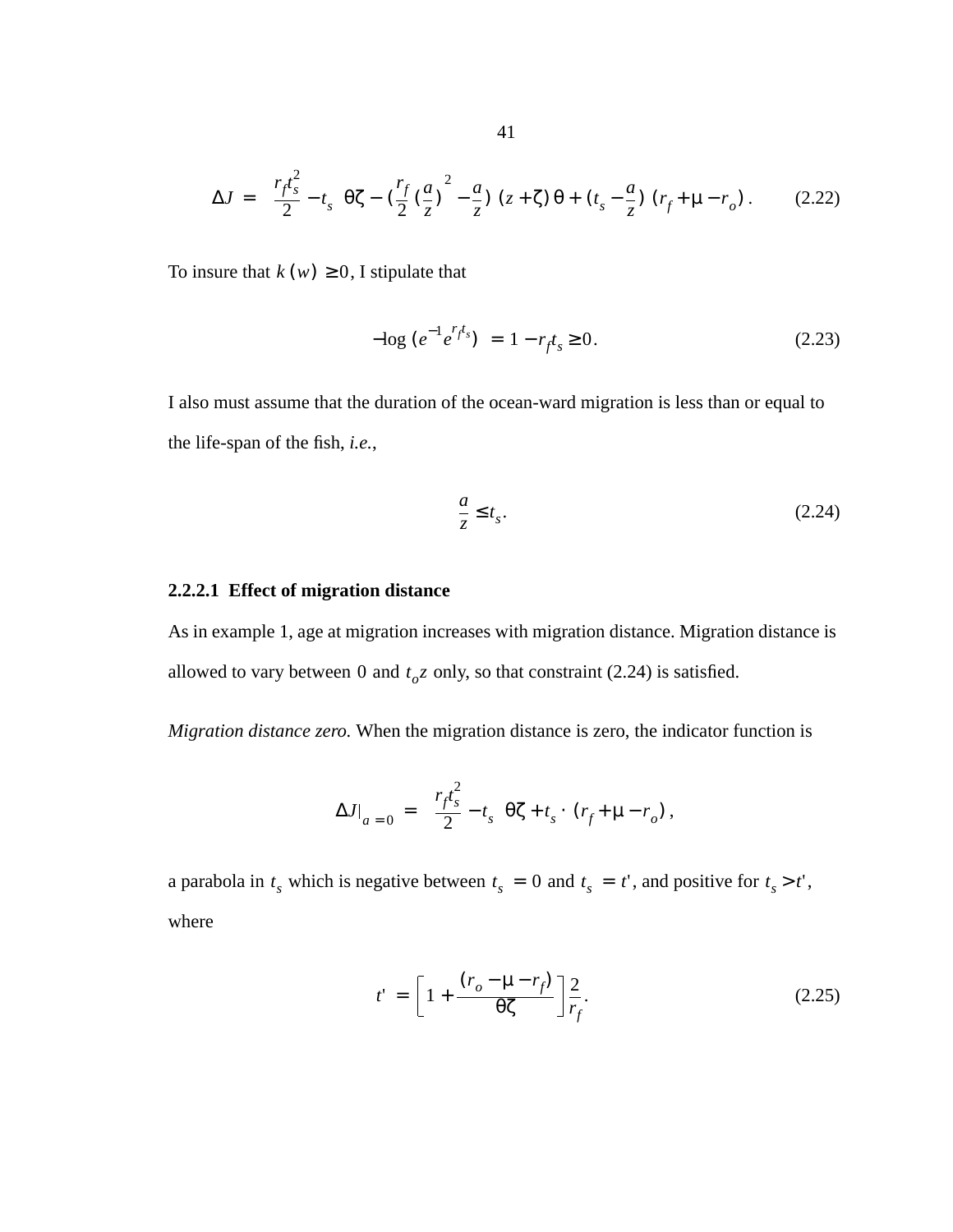$$\Delta J = \left(\frac{r_f t_s^2}{2} - t_s\right)\theta\zeta - \left(\frac{r_f}{2}\left(\frac{a}{z}\right)^2 - \frac{a}{z}\right)(z+\zeta)\theta + \left(t_s - \frac{a}{z}\right)(r_f + \mu - r_o)\,. \qquad (2.22)$$

To insure that $k(w) \geq 0$, I stipulate that

$$-\log\left(e^{-1}e^{r_f t_s}\right) = 1 - r_f t_s \geq 0\,. \qquad (2.23)$$

I also must assume that the duration of the ocean-ward migration is less than or equal to the life-span of the fish, *i.e.*,

$$\frac{a}{z} \leq t_s\,. \qquad (2.24)$$

#### 2.2.2.1 Effect of migration distance

As in example 1, age at migration increases with migration distance. Migration distance is allowed to vary between $0$ and $t_o z$ only, so that constraint (2.24) is satisfied.

*Migration distance zero.* When the migration distance is zero, the indicator function is

$$\Delta J|_{a=0} = \left(\frac{r_f t_s^2}{2} - t_s\right)\theta\zeta + t_s \cdot (r_f + \mu - r_o)\,,$$

a parabola in $t_s$ which is negative between $t_s = 0$ and $t_s = t'$, and positive for $t_s > t'$, where

$$t' = \left[1 + \frac{(r_o - \mu - r_f)}{\theta\zeta}\right]\frac{2}{r_f}\,. \qquad (2.25)$$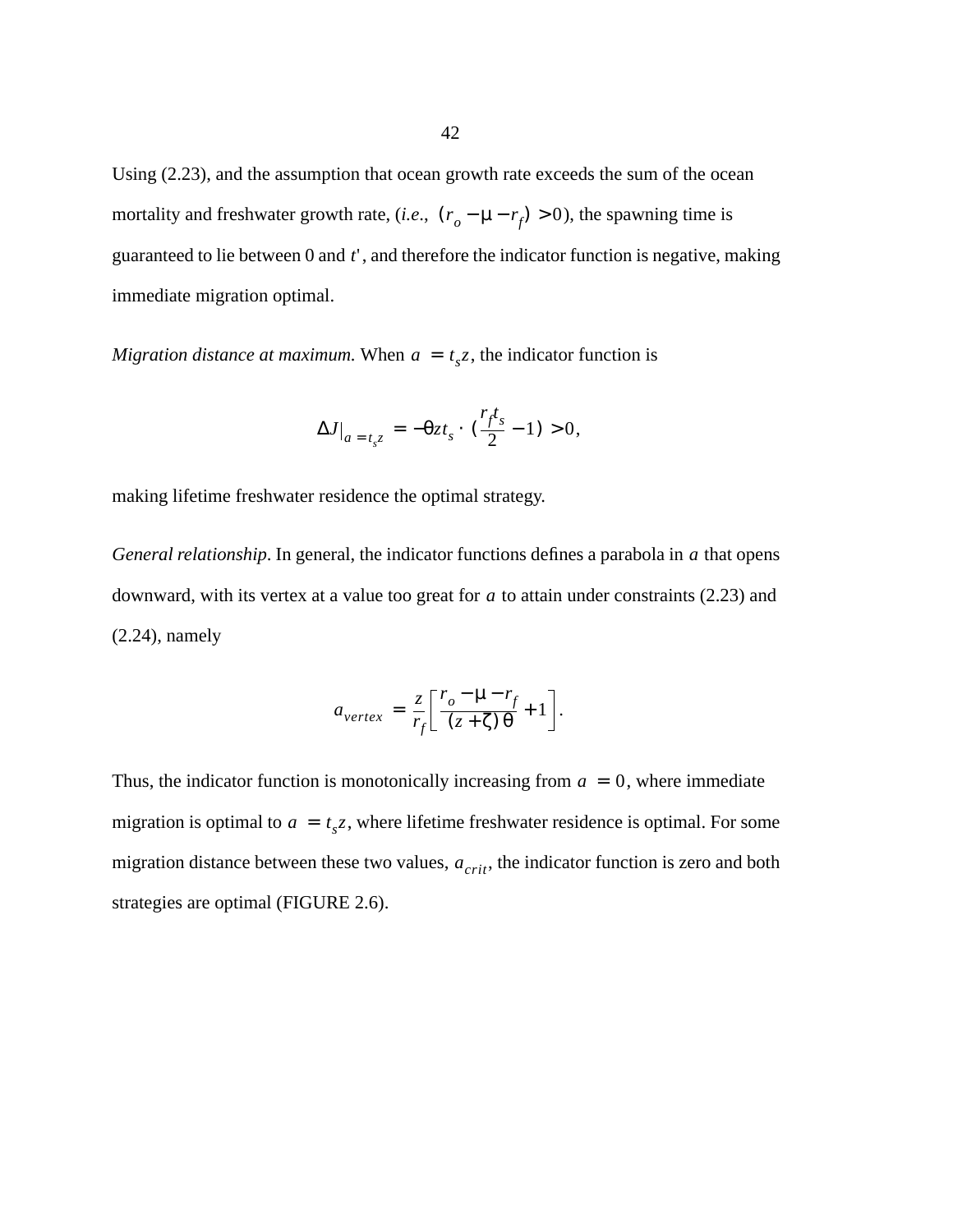Using (2.23), and the assumption that ocean growth rate exceeds the sum of the ocean mortality and freshwater growth rate, (*i.e.*, $(r_o - \mu - r_f) > 0$), the spawning time is guaranteed to lie between 0 and $t'$, and therefore the indicator function is negative, making immediate migration optimal.

*Migration distance at maximum.* When $a = t_s z$, the indicator function is

$$\Delta J|_{a = t_s z} = -\theta z t_s \cdot \left(\frac{r_f t_s}{2} - 1\right) > 0,$$

making lifetime freshwater residence the optimal strategy.

*General relationship*. In general, the indicator functions defines a parabola in $a$ that opens downward, with its vertex at a value too great for $a$ to attain under constraints (2.23) and (2.24), namely

$$a_{vertex} = \frac{z}{r_f}\left[\frac{r_o - \mu - r_f}{(z + \zeta)\theta} + 1\right].$$

Thus, the indicator function is monotonically increasing from $a = 0$, where immediate migration is optimal to $a = t_s z$, where lifetime freshwater residence is optimal. For some migration distance between these two values, $a_{crit}$, the indicator function is zero and both strategies are optimal (FIGURE 2.6).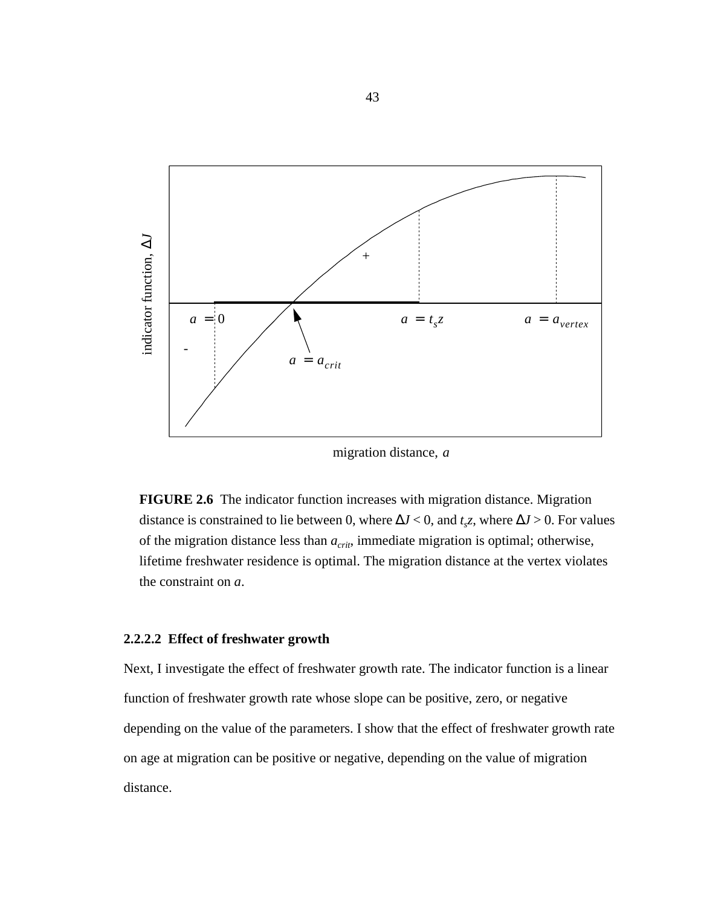**FIGURE 2.6** The indicator function increases with migration distance. Migration distance is constrained to lie between 0, where $\Delta J < 0$, and $t_s z$, where $\Delta J > 0$. For values of the migration distance less than $a_{crit}$, immediate migration is optimal; otherwise, lifetime freshwater residence is optimal. The migration distance at the vertex violates the constraint on $a$.

#### 2.2.2.2 Effect of freshwater growth

Next, I investigate the effect of freshwater growth rate. The indicator function is a linear function of freshwater growth rate whose slope can be positive, zero, or negative depending on the value of the parameters. I show that the effect of freshwater growth rate on age at migration can be positive or negative, depending on the value of migration distance.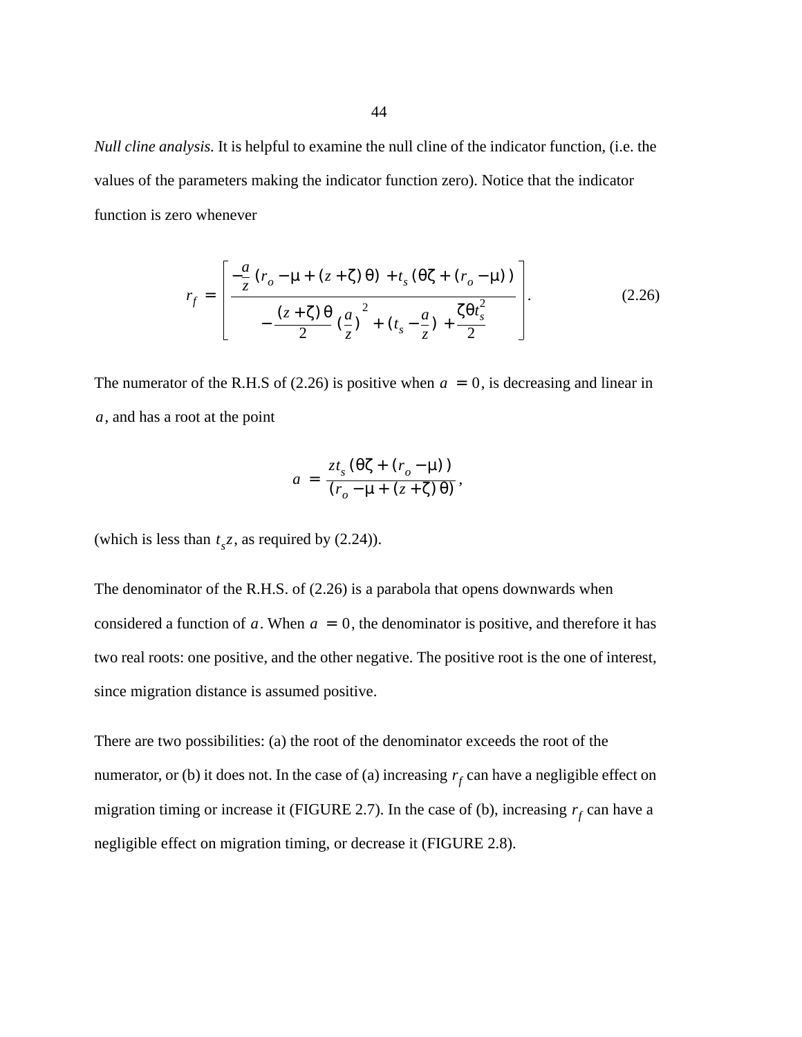*Null cline analysis.* It is helpful to examine the null cline of the indicator function, (i.e. the values of the parameters making the indicator function zero). Notice that the indicator function is zero whenever

$$r_f = \left[ \frac{-\frac{a}{z}\left(r_o - \mu + (z + \zeta)\theta\right) + t_s\left(\theta\zeta + (r_o - \mu)\right)}{-\frac{(z + \zeta)\theta}{2}\left(\frac{a}{z}\right)^2 + \left(t_s - \frac{a}{z}\right) + \frac{\zeta\theta t_s^2}{2}} \right]. \tag{2.26}$$

The numerator of the R.H.S of (2.26) is positive when $a = 0$, is decreasing and linear in $a$, and has a root at the point

$$a = \frac{z t_s\left(\theta\zeta + (r_o - \mu)\right)}{\left(r_o - \mu + (z + \zeta)\theta\right)},$$

(which is less than $t_s z$, as required by (2.24)).

The denominator of the R.H.S. of (2.26) is a parabola that opens downwards when considered a function of $a$. When $a = 0$, the denominator is positive, and therefore it has two real roots: one positive, and the other negative. The positive root is the one of interest, since migration distance is assumed positive.

There are two possibilities: (a) the root of the denominator exceeds the root of the numerator, or (b) it does not. In the case of (a) increasing $r_f$ can have a negligible effect on migration timing or increase it (FIGURE 2.7). In the case of (b), increasing $r_f$ can have a negligible effect on migration timing, or decrease it (FIGURE 2.8).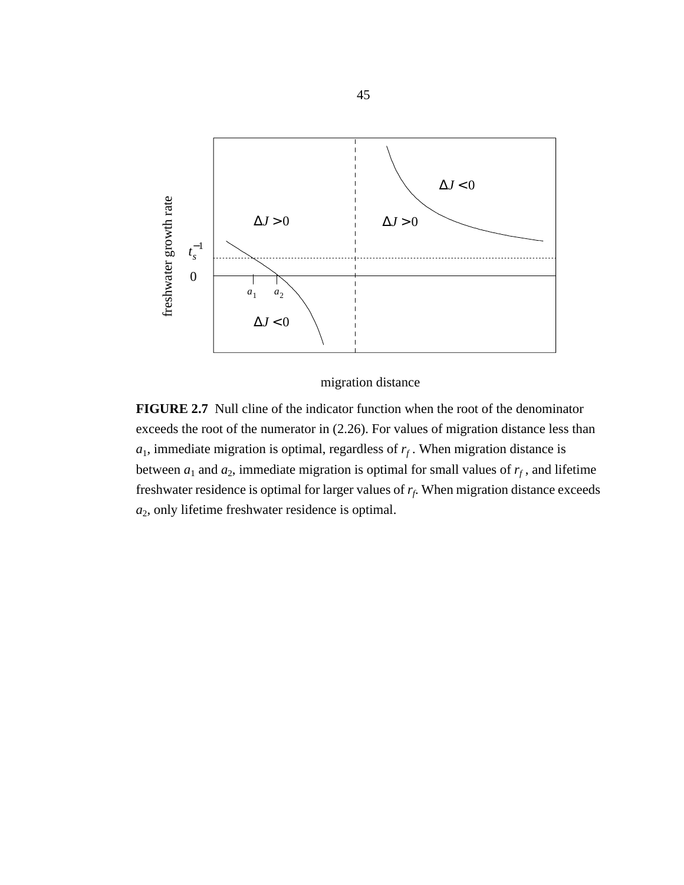FIGURE 2.7  Null cline of the indicator function when the root of the denominator exceeds the root of the numerator in (2.26). For values of migration distance less than $a_1$, immediate migration is optimal, regardless of $r_f$ . When migration distance is between $a_1$ and $a_2$, immediate migration is optimal for small values of $r_f$ , and lifetime freshwater residence is optimal for larger values of $r_f$. When migration distance exceeds $a_2$, only lifetime freshwater residence is optimal.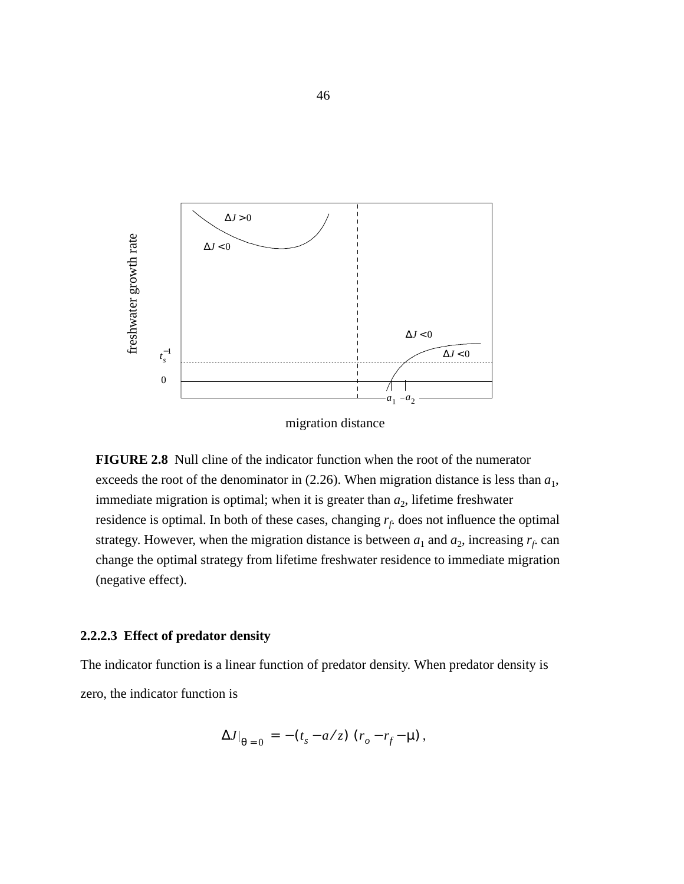**FIGURE 2.8** Null cline of the indicator function when the root of the numerator exceeds the root of the denominator in (2.26). When migration distance is less than $a_1$, immediate migration is optimal; when it is greater than $a_2$, lifetime freshwater residence is optimal. In both of these cases, changing $r_f$ does not influence the optimal strategy. However, when the migration distance is between $a_1$ and $a_2$, increasing $r_f$ can change the optimal strategy from lifetime freshwater residence to immediate migration (negative effect).

#### 2.2.2.3 Effect of predator density

The indicator function is a linear function of predator density. When predator density is zero, the indicator function is

$$\Delta J|_{\theta=0} = -(t_s - a/z)(r_o - r_f - \mu),$$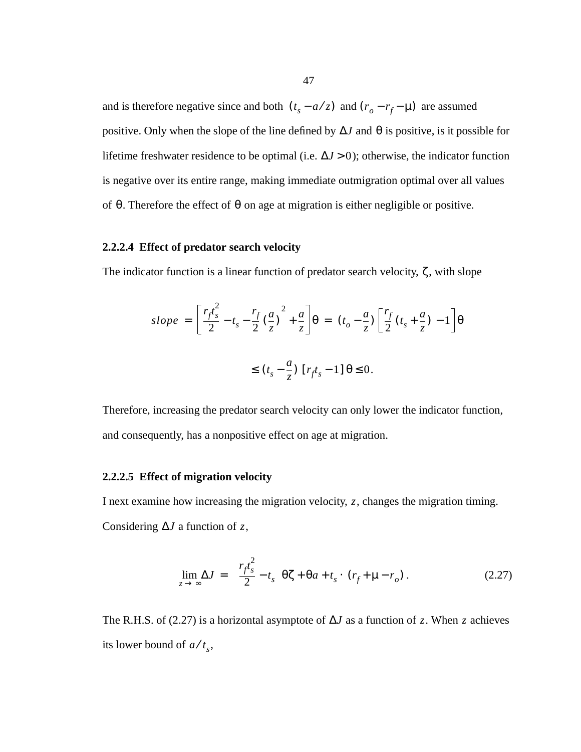and is therefore negative since and both $(t_s - a/z)$ and $(r_o - r_f - \mu)$ are assumed positive. Only when the slope of the line defined by $\Delta J$ and $\theta$ is positive, is it possible for lifetime freshwater residence to be optimal (i.e. $\Delta J > 0$); otherwise, the indicator function is negative over its entire range, making immediate outmigration optimal over all values of $\theta$. Therefore the effect of $\theta$ on age at migration is either negligible or positive.

#### 2.2.2.4 Effect of predator search velocity

The indicator function is a linear function of predator search velocity, $\zeta$, with slope

$$slope = \left[\frac{r_f t_s^2}{2} - t_s - \frac{r_f}{2}\left(\frac{a}{z}\right)^2 + \frac{a}{z}\right]\theta = \left(t_o - \frac{a}{z}\right)\left[\frac{r_f}{2}\left(t_s + \frac{a}{z}\right) - 1\right]\theta$$

$$\leq \left(t_s - \frac{a}{z}\right)[r_f t_s - 1]\theta \leq 0.$$

Therefore, increasing the predator search velocity can only lower the indicator function, and consequently, has a nonpositive effect on age at migration.

#### 2.2.2.5 Effect of migration velocity

I next examine how increasing the migration velocity, $z$, changes the migration timing. Considering $\Delta J$ a function of $z$,

$$\lim_{z \to \infty} \Delta J = \left(\frac{r_f t_s^2}{2} - t_s\right)\theta\zeta + \theta a + t_s \cdot (r_f + \mu - r_o). \tag{2.27}$$

The R.H.S. of (2.27) is a horizontal asymptote of $\Delta J$ as a function of $z$. When $z$ achieves its lower bound of $a/t_s$,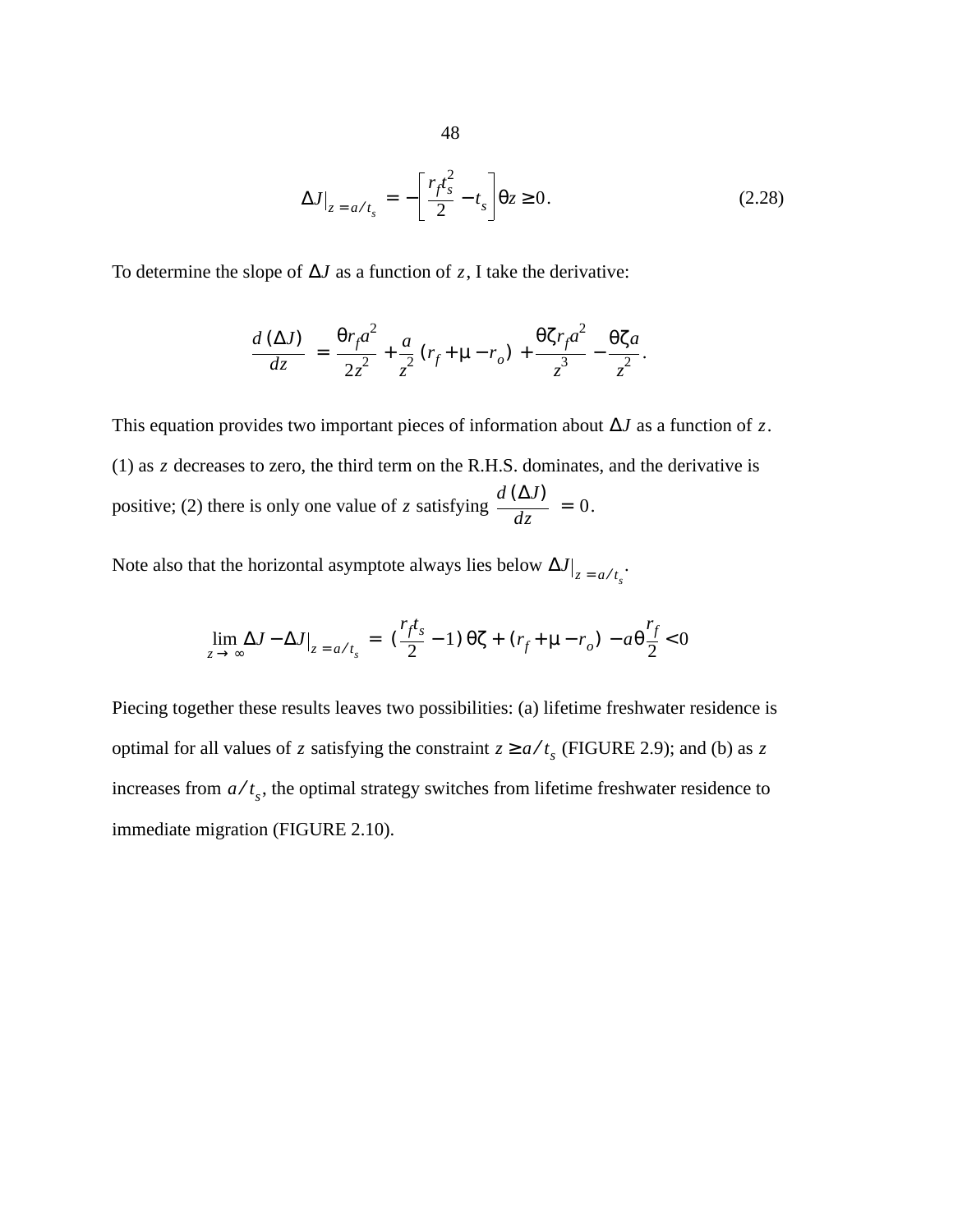$$\Delta J|_{z = a/t_s} = -\left[\frac{r_f t_s^2}{2} - t_s\right]\theta z \geq 0. \tag{2.28}$$

To determine the slope of $\Delta J$ as a function of $z$, I take the derivative:

$$\frac{d(\Delta J)}{dz} = \frac{\theta r_f a^2}{2z^2} + \frac{a}{z^2}(r_f + \mu - r_o) + \frac{\theta \zeta r_f a^2}{z^3} - \frac{\theta \zeta a}{z^2}.$$

This equation provides two important pieces of information about $\Delta J$ as a function of $z$. (1) as $z$ decreases to zero, the third term on the R.H.S. dominates, and the derivative is positive; (2) there is only one value of $z$ satisfying $\frac{d(\Delta J)}{dz} = 0$.

Note also that the horizontal asymptote always lies below $\Delta J|_{z = a/t_s}$.

$$\lim_{z \to \infty} \Delta J - \Delta J|_{z = a/t_s} = \left(\frac{r_f t_s}{2} - 1\right)\theta\zeta + (r_f + \mu - r_o) - a\theta\frac{r_f}{2} < 0$$

Piecing together these results leaves two possibilities: (a) lifetime freshwater residence is optimal for all values of $z$ satisfying the constraint $z \geq a/t_s$ (FIGURE 2.9); and (b) as $z$ increases from $a/t_s$, the optimal strategy switches from lifetime freshwater residence to immediate migration (FIGURE 2.10).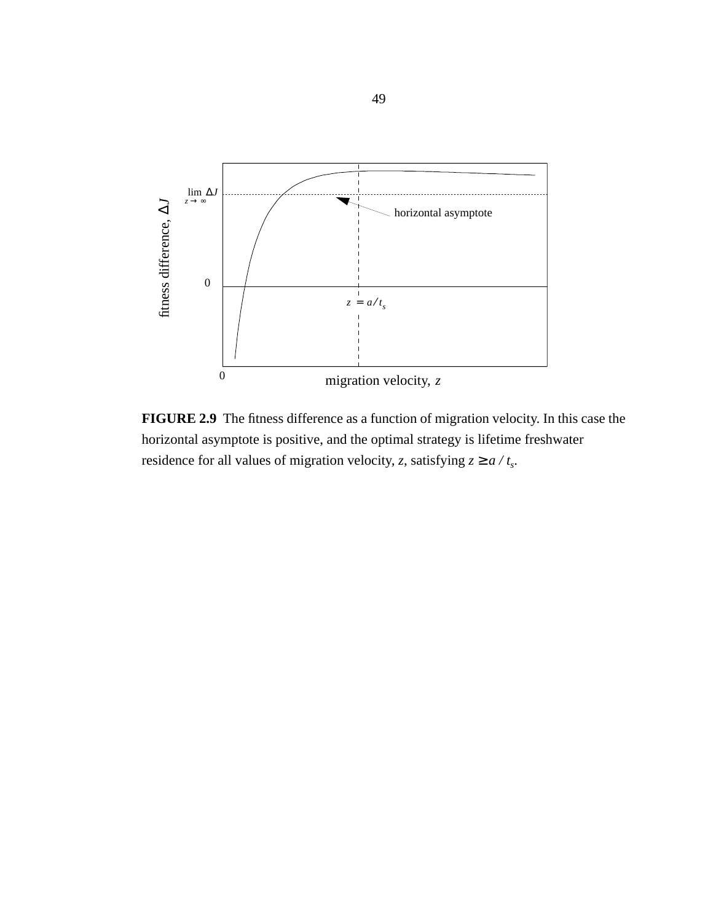FIGURE 2.9 The fitness difference as a function of migration velocity. In this case the horizontal asymptote is positive, and the optimal strategy is lifetime freshwater residence for all values of migration velocity, $z$, satisfying $z \geq a / t_s$.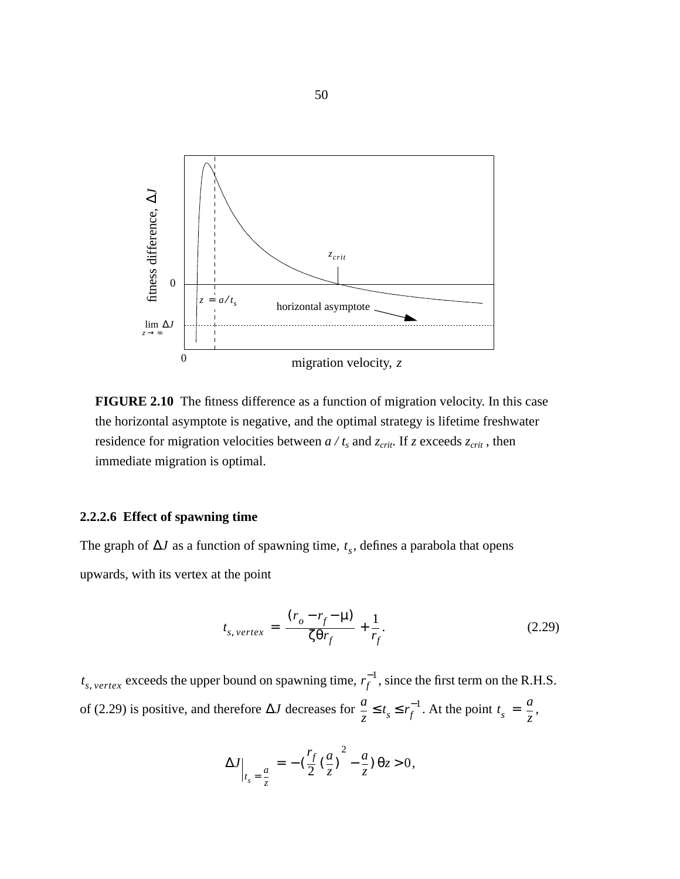FIGURE 2.10 The fitness difference as a function of migration velocity. In this case the horizontal asymptote is negative, and the optimal strategy is lifetime freshwater residence for migration velocities between $a / t_s$ and $z_{crit}$. If $z$ exceeds $z_{crit}$, then immediate migration is optimal.

#### 2.2.2.6 Effect of spawning time

The graph of $\Delta J$ as a function of spawning time, $t_s$, defines a parabola that opens upwards, with its vertex at the point

$$t_{s,\,vertex} = \frac{(r_o - r_f - \mu)}{\zeta \theta r_f} + \frac{1}{r_f}. \tag{2.29}$$

$t_{s,\,vertex}$ exceeds the upper bound on spawning time, $r_f^{-1}$, since the first term on the R.H.S. of (2.29) is positive, and therefore $\Delta J$ decreases for $\frac{a}{z} \le t_s \le r_f^{-1}$. At the point $t_s = \frac{a}{z}$,

$$\Delta J\Big|_{t_s = \frac{a}{z}} = -\left(\frac{r_f}{2}\left(\frac{a}{z}\right)^2 - \frac{a}{z}\right)\theta z > 0,$$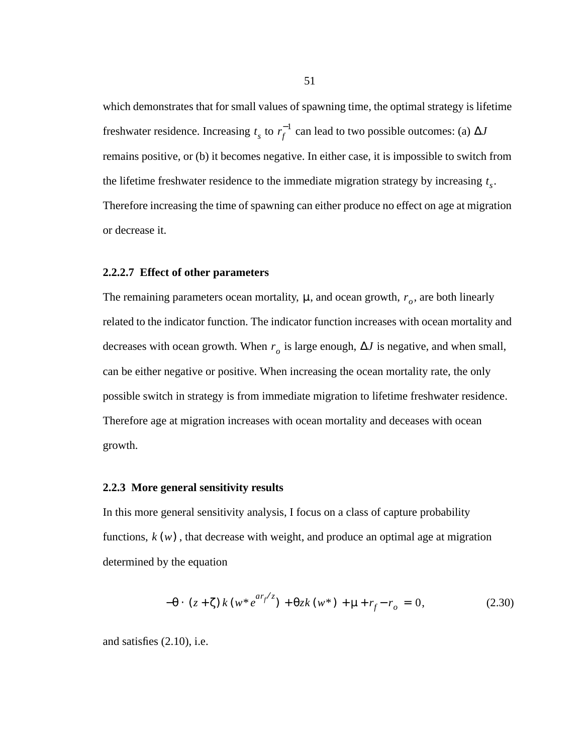which demonstrates that for small values of spawning time, the optimal strategy is lifetime freshwater residence. Increasing $t_s$ to $r_f^{-1}$ can lead to two possible outcomes: (a) $\Delta J$ remains positive, or (b) it becomes negative. In either case, it is impossible to switch from the lifetime freshwater residence to the immediate migration strategy by increasing $t_s$. Therefore increasing the time of spawning can either produce no effect on age at migration or decrease it.

#### 2.2.2.7 Effect of other parameters

The remaining parameters ocean mortality, $\mu$, and ocean growth, $r_o$, are both linearly related to the indicator function. The indicator function increases with ocean mortality and decreases with ocean growth. When $r_o$ is large enough, $\Delta J$ is negative, and when small, can be either negative or positive. When increasing the ocean mortality rate, the only possible switch in strategy is from immediate migration to lifetime freshwater residence. Therefore age at migration increases with ocean mortality and deceases with ocean growth.

### 2.2.3 More general sensitivity results

In this more general sensitivity analysis, I focus on a class of capture probability functions, $k(w)$, that decrease with weight, and produce an optimal age at migration determined by the equation

$$-\theta \cdot (z + \zeta) k(w^* e^{ar_f/z}) + \theta z k(w^*) + \mu + r_f - r_o = 0, \tag{2.30}$$

and satisfies (2.10), i.e.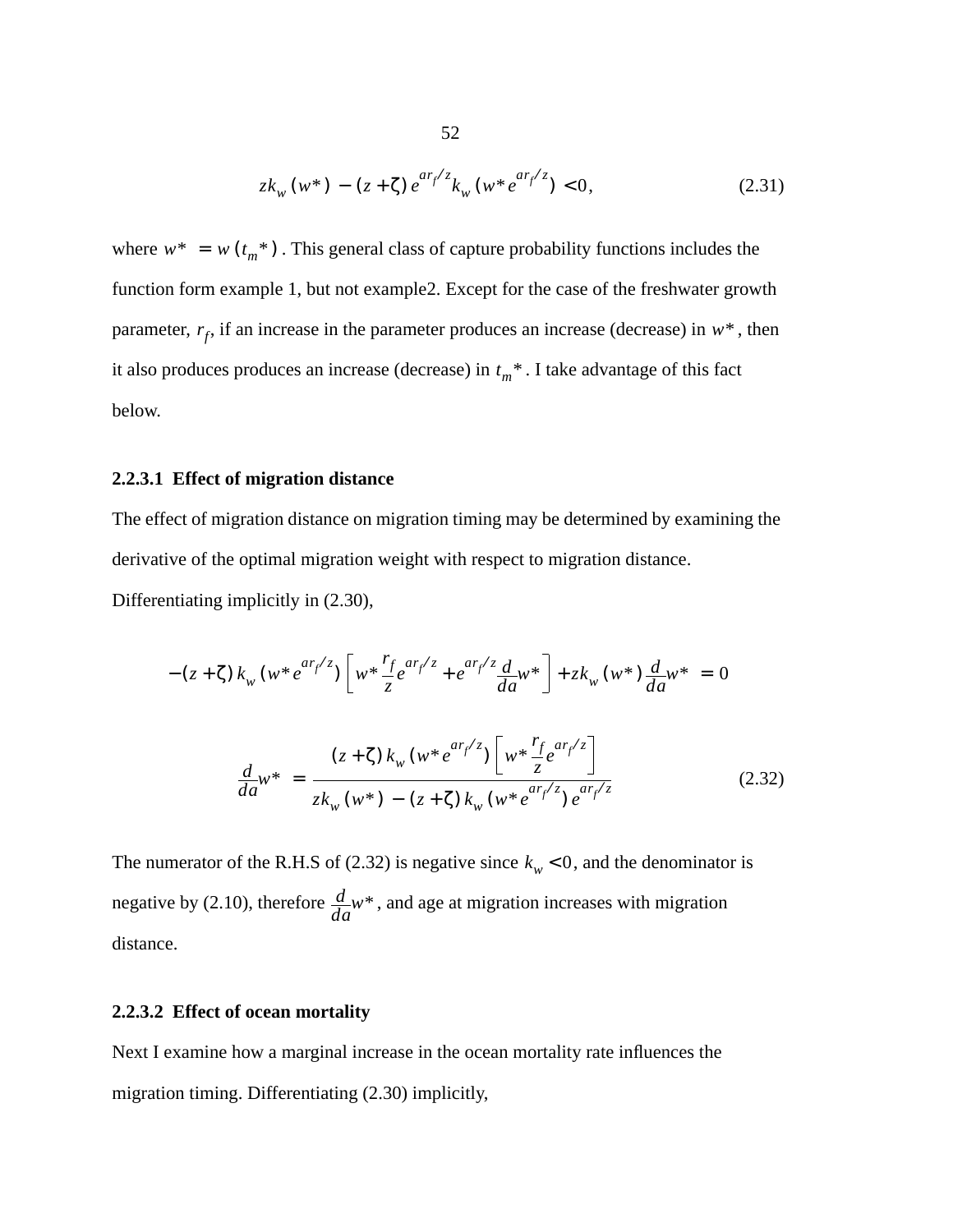$$zk_w(w^*) - (z+\zeta)e^{ar_f/z}k_w(w^* e^{ar_f/z}) < 0, \tag{2.31}$$

where $w^* = w(t_m^*)$. This general class of capture probability functions includes the function form example 1, but not example2. Except for the case of the freshwater growth parameter, $r_f$, if an increase in the parameter produces an increase (decrease) in $w^*$, then it also produces produces an increase (decrease) in $t_m^*$. I take advantage of this fact below.

#### 2.2.3.1 Effect of migration distance

The effect of migration distance on migration timing may be determined by examining the derivative of the optimal migration weight with respect to migration distance. Differentiating implicitly in (2.30),

$$-(z+\zeta)k_w(w^* e^{ar_f/z})\left[w^* \frac{r_f}{z}e^{ar_f/z} + e^{ar_f/z}\frac{d}{da}w^*\right] + zk_w(w^*)\frac{d}{da}w^* = 0$$

$$\frac{d}{da}w^* = \frac{(z+\zeta)k_w(w^* e^{ar_f/z})\left[w^* \frac{r_f}{z}e^{ar_f/z}\right]}{zk_w(w^*) - (z+\zeta)k_w(w^* e^{ar_f/z})e^{ar_f/z}} \tag{2.32}$$

The numerator of the R.H.S of (2.32) is negative since $k_w < 0$, and the denominator is negative by (2.10), therefore $\frac{d}{da}w^*$, and age at migration increases with migration distance.

#### 2.2.3.2 Effect of ocean mortality

Next I examine how a marginal increase in the ocean mortality rate influences the migration timing. Differentiating (2.30) implicitly,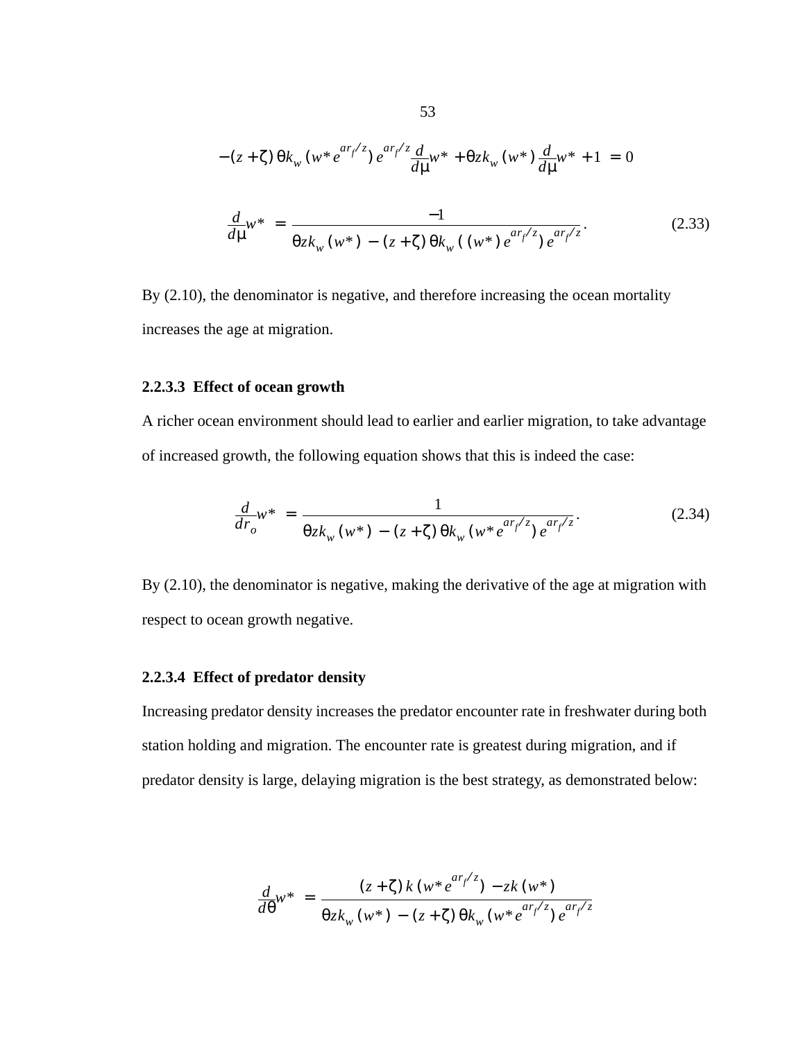$$-(z+\zeta)\,\theta k_w\,(w^*e^{ar_f/z})\,e^{ar_f/z}\frac{d}{d\mu}w^* + \theta z k_w\,(w^*)\,\frac{d}{d\mu}w^* + 1 = 0$$

$$\frac{d}{d\mu}w^* = \frac{-1}{\theta z k_w\,(w^*) - (z+\zeta)\,\theta k_w\,((w^*)\,e^{ar_f/z})\,e^{ar_f/z}}. \tag{2.33}$$

By (2.10), the denominator is negative, and therefore increasing the ocean mortality increases the age at migration.

#### 2.2.3.3 Effect of ocean growth

A richer ocean environment should lead to earlier and earlier migration, to take advantage of increased growth, the following equation shows that this is indeed the case:

$$\frac{d}{dr_o}w^* = \frac{1}{\theta z k_w\,(w^*) - (z+\zeta)\,\theta k_w\,(w^*e^{ar_f/z})\,e^{ar_f/z}}. \tag{2.34}$$

By (2.10), the denominator is negative, making the derivative of the age at migration with respect to ocean growth negative.

#### 2.2.3.4 Effect of predator density

Increasing predator density increases the predator encounter rate in freshwater during both station holding and migration. The encounter rate is greatest during migration, and if predator density is large, delaying migration is the best strategy, as demonstrated below:

$$\frac{d}{d\theta}w^* = \frac{(z+\zeta)\,k\,(w^*e^{ar_f/z}) - zk\,(w^*)}{\theta z k_w\,(w^*) - (z+\zeta)\,\theta k_w\,(w^*e^{ar_f/z})\,e^{ar_f/z}}$$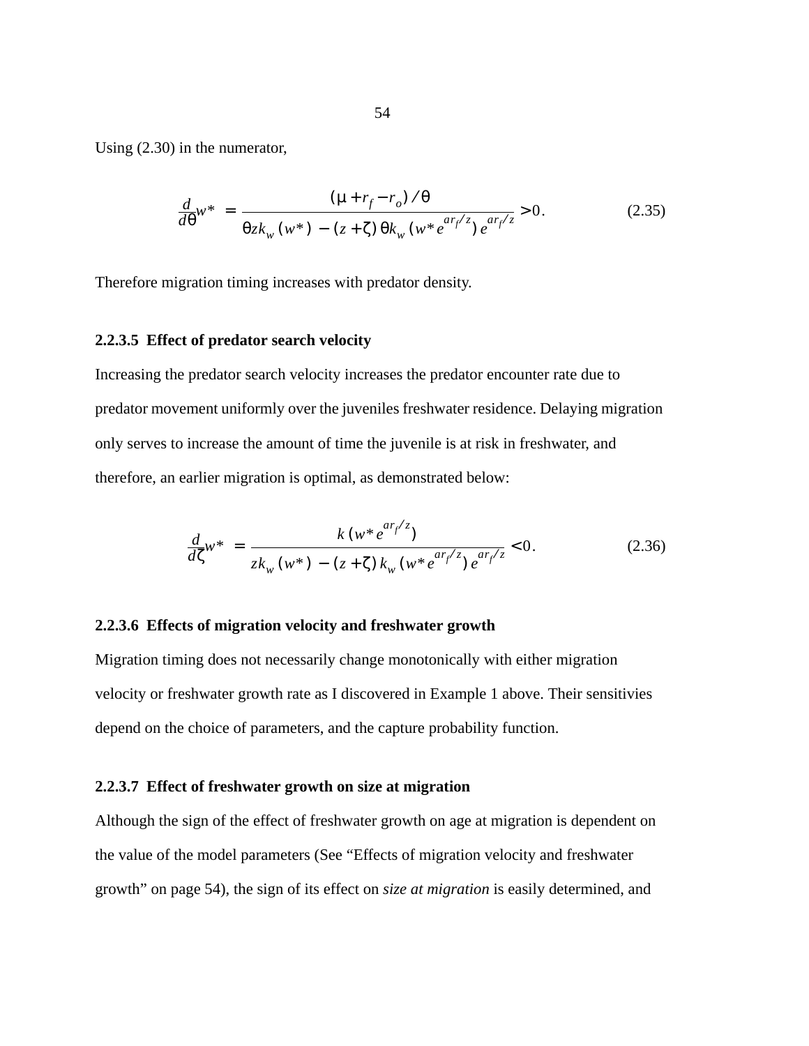Using (2.30) in the numerator,

$$\frac{d}{d\theta}w^* = \frac{(\mu + r_f - r_o)/\theta}{\theta z k_w(w^*) - (z+\zeta)\theta k_w(w^* e^{ar_f/z}) e^{ar_f/z}} > 0. \tag{2.35}$$

Therefore migration timing increases with predator density.

#### 2.2.3.5 Effect of predator search velocity

Increasing the predator search velocity increases the predator encounter rate due to predator movement uniformly over the juveniles freshwater residence. Delaying migration only serves to increase the amount of time the juvenile is at risk in freshwater, and therefore, an earlier migration is optimal, as demonstrated below:

$$\frac{d}{d\zeta}w^* = \frac{k(w^* e^{ar_f/z})}{z k_w(w^*) - (z+\zeta) k_w(w^* e^{ar_f/z}) e^{ar_f/z}} < 0. \tag{2.36}$$

#### 2.2.3.6 Effects of migration velocity and freshwater growth

Migration timing does not necessarily change monotonically with either migration velocity or freshwater growth rate as I discovered in Example 1 above. Their sensitivies depend on the choice of parameters, and the capture probability function.

#### 2.2.3.7 Effect of freshwater growth on size at migration

Although the sign of the effect of freshwater growth on age at migration is dependent on the value of the model parameters (See "Effects of migration velocity and freshwater growth" on page 54), the sign of its effect on *size at migration* is easily determined, and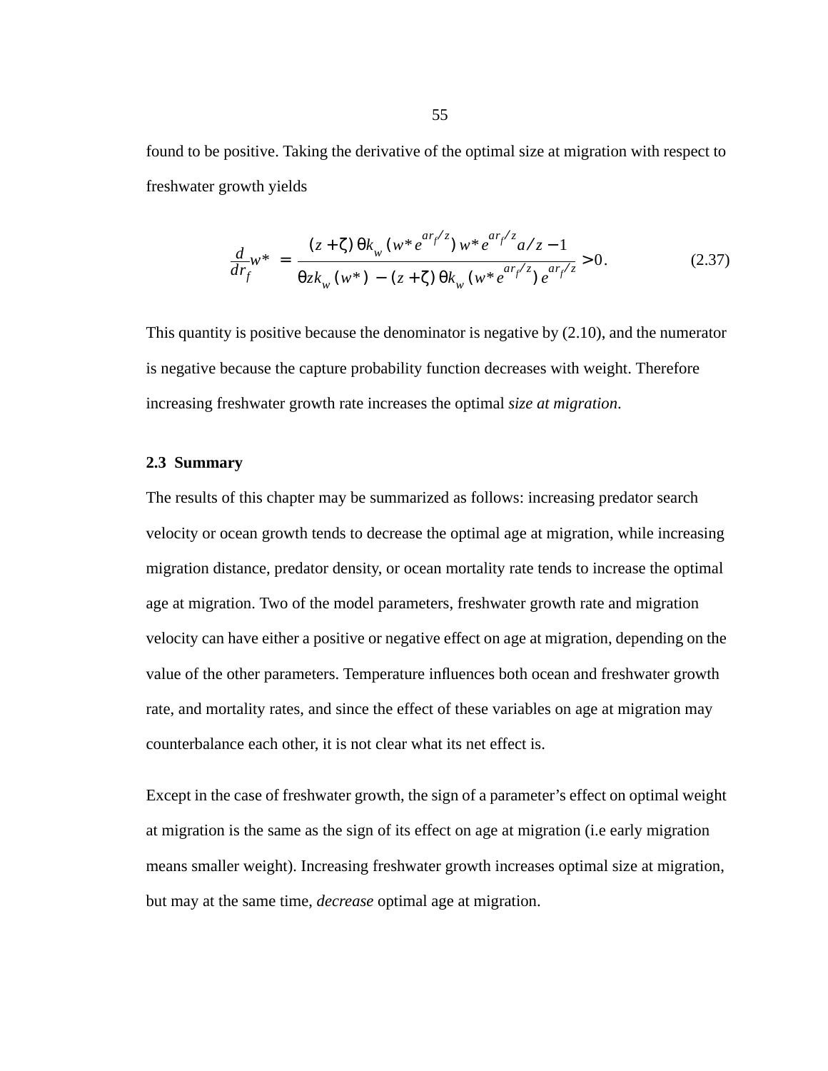found to be positive. Taking the derivative of the optimal size at migration with respect to freshwater growth yields

$$\frac{d}{dr_f}w^* = \frac{(z+\zeta)\,\theta k_w\left(w^* e^{ar_f/z}\right) w^* e^{ar_f/z} a/z - 1}{\theta z k_w(w^*) - (z+\zeta)\,\theta k_w\left(w^* e^{ar_f/z}\right) e^{ar_f/z}} > 0. \tag{2.37}$$

This quantity is positive because the denominator is negative by (2.10), and the numerator is negative because the capture probability function decreases with weight. Therefore increasing freshwater growth rate increases the optimal *size at migration*.

### 2.3 Summary

The results of this chapter may be summarized as follows: increasing predator search velocity or ocean growth tends to decrease the optimal age at migration, while increasing migration distance, predator density, or ocean mortality rate tends to increase the optimal age at migration. Two of the model parameters, freshwater growth rate and migration velocity can have either a positive or negative effect on age at migration, depending on the value of the other parameters. Temperature influences both ocean and freshwater growth rate, and mortality rates, and since the effect of these variables on age at migration may counterbalance each other, it is not clear what its net effect is.

Except in the case of freshwater growth, the sign of a parameter's effect on optimal weight at migration is the same as the sign of its effect on age at migration (i.e early migration means smaller weight). Increasing freshwater growth increases optimal size at migration, but may at the same time, *decrease* optimal age at migration.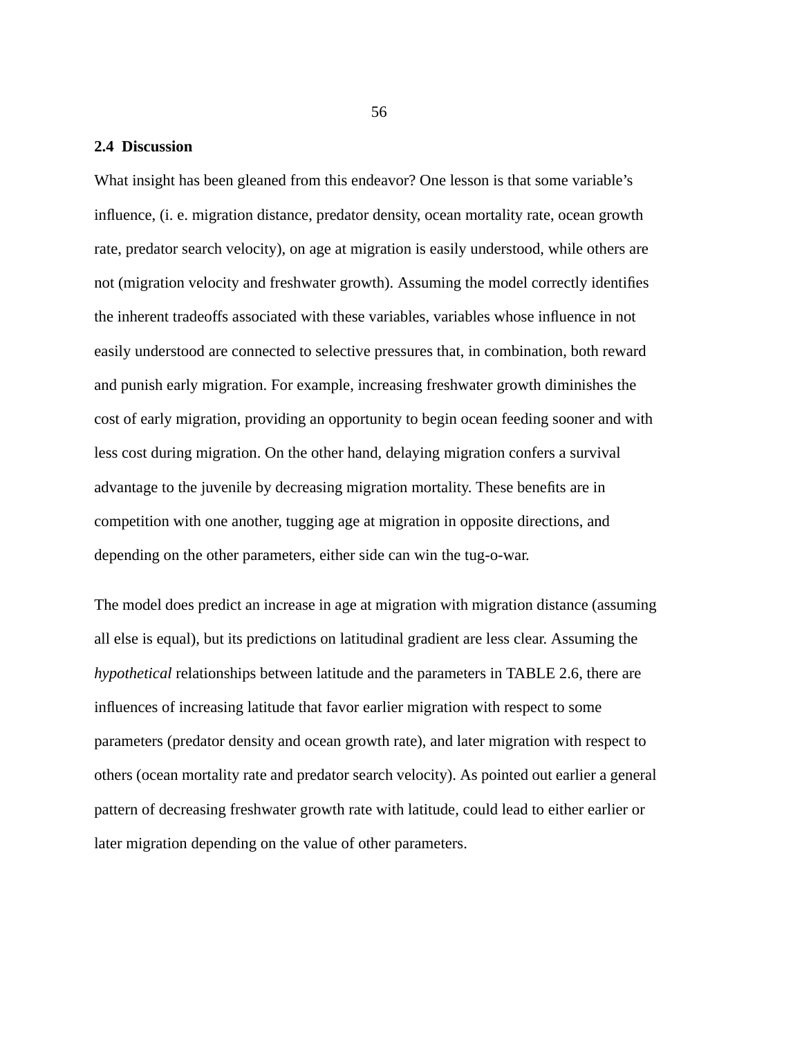## 2.4 Discussion

What insight has been gleaned from this endeavor? One lesson is that some variable's influence, (i. e. migration distance, predator density, ocean mortality rate, ocean growth rate, predator search velocity), on age at migration is easily understood, while others are not (migration velocity and freshwater growth). Assuming the model correctly identifies the inherent tradeoffs associated with these variables, variables whose influence in not easily understood are connected to selective pressures that, in combination, both reward and punish early migration. For example, increasing freshwater growth diminishes the cost of early migration, providing an opportunity to begin ocean feeding sooner and with less cost during migration. On the other hand, delaying migration confers a survival advantage to the juvenile by decreasing migration mortality. These benefits are in competition with one another, tugging age at migration in opposite directions, and depending on the other parameters, either side can win the tug-o-war.

The model does predict an increase in age at migration with migration distance (assuming all else is equal), but its predictions on latitudinal gradient are less clear. Assuming the *hypothetical* relationships between latitude and the parameters in TABLE 2.6, there are influences of increasing latitude that favor earlier migration with respect to some parameters (predator density and ocean growth rate), and later migration with respect to others (ocean mortality rate and predator search velocity). As pointed out earlier a general pattern of decreasing freshwater growth rate with latitude, could lead to either earlier or later migration depending on the value of other parameters.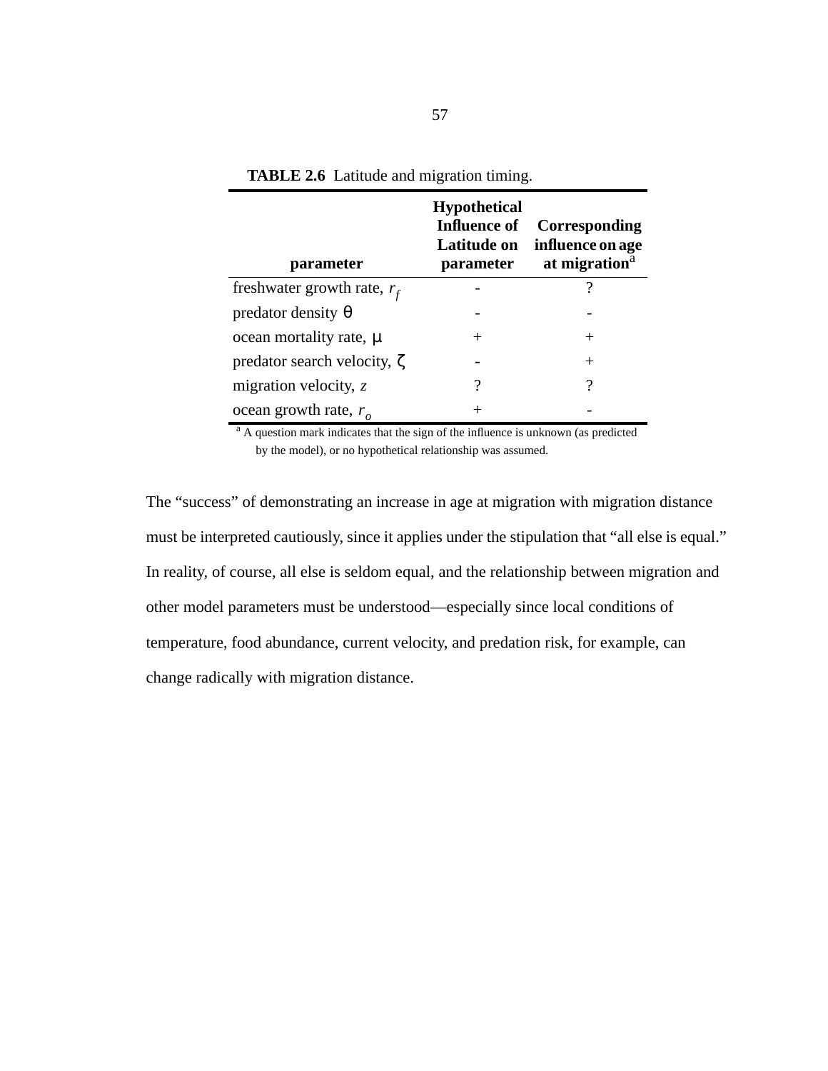**TABLE 2.6** Latitude and migration timing.

| parameter | Hypothetical Influence of Latitude on parameter | Corresponding influence on age at migration[a] |
|---|---|---|
| freshwater growth rate, $r_f$ | - | ? |
| predator density $\theta$ | - | - |
| ocean mortality rate, $\mu$ | + | + |
| predator search velocity, $\zeta$ | - | + |
| migration velocity, $z$ | ? | ? |
| ocean growth rate, $r_o$ | + | - |

[a] A question mark indicates that the sign of the influence is unknown (as predicted by the model), or no hypothetical relationship was assumed.

The "success" of demonstrating an increase in age at migration with migration distance must be interpreted cautiously, since it applies under the stipulation that "all else is equal." In reality, of course, all else is seldom equal, and the relationship between migration and other model parameters must be understood—especially since local conditions of temperature, food abundance, current velocity, and predation risk, for example, can change radically with migration distance.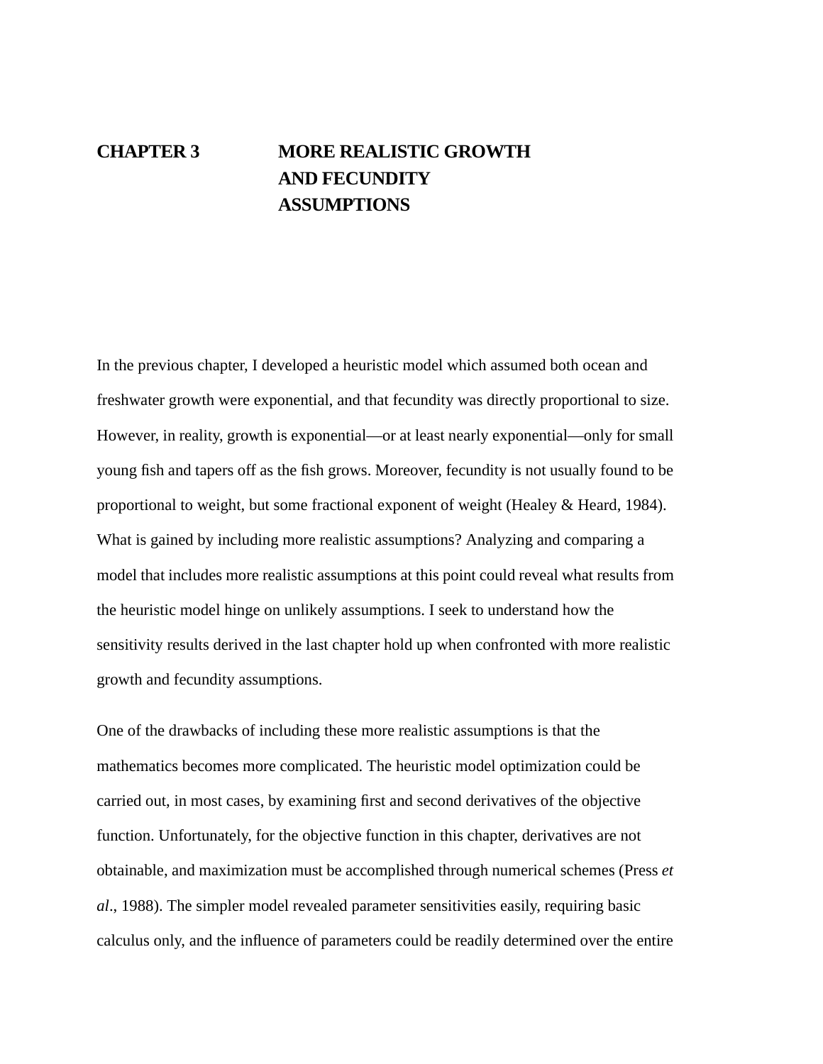# CHAPTER 3 MORE REALISTIC GROWTH AND FECUNDITY ASSUMPTIONS

In the previous chapter, I developed a heuristic model which assumed both ocean and freshwater growth were exponential, and that fecundity was directly proportional to size. However, in reality, growth is exponential—or at least nearly exponential—only for small young fish and tapers off as the fish grows. Moreover, fecundity is not usually found to be proportional to weight, but some fractional exponent of weight (Healey & Heard, 1984). What is gained by including more realistic assumptions? Analyzing and comparing a model that includes more realistic assumptions at this point could reveal what results from the heuristic model hinge on unlikely assumptions. I seek to understand how the sensitivity results derived in the last chapter hold up when confronted with more realistic growth and fecundity assumptions.

One of the drawbacks of including these more realistic assumptions is that the mathematics becomes more complicated. The heuristic model optimization could be carried out, in most cases, by examining first and second derivatives of the objective function. Unfortunately, for the objective function in this chapter, derivatives are not obtainable, and maximization must be accomplished through numerical schemes (Press *et al*., 1988). The simpler model revealed parameter sensitivities easily, requiring basic calculus only, and the influence of parameters could be readily determined over the entire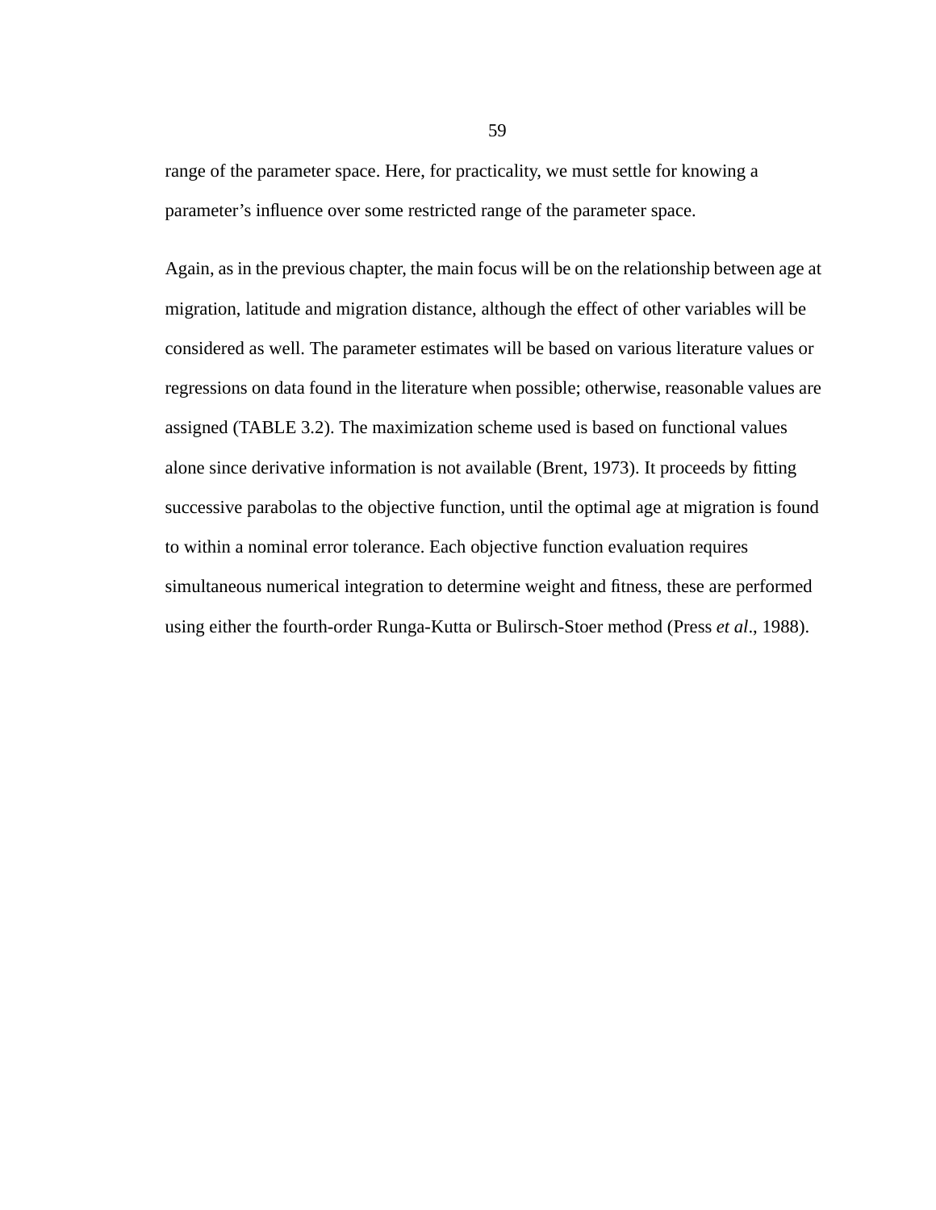range of the parameter space. Here, for practicality, we must settle for knowing a parameter's influence over some restricted range of the parameter space.

Again, as in the previous chapter, the main focus will be on the relationship between age at migration, latitude and migration distance, although the effect of other variables will be considered as well. The parameter estimates will be based on various literature values or regressions on data found in the literature when possible; otherwise, reasonable values are assigned (TABLE 3.2). The maximization scheme used is based on functional values alone since derivative information is not available (Brent, 1973). It proceeds by fitting successive parabolas to the objective function, until the optimal age at migration is found to within a nominal error tolerance. Each objective function evaluation requires simultaneous numerical integration to determine weight and fitness, these are performed using either the fourth-order Runga-Kutta or Bulirsch-Stoer method (Press *et al*., 1988).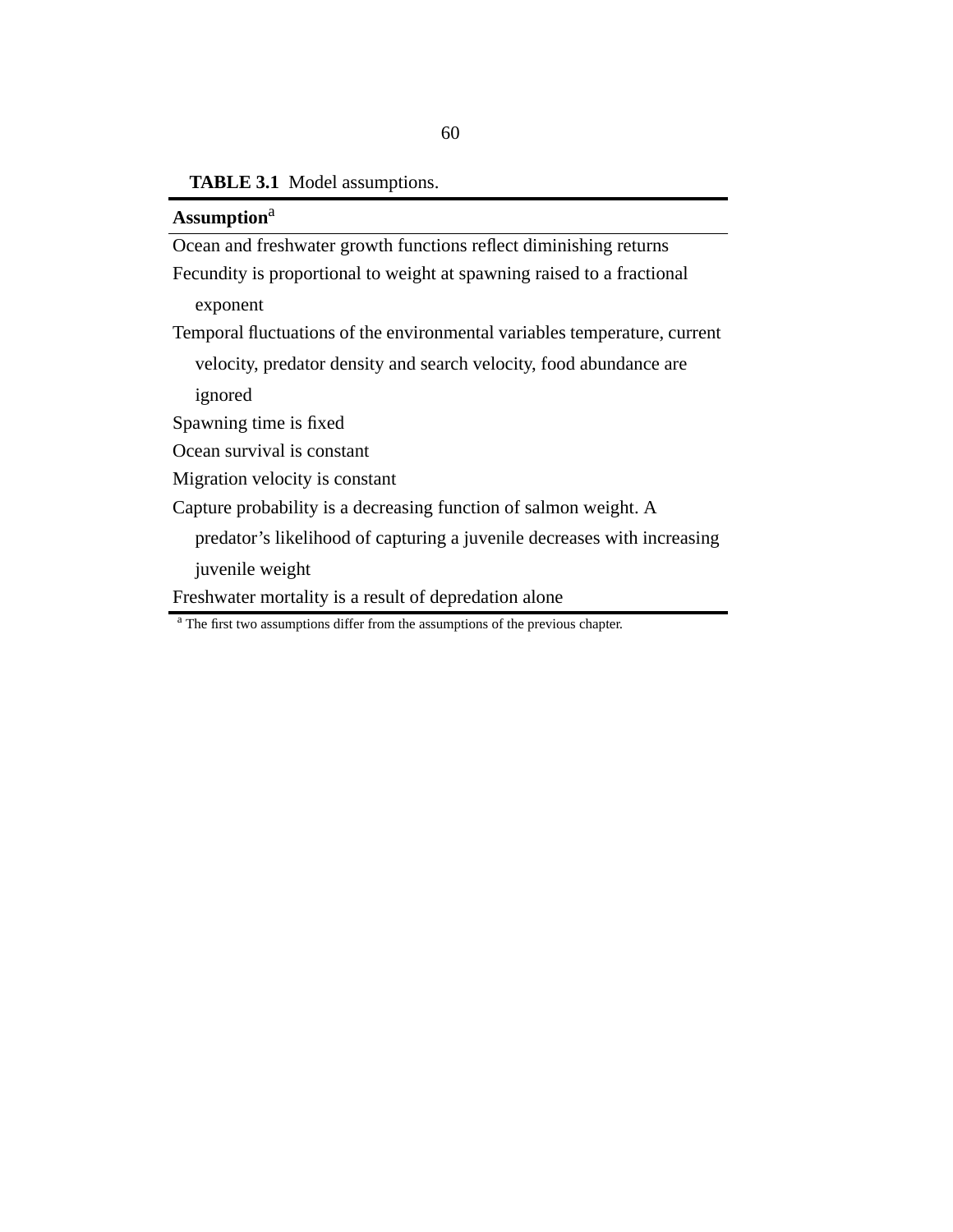**TABLE 3.1** Model assumptions.

| **Assumption**[a] |
|---|
| Ocean and freshwater growth functions reflect diminishing returns |
| Fecundity is proportional to weight at spawning raised to a fractional exponent |
| Temporal fluctuations of the environmental variables temperature, current velocity, predator density and search velocity, food abundance are ignored |
| Spawning time is fixed |
| Ocean survival is constant |
| Migration velocity is constant |
| Capture probability is a decreasing function of salmon weight. A predator’s likelihood of capturing a juvenile decreases with increasing juvenile weight |
| Freshwater mortality is a result of depredation alone |

[a] The first two assumptions differ from the assumptions of the previous chapter.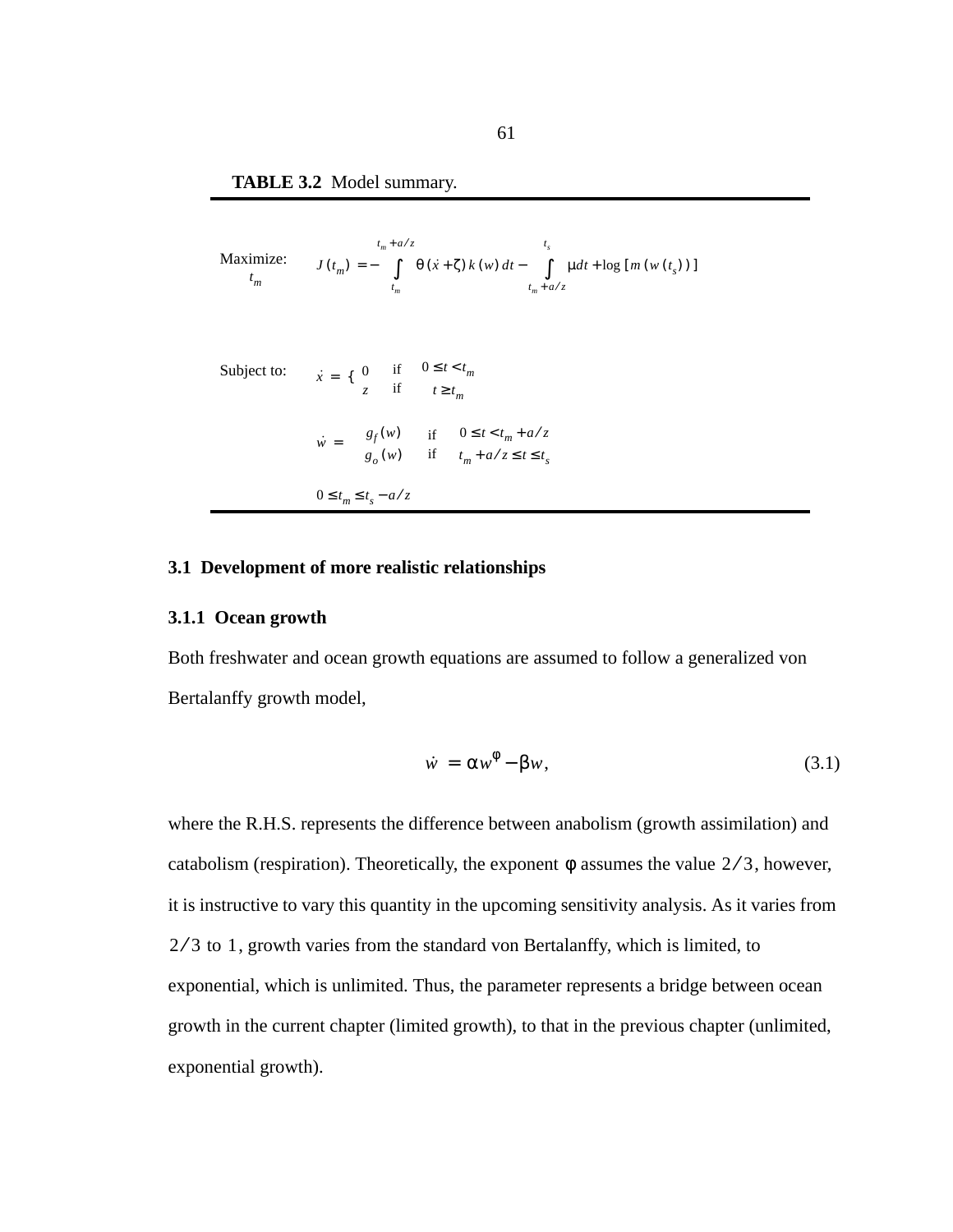**TABLE 3.2** Model summary.

| | |
|---|---|
| Maximize: $t_m$ | $J(t_m) = -\int_{t_m}^{t_m + a/z} \theta(\dot{x} + \zeta)\, k(w)\, dt - \int_{t_m + a/z}^{t_s} \mu dt + \log[m(w(t_s))]$ |
| Subject to: | $\dot{x} = \begin{cases} 0 & \text{if} \quad 0 \le t < t_m \\ z & \text{if} \quad t \ge t_m \end{cases}$ |
| | $\dot{w} = \begin{cases} g_f(w) & \text{if} \quad 0 \le t < t_m + a/z \\ g_o(w) & \text{if} \quad t_m + a/z \le t \le t_s \end{cases}$ |
| | $0 \le t_m \le t_s - a/z$ |

## 3.1 Development of more realistic relationships

### 3.1.1 Ocean growth

Both freshwater and ocean growth equations are assumed to follow a generalized von Bertalanffy growth model,

$$\dot{w} = \alpha w^{\phi} - \beta w, \tag{3.1}$$

where the R.H.S. represents the difference between anabolism (growth assimilation) and catabolism (respiration). Theoretically, the exponent $\phi$ assumes the value $2/3$, however, it is instructive to vary this quantity in the upcoming sensitivity analysis. As it varies from $2/3$ to $1$, growth varies from the standard von Bertalanffy, which is limited, to exponential, which is unlimited. Thus, the parameter represents a bridge between ocean growth in the current chapter (limited growth), to that in the previous chapter (unlimited, exponential growth).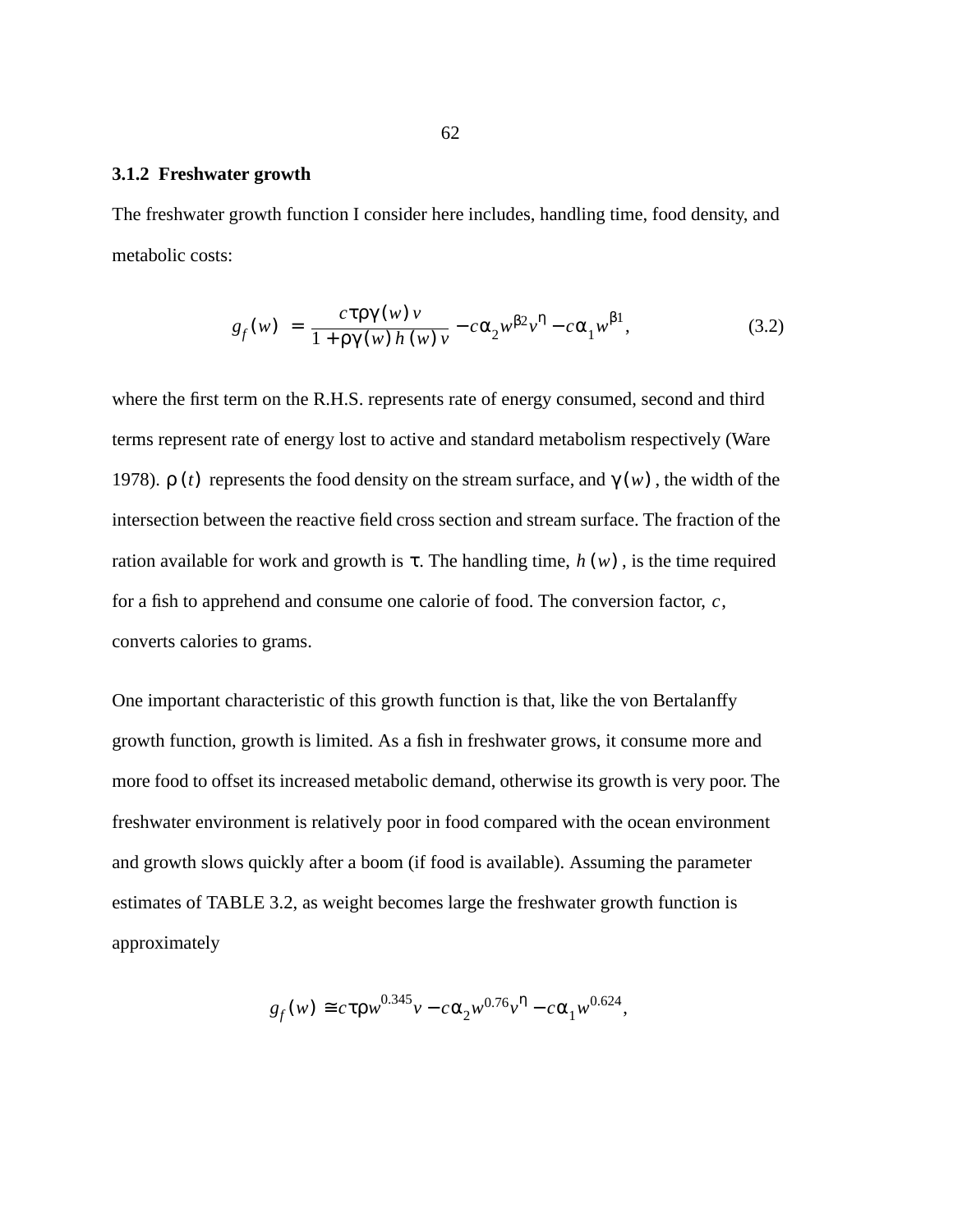### 3.1.2 Freshwater growth

The freshwater growth function I consider here includes, handling time, food density, and metabolic costs:

$$g_f(w) = \frac{c\tau\rho\gamma(w)v}{1+\rho\gamma(w)h(w)v} - c\alpha_2 w^{\beta 2} v^{\eta} - c\alpha_1 w^{\beta 1}, \tag{3.2}$$

where the first term on the R.H.S. represents rate of energy consumed, second and third terms represent rate of energy lost to active and standard metabolism respectively (Ware 1978). $\rho(t)$ represents the food density on the stream surface, and $\gamma(w)$, the width of the intersection between the reactive field cross section and stream surface. The fraction of the ration available for work and growth is $\tau$. The handling time, $h(w)$, is the time required for a fish to apprehend and consume one calorie of food. The conversion factor, $c$, converts calories to grams.

One important characteristic of this growth function is that, like the von Bertalanffy growth function, growth is limited. As a fish in freshwater grows, it consume more and more food to offset its increased metabolic demand, otherwise its growth is very poor. The freshwater environment is relatively poor in food compared with the ocean environment and growth slows quickly after a boom (if food is available). Assuming the parameter estimates of TABLE 3.2, as weight becomes large the freshwater growth function is approximately

$$g_f(w) \cong c\tau\rho w^{0.345} v - c\alpha_2 w^{0.76} v^{\eta} - c\alpha_1 w^{0.624},$$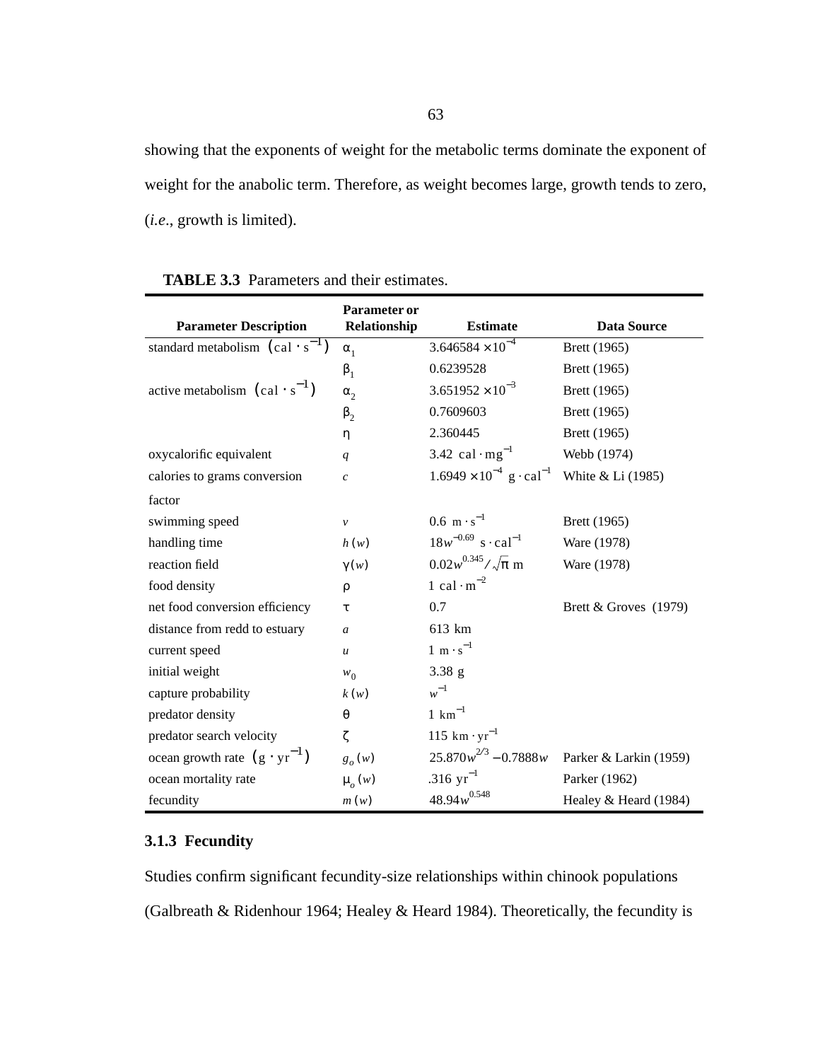showing that the exponents of weight for the metabolic terms dominate the exponent of weight for the anabolic term. Therefore, as weight becomes large, growth tends to zero, (*i.e.*, growth is limited).

**TABLE 3.3** Parameters and their estimates.

| Parameter Description | Parameter or Relationship | Estimate | Data Source |
|---|---|---|---|
| standard metabolism $(\mathrm{cal \cdot s^{-1}})$ | $\alpha_1$ | $3.646584 \times 10^{-4}$ | Brett (1965) |
| | $\beta_1$ | 0.6239528 | Brett (1965) |
| active metabolism $(\mathrm{cal \cdot s^{-1}})$ | $\alpha_2$ | $3.651952 \times 10^{-3}$ | Brett (1965) |
| | $\beta_2$ | 0.7609603 | Brett (1965) |
| | $\eta$ | 2.360445 | Brett (1965) |
| oxycalorific equivalent | $q$ | $3.42 \ \mathrm{cal \cdot mg^{-1}}$ | Webb (1974) |
| calories to grams conversion factor | $c$ | $1.6949 \times 10^{-4} \ \mathrm{g \cdot cal^{-1}}$ | White & Li (1985) |
| swimming speed | $v$ | $0.6 \ \mathrm{m \cdot s^{-1}}$ | Brett (1965) |
| handling time | $h(w)$ | $18w^{-0.69} \ \mathrm{s \cdot cal^{-1}}$ | Ware (1978) |
| reaction field | $\gamma(w)$ | $0.02w^{0.345}/\sqrt{\pi} \ \mathrm{m}$ | Ware (1978) |
| food density | $\rho$ | $1 \ \mathrm{cal \cdot m^{-2}}$ | |
| net food conversion efficiency | $\tau$ | 0.7 | Brett & Groves (1979) |
| distance from redd to estuary | $a$ | 613 km | |
| current speed | $u$ | $1 \ \mathrm{m \cdot s^{-1}}$ | |
| initial weight | $w_0$ | 3.38 g | |
| capture probability | $k(w)$ | $w^{-1}$ | |
| predator density | $\theta$ | $1 \ \mathrm{km^{-1}}$ | |
| predator search velocity | $\zeta$ | $115 \ \mathrm{km \cdot yr^{-1}}$ | |
| ocean growth rate $(\mathrm{g \cdot yr^{-1}})$ | $g_o(w)$ | $25.870w^{2/3} - 0.7888w$ | Parker & Larkin (1959) |
| ocean mortality rate | $\mu_o(w)$ | $.316 \ \mathrm{yr^{-1}}$ | Parker (1962) |
| fecundity | $m(w)$ | $48.94w^{0.548}$ | Healey & Heard (1984) |

### 3.1.3 Fecundity

Studies confirm significant fecundity-size relationships within chinook populations (Galbreath & Ridenhour 1964; Healey & Heard 1984). Theoretically, the fecundity is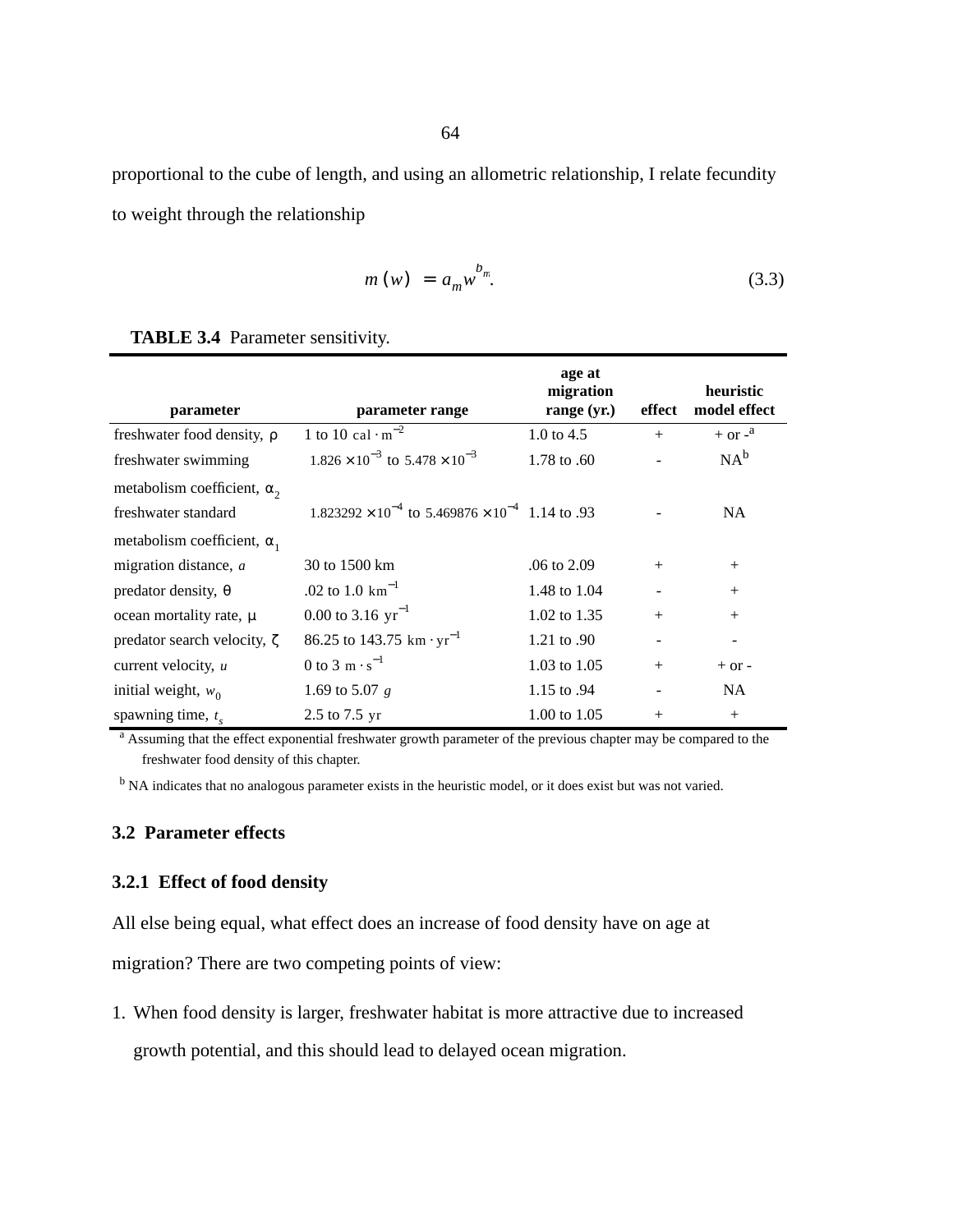proportional to the cube of length, and using an allometric relationship, I relate fecundity to weight through the relationship

$$m(w) = a_m w^{b_m}. \tag{3.3}$$

**TABLE 3.4** Parameter sensitivity.

| parameter | parameter range | age at migration range (yr.) | effect | heuristic model effect |
|---|---|---|---|---|
| freshwater food density, $\rho$ | 1 to 10 $\mathrm{cal \cdot m^{-2}}$ | 1.0 to 4.5 | + | + or -[a] |
| freshwater swimming metabolism coefficient, $\alpha_2$ | $1.826 \times 10^{-3}$ to $5.478 \times 10^{-3}$ | 1.78 to .60 | - | NA[b] |
| freshwater standard metabolism coefficient, $\alpha_1$ | $1.823292 \times 10^{-4}$ to $5.469876 \times 10^{-4}$ | 1.14 to .93 | - | NA |
| migration distance, $a$ | 30 to 1500 km | .06 to 2.09 | + | + |
| predator density, $\theta$ | .02 to 1.0 $\mathrm{km^{-1}}$ | 1.48 to 1.04 | - | + |
| ocean mortality rate, $\mu$ | 0.00 to 3.16 $\mathrm{yr^{-1}}$ | 1.02 to 1.35 | + | + |
| predator search velocity, $\zeta$ | 86.25 to 143.75 $\mathrm{km \cdot yr^{-1}}$ | 1.21 to .90 | - | - |
| current velocity, $u$ | 0 to 3 $\mathrm{m \cdot s^{-1}}$ | 1.03 to 1.05 | + | + or - |
| initial weight, $w_0$ | 1.69 to 5.07 $g$ | 1.15 to .94 | - | NA |
| spawning time, $t_s$ | 2.5 to 7.5 yr | 1.00 to 1.05 | + | + |

[a] Assuming that the effect exponential freshwater growth parameter of the previous chapter may be compared to the freshwater food density of this chapter.

[b] NA indicates that no analogous parameter exists in the heuristic model, or it does exist but was not varied.

## 3.2 Parameter effects

### 3.2.1 Effect of food density

All else being equal, what effect does an increase of food density have on age at migration? There are two competing points of view:

1. When food density is larger, freshwater habitat is more attractive due to increased growth potential, and this should lead to delayed ocean migration.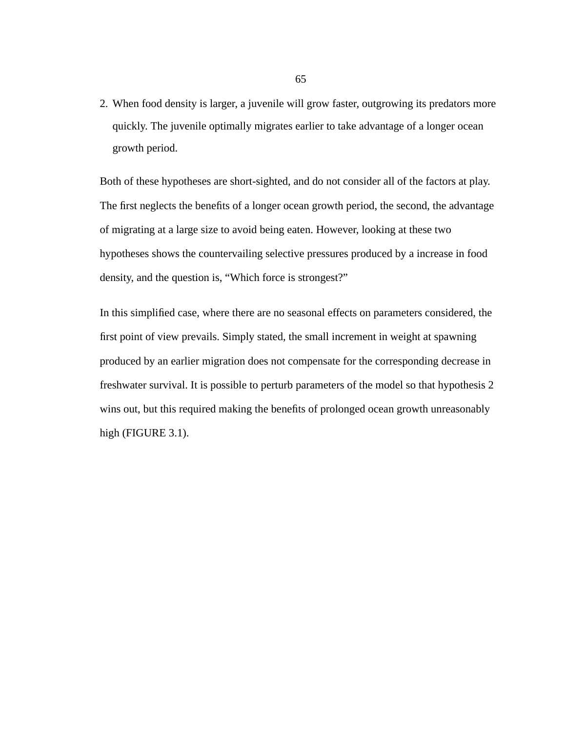2. When food density is larger, a juvenile will grow faster, outgrowing its predators more quickly. The juvenile optimally migrates earlier to take advantage of a longer ocean growth period.

Both of these hypotheses are short-sighted, and do not consider all of the factors at play. The first neglects the benefits of a longer ocean growth period, the second, the advantage of migrating at a large size to avoid being eaten. However, looking at these two hypotheses shows the countervailing selective pressures produced by a increase in food density, and the question is, "Which force is strongest?"

In this simplified case, where there are no seasonal effects on parameters considered, the first point of view prevails. Simply stated, the small increment in weight at spawning produced by an earlier migration does not compensate for the corresponding decrease in freshwater survival. It is possible to perturb parameters of the model so that hypothesis 2 wins out, but this required making the benefits of prolonged ocean growth unreasonably high (FIGURE 3.1).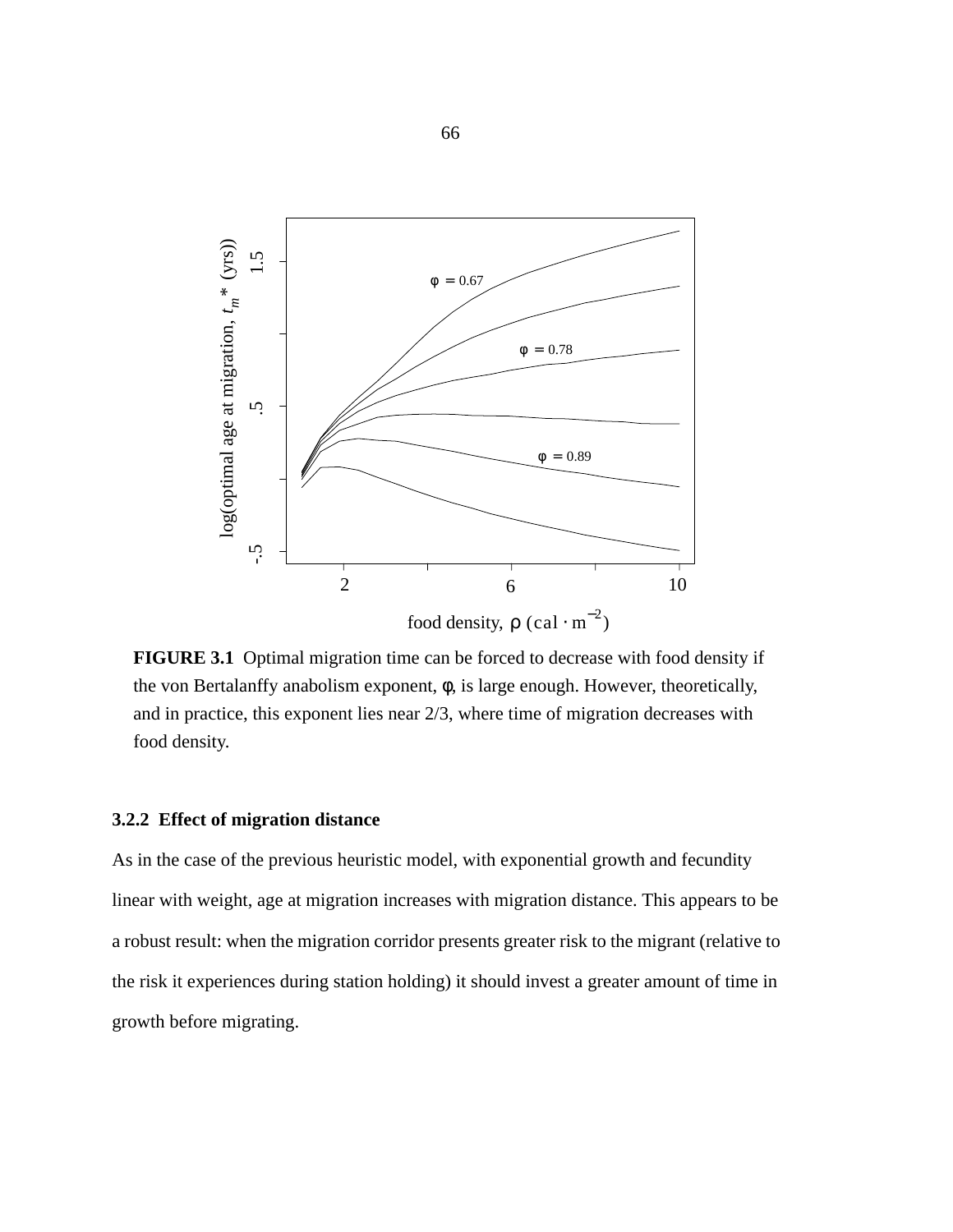**FIGURE 3.1** Optimal migration time can be forced to decrease with food density if the von Bertalanffy anabolism exponent, $\phi$, is large enough. However, theoretically, and in practice, this exponent lies near 2/3, where time of migration decreases with food density.

### 3.2.2 Effect of migration distance

As in the case of the previous heuristic model, with exponential growth and fecundity linear with weight, age at migration increases with migration distance. This appears to be a robust result: when the migration corridor presents greater risk to the migrant (relative to the risk it experiences during station holding) it should invest a greater amount of time in growth before migrating.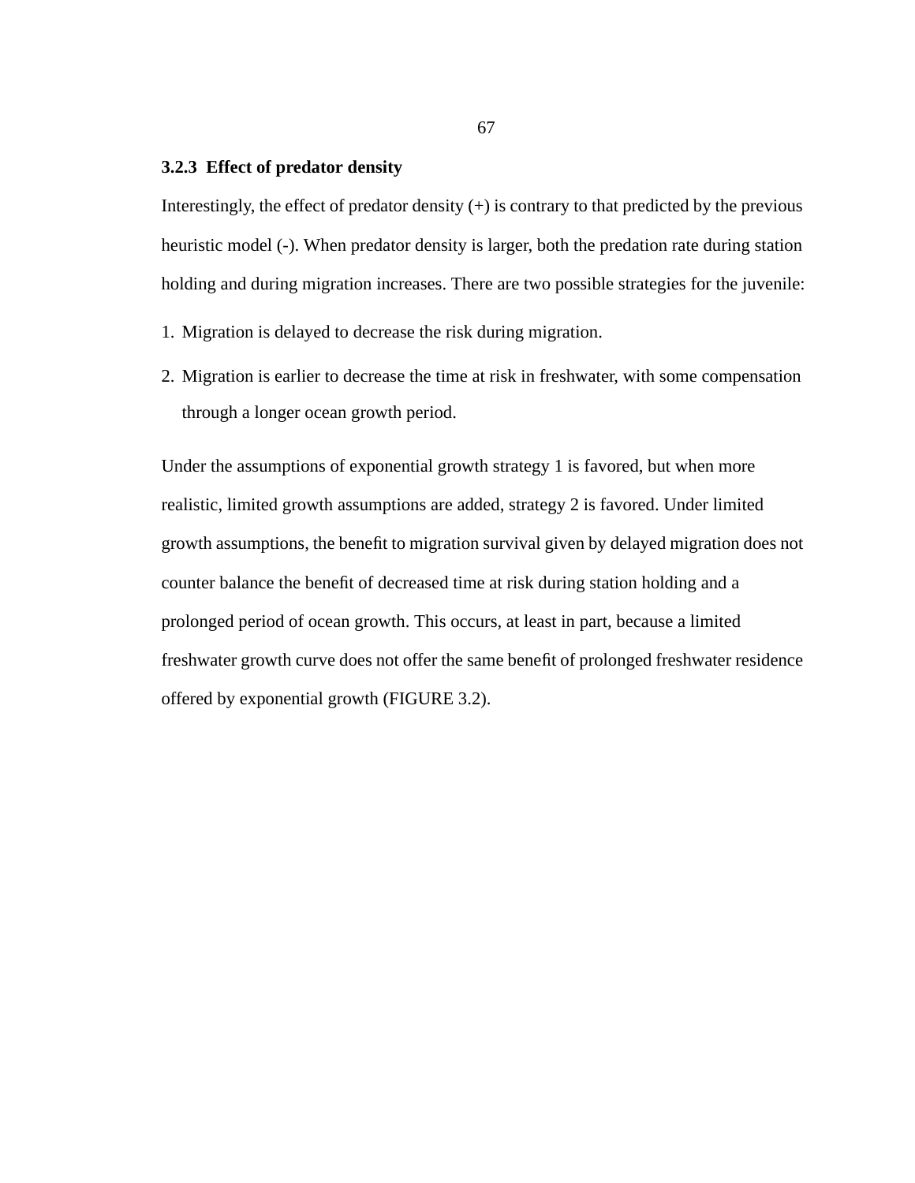### 3.2.3 Effect of predator density

Interestingly, the effect of predator density (+) is contrary to that predicted by the previous heuristic model (-). When predator density is larger, both the predation rate during station holding and during migration increases. There are two possible strategies for the juvenile:

1. Migration is delayed to decrease the risk during migration.
2. Migration is earlier to decrease the time at risk in freshwater, with some compensation through a longer ocean growth period.

Under the assumptions of exponential growth strategy 1 is favored, but when more realistic, limited growth assumptions are added, strategy 2 is favored. Under limited growth assumptions, the benefit to migration survival given by delayed migration does not counter balance the benefit of decreased time at risk during station holding and a prolonged period of ocean growth. This occurs, at least in part, because a limited freshwater growth curve does not offer the same benefit of prolonged freshwater residence offered by exponential growth (FIGURE 3.2).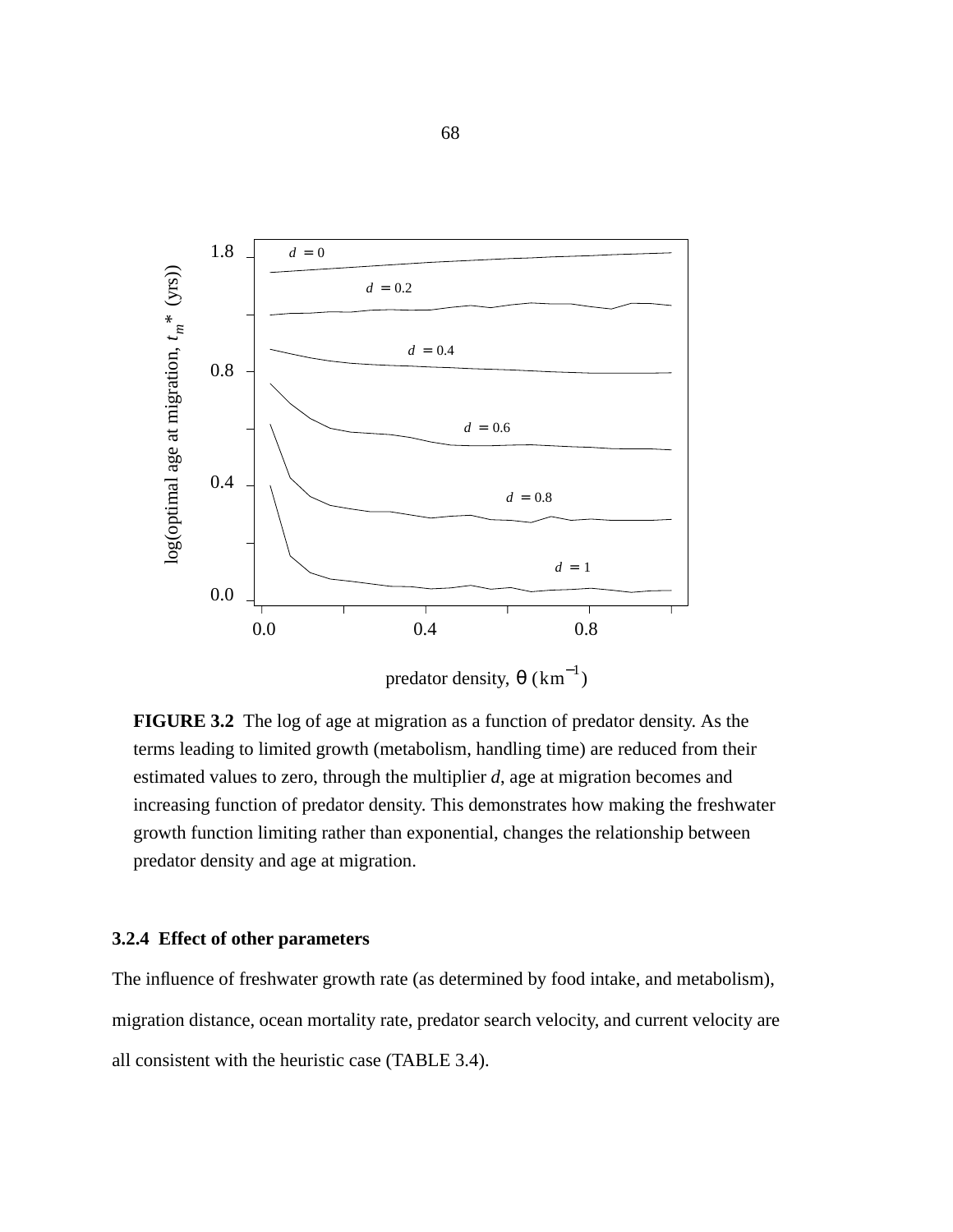**FIGURE 3.2** The log of age at migration as a function of predator density. As the terms leading to limited growth (metabolism, handling time) are reduced from their estimated values to zero, through the multiplier *d*, age at migration becomes and increasing function of predator density. This demonstrates how making the freshwater growth function limiting rather than exponential, changes the relationship between predator density and age at migration.

### 3.2.4 Effect of other parameters

The influence of freshwater growth rate (as determined by food intake, and metabolism), migration distance, ocean mortality rate, predator search velocity, and current velocity are all consistent with the heuristic case (TABLE 3.4).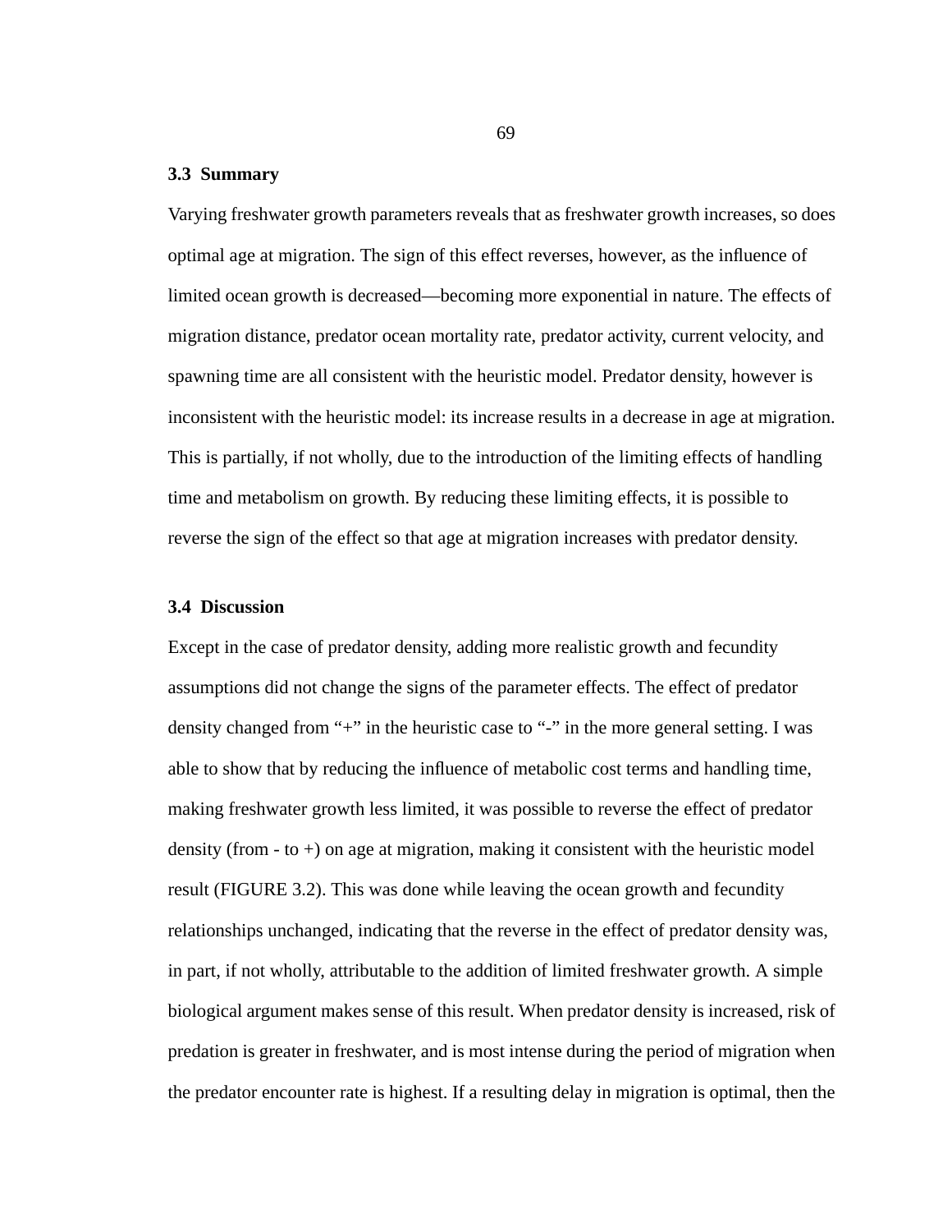### 3.3 Summary

Varying freshwater growth parameters reveals that as freshwater growth increases, so does optimal age at migration. The sign of this effect reverses, however, as the influence of limited ocean growth is decreased—becoming more exponential in nature. The effects of migration distance, predator ocean mortality rate, predator activity, current velocity, and spawning time are all consistent with the heuristic model. Predator density, however is inconsistent with the heuristic model: its increase results in a decrease in age at migration. This is partially, if not wholly, due to the introduction of the limiting effects of handling time and metabolism on growth. By reducing these limiting effects, it is possible to reverse the sign of the effect so that age at migration increases with predator density.

### 3.4 Discussion

Except in the case of predator density, adding more realistic growth and fecundity assumptions did not change the signs of the parameter effects. The effect of predator density changed from "+" in the heuristic case to "-" in the more general setting. I was able to show that by reducing the influence of metabolic cost terms and handling time, making freshwater growth less limited, it was possible to reverse the effect of predator density (from - to +) on age at migration, making it consistent with the heuristic model result (FIGURE 3.2). This was done while leaving the ocean growth and fecundity relationships unchanged, indicating that the reverse in the effect of predator density was, in part, if not wholly, attributable to the addition of limited freshwater growth. A simple biological argument makes sense of this result. When predator density is increased, risk of predation is greater in freshwater, and is most intense during the period of migration when the predator encounter rate is highest. If a resulting delay in migration is optimal, then the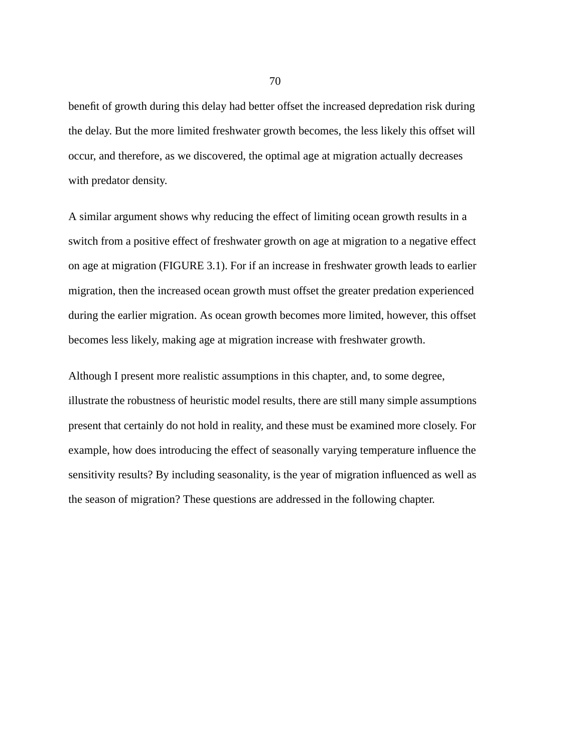benefit of growth during this delay had better offset the increased depredation risk during the delay. But the more limited freshwater growth becomes, the less likely this offset will occur, and therefore, as we discovered, the optimal age at migration actually decreases with predator density.

A similar argument shows why reducing the effect of limiting ocean growth results in a switch from a positive effect of freshwater growth on age at migration to a negative effect on age at migration (FIGURE 3.1). For if an increase in freshwater growth leads to earlier migration, then the increased ocean growth must offset the greater predation experienced during the earlier migration. As ocean growth becomes more limited, however, this offset becomes less likely, making age at migration increase with freshwater growth.

Although I present more realistic assumptions in this chapter, and, to some degree, illustrate the robustness of heuristic model results, there are still many simple assumptions present that certainly do not hold in reality, and these must be examined more closely. For example, how does introducing the effect of seasonally varying temperature influence the sensitivity results? By including seasonality, is the year of migration influenced as well as the season of migration? These questions are addressed in the following chapter.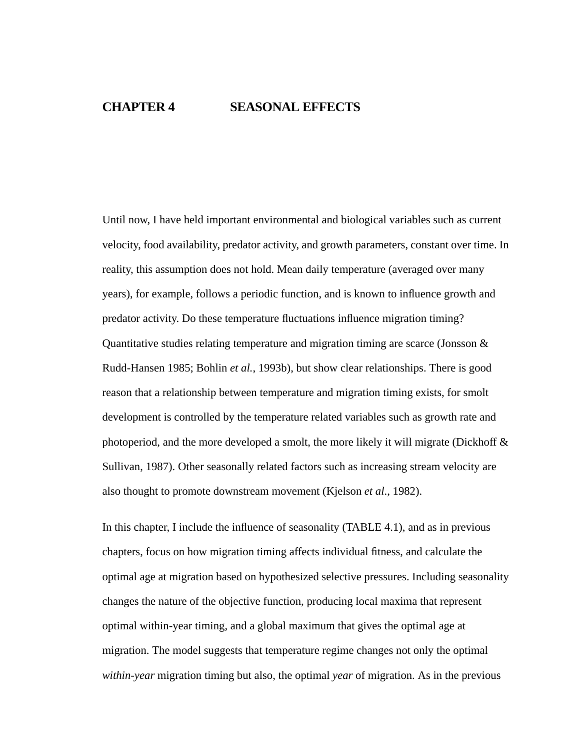# CHAPTER 4 SEASONAL EFFECTS

Until now, I have held important environmental and biological variables such as current velocity, food availability, predator activity, and growth parameters, constant over time. In reality, this assumption does not hold. Mean daily temperature (averaged over many years), for example, follows a periodic function, and is known to influence growth and predator activity. Do these temperature fluctuations influence migration timing? Quantitative studies relating temperature and migration timing are scarce (Jonsson & Rudd-Hansen 1985; Bohlin *et al.*, 1993b), but show clear relationships. There is good reason that a relationship between temperature and migration timing exists, for smolt development is controlled by the temperature related variables such as growth rate and photoperiod, and the more developed a smolt, the more likely it will migrate (Dickhoff & Sullivan, 1987). Other seasonally related factors such as increasing stream velocity are also thought to promote downstream movement (Kjelson *et al*., 1982).

In this chapter, I include the influence of seasonality (TABLE 4.1), and as in previous chapters, focus on how migration timing affects individual fitness, and calculate the optimal age at migration based on hypothesized selective pressures. Including seasonality changes the nature of the objective function, producing local maxima that represent optimal within-year timing, and a global maximum that gives the optimal age at migration. The model suggests that temperature regime changes not only the optimal *within-year* migration timing but also, the optimal *year* of migration. As in the previous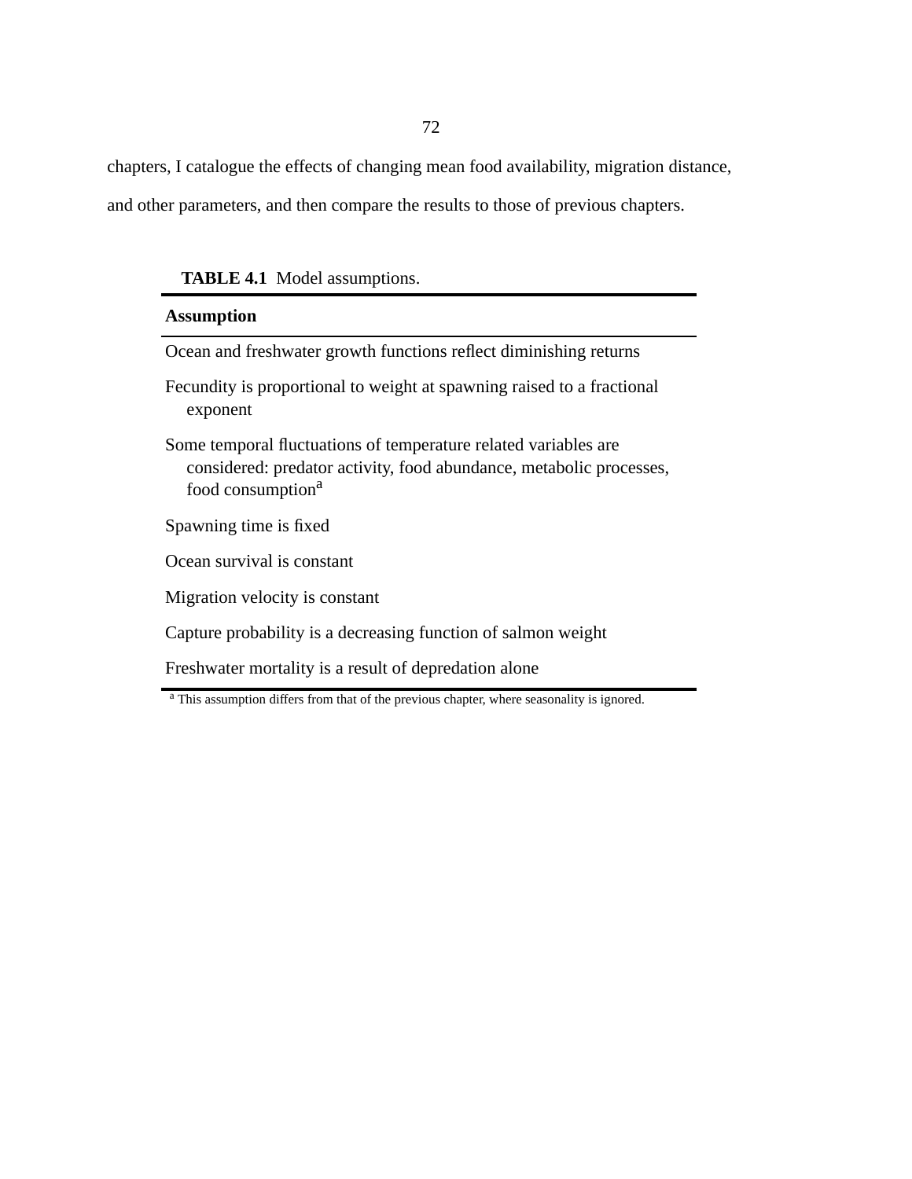chapters, I catalogue the effects of changing mean food availability, migration distance, and other parameters, and then compare the results to those of previous chapters.

**TABLE 4.1** Model assumptions.

| **Assumption** |
|---|
| Ocean and freshwater growth functions reflect diminishing returns |
| Fecundity is proportional to weight at spawning raised to a fractional exponent |
| Some temporal fluctuations of temperature related variables are considered: predator activity, food abundance, metabolic processes, food consumption[a] |
| Spawning time is fixed |
| Ocean survival is constant |
| Migration velocity is constant |
| Capture probability is a decreasing function of salmon weight |
| Freshwater mortality is a result of depredation alone |

[a] This assumption differs from that of the previous chapter, where seasonality is ignored.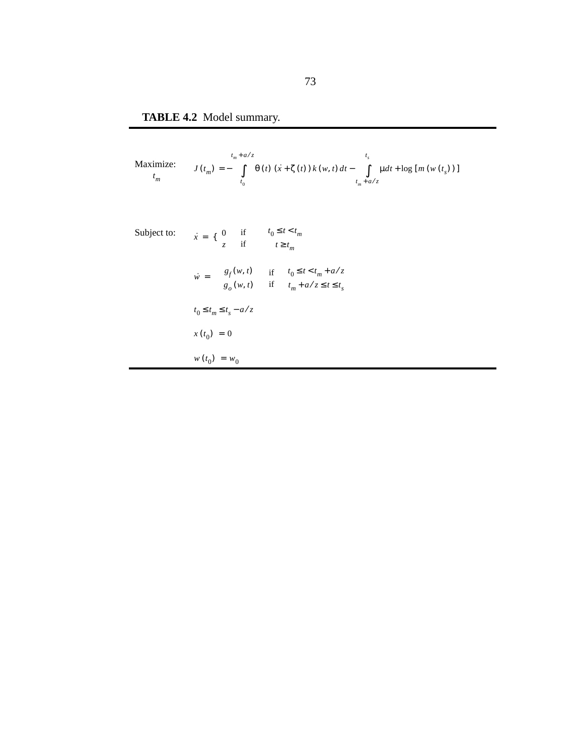**TABLE 4.2** Model summary.

| | |
|---|---|
| Maximize: $t_m$ | $J(t_m) = -\int_{t_0}^{t_m + a/z} \theta(t)\,(\dot{x} + \zeta(t))\,k(w,t)\,dt - \int_{t_m + a/z}^{t_s} \mu dt + \log[m(w(t_s))]$ |
| Subject to: | $\dot{x} = \begin{cases} 0 & \text{if} \quad t_0 \le t < t_m \\ z & \text{if} \quad t \ge t_m \end{cases}$ |
| | $\dot{w} = \begin{cases} g_f(w,t) & \text{if} \quad t_0 \le t < t_m + a/z \\ g_o(w,t) & \text{if} \quad t_m + a/z \le t \le t_s \end{cases}$ |
| | $t_0 \le t_m \le t_s - a/z$ |
| | $x(t_0) = 0$ |
| | $w(t_0) = w_0$ |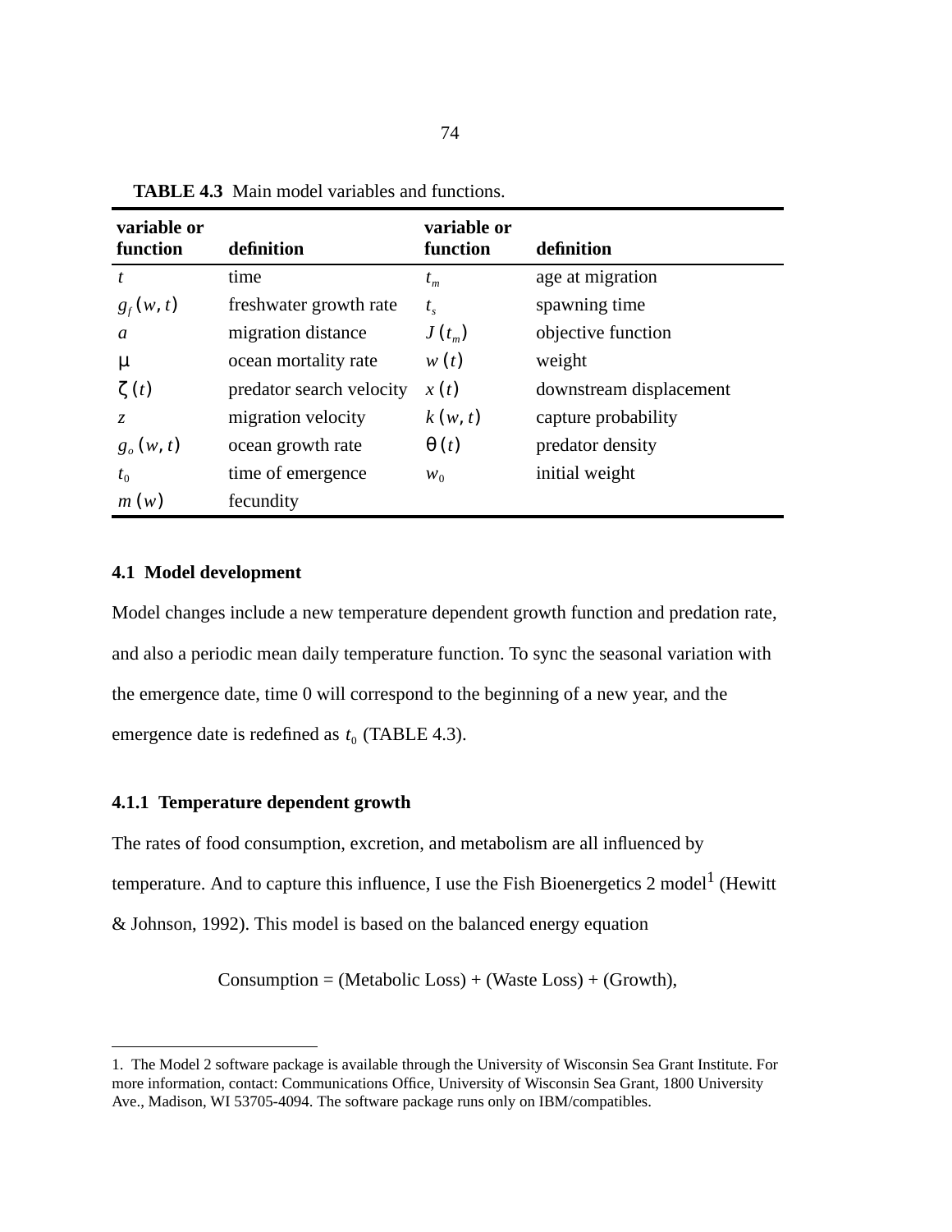**TABLE 4.3** Main model variables and functions.

| variable or function | definition | variable or function | definition |
|---|---|---|---|
| $t$ | time | $t_m$ | age at migration |
| $g_f(w, t)$ | freshwater growth rate | $t_s$ | spawning time |
| $a$ | migration distance | $J(t_m)$ | objective function |
| $\mu$ | ocean mortality rate | $w(t)$ | weight |
| $\zeta(t)$ | predator search velocity | $x(t)$ | downstream displacement |
| $z$ | migration velocity | $k(w, t)$ | capture probability |
| $g_o(w, t)$ | ocean growth rate | $\theta(t)$ | predator density |
| $t_0$ | time of emergence | $w_0$ | initial weight |
| $m(w)$ | fecundity | | |

### 4.1 Model development

Model changes include a new temperature dependent growth function and predation rate, and also a periodic mean daily temperature function. To sync the seasonal variation with the emergence date, time 0 will correspond to the beginning of a new year, and the emergence date is redefined as $t_0$ (TABLE 4.3).

#### 4.1.1 Temperature dependent growth

The rates of food consumption, excretion, and metabolism are all influenced by temperature. And to capture this influence, I use the Fish Bioenergetics 2 model[1] (Hewitt & Johnson, 1992). This model is based on the balanced energy equation

$$\text{Consumption} = (\text{Metabolic Loss}) + (\text{Waste Loss}) + (\text{Growth}),$$

1. The Model 2 software package is available through the University of Wisconsin Sea Grant Institute. For more information, contact: Communications Office, University of Wisconsin Sea Grant, 1800 University Ave., Madison, WI 53705-4094. The software package runs only on IBM/compatibles.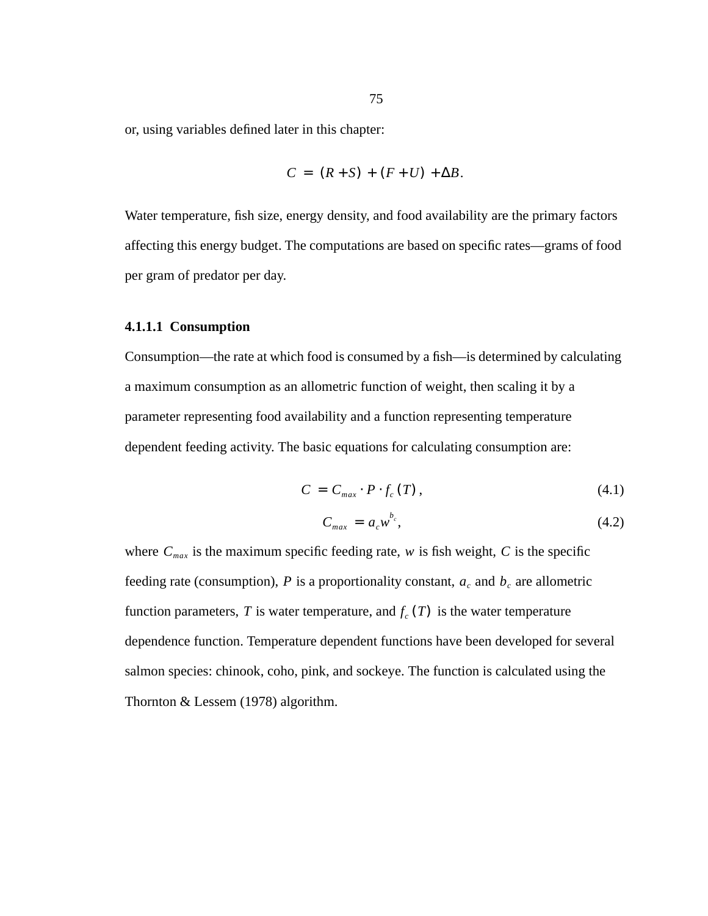or, using variables defined later in this chapter:

$$C = (R + S) + (F + U) + \Delta B.$$

Water temperature, fish size, energy density, and food availability are the primary factors affecting this energy budget. The computations are based on specific rates—grams of food per gram of predator per day.

#### 4.1.1.1 Consumption

Consumption—the rate at which food is consumed by a fish—is determined by calculating a maximum consumption as an allometric function of weight, then scaling it by a parameter representing food availability and a function representing temperature dependent feeding activity. The basic equations for calculating consumption are:

$$C = C_{max} \cdot P \cdot f_c(T), \tag{4.1}$$

$$C_{max} = a_c w^{b_c}, \tag{4.2}$$

where $C_{max}$ is the maximum specific feeding rate, $w$ is fish weight, $C$ is the specific feeding rate (consumption), $P$ is a proportionality constant, $a_c$ and $b_c$ are allometric function parameters, $T$ is water temperature, and $f_c(T)$ is the water temperature dependence function. Temperature dependent functions have been developed for several salmon species: chinook, coho, pink, and sockeye. The function is calculated using the Thornton & Lessem (1978) algorithm.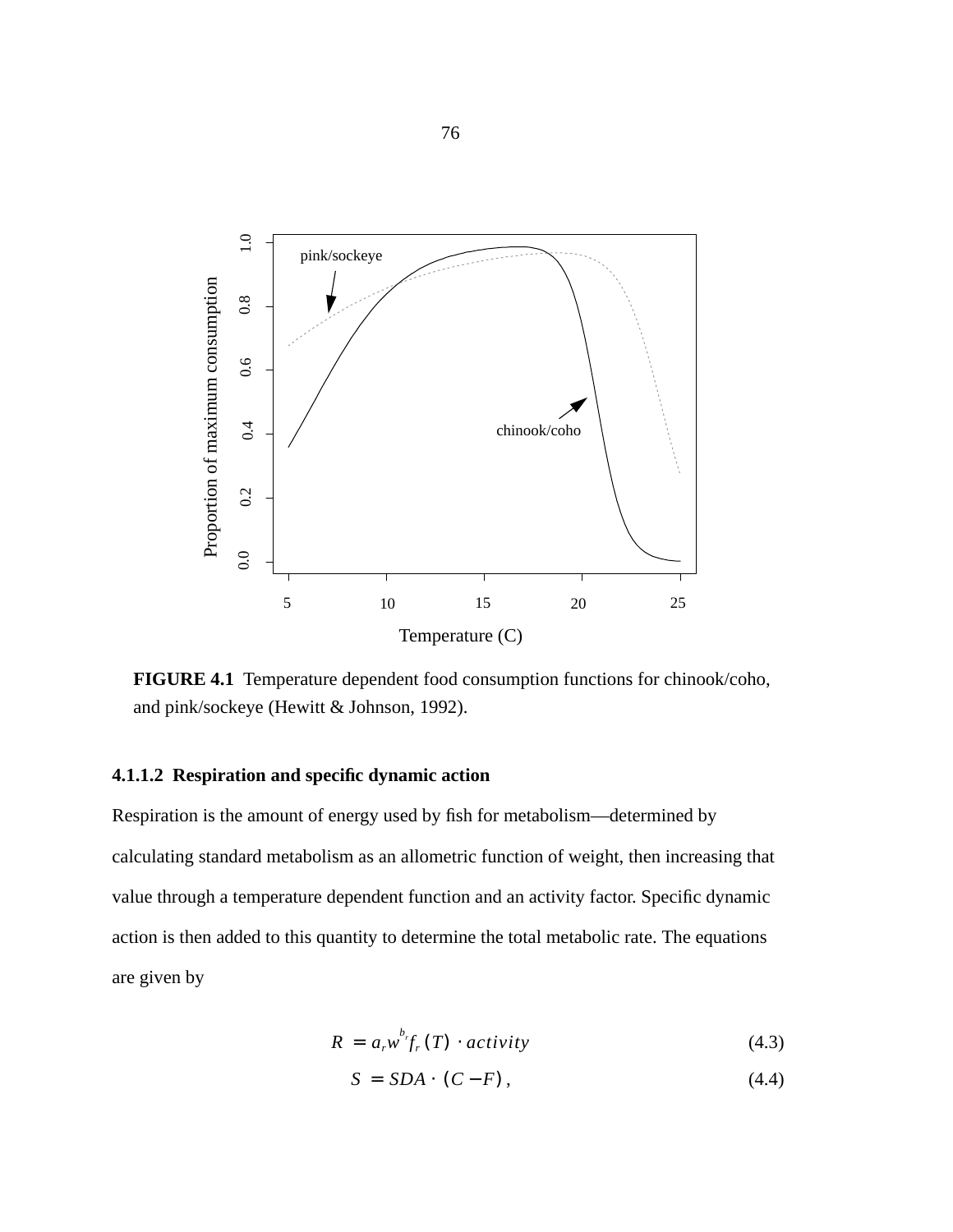**FIGURE 4.1** Temperature dependent food consumption functions for chinook/coho, and pink/sockeye (Hewitt & Johnson, 1992).

#### 4.1.1.2 Respiration and specific dynamic action

Respiration is the amount of energy used by fish for metabolism—determined by calculating standard metabolism as an allometric function of weight, then increasing that value through a temperature dependent function and an activity factor. Specific dynamic action is then added to this quantity to determine the total metabolic rate. The equations are given by

$$R = a_r w^{b_r} f_r(T) \cdot activity \tag{4.3}$$

$$S = SDA \cdot (C - F), \tag{4.4}$$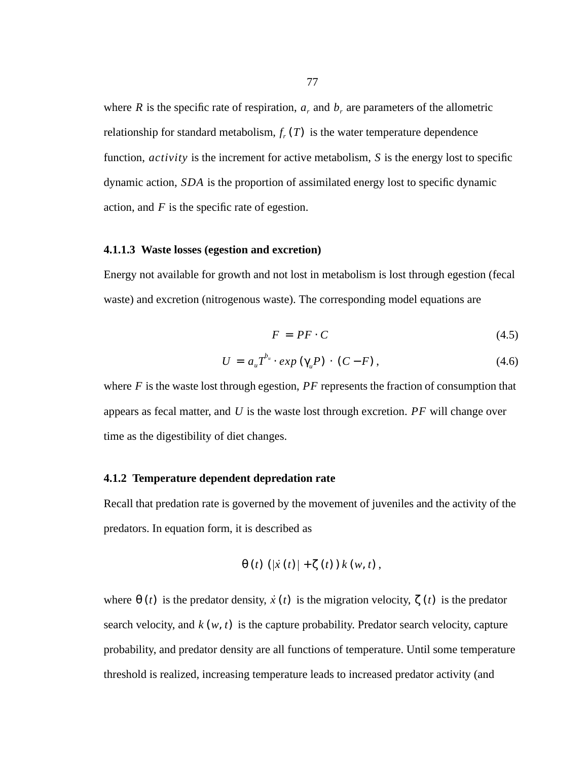where $R$ is the specific rate of respiration, $a_r$ and $b_r$ are parameters of the allometric relationship for standard metabolism, $f_r(T)$ is the water temperature dependence function, $activity$ is the increment for active metabolism, $S$ is the energy lost to specific dynamic action, $SDA$ is the proportion of assimilated energy lost to specific dynamic action, and $F$ is the specific rate of egestion.

#### 4.1.1.3 Waste losses (egestion and excretion)

Energy not available for growth and not lost in metabolism is lost through egestion (fecal waste) and excretion (nitrogenous waste). The corresponding model equations are

$$F = PF \cdot C \tag{4.5}$$

$$U = a_u T^{b_u} \cdot exp(\gamma_u P) \cdot (C - F), \tag{4.6}$$

where $F$ is the waste lost through egestion, $PF$ represents the fraction of consumption that appears as fecal matter, and $U$ is the waste lost through excretion. $PF$ will change over time as the digestibility of diet changes.

### 4.1.2 Temperature dependent depredation rate

Recall that predation rate is governed by the movement of juveniles and the activity of the predators. In equation form, it is described as

$$\theta(t)(|\dot{x}(t)| + \zeta(t))k(w, t),$$

where $\theta(t)$ is the predator density, $\dot{x}(t)$ is the migration velocity, $\zeta(t)$ is the predator search velocity, and $k(w, t)$ is the capture probability. Predator search velocity, capture probability, and predator density are all functions of temperature. Until some temperature threshold is realized, increasing temperature leads to increased predator activity (and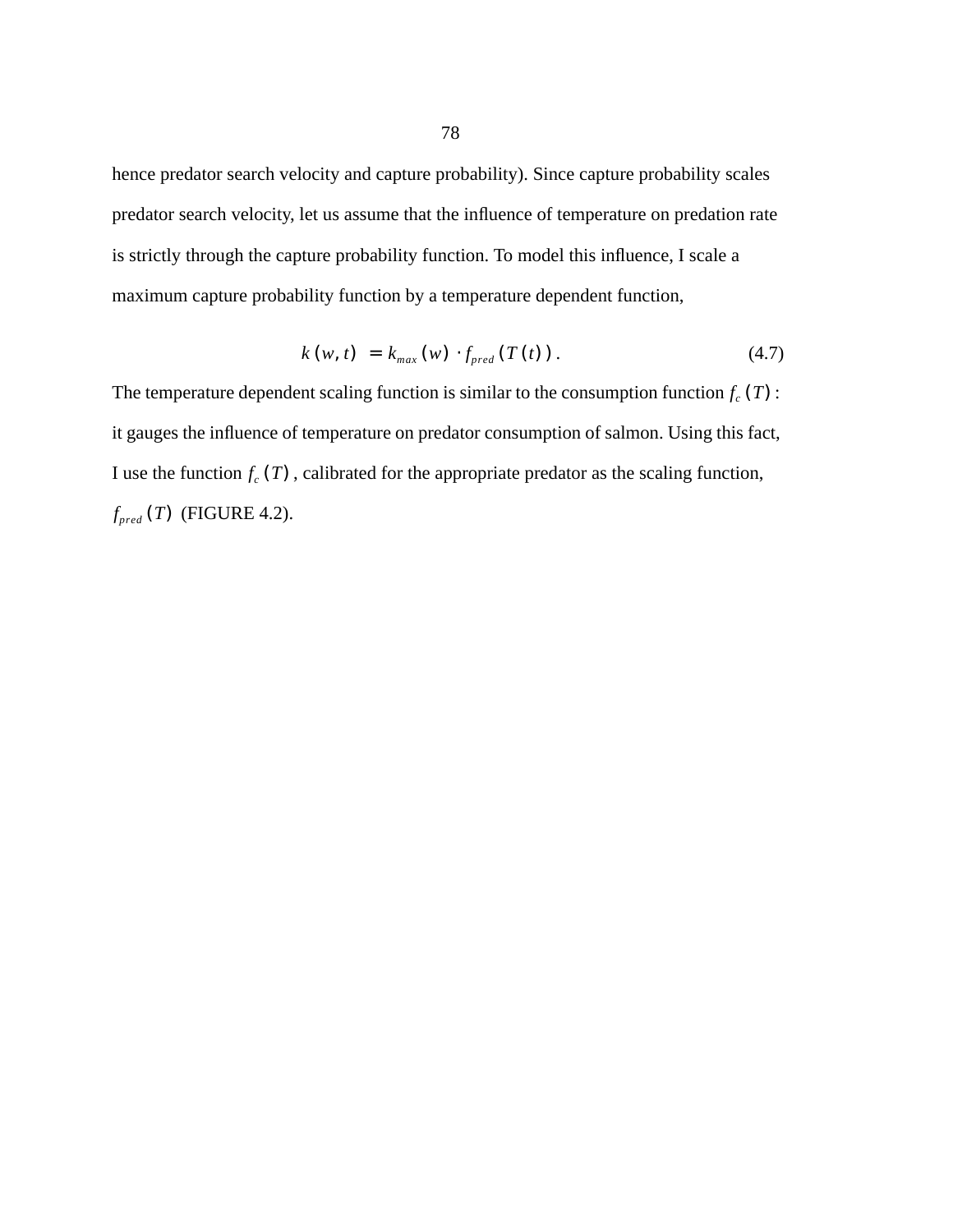hence predator search velocity and capture probability). Since capture probability scales predator search velocity, let us assume that the influence of temperature on predation rate is strictly through the capture probability function. To model this influence, I scale a maximum capture probability function by a temperature dependent function,

$$k(w,t) = k_{max}(w) \cdot f_{pred}(T(t)) \,. \tag{4.7}$$

The temperature dependent scaling function is similar to the consumption function $f_c(T)$: it gauges the influence of temperature on predator consumption of salmon. Using this fact, I use the function $f_c(T)$, calibrated for the appropriate predator as the scaling function, $f_{pred}(T)$ (FIGURE 4.2).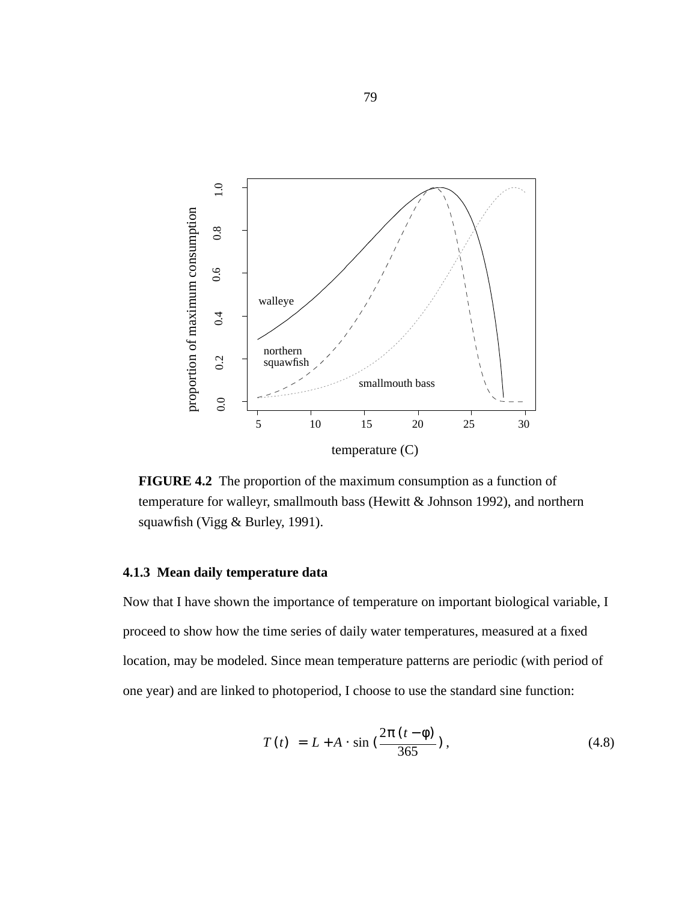**FIGURE 4.2** The proportion of the maximum consumption as a function of temperature for walleyr, smallmouth bass (Hewitt & Johnson 1992), and northern squawfish (Vigg & Burley, 1991).

### 4.1.3 Mean daily temperature data

Now that I have shown the importance of temperature on important biological variable, I proceed to show how the time series of daily water temperatures, measured at a fixed location, may be modeled. Since mean temperature patterns are periodic (with period of one year) and are linked to photoperiod, I choose to use the standard sine function:

$$T(t) = L + A \cdot \sin\left(\frac{2\pi(t - \phi)}{365}\right), \tag{4.8}$$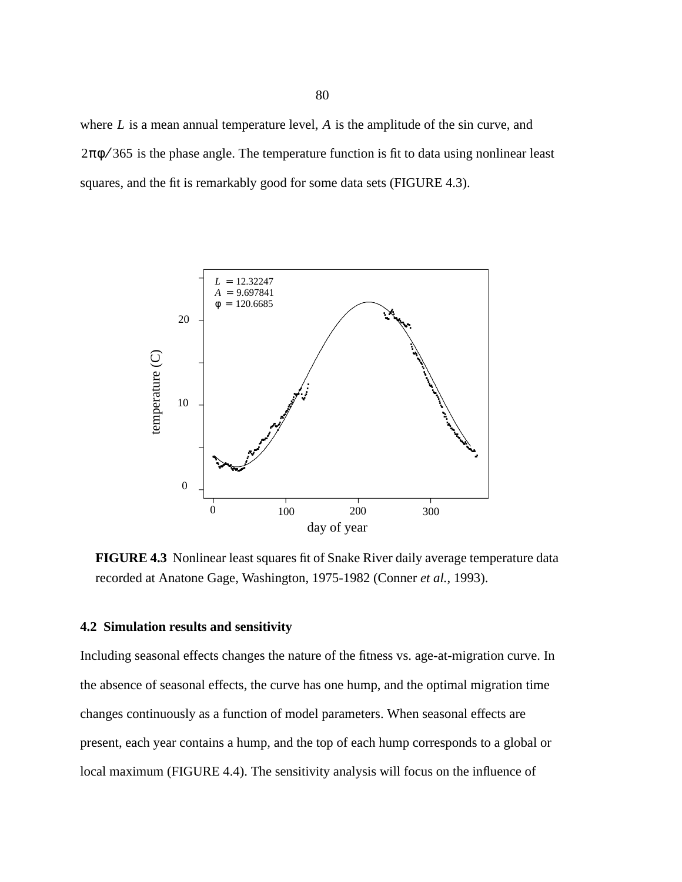where $L$ is a mean annual temperature level, $A$ is the amplitude of the sin curve, and $2\pi\phi/365$ is the phase angle. The temperature function is fit to data using nonlinear least squares, and the fit is remarkably good for some data sets (FIGURE 4.3).

**FIGURE 4.3** Nonlinear least squares fit of Snake River daily average temperature data recorded at Anatone Gage, Washington, 1975-1982 (Conner *et al.*, 1993).

### 4.2 Simulation results and sensitivity

Including seasonal effects changes the nature of the fitness vs. age-at-migration curve. In the absence of seasonal effects, the curve has one hump, and the optimal migration time changes continuously as a function of model parameters. When seasonal effects are present, each year contains a hump, and the top of each hump corresponds to a global or local maximum (FIGURE 4.4). The sensitivity analysis will focus on the influence of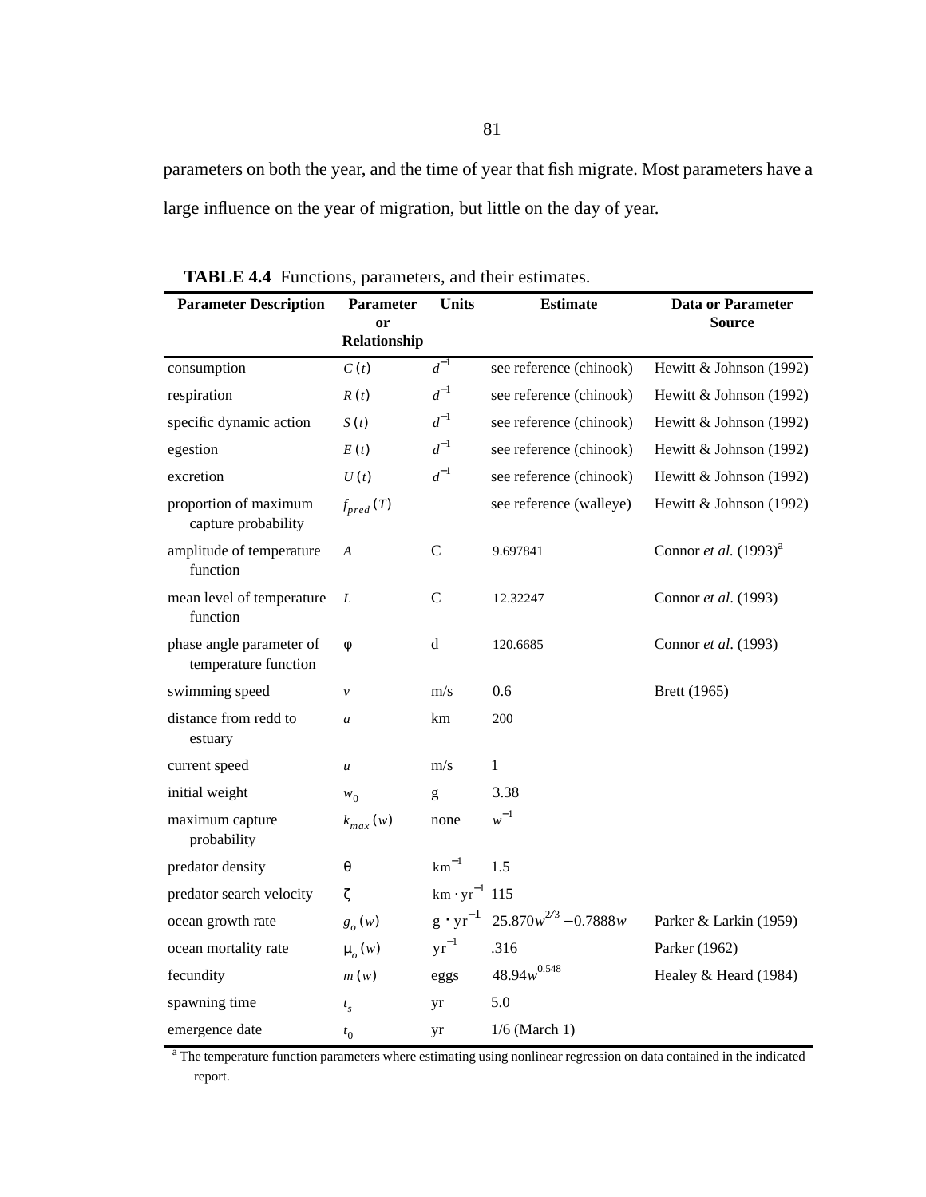parameters on both the year, and the time of year that fish migrate. Most parameters have a large influence on the year of migration, but little on the day of year.

**TABLE 4.4** Functions, parameters, and their estimates.

| Parameter Description | Parameter or Relationship | Units | Estimate | Data or Parameter Source |
|---|---|---|---|---|
| consumption | $C(t)$ | $d^{-1}$ | see reference (chinook) | Hewitt & Johnson (1992) |
| respiration | $R(t)$ | $d^{-1}$ | see reference (chinook) | Hewitt & Johnson (1992) |
| specific dynamic action | $S(t)$ | $d^{-1}$ | see reference (chinook) | Hewitt & Johnson (1992) |
| egestion | $E(t)$ | $d^{-1}$ | see reference (chinook) | Hewitt & Johnson (1992) |
| excretion | $U(t)$ | $d^{-1}$ | see reference (chinook) | Hewitt & Johnson (1992) |
| proportion of maximum capture probability | $f_{pred}(T)$ | | see reference (walleye) | Hewitt & Johnson (1992) |
| amplitude of temperature function | $A$ | C | 9.697841 | Connor *et al.* (1993)[a] |
| mean level of temperature function | $L$ | C | 12.32247 | Connor *et al.* (1993) |
| phase angle parameter of temperature function | $\phi$ | d | 120.6685 | Connor *et al.* (1993) |
| swimming speed | $v$ | m/s | 0.6 | Brett (1965) |
| distance from redd to estuary | $a$ | km | 200 | |
| current speed | $u$ | m/s | 1 | |
| initial weight | $w_0$ | g | 3.38 | |
| maximum capture probability | $k_{max}(w)$ | none | $w^{-1}$ | |
| predator density | $\theta$ | $km^{-1}$ | 1.5 | |
| predator search velocity | $\zeta$ | $km \cdot yr^{-1}$ | 115 | |
| ocean growth rate | $g_o(w)$ | $g \cdot yr^{-1}$ | $25.870w^{2/3} - 0.7888w$ | Parker & Larkin (1959) |
| ocean mortality rate | $\mu_o(w)$ | $yr^{-1}$ | .316 | Parker (1962) |
| fecundity | $m(w)$ | eggs | $48.94w^{0.548}$ | Healey & Heard (1984) |
| spawning time | $t_s$ | yr | 5.0 | |
| emergence date | $t_0$ | yr | 1/6 (March 1) | |

[a] The temperature function parameters where estimating using nonlinear regression on data contained in the indicated report.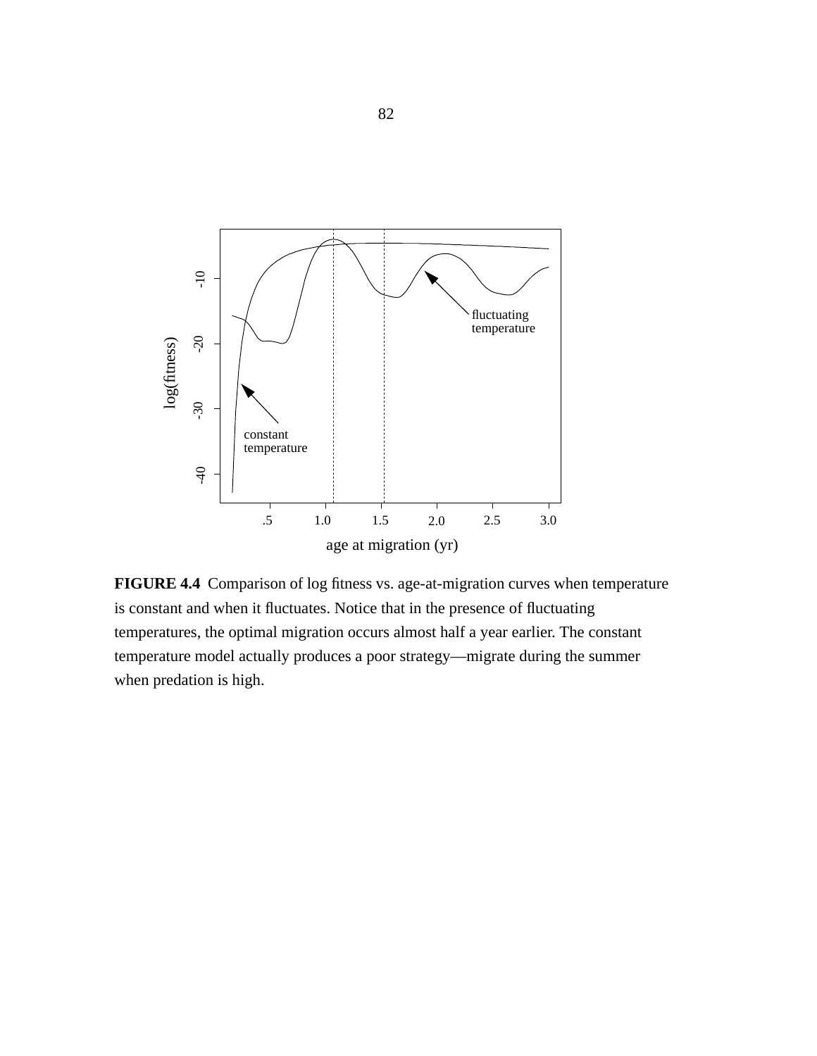**FIGURE 4.4** Comparison of log fitness vs. age-at-migration curves when temperature is constant and when it fluctuates. Notice that in the presence of fluctuating temperatures, the optimal migration occurs almost half a year earlier. The constant temperature model actually produces a poor strategy—migrate during the summer when predation is high.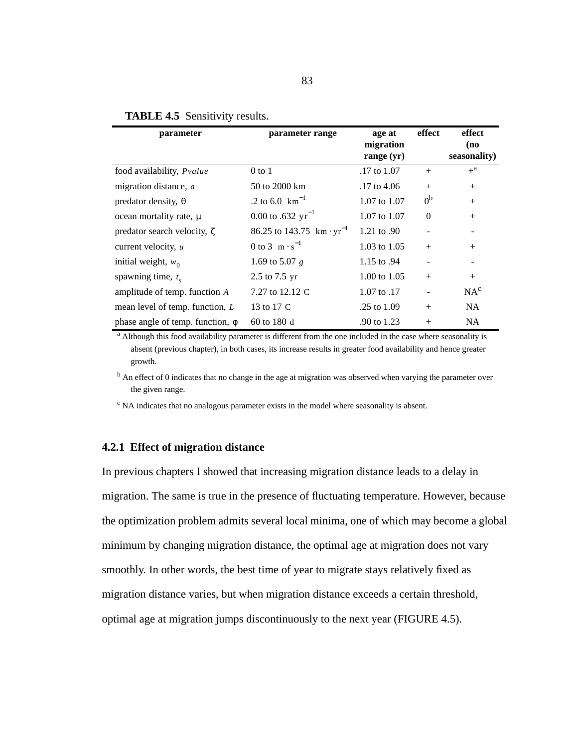**TABLE 4.5** Sensitivity results.

| parameter | parameter range | age at migration range (yr) | effect | effect (no seasonality) |
|---|---|---|---|---|
| food availability, *Pvalue* | 0 to 1 | .17 to 1.07 | + | +[a] |
| migration distance, $a$ | 50 to 2000 km | .17 to 4.06 | + | + |
| predator density, $\theta$ | .2 to 6.0 $km^{-1}$ | 1.07 to 1.07 | 0[b] | + |
| ocean mortality rate, $\mu$ | 0.00 to .632 $yr^{-1}$ | 1.07 to 1.07 | 0 | + |
| predator search velocity, $\zeta$ | 86.25 to 143.75 $km \cdot yr^{-1}$ | 1.21 to .90 | - | - |
| current velocity, $u$ | 0 to 3 $m \cdot s^{-1}$ | 1.03 to 1.05 | + | + |
| initial weight, $w_0$ | 1.69 to 5.07 $g$ | 1.15 to .94 | - | - |
| spawning time, $t_s$ | 2.5 to 7.5 yr | 1.00 to 1.05 | + | + |
| amplitude of temp. function $A$ | 7.27 to 12.12 C | 1.07 to .17 | - | NA[c] |
| mean level of temp. function, $L$ | 13 to 17 C | .25 to 1.09 | + | NA |
| phase angle of temp. function, $\phi$ | 60 to 180 d | .90 to 1.23 | + | NA |

[a] Although this food availability parameter is different from the one included in the case where seasonality is absent (previous chapter), in both cases, its increase results in greater food availability and hence greater growth.

[b] An effect of 0 indicates that no change in the age at migration was observed when varying the parameter over the given range.

[c] NA indicates that no analogous parameter exists in the model where seasonality is absent.

### 4.2.1 Effect of migration distance

In previous chapters I showed that increasing migration distance leads to a delay in migration. The same is true in the presence of fluctuating temperature. However, because the optimization problem admits several local minima, one of which may become a global minimum by changing migration distance, the optimal age at migration does not vary smoothly. In other words, the best time of year to migrate stays relatively fixed as migration distance varies, but when migration distance exceeds a certain threshold, optimal age at migration jumps discontinuously to the next year (FIGURE 4.5).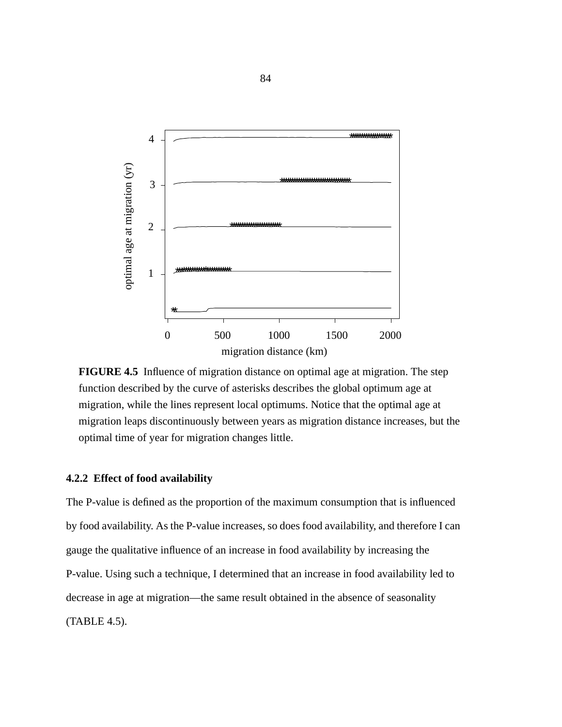**FIGURE 4.5** Influence of migration distance on optimal age at migration. The step function described by the curve of asterisks describes the global optimum age at migration, while the lines represent local optimums. Notice that the optimal age at migration leaps discontinuously between years as migration distance increases, but the optimal time of year for migration changes little.

### 4.2.2 Effect of food availability

The P-value is defined as the proportion of the maximum consumption that is influenced by food availability. As the P-value increases, so does food availability, and therefore I can gauge the qualitative influence of an increase in food availability by increasing the P-value. Using such a technique, I determined that an increase in food availability led to decrease in age at migration—the same result obtained in the absence of seasonality (TABLE 4.5).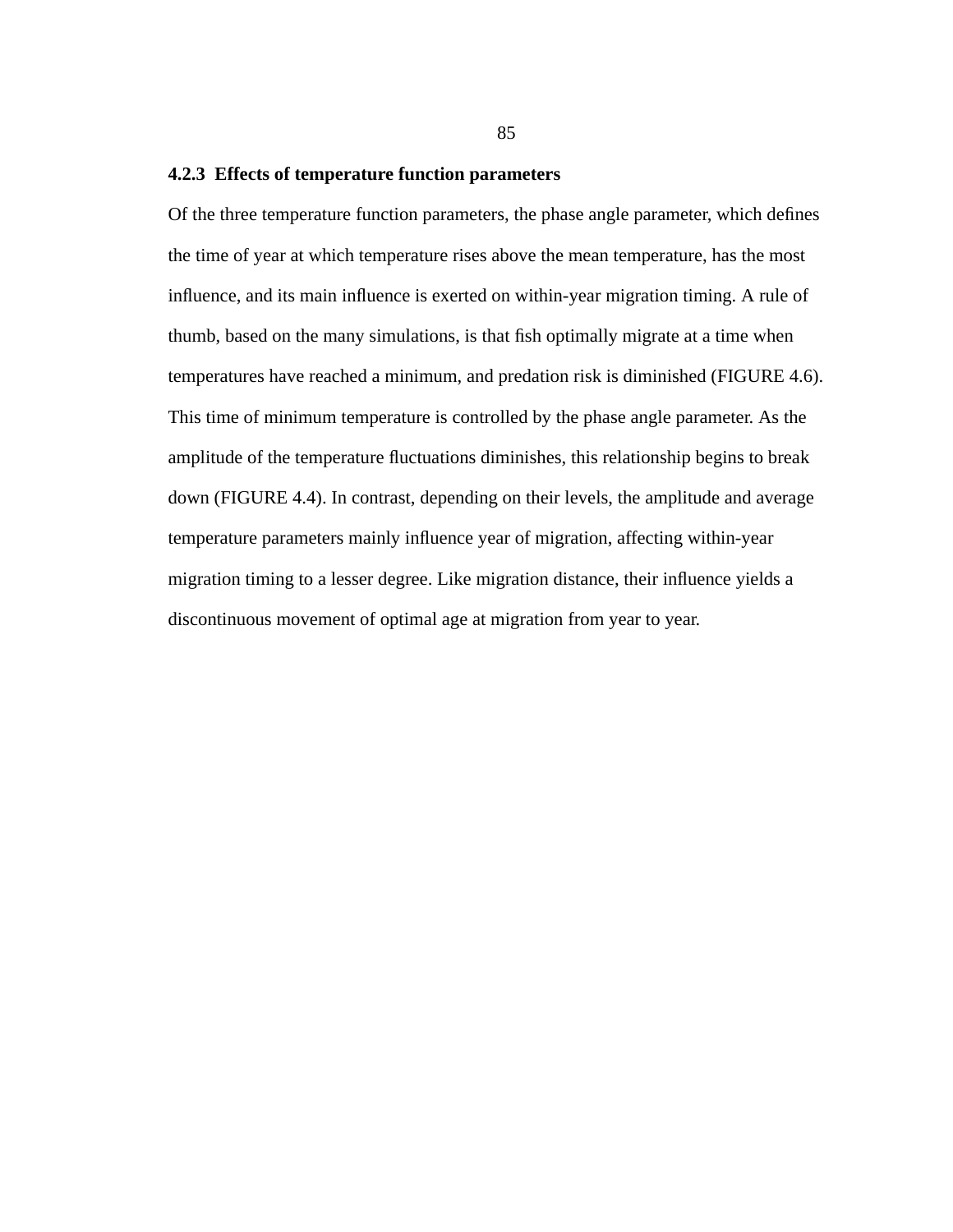### 4.2.3 Effects of temperature function parameters

Of the three temperature function parameters, the phase angle parameter, which defines the time of year at which temperature rises above the mean temperature, has the most influence, and its main influence is exerted on within-year migration timing. A rule of thumb, based on the many simulations, is that fish optimally migrate at a time when temperatures have reached a minimum, and predation risk is diminished (FIGURE 4.6). This time of minimum temperature is controlled by the phase angle parameter. As the amplitude of the temperature fluctuations diminishes, this relationship begins to break down (FIGURE 4.4). In contrast, depending on their levels, the amplitude and average temperature parameters mainly influence year of migration, affecting within-year migration timing to a lesser degree. Like migration distance, their influence yields a discontinuous movement of optimal age at migration from year to year.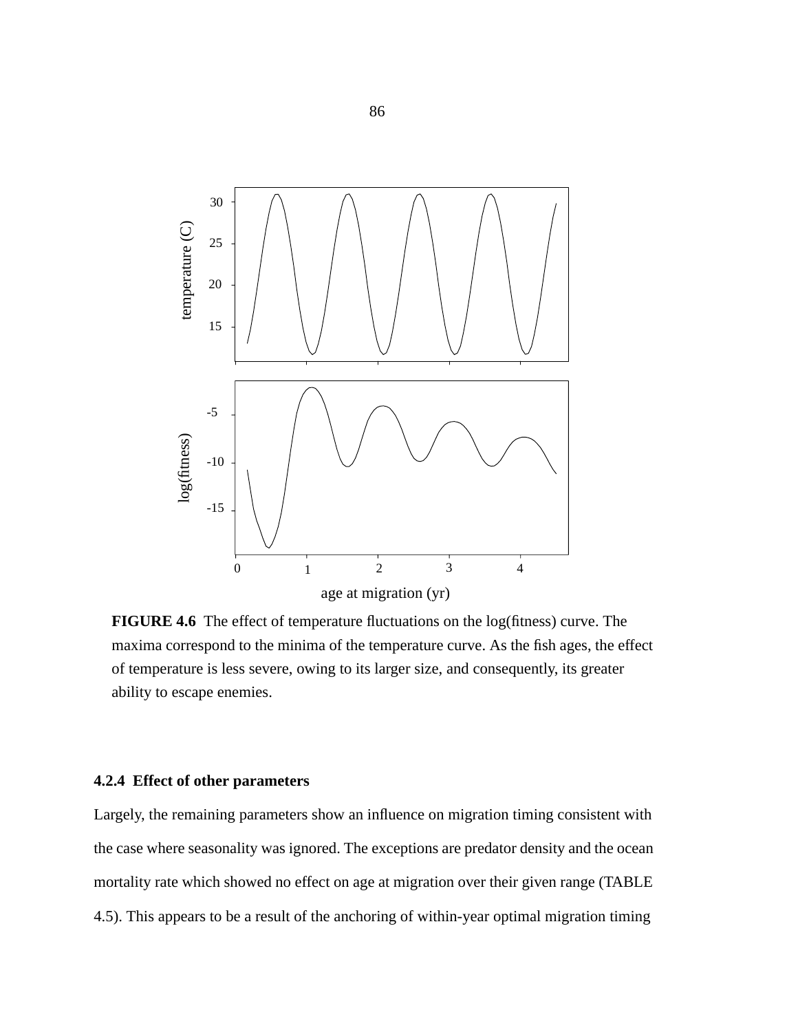**FIGURE 4.6** The effect of temperature fluctuations on the log(fitness) curve. The maxima correspond to the minima of the temperature curve. As the fish ages, the effect of temperature is less severe, owing to its larger size, and consequently, its greater ability to escape enemies.

### 4.2.4 Effect of other parameters

Largely, the remaining parameters show an influence on migration timing consistent with the case where seasonality was ignored. The exceptions are predator density and the ocean mortality rate which showed no effect on age at migration over their given range (TABLE 4.5). This appears to be a result of the anchoring of within-year optimal migration timing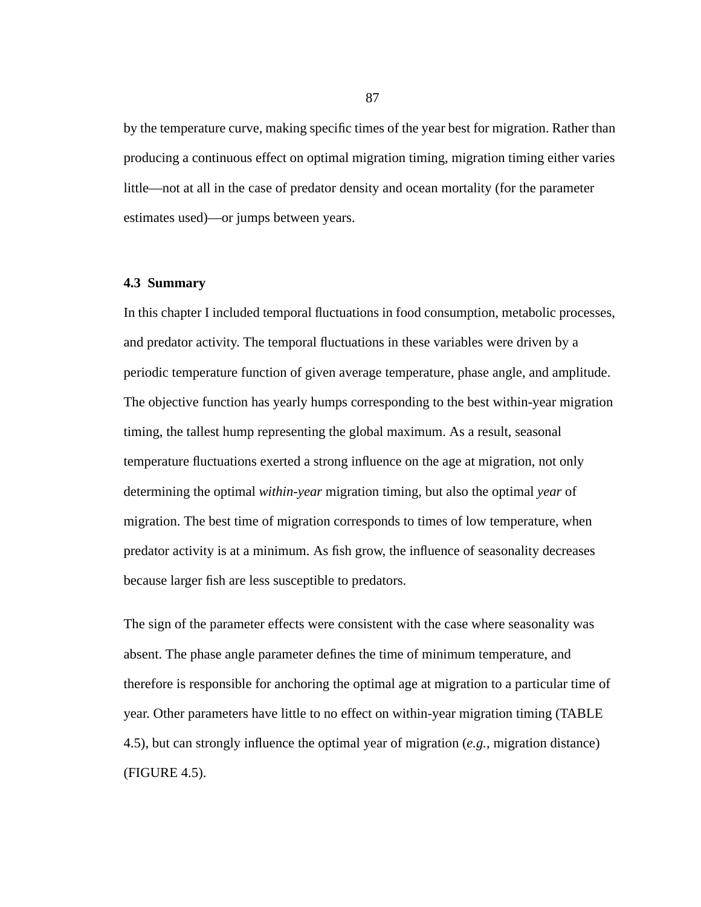by the temperature curve, making specific times of the year best for migration. Rather than producing a continuous effect on optimal migration timing, migration timing either varies little—not at all in the case of predator density and ocean mortality (for the parameter estimates used)—or jumps between years.

### 4.3 Summary

In this chapter I included temporal fluctuations in food consumption, metabolic processes, and predator activity. The temporal fluctuations in these variables were driven by a periodic temperature function of given average temperature, phase angle, and amplitude. The objective function has yearly humps corresponding to the best within-year migration timing, the tallest hump representing the global maximum. As a result, seasonal temperature fluctuations exerted a strong influence on the age at migration, not only determining the optimal *within-year* migration timing, but also the optimal *year* of migration. The best time of migration corresponds to times of low temperature, when predator activity is at a minimum. As fish grow, the influence of seasonality decreases because larger fish are less susceptible to predators.

The sign of the parameter effects were consistent with the case where seasonality was absent. The phase angle parameter defines the time of minimum temperature, and therefore is responsible for anchoring the optimal age at migration to a particular time of year. Other parameters have little to no effect on within-year migration timing (TABLE 4.5), but can strongly influence the optimal year of migration (*e.g.*, migration distance) (FIGURE 4.5).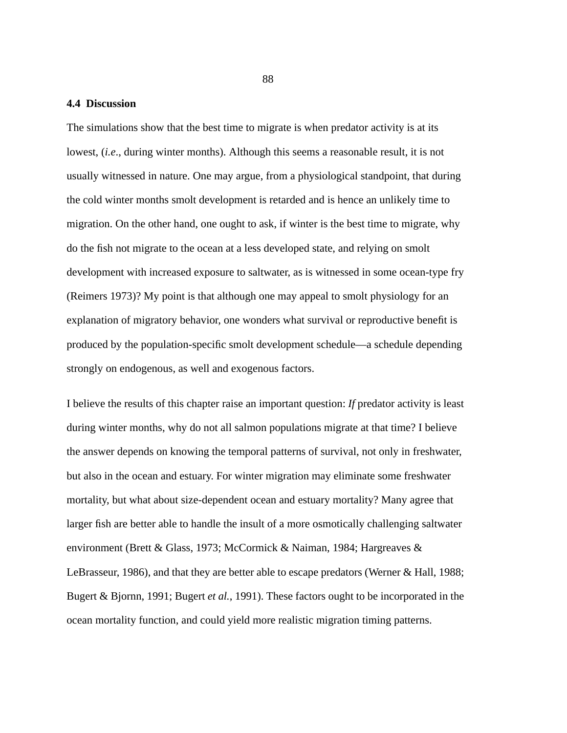## 4.4 Discussion

The simulations show that the best time to migrate is when predator activity is at its lowest, (*i.e*., during winter months). Although this seems a reasonable result, it is not usually witnessed in nature. One may argue, from a physiological standpoint, that during the cold winter months smolt development is retarded and is hence an unlikely time to migration. On the other hand, one ought to ask, if winter is the best time to migrate, why do the fish not migrate to the ocean at a less developed state, and relying on smolt development with increased exposure to saltwater, as is witnessed in some ocean-type fry (Reimers 1973)? My point is that although one may appeal to smolt physiology for an explanation of migratory behavior, one wonders what survival or reproductive benefit is produced by the population-specific smolt development schedule—a schedule depending strongly on endogenous, as well and exogenous factors.

I believe the results of this chapter raise an important question: *If* predator activity is least during winter months, why do not all salmon populations migrate at that time? I believe the answer depends on knowing the temporal patterns of survival, not only in freshwater, but also in the ocean and estuary. For winter migration may eliminate some freshwater mortality, but what about size-dependent ocean and estuary mortality? Many agree that larger fish are better able to handle the insult of a more osmotically challenging saltwater environment (Brett & Glass, 1973; McCormick & Naiman, 1984; Hargreaves & LeBrasseur, 1986), and that they are better able to escape predators (Werner & Hall, 1988; Bugert & Bjornn, 1991; Bugert *et al.*, 1991). These factors ought to be incorporated in the ocean mortality function, and could yield more realistic migration timing patterns.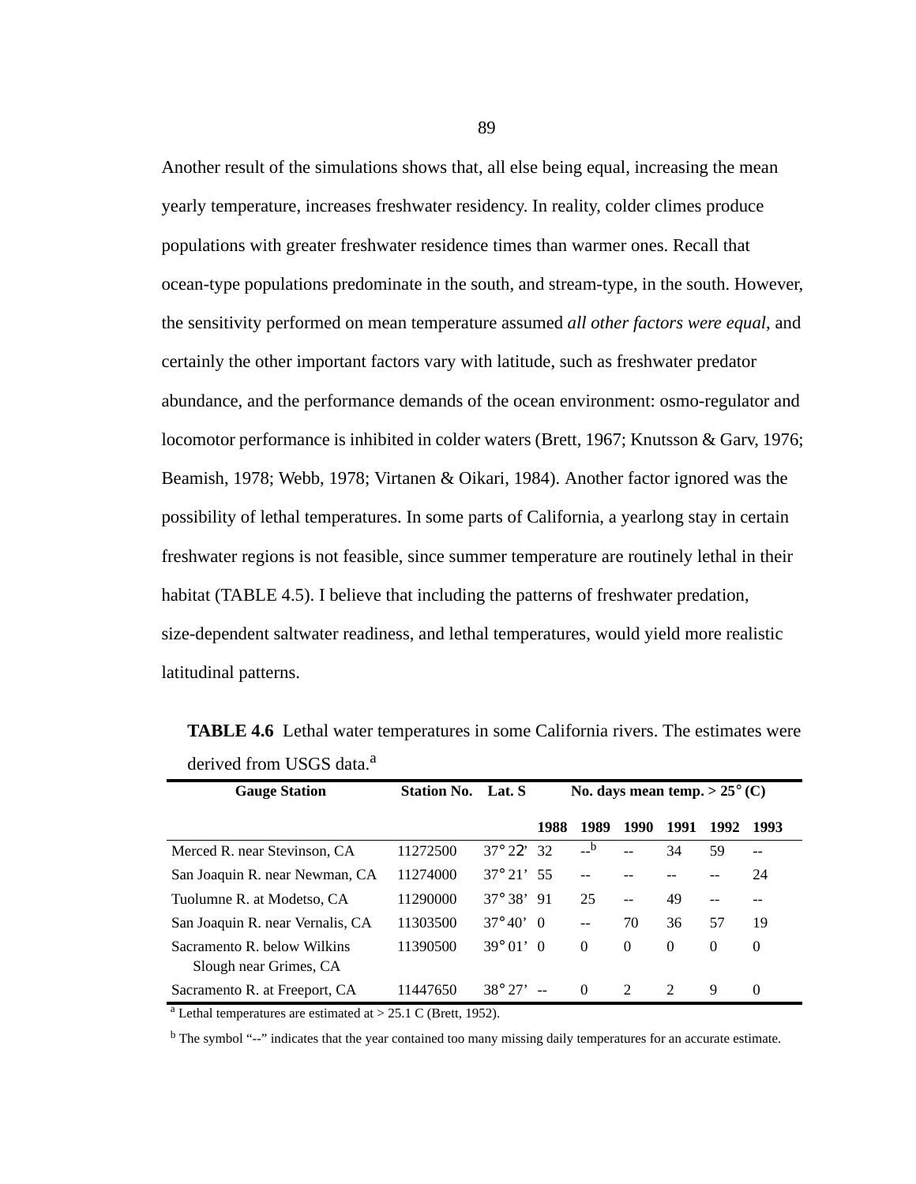Another result of the simulations shows that, all else being equal, increasing the mean yearly temperature, increases freshwater residency. In reality, colder climes produce populations with greater freshwater residence times than warmer ones. Recall that ocean-type populations predominate in the south, and stream-type, in the south. However, the sensitivity performed on mean temperature assumed *all other factors were equal*, and certainly the other important factors vary with latitude, such as freshwater predator abundance, and the performance demands of the ocean environment: osmo-regulator and locomotor performance is inhibited in colder waters (Brett, 1967; Knutsson & Garv, 1976; Beamish, 1978; Webb, 1978; Virtanen & Oikari, 1984). Another factor ignored was the possibility of lethal temperatures. In some parts of California, a yearlong stay in certain freshwater regions is not feasible, since summer temperature are routinely lethal in their habitat (TABLE 4.5). I believe that including the patterns of freshwater predation, size-dependent saltwater readiness, and lethal temperatures, would yield more realistic latitudinal patterns.

**TABLE 4.6** Lethal water temperatures in some California rivers. The estimates were derived from USGS data.[a]

| Gauge Station | Station No. | Lat. S | No. days mean temp. > 25° (C) | | | | | |
|---|---|---|---|---|---|---|---|---|
| | | | 1988 | 1989 | 1990 | 1991 | 1992 | 1993 |
| Merced R. near Stevinson, CA | 11272500 | 37° 22’ | 32 | --[b] | -- | 34 | 59 | -- |
| San Joaquin R. near Newman, CA | 11274000 | 37° 21’ | 55 | -- | -- | -- | -- | 24 |
| Tuolumne R. at Modetso, CA | 11290000 | 37° 38’ | 91 | 25 | -- | 49 | -- | -- |
| San Joaquin R. near Vernalis, CA | 11303500 | 37° 40’ | 0 | -- | 70 | 36 | 57 | 19 |
| Sacramento R. below Wilkins Slough near Grimes, CA | 11390500 | 39° 01’ | 0 | 0 | 0 | 0 | 0 | 0 |
| Sacramento R. at Freeport, CA | 11447650 | 38° 27’ | -- | 0 | 2 | 2 | 9 | 0 |

[a] Lethal temperatures are estimated at > 25.1 C (Brett, 1952).

[b] The symbol “--” indicates that the year contained too many missing daily temperatures for an accurate estimate.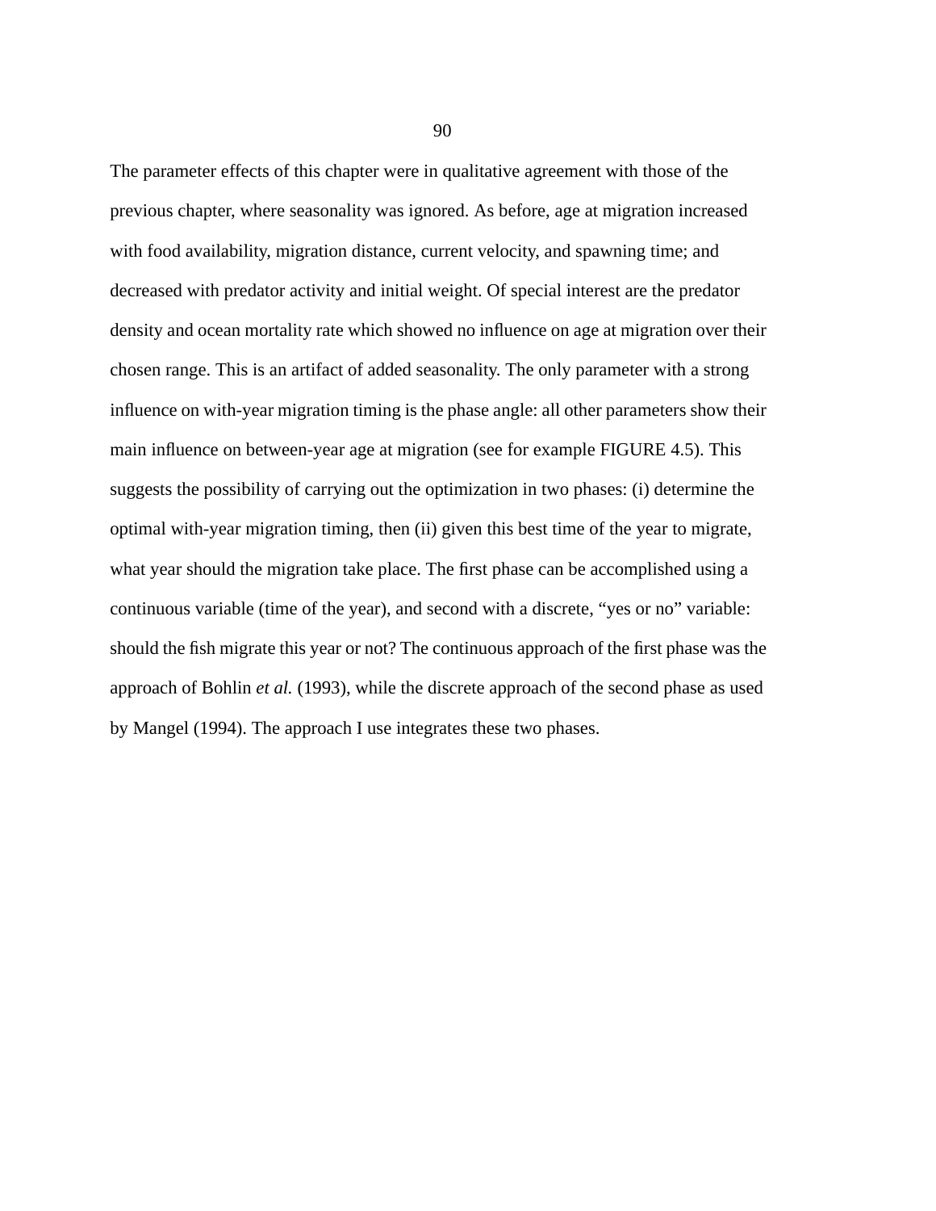The parameter effects of this chapter were in qualitative agreement with those of the previous chapter, where seasonality was ignored. As before, age at migration increased with food availability, migration distance, current velocity, and spawning time; and decreased with predator activity and initial weight. Of special interest are the predator density and ocean mortality rate which showed no influence on age at migration over their chosen range. This is an artifact of added seasonality. The only parameter with a strong influence on with-year migration timing is the phase angle: all other parameters show their main influence on between-year age at migration (see for example FIGURE 4.5). This suggests the possibility of carrying out the optimization in two phases: (i) determine the optimal with-year migration timing, then (ii) given this best time of the year to migrate, what year should the migration take place. The first phase can be accomplished using a continuous variable (time of the year), and second with a discrete, “yes or no” variable: should the fish migrate this year or not? The continuous approach of the first phase was the approach of Bohlin *et al.* (1993), while the discrete approach of the second phase as used by Mangel (1994). The approach I use integrates these two phases.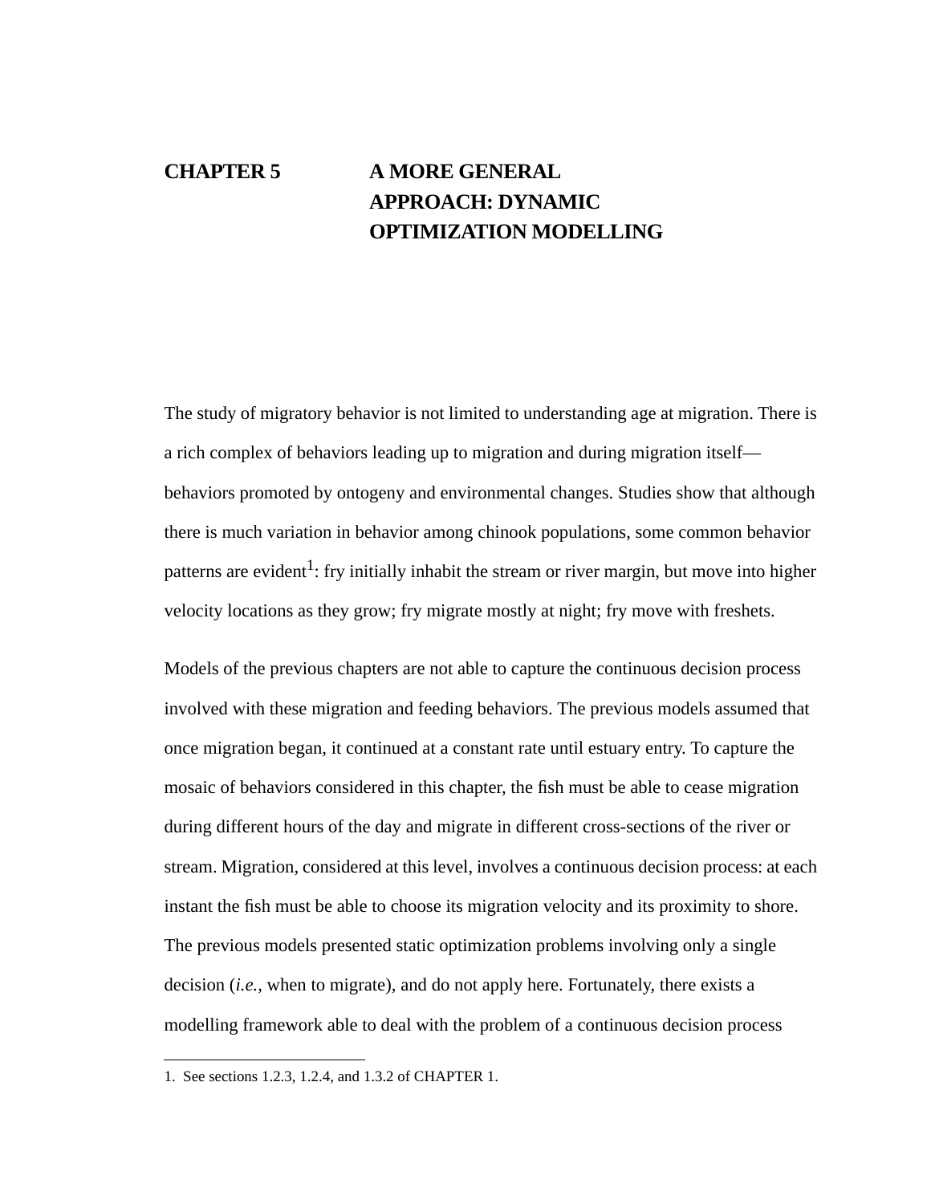# CHAPTER 5 A MORE GENERAL APPROACH: DYNAMIC OPTIMIZATION MODELLING

The study of migratory behavior is not limited to understanding age at migration. There is a rich complex of behaviors leading up to migration and during migration itself—behaviors promoted by ontogeny and environmental changes. Studies show that although there is much variation in behavior among chinook populations, some common behavior patterns are evident[1]: fry initially inhabit the stream or river margin, but move into higher velocity locations as they grow; fry migrate mostly at night; fry move with freshets.

Models of the previous chapters are not able to capture the continuous decision process involved with these migration and feeding behaviors. The previous models assumed that once migration began, it continued at a constant rate until estuary entry. To capture the mosaic of behaviors considered in this chapter, the fish must be able to cease migration during different hours of the day and migrate in different cross-sections of the river or stream. Migration, considered at this level, involves a continuous decision process: at each instant the fish must be able to choose its migration velocity and its proximity to shore. The previous models presented static optimization problems involving only a single decision (*i.e.*, when to migrate), and do not apply here. Fortunately, there exists a modelling framework able to deal with the problem of a continuous decision process

1. See sections 1.2.3, 1.2.4, and 1.3.2 of CHAPTER 1.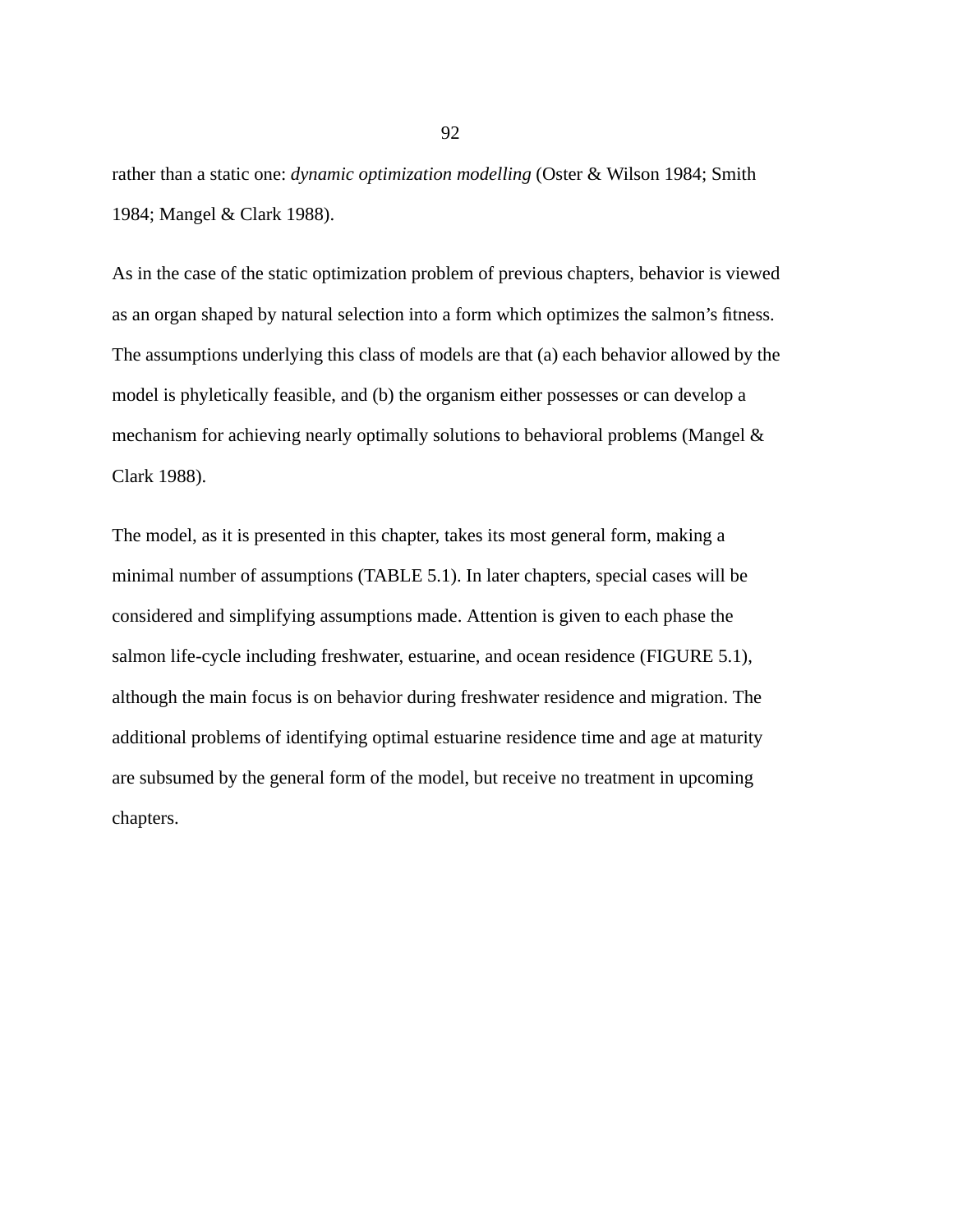rather than a static one: *dynamic optimization modelling* (Oster & Wilson 1984; Smith 1984; Mangel & Clark 1988).

As in the case of the static optimization problem of previous chapters, behavior is viewed as an organ shaped by natural selection into a form which optimizes the salmon's fitness. The assumptions underlying this class of models are that (a) each behavior allowed by the model is phyletically feasible, and (b) the organism either possesses or can develop a mechanism for achieving nearly optimally solutions to behavioral problems (Mangel & Clark 1988).

The model, as it is presented in this chapter, takes its most general form, making a minimal number of assumptions (TABLE 5.1). In later chapters, special cases will be considered and simplifying assumptions made. Attention is given to each phase the salmon life-cycle including freshwater, estuarine, and ocean residence (FIGURE 5.1), although the main focus is on behavior during freshwater residence and migration. The additional problems of identifying optimal estuarine residence time and age at maturity are subsumed by the general form of the model, but receive no treatment in upcoming chapters.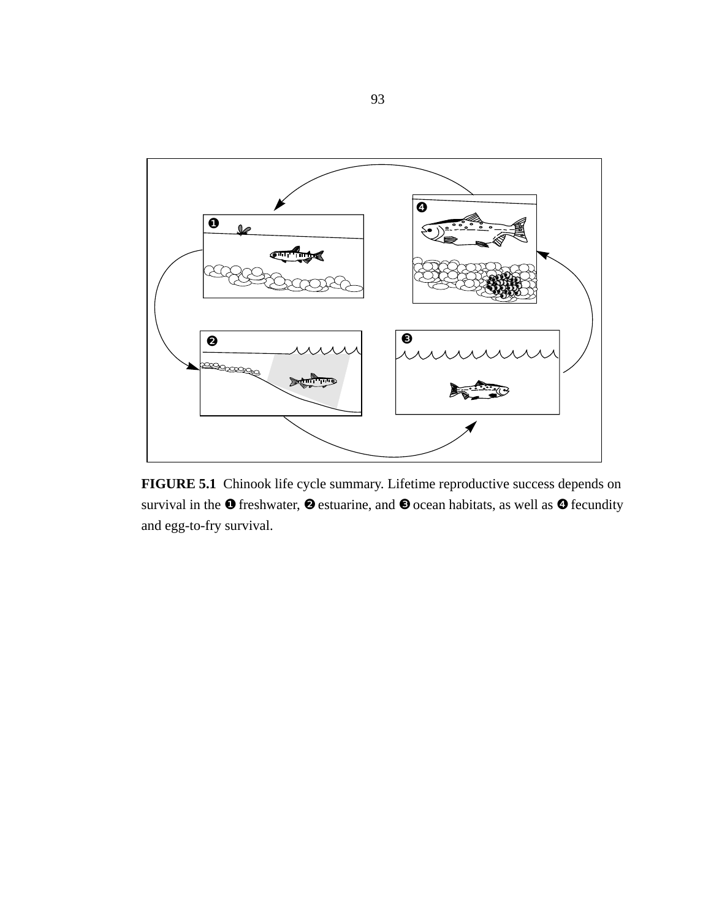**FIGURE 5.1** Chinook life cycle summary. Lifetime reproductive success depends on survival in the ❶ freshwater, ❷ estuarine, and ❸ ocean habitats, as well as ❹ fecundity and egg-to-fry survival.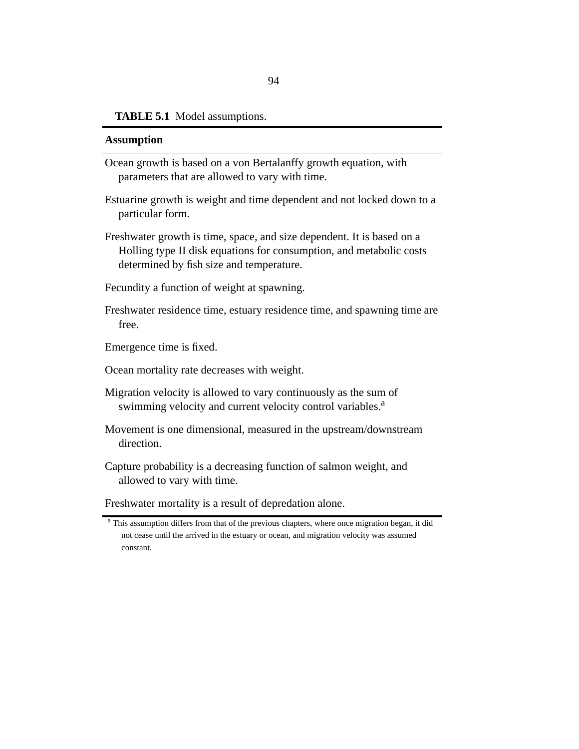**TABLE 5.1** Model assumptions.

| Assumption |
|---|
| Ocean growth is based on a von Bertalanffy growth equation, with parameters that are allowed to vary with time. |
| Estuarine growth is weight and time dependent and not locked down to a particular form. |
| Freshwater growth is time, space, and size dependent. It is based on a Holling type II disk equations for consumption, and metabolic costs determined by fish size and temperature. |
| Fecundity a function of weight at spawning. |
| Freshwater residence time, estuary residence time, and spawning time are free. |
| Emergence time is fixed. |
| Ocean mortality rate decreases with weight. |
| Migration velocity is allowed to vary continuously as the sum of swimming velocity and current velocity control variables.[a] |
| Movement is one dimensional, measured in the upstream/downstream direction. |
| Capture probability is a decreasing function of salmon weight, and allowed to vary with time. |
| Freshwater mortality is a result of depredation alone. |

[a] This assumption differs from that of the previous chapters, where once migration began, it did not cease until the arrived in the estuary or ocean, and migration velocity was assumed constant.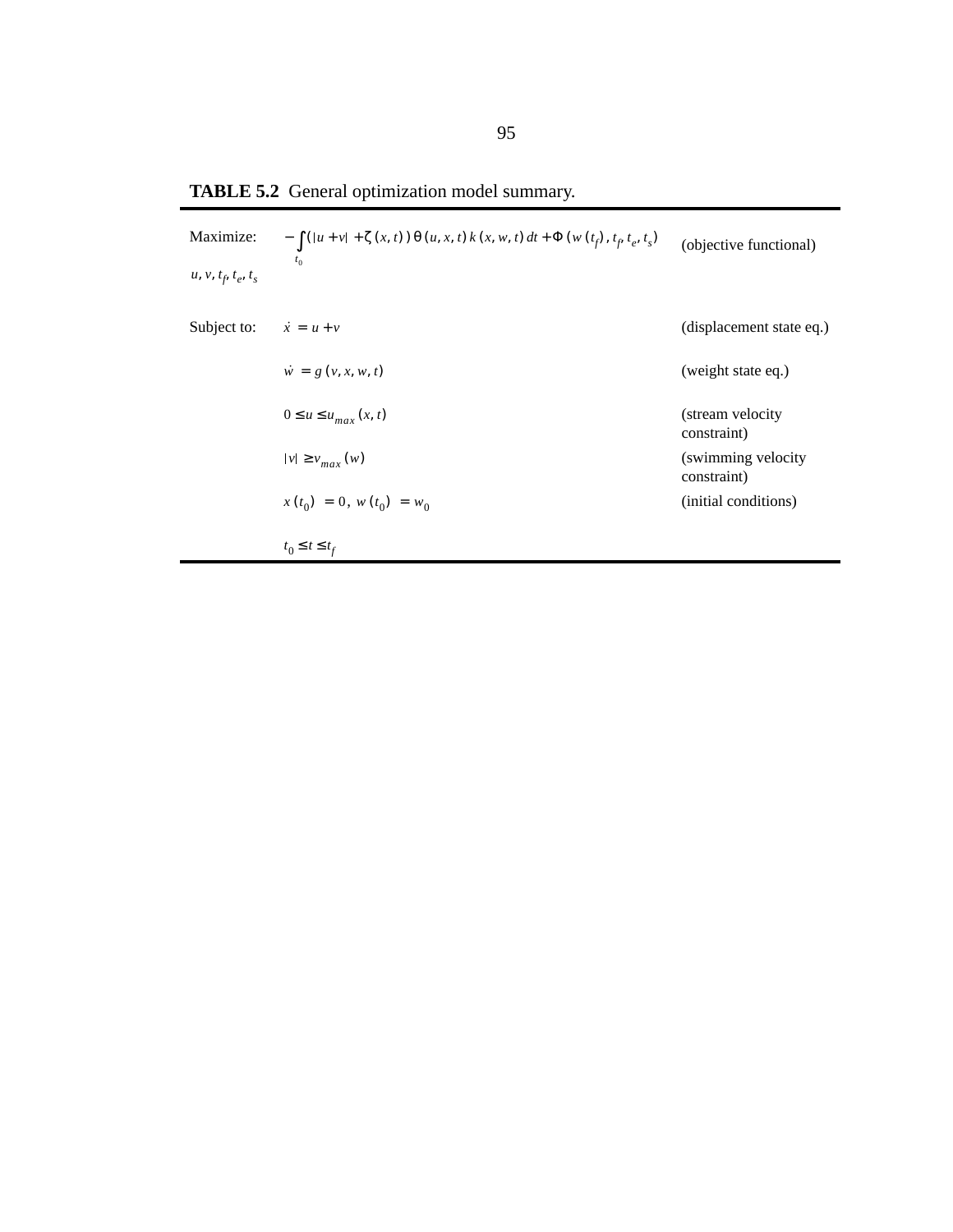**TABLE 5.2** General optimization model summary.

| | | |
|---|---|---|
| Maximize: $u, v, t_f, t_e, t_s$ | $-\int_{t_0} (\lvert u+v \rvert + \zeta(x,t))\, \theta(u,x,t)\, k(x,w,t)\, dt + \Phi(w(t_f), t_f, t_e, t_s)$ | (objective functional) |
| Subject to: | $\dot{x} = u + v$ | (displacement state eq.) |
| | $\dot{w} = g(v,x,w,t)$ | (weight state eq.) |
| | $0 \le u \le u_{max}(x,t)$ | (stream velocity constraint) |
| | $\lvert v \rvert \ge v_{max}(w)$ | (swimming velocity constraint) |
| | $x(t_0) = 0,\ w(t_0) = w_0$ | (initial conditions) |
| | $t_0 \le t \le t_f$ | |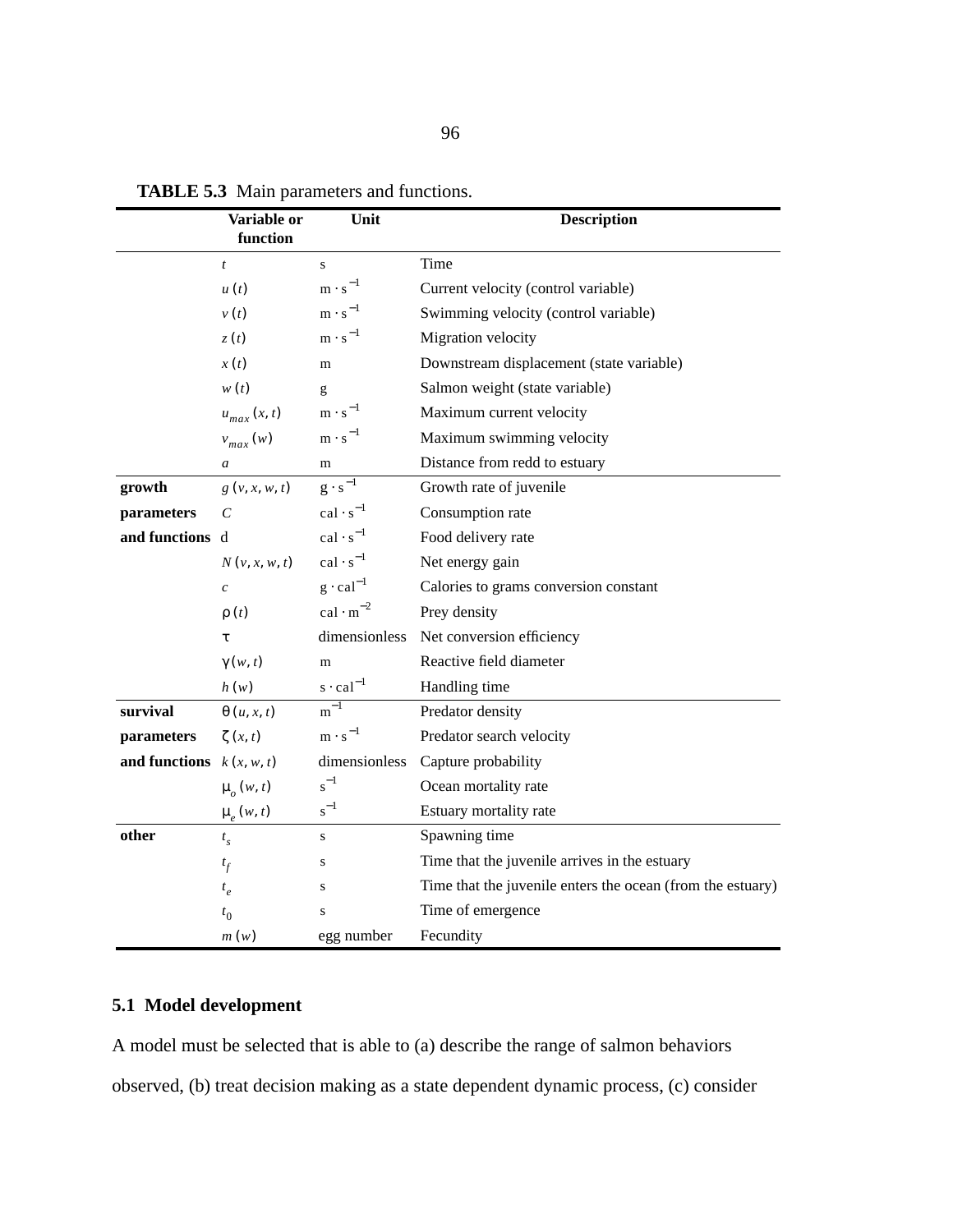**TABLE 5.3** Main parameters and functions.

| | Variable or function | Unit | Description |
|---|---|---|---|
| | $t$ | s | Time |
| | $u(t)$ | $m \cdot s^{-1}$ | Current velocity (control variable) |
| | $v(t)$ | $m \cdot s^{-1}$ | Swimming velocity (control variable) |
| | $z(t)$ | $m \cdot s^{-1}$ | Migration velocity |
| | $x(t)$ | m | Downstream displacement (state variable) |
| | $w(t)$ | g | Salmon weight (state variable) |
| | $u_{max}(x, t)$ | $m \cdot s^{-1}$ | Maximum current velocity |
| | $v_{max}(w)$ | $m \cdot s^{-1}$ | Maximum swimming velocity |
| | $a$ | m | Distance from redd to estuary |
| **growth** | $g(v, x, w, t)$ | $g \cdot s^{-1}$ | Growth rate of juvenile |
| **parameters** | $C$ | $cal \cdot s^{-1}$ | Consumption rate |
| **and functions** | d | $cal \cdot s^{-1}$ | Food delivery rate |
| | $N(v, x, w, t)$ | $cal \cdot s^{-1}$ | Net energy gain |
| | $c$ | $g \cdot cal^{-1}$ | Calories to grams conversion constant |
| | $\rho(t)$ | $cal \cdot m^{-2}$ | Prey density |
| | $\tau$ | dimensionless | Net conversion efficiency |
| | $\gamma(w, t)$ | m | Reactive field diameter |
| | $h(w)$ | $s \cdot cal^{-1}$ | Handling time |
| **survival** | $\theta(u, x, t)$ | $m^{-1}$ | Predator density |
| **parameters** | $\zeta(x, t)$ | $m \cdot s^{-1}$ | Predator search velocity |
| **and functions** | $k(x, w, t)$ | dimensionless | Capture probability |
| | $\mu_o(w, t)$ | $s^{-1}$ | Ocean mortality rate |
| | $\mu_e(w, t)$ | $s^{-1}$ | Estuary mortality rate |
| **other** | $t_s$ | s | Spawning time |
| | $t_f$ | s | Time that the juvenile arrives in the estuary |
| | $t_e$ | s | Time that the juvenile enters the ocean (from the estuary) |
| | $t_0$ | s | Time of emergence |
| | $m(w)$ | egg number | Fecundity |

## 5.1 Model development

A model must be selected that is able to (a) describe the range of salmon behaviors observed, (b) treat decision making as a state dependent dynamic process, (c) consider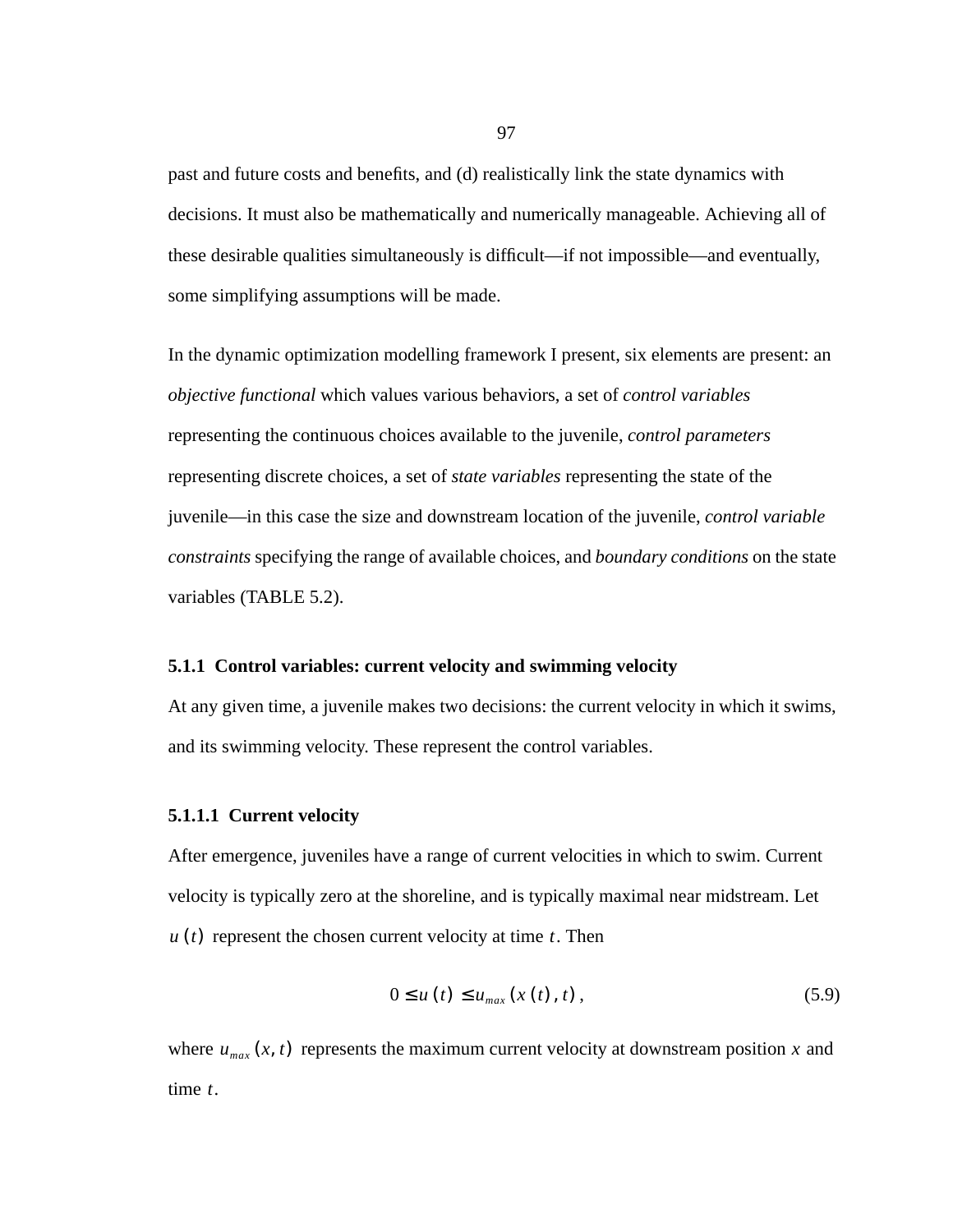past and future costs and benefits, and (d) realistically link the state dynamics with decisions. It must also be mathematically and numerically manageable. Achieving all of these desirable qualities simultaneously is difficult—if not impossible—and eventually, some simplifying assumptions will be made.

In the dynamic optimization modelling framework I present, six elements are present: an *objective functional* which values various behaviors, a set of *control variables* representing the continuous choices available to the juvenile, *control parameters* representing discrete choices, a set of *state variables* representing the state of the juvenile—in this case the size and downstream location of the juvenile, *control variable constraints* specifying the range of available choices, and *boundary conditions* on the state variables (TABLE 5.2).

### 5.1.1 Control variables: current velocity and swimming velocity

At any given time, a juvenile makes two decisions: the current velocity in which it swims, and its swimming velocity. These represent the control variables.

#### 5.1.1.1 Current velocity

After emergence, juveniles have a range of current velocities in which to swim. Current velocity is typically zero at the shoreline, and is typically maximal near midstream. Let $u(t)$ represent the chosen current velocity at time $t$. Then

$$0 \leq u(t) \leq u_{max}(x(t), t), \tag{5.9}$$

where $u_{max}(x, t)$ represents the maximum current velocity at downstream position $x$ and time $t$.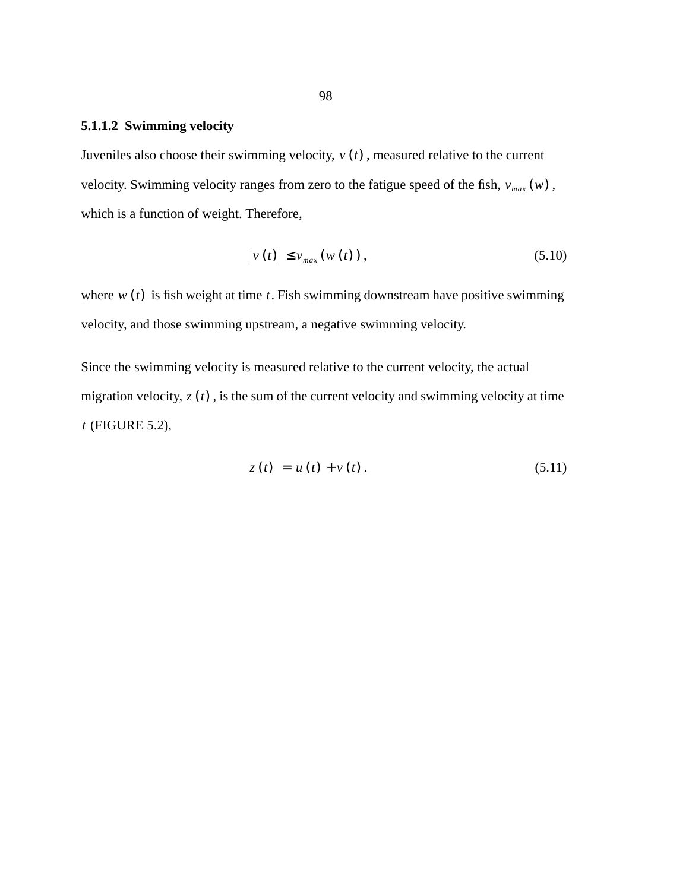#### 5.1.1.2 Swimming velocity

Juveniles also choose their swimming velocity, $v(t)$, measured relative to the current velocity. Swimming velocity ranges from zero to the fatigue speed of the fish, $v_{max}(w)$, which is a function of weight. Therefore,

$$|v(t)| \leq v_{max}(w(t)), \tag{5.10}$$

where $w(t)$ is fish weight at time $t$. Fish swimming downstream have positive swimming velocity, and those swimming upstream, a negative swimming velocity.

Since the swimming velocity is measured relative to the current velocity, the actual migration velocity, $z(t)$, is the sum of the current velocity and swimming velocity at time $t$ (FIGURE 5.2),

$$z(t) = u(t) + v(t). \tag{5.11}$$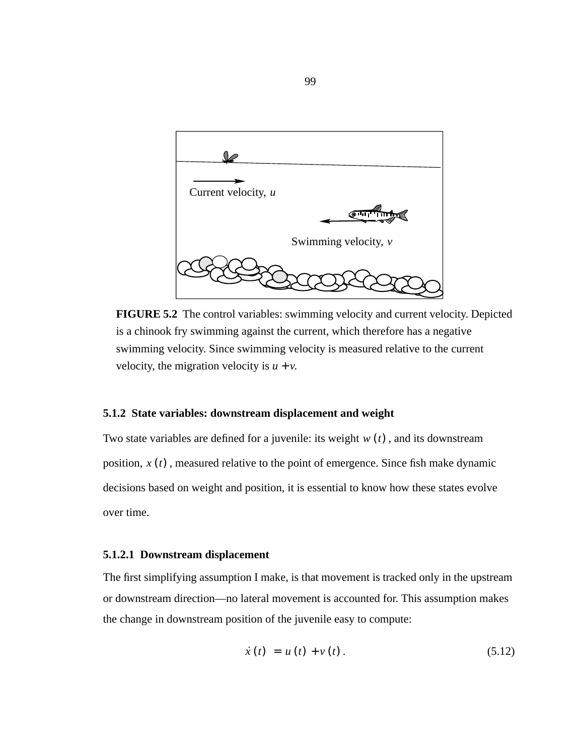**FIGURE 5.2** The control variables: swimming velocity and current velocity. Depicted is a chinook fry swimming against the current, which therefore has a negative swimming velocity. Since swimming velocity is measured relative to the current velocity, the migration velocity is $u + v$.

### 5.1.2 State variables: downstream displacement and weight

Two state variables are defined for a juvenile: its weight $w(t)$, and its downstream position, $x(t)$, measured relative to the point of emergence. Since fish make dynamic decisions based on weight and position, it is essential to know how these states evolve over time.

#### 5.1.2.1 Downstream displacement

The first simplifying assumption I make, is that movement is tracked only in the upstream or downstream direction—no lateral movement is accounted for. This assumption makes the change in downstream position of the juvenile easy to compute:

$$\dot{x}(t) = u(t) + v(t). \tag{5.12}$$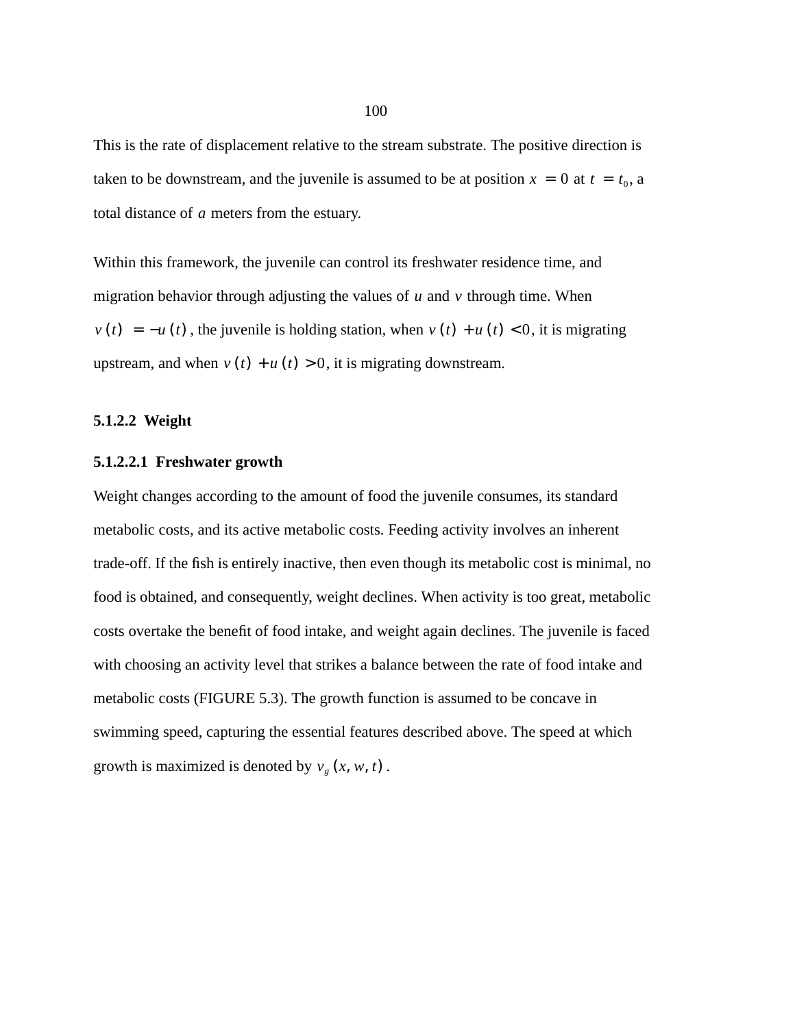This is the rate of displacement relative to the stream substrate. The positive direction is taken to be downstream, and the juvenile is assumed to be at position $x = 0$ at $t = t_0$, a total distance of $a$ meters from the estuary.

Within this framework, the juvenile can control its freshwater residence time, and migration behavior through adjusting the values of $u$ and $v$ through time. When $v(t) = -u(t)$, the juvenile is holding station, when $v(t) + u(t) < 0$, it is migrating upstream, and when $v(t) + u(t) > 0$, it is migrating downstream.

#### 5.1.2.2 Weight

##### 5.1.2.2.1 Freshwater growth

Weight changes according to the amount of food the juvenile consumes, its standard metabolic costs, and its active metabolic costs. Feeding activity involves an inherent trade-off. If the fish is entirely inactive, then even though its metabolic cost is minimal, no food is obtained, and consequently, weight declines. When activity is too great, metabolic costs overtake the benefit of food intake, and weight again declines. The juvenile is faced with choosing an activity level that strikes a balance between the rate of food intake and metabolic costs (FIGURE 5.3). The growth function is assumed to be concave in swimming speed, capturing the essential features described above. The speed at which growth is maximized is denoted by $v_g(x, w, t)$.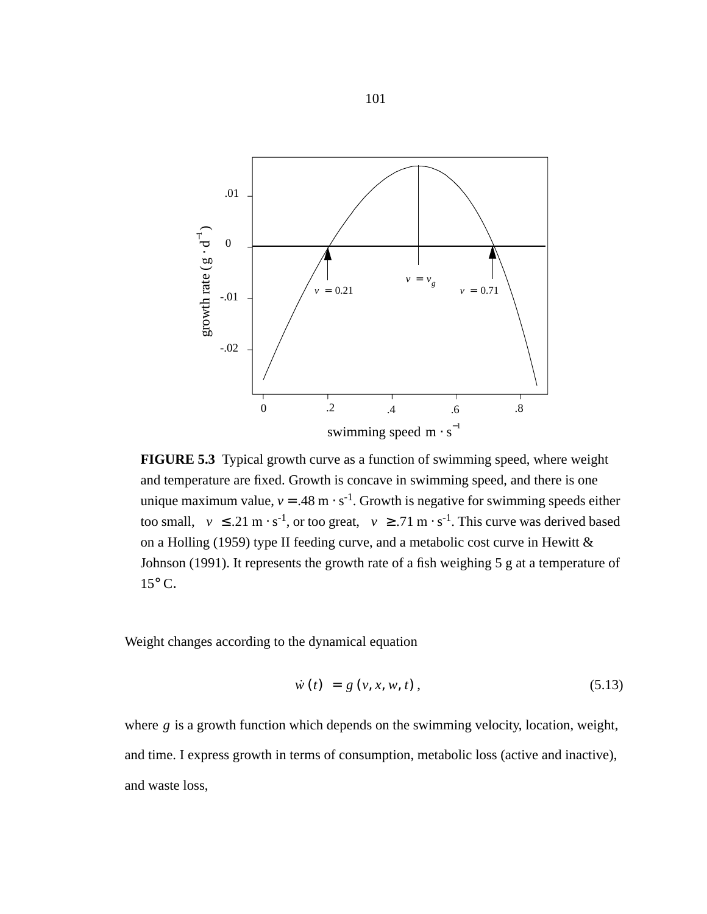**FIGURE 5.3** Typical growth curve as a function of swimming speed, where weight and temperature are fixed. Growth is concave in swimming speed, and there is one unique maximum value, $v = .48\ \mathrm{m \cdot s^{-1}}$. Growth is negative for swimming speeds either too small, $v \le .21\ \mathrm{m \cdot s^{-1}}$, or too great, $v \ge .71\ \mathrm{m \cdot s^{-1}}$. This curve was derived based on a Holling (1959) type II feeding curve, and a metabolic cost curve in Hewitt & Johnson (1991). It represents the growth rate of a fish weighing 5 g at a temperature of 15° C.

Weight changes according to the dynamical equation

$$\dot{w}(t) = g(v, x, w, t), \tag{5.13}$$

where $g$ is a growth function which depends on the swimming velocity, location, weight, and time. I express growth in terms of consumption, metabolic loss (active and inactive), and waste loss,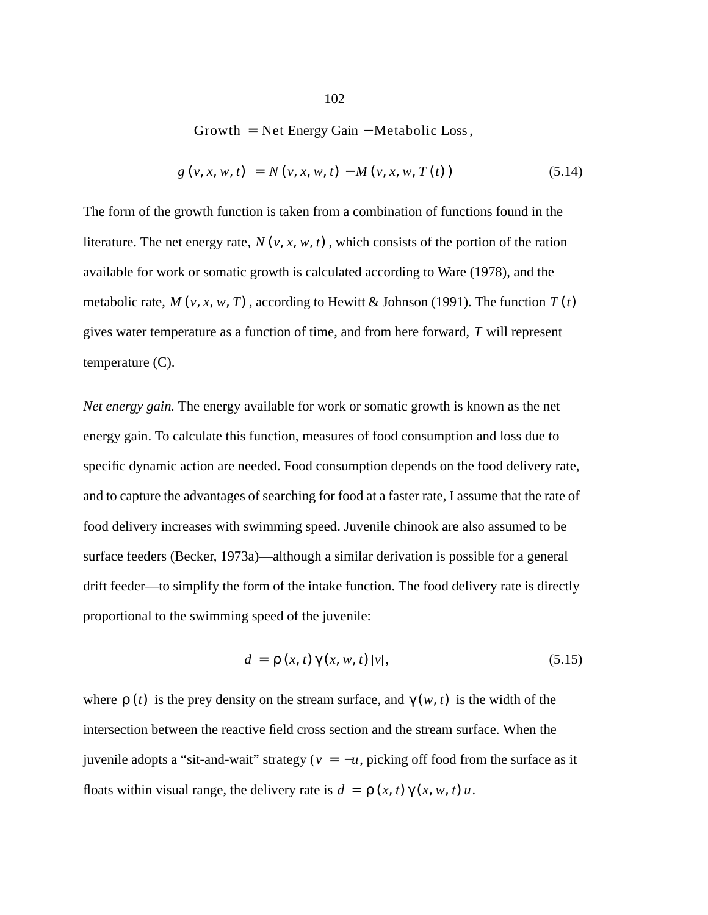$$\text{Growth} = \text{Net Energy Gain} - \text{Metabolic Loss},$$

$$g(v, x, w, t) = N(v, x, w, t) - M(v, x, w, T(t)) \tag{5.14}$$

The form of the growth function is taken from a combination of functions found in the literature. The net energy rate, $N(v, x, w, t)$, which consists of the portion of the ration available for work or somatic growth is calculated according to Ware (1978), and the metabolic rate, $M(v, x, w, T)$, according to Hewitt & Johnson (1991). The function $T(t)$ gives water temperature as a function of time, and from here forward, $T$ will represent temperature (C).

*Net energy gain.* The energy available for work or somatic growth is known as the net energy gain. To calculate this function, measures of food consumption and loss due to specific dynamic action are needed. Food consumption depends on the food delivery rate, and to capture the advantages of searching for food at a faster rate, I assume that the rate of food delivery increases with swimming speed. Juvenile chinook are also assumed to be surface feeders (Becker, 1973a)—although a similar derivation is possible for a general drift feeder—to simplify the form of the intake function. The food delivery rate is directly proportional to the swimming speed of the juvenile:

$$d = \rho(x, t)\gamma(x, w, t)|v|, \tag{5.15}$$

where $\rho(t)$ is the prey density on the stream surface, and $\gamma(w, t)$ is the width of the intersection between the reactive field cross section and the stream surface. When the juvenile adopts a "sit-and-wait" strategy ($v = -u$, picking off food from the surface as it floats within visual range, the delivery rate is $d = \rho(x, t)\gamma(x, w, t)u$.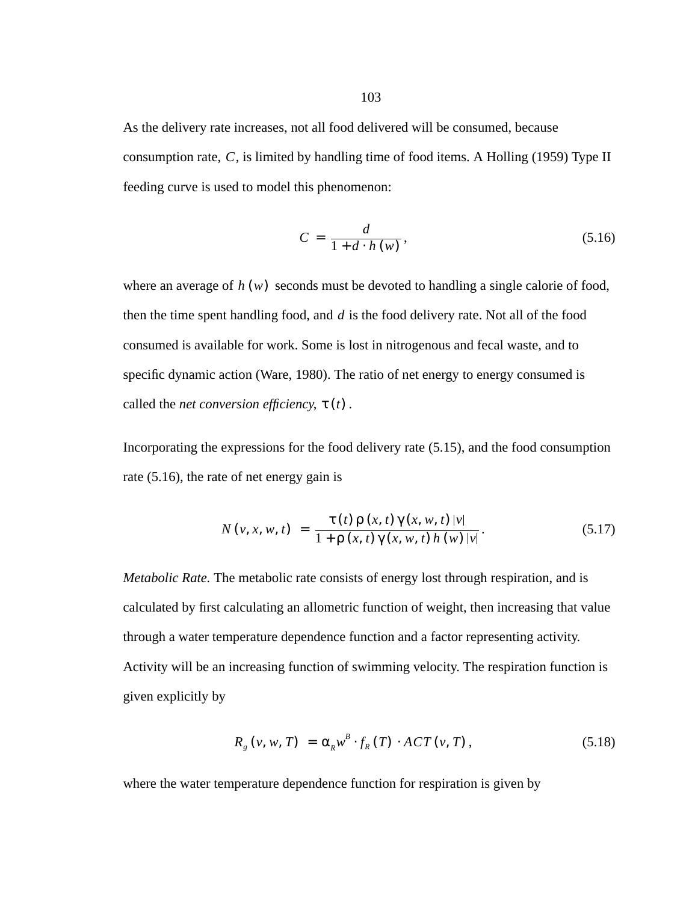As the delivery rate increases, not all food delivered will be consumed, because consumption rate, $C$, is limited by handling time of food items. A Holling (1959) Type II feeding curve is used to model this phenomenon:

$$C = \frac{d}{1 + d \cdot h(w)}, \tag{5.16}$$

where an average of $h(w)$ seconds must be devoted to handling a single calorie of food, then the time spent handling food, and $d$ is the food delivery rate. Not all of the food consumed is available for work. Some is lost in nitrogenous and fecal waste, and to specific dynamic action (Ware, 1980). The ratio of net energy to energy consumed is called the *net conversion efficiency*, $\tau(t)$.

Incorporating the expressions for the food delivery rate (5.15), and the food consumption rate (5.16), the rate of net energy gain is

$$N(v, x, w, t) = \frac{\tau(t)\rho(x, t)\gamma(x, w, t)|v|}{1 + \rho(x, t)\gamma(x, w, t)h(w)|v|}. \tag{5.17}$$

*Metabolic Rate.* The metabolic rate consists of energy lost through respiration, and is calculated by first calculating an allometric function of weight, then increasing that value through a water temperature dependence function and a factor representing activity. Activity will be an increasing function of swimming velocity. The respiration function is given explicitly by

$$R_g(v, w, T) = \alpha_R w^B \cdot f_R(T) \cdot ACT(v, T), \tag{5.18}$$

where the water temperature dependence function for respiration is given by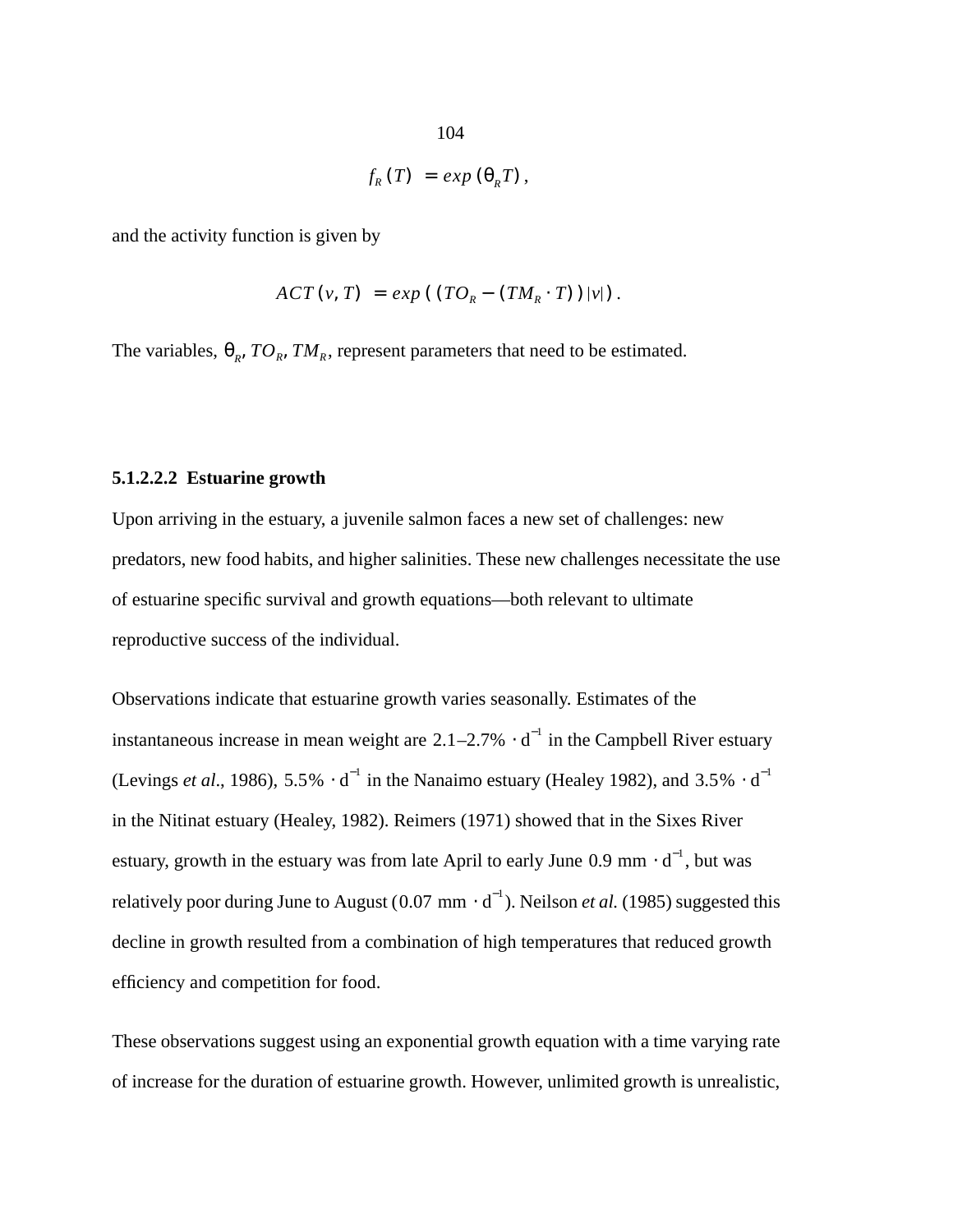$$f_R(T) = exp(\theta_R T),$$

and the activity function is given by

$$ACT(v, T) = exp((TO_R - (TM_R \cdot T))|v|).$$

The variables, $\theta_R$, $TO_R$, $TM_R$, represent parameters that need to be estimated.

#### 5.1.2.2.2 Estuarine growth

Upon arriving in the estuary, a juvenile salmon faces a new set of challenges: new predators, new food habits, and higher salinities. These new challenges necessitate the use of estuarine specific survival and growth equations—both relevant to ultimate reproductive success of the individual.

Observations indicate that estuarine growth varies seasonally. Estimates of the instantaneous increase in mean weight are $2.1\text{–}2.7\% \cdot d^{-1}$ in the Campbell River estuary (Levings *et al*., 1986), $5.5\% \cdot d^{-1}$ in the Nanaimo estuary (Healey 1982), and $3.5\% \cdot d^{-1}$ in the Nitinat estuary (Healey, 1982). Reimers (1971) showed that in the Sixes River estuary, growth in the estuary was from late April to early June $0.9 \text{ mm} \cdot d^{-1}$, but was relatively poor during June to August ($0.07 \text{ mm} \cdot d^{-1}$). Neilson *et al.* (1985) suggested this decline in growth resulted from a combination of high temperatures that reduced growth efficiency and competition for food.

These observations suggest using an exponential growth equation with a time varying rate of increase for the duration of estuarine growth. However, unlimited growth is unrealistic,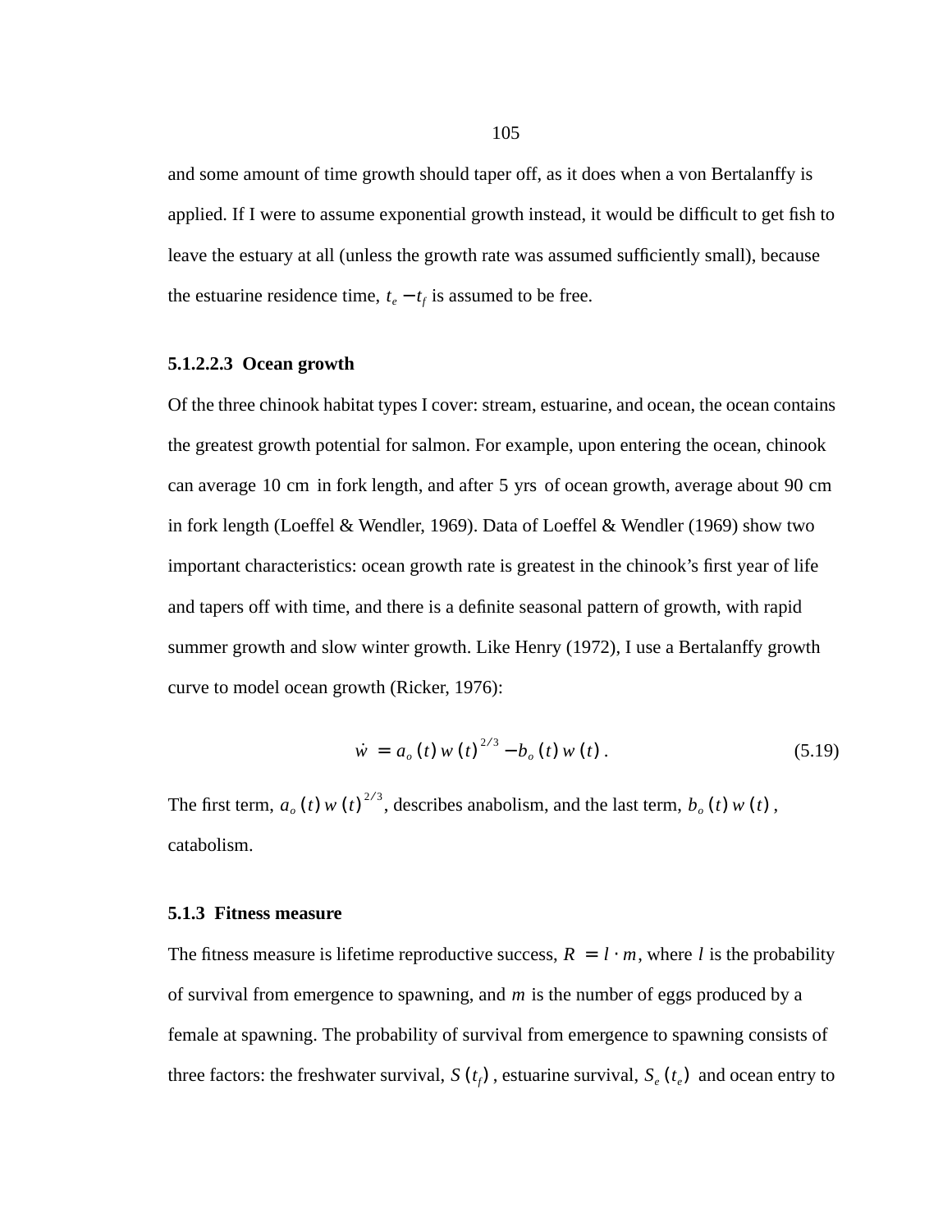and some amount of time growth should taper off, as it does when a von Bertalanffy is applied. If I were to assume exponential growth instead, it would be difficult to get fish to leave the estuary at all (unless the growth rate was assumed sufficiently small), because the estuarine residence time, $t_e - t_f$ is assumed to be free.

##### 5.1.2.2.3 Ocean growth

Of the three chinook habitat types I cover: stream, estuarine, and ocean, the ocean contains the greatest growth potential for salmon. For example, upon entering the ocean, chinook can average 10 cm in fork length, and after 5 yrs of ocean growth, average about 90 cm in fork length (Loeffel & Wendler, 1969). Data of Loeffel & Wendler (1969) show two important characteristics: ocean growth rate is greatest in the chinook's first year of life and tapers off with time, and there is a definite seasonal pattern of growth, with rapid summer growth and slow winter growth. Like Henry (1972), I use a Bertalanffy growth curve to model ocean growth (Ricker, 1976):

$$\dot{w} = a_o(t)\, w(t)^{2/3} - b_o(t)\, w(t). \tag{5.19}$$

The first term, $a_o(t)\, w(t)^{2/3}$, describes anabolism, and the last term, $b_o(t)\, w(t)$, catabolism.

### 5.1.3 Fitness measure

The fitness measure is lifetime reproductive success, $R = l \cdot m$, where $l$ is the probability of survival from emergence to spawning, and $m$ is the number of eggs produced by a female at spawning. The probability of survival from emergence to spawning consists of three factors: the freshwater survival, $S(t_f)$, estuarine survival, $S_e(t_e)$ and ocean entry to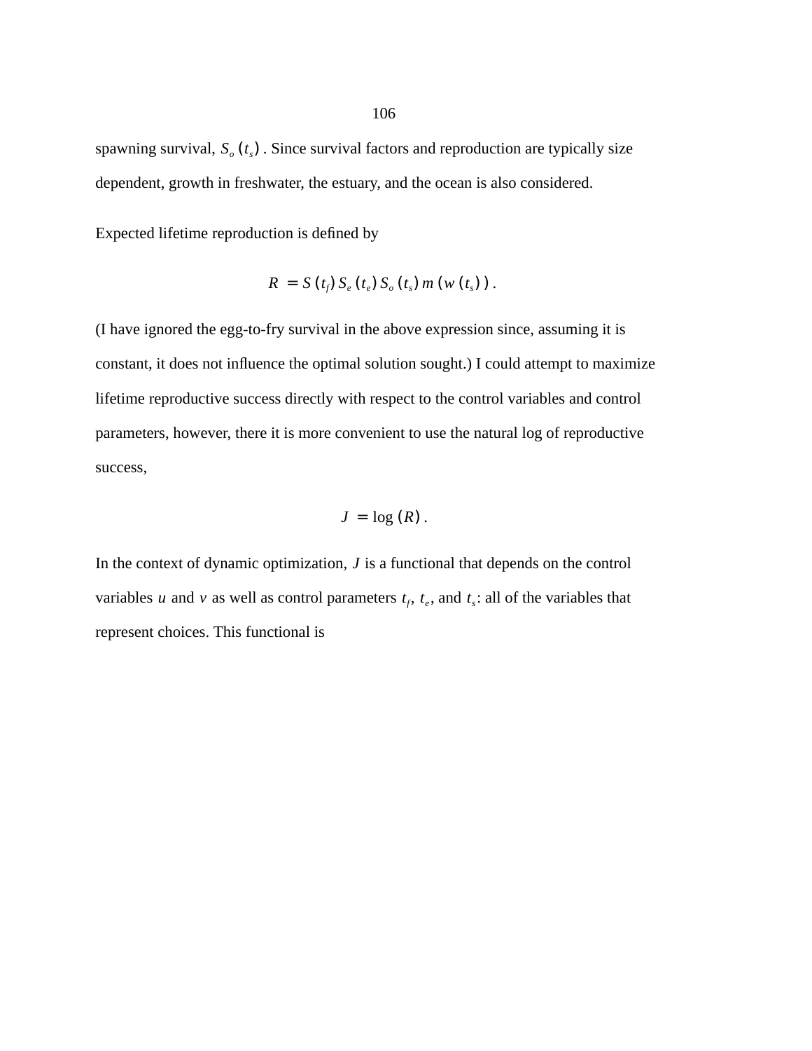spawning survival, $S_o(t_s)$. Since survival factors and reproduction are typically size dependent, growth in freshwater, the estuary, and the ocean is also considered.

Expected lifetime reproduction is defined by

$$R = S(t_f)\, S_e(t_e)\, S_o(t_s)\, m(w(t_s)) .$$

(I have ignored the egg-to-fry survival in the above expression since, assuming it is constant, it does not influence the optimal solution sought.) I could attempt to maximize lifetime reproductive success directly with respect to the control variables and control parameters, however, there it is more convenient to use the natural log of reproductive success,

$$J = \log(R) .$$

In the context of dynamic optimization, $J$ is a functional that depends on the control variables $u$ and $v$ as well as control parameters $t_f$, $t_e$, and $t_s$: all of the variables that represent choices. This functional is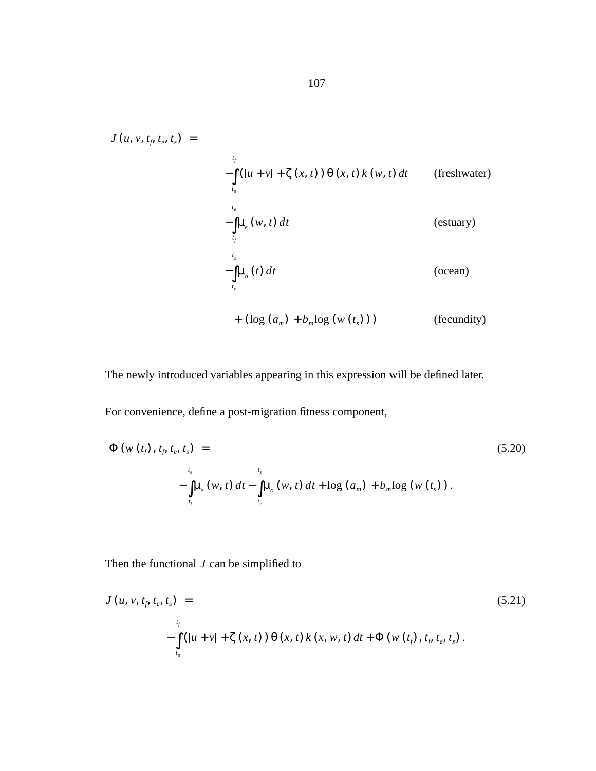$$
\begin{aligned}
J(u, v, t_f, t_e, t_s) \; = & \\
& -\int_{t_0}^{t_f} (|u+v| + \zeta(x,t))\, \theta(x,t)\, k(w,t)\, dt \qquad \text{(freshwater)} \\
& -\int_{t_f}^{t_e} \mu_e(w,t)\, dt \qquad \text{(estuary)} \\
& -\int_{t_e}^{t_s} \mu_o(t)\, dt \qquad \text{(ocean)} \\
& + (\log(a_m) + b_m \log(w(t_s))) \qquad \text{(fecundity)}
\end{aligned}
$$

The newly introduced variables appearing in this expression will be defined later.

For convenience, define a post-migration fitness component,

$$
\begin{aligned}
\Phi(w(t_f), t_f, t_e, t_s) \; = & \\
& -\int_{t_f}^{t_e} \mu_e(w,t)\, dt - \int_{t_e}^{t_s} \mu_o(w,t)\, dt + \log(a_m) + b_m \log(w(t_s)).
\end{aligned}
\tag{5.20}
$$

Then the functional $J$ can be simplified to

$$
\begin{aligned}
J(u, v, t_f, t_e, t_s) \; = & \\
& -\int_{t_0}^{t_f} (|u+v| + \zeta(x,t))\, \theta(x,t)\, k(x,w,t)\, dt + \Phi(w(t_f), t_f, t_e, t_s).
\end{aligned}
\tag{5.21}
$$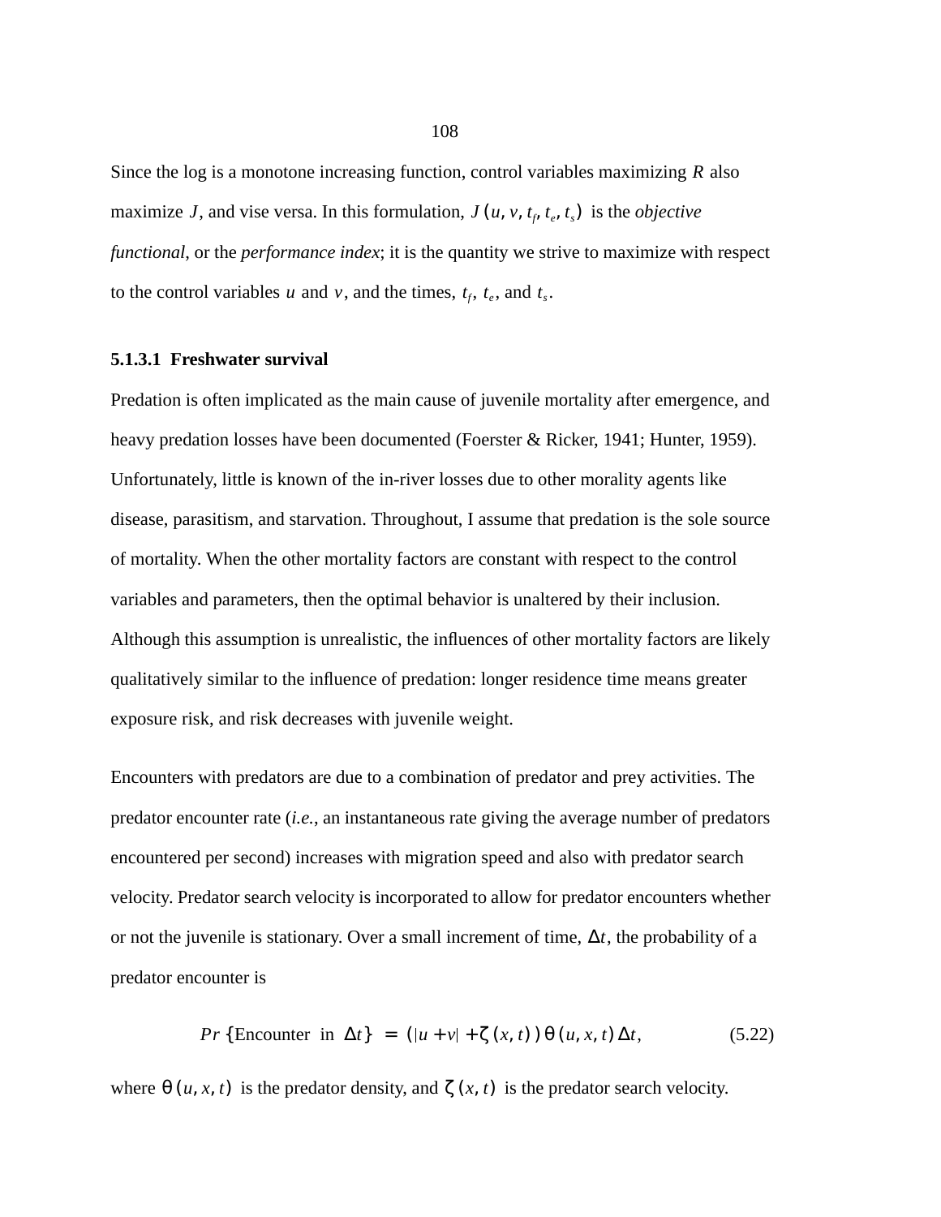Since the log is a monotone increasing function, control variables maximizing $R$ also maximize $J$, and vise versa. In this formulation, $J(u, v, t_f, t_e, t_s)$ is the *objective functional*, or the *performance index*; it is the quantity we strive to maximize with respect to the control variables $u$ and $v$, and the times, $t_f$, $t_e$, and $t_s$.

#### 5.1.3.1 Freshwater survival

Predation is often implicated as the main cause of juvenile mortality after emergence, and heavy predation losses have been documented (Foerster & Ricker, 1941; Hunter, 1959). Unfortunately, little is known of the in-river losses due to other morality agents like disease, parasitism, and starvation. Throughout, I assume that predation is the sole source of mortality. When the other mortality factors are constant with respect to the control variables and parameters, then the optimal behavior is unaltered by their inclusion. Although this assumption is unrealistic, the influences of other mortality factors are likely qualitatively similar to the influence of predation: longer residence time means greater exposure risk, and risk decreases with juvenile weight.

Encounters with predators are due to a combination of predator and prey activities. The predator encounter rate (*i.e.*, an instantaneous rate giving the average number of predators encountered per second) increases with migration speed and also with predator search velocity. Predator search velocity is incorporated to allow for predator encounters whether or not the juvenile is stationary. Over a small increment of time, $\Delta t$, the probability of a predator encounter is

$$Pr\{\text{Encounter in } \Delta t\} = (|u+v| + \zeta(x,t))\,\theta(u,x,t)\,\Delta t, \tag{5.22}$$

where $\theta(u, x, t)$ is the predator density, and $\zeta(x, t)$ is the predator search velocity.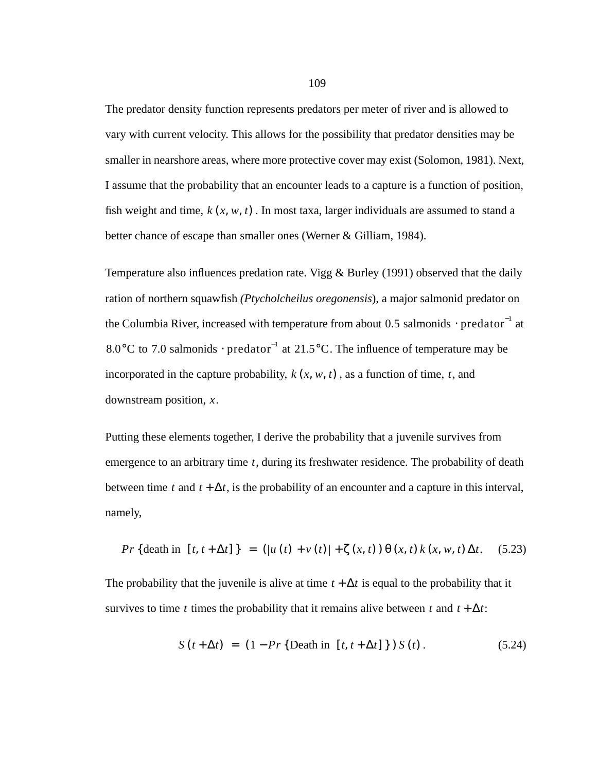The predator density function represents predators per meter of river and is allowed to vary with current velocity. This allows for the possibility that predator densities may be smaller in nearshore areas, where more protective cover may exist (Solomon, 1981). Next, I assume that the probability that an encounter leads to a capture is a function of position, fish weight and time, $k(x, w, t)$. In most taxa, larger individuals are assumed to stand a better chance of escape than smaller ones (Werner & Gilliam, 1984).

Temperature also influences predation rate. Vigg & Burley (1991) observed that the daily ration of northern squawfish *(Ptycholcheilus oregonensis*), a major salmonid predator on the Columbia River, increased with temperature from about 0.5 salmonids $\cdot \text{predator}^{-1}$ at $8.0°\text{C}$ to 7.0 salmonids $\cdot \text{predator}^{-1}$ at $21.5°\text{C}$. The influence of temperature may be incorporated in the capture probability, $k(x, w, t)$, as a function of time, $t$, and downstream position, $x$.

Putting these elements together, I derive the probability that a juvenile survives from emergence to an arbitrary time $t$, during its freshwater residence. The probability of death between time $t$ and $t + \Delta t$, is the probability of an encounter and a capture in this interval, namely,

$$Pr\{\text{death in } [t, t + \Delta t]\} = (|u(t) + v(t)| + \zeta(x, t))\,\theta(x, t)\,k(x, w, t)\,\Delta t. \tag{5.23}$$

The probability that the juvenile is alive at time $t + \Delta t$ is equal to the probability that it survives to time $t$ times the probability that it remains alive between $t$ and $t + \Delta t$:

$$S(t + \Delta t) = (1 - Pr\{\text{Death in } [t, t + \Delta t]\})\,S(t). \tag{5.24}$$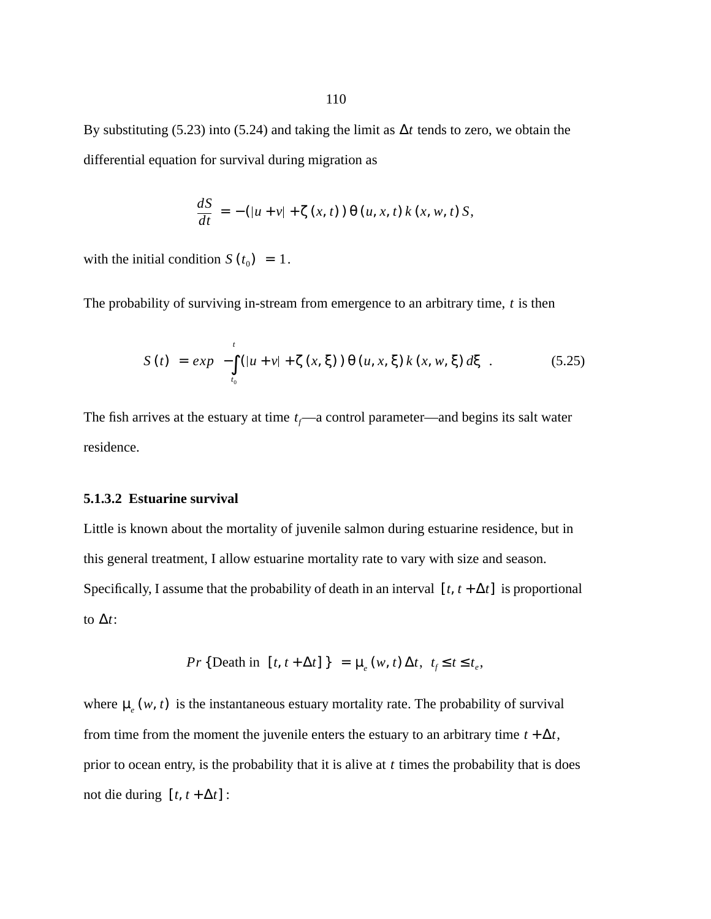By substituting (5.23) into (5.24) and taking the limit as $\Delta t$ tends to zero, we obtain the differential equation for survival during migration as

$$\frac{dS}{dt} = -(|u+v| + \zeta(x,t))\,\theta(u,x,t)\,k(x,w,t)\,S,$$

with the initial condition $S(t_0) = 1$.

The probability of surviving in-stream from emergence to an arbitrary time, $t$ is then

$$S(t) = exp\left(-\int_{t_0}^{t}(|u+v| + \zeta(x,\xi))\,\theta(u,x,\xi)\,k(x,w,\xi)\,d\xi\right). \tag{5.25}$$

The fish arrives at the estuary at time $t_f$—a control parameter—and begins its salt water residence.

#### 5.1.3.2 Estuarine survival

Little is known about the mortality of juvenile salmon during estuarine residence, but in this general treatment, I allow estuarine mortality rate to vary with size and season. Specifically, I assume that the probability of death in an interval $[t, t+\Delta t]$ is proportional to $\Delta t$:

$$Pr\{\text{Death in } [t, t+\Delta t]\} = \mu_e(w,t)\,\Delta t, \quad t_f \le t \le t_e,$$

where $\mu_e(w,t)$ is the instantaneous estuary mortality rate. The probability of survival from time from the moment the juvenile enters the estuary to an arbitrary time $t+\Delta t$, prior to ocean entry, is the probability that it is alive at $t$ times the probability that is does not die during $[t, t+\Delta t]$: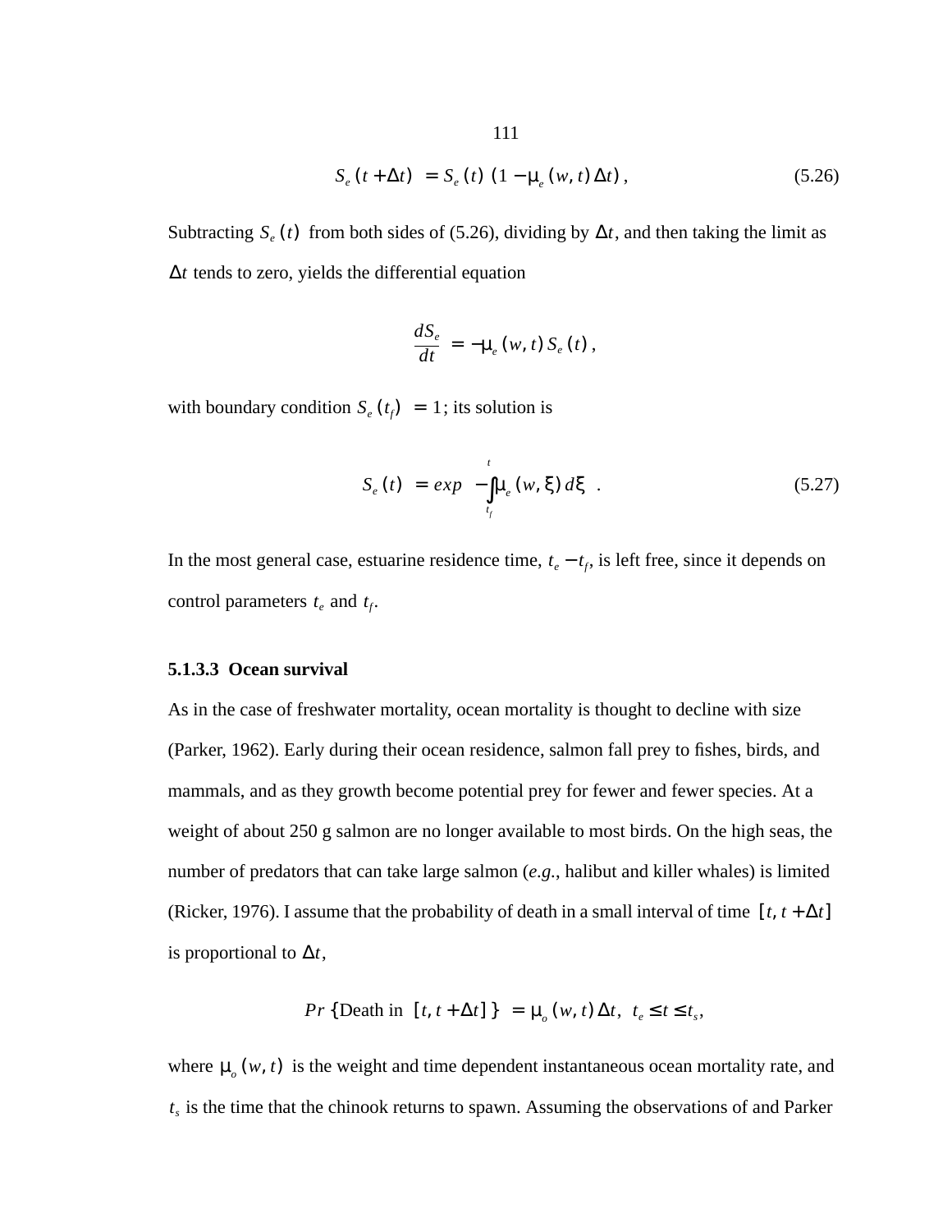$$S_e(t + \Delta t) = S_e(t)\,(1 - \mu_e(w, t)\,\Delta t)\,, \tag{5.26}$$

Subtracting $S_e(t)$ from both sides of (5.26), dividing by $\Delta t$, and then taking the limit as $\Delta t$ tends to zero, yields the differential equation

$$\frac{dS_e}{dt} = -\mu_e(w, t)\,S_e(t)\,,$$

with boundary condition $S_e(t_f) = 1$; its solution is

$$S_e(t) = exp\left(-\int_{t_f}^{t} \mu_e(w, \xi)\,d\xi\right). \tag{5.27}$$

In the most general case, estuarine residence time, $t_e - t_f$, is left free, since it depends on control parameters $t_e$ and $t_f$.

#### 5.1.3.3 Ocean survival

As in the case of freshwater mortality, ocean mortality is thought to decline with size (Parker, 1962). Early during their ocean residence, salmon fall prey to fishes, birds, and mammals, and as they growth become potential prey for fewer and fewer species. At a weight of about 250 g salmon are no longer available to most birds. On the high seas, the number of predators that can take large salmon (*e.g.*, halibut and killer whales) is limited (Ricker, 1976). I assume that the probability of death in a small interval of time $[t, t + \Delta t]$ is proportional to $\Delta t$,

$$Pr\{\text{Death in } [t, t + \Delta t]\} = \mu_o(w, t)\,\Delta t,\ \ t_e \le t \le t_s,$$

where $\mu_o(w, t)$ is the weight and time dependent instantaneous ocean mortality rate, and $t_s$ is the time that the chinook returns to spawn. Assuming the observations of and Parker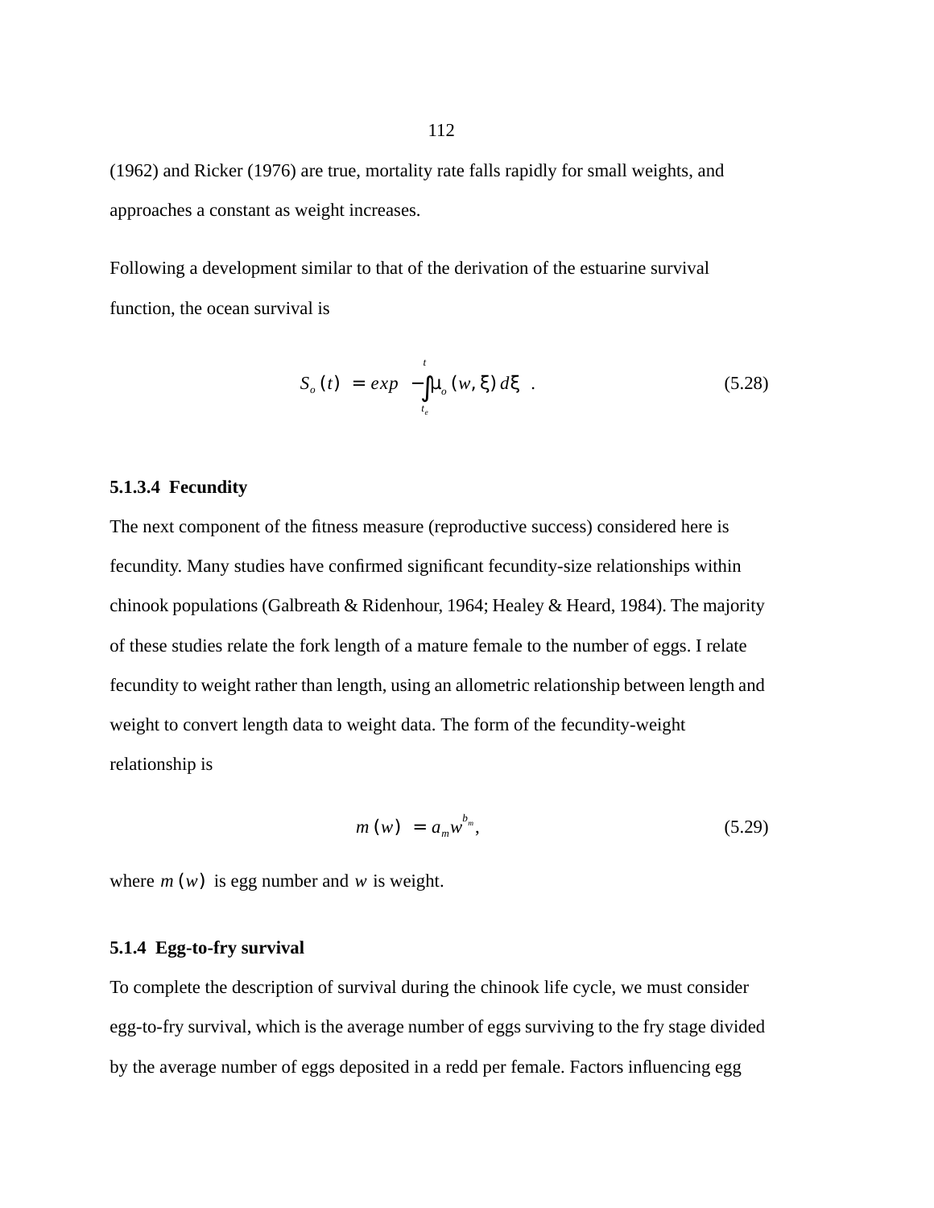(1962) and Ricker (1976) are true, mortality rate falls rapidly for small weights, and approaches a constant as weight increases.

Following a development similar to that of the derivation of the estuarine survival function, the ocean survival is

$$S_o(t) = exp\left(-\int_{t_e}^{t} \mu_o(w, \xi)\, d\xi\right). \tag{5.28}$$

#### 5.1.3.4 Fecundity

The next component of the fitness measure (reproductive success) considered here is fecundity. Many studies have confirmed significant fecundity-size relationships within chinook populations (Galbreath & Ridenhour, 1964; Healey & Heard, 1984). The majority of these studies relate the fork length of a mature female to the number of eggs. I relate fecundity to weight rather than length, using an allometric relationship between length and weight to convert length data to weight data. The form of the fecundity-weight relationship is

$$m(w) = a_m w^{b_m}, \tag{5.29}$$

where $m(w)$ is egg number and $w$ is weight.

### 5.1.4 Egg-to-fry survival

To complete the description of survival during the chinook life cycle, we must consider egg-to-fry survival, which is the average number of eggs surviving to the fry stage divided by the average number of eggs deposited in a redd per female. Factors influencing egg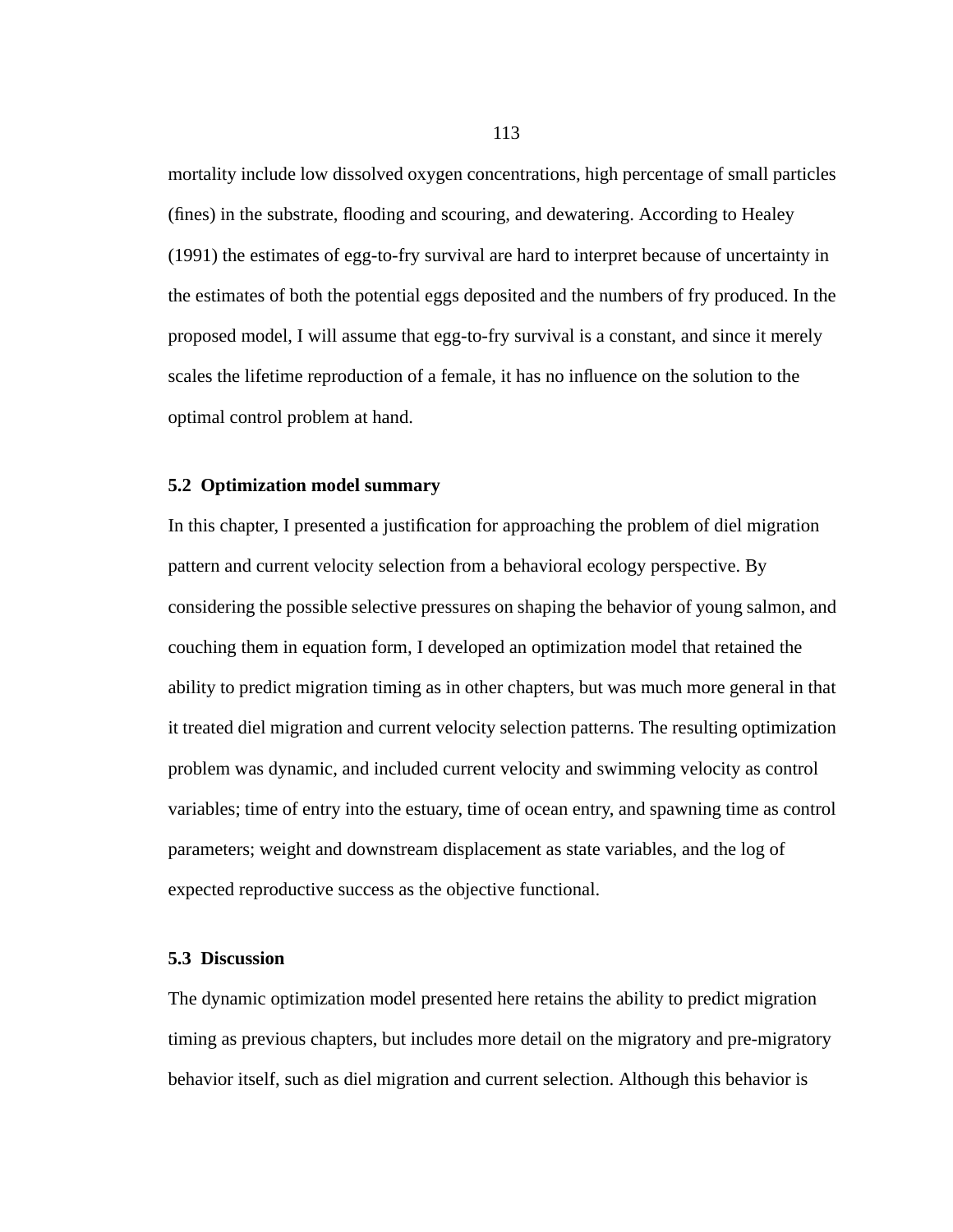mortality include low dissolved oxygen concentrations, high percentage of small particles (fines) in the substrate, flooding and scouring, and dewatering. According to Healey (1991) the estimates of egg-to-fry survival are hard to interpret because of uncertainty in the estimates of both the potential eggs deposited and the numbers of fry produced. In the proposed model, I will assume that egg-to-fry survival is a constant, and since it merely scales the lifetime reproduction of a female, it has no influence on the solution to the optimal control problem at hand.

### 5.2 Optimization model summary

In this chapter, I presented a justification for approaching the problem of diel migration pattern and current velocity selection from a behavioral ecology perspective. By considering the possible selective pressures on shaping the behavior of young salmon, and couching them in equation form, I developed an optimization model that retained the ability to predict migration timing as in other chapters, but was much more general in that it treated diel migration and current velocity selection patterns. The resulting optimization problem was dynamic, and included current velocity and swimming velocity as control variables; time of entry into the estuary, time of ocean entry, and spawning time as control parameters; weight and downstream displacement as state variables, and the log of expected reproductive success as the objective functional.

### 5.3 Discussion

The dynamic optimization model presented here retains the ability to predict migration timing as previous chapters, but includes more detail on the migratory and pre-migratory behavior itself, such as diel migration and current selection. Although this behavior is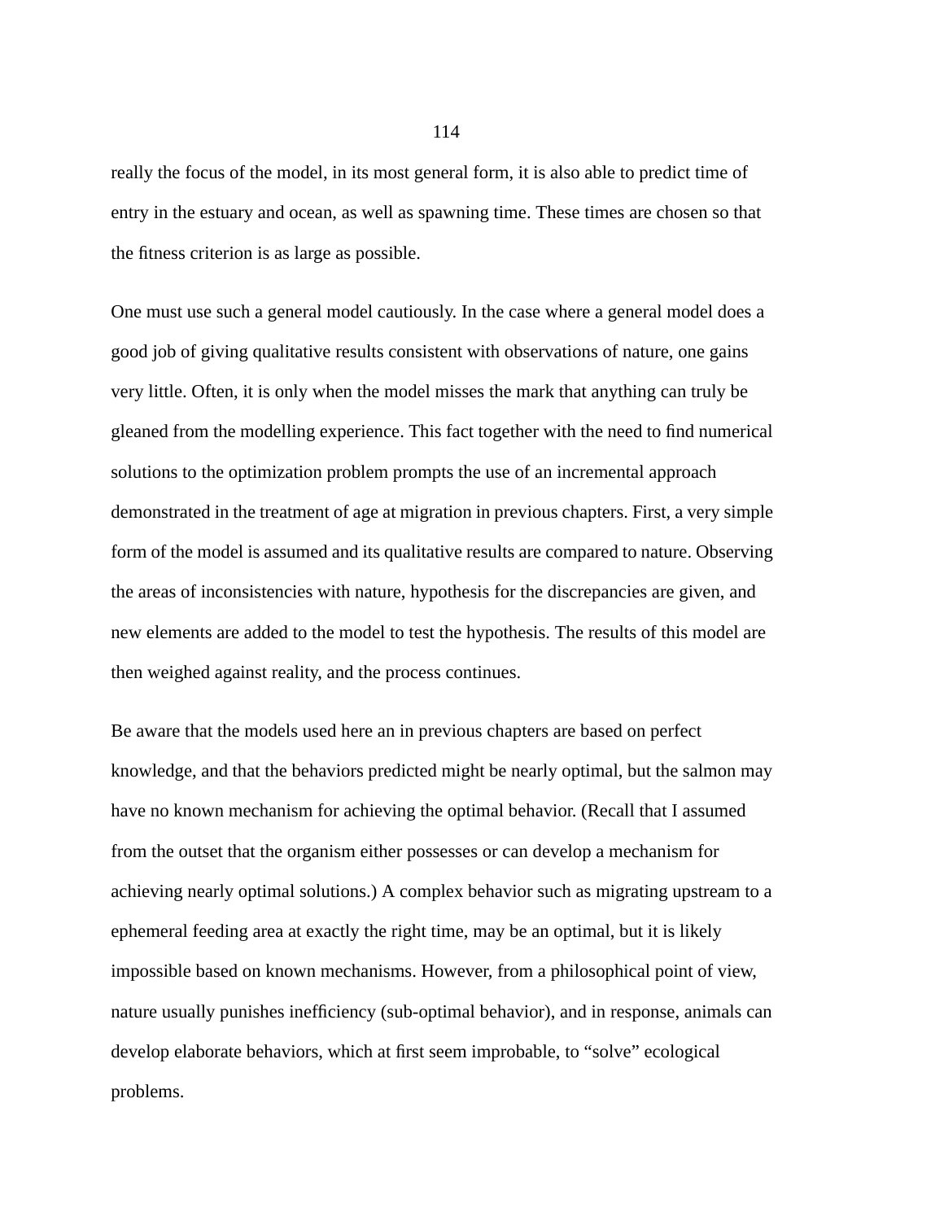really the focus of the model, in its most general form, it is also able to predict time of entry in the estuary and ocean, as well as spawning time. These times are chosen so that the fitness criterion is as large as possible.

One must use such a general model cautiously. In the case where a general model does a good job of giving qualitative results consistent with observations of nature, one gains very little. Often, it is only when the model misses the mark that anything can truly be gleaned from the modelling experience. This fact together with the need to find numerical solutions to the optimization problem prompts the use of an incremental approach demonstrated in the treatment of age at migration in previous chapters. First, a very simple form of the model is assumed and its qualitative results are compared to nature. Observing the areas of inconsistencies with nature, hypothesis for the discrepancies are given, and new elements are added to the model to test the hypothesis. The results of this model are then weighed against reality, and the process continues.

Be aware that the models used here an in previous chapters are based on perfect knowledge, and that the behaviors predicted might be nearly optimal, but the salmon may have no known mechanism for achieving the optimal behavior. (Recall that I assumed from the outset that the organism either possesses or can develop a mechanism for achieving nearly optimal solutions.) A complex behavior such as migrating upstream to a ephemeral feeding area at exactly the right time, may be an optimal, but it is likely impossible based on known mechanisms. However, from a philosophical point of view, nature usually punishes inefficiency (sub-optimal behavior), and in response, animals can develop elaborate behaviors, which at first seem improbable, to “solve” ecological problems.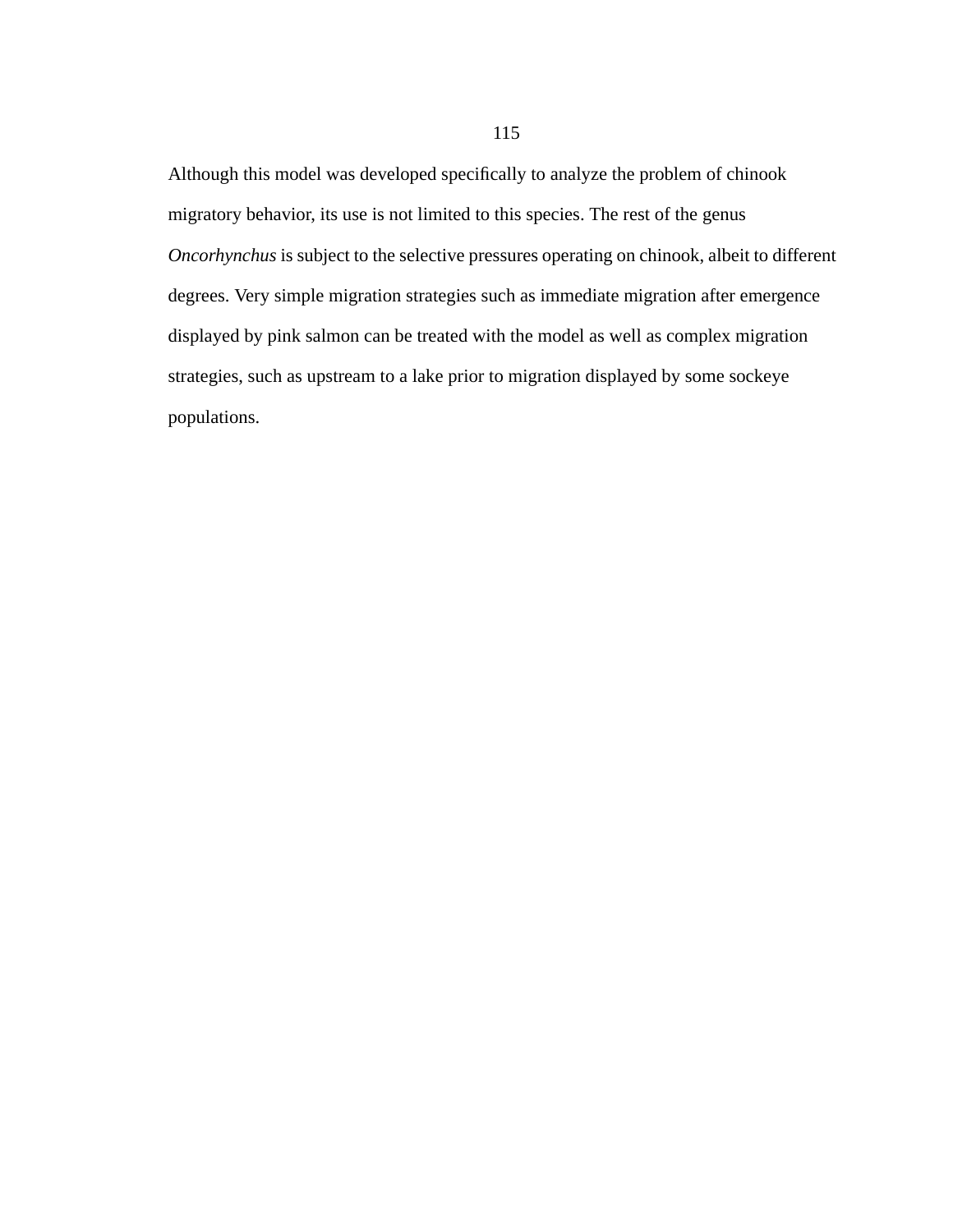Although this model was developed specifically to analyze the problem of chinook migratory behavior, its use is not limited to this species. The rest of the genus *Oncorhynchus* is subject to the selective pressures operating on chinook, albeit to different degrees. Very simple migration strategies such as immediate migration after emergence displayed by pink salmon can be treated with the model as well as complex migration strategies, such as upstream to a lake prior to migration displayed by some sockeye populations.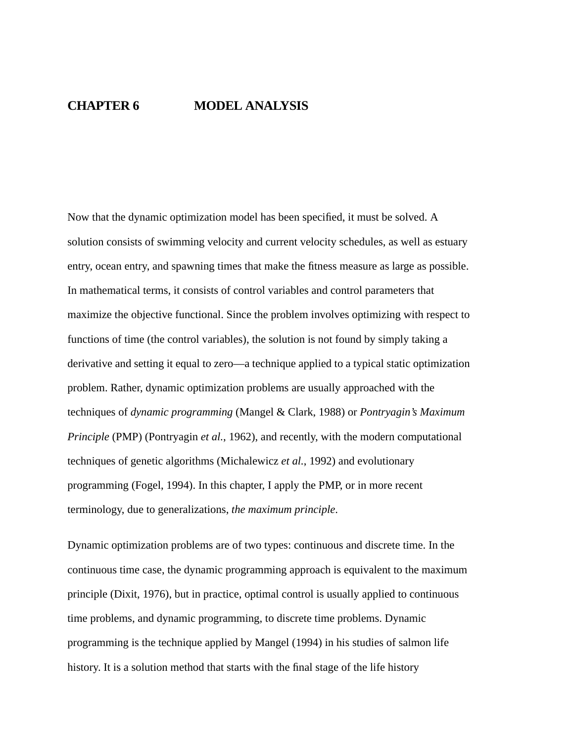# CHAPTER 6 MODEL ANALYSIS

Now that the dynamic optimization model has been specified, it must be solved. A solution consists of swimming velocity and current velocity schedules, as well as estuary entry, ocean entry, and spawning times that make the fitness measure as large as possible. In mathematical terms, it consists of control variables and control parameters that maximize the objective functional. Since the problem involves optimizing with respect to functions of time (the control variables), the solution is not found by simply taking a derivative and setting it equal to zero—a technique applied to a typical static optimization problem. Rather, dynamic optimization problems are usually approached with the techniques of *dynamic programming* (Mangel & Clark, 1988) or *Pontryagin's Maximum Principle* (PMP) (Pontryagin *et al.*, 1962), and recently, with the modern computational techniques of genetic algorithms (Michalewicz *et al.*, 1992) and evolutionary programming (Fogel, 1994). In this chapter, I apply the PMP, or in more recent terminology, due to generalizations, *the maximum principle*.

Dynamic optimization problems are of two types: continuous and discrete time. In the continuous time case, the dynamic programming approach is equivalent to the maximum principle (Dixit, 1976), but in practice, optimal control is usually applied to continuous time problems, and dynamic programming, to discrete time problems. Dynamic programming is the technique applied by Mangel (1994) in his studies of salmon life history. It is a solution method that starts with the final stage of the life history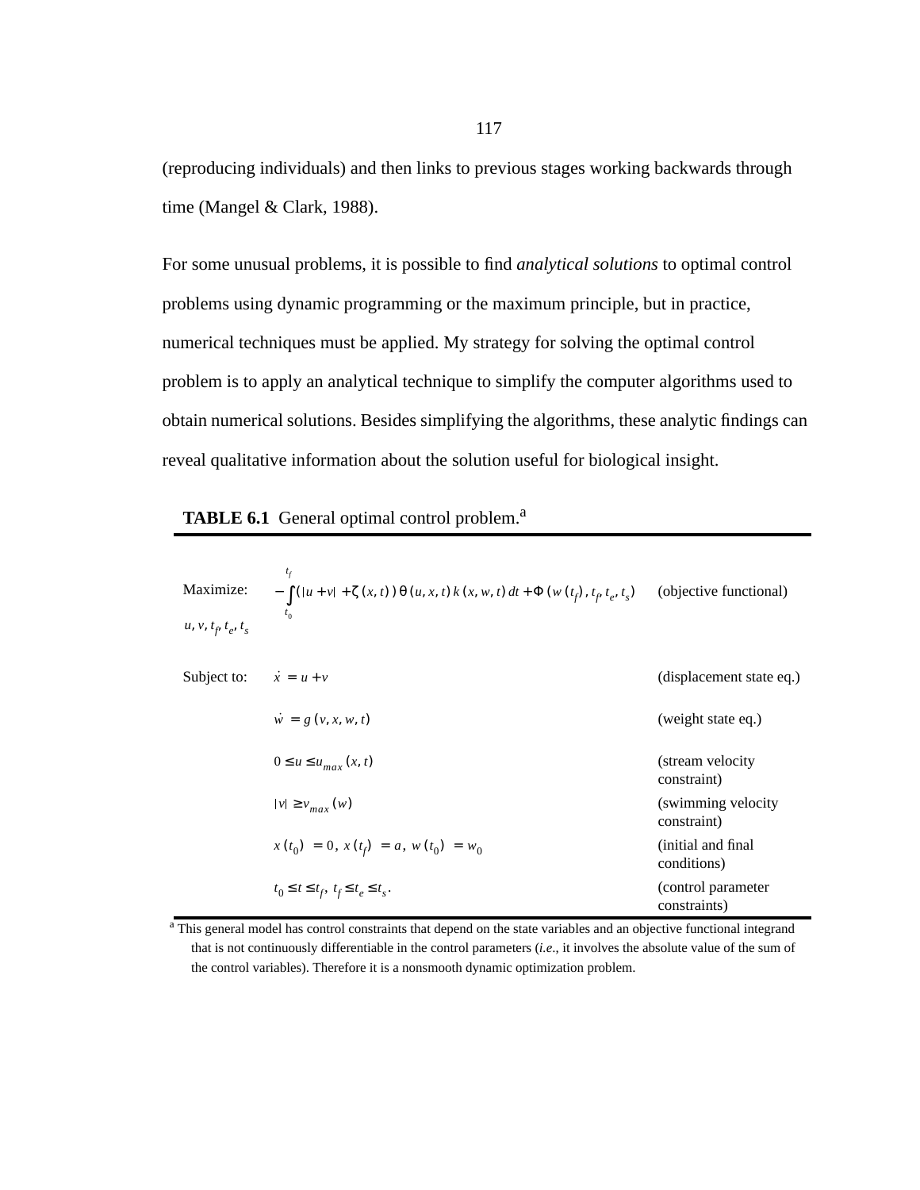(reproducing individuals) and then links to previous stages working backwards through time (Mangel & Clark, 1988).

For some unusual problems, it is possible to find *analytical solutions* to optimal control problems using dynamic programming or the maximum principle, but in practice, numerical techniques must be applied. My strategy for solving the optimal control problem is to apply an analytical technique to simplify the computer algorithms used to obtain numerical solutions. Besides simplifying the algorithms, these analytic findings can reveal qualitative information about the solution useful for biological insight.

**TABLE 6.1** General optimal control problem.[a]

| | | |
|---|---|---|
| Maximize: $u, v, t_f, t_e, t_s$ | $-\int_{t_0}^{t_f} (\lvert u+v \rvert + \zeta(x,t))\,\theta(u,x,t)\,k(x,w,t)\,dt + \Phi(w(t_f), t_f, t_e, t_s)$ | (objective functional) |
| Subject to: | $\dot{x} = u + v$ | (displacement state eq.) |
| | $\dot{w} = g(v, x, w, t)$ | (weight state eq.) |
| | $0 \le u \le u_{max}(x, t)$ | (stream velocity constraint) |
| | $\lvert v \rvert \ge v_{max}(w)$ | (swimming velocity constraint) |
| | $x(t_0) = 0,\ x(t_f) = a,\ w(t_0) = w_0$ | (initial and final conditions) |
| | $t_0 \le t \le t_f,\ t_f \le t_e \le t_s.$ | (control parameter constraints) |

[a] This general model has control constraints that depend on the state variables and an objective functional integrand that is not continuously differentiable in the control parameters (*i.e.*, it involves the absolute value of the sum of the control variables). Therefore it is a nonsmooth dynamic optimization problem.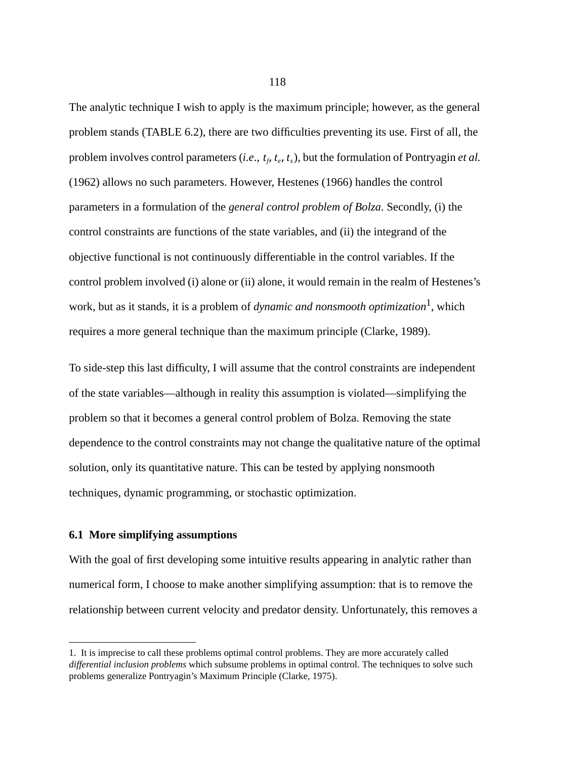The analytic technique I wish to apply is the maximum principle; however, as the general problem stands (TABLE 6.2), there are two difficulties preventing its use. First of all, the problem involves control parameters (*i.e*., $t_f$, $t_e$, $t_s$), but the formulation of Pontryagin *et al.* (1962) allows no such parameters. However, Hestenes (1966) handles the control parameters in a formulation of the *general control problem of Bolza*. Secondly, (i) the control constraints are functions of the state variables, and (ii) the integrand of the objective functional is not continuously differentiable in the control variables. If the control problem involved (i) alone or (ii) alone, it would remain in the realm of Hestenes's work, but as it stands, it is a problem of *dynamic and nonsmooth optimization*[1], which requires a more general technique than the maximum principle (Clarke, 1989).

To side-step this last difficulty, I will assume that the control constraints are independent of the state variables—although in reality this assumption is violated—simplifying the problem so that it becomes a general control problem of Bolza. Removing the state dependence to the control constraints may not change the qualitative nature of the optimal solution, only its quantitative nature. This can be tested by applying nonsmooth techniques, dynamic programming, or stochastic optimization.

### 6.1 More simplifying assumptions

With the goal of first developing some intuitive results appearing in analytic rather than numerical form, I choose to make another simplifying assumption: that is to remove the relationship between current velocity and predator density. Unfortunately, this removes a

---

1. It is imprecise to call these problems optimal control problems. They are more accurately called *differential inclusion problems* which subsume problems in optimal control. The techniques to solve such problems generalize Pontryagin's Maximum Principle (Clarke, 1975).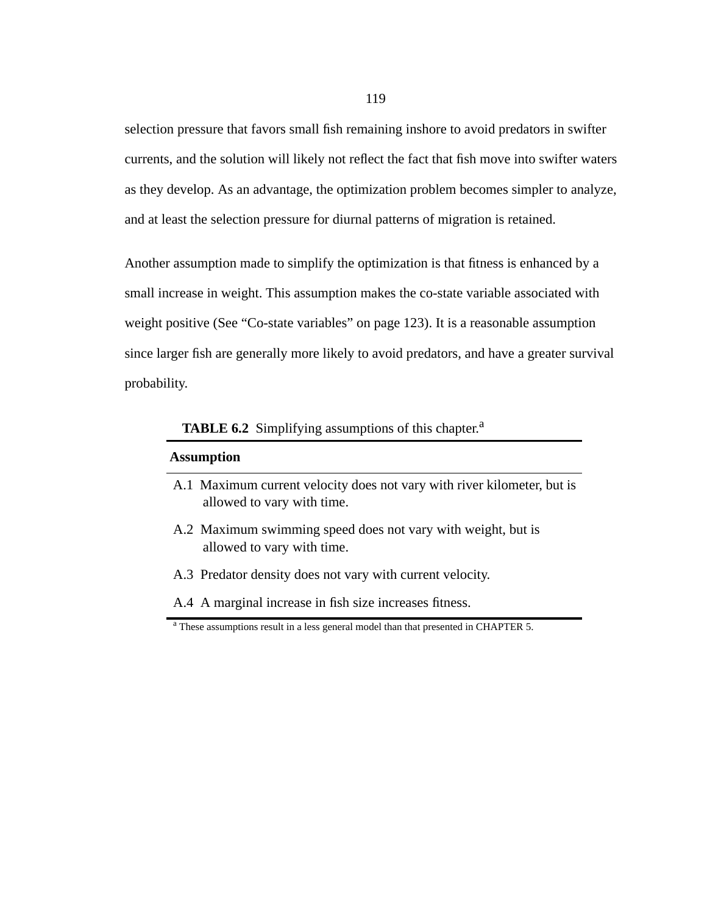selection pressure that favors small fish remaining inshore to avoid predators in swifter currents, and the solution will likely not reflect the fact that fish move into swifter waters as they develop. As an advantage, the optimization problem becomes simpler to analyze, and at least the selection pressure for diurnal patterns of migration is retained.

Another assumption made to simplify the optimization is that fitness is enhanced by a small increase in weight. This assumption makes the co-state variable associated with weight positive (See "Co-state variables" on page 123). It is a reasonable assumption since larger fish are generally more likely to avoid predators, and have a greater survival probability.

**TABLE 6.2** Simplifying assumptions of this chapter.[a]

| **Assumption** |
|---|
| A.1 Maximum current velocity does not vary with river kilometer, but is allowed to vary with time. |
| A.2 Maximum swimming speed does not vary with weight, but is allowed to vary with time. |
| A.3 Predator density does not vary with current velocity. |
| A.4 A marginal increase in fish size increases fitness. |

[a] These assumptions result in a less general model than that presented in CHAPTER 5.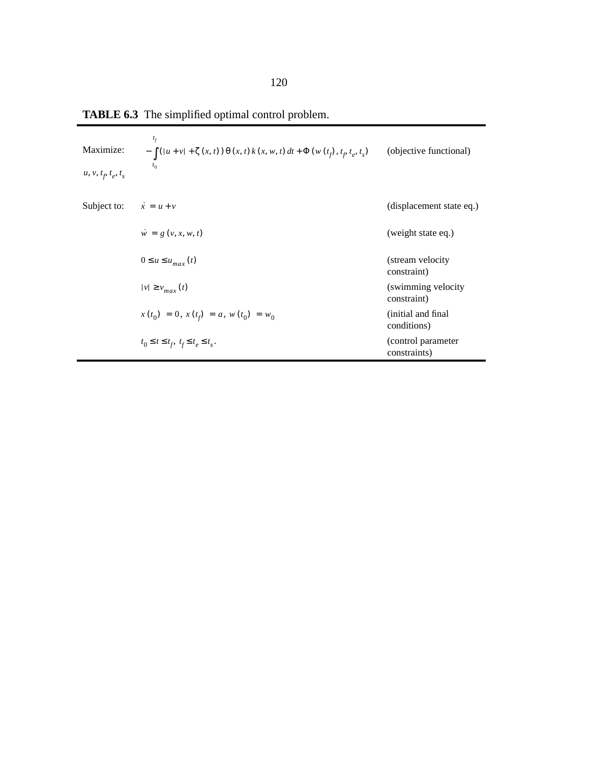**TABLE 6.3** The simplified optimal control problem.

| | | |
|---|---|---|
| Maximize: $u, v, t_f, t_e, t_s$ | $-\int_{t_0}^{t_f} (\lvert u+v \rvert + \zeta(x,t))\,\theta(x,t)\,k(x,w,t)\,dt + \Phi(w(t_f), t_f, t_e, t_s)$ | (objective functional) |
| Subject to: | $\dot{x} = u + v$ | (displacement state eq.) |
| | $\dot{w} = g(v, x, w, t)$ | (weight state eq.) |
| | $0 \leq u \leq u_{max}(t)$ | (stream velocity constraint) |
| | $\lvert v \rvert \geq v_{max}(t)$ | (swimming velocity constraint) |
| | $x(t_0) = 0,\ x(t_f) = a,\ w(t_0) = w_0$ | (initial and final conditions) |
| | $t_0 \leq t \leq t_f,\ t_f \leq t_e \leq t_s.$ | (control parameter constraints) |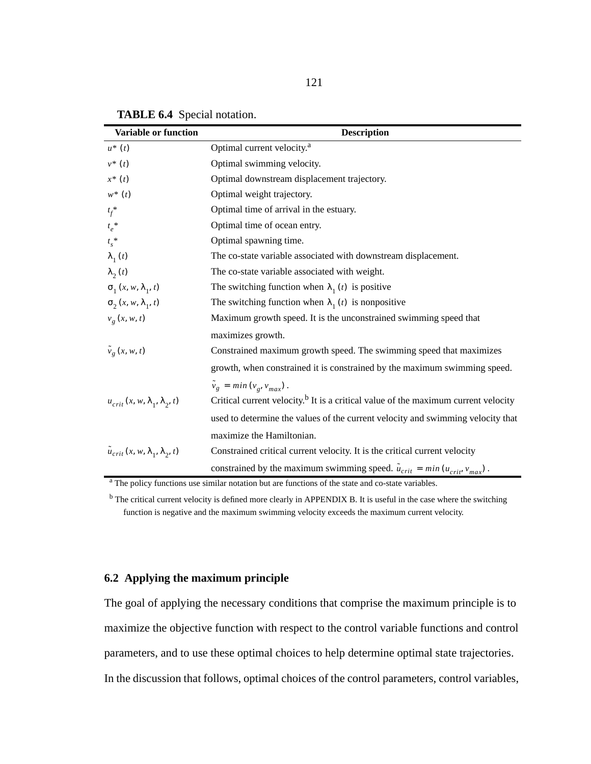**TABLE 6.4** Special notation.

| Variable or function | Description |
|---|---|
| $u^*(t)$ | Optimal current velocity.[a] |
| $v^*(t)$ | Optimal swimming velocity. |
| $x^*(t)$ | Optimal downstream displacement trajectory. |
| $w^*(t)$ | Optimal weight trajectory. |
| $t_f^*$ | Optimal time of arrival in the estuary. |
| $t_e^*$ | Optimal time of ocean entry. |
| $t_s^*$ | Optimal spawning time. |
| $\lambda_1(t)$ | The co-state variable associated with downstream displacement. |
| $\lambda_2(t)$ | The co-state variable associated with weight. |
| $\sigma_1(x, w, \lambda_1, t)$ | The switching function when $\lambda_1(t)$ is positive |
| $\sigma_2(x, w, \lambda_1, t)$ | The switching function when $\lambda_1(t)$ is nonpositive |
| $v_g(x, w, t)$ | Maximum growth speed. It is the unconstrained swimming speed that maximizes growth. |
| $\tilde{v}_g(x, w, t)$ | Constrained maximum growth speed. The swimming speed that maximizes growth, when constrained it is constrained by the maximum swimming speed. $\tilde{v}_g = min(v_g, v_{max})$. |
| $u_{crit}(x, w, \lambda_1, \lambda_2, t)$ | Critical current velocity.[b] It is a critical value of the maximum current velocity used to determine the values of the current velocity and swimming velocity that maximize the Hamiltonian. |
| $\tilde{u}_{crit}(x, w, \lambda_1, \lambda_2, t)$ | Constrained critical current velocity. It is the critical current velocity constrained by the maximum swimming speed. $\tilde{u}_{crit} = min(u_{crit}, v_{max})$. |

[a] The policy functions use similar notation but are functions of the state and co-state variables.

[b] The critical current velocity is defined more clearly in APPENDIX B. It is useful in the case where the switching function is negative and the maximum swimming velocity exceeds the maximum current velocity.

## 6.2 Applying the maximum principle

The goal of applying the necessary conditions that comprise the maximum principle is to maximize the objective function with respect to the control variable functions and control parameters, and to use these optimal choices to help determine optimal state trajectories. In the discussion that follows, optimal choices of the control parameters, control variables,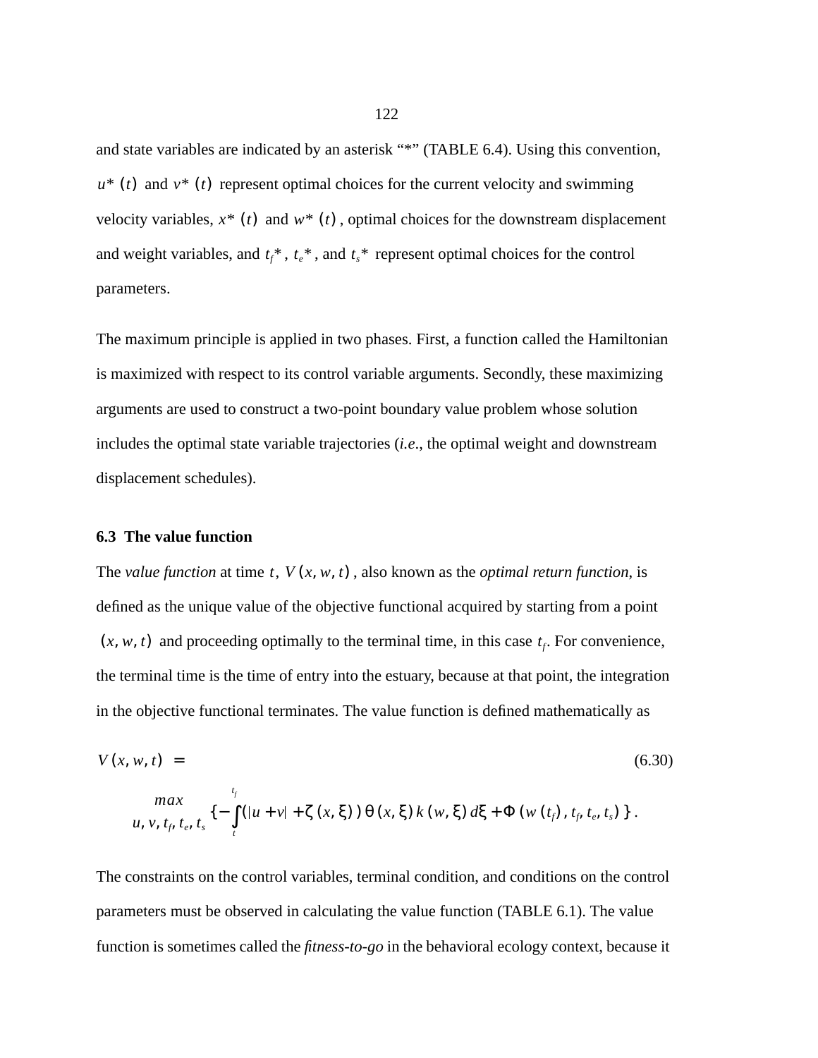and state variables are indicated by an asterisk “*” (TABLE 6.4). Using this convention, $u^*(t)$ and $v^*(t)$ represent optimal choices for the current velocity and swimming velocity variables, $x^*(t)$ and $w^*(t)$, optimal choices for the downstream displacement and weight variables, and $t_f^*$, $t_e^*$, and $t_s^*$ represent optimal choices for the control parameters.

The maximum principle is applied in two phases. First, a function called the Hamiltonian is maximized with respect to its control variable arguments. Secondly, these maximizing arguments are used to construct a two-point boundary value problem whose solution includes the optimal state variable trajectories (*i.e.*, the optimal weight and downstream displacement schedules).

### 6.3 The value function

The *value function* at time $t$, $V(x, w, t)$, also known as the *optimal return function*, is defined as the unique value of the objective functional acquired by starting from a point $(x, w, t)$ and proceeding optimally to the terminal time, in this case $t_f$. For convenience, the terminal time is the time of entry into the estuary, because at that point, the integration in the objective functional terminates. The value function is defined mathematically as

$$V(x, w, t) = \max_{u, v, t_f, t_e, t_s} \left\{ -\int_t^{t_f} (|u+v| + \zeta(x, \xi))\, \theta(x, \xi)\, k(w, \xi)\, d\xi + \Phi(w(t_f), t_f, t_e, t_s) \right\}. \tag{6.30}$$

The constraints on the control variables, terminal condition, and conditions on the control parameters must be observed in calculating the value function (TABLE 6.1). The value function is sometimes called the *fitness-to-go* in the behavioral ecology context, because it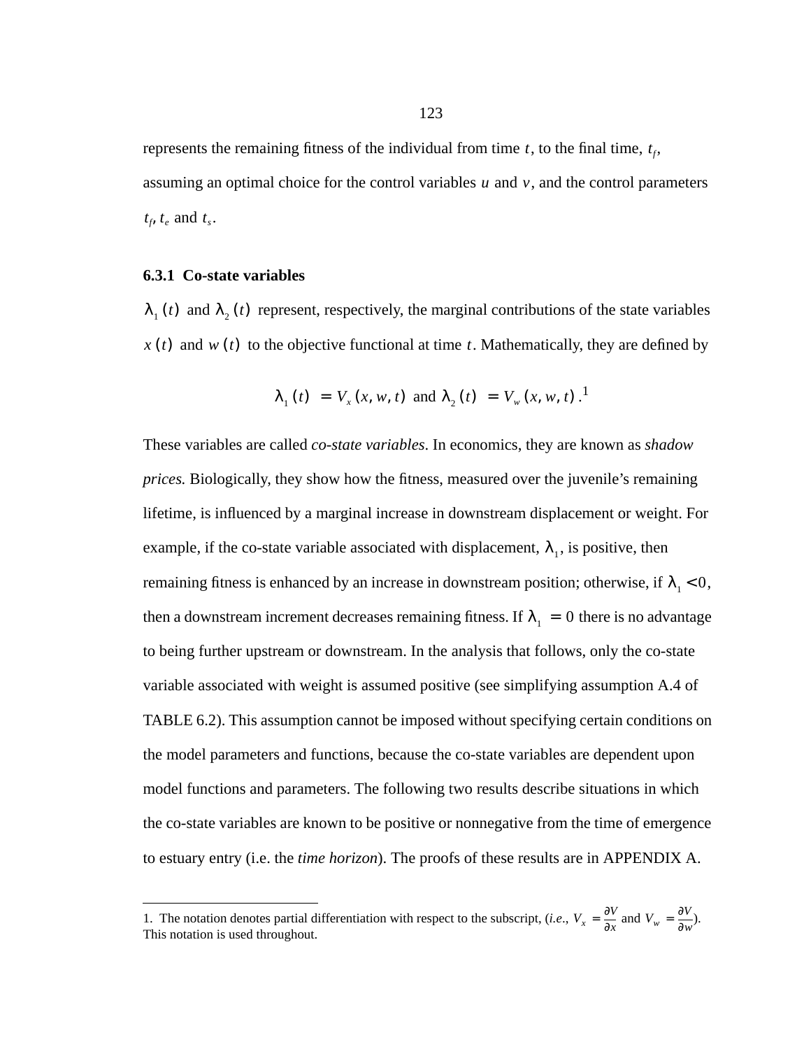represents the remaining fitness of the individual from time $t$, to the final time, $t_f$, assuming an optimal choice for the control variables $u$ and $v$, and the control parameters $t_f$, $t_e$ and $t_s$.

### 6.3.1 Co-state variables

$\lambda_1(t)$ and $\lambda_2(t)$ represent, respectively, the marginal contributions of the state variables $x(t)$ and $w(t)$ to the objective functional at time $t$. Mathematically, they are defined by

$$\lambda_1(t) = V_x(x, w, t) \text{ and } \lambda_2(t) = V_w(x, w, t).$$ [1]

These variables are called *co-state variables*. In economics, they are known as *shadow prices.* Biologically, they show how the fitness, measured over the juvenile's remaining lifetime, is influenced by a marginal increase in downstream displacement or weight. For example, if the co-state variable associated with displacement, $\lambda_1$, is positive, then remaining fitness is enhanced by an increase in downstream position; otherwise, if $\lambda_1 < 0$, then a downstream increment decreases remaining fitness. If $\lambda_1 = 0$ there is no advantage to being further upstream or downstream. In the analysis that follows, only the co-state variable associated with weight is assumed positive (see simplifying assumption A.4 of TABLE 6.2). This assumption cannot be imposed without specifying certain conditions on the model parameters and functions, because the co-state variables are dependent upon model functions and parameters. The following two results describe situations in which the co-state variables are known to be positive or nonnegative from the time of emergence to estuary entry (i.e. the *time horizon*). The proofs of these results are in APPENDIX A.

---

1. The notation denotes partial differentiation with respect to the subscript, (*i.e.*, $V_x = \frac{\partial V}{\partial x}$ and $V_w = \frac{\partial V}{\partial w}$). This notation is used throughout.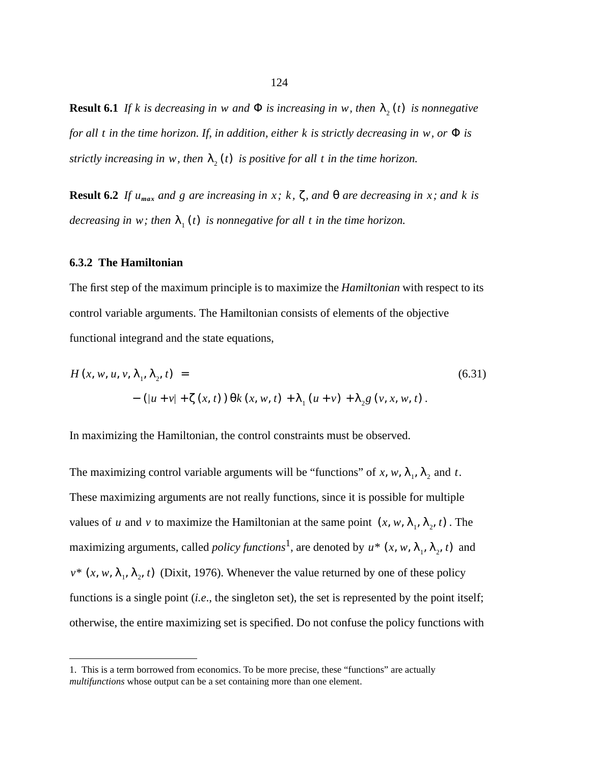**Result 6.1** *If $k$ is decreasing in $w$ and $\Phi$ is increasing in $w$, then $\lambda_2(t)$ is nonnegative for all $t$ in the time horizon. If, in addition, either $k$ is strictly decreasing in $w$, or $\Phi$ is strictly increasing in $w$, then $\lambda_2(t)$ is positive for all $t$ in the time horizon.*

**Result 6.2** *If $u_{max}$ and $g$ are increasing in $x$; $k$, $\zeta$, and $\theta$ are decreasing in $x$; and $k$ is decreasing in $w$; then $\lambda_1(t)$ is nonnegative for all $t$ in the time horizon.*

### 6.3.2 The Hamiltonian

The first step of the maximum principle is to maximize the *Hamiltonian* with respect to its control variable arguments. The Hamiltonian consists of elements of the objective functional integrand and the state equations,

$$H(x, w, u, v, \lambda_1, \lambda_2, t) = \tag{6.31}$$
$$-(|u+v| + \zeta(x, t))\theta k(x, w, t) + \lambda_1(u+v) + \lambda_2 g(v, x, w, t).$$

In maximizing the Hamiltonian, the control constraints must be observed.

The maximizing control variable arguments will be "functions" of $x, w, \lambda_1, \lambda_2$ and $t$. These maximizing arguments are not really functions, since it is possible for multiple values of $u$ and $v$ to maximize the Hamiltonian at the same point $(x, w, \lambda_1, \lambda_2, t)$. The maximizing arguments, called *policy functions*[1], are denoted by $u^*(x, w, \lambda_1, \lambda_2, t)$ and $v^*(x, w, \lambda_1, \lambda_2, t)$ (Dixit, 1976). Whenever the value returned by one of these policy functions is a single point (*i.e.*, the singleton set), the set is represented by the point itself; otherwise, the entire maximizing set is specified. Do not confuse the policy functions with

1. This is a term borrowed from economics. To be more precise, these "functions" are actually *multifunctions* whose output can be a set containing more than one element.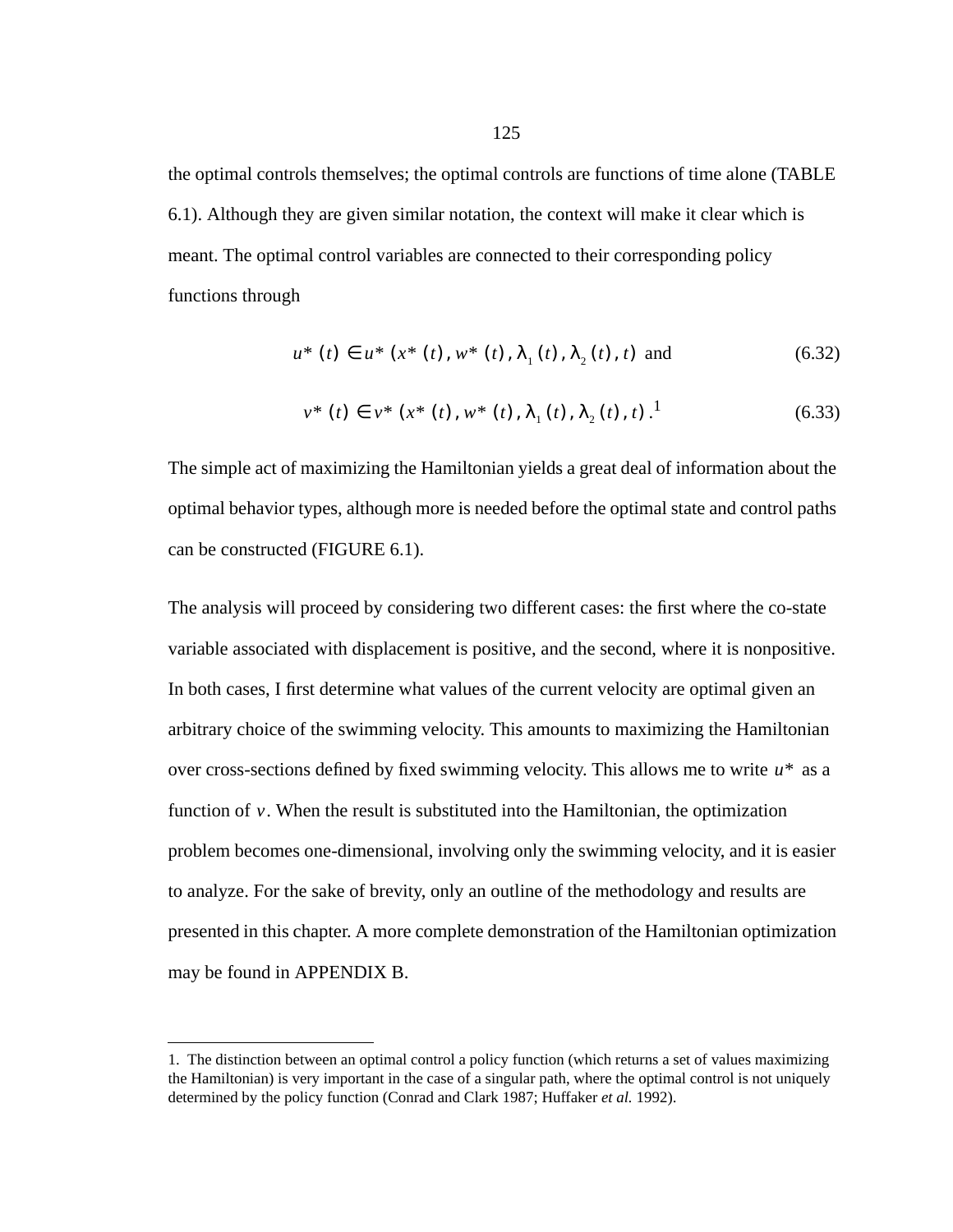the optimal controls themselves; the optimal controls are functions of time alone (TABLE 6.1). Although they are given similar notation, the context will make it clear which is meant. The optimal control variables are connected to their corresponding policy functions through

$$u^*(t) \in u^*(x^*(t), w^*(t), \lambda_1(t), \lambda_2(t), t) \text{ and} \tag{6.32}$$

$$v^*(t) \in v^*(x^*(t), w^*(t), \lambda_1(t), \lambda_2(t), t).^{1} \tag{6.33}$$

The simple act of maximizing the Hamiltonian yields a great deal of information about the optimal behavior types, although more is needed before the optimal state and control paths can be constructed (FIGURE 6.1).

The analysis will proceed by considering two different cases: the first where the co-state variable associated with displacement is positive, and the second, where it is nonpositive. In both cases, I first determine what values of the current velocity are optimal given an arbitrary choice of the swimming velocity. This amounts to maximizing the Hamiltonian over cross-sections defined by fixed swimming velocity. This allows me to write $u^*$ as a function of $v$. When the result is substituted into the Hamiltonian, the optimization problem becomes one-dimensional, involving only the swimming velocity, and it is easier to analyze. For the sake of brevity, only an outline of the methodology and results are presented in this chapter. A more complete demonstration of the Hamiltonian optimization may be found in APPENDIX B.

1. The distinction between an optimal control a policy function (which returns a set of values maximizing the Hamiltonian) is very important in the case of a singular path, where the optimal control is not uniquely determined by the policy function (Conrad and Clark 1987; Huffaker *et al.* 1992).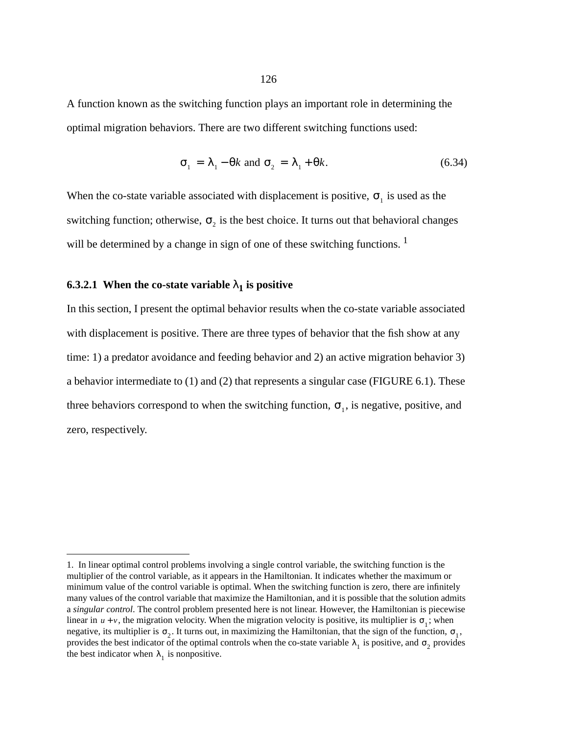A function known as the switching function plays an important role in determining the optimal migration behaviors. There are two different switching functions used:

$$\sigma_1 = \lambda_1 - \theta k \text{ and } \sigma_2 = \lambda_1 + \theta k. \tag{6.34}$$

When the co-state variable associated with displacement is positive, $\sigma_1$ is used as the switching function; otherwise, $\sigma_2$ is the best choice. It turns out that behavioral changes will be determined by a change in sign of one of these switching functions. [1]

#### 6.3.2.1 When the co-state variable $\lambda_1$ is positive

In this section, I present the optimal behavior results when the co-state variable associated with displacement is positive. There are three types of behavior that the fish show at any time: 1) a predator avoidance and feeding behavior and 2) an active migration behavior 3) a behavior intermediate to (1) and (2) that represents a singular case (FIGURE 6.1). These three behaviors correspond to when the switching function, $\sigma_1$, is negative, positive, and zero, respectively.

---

1. In linear optimal control problems involving a single control variable, the switching function is the multiplier of the control variable, as it appears in the Hamiltonian. It indicates whether the maximum or minimum value of the control variable is optimal. When the switching function is zero, there are infinitely many values of the control variable that maximize the Hamiltonian, and it is possible that the solution admits a *singular control*. The control problem presented here is not linear. However, the Hamiltonian is piecewise linear in $u + v$, the migration velocity. When the migration velocity is positive, its multiplier is $\sigma_1$; when negative, its multiplier is $\sigma_2$. It turns out, in maximizing the Hamiltonian, that the sign of the function, $\sigma_1$, provides the best indicator of the optimal controls when the co-state variable $\lambda_1$ is positive, and $\sigma_2$ provides the best indicator when $\lambda_1$ is nonpositive.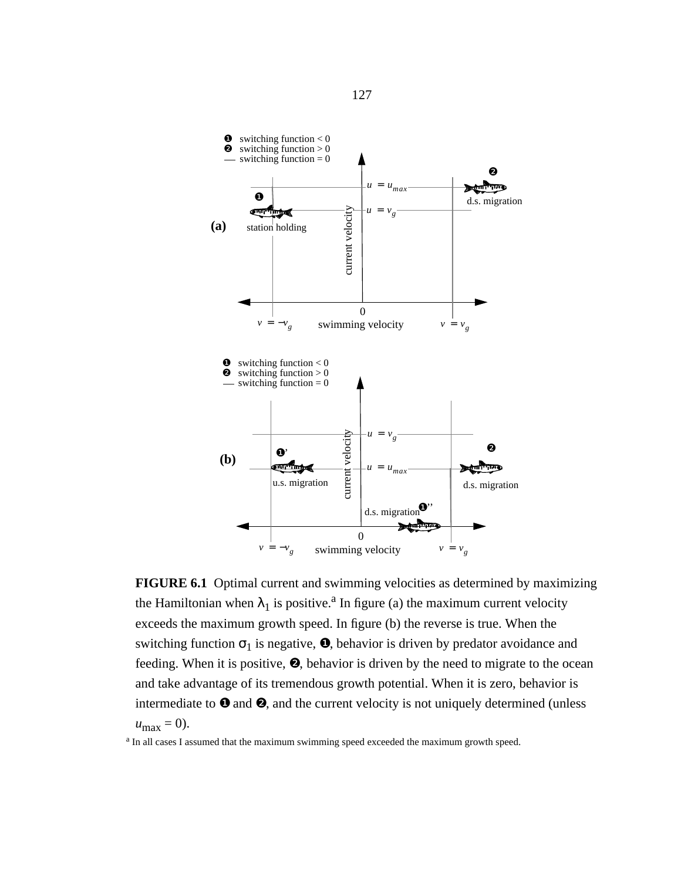❶ switching function < 0
❷ switching function > 0
— switching function = 0

(a)

❷ d.s. migration

❶ station holding

$u = u_{max}$

$u = v_g$

current velocity

0

$v = -v_g$ swimming velocity $v = v_g$

❶ switching function < 0
❷ switching function > 0
— switching function = 0

(b)

$u = v_g$

$u = u_{max}$

❶' u.s. migration

❷ d.s. migration

d.s. migration ❶''

current velocity

0

$v = -v_g$ swimming velocity $v = v_g$

**FIGURE 6.1** Optimal current and swimming velocities as determined by maximizing the Hamiltonian when $\lambda_1$ is positive.[a] In figure (a) the maximum current velocity exceeds the maximum growth speed. In figure (b) the reverse is true. When the switching function $\sigma_1$ is negative, ❶, behavior is driven by predator avoidance and feeding. When it is positive, ❷, behavior is driven by the need to migrate to the ocean and take advantage of its tremendous growth potential. When it is zero, behavior is intermediate to ❶ and ❷, and the current velocity is not uniquely determined (unless $u_{max} = 0$).

[a] In all cases I assumed that the maximum swimming speed exceeded the maximum growth speed.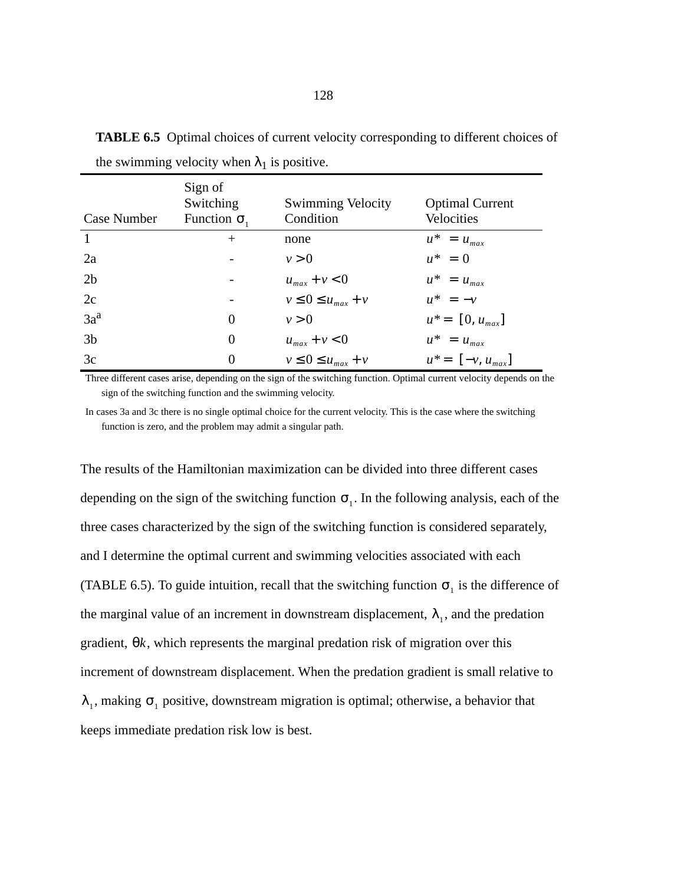**TABLE 6.5** Optimal choices of current velocity corresponding to different choices of the swimming velocity when $\lambda_1$ is positive.

| Case Number | Sign of Switching Function $\sigma_1$ | Swimming Velocity Condition | Optimal Current Velocities |
|---|---|---|---|
| 1 | + | none | $u^* = u_{max}$ |
| 2a | - | $v > 0$ | $u^* = 0$ |
| 2b | - | $u_{max} + v < 0$ | $u^* = u_{max}$ |
| 2c | - | $v \leq 0 \leq u_{max} + v$ | $u^* = -v$ |
| 3a[a] | 0 | $v > 0$ | $u^* = [0, u_{max}]$ |
| 3b | 0 | $u_{max} + v < 0$ | $u^* = u_{max}$ |
| 3c | 0 | $v \leq 0 \leq u_{max} + v$ | $u^* = [-v, u_{max}]$ |

Three different cases arise, depending on the sign of the switching function. Optimal current velocity depends on the sign of the switching function and the swimming velocity.

In cases 3a and 3c there is no single optimal choice for the current velocity. This is the case where the switching function is zero, and the problem may admit a singular path.

The results of the Hamiltonian maximization can be divided into three different cases depending on the sign of the switching function $\sigma_1$. In the following analysis, each of the three cases characterized by the sign of the switching function is considered separately, and I determine the optimal current and swimming velocities associated with each (TABLE 6.5). To guide intuition, recall that the switching function $\sigma_1$ is the difference of the marginal value of an increment in downstream displacement, $\lambda_1$, and the predation gradient, $\theta k$, which represents the marginal predation risk of migration over this increment of downstream displacement. When the predation gradient is small relative to $\lambda_1$, making $\sigma_1$ positive, downstream migration is optimal; otherwise, a behavior that keeps immediate predation risk low is best.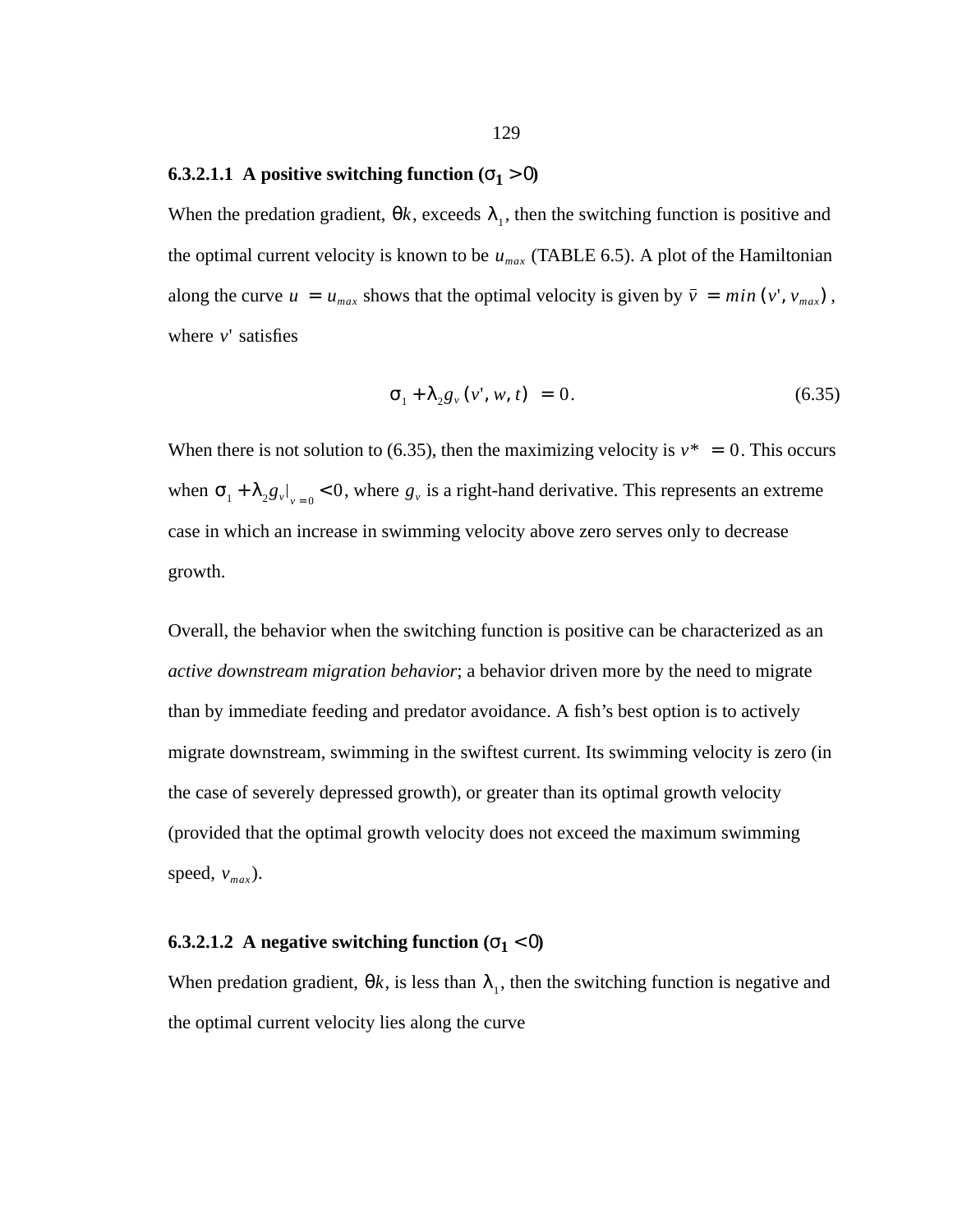#### 6.3.2.1.1 A positive switching function ($\sigma_1 > 0$)

When the predation gradient, $\theta k$, exceeds $\lambda_1$, then the switching function is positive and the optimal current velocity is known to be $u_{max}$ (TABLE 6.5). A plot of the Hamiltonian along the curve $u = u_{max}$ shows that the optimal velocity is given by $\bar{v} = min(v', v_{max})$, where $v'$ satisfies

$$\sigma_1 + \lambda_2 g_v(v', w, t) = 0. \tag{6.35}$$

When there is not solution to (6.35), then the maximizing velocity is $v^* = 0$. This occurs when $\sigma_1 + \lambda_2 g_v|_{v=0} < 0$, where $g_v$ is a right-hand derivative. This represents an extreme case in which an increase in swimming velocity above zero serves only to decrease growth.

Overall, the behavior when the switching function is positive can be characterized as an *active downstream migration behavior*; a behavior driven more by the need to migrate than by immediate feeding and predator avoidance. A fish's best option is to actively migrate downstream, swimming in the swiftest current. Its swimming velocity is zero (in the case of severely depressed growth), or greater than its optimal growth velocity (provided that the optimal growth velocity does not exceed the maximum swimming speed, $v_{max}$).

#### 6.3.2.1.2 A negative switching function ($\sigma_1 < 0$)

When predation gradient, $\theta k$, is less than $\lambda_1$, then the switching function is negative and the optimal current velocity lies along the curve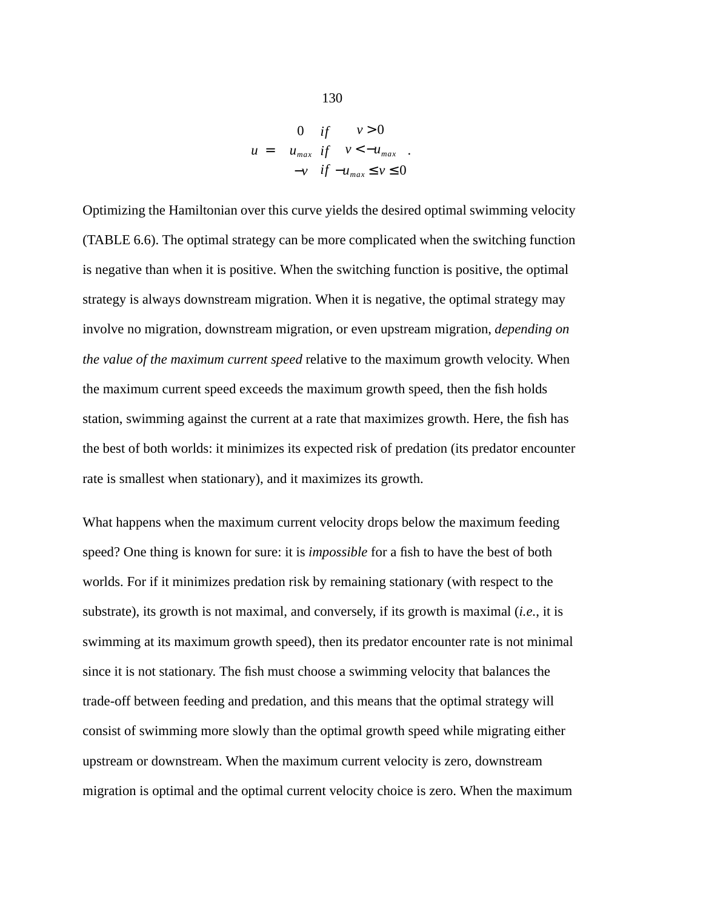$$u = \begin{cases} 0 & if \quad v > 0 \\ u_{max} & if \quad v < -u_{max} \\ -v & if \quad -u_{max} \leq v \leq 0 \end{cases} .$$

Optimizing the Hamiltonian over this curve yields the desired optimal swimming velocity (TABLE 6.6). The optimal strategy can be more complicated when the switching function is negative than when it is positive. When the switching function is positive, the optimal strategy is always downstream migration. When it is negative, the optimal strategy may involve no migration, downstream migration, or even upstream migration, *depending on the value of the maximum current speed* relative to the maximum growth velocity. When the maximum current speed exceeds the maximum growth speed, then the fish holds station, swimming against the current at a rate that maximizes growth. Here, the fish has the best of both worlds: it minimizes its expected risk of predation (its predator encounter rate is smallest when stationary), and it maximizes its growth.

What happens when the maximum current velocity drops below the maximum feeding speed? One thing is known for sure: it is *impossible* for a fish to have the best of both worlds. For if it minimizes predation risk by remaining stationary (with respect to the substrate), its growth is not maximal, and conversely, if its growth is maximal (*i.e.*, it is swimming at its maximum growth speed), then its predator encounter rate is not minimal since it is not stationary. The fish must choose a swimming velocity that balances the trade-off between feeding and predation, and this means that the optimal strategy will consist of swimming more slowly than the optimal growth speed while migrating either upstream or downstream. When the maximum current velocity is zero, downstream migration is optimal and the optimal current velocity choice is zero. When the maximum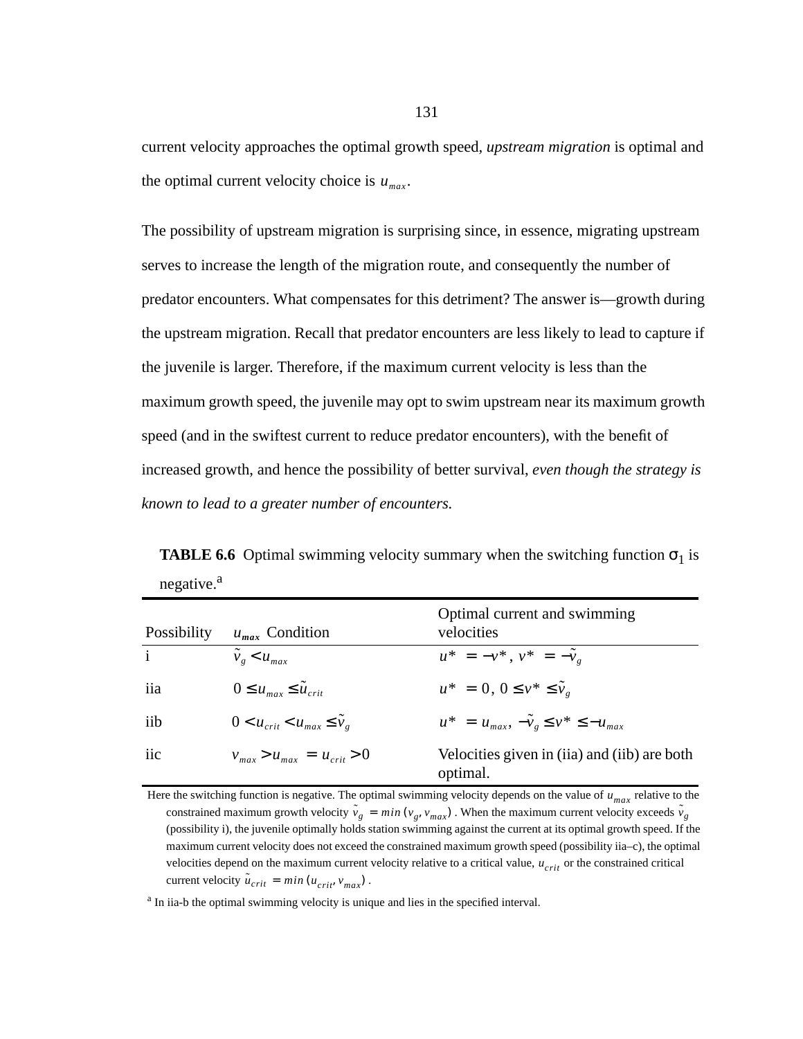current velocity approaches the optimal growth speed, *upstream migration* is optimal and the optimal current velocity choice is $u_{max}$.

The possibility of upstream migration is surprising since, in essence, migrating upstream serves to increase the length of the migration route, and consequently the number of predator encounters. What compensates for this detriment? The answer is—growth during the upstream migration. Recall that predator encounters are less likely to lead to capture if the juvenile is larger. Therefore, if the maximum current velocity is less than the maximum growth speed, the juvenile may opt to swim upstream near its maximum growth speed (and in the swiftest current to reduce predator encounters), with the benefit of increased growth, and hence the possibility of better survival, *even though the strategy is known to lead to a greater number of encounters.*

**TABLE 6.6** Optimal swimming velocity summary when the switching function $\sigma_1$ is negative.[a]

| Possibility | $u_{max}$ Condition | Optimal current and swimming velocities |
|---|---|---|
| i | $\tilde{v}_g < u_{max}$ | $u^* = -v^*,\ v^* = -\tilde{v}_g$ |
| iia | $0 \le u_{max} \le \tilde{u}_{crit}$ | $u^* = 0,\ 0 \le v^* \le \tilde{v}_g$ |
| iib | $0 < u_{crit} < u_{max} \le \tilde{v}_g$ | $u^* = u_{max},\ -\tilde{v}_g \le v^* \le -u_{max}$ |
| iic | $v_{max} > u_{max} = u_{crit} > 0$ | Velocities given in (iia) and (iib) are both optimal. |

Here the switching function is negative. The optimal swimming velocity depends on the value of $u_{max}$ relative to the constrained maximum growth velocity $\tilde{v}_g = min(v_g, v_{max})$. When the maximum current velocity exceeds $\tilde{v}_g$ (possibility i), the juvenile optimally holds station swimming against the current at its optimal growth speed. If the maximum current velocity does not exceed the constrained maximum growth speed (possibility iia–c), the optimal velocities depend on the maximum current velocity relative to a critical value, $u_{crit}$ or the constrained critical current velocity $\tilde{u}_{crit} = min(u_{crit}, v_{max})$.

[a] In iia-b the optimal swimming velocity is unique and lies in the specified interval.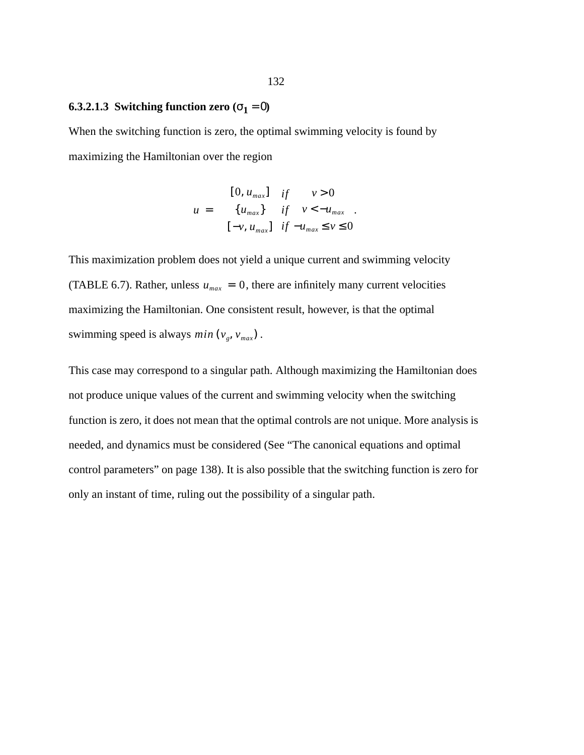#### 6.3.2.1.3 Switching function zero ($\sigma_1 = 0$)

When the switching function is zero, the optimal swimming velocity is found by maximizing the Hamiltonian over the region

$$u = \begin{cases} [0, u_{max}] & if \quad v > 0 \\ \{u_{max}\} & if \quad v < -u_{max} \\ [-v, u_{max}] & if \; -u_{max} \le v \le 0 \end{cases} .$$

This maximization problem does not yield a unique current and swimming velocity (TABLE 6.7). Rather, unless $u_{max} = 0$, there are infinitely many current velocities maximizing the Hamiltonian. One consistent result, however, is that the optimal swimming speed is always $min(v_g, v_{max})$.

This case may correspond to a singular path. Although maximizing the Hamiltonian does not produce unique values of the current and swimming velocity when the switching function is zero, it does not mean that the optimal controls are not unique. More analysis is needed, and dynamics must be considered (See "The canonical equations and optimal control parameters" on page 138). It is also possible that the switching function is zero for only an instant of time, ruling out the possibility of a singular path.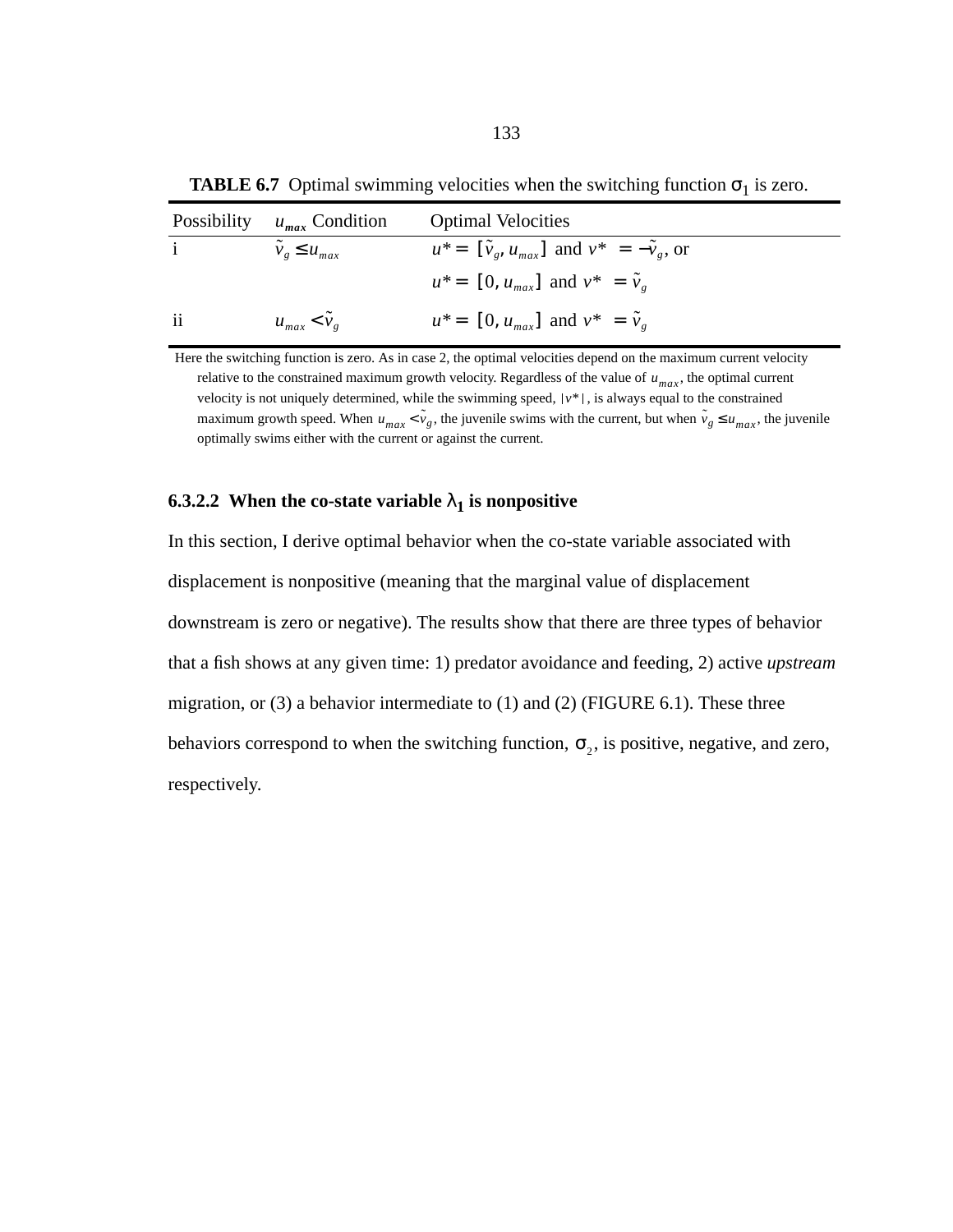**TABLE 6.7** Optimal swimming velocities when the switching function $\sigma_1$ is zero.

| Possibility | $u_{max}$ Condition | Optimal Velocities |
|---|---|---|
| i | $\tilde{v}_g \leq u_{max}$ | $u^* = [\tilde{v}_g, u_{max}]$ and $v^* = -\tilde{v}_g$, or |
| | | $u^* = [0, u_{max}]$ and $v^* = \tilde{v}_g$ |
| ii | $u_{max} < \tilde{v}_g$ | $u^* = [0, u_{max}]$ and $v^* = \tilde{v}_g$ |

Here the switching function is zero. As in case 2, the optimal velocities depend on the maximum current velocity relative to the constrained maximum growth velocity. Regardless of the value of $u_{max}$, the optimal current velocity is not uniquely determined, while the swimming speed, $|v^*|$, is always equal to the constrained maximum growth speed. When $u_{max} < \tilde{v}_g$, the juvenile swims with the current, but when $\tilde{v}_g \leq u_{max}$, the juvenile optimally swims either with the current or against the current.

#### 6.3.2.2 When the co-state variable $\lambda_1$ is nonpositive

In this section, I derive optimal behavior when the co-state variable associated with displacement is nonpositive (meaning that the marginal value of displacement downstream is zero or negative). The results show that there are three types of behavior that a fish shows at any given time: 1) predator avoidance and feeding, 2) active *upstream* migration, or (3) a behavior intermediate to (1) and (2) (FIGURE 6.1). These three behaviors correspond to when the switching function, $\sigma_2$, is positive, negative, and zero, respectively.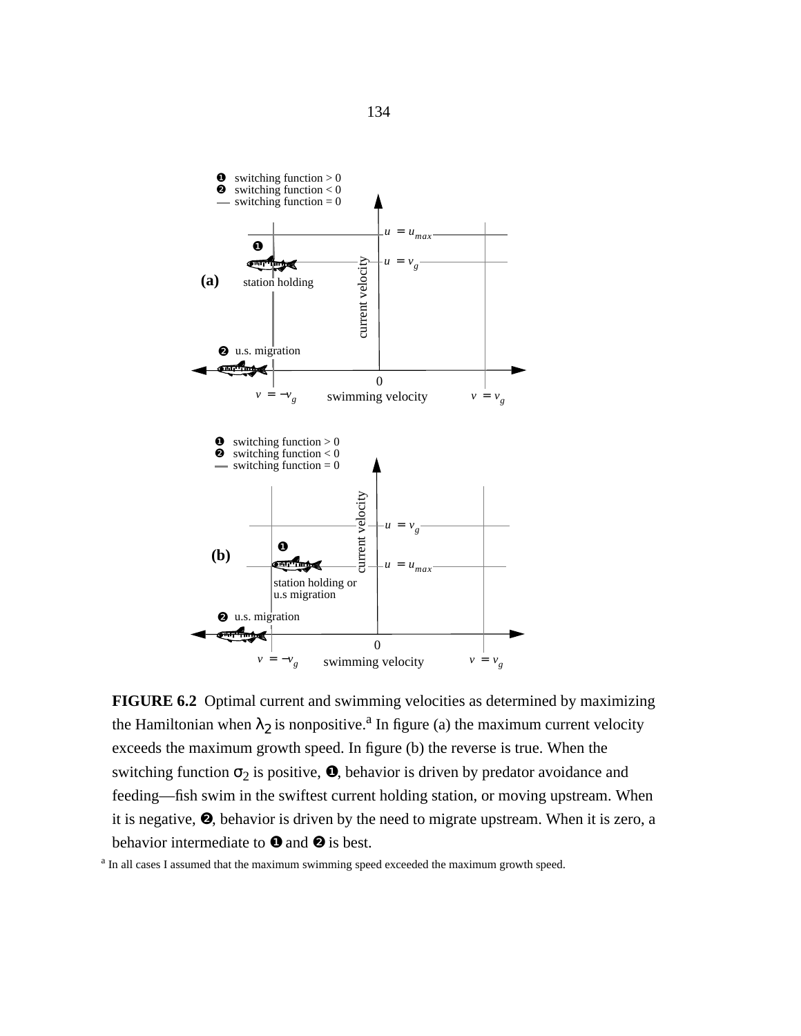**FIGURE 6.2** Optimal current and swimming velocities as determined by maximizing the Hamiltonian when $\lambda_2$ is nonpositive.[a] In figure (a) the maximum current velocity exceeds the maximum growth speed. In figure (b) the reverse is true. When the switching function $\sigma_2$ is positive, ❶, behavior is driven by predator avoidance and feeding—fish swim in the swiftest current holding station, or moving upstream. When it is negative, ❷, behavior is driven by the need to migrate upstream. When it is zero, a behavior intermediate to ❶ and ❷ is best.

[a] In all cases I assumed that the maximum swimming speed exceeded the maximum growth speed.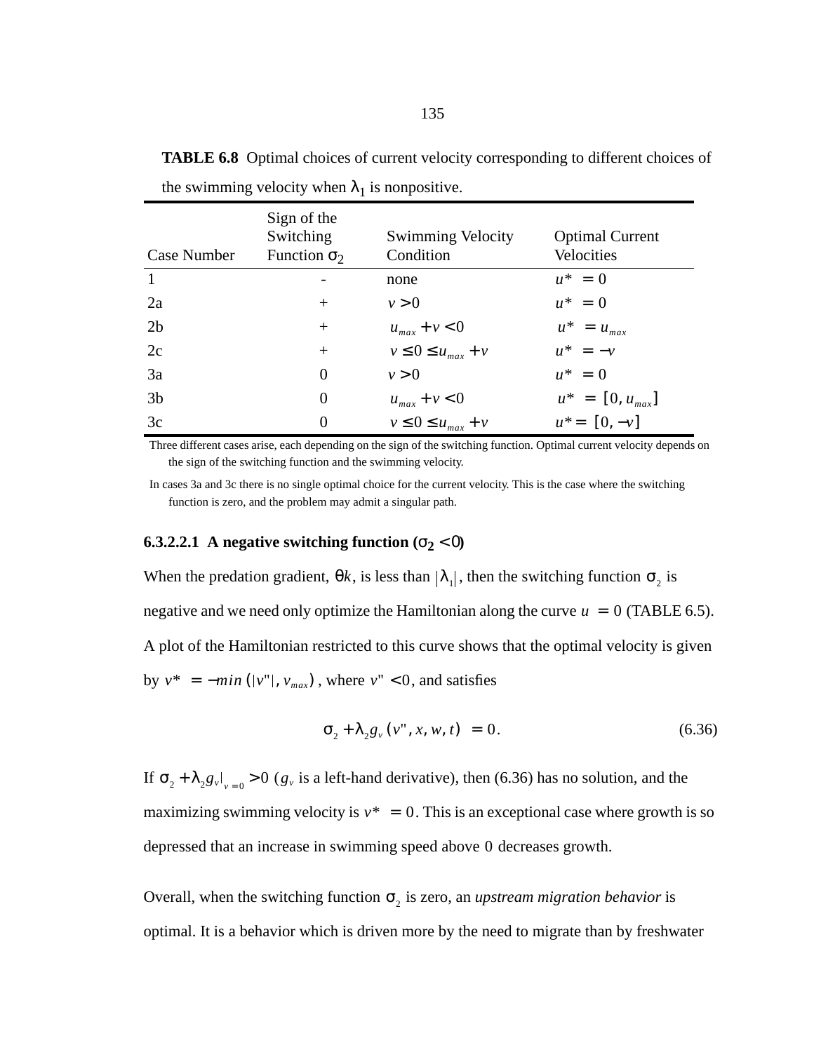**TABLE 6.8** Optimal choices of current velocity corresponding to different choices of the swimming velocity when $\lambda_1$ is nonpositive.

| Case Number | Sign of the Switching Function $\sigma_2$ | Swimming Velocity Condition | Optimal Current Velocities |
|---|---|---|---|
| 1 | - | none | $u^* = 0$ |
| 2a | + | $v > 0$ | $u^* = 0$ |
| 2b | + | $u_{max} + v < 0$ | $u^* = u_{max}$ |
| 2c | + | $v \le 0 \le u_{max} + v$ | $u^* = -v$ |
| 3a | 0 | $v > 0$ | $u^* = 0$ |
| 3b | 0 | $u_{max} + v < 0$ | $u^* = [0, u_{max}]$ |
| 3c | 0 | $v \le 0 \le u_{max} + v$ | $u^* = [0, -v]$ |

Three different cases arise, each depending on the sign of the switching function. Optimal current velocity depends on the sign of the switching function and the swimming velocity.

In cases 3a and 3c there is no single optimal choice for the current velocity. This is the case where the switching function is zero, and the problem may admit a singular path.

#### 6.3.2.2.1 A negative switching function ($\sigma_2 < 0$)

When the predation gradient, $\theta k$, is less than $|\lambda_1|$, then the switching function $\sigma_2$ is negative and we need only optimize the Hamiltonian along the curve $u = 0$ (TABLE 6.5). A plot of the Hamiltonian restricted to this curve shows that the optimal velocity is given by $v^* = -min(|v"|, v_{max})$, where $v" < 0$, and satisfies

$$\sigma_2 + \lambda_2 g_v(v", x, w, t) = 0. \tag{6.36}$$

If $\sigma_2 + \lambda_2 g_v|_{v=0} > 0$ ($g_v$ is a left-hand derivative), then (6.36) has no solution, and the maximizing swimming velocity is $v^* = 0$. This is an exceptional case where growth is so depressed that an increase in swimming speed above $0$ decreases growth.

Overall, when the switching function $\sigma_2$ is zero, an *upstream migration behavior* is optimal. It is a behavior which is driven more by the need to migrate than by freshwater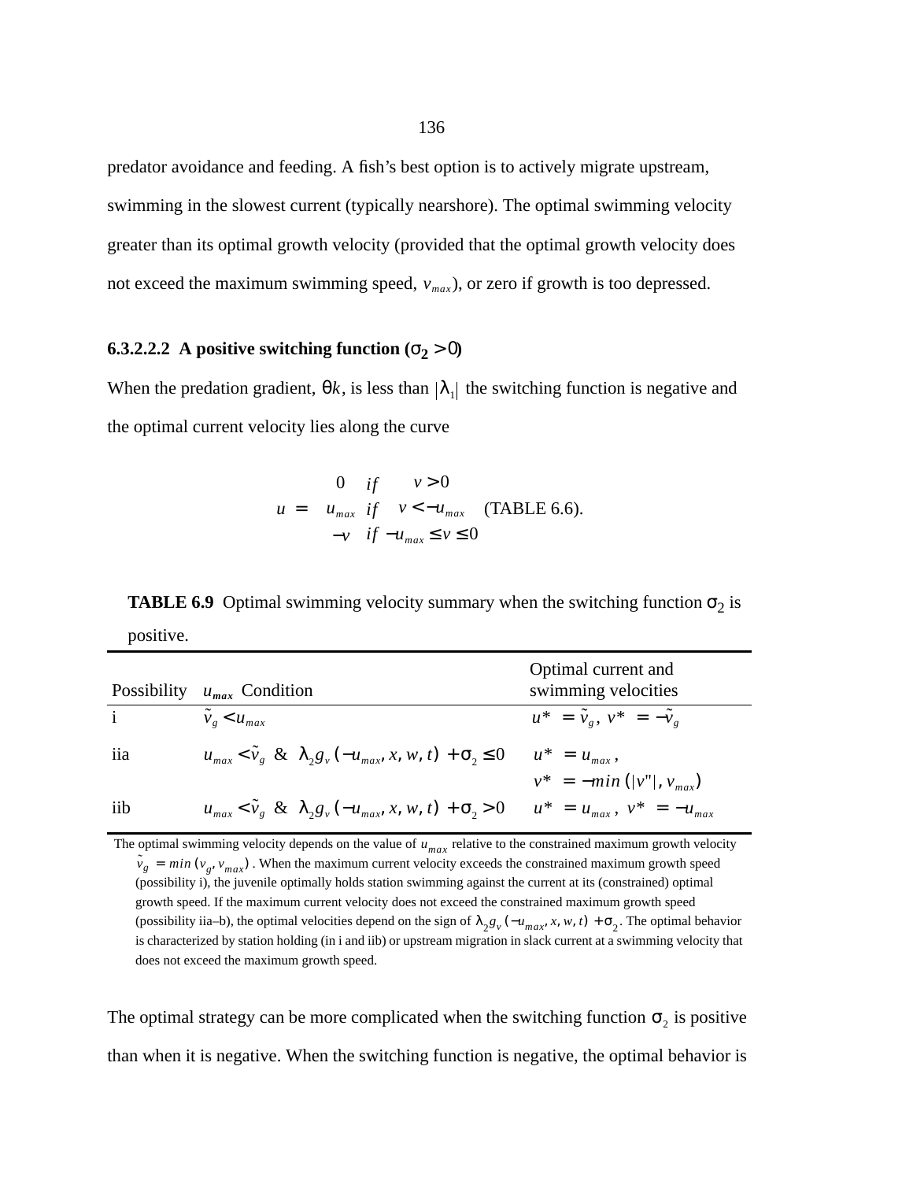predator avoidance and feeding. A fish's best option is to actively migrate upstream, swimming in the slowest current (typically nearshore). The optimal swimming velocity greater than its optimal growth velocity (provided that the optimal growth velocity does not exceed the maximum swimming speed, $v_{max}$), or zero if growth is too depressed.

#### 6.3.2.2.2 A positive switching function ($\sigma_2 > 0$)

When the predation gradient, $\theta k$, is less than $|\lambda_1|$ the switching function is negative and the optimal current velocity lies along the curve

$$u = \begin{cases} 0 & if \quad v > 0 \\ u_{max} & if \quad v < -u_{max} \\ -v & if \ -u_{max} \le v \le 0 \end{cases} \quad \text{(TABLE 6.6).}$$

**TABLE 6.9** Optimal swimming velocity summary when the switching function $\sigma_2$ is positive.

| Possibility | $u_{max}$ Condition | Optimal current and swimming velocities |
|---|---|---|
| i | $\tilde{v}_g < u_{max}$ | $u^* = \tilde{v}_g$, $v^* = -\tilde{v}_g$ |
| iia | $u_{max} < \tilde{v}_g$ & $\lambda_2 g_v(-u_{max}, x, w, t) + \sigma_2 \le 0$ | $u^* = u_{max}$, $v^* = -min(\lvert v'' \rvert, v_{max})$ |
| iib | $u_{max} < \tilde{v}_g$ & $\lambda_2 g_v(-u_{max}, x, w, t) + \sigma_2 > 0$ | $u^* = u_{max}$, $v^* = -u_{max}$ |

The optimal swimming velocity depends on the value of $u_{max}$ relative to the constrained maximum growth velocity $\tilde{v}_g = min(v_g, v_{max})$. When the maximum current velocity exceeds the constrained maximum growth speed (possibility i), the juvenile optimally holds station swimming against the current at its (constrained) optimal growth speed. If the maximum current velocity does not exceed the constrained maximum growth speed (possibility iia–b), the optimal velocities depend on the sign of $\lambda_2 g_v(-u_{max}, x, w, t) + \sigma_2$. The optimal behavior is characterized by station holding (in i and iib) or upstream migration in slack current at a swimming velocity that does not exceed the maximum growth speed.

The optimal strategy can be more complicated when the switching function $\sigma_2$ is positive than when it is negative. When the switching function is negative, the optimal behavior is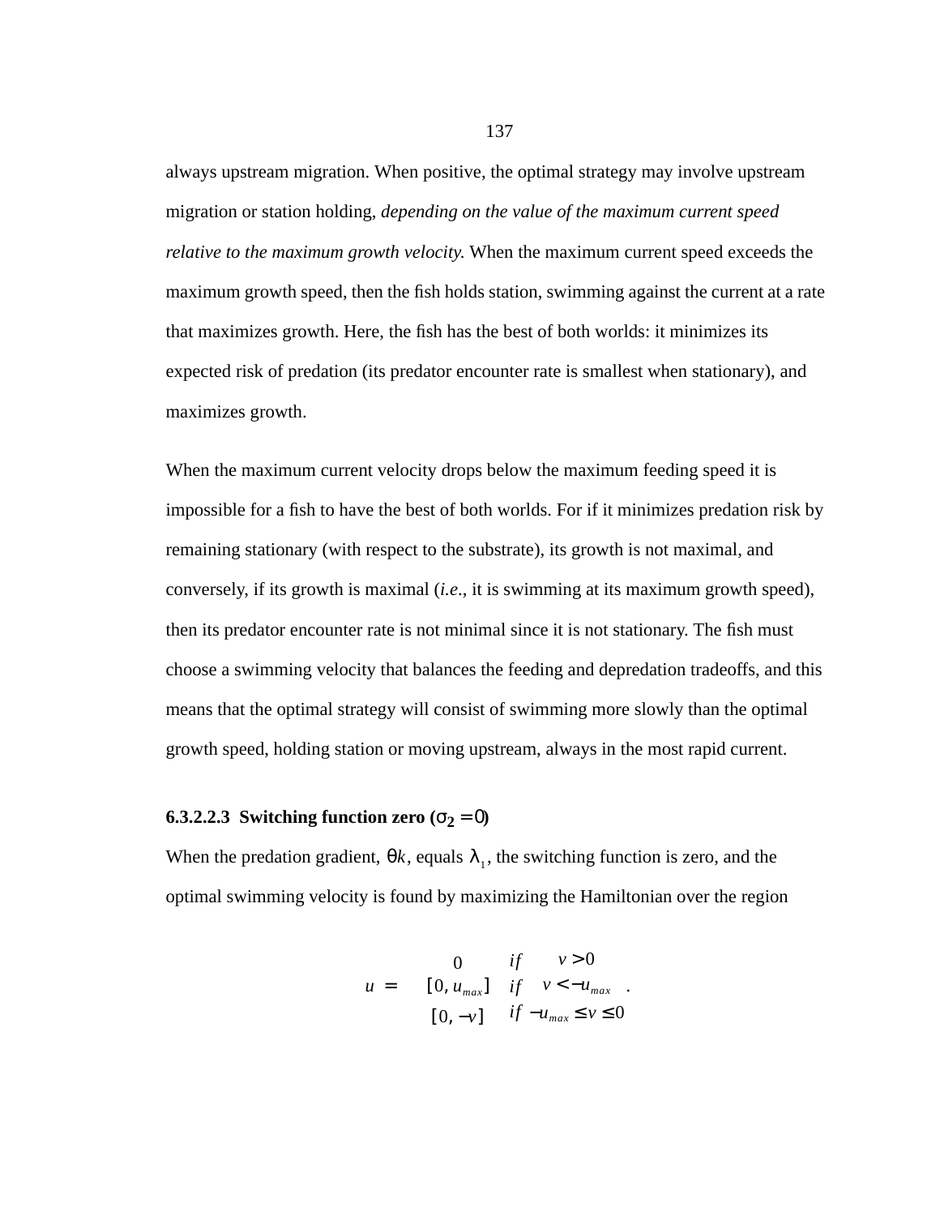always upstream migration. When positive, the optimal strategy may involve upstream migration or station holding, *depending on the value of the maximum current speed relative to the maximum growth velocity.* When the maximum current speed exceeds the maximum growth speed, then the fish holds station, swimming against the current at a rate that maximizes growth. Here, the fish has the best of both worlds: it minimizes its expected risk of predation (its predator encounter rate is smallest when stationary), and maximizes growth.

When the maximum current velocity drops below the maximum feeding speed it is impossible for a fish to have the best of both worlds. For if it minimizes predation risk by remaining stationary (with respect to the substrate), its growth is not maximal, and conversely, if its growth is maximal (*i.e.*, it is swimming at its maximum growth speed), then its predator encounter rate is not minimal since it is not stationary. The fish must choose a swimming velocity that balances the feeding and depredation tradeoffs, and this means that the optimal strategy will consist of swimming more slowly than the optimal growth speed, holding station or moving upstream, always in the most rapid current.

#### 6.3.2.2.3 Switching function zero ($\sigma_2 = 0$)

When the predation gradient, $\theta k$, equals $\lambda_1$, the switching function is zero, and the optimal swimming velocity is found by maximizing the Hamiltonian over the region

$$
u = \begin{cases} 0 & if \quad v > 0 \\ [0, u_{max}] & if \quad v < -u_{max} \\ [0, -v] & if \quad -u_{max} \leq v \leq 0 \end{cases} .
$$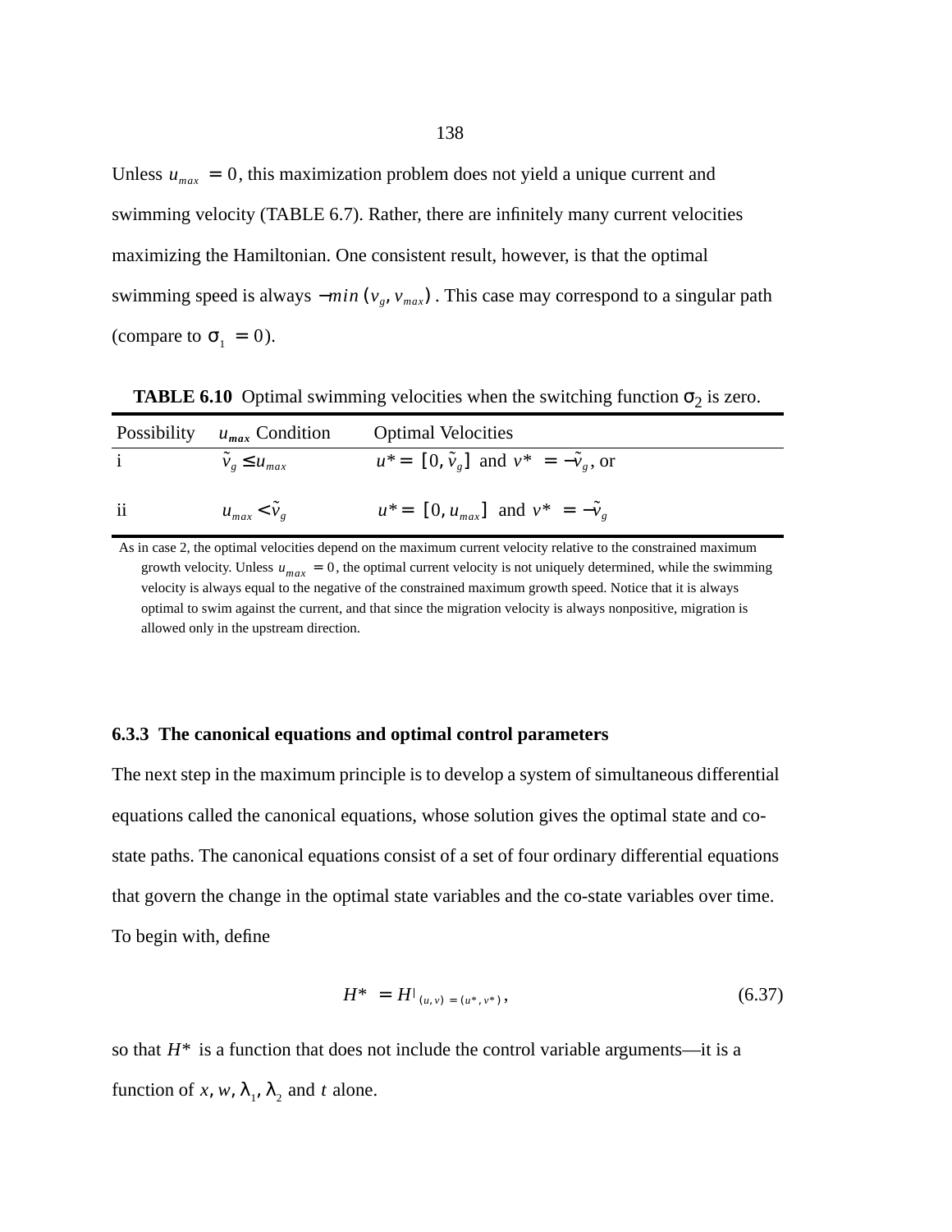Unless $u_{max} = 0$, this maximization problem does not yield a unique current and swimming velocity (TABLE 6.7). Rather, there are infinitely many current velocities maximizing the Hamiltonian. One consistent result, however, is that the optimal swimming speed is always $-min(v_g, v_{max})$. This case may correspond to a singular path (compare to $\sigma_1 = 0$).

**TABLE 6.10** Optimal swimming velocities when the switching function $\sigma_2$ is zero.

| Possibility | $u_{max}$ Condition | Optimal Velocities |
|---|---|---|
| i | $\tilde{v}_g \le u_{max}$ | $u^* = [0, \tilde{v}_g]$ and $v^* = -\tilde{v}_g$, or |
| ii | $u_{max} < \tilde{v}_g$ | $u^* = [0, u_{max}]$ and $v^* = -\tilde{v}_g$ |

As in case 2, the optimal velocities depend on the maximum current velocity relative to the constrained maximum growth velocity. Unless $u_{max} = 0$, the optimal current velocity is not uniquely determined, while the swimming velocity is always equal to the negative of the constrained maximum growth speed. Notice that it is always optimal to swim against the current, and that since the migration velocity is always nonpositive, migration is allowed only in the upstream direction.

### 6.3.3 The canonical equations and optimal control parameters

The next step in the maximum principle is to develop a system of simultaneous differential equations called the canonical equations, whose solution gives the optimal state and co-state paths. The canonical equations consist of a set of four ordinary differential equations that govern the change in the optimal state variables and the co-state variables over time. To begin with, define

$$H^* = H|_{(u,v) = (u^*, v^*)}, \tag{6.37}$$

so that $H^*$ is a function that does not include the control variable arguments—it is a function of $x$, $w$, $\lambda_1$, $\lambda_2$ and $t$ alone.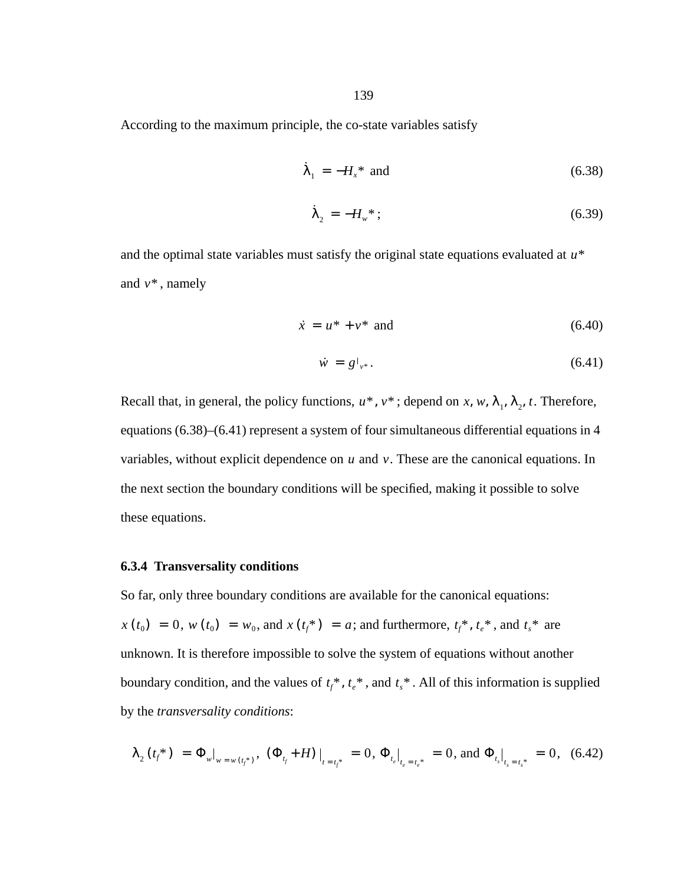According to the maximum principle, the co-state variables satisfy

$$\dot{\lambda}_1 = -H_x^* \text{ and} \tag{6.38}$$

$$\dot{\lambda}_2 = -H_w^*; \tag{6.39}$$

and the optimal state variables must satisfy the original state equations evaluated at $u^*$ and $v^*$, namely

$$\dot{x} = u^* + v^* \text{ and} \tag{6.40}$$

$$\dot{w} = g|_{v^*}. \tag{6.41}$$

Recall that, in general, the policy functions, $u^*, v^*$; depend on $x, w, \lambda_1, \lambda_2, t$. Therefore, equations (6.38)–(6.41) represent a system of four simultaneous differential equations in 4 variables, without explicit dependence on $u$ and $v$. These are the canonical equations. In the next section the boundary conditions will be specified, making it possible to solve these equations.

### 6.3.4 Transversality conditions

So far, only three boundary conditions are available for the canonical equations: $x(t_0) = 0$, $w(t_0) = w_0$, and $x(t_f^*) = a$; and furthermore, $t_f^*$, $t_e^*$, and $t_s^*$ are unknown. It is therefore impossible to solve the system of equations without another boundary condition, and the values of $t_f^*$, $t_e^*$, and $t_s^*$. All of this information is supplied by the *transversality conditions*:

$$\lambda_2(t_f^*) = \Phi_w|_{w = w(t_f^*)},\ (\Phi_{t_f} + H)|_{t = t_f^*} = 0,\ \Phi_{t_e}|_{t_e = t_e^*} = 0, \text{ and } \Phi_{t_s}|_{t_s = t_s^*} = 0, \tag{6.42}$$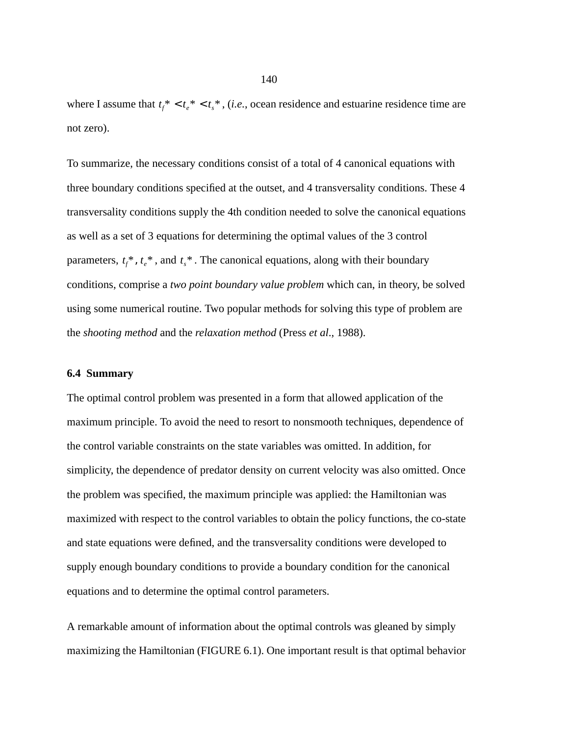where I assume that $t_f^* < t_e^* < t_s^*$, (*i.e.*, ocean residence and estuarine residence time are not zero).

To summarize, the necessary conditions consist of a total of 4 canonical equations with three boundary conditions specified at the outset, and 4 transversality conditions. These 4 transversality conditions supply the 4th condition needed to solve the canonical equations as well as a set of 3 equations for determining the optimal values of the 3 control parameters, $t_f^*$, $t_e^*$, and $t_s^*$. The canonical equations, along with their boundary conditions, comprise a *two point boundary value problem* which can, in theory, be solved using some numerical routine. Two popular methods for solving this type of problem are the *shooting method* and the *relaxation method* (Press *et al*., 1988).

### 6.4 Summary

The optimal control problem was presented in a form that allowed application of the maximum principle. To avoid the need to resort to nonsmooth techniques, dependence of the control variable constraints on the state variables was omitted. In addition, for simplicity, the dependence of predator density on current velocity was also omitted. Once the problem was specified, the maximum principle was applied: the Hamiltonian was maximized with respect to the control variables to obtain the policy functions, the co-state and state equations were defined, and the transversality conditions were developed to supply enough boundary conditions to provide a boundary condition for the canonical equations and to determine the optimal control parameters.

A remarkable amount of information about the optimal controls was gleaned by simply maximizing the Hamiltonian (FIGURE 6.1). One important result is that optimal behavior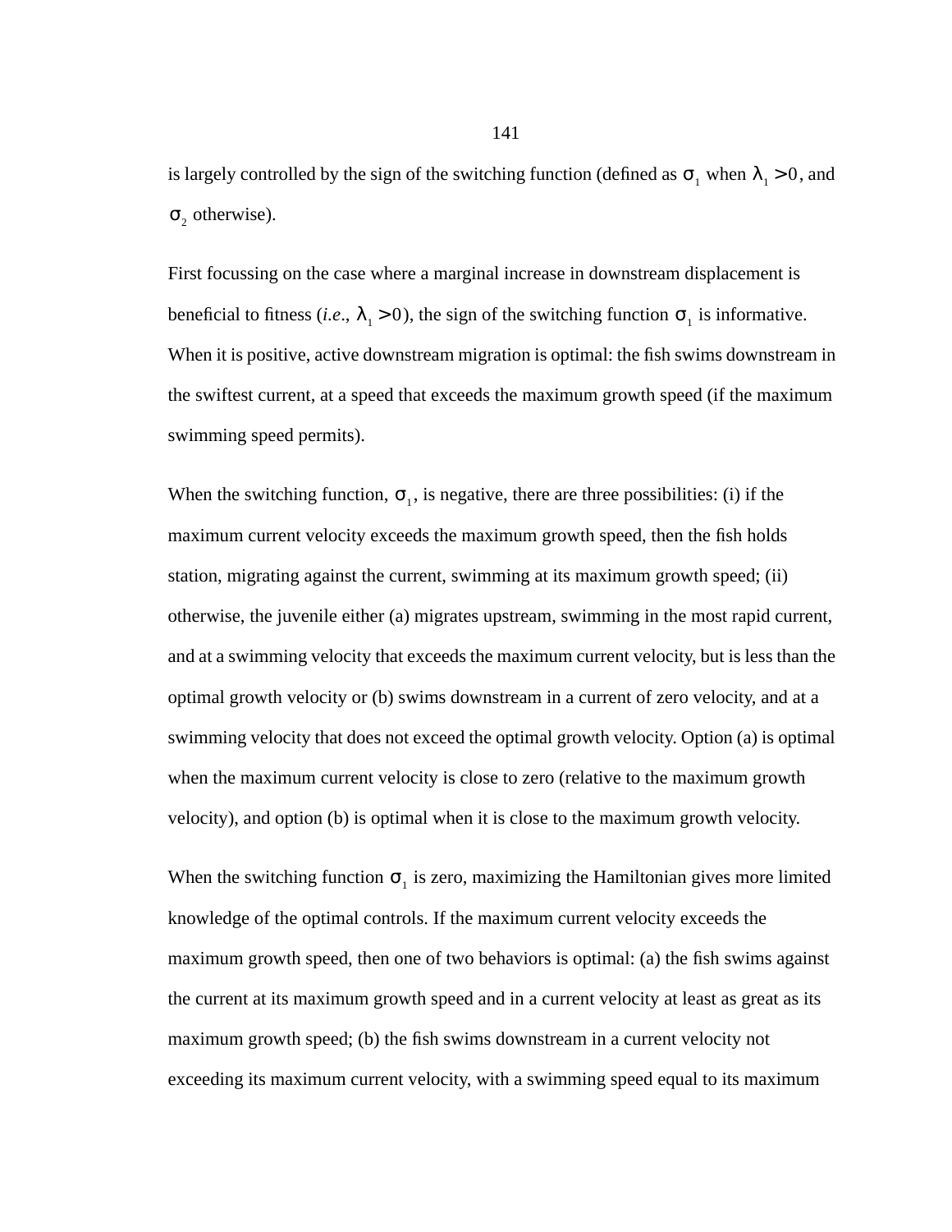is largely controlled by the sign of the switching function (defined as $\sigma_1$ when $\lambda_1 > 0$, and $\sigma_2$ otherwise).

First focussing on the case where a marginal increase in downstream displacement is beneficial to fitness (*i.e.*, $\lambda_1 > 0$), the sign of the switching function $\sigma_1$ is informative. When it is positive, active downstream migration is optimal: the fish swims downstream in the swiftest current, at a speed that exceeds the maximum growth speed (if the maximum swimming speed permits).

When the switching function, $\sigma_1$, is negative, there are three possibilities: (i) if the maximum current velocity exceeds the maximum growth speed, then the fish holds station, migrating against the current, swimming at its maximum growth speed; (ii) otherwise, the juvenile either (a) migrates upstream, swimming in the most rapid current, and at a swimming velocity that exceeds the maximum current velocity, but is less than the optimal growth velocity or (b) swims downstream in a current of zero velocity, and at a swimming velocity that does not exceed the optimal growth velocity. Option (a) is optimal when the maximum current velocity is close to zero (relative to the maximum growth velocity), and option (b) is optimal when it is close to the maximum growth velocity.

When the switching function $\sigma_1$ is zero, maximizing the Hamiltonian gives more limited knowledge of the optimal controls. If the maximum current velocity exceeds the maximum growth speed, then one of two behaviors is optimal: (a) the fish swims against the current at its maximum growth speed and in a current velocity at least as great as its maximum growth speed; (b) the fish swims downstream in a current velocity not exceeding its maximum current velocity, with a swimming speed equal to its maximum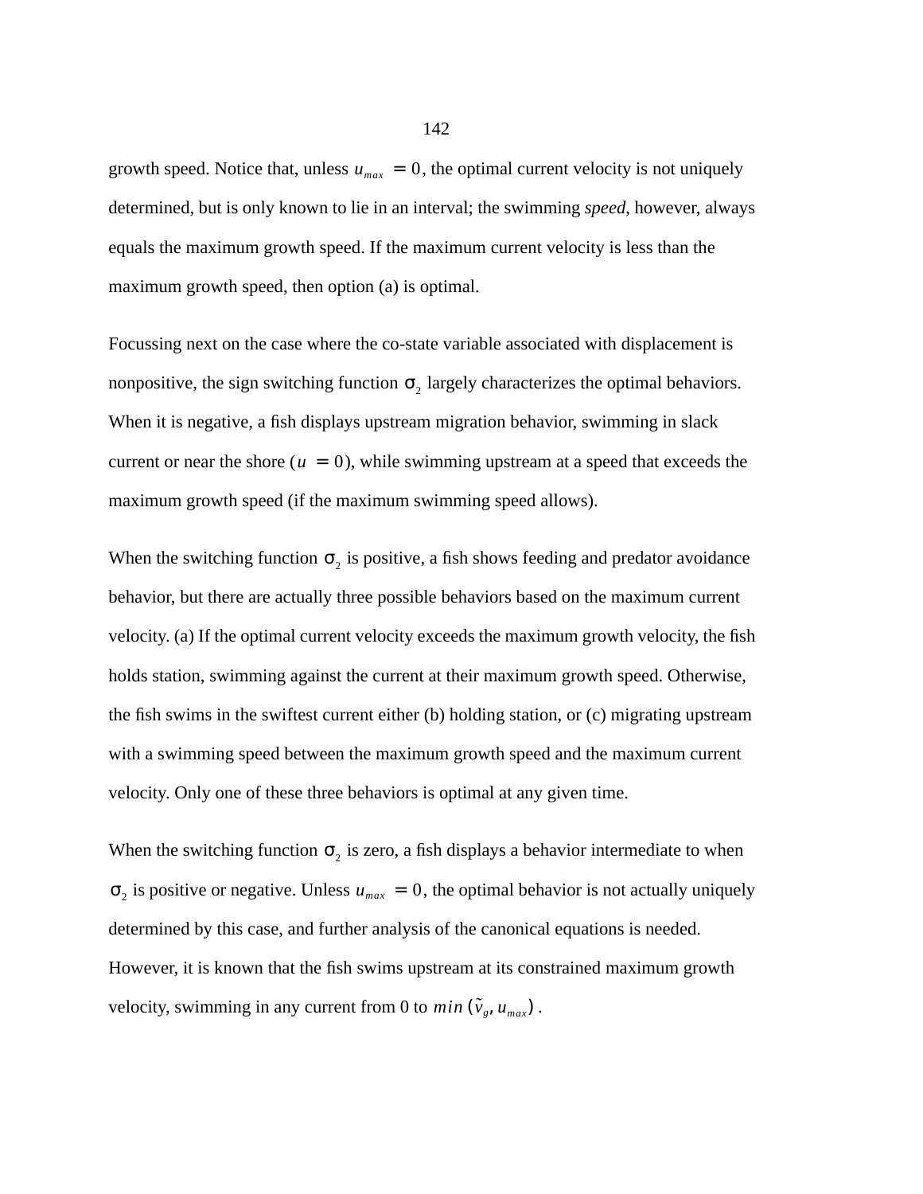growth speed. Notice that, unless $u_{max} = 0$, the optimal current velocity is not uniquely determined, but is only known to lie in an interval; the swimming *speed*, however, always equals the maximum growth speed. If the maximum current velocity is less than the maximum growth speed, then option (a) is optimal.

Focussing next on the case where the co-state variable associated with displacement is nonpositive, the sign switching function $\sigma_2$ largely characterizes the optimal behaviors. When it is negative, a fish displays upstream migration behavior, swimming in slack current or near the shore ($u = 0$), while swimming upstream at a speed that exceeds the maximum growth speed (if the maximum swimming speed allows).

When the switching function $\sigma_2$ is positive, a fish shows feeding and predator avoidance behavior, but there are actually three possible behaviors based on the maximum current velocity. (a) If the optimal current velocity exceeds the maximum growth velocity, the fish holds station, swimming against the current at their maximum growth speed. Otherwise, the fish swims in the swiftest current either (b) holding station, or (c) migrating upstream with a swimming speed between the maximum growth speed and the maximum current velocity. Only one of these three behaviors is optimal at any given time.

When the switching function $\sigma_2$ is zero, a fish displays a behavior intermediate to when $\sigma_2$ is positive or negative. Unless $u_{max} = 0$, the optimal behavior is not actually uniquely determined by this case, and further analysis of the canonical equations is needed. However, it is known that the fish swims upstream at its constrained maximum growth velocity, swimming in any current from 0 to $min(\tilde{v}_g, u_{max})$.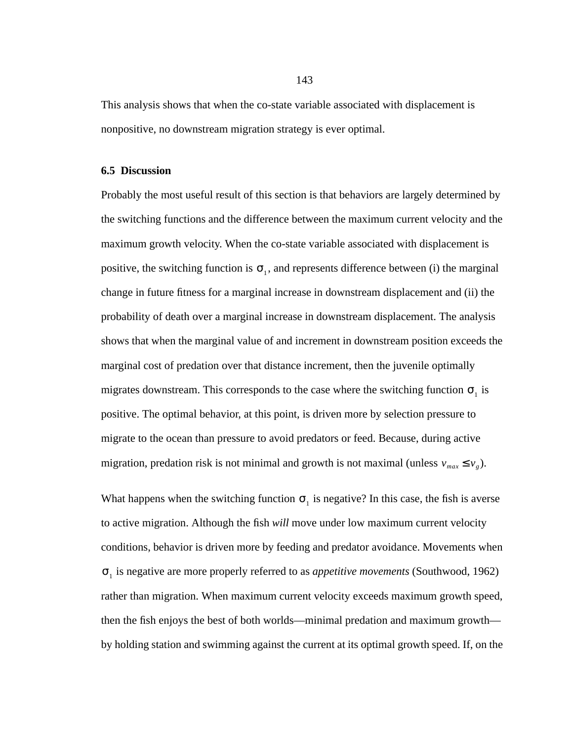This analysis shows that when the co-state variable associated with displacement is nonpositive, no downstream migration strategy is ever optimal.

## 6.5 Discussion

Probably the most useful result of this section is that behaviors are largely determined by the switching functions and the difference between the maximum current velocity and the maximum growth velocity. When the co-state variable associated with displacement is positive, the switching function is $\sigma_1$, and represents difference between (i) the marginal change in future fitness for a marginal increase in downstream displacement and (ii) the probability of death over a marginal increase in downstream displacement. The analysis shows that when the marginal value of and increment in downstream position exceeds the marginal cost of predation over that distance increment, then the juvenile optimally migrates downstream. This corresponds to the case where the switching function $\sigma_1$ is positive. The optimal behavior, at this point, is driven more by selection pressure to migrate to the ocean than pressure to avoid predators or feed. Because, during active migration, predation risk is not minimal and growth is not maximal (unless $v_{max} \leq v_g$).

What happens when the switching function $\sigma_1$ is negative? In this case, the fish is averse to active migration. Although the fish *will* move under low maximum current velocity conditions, behavior is driven more by feeding and predator avoidance. Movements when $\sigma_1$ is negative are more properly referred to as *appetitive movements* (Southwood, 1962) rather than migration. When maximum current velocity exceeds maximum growth speed, then the fish enjoys the best of both worlds—minimal predation and maximum growth—by holding station and swimming against the current at its optimal growth speed. If, on the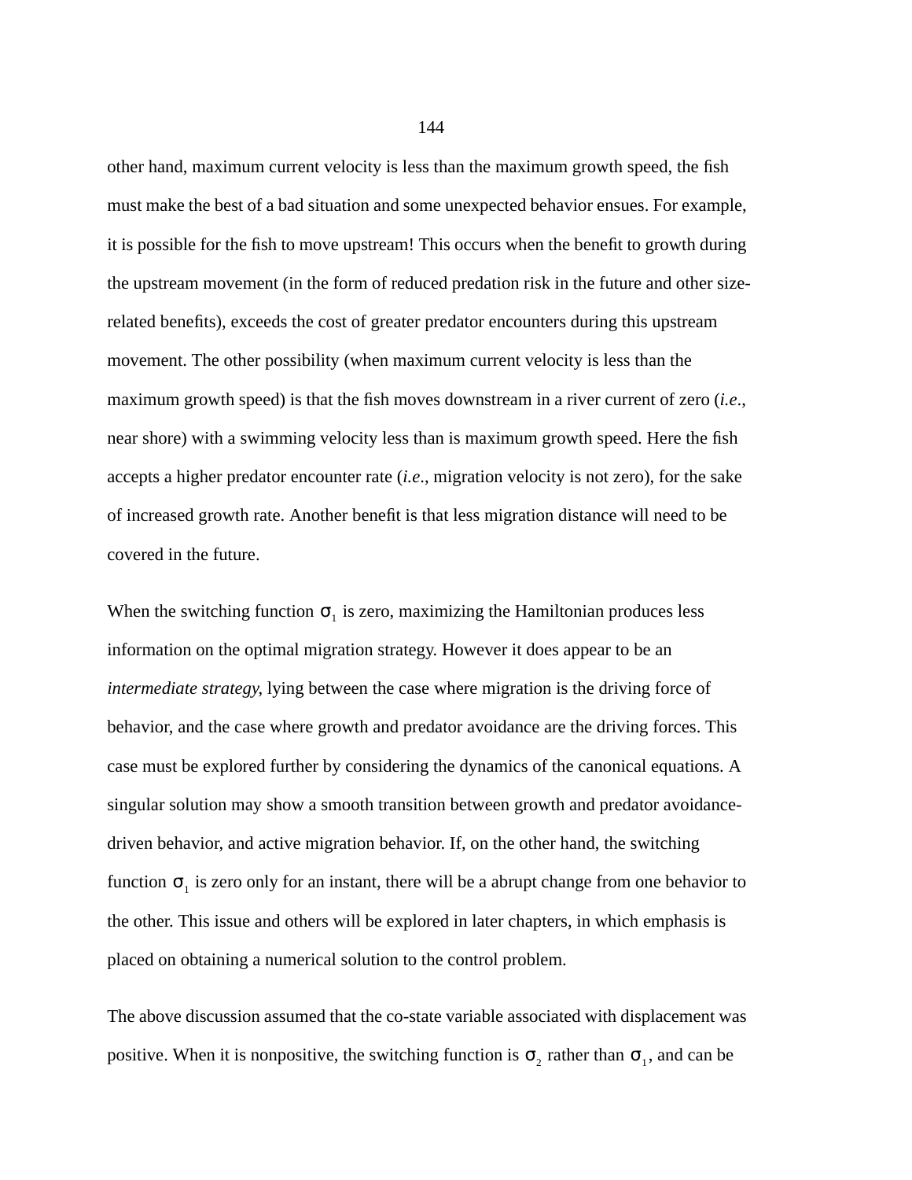other hand, maximum current velocity is less than the maximum growth speed, the fish must make the best of a bad situation and some unexpected behavior ensues. For example, it is possible for the fish to move upstream! This occurs when the benefit to growth during the upstream movement (in the form of reduced predation risk in the future and other size-related benefits), exceeds the cost of greater predator encounters during this upstream movement. The other possibility (when maximum current velocity is less than the maximum growth speed) is that the fish moves downstream in a river current of zero (*i.e.*, near shore) with a swimming velocity less than is maximum growth speed. Here the fish accepts a higher predator encounter rate (*i.e.*, migration velocity is not zero), for the sake of increased growth rate. Another benefit is that less migration distance will need to be covered in the future.

When the switching function $\sigma_1$ is zero, maximizing the Hamiltonian produces less information on the optimal migration strategy. However it does appear to be an *intermediate strategy*, lying between the case where migration is the driving force of behavior, and the case where growth and predator avoidance are the driving forces. This case must be explored further by considering the dynamics of the canonical equations. A singular solution may show a smooth transition between growth and predator avoidance-driven behavior, and active migration behavior. If, on the other hand, the switching function $\sigma_1$ is zero only for an instant, there will be a abrupt change from one behavior to the other. This issue and others will be explored in later chapters, in which emphasis is placed on obtaining a numerical solution to the control problem.

The above discussion assumed that the co-state variable associated with displacement was positive. When it is nonpositive, the switching function is $\sigma_2$ rather than $\sigma_1$, and can be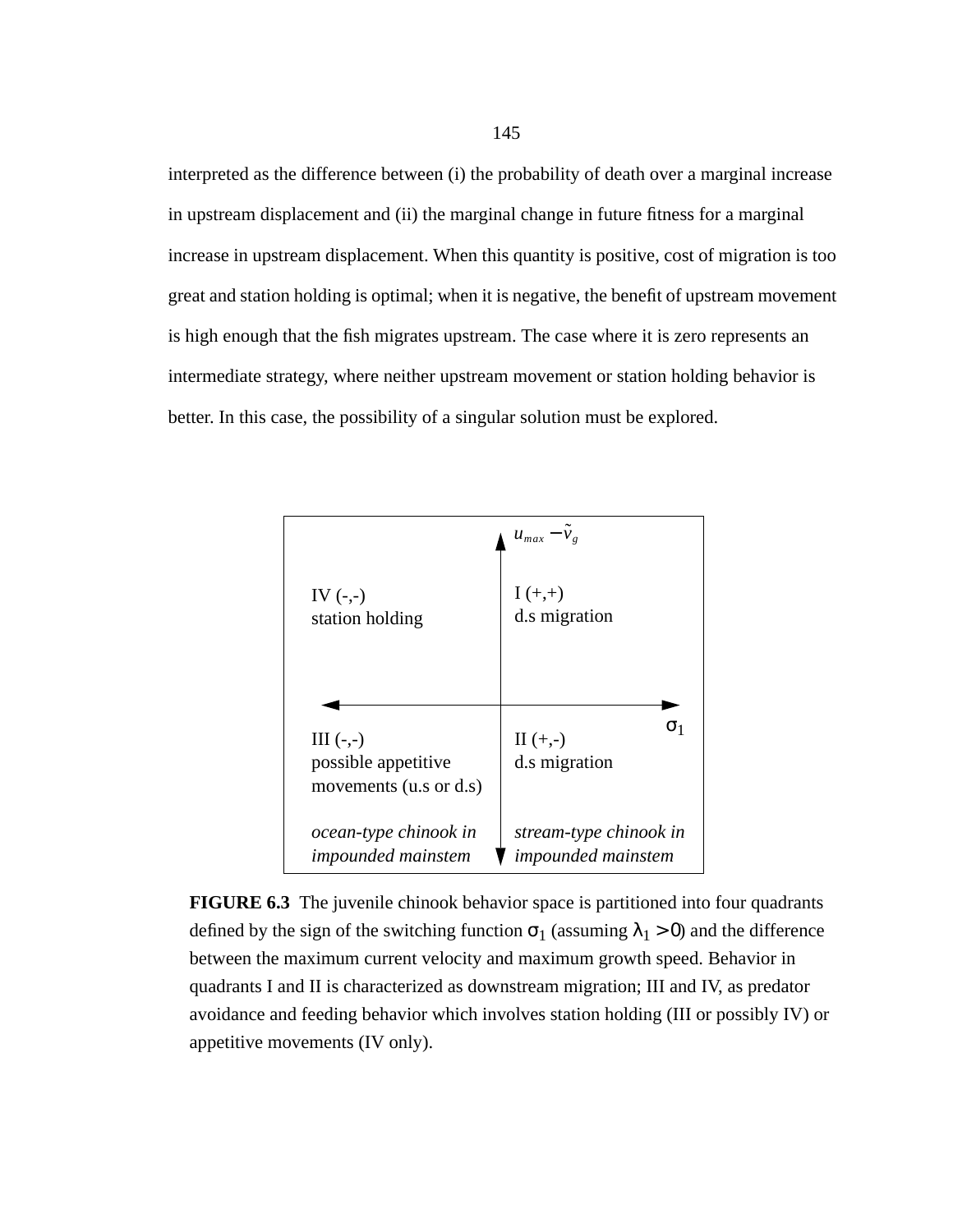interpreted as the difference between (i) the probability of death over a marginal increase in upstream displacement and (ii) the marginal change in future fitness for a marginal increase in upstream displacement. When this quantity is positive, cost of migration is too great and station holding is optimal; when it is negative, the benefit of upstream movement is high enough that the fish migrates upstream. The case where it is zero represents an intermediate strategy, where neither upstream movement or station holding behavior is better. In this case, the possibility of a singular solution must be explored.

| $u_{max} - \tilde{v}_g$ (vertical axis), $\sigma_1$ (horizontal axis) | |
|---|---|
| IV (-,-) station holding | I (+,+) d.s migration |
| III (-,-) possible appetitive movements (u.s or d.s) *ocean-type chinook in impounded mainstem* | II (+,-) d.s migration *stream-type chinook in impounded mainstem* |

**FIGURE 6.3** The juvenile chinook behavior space is partitioned into four quadrants defined by the sign of the switching function $\sigma_1$ (assuming $\lambda_1 > 0$) and the difference between the maximum current velocity and maximum growth speed. Behavior in quadrants I and II is characterized as downstream migration; III and IV, as predator avoidance and feeding behavior which involves station holding (III or possibly IV) or appetitive movements (IV only).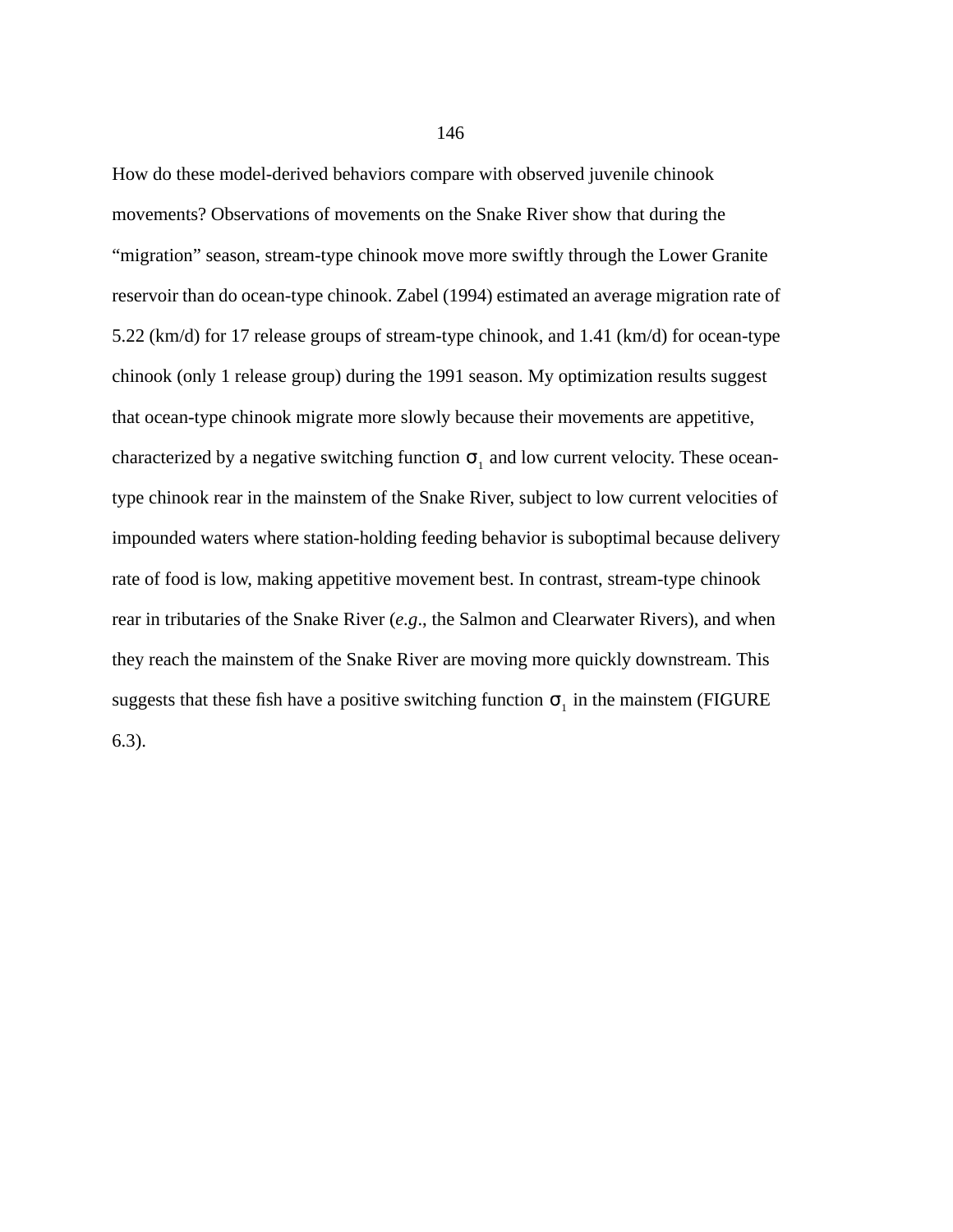How do these model-derived behaviors compare with observed juvenile chinook movements? Observations of movements on the Snake River show that during the “migration” season, stream-type chinook move more swiftly through the Lower Granite reservoir than do ocean-type chinook. Zabel (1994) estimated an average migration rate of 5.22 (km/d) for 17 release groups of stream-type chinook, and 1.41 (km/d) for ocean-type chinook (only 1 release group) during the 1991 season. My optimization results suggest that ocean-type chinook migrate more slowly because their movements are appetitive, characterized by a negative switching function $\sigma_1$ and low current velocity. These ocean-type chinook rear in the mainstem of the Snake River, subject to low current velocities of impounded waters where station-holding feeding behavior is suboptimal because delivery rate of food is low, making appetitive movement best. In contrast, stream-type chinook rear in tributaries of the Snake River (*e.g*., the Salmon and Clearwater Rivers), and when they reach the mainstem of the Snake River are moving more quickly downstream. This suggests that these fish have a positive switching function $\sigma_1$ in the mainstem (FIGURE 6.3).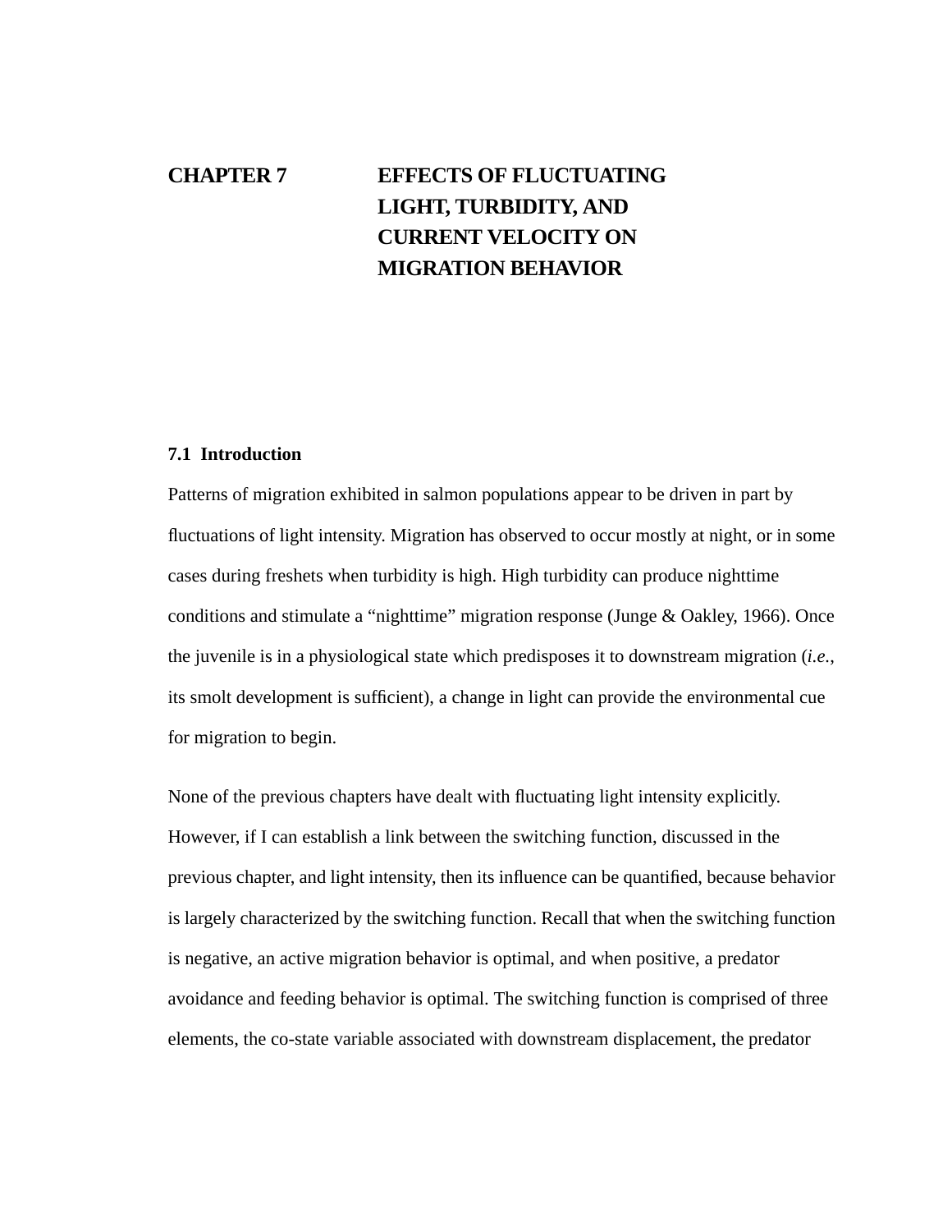# CHAPTER 7 EFFECTS OF FLUCTUATING LIGHT, TURBIDITY, AND CURRENT VELOCITY ON MIGRATION BEHAVIOR

## 7.1 Introduction

Patterns of migration exhibited in salmon populations appear to be driven in part by fluctuations of light intensity. Migration has observed to occur mostly at night, or in some cases during freshets when turbidity is high. High turbidity can produce nighttime conditions and stimulate a "nighttime" migration response (Junge & Oakley, 1966). Once the juvenile is in a physiological state which predisposes it to downstream migration (*i.e.*, its smolt development is sufficient), a change in light can provide the environmental cue for migration to begin.

None of the previous chapters have dealt with fluctuating light intensity explicitly. However, if I can establish a link between the switching function, discussed in the previous chapter, and light intensity, then its influence can be quantified, because behavior is largely characterized by the switching function. Recall that when the switching function is negative, an active migration behavior is optimal, and when positive, a predator avoidance and feeding behavior is optimal. The switching function is comprised of three elements, the co-state variable associated with downstream displacement, the predator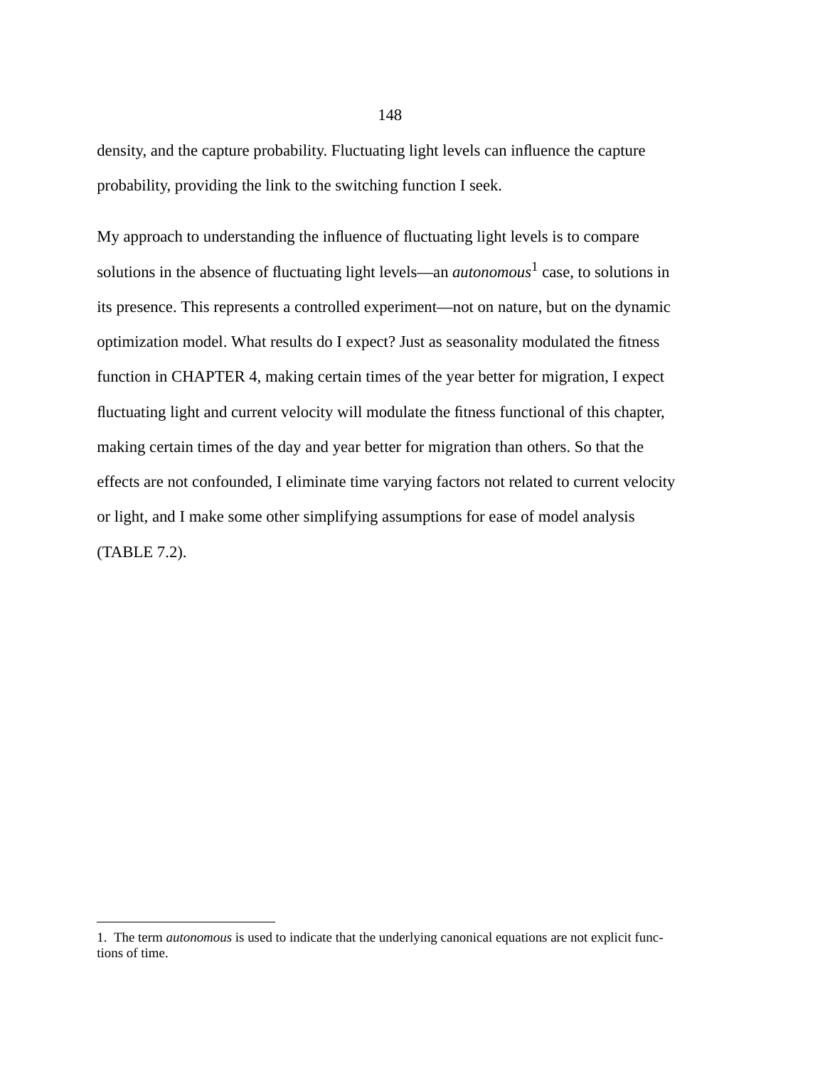density, and the capture probability. Fluctuating light levels can influence the capture probability, providing the link to the switching function I seek.

My approach to understanding the influence of fluctuating light levels is to compare solutions in the absence of fluctuating light levels—an *autonomous*[1] case, to solutions in its presence. This represents a controlled experiment—not on nature, but on the dynamic optimization model. What results do I expect? Just as seasonality modulated the fitness function in CHAPTER 4, making certain times of the year better for migration, I expect fluctuating light and current velocity will modulate the fitness functional of this chapter, making certain times of the day and year better for migration than others. So that the effects are not confounded, I eliminate time varying factors not related to current velocity or light, and I make some other simplifying assumptions for ease of model analysis (TABLE 7.2).

---

1. The term *autonomous* is used to indicate that the underlying canonical equations are not explicit functions of time.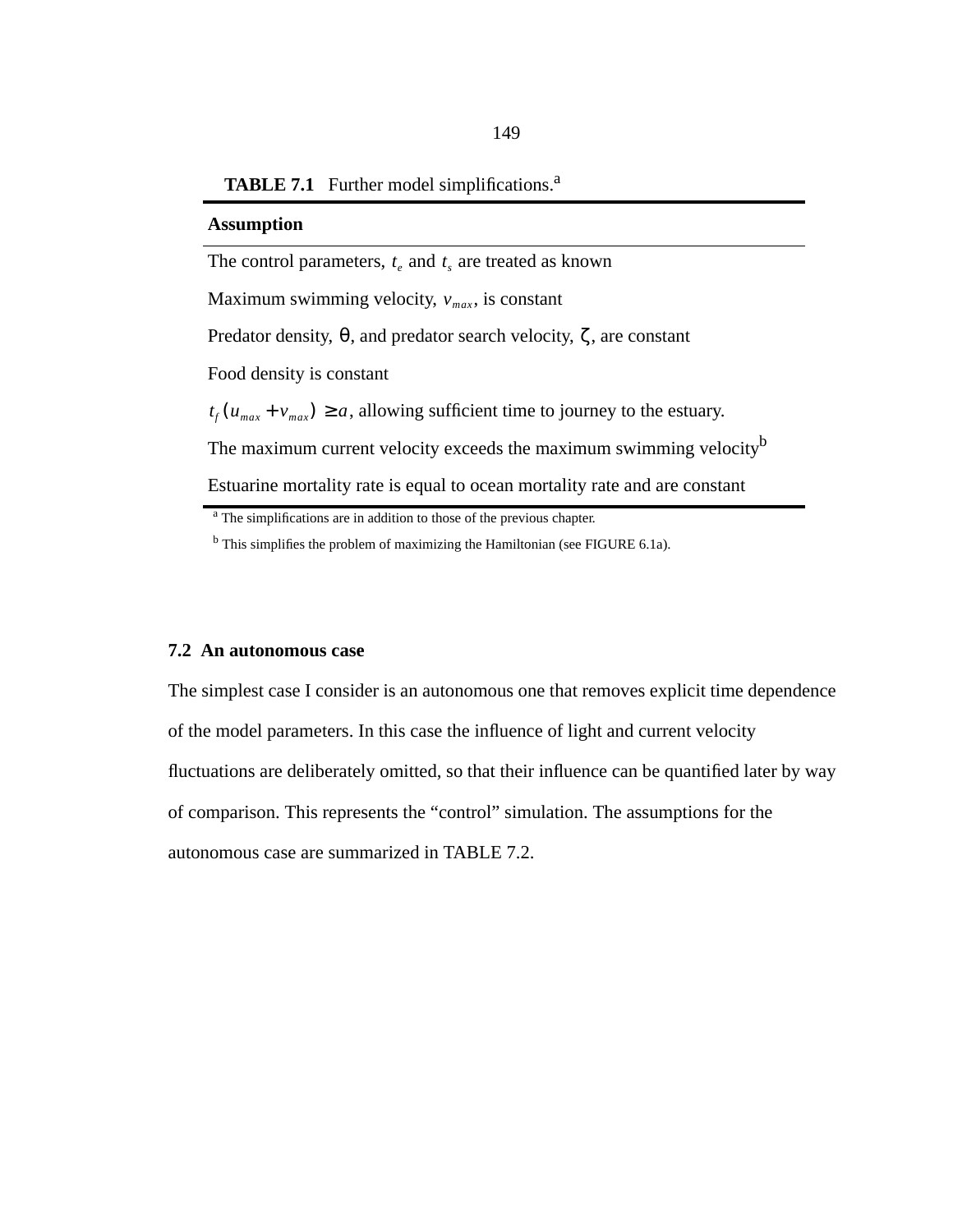**TABLE 7.1** Further model simplifications.[a]

| Assumption |
|---|
| The control parameters, $t_e$ and $t_s$ are treated as known |
| Maximum swimming velocity, $v_{max}$, is constant |
| Predator density, $\theta$, and predator search velocity, $\zeta$, are constant |
| Food density is constant |
| $t_f(u_{max} + v_{max}) \geq a$, allowing sufficient time to journey to the estuary. |
| The maximum current velocity exceeds the maximum swimming velocity[b] |
| Estuarine mortality rate is equal to ocean mortality rate and are constant |

[a] The simplifications are in addition to those of the previous chapter.

[b] This simplifies the problem of maximizing the Hamiltonian (see FIGURE 6.1a).

### 7.2 An autonomous case

The simplest case I consider is an autonomous one that removes explicit time dependence of the model parameters. In this case the influence of light and current velocity fluctuations are deliberately omitted, so that their influence can be quantified later by way of comparison. This represents the "control" simulation. The assumptions for the autonomous case are summarized in TABLE 7.2.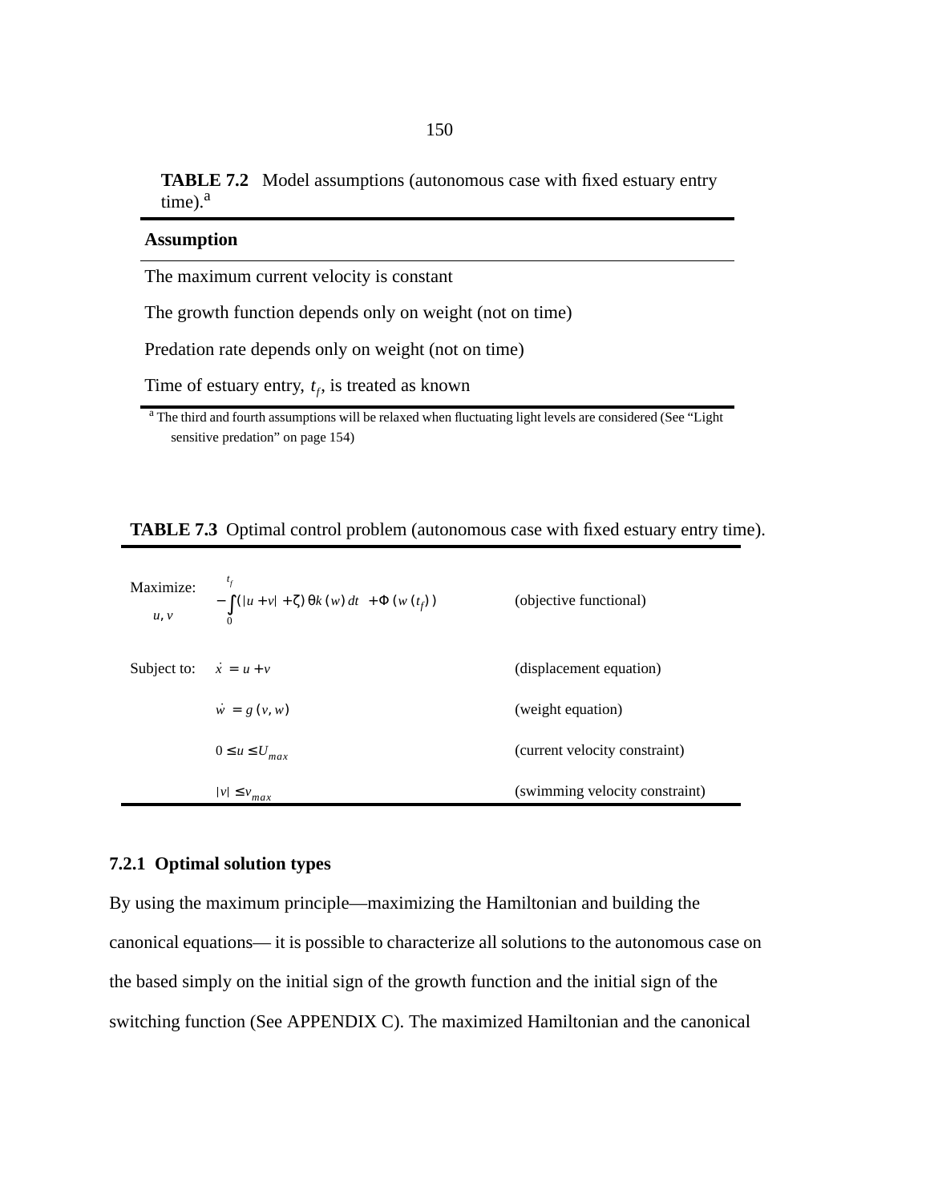**TABLE 7.2** Model assumptions (autonomous case with fixed estuary entry time).[a]

| Assumption |
|---|
| The maximum current velocity is constant |
| The growth function depends only on weight (not on time) |
| Predation rate depends only on weight (not on time) |
| Time of estuary entry, $t_f$, is treated as known |

[a] The third and fourth assumptions will be relaxed when fluctuating light levels are considered (See "Light sensitive predation" on page 154)

**TABLE 7.3** Optimal control problem (autonomous case with fixed estuary entry time).

| | | |
|---|---|---|
| Maximize: $u, v$ | $-\int_0^{t_f} (\lvert u+v \rvert + \zeta)\,\theta k(w)\,dt + \Phi(w(t_f))$ | (objective functional) |
| Subject to: | $\dot{x} = u + v$ | (displacement equation) |
| | $\dot{w} = g(v, w)$ | (weight equation) |
| | $0 \le u \le U_{max}$ | (current velocity constraint) |
| | $\lvert v \rvert \le v_{max}$ | (swimming velocity constraint) |

### 7.2.1 Optimal solution types

By using the maximum principle—maximizing the Hamiltonian and building the canonical equations— it is possible to characterize all solutions to the autonomous case on the based simply on the initial sign of the growth function and the initial sign of the switching function (See APPENDIX C). The maximized Hamiltonian and the canonical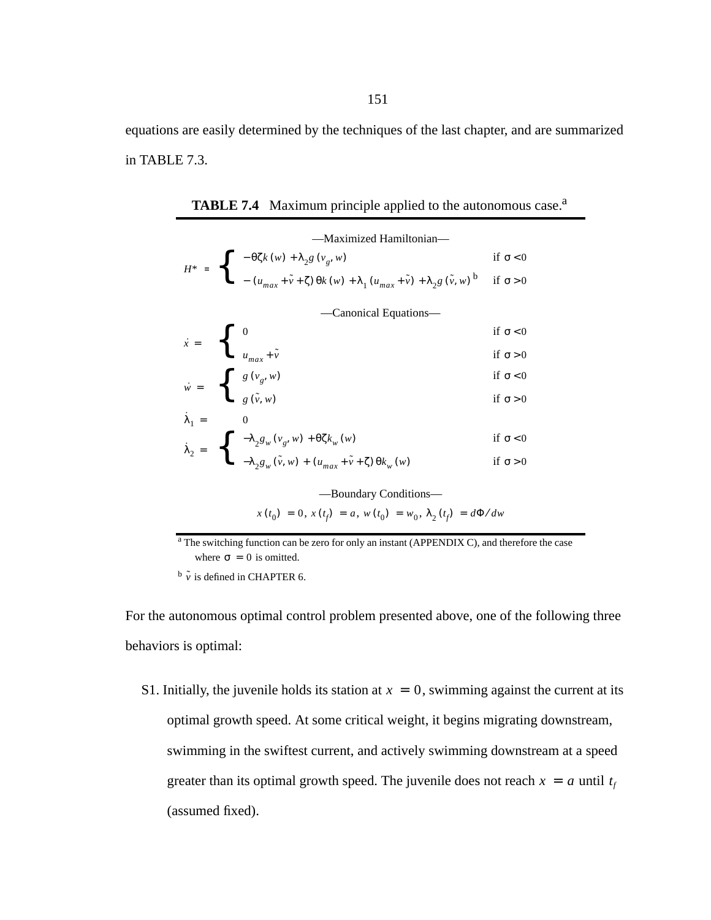equations are easily determined by the techniques of the last chapter, and are summarized in TABLE 7.3.

**TABLE 7.4** Maximum principle applied to the autonomous case.[a]

—Maximized Hamiltonian—

$$H^* = \begin{cases} -\theta\zeta k(w) + \lambda_2 g(v_g, w) & \text{if } \sigma < 0 \\ -(u_{max} + \tilde{v} + \zeta)\theta k(w) + \lambda_1 (u_{max} + \tilde{v}) + \lambda_2 g(\tilde{v}, w)^{\text{b}} & \text{if } \sigma > 0 \end{cases}$$

—Canonical Equations—

$$\dot{x} = \begin{cases} 0 & \text{if } \sigma < 0 \\ u_{max} + \tilde{v} & \text{if } \sigma > 0 \end{cases}$$

$$\dot{w} = \begin{cases} g(v_g, w) & \text{if } \sigma < 0 \\ g(\tilde{v}, w) & \text{if } \sigma > 0 \end{cases}$$

$$\dot{\lambda}_1 = 0$$

$$\dot{\lambda}_2 = \begin{cases} -\lambda_2 g_w(v_g, w) + \theta\zeta k_w(w) & \text{if } \sigma < 0 \\ -\lambda_2 g_w(\tilde{v}, w) + (u_{max} + \tilde{v} + \zeta)\theta k_w(w) & \text{if } \sigma > 0 \end{cases}$$

—Boundary Conditions—

$$x(t_0) = 0,\ x(t_f) = a,\ w(t_0) = w_0,\ \lambda_2(t_f) = d\Phi/dw$$

[a] The switching function can be zero for only an instant (APPENDIX C), and therefore the case where $\sigma = 0$ is omitted.

[b] $\tilde{v}$ is defined in CHAPTER 6.

For the autonomous optimal control problem presented above, one of the following three behaviors is optimal:

S1. Initially, the juvenile holds its station at $x = 0$, swimming against the current at its optimal growth speed. At some critical weight, it begins migrating downstream, swimming in the swiftest current, and actively swimming downstream at a speed greater than its optimal growth speed. The juvenile does not reach $x = a$ until $t_f$ (assumed fixed).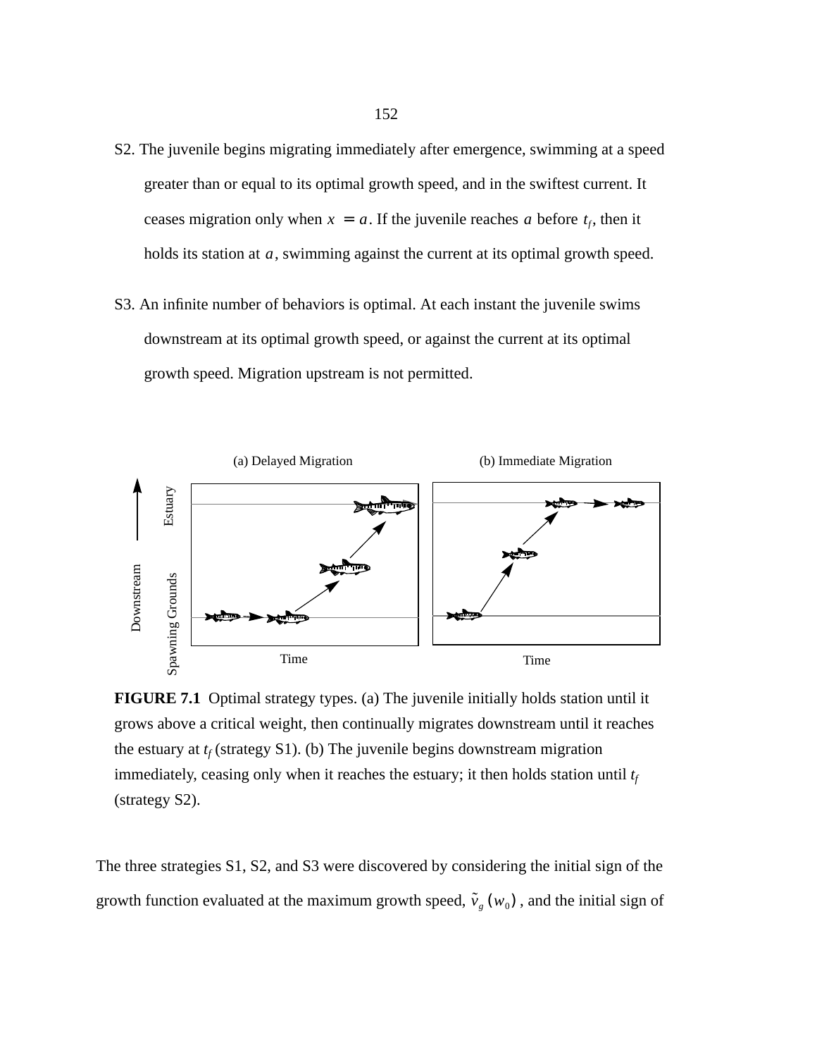S2. The juvenile begins migrating immediately after emergence, swimming at a speed greater than or equal to its optimal growth speed, and in the swiftest current. It ceases migration only when $x = a$. If the juvenile reaches $a$ before $t_f$, then it holds its station at $a$, swimming against the current at its optimal growth speed.

S3. An infinite number of behaviors is optimal. At each instant the juvenile swims downstream at its optimal growth speed, or against the current at its optimal growth speed. Migration upstream is not permitted.

**FIGURE 7.1** Optimal strategy types. (a) The juvenile initially holds station until it grows above a critical weight, then continually migrates downstream until it reaches the estuary at $t_f$ (strategy S1). (b) The juvenile begins downstream migration immediately, ceasing only when it reaches the estuary; it then holds station until $t_f$ (strategy S2).

The three strategies S1, S2, and S3 were discovered by considering the initial sign of the growth function evaluated at the maximum growth speed, $\tilde{v}_g(w_0)$, and the initial sign of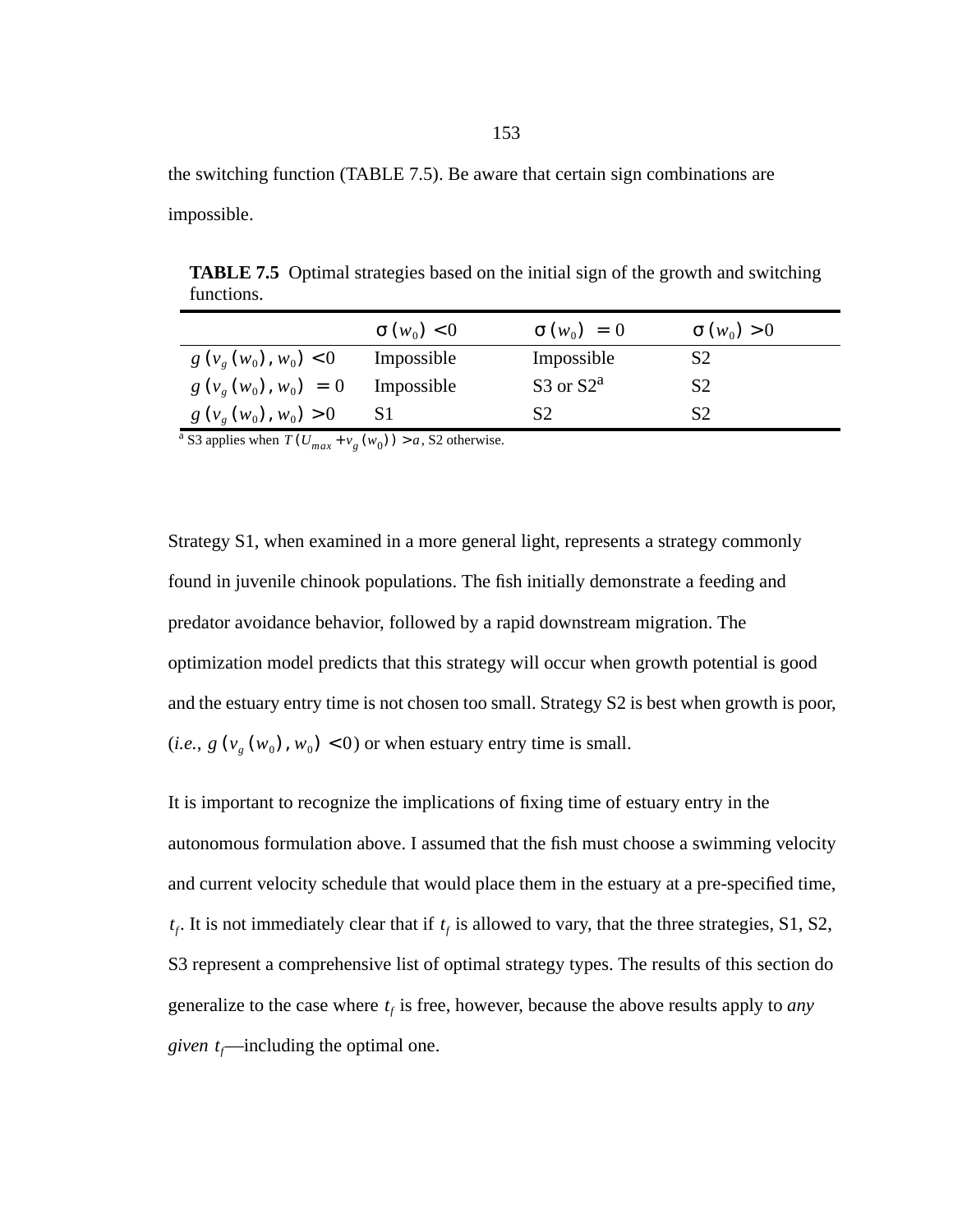the switching function (TABLE 7.5). Be aware that certain sign combinations are impossible.

**TABLE 7.5** Optimal strategies based on the initial sign of the growth and switching functions.

| | $\sigma(w_0) < 0$ | $\sigma(w_0) = 0$ | $\sigma(w_0) > 0$ |
|---|---|---|---|
| $g(v_g(w_0), w_0) < 0$ | Impossible | Impossible | S2 |
| $g(v_g(w_0), w_0) = 0$ | Impossible | S3 or S2[a] | S2 |
| $g(v_g(w_0), w_0) > 0$ | S1 | S2 | S2 |

[a] S3 applies when $T(U_{max} + v_g(w_0)) > a$, S2 otherwise.

Strategy S1, when examined in a more general light, represents a strategy commonly found in juvenile chinook populations. The fish initially demonstrate a feeding and predator avoidance behavior, followed by a rapid downstream migration. The optimization model predicts that this strategy will occur when growth potential is good and the estuary entry time is not chosen too small. Strategy S2 is best when growth is poor, (*i.e.*, $g(v_g(w_0), w_0) < 0$) or when estuary entry time is small.

It is important to recognize the implications of fixing time of estuary entry in the autonomous formulation above. I assumed that the fish must choose a swimming velocity and current velocity schedule that would place them in the estuary at a pre-specified time, $t_f$. It is not immediately clear that if $t_f$ is allowed to vary, that the three strategies, S1, S2, S3 represent a comprehensive list of optimal strategy types. The results of this section do generalize to the case where $t_f$ is free, however, because the above results apply to *any given* $t_f$—including the optimal one.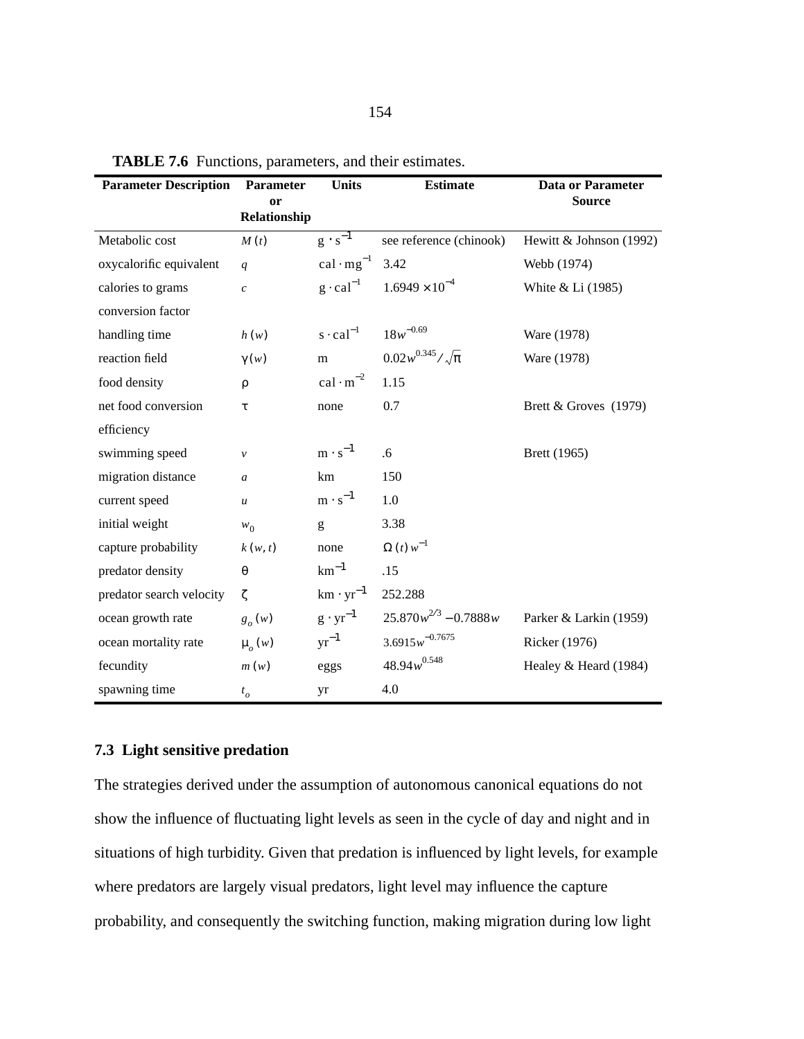**TABLE 7.6** Functions, parameters, and their estimates.

| Parameter Description | Parameter or Relationship | Units | Estimate | Data or Parameter Source |
|---|---|---|---|---|
| Metabolic cost | $M(t)$ | $\mathrm{g \cdot s^{-1}}$ | see reference (chinook) | Hewitt & Johnson (1992) |
| oxycalorific equivalent | $q$ | $\mathrm{cal \cdot mg^{-1}}$ | 3.42 | Webb (1974) |
| calories to grams conversion factor | $c$ | $\mathrm{g \cdot cal^{-1}}$ | $1.6949 \times 10^{-4}$ | White & Li (1985) |
| handling time | $h(w)$ | $\mathrm{s \cdot cal^{-1}}$ | $18w^{-0.69}$ | Ware (1978) |
| reaction field | $\gamma(w)$ | m | $0.02w^{0.345}/\sqrt{\pi}$ | Ware (1978) |
| food density | $\rho$ | $\mathrm{cal \cdot m^{-2}}$ | 1.15 | |
| net food conversion efficiency | $\tau$ | none | 0.7 | Brett & Groves (1979) |
| swimming speed | $v$ | $\mathrm{m \cdot s^{-1}}$ | .6 | Brett (1965) |
| migration distance | $a$ | km | 150 | |
| current speed | $u$ | $\mathrm{m \cdot s^{-1}}$ | 1.0 | |
| initial weight | $w_0$ | g | 3.38 | |
| capture probability | $k(w, t)$ | none | $\Omega(t)w^{-1}$ | |
| predator density | $\theta$ | $\mathrm{km^{-1}}$ | .15 | |
| predator search velocity | $\zeta$ | $\mathrm{km \cdot yr^{-1}}$ | 252.288 | |
| ocean growth rate | $g_o(w)$ | $\mathrm{g \cdot yr^{-1}}$ | $25.870w^{2/3} - 0.7888w$ | Parker & Larkin (1959) |
| ocean mortality rate | $\mu_o(w)$ | $\mathrm{yr^{-1}}$ | $3.6915w^{-0.7675}$ | Ricker (1976) |
| fecundity | $m(w)$ | eggs | $48.94w^{0.548}$ | Healey & Heard (1984) |
| spawning time | $t_o$ | yr | 4.0 | |

### 7.3 Light sensitive predation

The strategies derived under the assumption of autonomous canonical equations do not show the influence of fluctuating light levels as seen in the cycle of day and night and in situations of high turbidity. Given that predation is influenced by light levels, for example where predators are largely visual predators, light level may influence the capture probability, and consequently the switching function, making migration during low light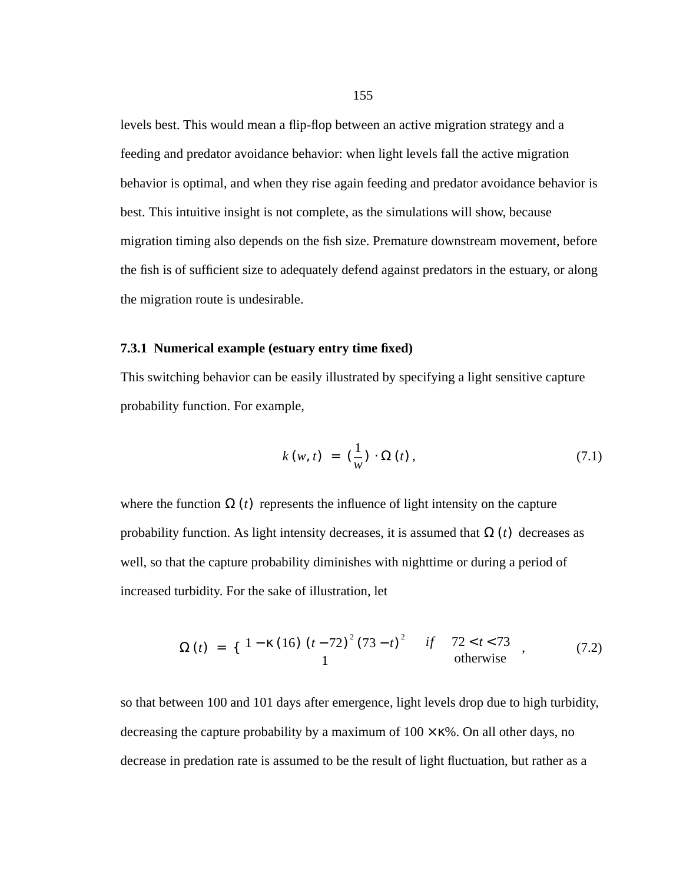levels best. This would mean a flip-flop between an active migration strategy and a feeding and predator avoidance behavior: when light levels fall the active migration behavior is optimal, and when they rise again feeding and predator avoidance behavior is best. This intuitive insight is not complete, as the simulations will show, because migration timing also depends on the fish size. Premature downstream movement, before the fish is of sufficient size to adequately defend against predators in the estuary, or along the migration route is undesirable.

### 7.3.1 Numerical example (estuary entry time fixed)

This switching behavior can be easily illustrated by specifying a light sensitive capture probability function. For example,

$$k(w, t) = \left(\frac{1}{w}\right) \cdot \Omega(t), \tag{7.1}$$

where the function $\Omega(t)$ represents the influence of light intensity on the capture probability function. As light intensity decreases, it is assumed that $\Omega(t)$ decreases as well, so that the capture probability diminishes with nighttime or during a period of increased turbidity. For the sake of illustration, let

$$\Omega(t) = \begin{cases} 1 - \kappa(16)(t-72)^2(73-t)^2 & if \quad 72 < t < 73 \\ 1 & \text{otherwise} \end{cases}, \tag{7.2}$$

so that between 100 and 101 days after emergence, light levels drop due to high turbidity, decreasing the capture probability by a maximum of $100 \times \kappa\%$. On all other days, no decrease in predation rate is assumed to be the result of light fluctuation, but rather as a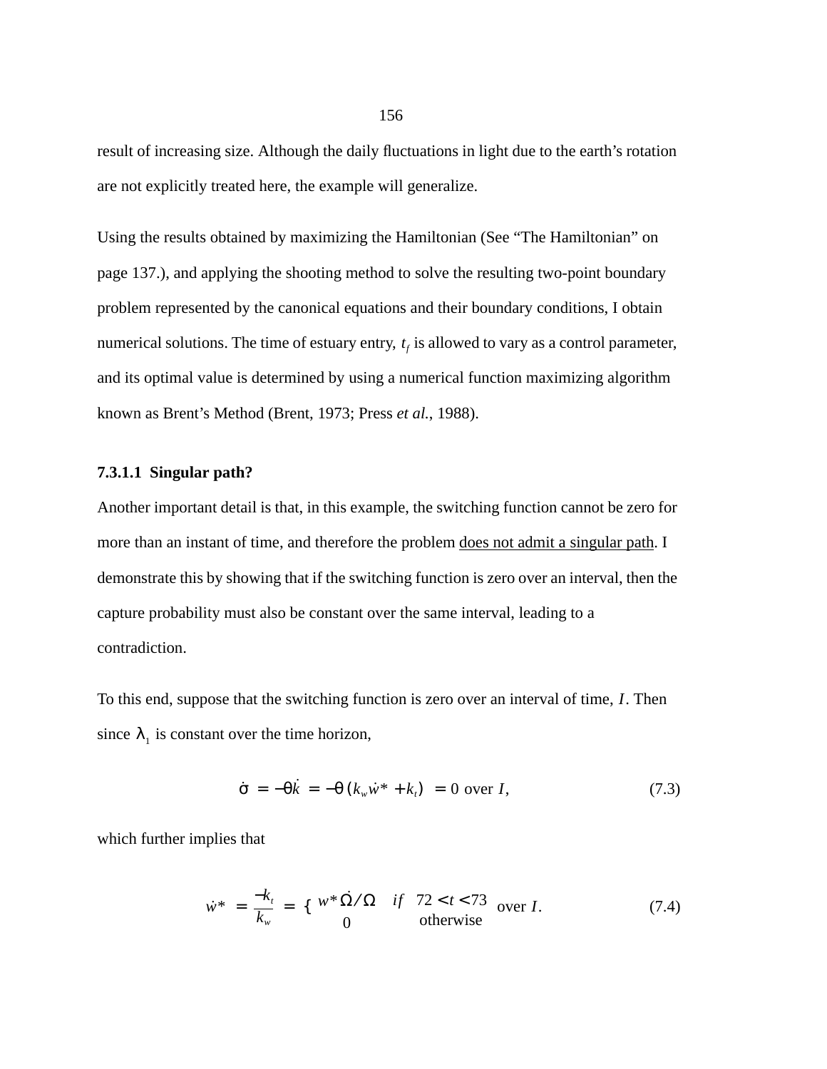result of increasing size. Although the daily fluctuations in light due to the earth's rotation are not explicitly treated here, the example will generalize.

Using the results obtained by maximizing the Hamiltonian (See "The Hamiltonian" on page 137.), and applying the shooting method to solve the resulting two-point boundary problem represented by the canonical equations and their boundary conditions, I obtain numerical solutions. The time of estuary entry, $t_f$ is allowed to vary as a control parameter, and its optimal value is determined by using a numerical function maximizing algorithm known as Brent's Method (Brent, 1973; Press *et al.*, 1988).

#### 7.3.1.1 Singular path?

Another important detail is that, in this example, the switching function cannot be zero for more than an instant of time, and therefore the problem <u>does not admit a singular path</u>. I demonstrate this by showing that if the switching function is zero over an interval, then the capture probability must also be constant over the same interval, leading to a contradiction.

To this end, suppose that the switching function is zero over an interval of time, $I$. Then since $\lambda_1$ is constant over the time horizon,

$$\dot{\sigma} = -\theta\dot{k} = -\theta(k_w\dot{w}^* + k_t) = 0 \text{ over } I, \tag{7.3}$$

which further implies that

$$\dot{w}^* = \frac{-k_t}{k_w} = \begin{cases} w^*\dot{\Omega}/\Omega & if \quad 72 < t < 73 \\ 0 & \text{otherwise} \end{cases} \text{ over } I. \tag{7.4}$$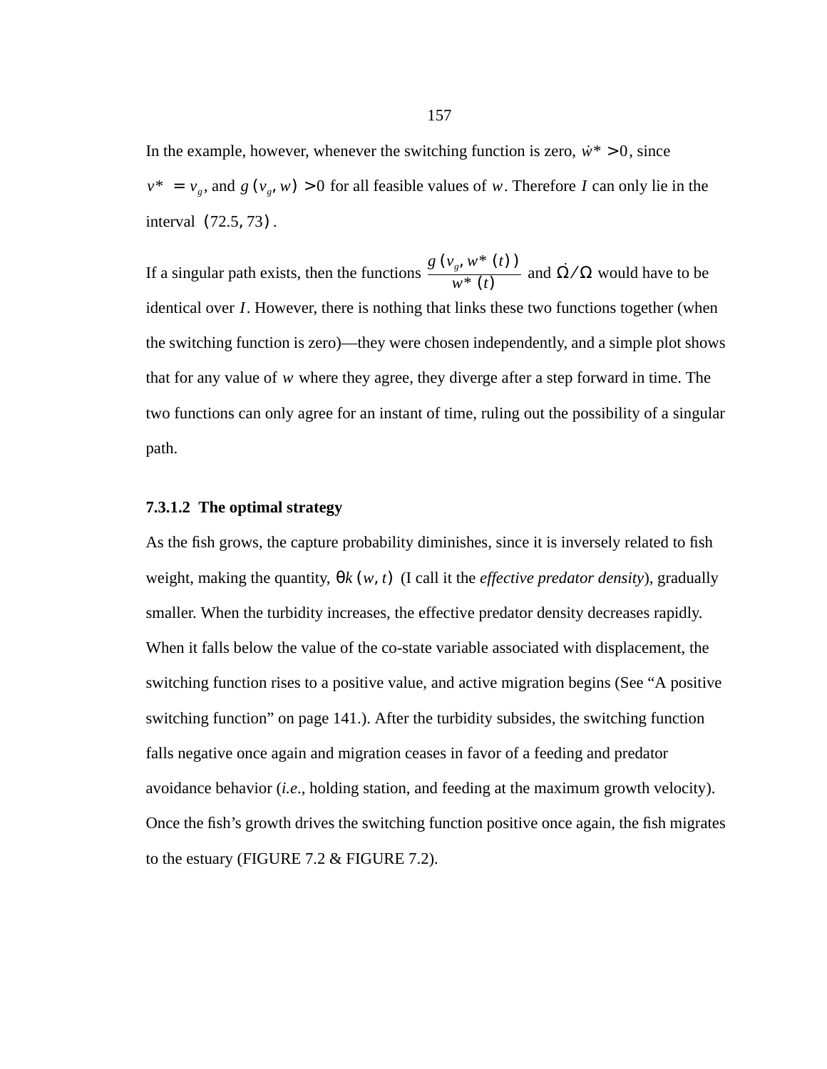In the example, however, whenever the switching function is zero, $\dot{w}^* > 0$, since $v^* = v_g$, and $g(v_g, w) > 0$ for all feasible values of $w$. Therefore $I$ can only lie in the interval $(72.5, 73)$.

If a singular path exists, then the functions $\frac{g(v_g, w^*(t))}{w^*(t)}$ and $\dot{\Omega}/\Omega$ would have to be identical over $I$. However, there is nothing that links these two functions together (when the switching function is zero)—they were chosen independently, and a simple plot shows that for any value of $w$ where they agree, they diverge after a step forward in time. The two functions can only agree for an instant of time, ruling out the possibility of a singular path.

#### 7.3.1.2 The optimal strategy

As the fish grows, the capture probability diminishes, since it is inversely related to fish weight, making the quantity, $\theta k(w, t)$ (I call it the *effective predator density*), gradually smaller. When the turbidity increases, the effective predator density decreases rapidly. When it falls below the value of the co-state variable associated with displacement, the switching function rises to a positive value, and active migration begins (See “A positive switching function” on page 141.). After the turbidity subsides, the switching function falls negative once again and migration ceases in favor of a feeding and predator avoidance behavior (*i.e.*, holding station, and feeding at the maximum growth velocity). Once the fish’s growth drives the switching function positive once again, the fish migrates to the estuary (FIGURE 7.2 & FIGURE 7.2).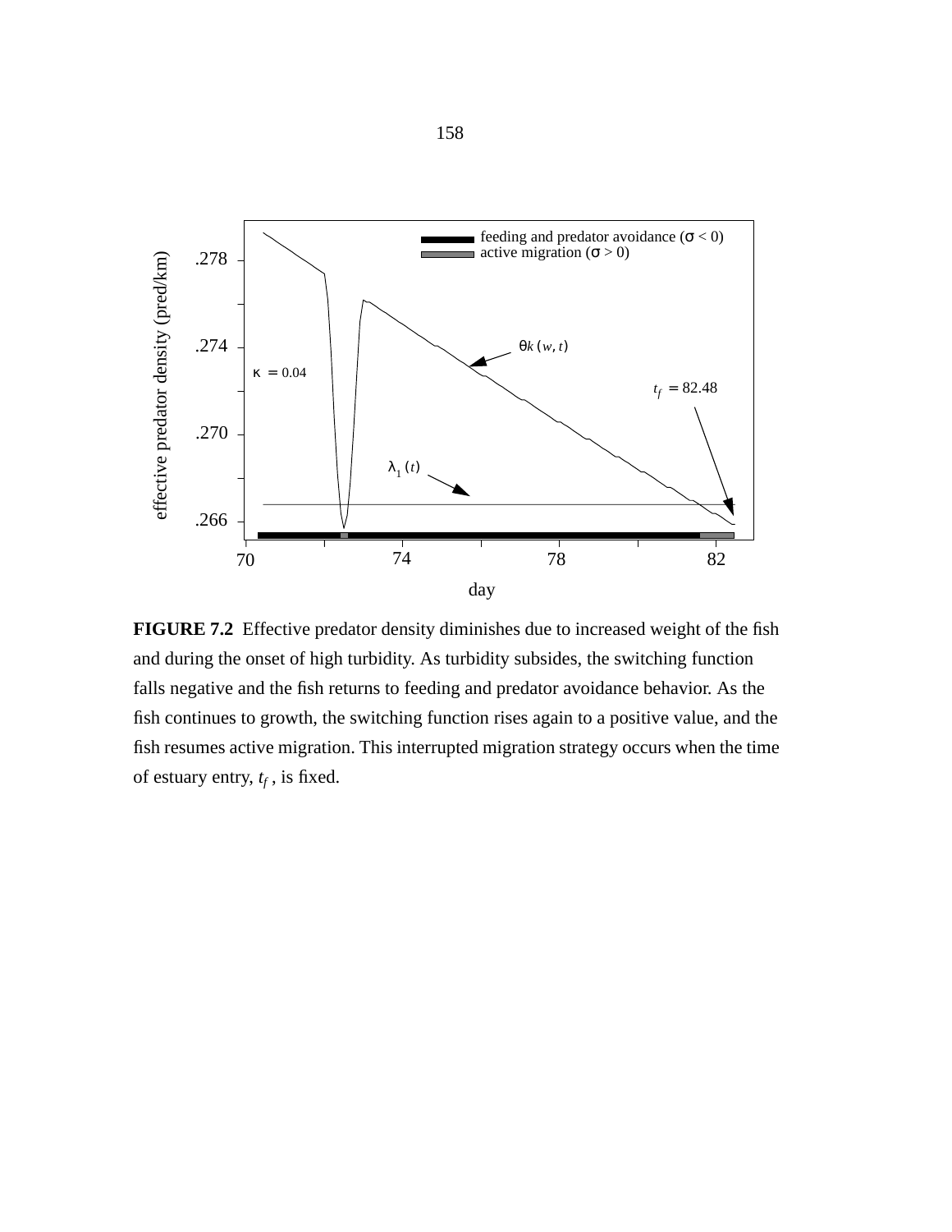**FIGURE 7.2** Effective predator density diminishes due to increased weight of the fish and during the onset of high turbidity. As turbidity subsides, the switching function falls negative and the fish returns to feeding and predator avoidance behavior. As the fish continues to growth, the switching function rises again to a positive value, and the fish resumes active migration. This interrupted migration strategy occurs when the time of estuary entry, $t_f$, is fixed.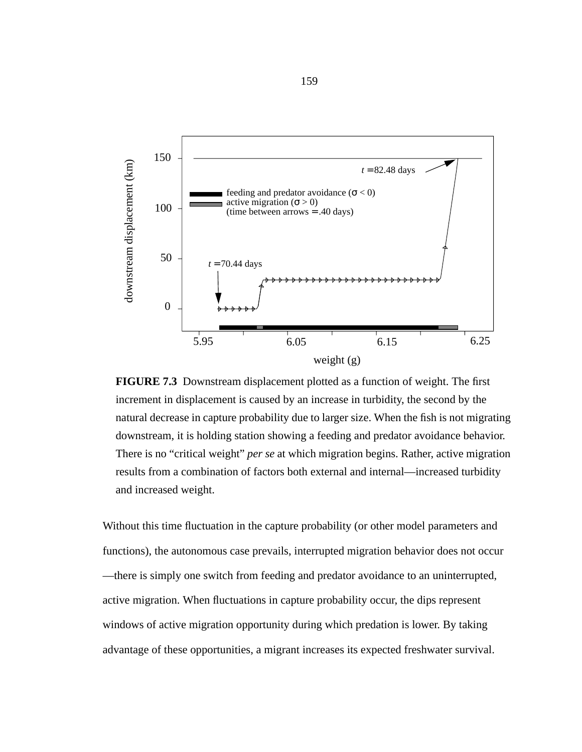**FIGURE 7.3** Downstream displacement plotted as a function of weight. The first increment in displacement is caused by an increase in turbidity, the second by the natural decrease in capture probability due to larger size. When the fish is not migrating downstream, it is holding station showing a feeding and predator avoidance behavior. There is no "critical weight" *per se* at which migration begins. Rather, active migration results from a combination of factors both external and internal—increased turbidity and increased weight.

Without this time fluctuation in the capture probability (or other model parameters and functions), the autonomous case prevails, interrupted migration behavior does not occur —there is simply one switch from feeding and predator avoidance to an uninterrupted, active migration. When fluctuations in capture probability occur, the dips represent windows of active migration opportunity during which predation is lower. By taking advantage of these opportunities, a migrant increases its expected freshwater survival.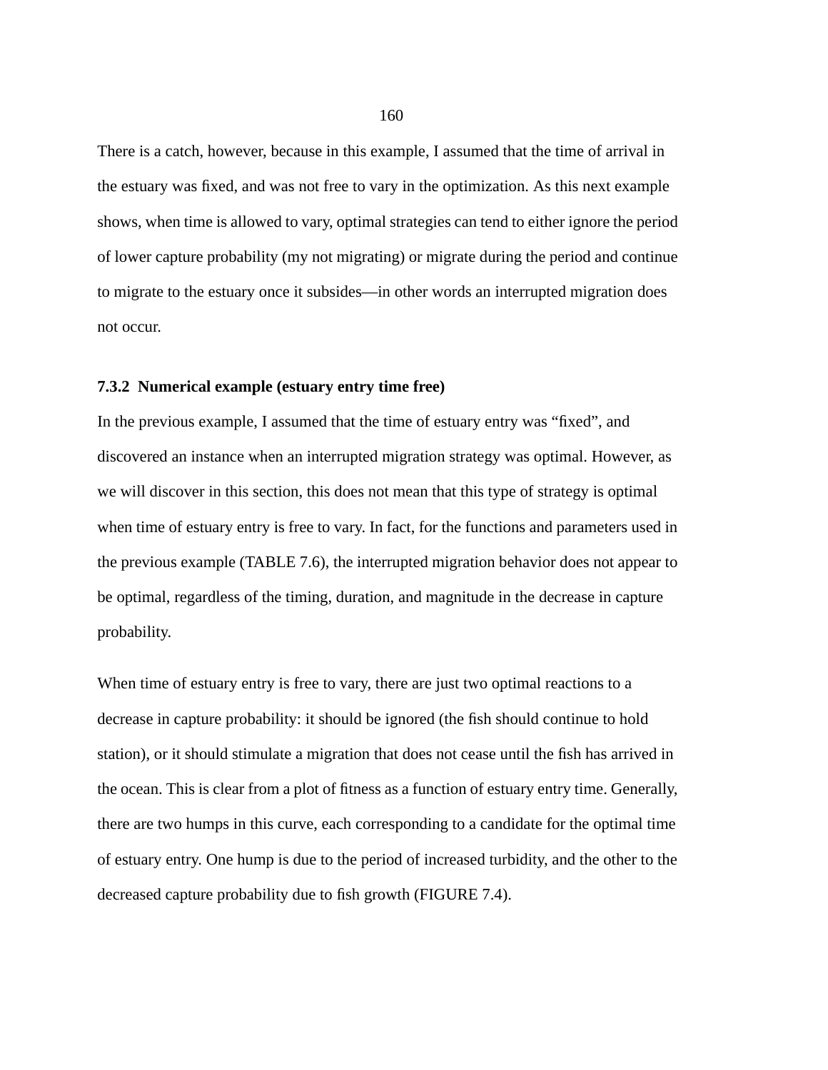There is a catch, however, because in this example, I assumed that the time of arrival in the estuary was fixed, and was not free to vary in the optimization. As this next example shows, when time is allowed to vary, optimal strategies can tend to either ignore the period of lower capture probability (my not migrating) or migrate during the period and continue to migrate to the estuary once it subsides—in other words an interrupted migration does not occur.

### 7.3.2 Numerical example (estuary entry time free)

In the previous example, I assumed that the time of estuary entry was “fixed”, and discovered an instance when an interrupted migration strategy was optimal. However, as we will discover in this section, this does not mean that this type of strategy is optimal when time of estuary entry is free to vary. In fact, for the functions and parameters used in the previous example (TABLE 7.6), the interrupted migration behavior does not appear to be optimal, regardless of the timing, duration, and magnitude in the decrease in capture probability.

When time of estuary entry is free to vary, there are just two optimal reactions to a decrease in capture probability: it should be ignored (the fish should continue to hold station), or it should stimulate a migration that does not cease until the fish has arrived in the ocean. This is clear from a plot of fitness as a function of estuary entry time. Generally, there are two humps in this curve, each corresponding to a candidate for the optimal time of estuary entry. One hump is due to the period of increased turbidity, and the other to the decreased capture probability due to fish growth (FIGURE 7.4).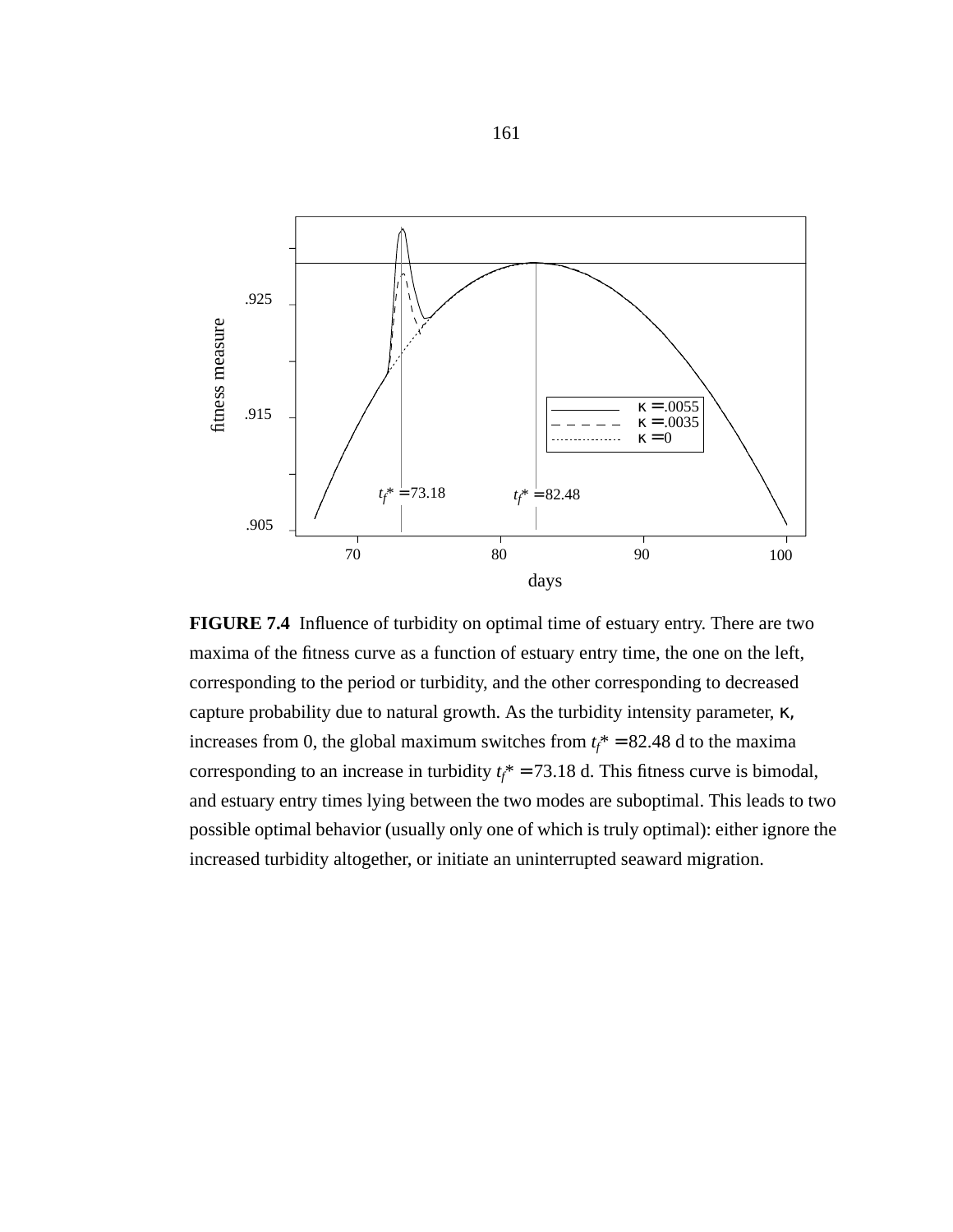**FIGURE 7.4** Influence of turbidity on optimal time of estuary entry. There are two maxima of the fitness curve as a function of estuary entry time, the one on the left, corresponding to the period or turbidity, and the other corresponding to decreased capture probability due to natural growth. As the turbidity intensity parameter, κ, increases from 0, the global maximum switches from $t_f^* = 82.48$ d to the maxima corresponding to an increase in turbidity $t_f^* = 73.18$ d. This fitness curve is bimodal, and estuary entry times lying between the two modes are suboptimal. This leads to two possible optimal behavior (usually only one of which is truly optimal): either ignore the increased turbidity altogether, or initiate an uninterrupted seaward migration.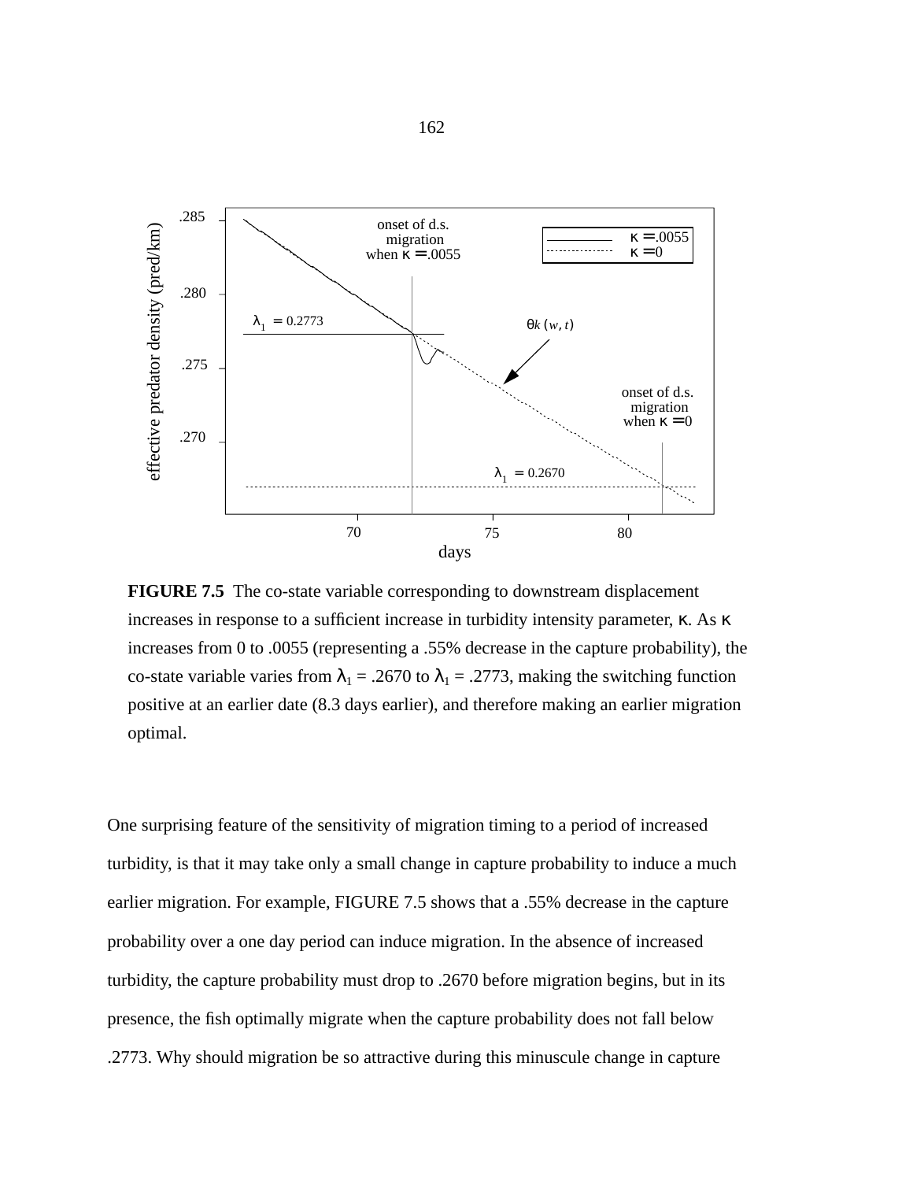**FIGURE 7.5** The co-state variable corresponding to downstream displacement increases in response to a sufficient increase in turbidity intensity parameter, $\kappa$. As $\kappa$ increases from 0 to .0055 (representing a .55% decrease in the capture probability), the co-state variable varies from $\lambda_1$ = .2670 to $\lambda_1$ = .2773, making the switching function positive at an earlier date (8.3 days earlier), and therefore making an earlier migration optimal.

One surprising feature of the sensitivity of migration timing to a period of increased turbidity, is that it may take only a small change in capture probability to induce a much earlier migration. For example, FIGURE 7.5 shows that a .55% decrease in the capture probability over a one day period can induce migration. In the absence of increased turbidity, the capture probability must drop to .2670 before migration begins, but in its presence, the fish optimally migrate when the capture probability does not fall below .2773. Why should migration be so attractive during this minuscule change in capture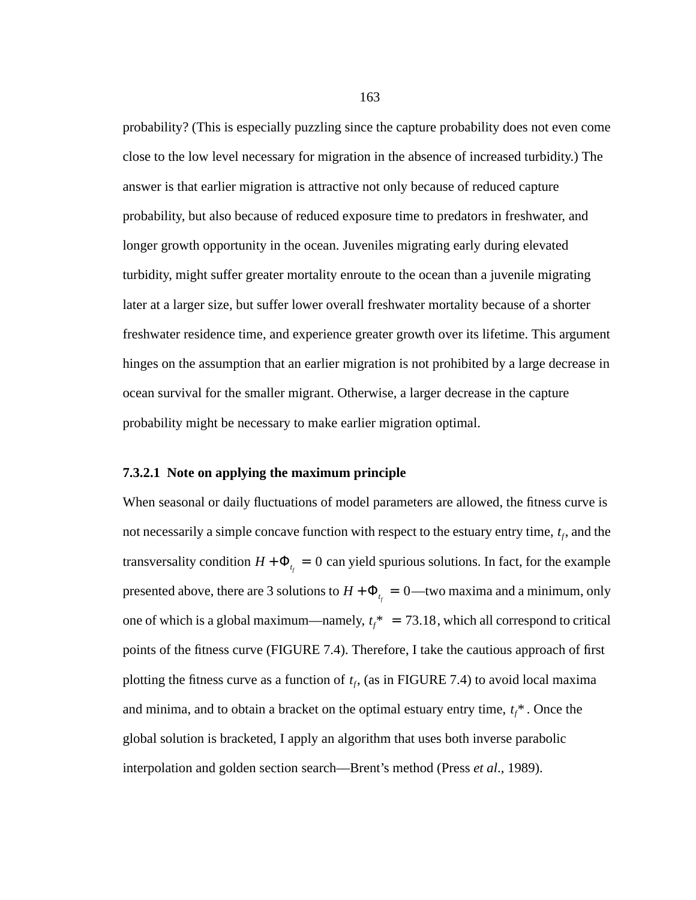probability? (This is especially puzzling since the capture probability does not even come close to the low level necessary for migration in the absence of increased turbidity.) The answer is that earlier migration is attractive not only because of reduced capture probability, but also because of reduced exposure time to predators in freshwater, and longer growth opportunity in the ocean. Juveniles migrating early during elevated turbidity, might suffer greater mortality enroute to the ocean than a juvenile migrating later at a larger size, but suffer lower overall freshwater mortality because of a shorter freshwater residence time, and experience greater growth over its lifetime. This argument hinges on the assumption that an earlier migration is not prohibited by a large decrease in ocean survival for the smaller migrant. Otherwise, a larger decrease in the capture probability might be necessary to make earlier migration optimal.

#### 7.3.2.1 Note on applying the maximum principle

When seasonal or daily fluctuations of model parameters are allowed, the fitness curve is not necessarily a simple concave function with respect to the estuary entry time, $t_f$, and the transversality condition $H + \Phi_{t_f} = 0$ can yield spurious solutions. In fact, for the example presented above, there are 3 solutions to $H + \Phi_{t_f} = 0$—two maxima and a minimum, only one of which is a global maximum—namely, $t_f^* = 73.18$, which all correspond to critical points of the fitness curve (FIGURE 7.4). Therefore, I take the cautious approach of first plotting the fitness curve as a function of $t_f$, (as in FIGURE 7.4) to avoid local maxima and minima, and to obtain a bracket on the optimal estuary entry time, $t_f^*$. Once the global solution is bracketed, I apply an algorithm that uses both inverse parabolic interpolation and golden section search—Brent's method (Press *et al.*, 1989).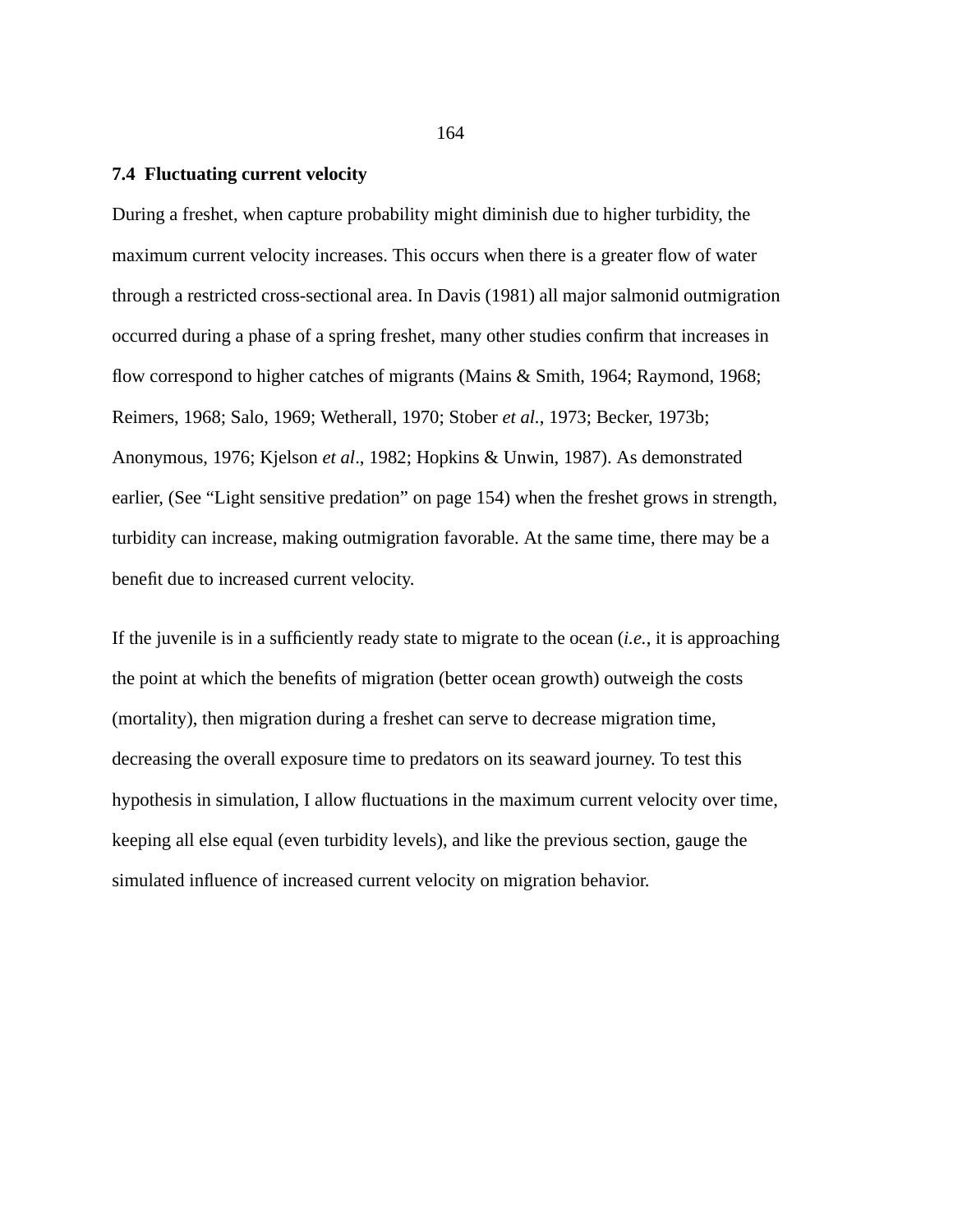## 7.4 Fluctuating current velocity

During a freshet, when capture probability might diminish due to higher turbidity, the maximum current velocity increases. This occurs when there is a greater flow of water through a restricted cross-sectional area. In Davis (1981) all major salmonid outmigration occurred during a phase of a spring freshet, many other studies confirm that increases in flow correspond to higher catches of migrants (Mains & Smith, 1964; Raymond, 1968; Reimers, 1968; Salo, 1969; Wetherall, 1970; Stober *et al.*, 1973; Becker, 1973b; Anonymous, 1976; Kjelson *et al*., 1982; Hopkins & Unwin, 1987). As demonstrated earlier, (See "Light sensitive predation" on page 154) when the freshet grows in strength, turbidity can increase, making outmigration favorable. At the same time, there may be a benefit due to increased current velocity.

If the juvenile is in a sufficiently ready state to migrate to the ocean (*i.e.*, it is approaching the point at which the benefits of migration (better ocean growth) outweigh the costs (mortality), then migration during a freshet can serve to decrease migration time, decreasing the overall exposure time to predators on its seaward journey. To test this hypothesis in simulation, I allow fluctuations in the maximum current velocity over time, keeping all else equal (even turbidity levels), and like the previous section, gauge the simulated influence of increased current velocity on migration behavior.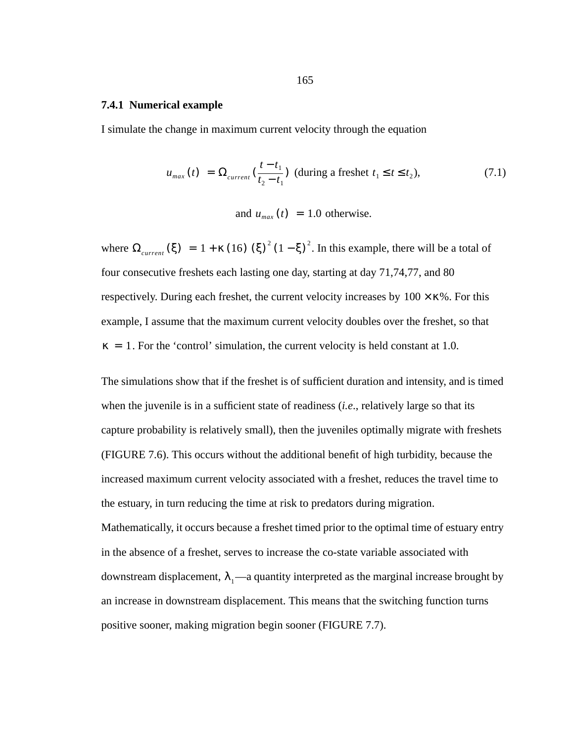### 7.4.1 Numerical example

I simulate the change in maximum current velocity through the equation

$$u_{max}(t) = \Omega_{current}\left(\frac{t - t_1}{t_2 - t_1}\right) \text{ (during a freshet } t_1 \le t \le t_2\text{)}, \tag{7.1}$$

$$\text{and } u_{max}(t) = 1.0 \text{ otherwise.}$$

where $\Omega_{current}(\xi) = 1 + \kappa(16)(\xi)^2(1 - \xi)^2$. In this example, there will be a total of four consecutive freshets each lasting one day, starting at day 71,74,77, and 80 respectively. During each freshet, the current velocity increases by $100 \times \kappa\%$. For this example, I assume that the maximum current velocity doubles over the freshet, so that $\kappa = 1$. For the 'control' simulation, the current velocity is held constant at 1.0.

The simulations show that if the freshet is of sufficient duration and intensity, and is timed when the juvenile is in a sufficient state of readiness (*i.e*., relatively large so that its capture probability is relatively small), then the juveniles optimally migrate with freshets (FIGURE 7.6). This occurs without the additional benefit of high turbidity, because the increased maximum current velocity associated with a freshet, reduces the travel time to the estuary, in turn reducing the time at risk to predators during migration. Mathematically, it occurs because a freshet timed prior to the optimal time of estuary entry in the absence of a freshet, serves to increase the co-state variable associated with downstream displacement, $\lambda_1$—a quantity interpreted as the marginal increase brought by an increase in downstream displacement. This means that the switching function turns positive sooner, making migration begin sooner (FIGURE 7.7).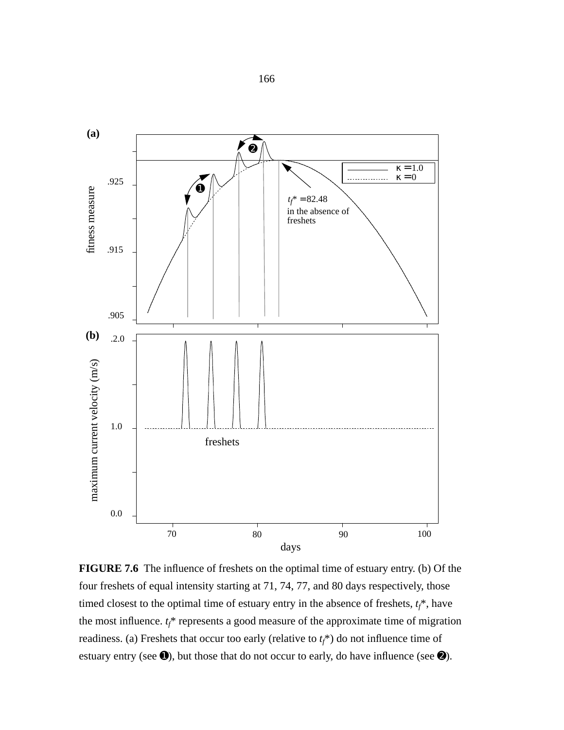**FIGURE 7.6** The influence of freshets on the optimal time of estuary entry. (b) Of the four freshets of equal intensity starting at 71, 74, 77, and 80 days respectively, those timed closest to the optimal time of estuary entry in the absence of freshets, $t_f$*, have the most influence. $t_f$* represents a good measure of the approximate time of migration readiness. (a) Freshets that occur too early (relative to $t_f$*) do not influence time of estuary entry (see ❶), but those that do not occur to early, do have influence (see ❷).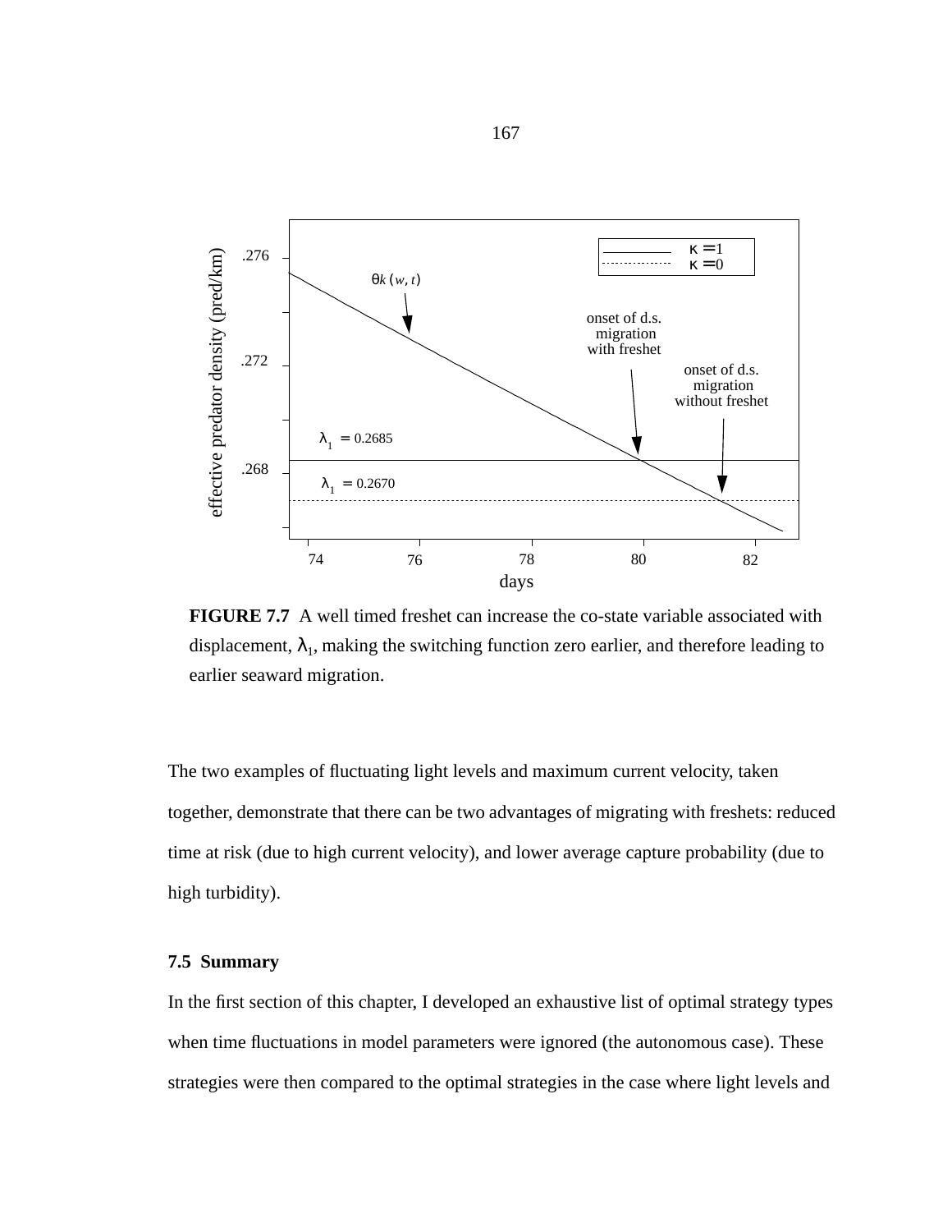**FIGURE 7.7** A well timed freshet can increase the co-state variable associated with displacement, $\lambda_1$, making the switching function zero earlier, and therefore leading to earlier seaward migration.

The two examples of fluctuating light levels and maximum current velocity, taken together, demonstrate that there can be two advantages of migrating with freshets: reduced time at risk (due to high current velocity), and lower average capture probability (due to high turbidity).

### 7.5 Summary

In the first section of this chapter, I developed an exhaustive list of optimal strategy types when time fluctuations in model parameters were ignored (the autonomous case). These strategies were then compared to the optimal strategies in the case where light levels and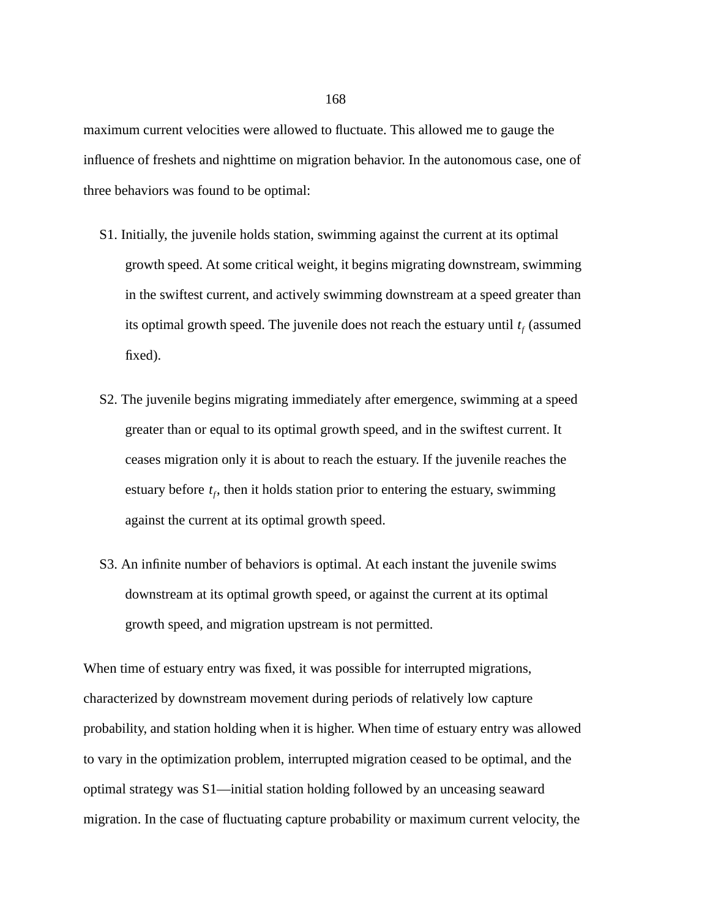maximum current velocities were allowed to fluctuate. This allowed me to gauge the influence of freshets and nighttime on migration behavior. In the autonomous case, one of three behaviors was found to be optimal:

S1. Initially, the juvenile holds station, swimming against the current at its optimal growth speed. At some critical weight, it begins migrating downstream, swimming in the swiftest current, and actively swimming downstream at a speed greater than its optimal growth speed. The juvenile does not reach the estuary until $t_f$ (assumed fixed).

S2. The juvenile begins migrating immediately after emergence, swimming at a speed greater than or equal to its optimal growth speed, and in the swiftest current. It ceases migration only it is about to reach the estuary. If the juvenile reaches the estuary before $t_f$, then it holds station prior to entering the estuary, swimming against the current at its optimal growth speed.

S3. An infinite number of behaviors is optimal. At each instant the juvenile swims downstream at its optimal growth speed, or against the current at its optimal growth speed, and migration upstream is not permitted.

When time of estuary entry was fixed, it was possible for interrupted migrations, characterized by downstream movement during periods of relatively low capture probability, and station holding when it is higher. When time of estuary entry was allowed to vary in the optimization problem, interrupted migration ceased to be optimal, and the optimal strategy was S1—initial station holding followed by an unceasing seaward migration. In the case of fluctuating capture probability or maximum current velocity, the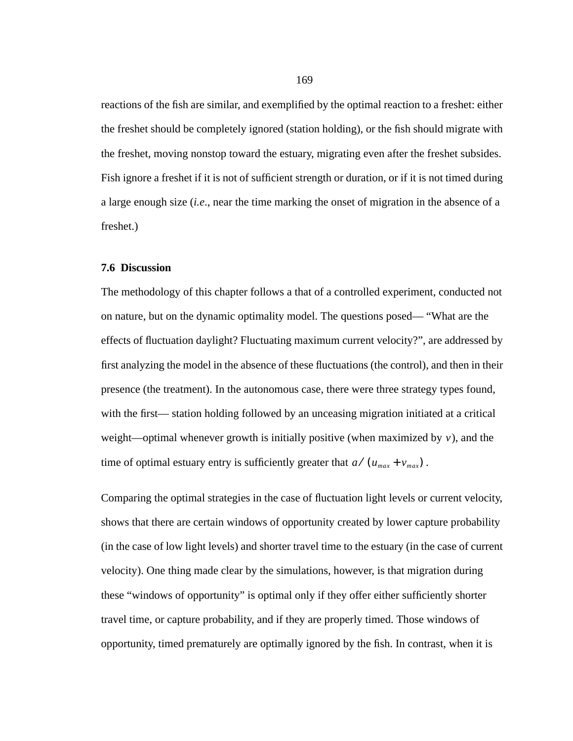reactions of the fish are similar, and exemplified by the optimal reaction to a freshet: either the freshet should be completely ignored (station holding), or the fish should migrate with the freshet, moving nonstop toward the estuary, migrating even after the freshet subsides. Fish ignore a freshet if it is not of sufficient strength or duration, or if it is not timed during a large enough size (*i.e*., near the time marking the onset of migration in the absence of a freshet.)

### 7.6 Discussion

The methodology of this chapter follows a that of a controlled experiment, conducted not on nature, but on the dynamic optimality model. The questions posed— "What are the effects of fluctuation daylight? Fluctuating maximum current velocity?", are addressed by first analyzing the model in the absence of these fluctuations (the control), and then in their presence (the treatment). In the autonomous case, there were three strategy types found, with the first— station holding followed by an unceasing migration initiated at a critical weight—optimal whenever growth is initially positive (when maximized by $v$), and the time of optimal estuary entry is sufficiently greater that $a/(u_{max}+v_{max})$.

Comparing the optimal strategies in the case of fluctuation light levels or current velocity, shows that there are certain windows of opportunity created by lower capture probability (in the case of low light levels) and shorter travel time to the estuary (in the case of current velocity). One thing made clear by the simulations, however, is that migration during these "windows of opportunity" is optimal only if they offer either sufficiently shorter travel time, or capture probability, and if they are properly timed. Those windows of opportunity, timed prematurely are optimally ignored by the fish. In contrast, when it is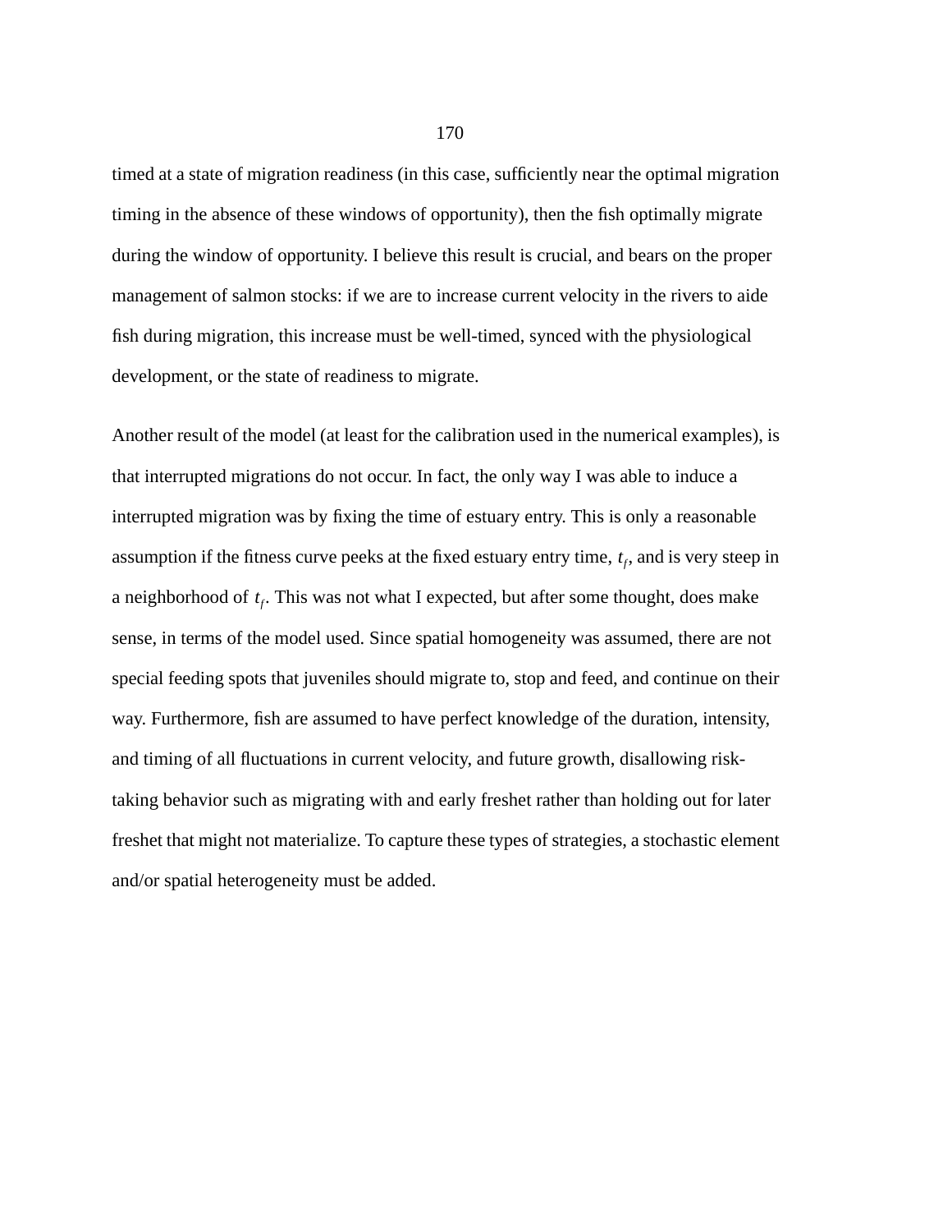timed at a state of migration readiness (in this case, sufficiently near the optimal migration timing in the absence of these windows of opportunity), then the fish optimally migrate during the window of opportunity. I believe this result is crucial, and bears on the proper management of salmon stocks: if we are to increase current velocity in the rivers to aide fish during migration, this increase must be well-timed, synced with the physiological development, or the state of readiness to migrate.

Another result of the model (at least for the calibration used in the numerical examples), is that interrupted migrations do not occur. In fact, the only way I was able to induce a interrupted migration was by fixing the time of estuary entry. This is only a reasonable assumption if the fitness curve peeks at the fixed estuary entry time, $t_f$, and is very steep in a neighborhood of $t_f$. This was not what I expected, but after some thought, does make sense, in terms of the model used. Since spatial homogeneity was assumed, there are not special feeding spots that juveniles should migrate to, stop and feed, and continue on their way. Furthermore, fish are assumed to have perfect knowledge of the duration, intensity, and timing of all fluctuations in current velocity, and future growth, disallowing risk-taking behavior such as migrating with and early freshet rather than holding out for later freshet that might not materialize. To capture these types of strategies, a stochastic element and/or spatial heterogeneity must be added.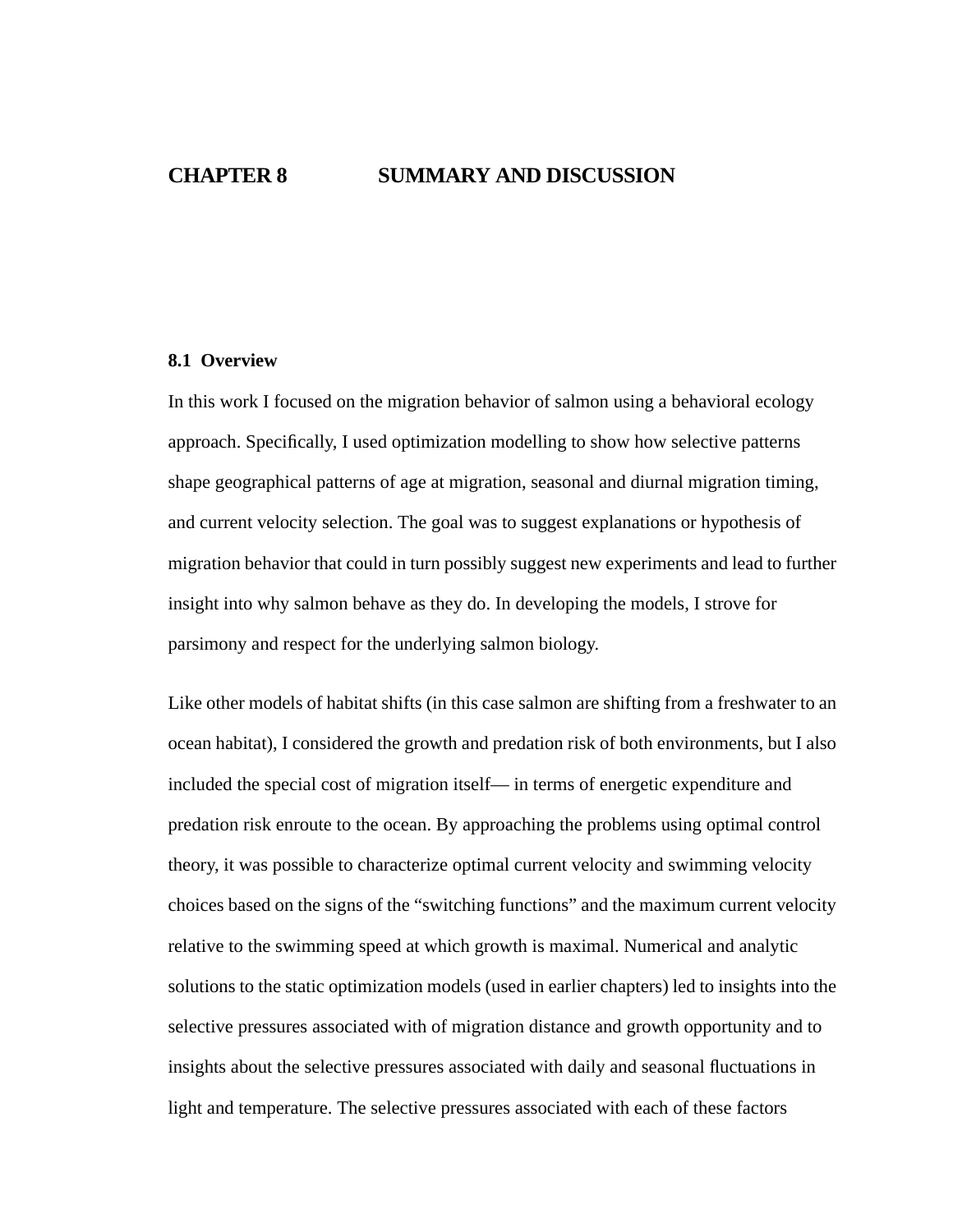# CHAPTER 8 SUMMARY AND DISCUSSION

## 8.1 Overview

In this work I focused on the migration behavior of salmon using a behavioral ecology approach. Specifically, I used optimization modelling to show how selective patterns shape geographical patterns of age at migration, seasonal and diurnal migration timing, and current velocity selection. The goal was to suggest explanations or hypothesis of migration behavior that could in turn possibly suggest new experiments and lead to further insight into why salmon behave as they do. In developing the models, I strove for parsimony and respect for the underlying salmon biology.

Like other models of habitat shifts (in this case salmon are shifting from a freshwater to an ocean habitat), I considered the growth and predation risk of both environments, but I also included the special cost of migration itself— in terms of energetic expenditure and predation risk enroute to the ocean. By approaching the problems using optimal control theory, it was possible to characterize optimal current velocity and swimming velocity choices based on the signs of the "switching functions" and the maximum current velocity relative to the swimming speed at which growth is maximal. Numerical and analytic solutions to the static optimization models (used in earlier chapters) led to insights into the selective pressures associated with of migration distance and growth opportunity and to insights about the selective pressures associated with daily and seasonal fluctuations in light and temperature. The selective pressures associated with each of these factors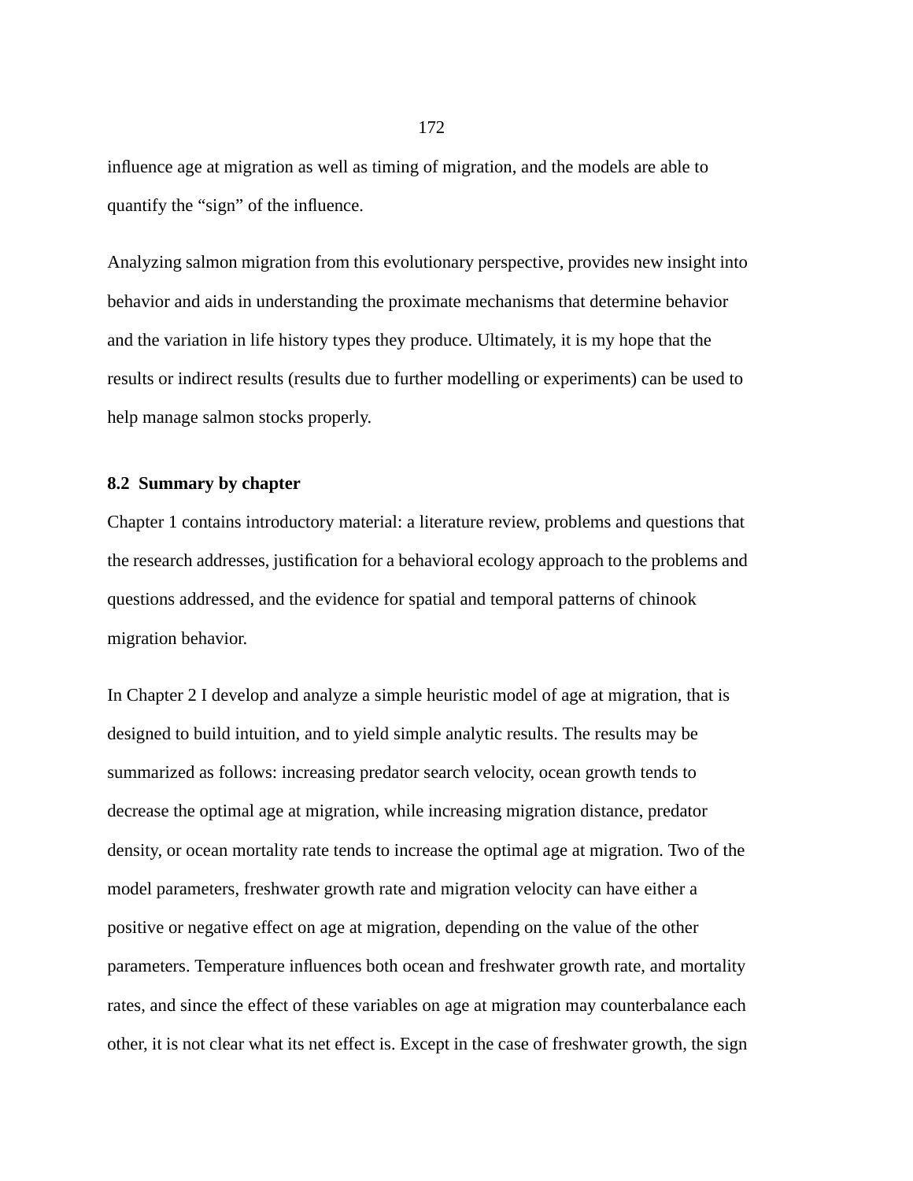influence age at migration as well as timing of migration, and the models are able to quantify the "sign" of the influence.

Analyzing salmon migration from this evolutionary perspective, provides new insight into behavior and aids in understanding the proximate mechanisms that determine behavior and the variation in life history types they produce. Ultimately, it is my hope that the results or indirect results (results due to further modelling or experiments) can be used to help manage salmon stocks properly.

## 8.2 Summary by chapter

Chapter 1 contains introductory material: a literature review, problems and questions that the research addresses, justification for a behavioral ecology approach to the problems and questions addressed, and the evidence for spatial and temporal patterns of chinook migration behavior.

In Chapter 2 I develop and analyze a simple heuristic model of age at migration, that is designed to build intuition, and to yield simple analytic results. The results may be summarized as follows: increasing predator search velocity, ocean growth tends to decrease the optimal age at migration, while increasing migration distance, predator density, or ocean mortality rate tends to increase the optimal age at migration. Two of the model parameters, freshwater growth rate and migration velocity can have either a positive or negative effect on age at migration, depending on the value of the other parameters. Temperature influences both ocean and freshwater growth rate, and mortality rates, and since the effect of these variables on age at migration may counterbalance each other, it is not clear what its net effect is. Except in the case of freshwater growth, the sign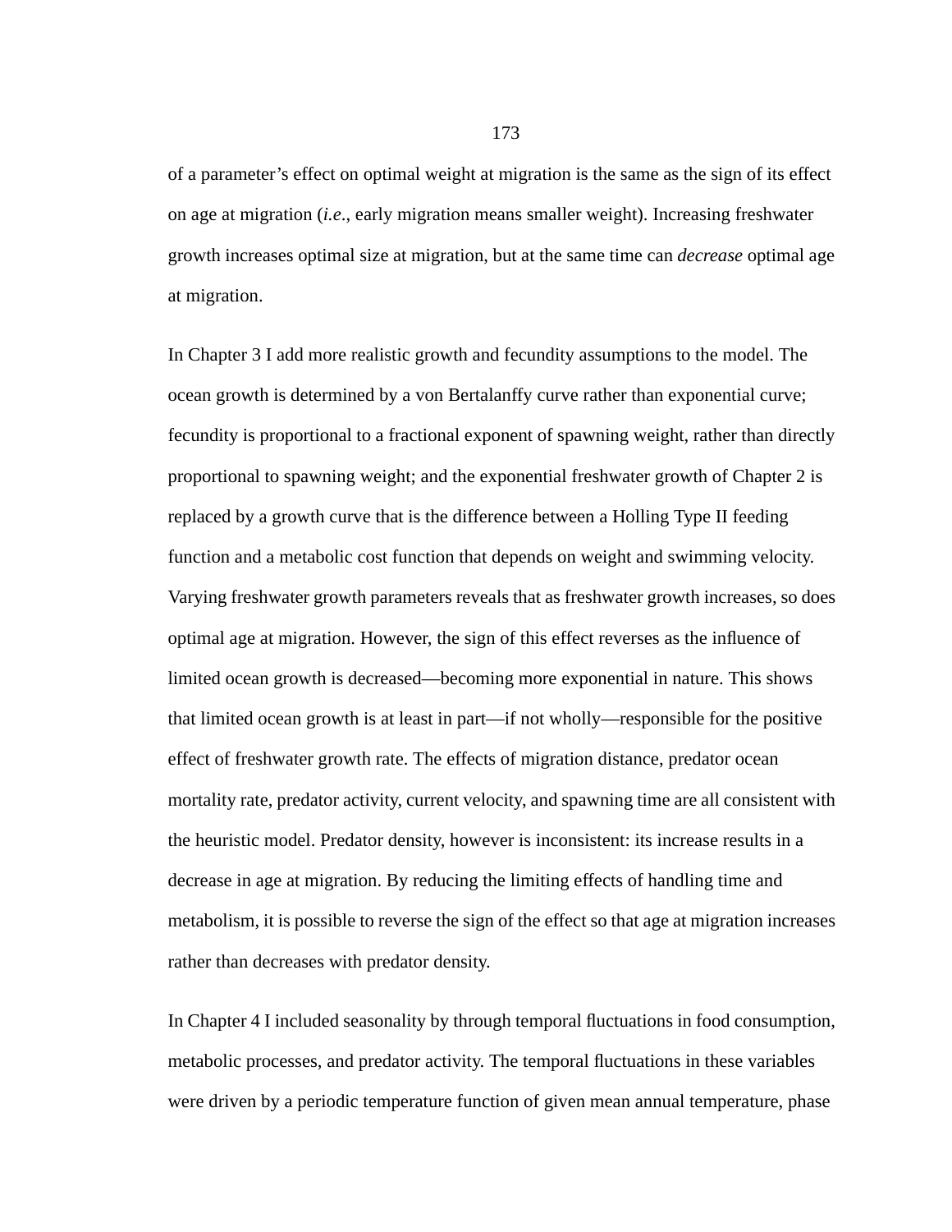of a parameter's effect on optimal weight at migration is the same as the sign of its effect on age at migration (*i.e*., early migration means smaller weight). Increasing freshwater growth increases optimal size at migration, but at the same time can *decrease* optimal age at migration.

In Chapter 3 I add more realistic growth and fecundity assumptions to the model. The ocean growth is determined by a von Bertalanffy curve rather than exponential curve; fecundity is proportional to a fractional exponent of spawning weight, rather than directly proportional to spawning weight; and the exponential freshwater growth of Chapter 2 is replaced by a growth curve that is the difference between a Holling Type II feeding function and a metabolic cost function that depends on weight and swimming velocity. Varying freshwater growth parameters reveals that as freshwater growth increases, so does optimal age at migration. However, the sign of this effect reverses as the influence of limited ocean growth is decreased—becoming more exponential in nature. This shows that limited ocean growth is at least in part—if not wholly—responsible for the positive effect of freshwater growth rate. The effects of migration distance, predator ocean mortality rate, predator activity, current velocity, and spawning time are all consistent with the heuristic model. Predator density, however is inconsistent: its increase results in a decrease in age at migration. By reducing the limiting effects of handling time and metabolism, it is possible to reverse the sign of the effect so that age at migration increases rather than decreases with predator density.

In Chapter 4 I included seasonality by through temporal fluctuations in food consumption, metabolic processes, and predator activity. The temporal fluctuations in these variables were driven by a periodic temperature function of given mean annual temperature, phase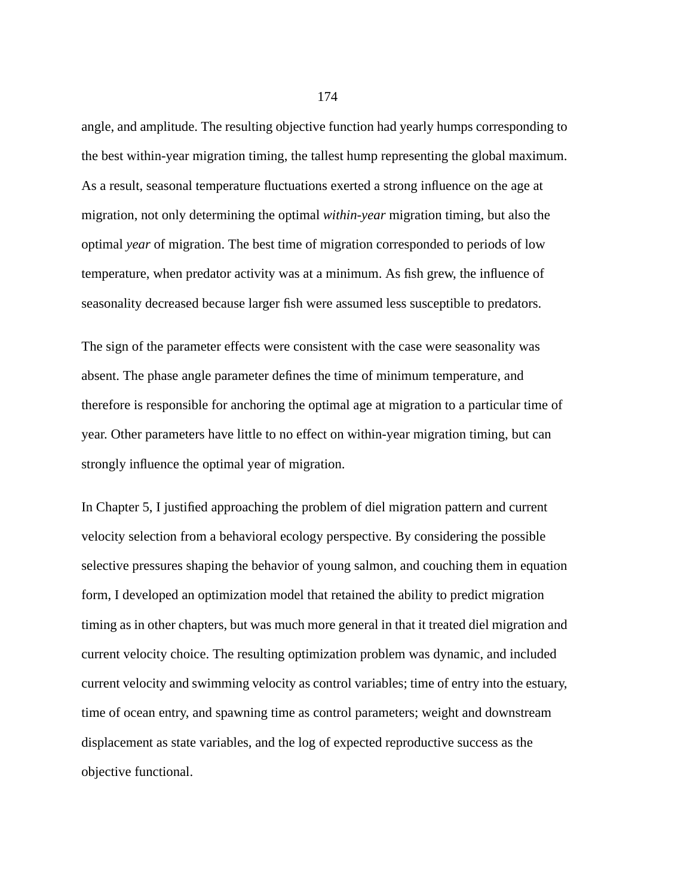angle, and amplitude. The resulting objective function had yearly humps corresponding to the best within-year migration timing, the tallest hump representing the global maximum. As a result, seasonal temperature fluctuations exerted a strong influence on the age at migration, not only determining the optimal *within-year* migration timing, but also the optimal *year* of migration. The best time of migration corresponded to periods of low temperature, when predator activity was at a minimum. As fish grew, the influence of seasonality decreased because larger fish were assumed less susceptible to predators.

The sign of the parameter effects were consistent with the case were seasonality was absent. The phase angle parameter defines the time of minimum temperature, and therefore is responsible for anchoring the optimal age at migration to a particular time of year. Other parameters have little to no effect on within-year migration timing, but can strongly influence the optimal year of migration.

In Chapter 5, I justified approaching the problem of diel migration pattern and current velocity selection from a behavioral ecology perspective. By considering the possible selective pressures shaping the behavior of young salmon, and couching them in equation form, I developed an optimization model that retained the ability to predict migration timing as in other chapters, but was much more general in that it treated diel migration and current velocity choice. The resulting optimization problem was dynamic, and included current velocity and swimming velocity as control variables; time of entry into the estuary, time of ocean entry, and spawning time as control parameters; weight and downstream displacement as state variables, and the log of expected reproductive success as the objective functional.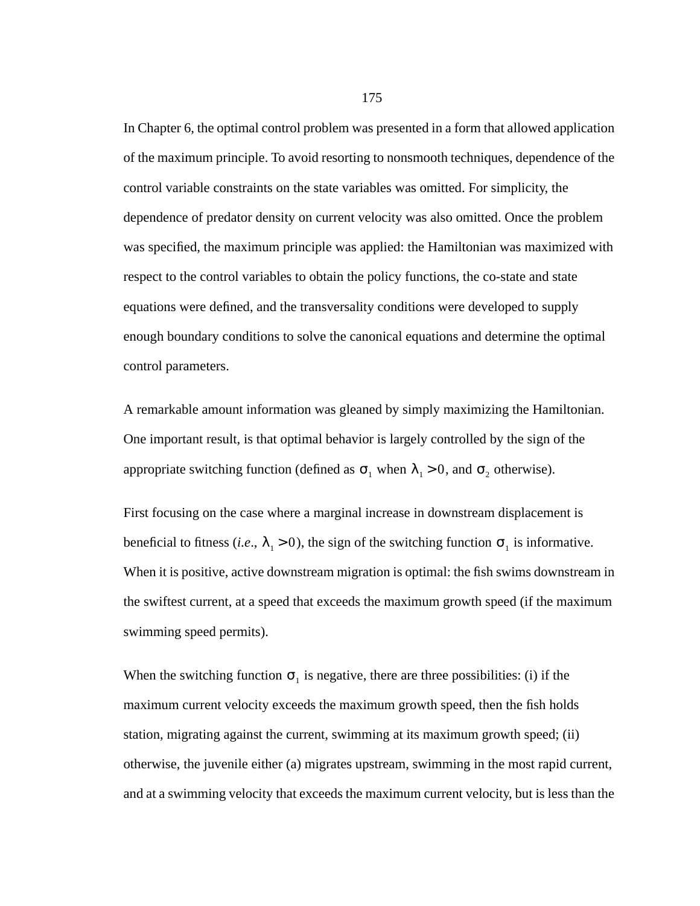In Chapter 6, the optimal control problem was presented in a form that allowed application of the maximum principle. To avoid resorting to nonsmooth techniques, dependence of the control variable constraints on the state variables was omitted. For simplicity, the dependence of predator density on current velocity was also omitted. Once the problem was specified, the maximum principle was applied: the Hamiltonian was maximized with respect to the control variables to obtain the policy functions, the co-state and state equations were defined, and the transversality conditions were developed to supply enough boundary conditions to solve the canonical equations and determine the optimal control parameters.

A remarkable amount information was gleaned by simply maximizing the Hamiltonian. One important result, is that optimal behavior is largely controlled by the sign of the appropriate switching function (defined as $\sigma_1$ when $\lambda_1 > 0$, and $\sigma_2$ otherwise).

First focusing on the case where a marginal increase in downstream displacement is beneficial to fitness (*i.e*., $\lambda_1 > 0$), the sign of the switching function $\sigma_1$ is informative. When it is positive, active downstream migration is optimal: the fish swims downstream in the swiftest current, at a speed that exceeds the maximum growth speed (if the maximum swimming speed permits).

When the switching function $\sigma_1$ is negative, there are three possibilities: (i) if the maximum current velocity exceeds the maximum growth speed, then the fish holds station, migrating against the current, swimming at its maximum growth speed; (ii) otherwise, the juvenile either (a) migrates upstream, swimming in the most rapid current, and at a swimming velocity that exceeds the maximum current velocity, but is less than the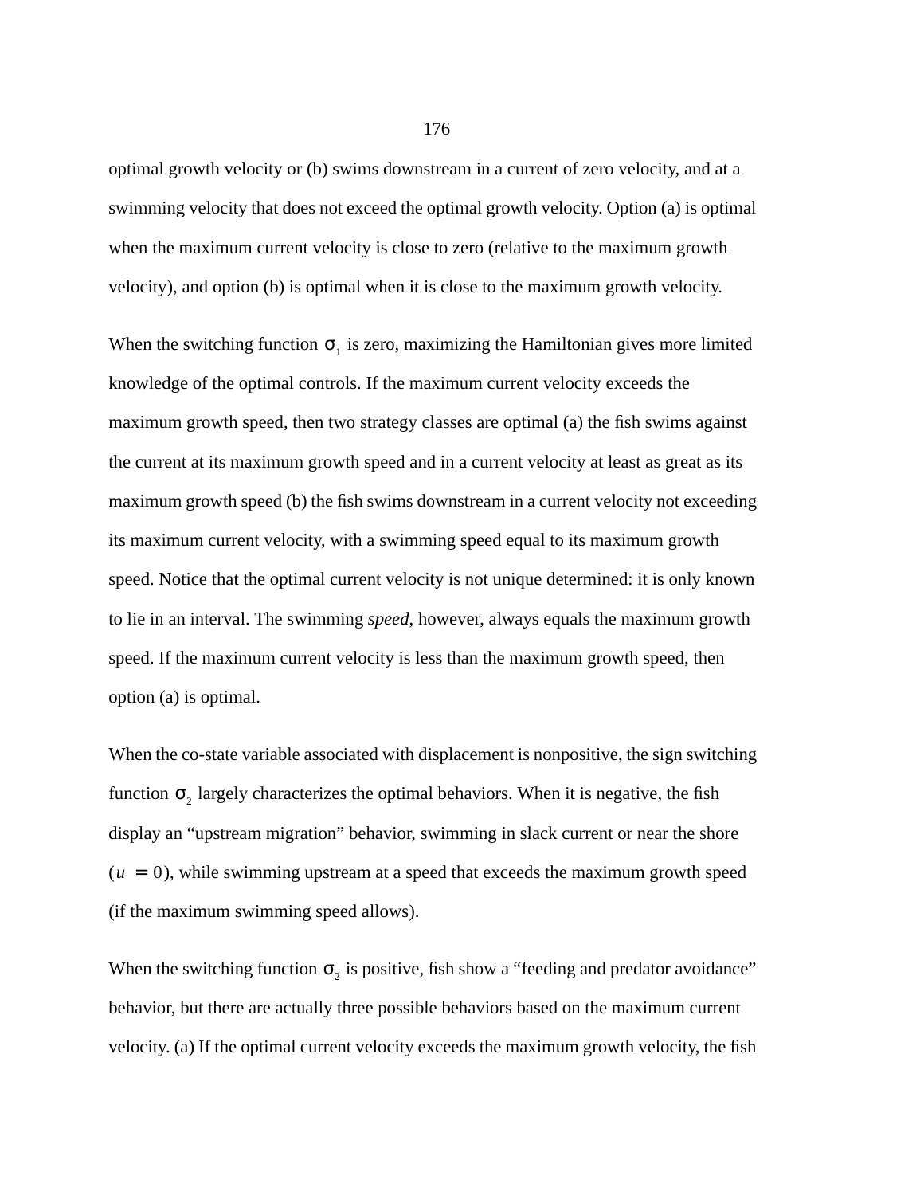optimal growth velocity or (b) swims downstream in a current of zero velocity, and at a swimming velocity that does not exceed the optimal growth velocity. Option (a) is optimal when the maximum current velocity is close to zero (relative to the maximum growth velocity), and option (b) is optimal when it is close to the maximum growth velocity.

When the switching function $\sigma_1$ is zero, maximizing the Hamiltonian gives more limited knowledge of the optimal controls. If the maximum current velocity exceeds the maximum growth speed, then two strategy classes are optimal (a) the fish swims against the current at its maximum growth speed and in a current velocity at least as great as its maximum growth speed (b) the fish swims downstream in a current velocity not exceeding its maximum current velocity, with a swimming speed equal to its maximum growth speed. Notice that the optimal current velocity is not unique determined: it is only known to lie in an interval. The swimming *speed*, however, always equals the maximum growth speed. If the maximum current velocity is less than the maximum growth speed, then option (a) is optimal.

When the co-state variable associated with displacement is nonpositive, the sign switching function $\sigma_2$ largely characterizes the optimal behaviors. When it is negative, the fish display an “upstream migration” behavior, swimming in slack current or near the shore ($u = 0$), while swimming upstream at a speed that exceeds the maximum growth speed (if the maximum swimming speed allows).

When the switching function $\sigma_2$ is positive, fish show a “feeding and predator avoidance” behavior, but there are actually three possible behaviors based on the maximum current velocity. (a) If the optimal current velocity exceeds the maximum growth velocity, the fish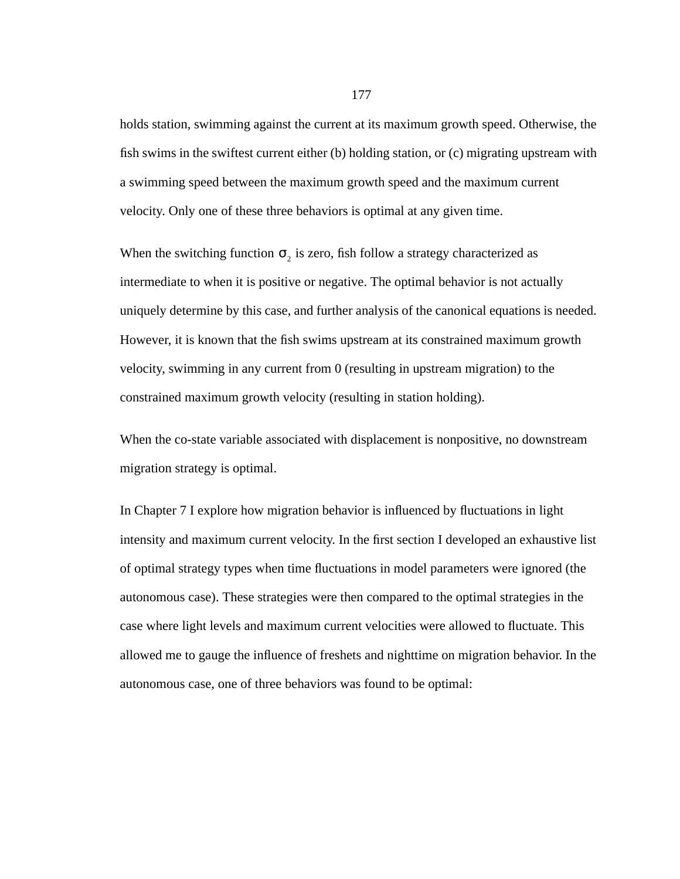holds station, swimming against the current at its maximum growth speed. Otherwise, the fish swims in the swiftest current either (b) holding station, or (c) migrating upstream with a swimming speed between the maximum growth speed and the maximum current velocity. Only one of these three behaviors is optimal at any given time.

When the switching function $\sigma_2$ is zero, fish follow a strategy characterized as intermediate to when it is positive or negative. The optimal behavior is not actually uniquely determine by this case, and further analysis of the canonical equations is needed. However, it is known that the fish swims upstream at its constrained maximum growth velocity, swimming in any current from 0 (resulting in upstream migration) to the constrained maximum growth velocity (resulting in station holding).

When the co-state variable associated with displacement is nonpositive, no downstream migration strategy is optimal.

In Chapter 7 I explore how migration behavior is influenced by fluctuations in light intensity and maximum current velocity. In the first section I developed an exhaustive list of optimal strategy types when time fluctuations in model parameters were ignored (the autonomous case). These strategies were then compared to the optimal strategies in the case where light levels and maximum current velocities were allowed to fluctuate. This allowed me to gauge the influence of freshets and nighttime on migration behavior. In the autonomous case, one of three behaviors was found to be optimal: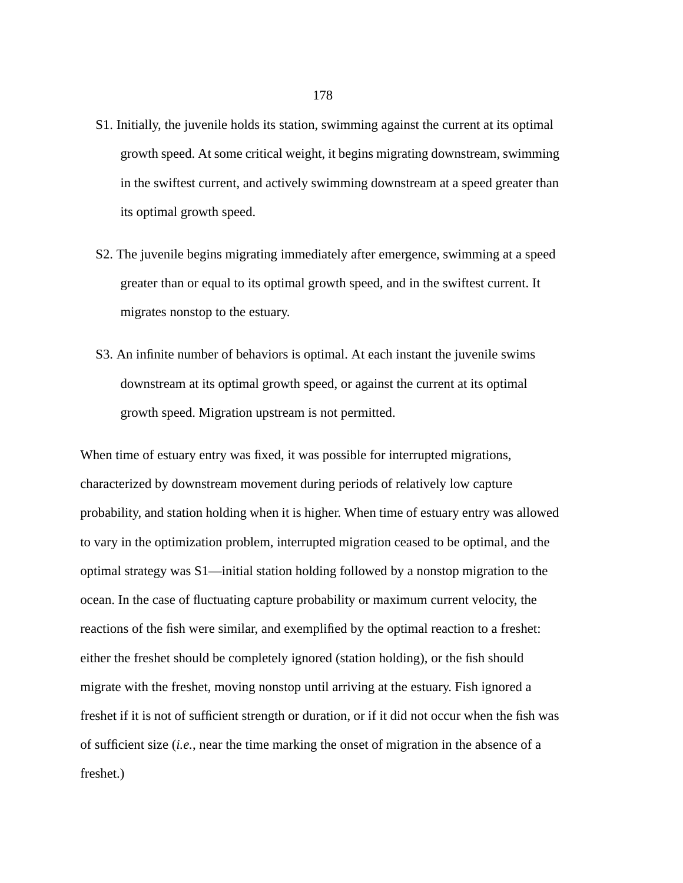S1. Initially, the juvenile holds its station, swimming against the current at its optimal growth speed. At some critical weight, it begins migrating downstream, swimming in the swiftest current, and actively swimming downstream at a speed greater than its optimal growth speed.

S2. The juvenile begins migrating immediately after emergence, swimming at a speed greater than or equal to its optimal growth speed, and in the swiftest current. It migrates nonstop to the estuary.

S3. An infinite number of behaviors is optimal. At each instant the juvenile swims downstream at its optimal growth speed, or against the current at its optimal growth speed. Migration upstream is not permitted.

When time of estuary entry was fixed, it was possible for interrupted migrations, characterized by downstream movement during periods of relatively low capture probability, and station holding when it is higher. When time of estuary entry was allowed to vary in the optimization problem, interrupted migration ceased to be optimal, and the optimal strategy was S1—initial station holding followed by a nonstop migration to the ocean. In the case of fluctuating capture probability or maximum current velocity, the reactions of the fish were similar, and exemplified by the optimal reaction to a freshet: either the freshet should be completely ignored (station holding), or the fish should migrate with the freshet, moving nonstop until arriving at the estuary. Fish ignored a freshet if it is not of sufficient strength or duration, or if it did not occur when the fish was of sufficient size (*i.e.*, near the time marking the onset of migration in the absence of a freshet.)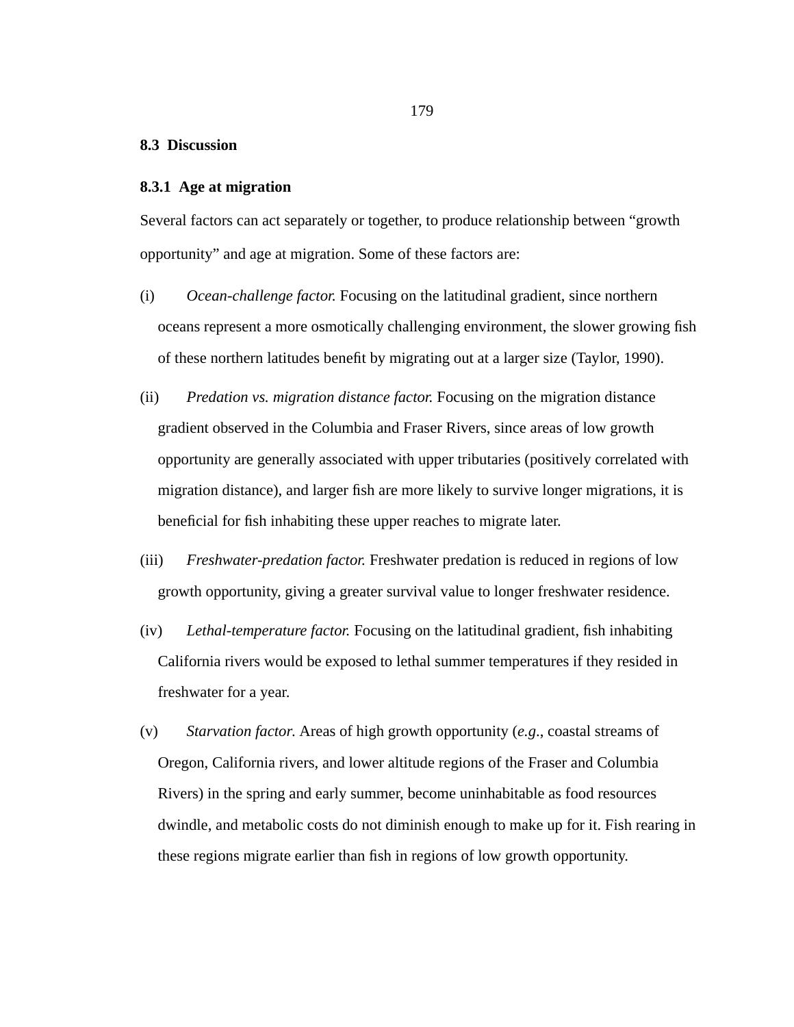## 8.3 Discussion

### 8.3.1 Age at migration

Several factors can act separately or together, to produce relationship between "growth opportunity" and age at migration. Some of these factors are:

(i) *Ocean-challenge factor.* Focusing on the latitudinal gradient, since northern oceans represent a more osmotically challenging environment, the slower growing fish of these northern latitudes benefit by migrating out at a larger size (Taylor, 1990).

(ii) *Predation vs. migration distance factor.* Focusing on the migration distance gradient observed in the Columbia and Fraser Rivers, since areas of low growth opportunity are generally associated with upper tributaries (positively correlated with migration distance), and larger fish are more likely to survive longer migrations, it is beneficial for fish inhabiting these upper reaches to migrate later.

(iii) *Freshwater-predation factor.* Freshwater predation is reduced in regions of low growth opportunity, giving a greater survival value to longer freshwater residence.

(iv) *Lethal-temperature factor.* Focusing on the latitudinal gradient, fish inhabiting California rivers would be exposed to lethal summer temperatures if they resided in freshwater for a year.

(v) *Starvation factor.* Areas of high growth opportunity (*e.g.*, coastal streams of Oregon, California rivers, and lower altitude regions of the Fraser and Columbia Rivers) in the spring and early summer, become uninhabitable as food resources dwindle, and metabolic costs do not diminish enough to make up for it. Fish rearing in these regions migrate earlier than fish in regions of low growth opportunity.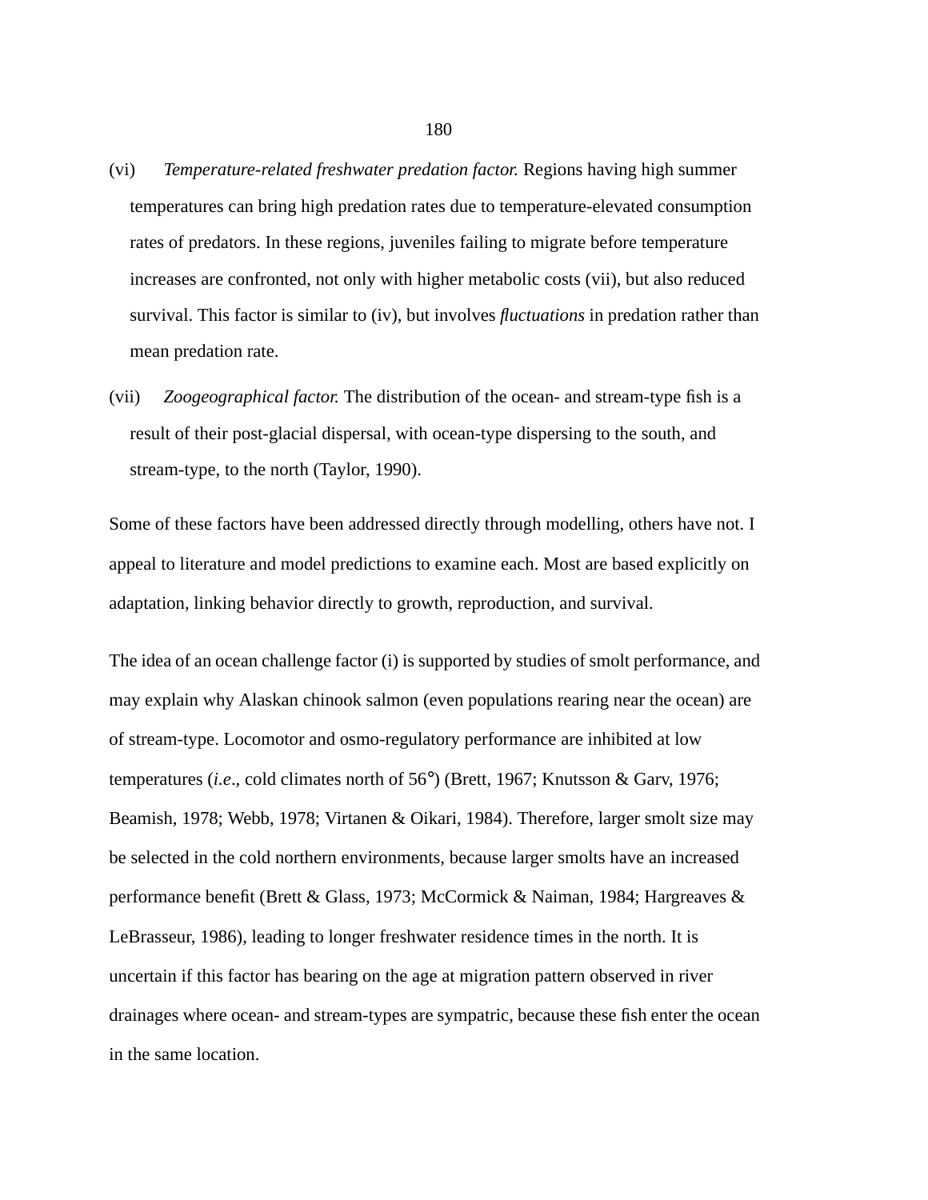(vi) *Temperature-related freshwater predation factor.* Regions having high summer temperatures can bring high predation rates due to temperature-elevated consumption rates of predators. In these regions, juveniles failing to migrate before temperature increases are confronted, not only with higher metabolic costs (vii), but also reduced survival. This factor is similar to (iv), but involves *fluctuations* in predation rather than mean predation rate.

(vii) *Zoogeographical factor.* The distribution of the ocean- and stream-type fish is a result of their post-glacial dispersal, with ocean-type dispersing to the south, and stream-type, to the north (Taylor, 1990).

Some of these factors have been addressed directly through modelling, others have not. I appeal to literature and model predictions to examine each. Most are based explicitly on adaptation, linking behavior directly to growth, reproduction, and survival.

The idea of an ocean challenge factor (i) is supported by studies of smolt performance, and may explain why Alaskan chinook salmon (even populations rearing near the ocean) are of stream-type. Locomotor and osmo-regulatory performance are inhibited at low temperatures (*i.e*., cold climates north of 56°) (Brett, 1967; Knutsson & Garv, 1976; Beamish, 1978; Webb, 1978; Virtanen & Oikari, 1984). Therefore, larger smolt size may be selected in the cold northern environments, because larger smolts have an increased performance benefit (Brett & Glass, 1973; McCormick & Naiman, 1984; Hargreaves & LeBrasseur, 1986), leading to longer freshwater residence times in the north. It is uncertain if this factor has bearing on the age at migration pattern observed in river drainages where ocean- and stream-types are sympatric, because these fish enter the ocean in the same location.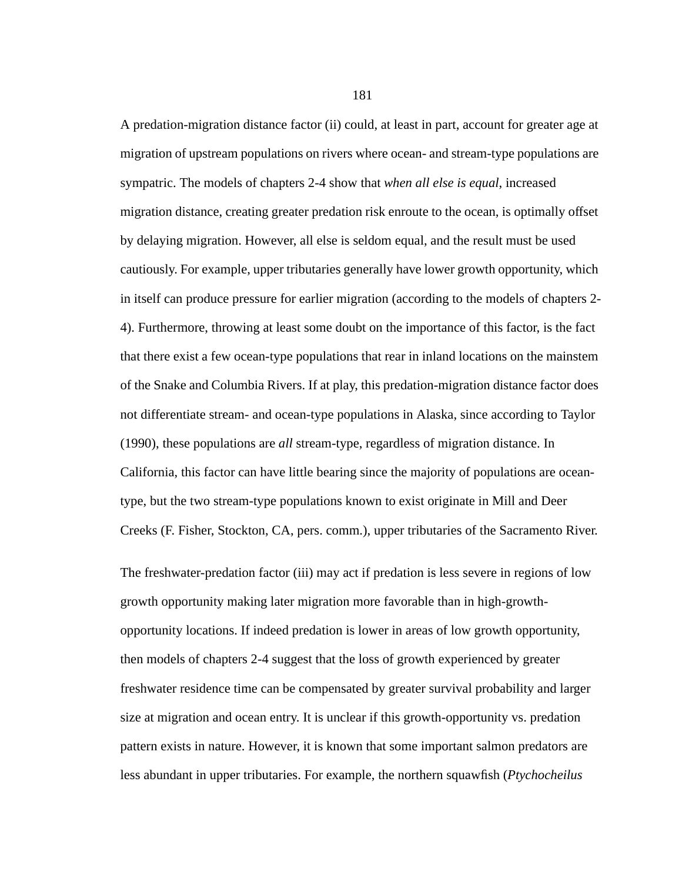A predation-migration distance factor (ii) could, at least in part, account for greater age at migration of upstream populations on rivers where ocean- and stream-type populations are sympatric. The models of chapters 2-4 show that *when all else is equal*, increased migration distance, creating greater predation risk enroute to the ocean, is optimally offset by delaying migration. However, all else is seldom equal, and the result must be used cautiously. For example, upper tributaries generally have lower growth opportunity, which in itself can produce pressure for earlier migration (according to the models of chapters 2-4). Furthermore, throwing at least some doubt on the importance of this factor, is the fact that there exist a few ocean-type populations that rear in inland locations on the mainstem of the Snake and Columbia Rivers. If at play, this predation-migration distance factor does not differentiate stream- and ocean-type populations in Alaska, since according to Taylor (1990), these populations are *all* stream-type, regardless of migration distance. In California, this factor can have little bearing since the majority of populations are ocean-type, but the two stream-type populations known to exist originate in Mill and Deer Creeks (F. Fisher, Stockton, CA, pers. comm.), upper tributaries of the Sacramento River.

The freshwater-predation factor (iii) may act if predation is less severe in regions of low growth opportunity making later migration more favorable than in high-growth-opportunity locations. If indeed predation is lower in areas of low growth opportunity, then models of chapters 2-4 suggest that the loss of growth experienced by greater freshwater residence time can be compensated by greater survival probability and larger size at migration and ocean entry. It is unclear if this growth-opportunity vs. predation pattern exists in nature. However, it is known that some important salmon predators are less abundant in upper tributaries. For example, the northern squawfish (*Ptychocheilus*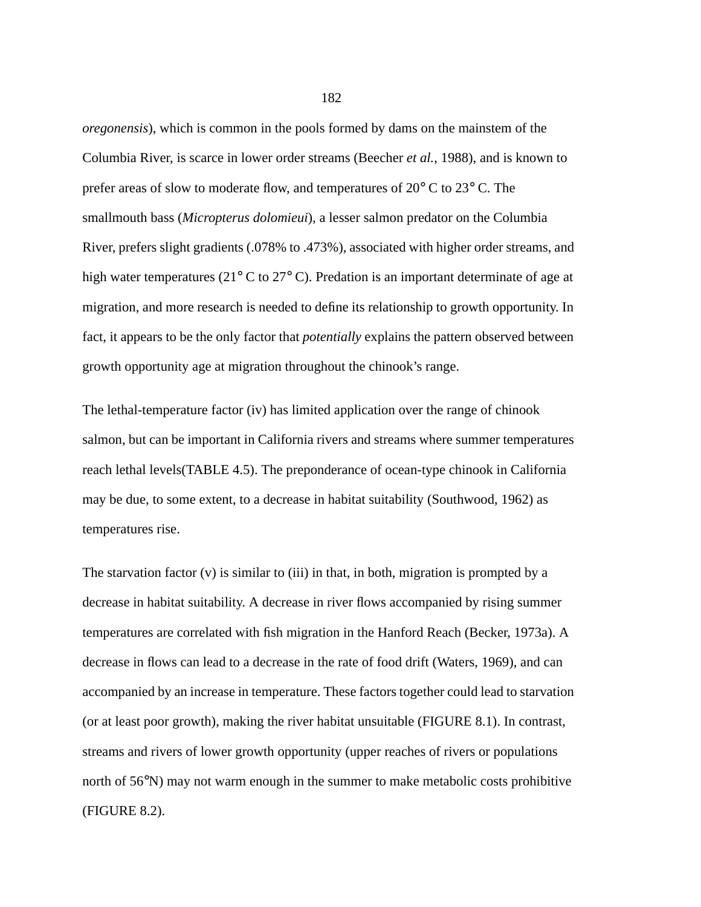*oregonensis*), which is common in the pools formed by dams on the mainstem of the Columbia River, is scarce in lower order streams (Beecher *et al.*, 1988), and is known to prefer areas of slow to moderate flow, and temperatures of 20° C to 23° C. The smallmouth bass (*Micropterus dolomieui*), a lesser salmon predator on the Columbia River, prefers slight gradients (.078% to .473%), associated with higher order streams, and high water temperatures (21° C to 27° C). Predation is an important determinate of age at migration, and more research is needed to define its relationship to growth opportunity. In fact, it appears to be the only factor that *potentially* explains the pattern observed between growth opportunity age at migration throughout the chinook's range.

The lethal-temperature factor (iv) has limited application over the range of chinook salmon, but can be important in California rivers and streams where summer temperatures reach lethal levels(TABLE 4.5). The preponderance of ocean-type chinook in California may be due, to some extent, to a decrease in habitat suitability (Southwood, 1962) as temperatures rise.

The starvation factor (v) is similar to (iii) in that, in both, migration is prompted by a decrease in habitat suitability. A decrease in river flows accompanied by rising summer temperatures are correlated with fish migration in the Hanford Reach (Becker, 1973a). A decrease in flows can lead to a decrease in the rate of food drift (Waters, 1969), and can accompanied by an increase in temperature. These factors together could lead to starvation (or at least poor growth), making the river habitat unsuitable (FIGURE 8.1). In contrast, streams and rivers of lower growth opportunity (upper reaches of rivers or populations north of 56°N) may not warm enough in the summer to make metabolic costs prohibitive (FIGURE 8.2).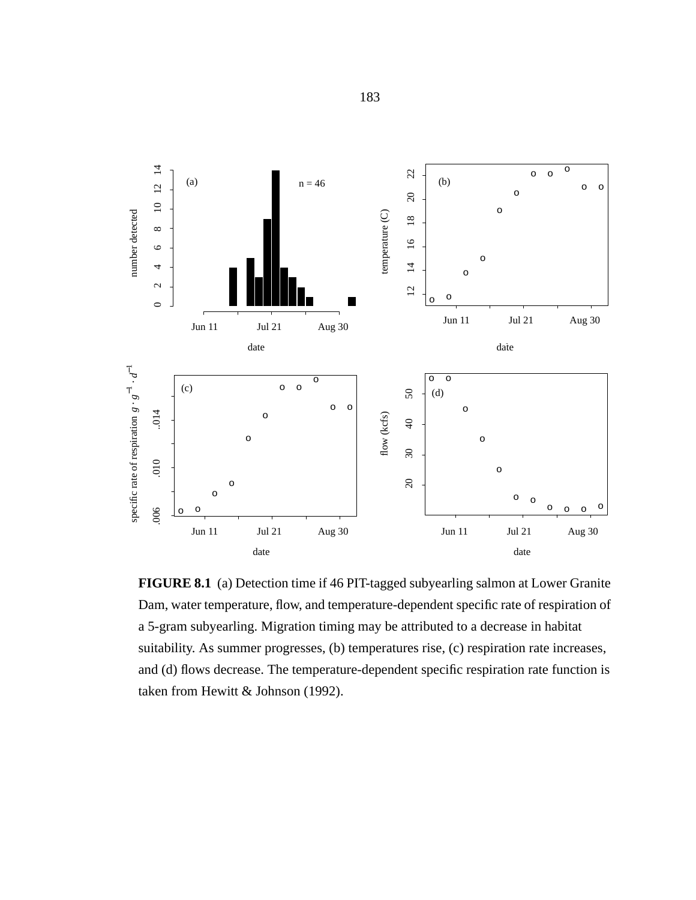FIGURE 8.1 (a) Detection time if 46 PIT-tagged subyearling salmon at Lower Granite Dam, water temperature, flow, and temperature-dependent specific rate of respiration of a 5-gram subyearling. Migration timing may be attributed to a decrease in habitat suitability. As summer progresses, (b) temperatures rise, (c) respiration rate increases, and (d) flows decrease. The temperature-dependent specific respiration rate function is taken from Hewitt & Johnson (1992).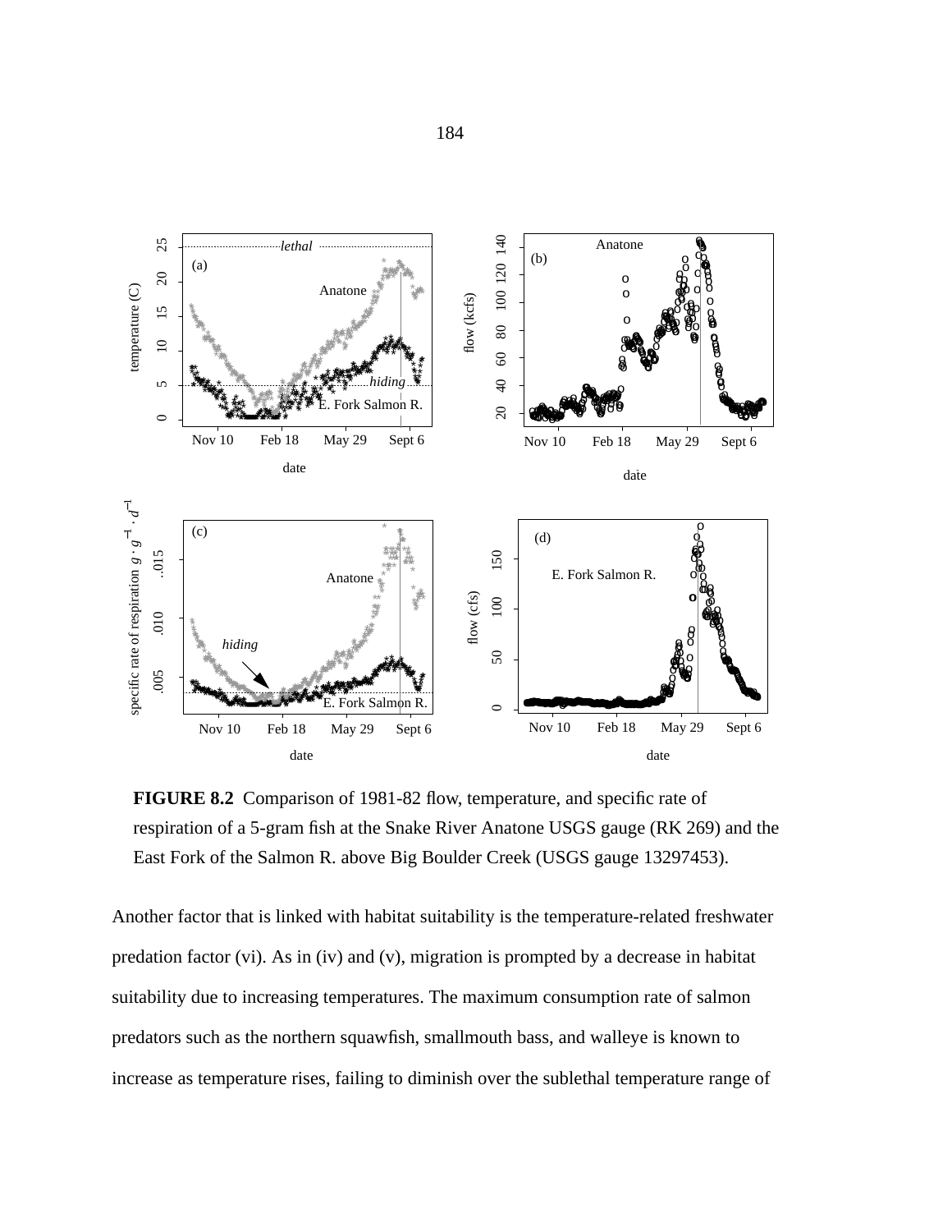**FIGURE 8.2** Comparison of 1981-82 flow, temperature, and specific rate of respiration of a 5-gram fish at the Snake River Anatone USGS gauge (RK 269) and the East Fork of the Salmon R. above Big Boulder Creek (USGS gauge 13297453).

Another factor that is linked with habitat suitability is the temperature-related freshwater predation factor (vi). As in (iv) and (v), migration is prompted by a decrease in habitat suitability due to increasing temperatures. The maximum consumption rate of salmon predators such as the northern squawfish, smallmouth bass, and walleye is known to increase as temperature rises, failing to diminish over the sublethal temperature range of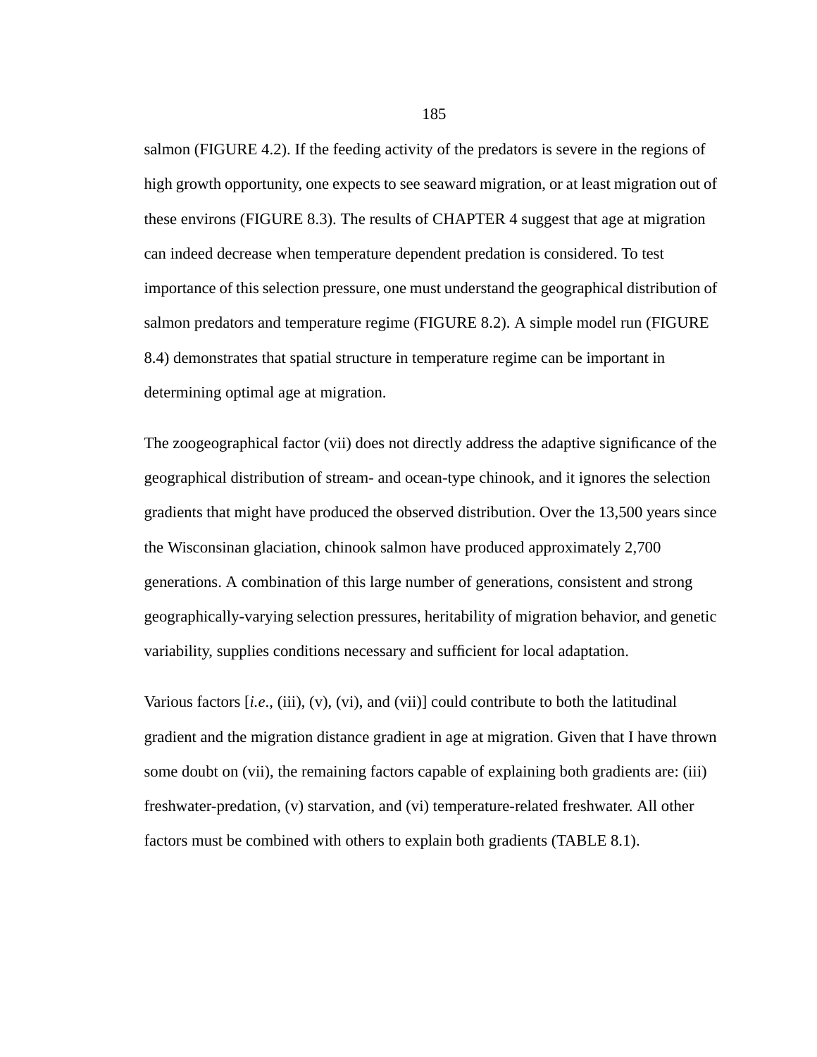salmon (FIGURE 4.2). If the feeding activity of the predators is severe in the regions of high growth opportunity, one expects to see seaward migration, or at least migration out of these environs (FIGURE 8.3). The results of CHAPTER 4 suggest that age at migration can indeed decrease when temperature dependent predation is considered. To test importance of this selection pressure, one must understand the geographical distribution of salmon predators and temperature regime (FIGURE 8.2). A simple model run (FIGURE 8.4) demonstrates that spatial structure in temperature regime can be important in determining optimal age at migration.

The zoogeographical factor (vii) does not directly address the adaptive significance of the geographical distribution of stream- and ocean-type chinook, and it ignores the selection gradients that might have produced the observed distribution. Over the 13,500 years since the Wisconsinan glaciation, chinook salmon have produced approximately 2,700 generations. A combination of this large number of generations, consistent and strong geographically-varying selection pressures, heritability of migration behavior, and genetic variability, supplies conditions necessary and sufficient for local adaptation.

Various factors [*i.e.*, (iii), (v), (vi), and (vii)] could contribute to both the latitudinal gradient and the migration distance gradient in age at migration. Given that I have thrown some doubt on (vii), the remaining factors capable of explaining both gradients are: (iii) freshwater-predation, (v) starvation, and (vi) temperature-related freshwater. All other factors must be combined with others to explain both gradients (TABLE 8.1).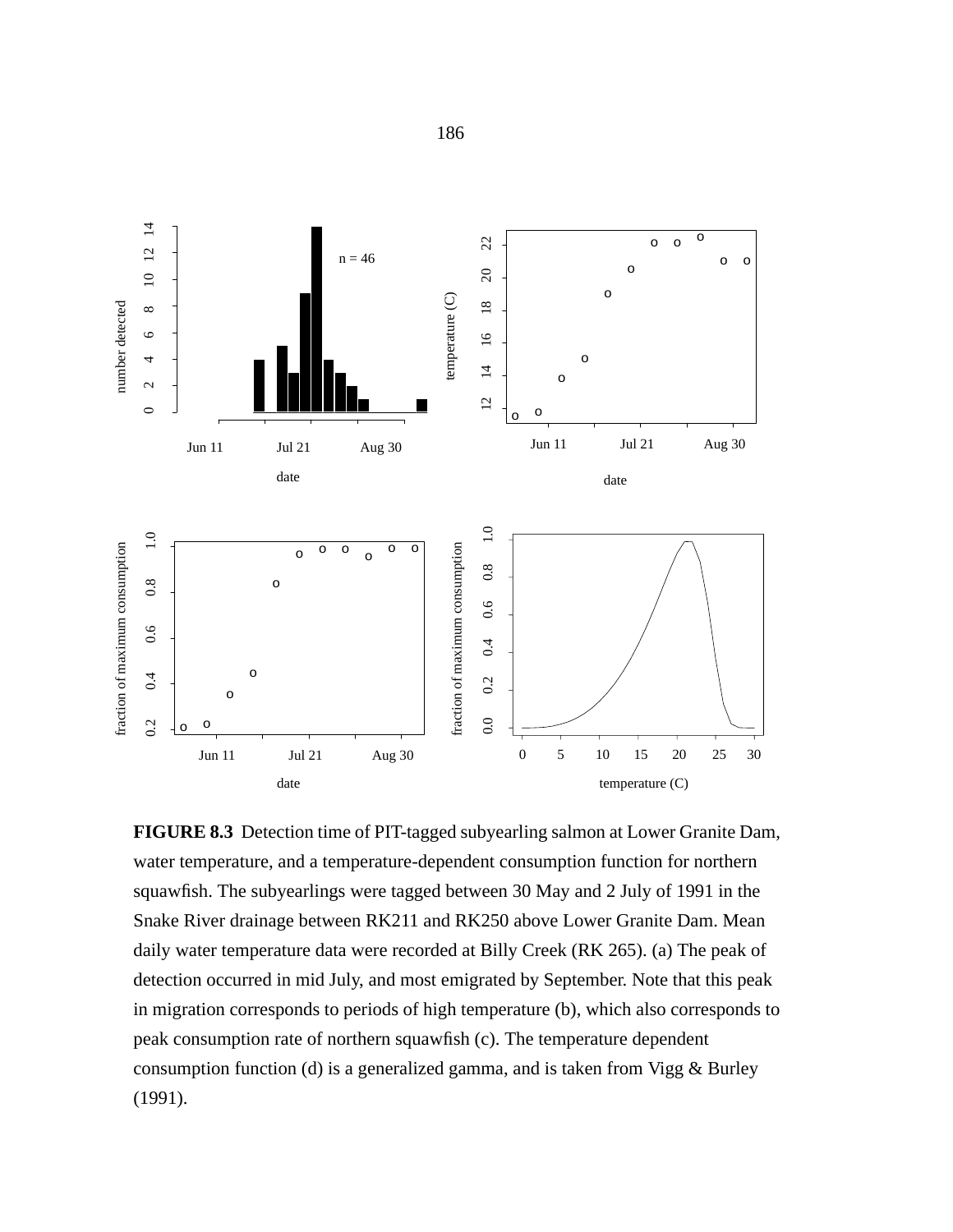**FIGURE 8.3** Detection time of PIT-tagged subyearling salmon at Lower Granite Dam, water temperature, and a temperature-dependent consumption function for northern squawfish. The subyearlings were tagged between 30 May and 2 July of 1991 in the Snake River drainage between RK211 and RK250 above Lower Granite Dam. Mean daily water temperature data were recorded at Billy Creek (RK 265). (a) The peak of detection occurred in mid July, and most emigrated by September. Note that this peak in migration corresponds to periods of high temperature (b), which also corresponds to peak consumption rate of northern squawfish (c). The temperature dependent consumption function (d) is a generalized gamma, and is taken from Vigg & Burley (1991).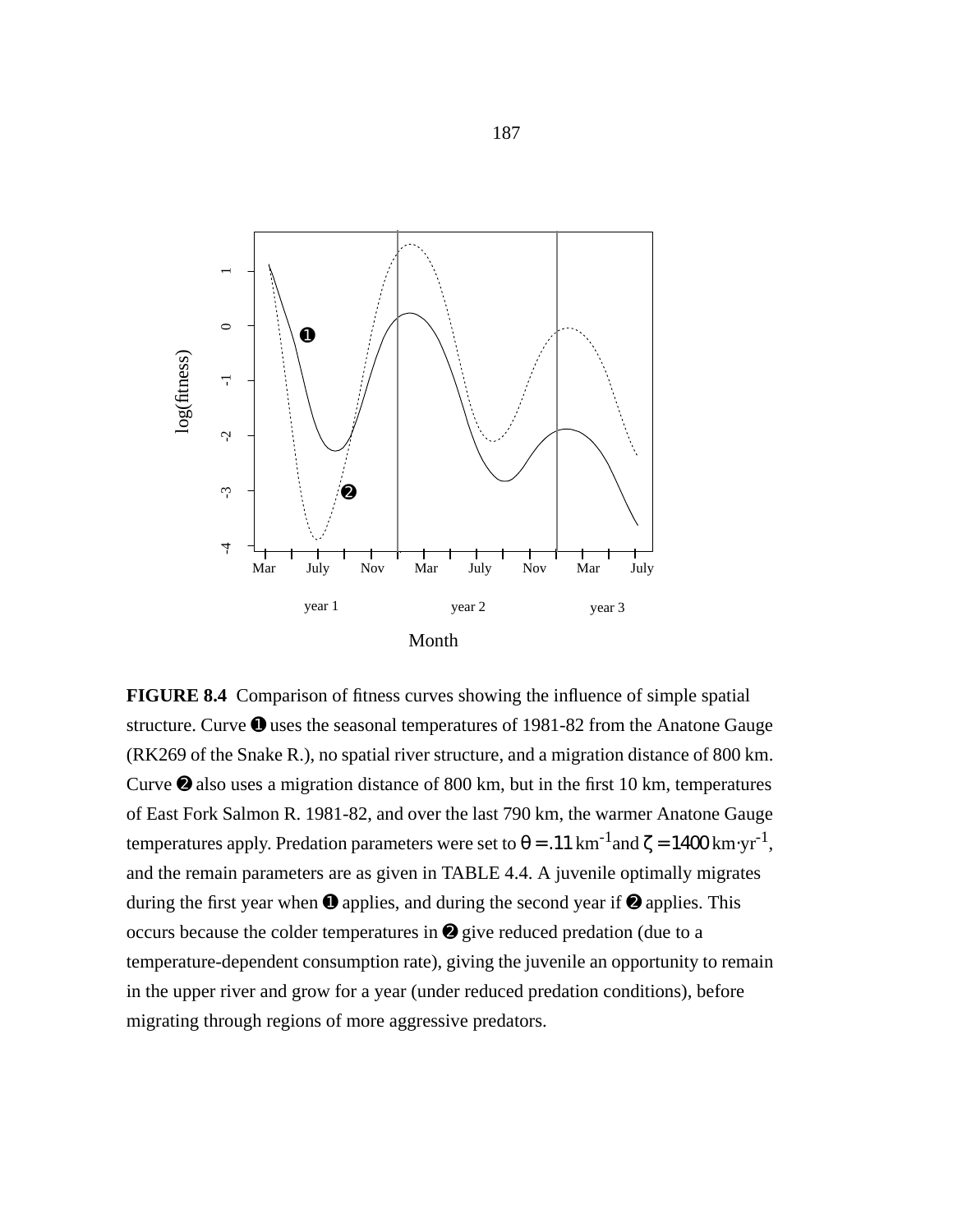**FIGURE 8.4** Comparison of fitness curves showing the influence of simple spatial structure. Curve ❶ uses the seasonal temperatures of 1981-82 from the Anatone Gauge (RK269 of the Snake R.), no spatial river structure, and a migration distance of 800 km. Curve ❷ also uses a migration distance of 800 km, but in the first 10 km, temperatures of East Fork Salmon R. 1981-82, and over the last 790 km, the warmer Anatone Gauge temperatures apply. Predation parameters were set to $\theta = .11\ \mathrm{km}^{-1}$ and $\zeta = 1400\ \mathrm{km \cdot yr^{-1}}$, and the remain parameters are as given in TABLE 4.4. A juvenile optimally migrates during the first year when ❶ applies, and during the second year if ❷ applies. This occurs because the colder temperatures in ❷ give reduced predation (due to a temperature-dependent consumption rate), giving the juvenile an opportunity to remain in the upper river and grow for a year (under reduced predation conditions), before migrating through regions of more aggressive predators.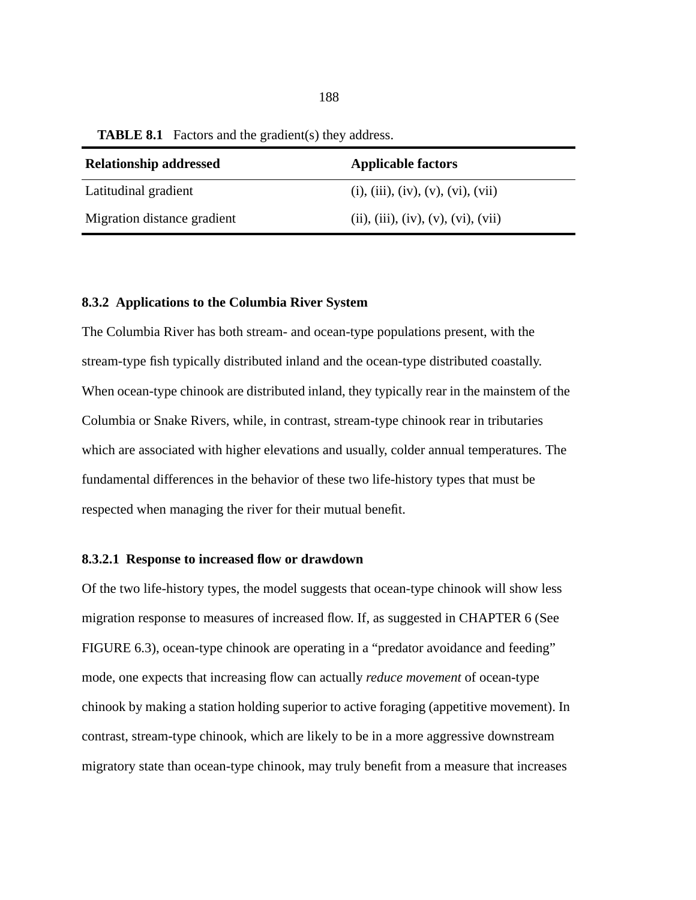**TABLE 8.1** Factors and the gradient(s) they address.

| Relationship addressed | Applicable factors |
|---|---|
| Latitudinal gradient | (i), (iii), (iv), (v), (vi), (vii) |
| Migration distance gradient | (ii), (iii), (iv), (v), (vi), (vii) |

### 8.3.2 Applications to the Columbia River System

The Columbia River has both stream- and ocean-type populations present, with the stream-type fish typically distributed inland and the ocean-type distributed coastally. When ocean-type chinook are distributed inland, they typically rear in the mainstem of the Columbia or Snake Rivers, while, in contrast, stream-type chinook rear in tributaries which are associated with higher elevations and usually, colder annual temperatures. The fundamental differences in the behavior of these two life-history types that must be respected when managing the river for their mutual benefit.

#### 8.3.2.1 Response to increased flow or drawdown

Of the two life-history types, the model suggests that ocean-type chinook will show less migration response to measures of increased flow. If, as suggested in CHAPTER 6 (See FIGURE 6.3), ocean-type chinook are operating in a "predator avoidance and feeding" mode, one expects that increasing flow can actually *reduce movement* of ocean-type chinook by making a station holding superior to active foraging (appetitive movement). In contrast, stream-type chinook, which are likely to be in a more aggressive downstream migratory state than ocean-type chinook, may truly benefit from a measure that increases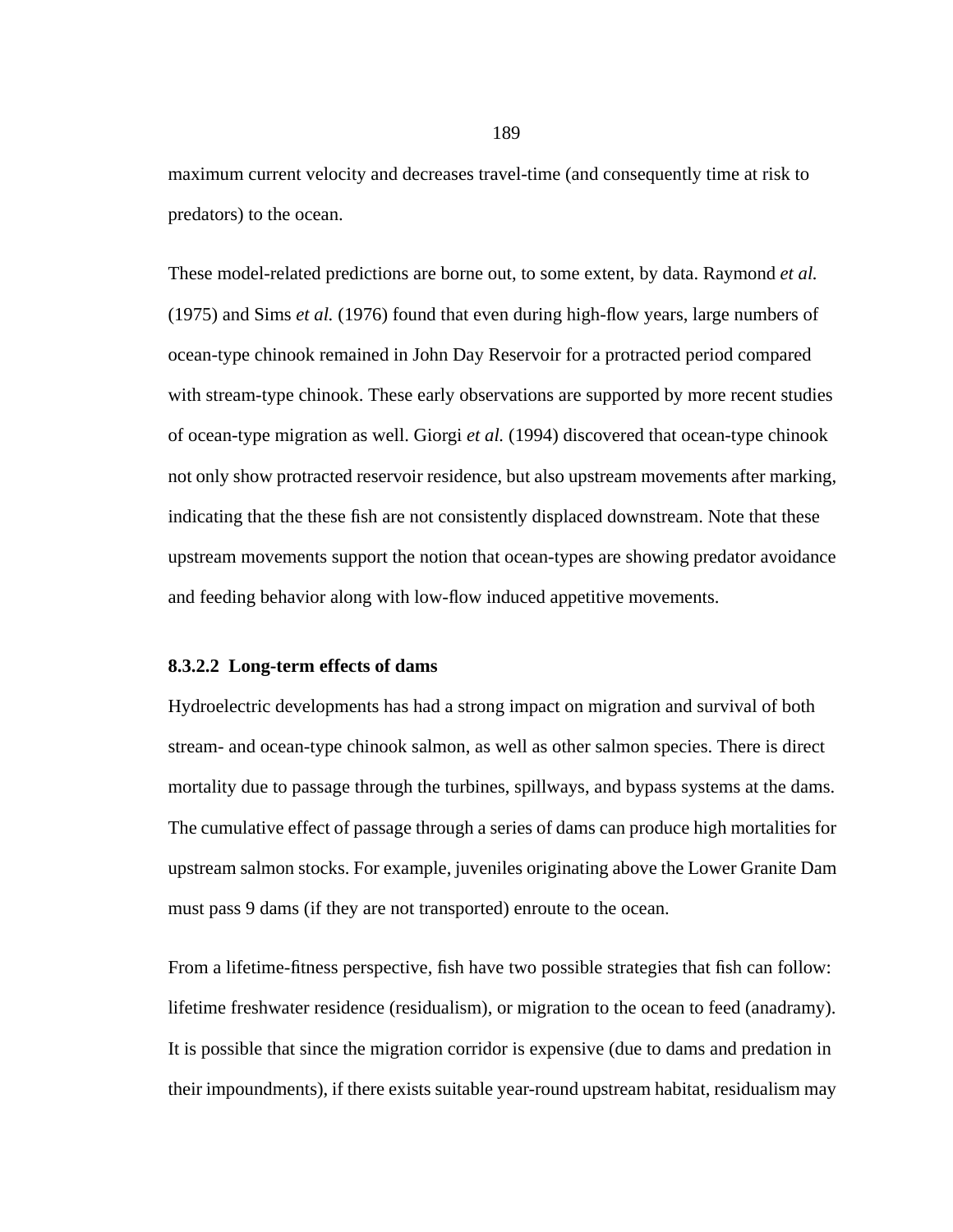maximum current velocity and decreases travel-time (and consequently time at risk to predators) to the ocean.

These model-related predictions are borne out, to some extent, by data. Raymond *et al.* (1975) and Sims *et al.* (1976) found that even during high-flow years, large numbers of ocean-type chinook remained in John Day Reservoir for a protracted period compared with stream-type chinook. These early observations are supported by more recent studies of ocean-type migration as well. Giorgi *et al.* (1994) discovered that ocean-type chinook not only show protracted reservoir residence, but also upstream movements after marking, indicating that the these fish are not consistently displaced downstream. Note that these upstream movements support the notion that ocean-types are showing predator avoidance and feeding behavior along with low-flow induced appetitive movements.

#### 8.3.2.2 Long-term effects of dams

Hydroelectric developments has had a strong impact on migration and survival of both stream- and ocean-type chinook salmon, as well as other salmon species. There is direct mortality due to passage through the turbines, spillways, and bypass systems at the dams. The cumulative effect of passage through a series of dams can produce high mortalities for upstream salmon stocks. For example, juveniles originating above the Lower Granite Dam must pass 9 dams (if they are not transported) enroute to the ocean.

From a lifetime-fitness perspective, fish have two possible strategies that fish can follow: lifetime freshwater residence (residualism), or migration to the ocean to feed (anadramy). It is possible that since the migration corridor is expensive (due to dams and predation in their impoundments), if there exists suitable year-round upstream habitat, residualism may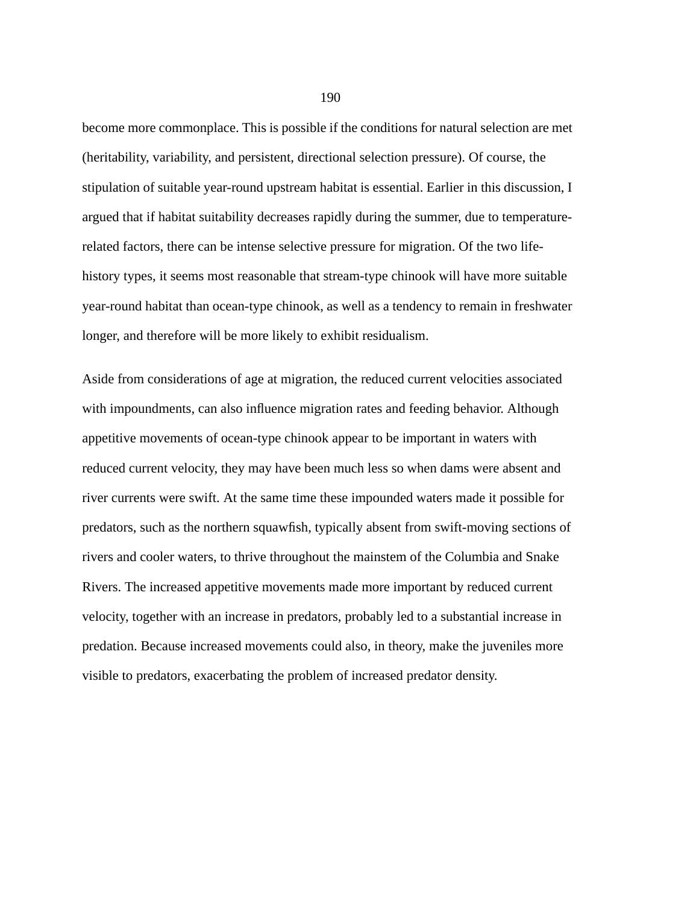become more commonplace. This is possible if the conditions for natural selection are met (heritability, variability, and persistent, directional selection pressure). Of course, the stipulation of suitable year-round upstream habitat is essential. Earlier in this discussion, I argued that if habitat suitability decreases rapidly during the summer, due to temperature-related factors, there can be intense selective pressure for migration. Of the two life-history types, it seems most reasonable that stream-type chinook will have more suitable year-round habitat than ocean-type chinook, as well as a tendency to remain in freshwater longer, and therefore will be more likely to exhibit residualism.

Aside from considerations of age at migration, the reduced current velocities associated with impoundments, can also influence migration rates and feeding behavior. Although appetitive movements of ocean-type chinook appear to be important in waters with reduced current velocity, they may have been much less so when dams were absent and river currents were swift. At the same time these impounded waters made it possible for predators, such as the northern squawfish, typically absent from swift-moving sections of rivers and cooler waters, to thrive throughout the mainstem of the Columbia and Snake Rivers. The increased appetitive movements made more important by reduced current velocity, together with an increase in predators, probably led to a substantial increase in predation. Because increased movements could also, in theory, make the juveniles more visible to predators, exacerbating the problem of increased predator density.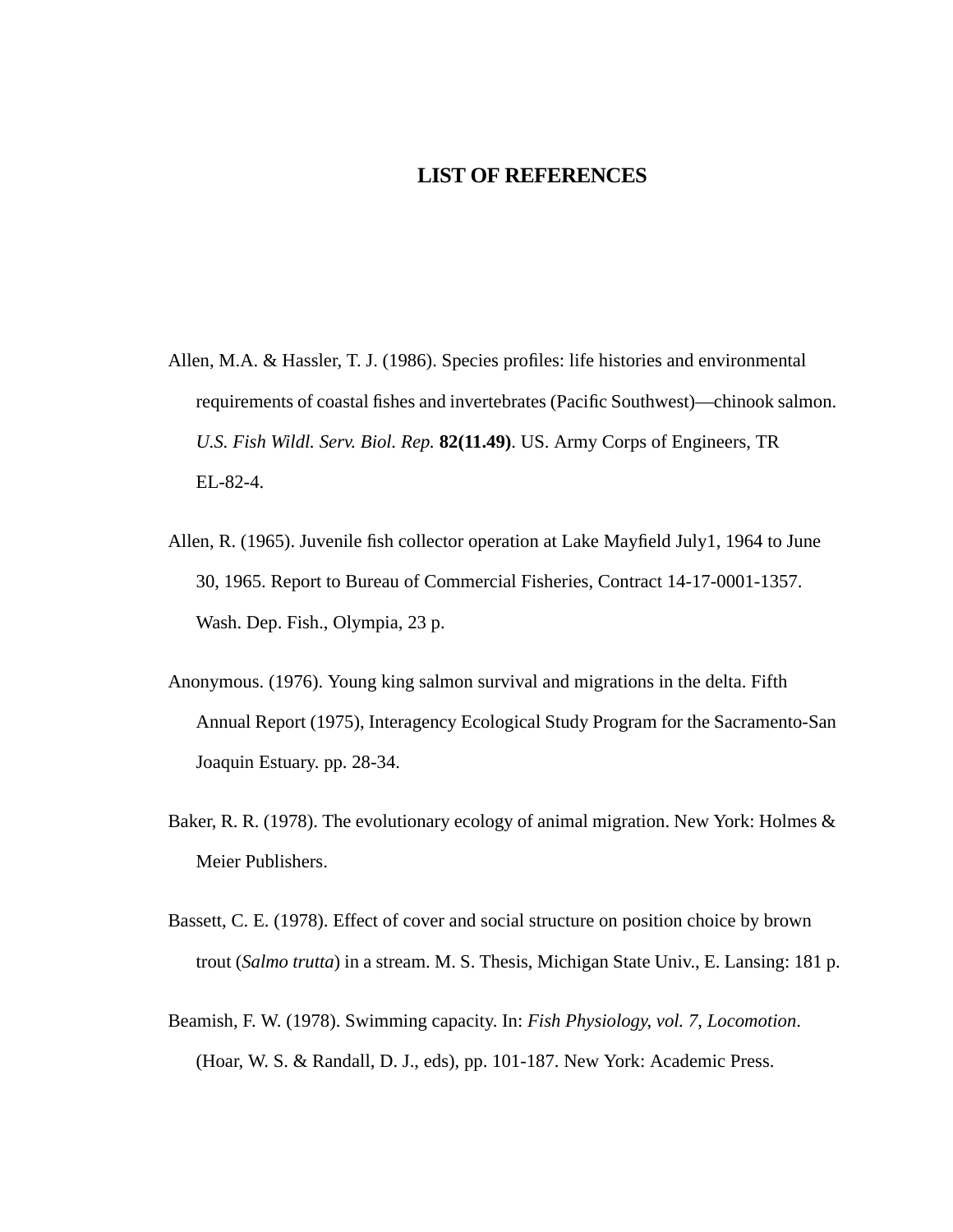# LIST OF REFERENCES

Allen, M.A. & Hassler, T. J. (1986). Species profiles: life histories and environmental requirements of coastal fishes and invertebrates (Pacific Southwest)—chinook salmon. *U.S. Fish Wildl. Serv. Biol. Rep.* **82(11.49)**. US. Army Corps of Engineers, TR EL-82-4.

Allen, R. (1965). Juvenile fish collector operation at Lake Mayfield July1, 1964 to June 30, 1965. Report to Bureau of Commercial Fisheries, Contract 14-17-0001-1357. Wash. Dep. Fish., Olympia, 23 p.

Anonymous. (1976). Young king salmon survival and migrations in the delta. Fifth Annual Report (1975), Interagency Ecological Study Program for the Sacramento-San Joaquin Estuary. pp. 28-34.

Baker, R. R. (1978). The evolutionary ecology of animal migration. New York: Holmes & Meier Publishers.

Bassett, C. E. (1978). Effect of cover and social structure on position choice by brown trout (*Salmo trutta*) in a stream. M. S. Thesis, Michigan State Univ., E. Lansing: 181 p.

Beamish, F. W. (1978). Swimming capacity. In: *Fish Physiology, vol. 7, Locomotion*. (Hoar, W. S. & Randall, D. J., eds), pp. 101-187. New York: Academic Press.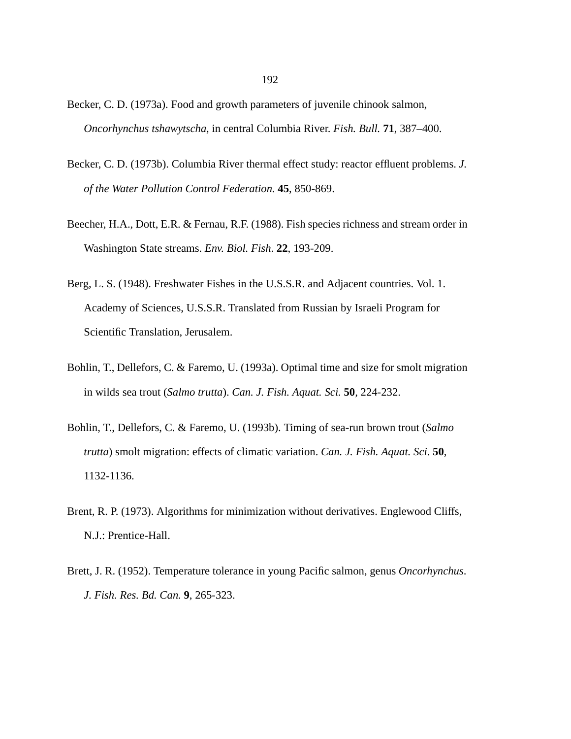Becker, C. D. (1973a). Food and growth parameters of juvenile chinook salmon, *Oncorhynchus tshawytscha*, in central Columbia River. *Fish. Bull.* **71**, 387–400.

Becker, C. D. (1973b). Columbia River thermal effect study: reactor effluent problems. *J. of the Water Pollution Control Federation.* **45**, 850-869.

Beecher, H.A., Dott, E.R. & Fernau, R.F. (1988). Fish species richness and stream order in Washington State streams. *Env. Biol. Fish*. **22**, 193-209.

Berg, L. S. (1948). Freshwater Fishes in the U.S.S.R. and Adjacent countries. Vol. 1. Academy of Sciences, U.S.S.R. Translated from Russian by Israeli Program for Scientific Translation, Jerusalem.

Bohlin, T., Dellefors, C. & Faremo, U. (1993a). Optimal time and size for smolt migration in wilds sea trout (*Salmo trutta*). *Can. J. Fish. Aquat. Sci.* **50**, 224-232.

Bohlin, T., Dellefors, C. & Faremo, U. (1993b). Timing of sea-run brown trout (*Salmo trutta*) smolt migration: effects of climatic variation. *Can. J. Fish. Aquat. Sci*. **50**, 1132-1136.

Brent, R. P. (1973). Algorithms for minimization without derivatives. Englewood Cliffs, N.J.: Prentice-Hall.

Brett, J. R. (1952). Temperature tolerance in young Pacific salmon, genus *Oncorhynchus*. *J. Fish. Res. Bd. Can.* **9**, 265-323.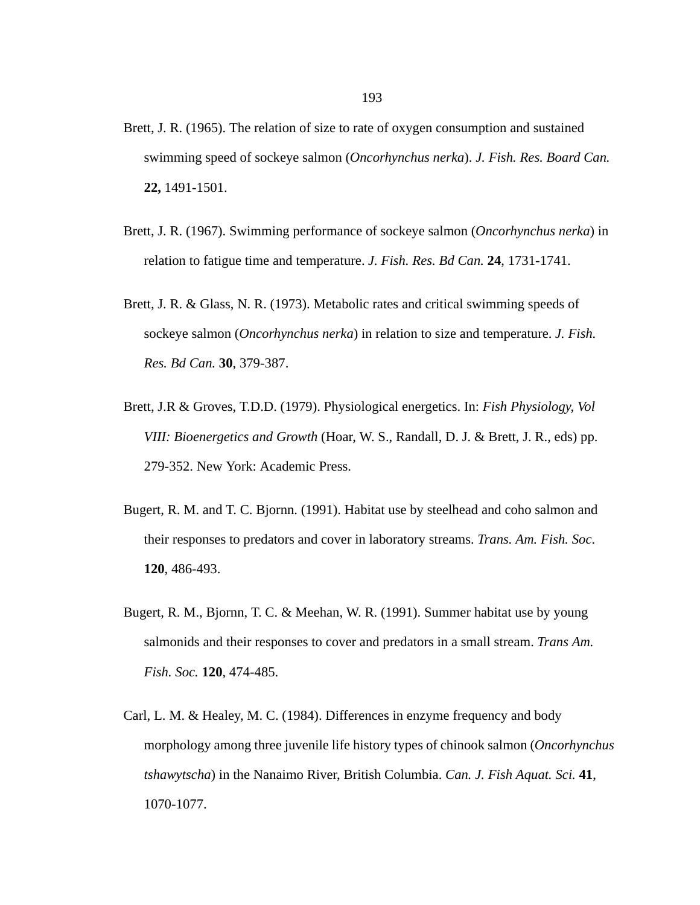Brett, J. R. (1965). The relation of size to rate of oxygen consumption and sustained swimming speed of sockeye salmon (*Oncorhynchus nerka*). *J. Fish. Res. Board Can.* **22,** 1491-1501.

Brett, J. R. (1967). Swimming performance of sockeye salmon (*Oncorhynchus nerka*) in relation to fatigue time and temperature. *J. Fish. Res. Bd Can.* **24**, 1731-1741.

Brett, J. R. & Glass, N. R. (1973). Metabolic rates and critical swimming speeds of sockeye salmon (*Oncorhynchus nerka*) in relation to size and temperature. *J. Fish. Res. Bd Can.* **30**, 379-387.

Brett, J.R & Groves, T.D.D. (1979). Physiological energetics. In: *Fish Physiology, Vol VIII: Bioenergetics and Growth* (Hoar, W. S., Randall, D. J. & Brett, J. R., eds) pp. 279-352. New York: Academic Press.

Bugert, R. M. and T. C. Bjornn. (1991). Habitat use by steelhead and coho salmon and their responses to predators and cover in laboratory streams. *Trans. Am. Fish. Soc*. **120**, 486-493.

Bugert, R. M., Bjornn, T. C. & Meehan, W. R. (1991). Summer habitat use by young salmonids and their responses to cover and predators in a small stream. *Trans Am. Fish. Soc.* **120**, 474-485.

Carl, L. M. & Healey, M. C. (1984). Differences in enzyme frequency and body morphology among three juvenile life history types of chinook salmon (*Oncorhynchus tshawytscha*) in the Nanaimo River, British Columbia. *Can. J. Fish Aquat. Sci.* **41**, 1070-1077.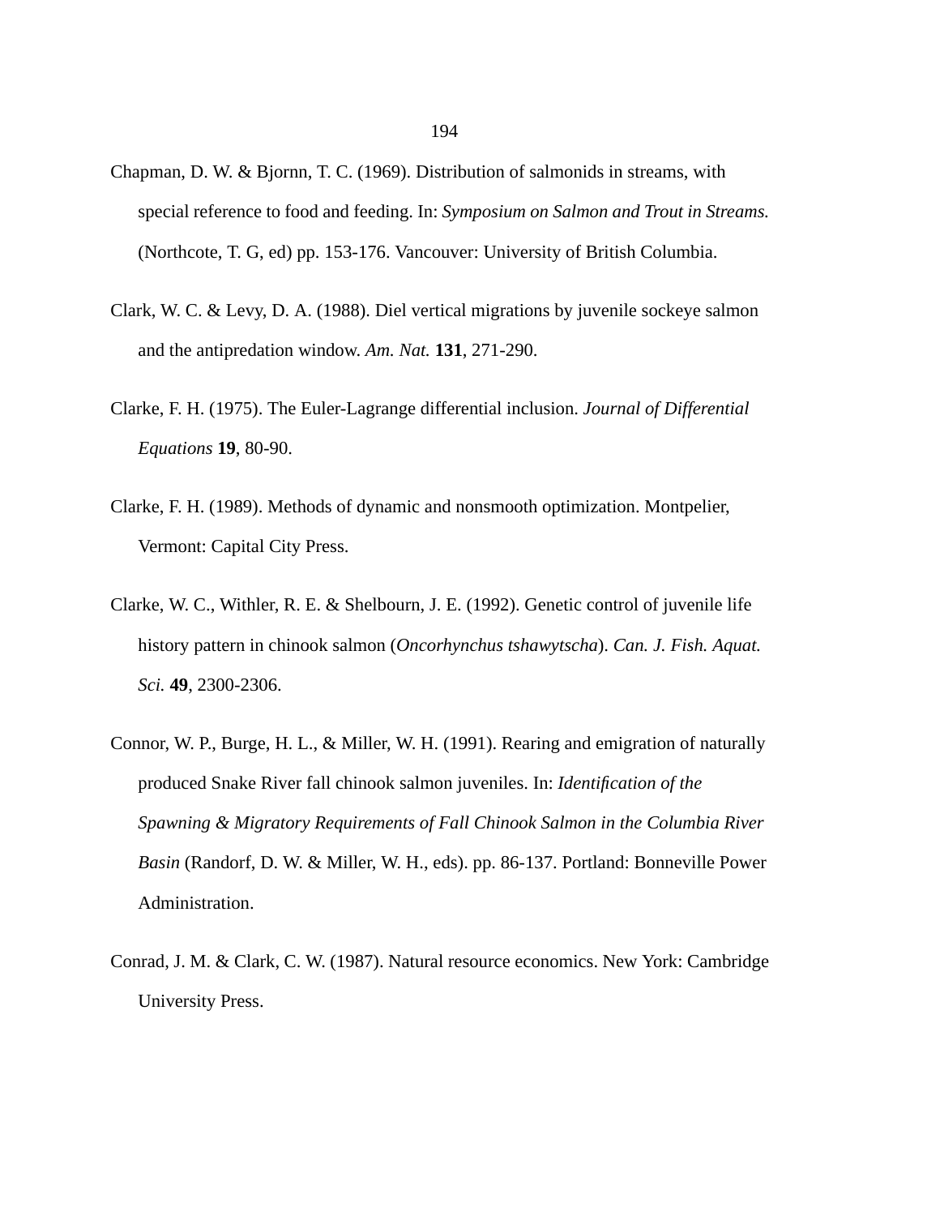Chapman, D. W. & Bjornn, T. C. (1969). Distribution of salmonids in streams, with special reference to food and feeding. In: *Symposium on Salmon and Trout in Streams.* (Northcote, T. G, ed) pp. 153-176. Vancouver: University of British Columbia.

Clark, W. C. & Levy, D. A. (1988). Diel vertical migrations by juvenile sockeye salmon and the antipredation window. *Am. Nat.* **131**, 271-290.

Clarke, F. H. (1975). The Euler-Lagrange differential inclusion. *Journal of Differential Equations* **19**, 80-90.

Clarke, F. H. (1989). Methods of dynamic and nonsmooth optimization. Montpelier, Vermont: Capital City Press.

Clarke, W. C., Withler, R. E. & Shelbourn, J. E. (1992). Genetic control of juvenile life history pattern in chinook salmon (*Oncorhynchus tshawytscha*). *Can. J. Fish. Aquat. Sci.* **49**, 2300-2306.

Connor, W. P., Burge, H. L., & Miller, W. H. (1991). Rearing and emigration of naturally produced Snake River fall chinook salmon juveniles. In: *Identification of the Spawning & Migratory Requirements of Fall Chinook Salmon in the Columbia River Basin* (Randorf, D. W. & Miller, W. H., eds). pp. 86-137. Portland: Bonneville Power Administration.

Conrad, J. M. & Clark, C. W. (1987). Natural resource economics. New York: Cambridge University Press.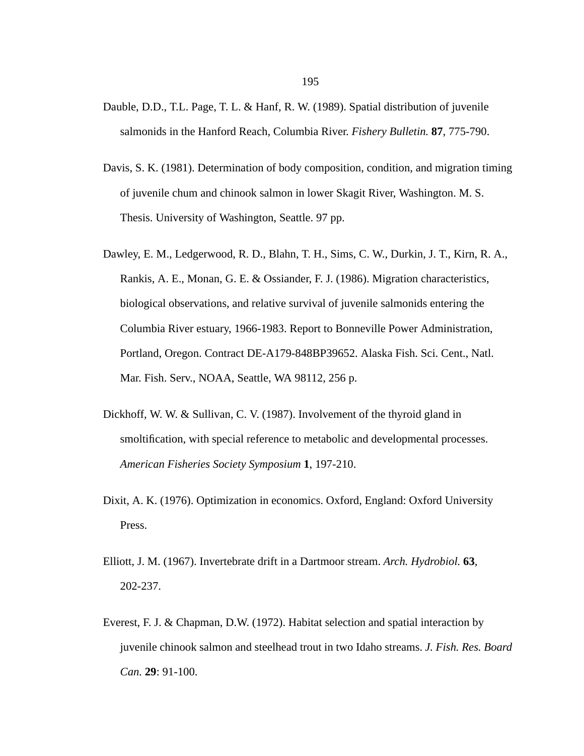Dauble, D.D., T.L. Page, T. L. & Hanf, R. W. (1989). Spatial distribution of juvenile salmonids in the Hanford Reach, Columbia River. *Fishery Bulletin.* **87**, 775-790.

Davis, S. K. (1981). Determination of body composition, condition, and migration timing of juvenile chum and chinook salmon in lower Skagit River, Washington. M. S. Thesis. University of Washington, Seattle. 97 pp.

Dawley, E. M., Ledgerwood, R. D., Blahn, T. H., Sims, C. W., Durkin, J. T., Kirn, R. A., Rankis, A. E., Monan, G. E. & Ossiander, F. J. (1986). Migration characteristics, biological observations, and relative survival of juvenile salmonids entering the Columbia River estuary, 1966-1983. Report to Bonneville Power Administration, Portland, Oregon. Contract DE-A179-848BP39652. Alaska Fish. Sci. Cent., Natl. Mar. Fish. Serv., NOAA, Seattle, WA 98112, 256 p.

Dickhoff, W. W. & Sullivan, C. V. (1987). Involvement of the thyroid gland in smoltification, with special reference to metabolic and developmental processes. *American Fisheries Society Symposium* **1**, 197-210.

Dixit, A. K. (1976). Optimization in economics. Oxford, England: Oxford University Press.

Elliott, J. M. (1967). Invertebrate drift in a Dartmoor stream. *Arch. Hydrobiol.* **63**, 202-237.

Everest, F. J. & Chapman, D.W. (1972). Habitat selection and spatial interaction by juvenile chinook salmon and steelhead trout in two Idaho streams. *J. Fish. Res. Board Can.* **29**: 91-100.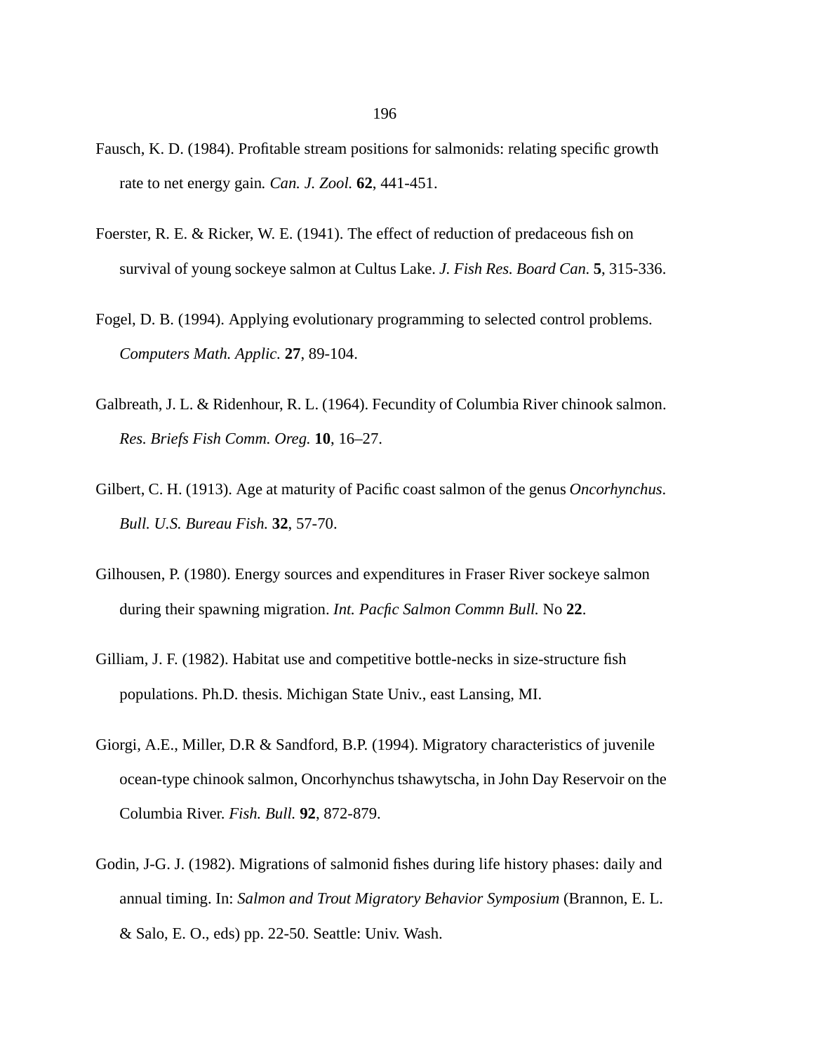Fausch, K. D. (1984). Profitable stream positions for salmonids: relating specific growth rate to net energy gain. *Can. J. Zool.* **62**, 441-451.

Foerster, R. E. & Ricker, W. E. (1941). The effect of reduction of predaceous fish on survival of young sockeye salmon at Cultus Lake. *J. Fish Res. Board Can.* **5**, 315-336.

Fogel, D. B. (1994). Applying evolutionary programming to selected control problems. *Computers Math. Applic.* **27**, 89-104.

Galbreath, J. L. & Ridenhour, R. L. (1964). Fecundity of Columbia River chinook salmon. *Res. Briefs Fish Comm. Oreg.* **10**, 16–27.

Gilbert, C. H. (1913). Age at maturity of Pacific coast salmon of the genus *Oncorhynchus*. *Bull. U.S. Bureau Fish.* **32**, 57-70.

Gilhousen, P. (1980). Energy sources and expenditures in Fraser River sockeye salmon during their spawning migration. *Int. Pacfic Salmon Commn Bull.* No **22**.

Gilliam, J. F. (1982). Habitat use and competitive bottle-necks in size-structure fish populations. Ph.D. thesis. Michigan State Univ., east Lansing, MI.

Giorgi, A.E., Miller, D.R & Sandford, B.P. (1994). Migratory characteristics of juvenile ocean-type chinook salmon, Oncorhynchus tshawytscha, in John Day Reservoir on the Columbia River. *Fish. Bull.* **92**, 872-879.

Godin, J-G. J. (1982). Migrations of salmonid fishes during life history phases: daily and annual timing. In: *Salmon and Trout Migratory Behavior Symposium* (Brannon, E. L. & Salo, E. O., eds) pp. 22-50. Seattle: Univ. Wash.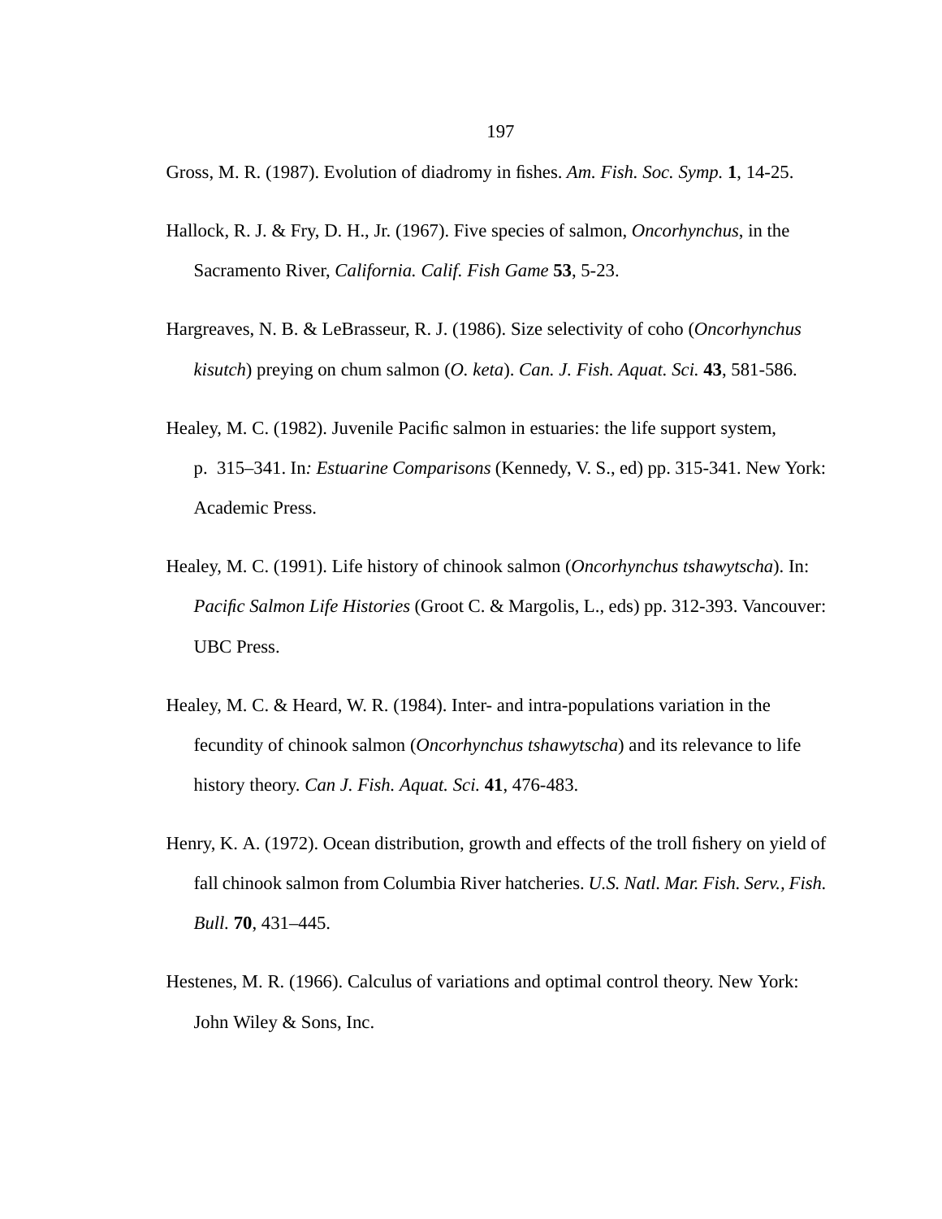Gross, M. R. (1987). Evolution of diadromy in fishes. *Am. Fish. Soc. Symp.* **1**, 14-25.

Hallock, R. J. & Fry, D. H., Jr. (1967). Five species of salmon, *Oncorhynchus*, in the Sacramento River, *California. Calif. Fish Game* **53**, 5-23.

Hargreaves, N. B. & LeBrasseur, R. J. (1986). Size selectivity of coho (*Oncorhynchus kisutch*) preying on chum salmon (*O. keta*). *Can. J. Fish. Aquat. Sci.* **43**, 581-586.

Healey, M. C. (1982). Juvenile Pacific salmon in estuaries: the life support system, p. 315–341. In*: Estuarine Comparisons* (Kennedy, V. S., ed) pp. 315-341. New York: Academic Press.

Healey, M. C. (1991). Life history of chinook salmon (*Oncorhynchus tshawytscha*). In: *Pacific Salmon Life Histories* (Groot C. & Margolis, L., eds) pp. 312-393. Vancouver: UBC Press.

Healey, M. C. & Heard, W. R. (1984). Inter- and intra-populations variation in the fecundity of chinook salmon (*Oncorhynchus tshawytscha*) and its relevance to life history theory. *Can J. Fish. Aquat. Sci.* **41**, 476-483.

Henry, K. A. (1972). Ocean distribution, growth and effects of the troll fishery on yield of fall chinook salmon from Columbia River hatcheries. *U.S. Natl. Mar. Fish. Serv., Fish. Bull.* **70**, 431–445.

Hestenes, M. R. (1966). Calculus of variations and optimal control theory. New York: John Wiley & Sons, Inc.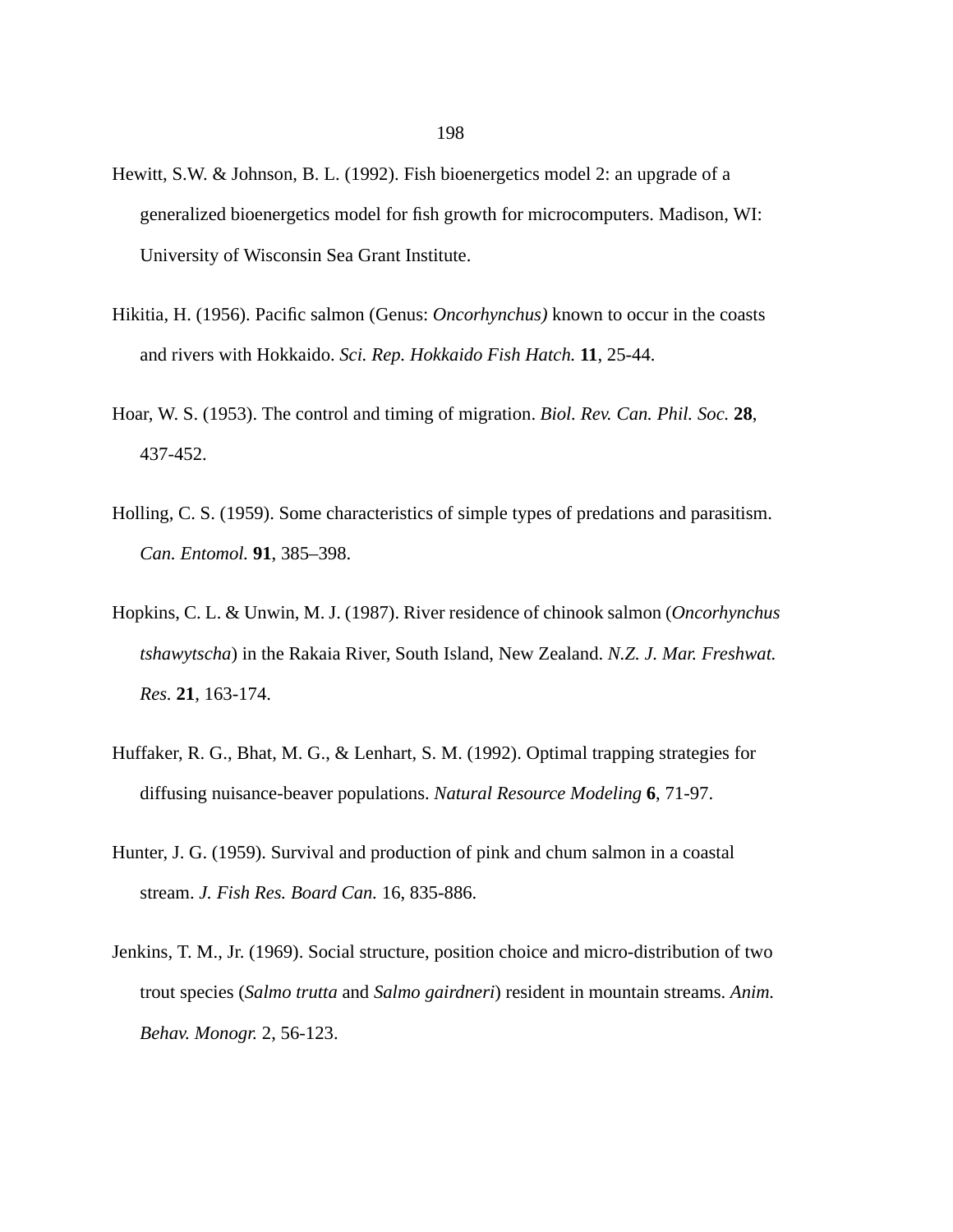Hewitt, S.W. & Johnson, B. L. (1992). Fish bioenergetics model 2: an upgrade of a generalized bioenergetics model for fish growth for microcomputers. Madison, WI: University of Wisconsin Sea Grant Institute.

Hikitia, H. (1956). Pacific salmon (Genus: *Oncorhynchus)* known to occur in the coasts and rivers with Hokkaido. *Sci. Rep. Hokkaido Fish Hatch.* **11**, 25-44.

Hoar, W. S. (1953). The control and timing of migration. *Biol. Rev. Can. Phil. Soc.* **28**, 437-452.

Holling, C. S. (1959). Some characteristics of simple types of predations and parasitism. *Can. Entomol.* **91**, 385–398.

Hopkins, C. L. & Unwin, M. J. (1987). River residence of chinook salmon (*Oncorhynchus tshawytscha*) in the Rakaia River, South Island, New Zealand. *N.Z. J. Mar. Freshwat. Res.* **21**, 163-174.

Huffaker, R. G., Bhat, M. G., & Lenhart, S. M. (1992). Optimal trapping strategies for diffusing nuisance-beaver populations. *Natural Resource Modeling* **6**, 71-97.

Hunter, J. G. (1959). Survival and production of pink and chum salmon in a coastal stream. *J. Fish Res. Board Can.* 16, 835-886.

Jenkins, T. M., Jr. (1969). Social structure, position choice and micro-distribution of two trout species (*Salmo trutta* and *Salmo gairdneri*) resident in mountain streams. *Anim. Behav. Monogr.* 2, 56-123.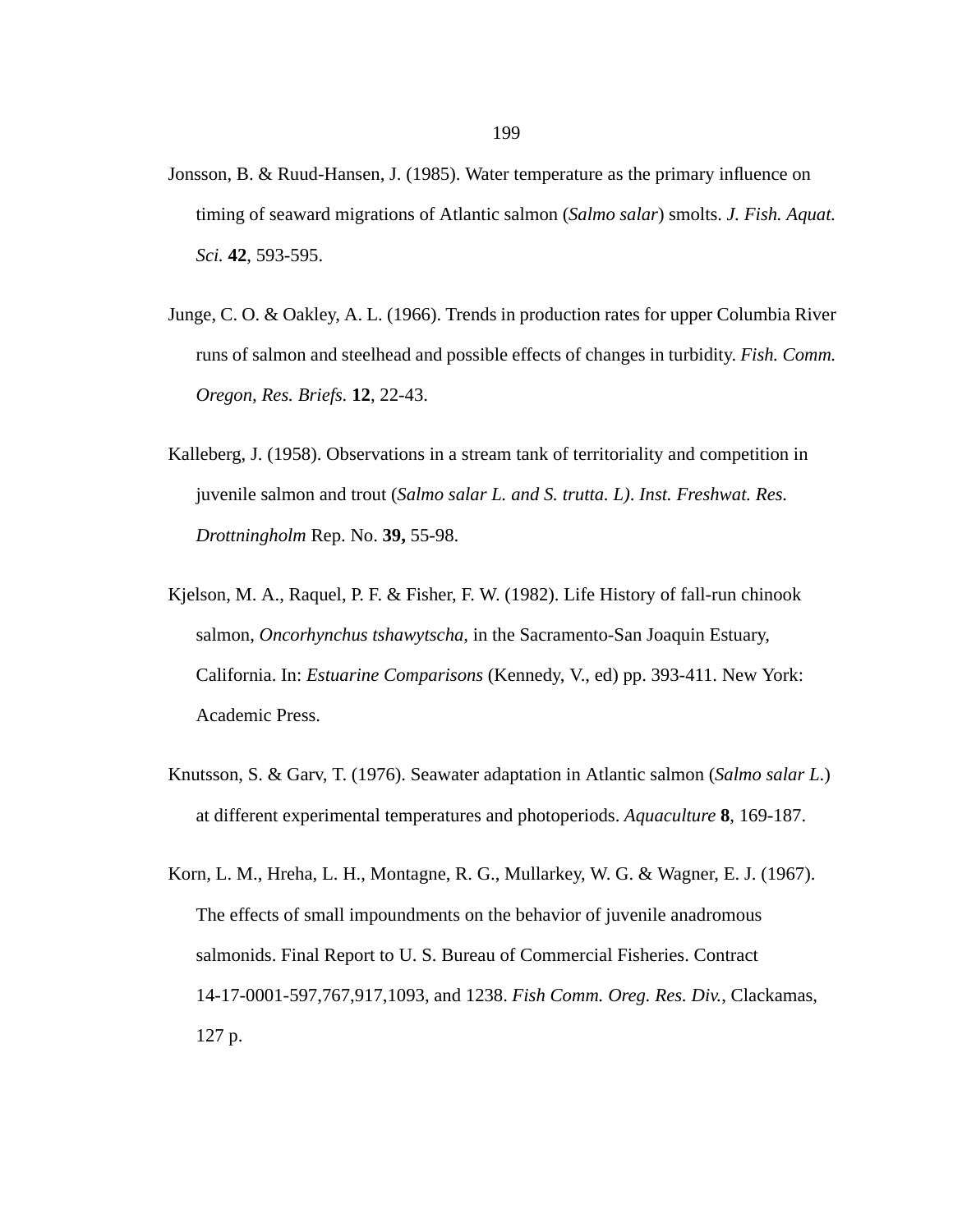Jonsson, B. & Ruud-Hansen, J. (1985). Water temperature as the primary influence on timing of seaward migrations of Atlantic salmon (*Salmo salar*) smolts. *J. Fish. Aquat. Sci.* **42**, 593-595.

Junge, C. O. & Oakley, A. L. (1966). Trends in production rates for upper Columbia River runs of salmon and steelhead and possible effects of changes in turbidity. *Fish. Comm. Oregon, Res. Briefs.* **12**, 22-43.

Kalleberg, J. (1958). Observations in a stream tank of territoriality and competition in juvenile salmon and trout (*Salmo salar L. and S. trutta. L)*. *Inst. Freshwat. Res. Drottningholm* Rep. No. **39,** 55-98.

Kjelson, M. A., Raquel, P. F. & Fisher, F. W. (1982). Life History of fall-run chinook salmon, *Oncorhynchus tshawytscha*, in the Sacramento-San Joaquin Estuary, California. In: *Estuarine Comparisons* (Kennedy, V., ed) pp. 393-411. New York: Academic Press.

Knutsson, S. & Garv, T. (1976). Seawater adaptation in Atlantic salmon (*Salmo salar L.*) at different experimental temperatures and photoperiods. *Aquaculture* **8**, 169-187.

Korn, L. M., Hreha, L. H., Montagne, R. G., Mullarkey, W. G. & Wagner, E. J. (1967). The effects of small impoundments on the behavior of juvenile anadromous salmonids. Final Report to U. S. Bureau of Commercial Fisheries. Contract 14-17-0001-597,767,917,1093, and 1238. *Fish Comm. Oreg. Res. Div.*, Clackamas, 127 p.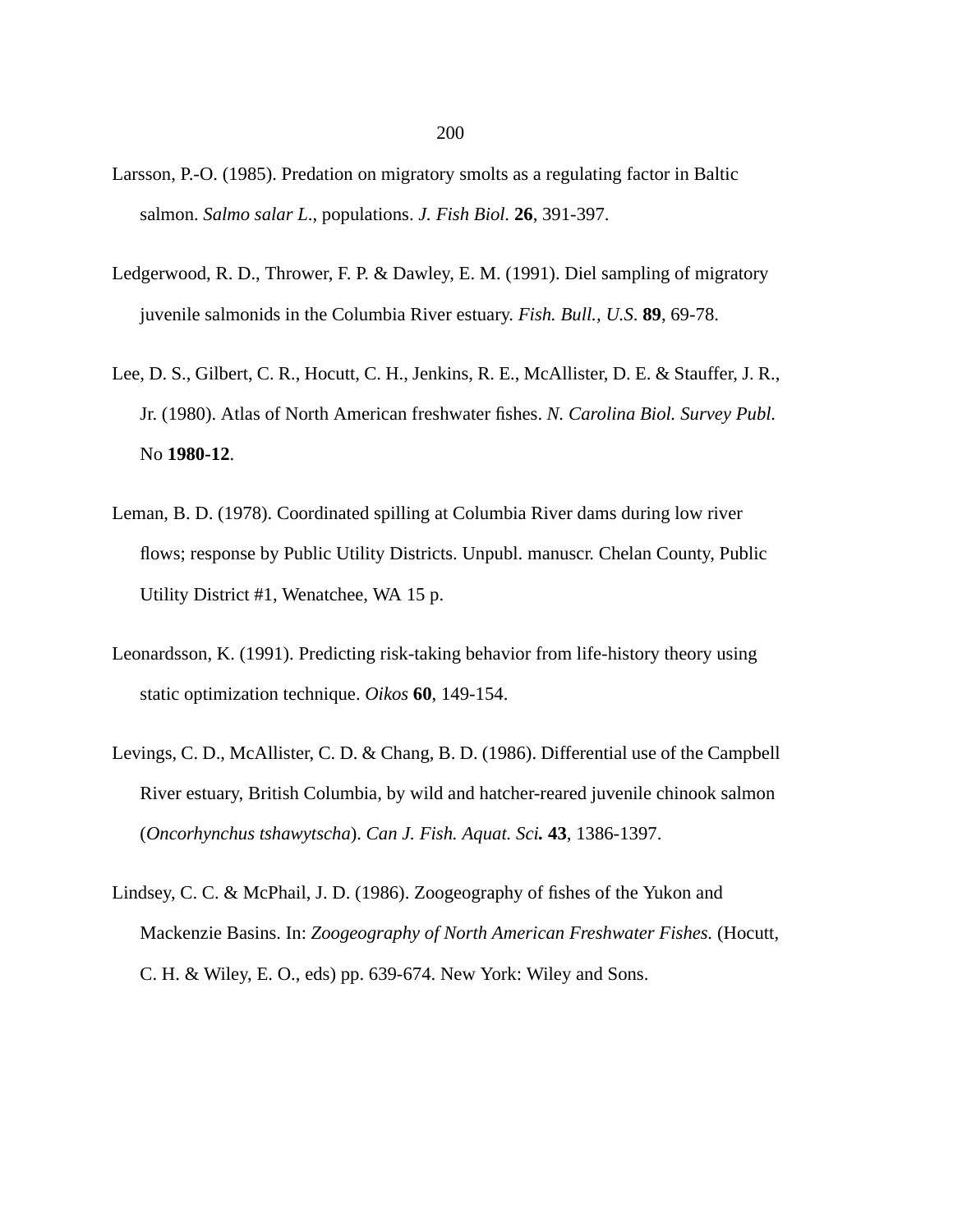Larsson, P.-O. (1985). Predation on migratory smolts as a regulating factor in Baltic salmon. *Salmo salar L.*, populations. *J. Fish Biol.* **26**, 391-397.

Ledgerwood, R. D., Thrower, F. P. & Dawley, E. M. (1991). Diel sampling of migratory juvenile salmonids in the Columbia River estuary. *Fish. Bull., U.S.* **89**, 69-78.

Lee, D. S., Gilbert, C. R., Hocutt, C. H., Jenkins, R. E., McAllister, D. E. & Stauffer, J. R., Jr. (1980). Atlas of North American freshwater fishes. *N. Carolina Biol. Survey Publ.* No **1980-12**.

Leman, B. D. (1978). Coordinated spilling at Columbia River dams during low river flows; response by Public Utility Districts. Unpubl. manuscr. Chelan County, Public Utility District #1, Wenatchee, WA 15 p.

Leonardsson, K. (1991). Predicting risk-taking behavior from life-history theory using static optimization technique. *Oikos* **60**, 149-154.

Levings, C. D., McAllister, C. D. & Chang, B. D. (1986). Differential use of the Campbell River estuary, British Columbia, by wild and hatcher-reared juvenile chinook salmon (*Oncorhynchus tshawytscha*). *Can J. Fish. Aquat. Sci.* **43**, 1386-1397.

Lindsey, C. C. & McPhail, J. D. (1986). Zoogeography of fishes of the Yukon and Mackenzie Basins. In: *Zoogeography of North American Freshwater Fishes.* (Hocutt, C. H. & Wiley, E. O., eds) pp. 639-674. New York: Wiley and Sons.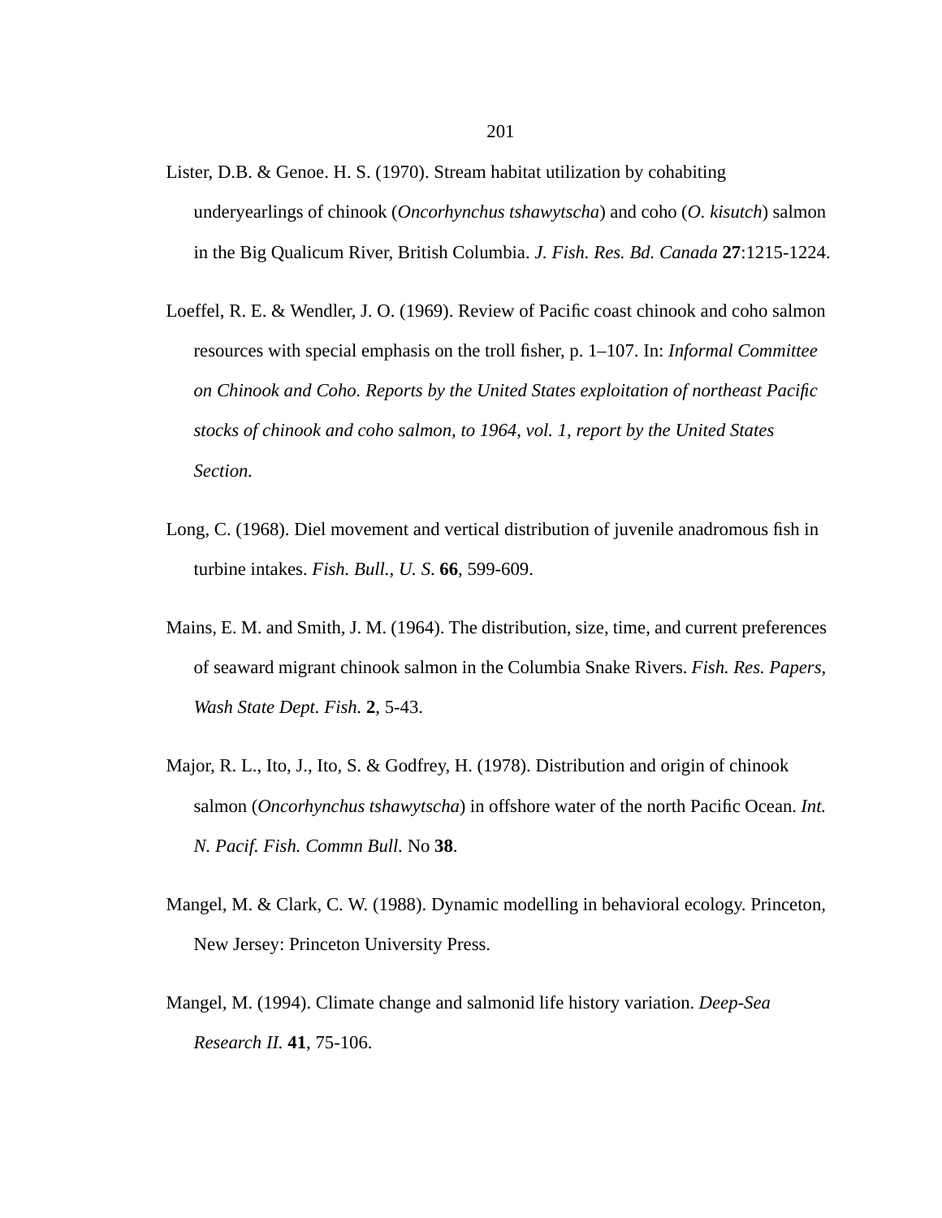Lister, D.B. & Genoe. H. S. (1970). Stream habitat utilization by cohabiting underyearlings of chinook (*Oncorhynchus tshawytscha*) and coho (*O. kisutch*) salmon in the Big Qualicum River, British Columbia. *J. Fish. Res. Bd. Canada* **27**:1215-1224.

Loeffel, R. E. & Wendler, J. O. (1969). Review of Pacific coast chinook and coho salmon resources with special emphasis on the troll fisher, p. 1–107. In: *Informal Committee on Chinook and Coho. Reports by the United States exploitation of northeast Pacific stocks of chinook and coho salmon, to 1964, vol. 1, report by the United States Section.*

Long, C. (1968). Diel movement and vertical distribution of juvenile anadromous fish in turbine intakes. *Fish. Bull., U. S.* **66**, 599-609.

Mains, E. M. and Smith, J. M. (1964). The distribution, size, time, and current preferences of seaward migrant chinook salmon in the Columbia Snake Rivers. *Fish. Res. Papers, Wash State Dept. Fish.* **2**, 5-43.

Major, R. L., Ito, J., Ito, S. & Godfrey, H. (1978). Distribution and origin of chinook salmon (*Oncorhynchus tshawytscha*) in offshore water of the north Pacific Ocean. *Int. N. Pacif. Fish. Commn Bull.* No **38**.

Mangel, M. & Clark, C. W. (1988). Dynamic modelling in behavioral ecology. Princeton, New Jersey: Princeton University Press.

Mangel, M. (1994). Climate change and salmonid life history variation. *Deep-Sea Research II.* **41**, 75-106.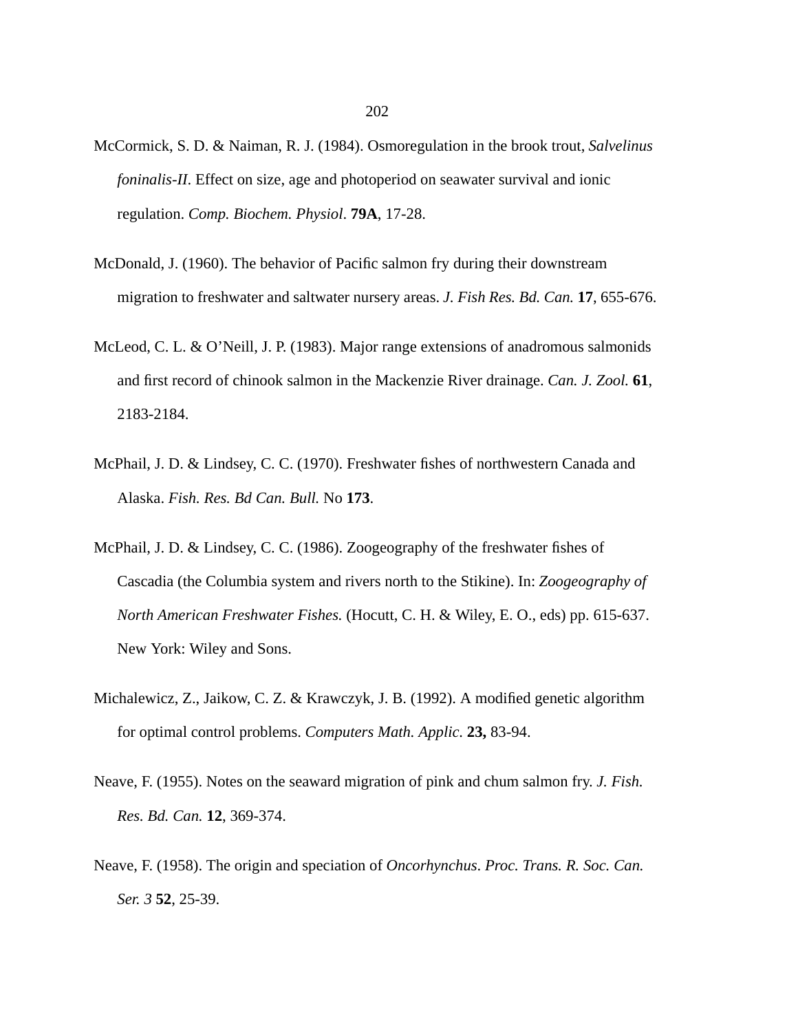McCormick, S. D. & Naiman, R. J. (1984). Osmoregulation in the brook trout, *Salvelinus foninalis-II*. Effect on size, age and photoperiod on seawater survival and ionic regulation. *Comp. Biochem. Physiol*. **79A**, 17-28.

McDonald, J. (1960). The behavior of Pacific salmon fry during their downstream migration to freshwater and saltwater nursery areas. *J. Fish Res. Bd. Can.* **17**, 655-676.

McLeod, C. L. & O'Neill, J. P. (1983). Major range extensions of anadromous salmonids and first record of chinook salmon in the Mackenzie River drainage. *Can. J. Zool.* **61**, 2183-2184.

McPhail, J. D. & Lindsey, C. C. (1970). Freshwater fishes of northwestern Canada and Alaska. *Fish. Res. Bd Can. Bull.* No **173**.

McPhail, J. D. & Lindsey, C. C. (1986). Zoogeography of the freshwater fishes of Cascadia (the Columbia system and rivers north to the Stikine). In: *Zoogeography of North American Freshwater Fishes.* (Hocutt, C. H. & Wiley, E. O., eds) pp. 615-637. New York: Wiley and Sons.

Michalewicz, Z., Jaikow, C. Z. & Krawczyk, J. B. (1992). A modified genetic algorithm for optimal control problems. *Computers Math. Applic.* **23,** 83-94.

Neave, F. (1955). Notes on the seaward migration of pink and chum salmon fry. *J. Fish. Res. Bd. Can.* **12**, 369-374.

Neave, F. (1958). The origin and speciation of *Oncorhynchus*. *Proc. Trans. R. Soc. Can. Ser. 3* **52**, 25-39.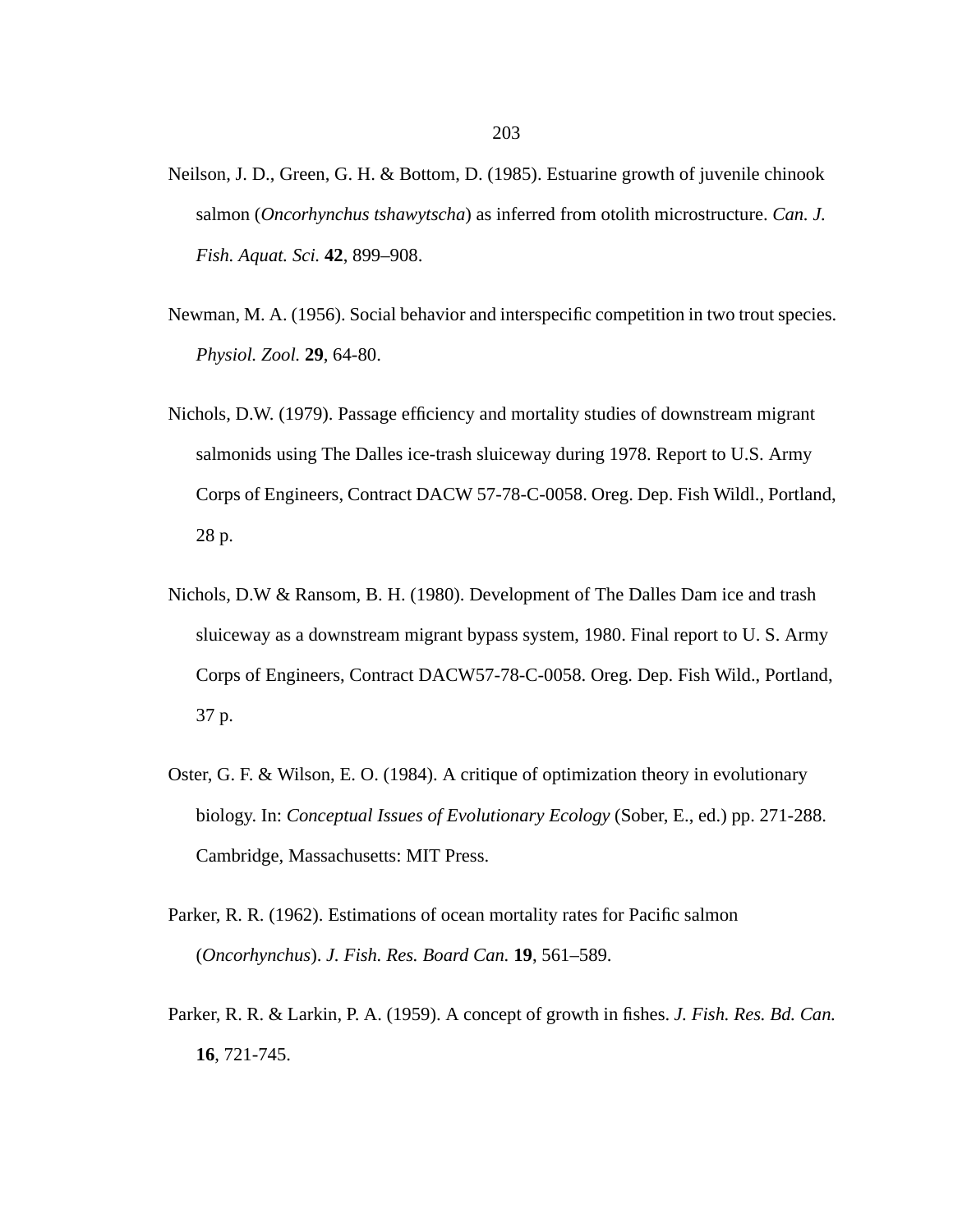Neilson, J. D., Green, G. H. & Bottom, D. (1985). Estuarine growth of juvenile chinook salmon (*Oncorhynchus tshawytscha*) as inferred from otolith microstructure. *Can. J. Fish. Aquat. Sci.* **42**, 899–908.

Newman, M. A. (1956). Social behavior and interspecific competition in two trout species. *Physiol. Zool.* **29**, 64-80.

Nichols, D.W. (1979). Passage efficiency and mortality studies of downstream migrant salmonids using The Dalles ice-trash sluiceway during 1978. Report to U.S. Army Corps of Engineers, Contract DACW 57-78-C-0058. Oreg. Dep. Fish Wildl., Portland, 28 p.

Nichols, D.W & Ransom, B. H. (1980). Development of The Dalles Dam ice and trash sluiceway as a downstream migrant bypass system, 1980. Final report to U. S. Army Corps of Engineers, Contract DACW57-78-C-0058. Oreg. Dep. Fish Wild., Portland, 37 p.

Oster, G. F. & Wilson, E. O. (1984). A critique of optimization theory in evolutionary biology. In: *Conceptual Issues of Evolutionary Ecology* (Sober, E., ed.) pp. 271-288. Cambridge, Massachusetts: MIT Press.

Parker, R. R. (1962). Estimations of ocean mortality rates for Pacific salmon (*Oncorhynchus*). *J. Fish. Res. Board Can.* **19**, 561–589.

Parker, R. R. & Larkin, P. A. (1959). A concept of growth in fishes. *J. Fish. Res. Bd. Can.* **16**, 721-745.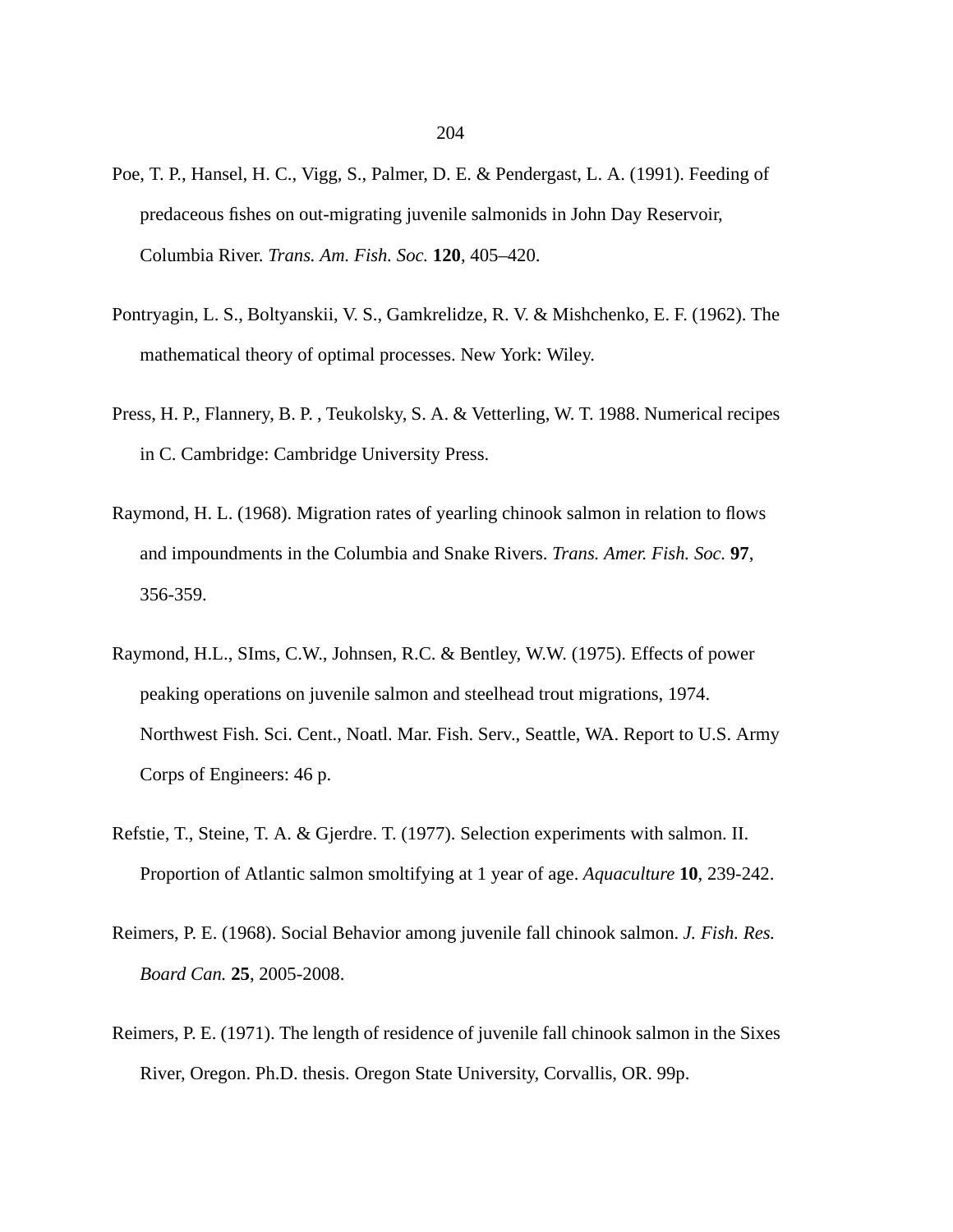Poe, T. P., Hansel, H. C., Vigg, S., Palmer, D. E. & Pendergast, L. A. (1991). Feeding of predaceous fishes on out-migrating juvenile salmonids in John Day Reservoir, Columbia River. *Trans. Am. Fish. Soc.* **120**, 405–420.

Pontryagin, L. S., Boltyanskii, V. S., Gamkrelidze, R. V. & Mishchenko, E. F. (1962). The mathematical theory of optimal processes. New York: Wiley.

Press, H. P., Flannery, B. P. , Teukolsky, S. A. & Vetterling, W. T. 1988. Numerical recipes in C. Cambridge: Cambridge University Press.

Raymond, H. L. (1968). Migration rates of yearling chinook salmon in relation to flows and impoundments in the Columbia and Snake Rivers. *Trans. Amer. Fish. Soc.* **97**, 356-359.

Raymond, H.L., SIms, C.W., Johnsen, R.C. & Bentley, W.W. (1975). Effects of power peaking operations on juvenile salmon and steelhead trout migrations, 1974. Northwest Fish. Sci. Cent., Noatl. Mar. Fish. Serv., Seattle, WA. Report to U.S. Army Corps of Engineers: 46 p.

Refstie, T., Steine, T. A. & Gjerdre. T. (1977). Selection experiments with salmon. II. Proportion of Atlantic salmon smoltifying at 1 year of age. *Aquaculture* **10**, 239-242.

Reimers, P. E. (1968). Social Behavior among juvenile fall chinook salmon. *J. Fish. Res. Board Can.* **25**, 2005-2008.

Reimers, P. E. (1971). The length of residence of juvenile fall chinook salmon in the Sixes River, Oregon. Ph.D. thesis. Oregon State University, Corvallis, OR. 99p.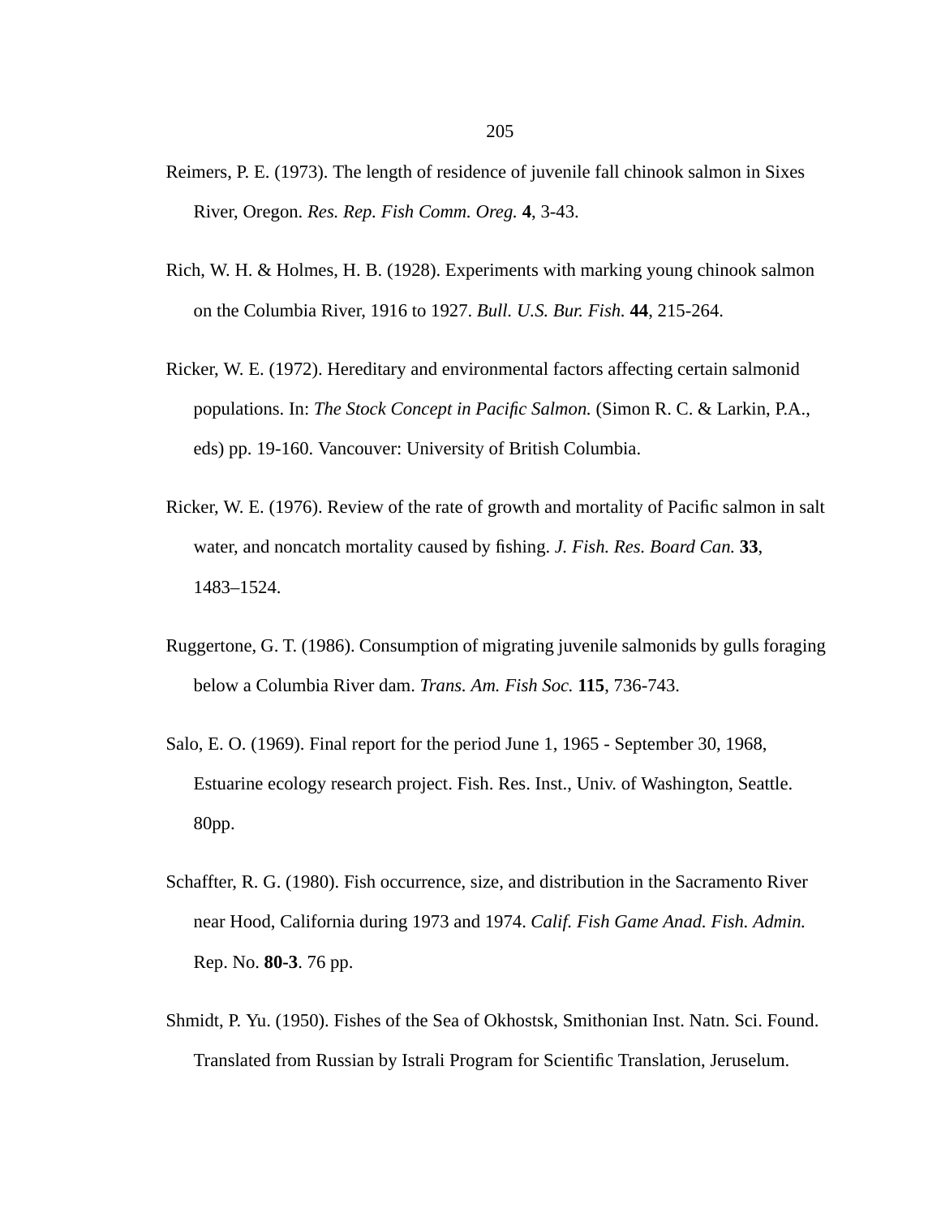Reimers, P. E. (1973). The length of residence of juvenile fall chinook salmon in Sixes River, Oregon. *Res. Rep. Fish Comm. Oreg.* **4**, 3-43.

Rich, W. H. & Holmes, H. B. (1928). Experiments with marking young chinook salmon on the Columbia River, 1916 to 1927. *Bull. U.S. Bur. Fish.* **44**, 215-264.

Ricker, W. E. (1972). Hereditary and environmental factors affecting certain salmonid populations. In: *The Stock Concept in Pacific Salmon.* (Simon R. C. & Larkin, P.A., eds) pp. 19-160. Vancouver: University of British Columbia.

Ricker, W. E. (1976). Review of the rate of growth and mortality of Pacific salmon in salt water, and noncatch mortality caused by fishing. *J. Fish. Res. Board Can.* **33**, 1483–1524.

Ruggertone, G. T. (1986). Consumption of migrating juvenile salmonids by gulls foraging below a Columbia River dam. *Trans. Am. Fish Soc.* **115**, 736-743.

Salo, E. O. (1969). Final report for the period June 1, 1965 - September 30, 1968, Estuarine ecology research project. Fish. Res. Inst., Univ. of Washington, Seattle. 80pp.

Schaffter, R. G. (1980). Fish occurrence, size, and distribution in the Sacramento River near Hood, California during 1973 and 1974. *Calif. Fish Game Anad. Fish. Admin.* Rep. No. **80-3**. 76 pp.

Shmidt, P. Yu. (1950). Fishes of the Sea of Okhostsk, Smithonian Inst. Natn. Sci. Found. Translated from Russian by Istrali Program for Scientific Translation, Jeruselum.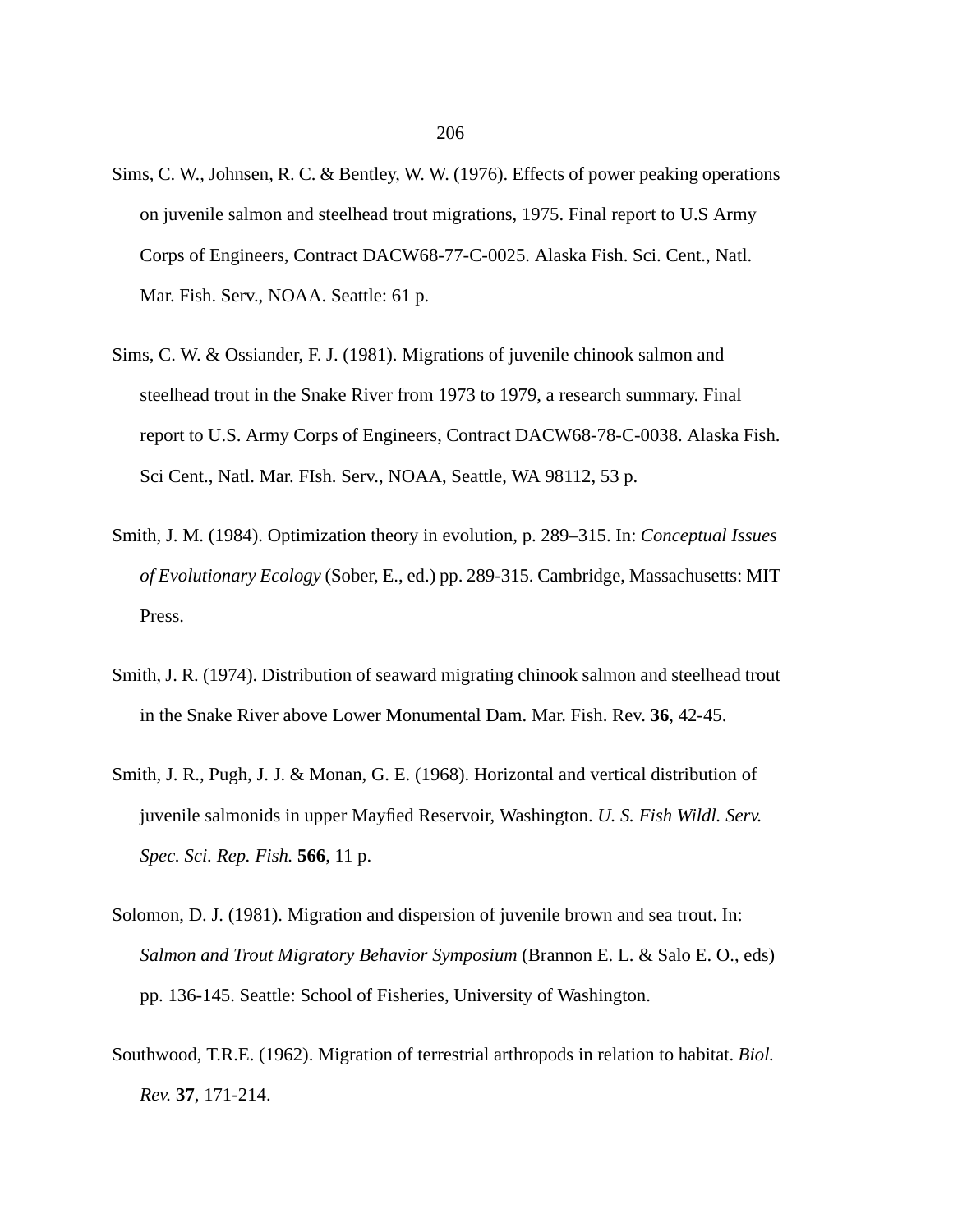Sims, C. W., Johnsen, R. C. & Bentley, W. W. (1976). Effects of power peaking operations on juvenile salmon and steelhead trout migrations, 1975. Final report to U.S Army Corps of Engineers, Contract DACW68-77-C-0025. Alaska Fish. Sci. Cent., Natl. Mar. Fish. Serv., NOAA. Seattle: 61 p.

Sims, C. W. & Ossiander, F. J. (1981). Migrations of juvenile chinook salmon and steelhead trout in the Snake River from 1973 to 1979, a research summary. Final report to U.S. Army Corps of Engineers, Contract DACW68-78-C-0038. Alaska Fish. Sci Cent., Natl. Mar. FIsh. Serv., NOAA, Seattle, WA 98112, 53 p.

Smith, J. M. (1984). Optimization theory in evolution, p. 289–315. In: *Conceptual Issues of Evolutionary Ecology* (Sober, E., ed.) pp. 289-315. Cambridge, Massachusetts: MIT Press.

Smith, J. R. (1974). Distribution of seaward migrating chinook salmon and steelhead trout in the Snake River above Lower Monumental Dam. Mar. Fish. Rev. **36**, 42-45.

Smith, J. R., Pugh, J. J. & Monan, G. E. (1968). Horizontal and vertical distribution of juvenile salmonids in upper Mayfied Reservoir, Washington. *U. S. Fish Wildl. Serv. Spec. Sci. Rep. Fish.* **566**, 11 p.

Solomon, D. J. (1981). Migration and dispersion of juvenile brown and sea trout. In: *Salmon and Trout Migratory Behavior Symposium* (Brannon E. L. & Salo E. O., eds) pp. 136-145. Seattle: School of Fisheries, University of Washington.

Southwood, T.R.E. (1962). Migration of terrestrial arthropods in relation to habitat. *Biol. Rev.* **37**, 171-214.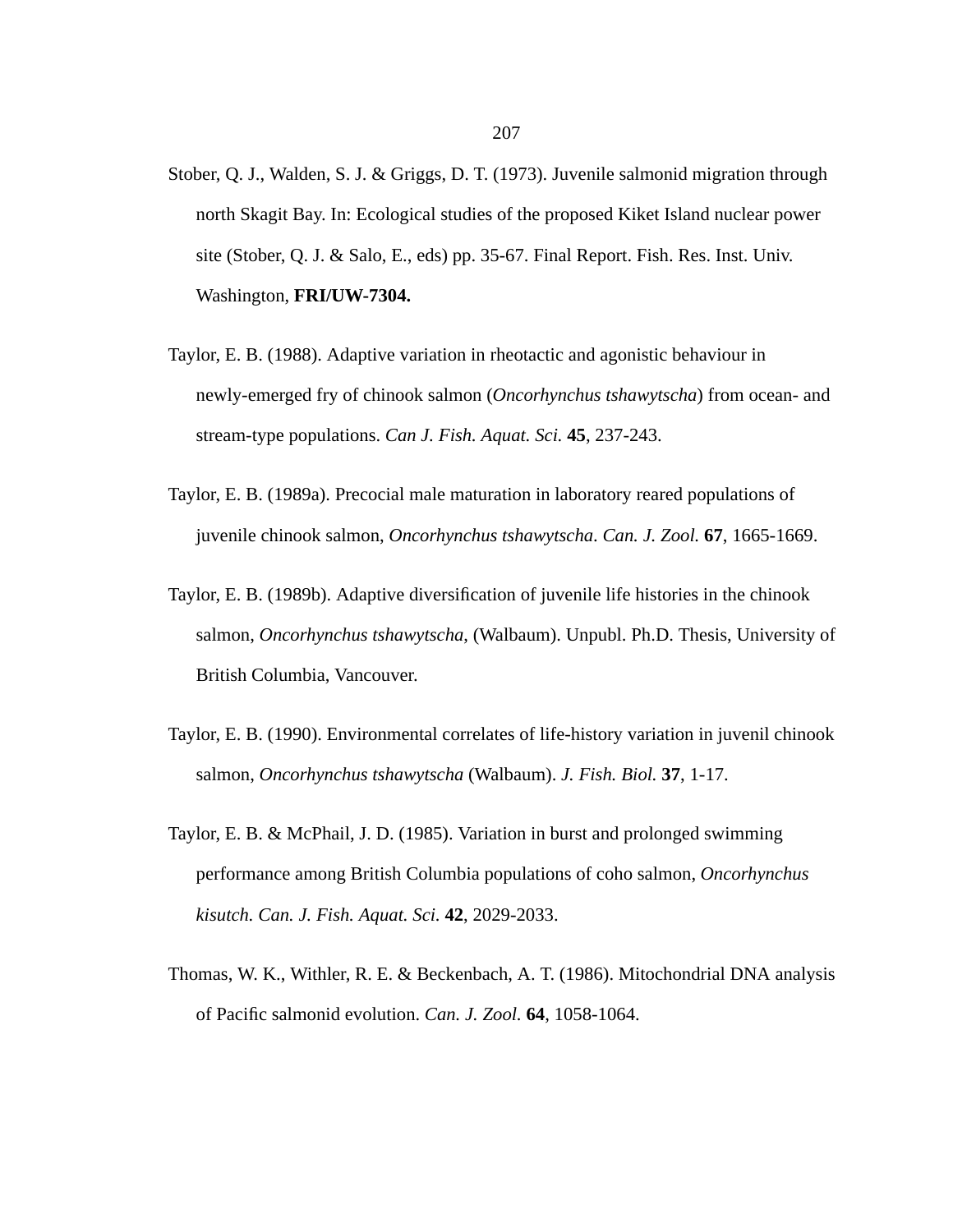Stober, Q. J., Walden, S. J. & Griggs, D. T. (1973). Juvenile salmonid migration through north Skagit Bay. In: Ecological studies of the proposed Kiket Island nuclear power site (Stober, Q. J. & Salo, E., eds) pp. 35-67. Final Report. Fish. Res. Inst. Univ. Washington, **FRI/UW-7304.**

Taylor, E. B. (1988). Adaptive variation in rheotactic and agonistic behaviour in newly-emerged fry of chinook salmon (*Oncorhynchus tshawytscha*) from ocean- and stream-type populations. *Can J. Fish. Aquat. Sci.* **45**, 237-243.

Taylor, E. B. (1989a). Precocial male maturation in laboratory reared populations of juvenile chinook salmon, *Oncorhynchus tshawytscha*. *Can. J. Zool.* **67**, 1665-1669.

Taylor, E. B. (1989b). Adaptive diversification of juvenile life histories in the chinook salmon, *Oncorhynchus tshawytscha*, (Walbaum). Unpubl. Ph.D. Thesis, University of British Columbia, Vancouver.

Taylor, E. B. (1990). Environmental correlates of life-history variation in juvenil chinook salmon, *Oncorhynchus tshawytscha* (Walbaum). *J. Fish. Biol.* **37**, 1-17.

Taylor, E. B. & McPhail, J. D. (1985). Variation in burst and prolonged swimming performance among British Columbia populations of coho salmon, *Oncorhynchus kisutch*. *Can. J. Fish. Aquat. Sci.* **42**, 2029-2033.

Thomas, W. K., Withler, R. E. & Beckenbach, A. T. (1986). Mitochondrial DNA analysis of Pacific salmonid evolution. *Can. J. Zool.* **64**, 1058-1064.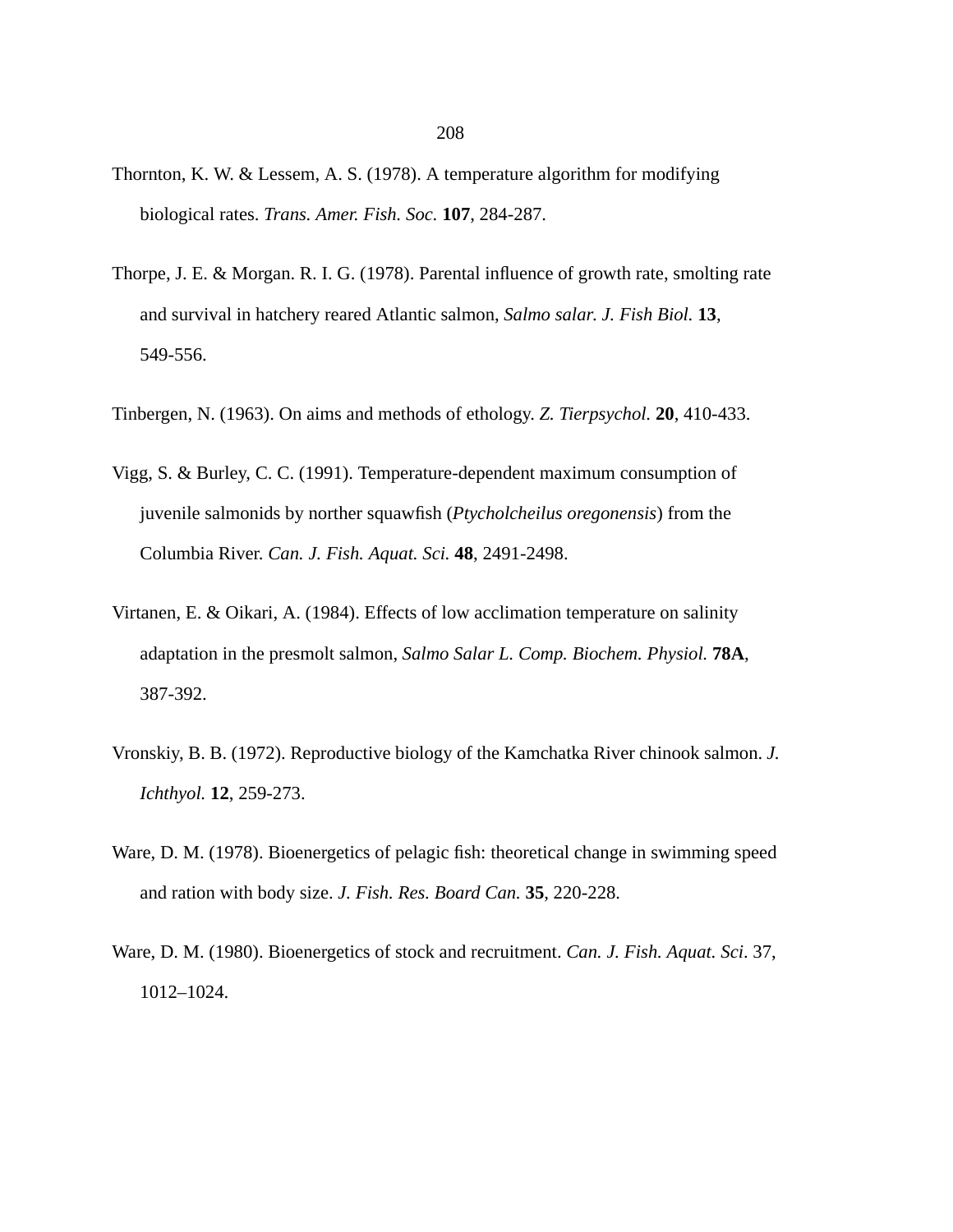Thornton, K. W. & Lessem, A. S. (1978). A temperature algorithm for modifying biological rates. *Trans. Amer. Fish. Soc.* **107**, 284-287.

Thorpe, J. E. & Morgan. R. I. G. (1978). Parental influence of growth rate, smolting rate and survival in hatchery reared Atlantic salmon, *Salmo salar. J. Fish Biol.* **13**, 549-556.

Tinbergen, N. (1963). On aims and methods of ethology. *Z. Tierpsychol.* **20**, 410-433.

Vigg, S. & Burley, C. C. (1991). Temperature-dependent maximum consumption of juvenile salmonids by norther squawfish (*Ptycholcheilus oregonensis*) from the Columbia River. *Can. J. Fish. Aquat. Sci.* **48**, 2491-2498.

Virtanen, E. & Oikari, A. (1984). Effects of low acclimation temperature on salinity adaptation in the presmolt salmon, *Salmo Salar L. Comp. Biochem. Physiol.* **78A**, 387-392.

Vronskiy, B. B. (1972). Reproductive biology of the Kamchatka River chinook salmon. *J. Ichthyol.* **12**, 259-273.

Ware, D. M. (1978). Bioenergetics of pelagic fish: theoretical change in swimming speed and ration with body size. *J. Fish. Res. Board Can.* **35**, 220-228.

Ware, D. M. (1980). Bioenergetics of stock and recruitment. *Can. J. Fish. Aquat. Sci*. 37, 1012–1024.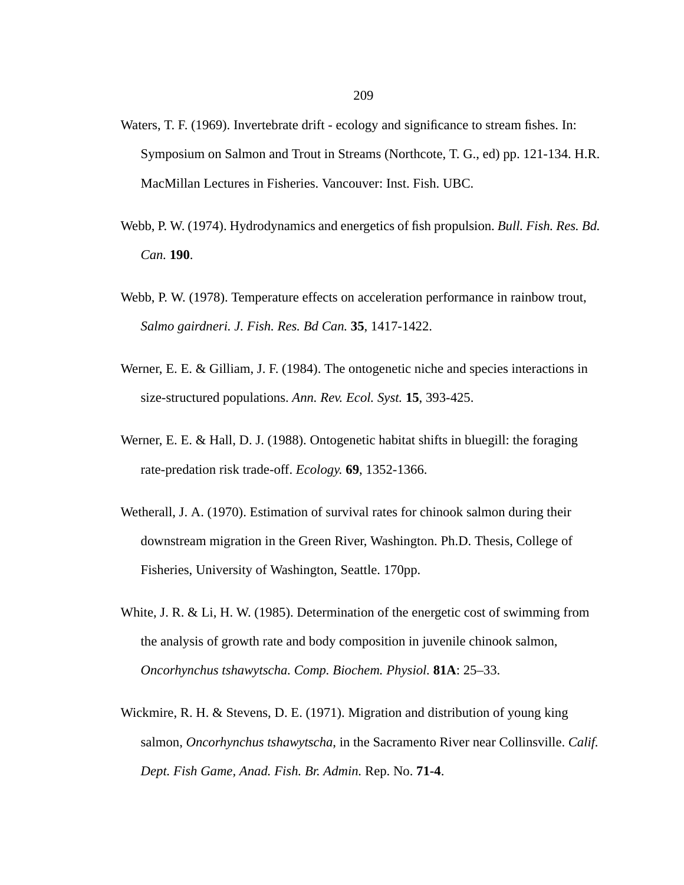Waters, T. F. (1969). Invertebrate drift - ecology and significance to stream fishes. In: Symposium on Salmon and Trout in Streams (Northcote, T. G., ed) pp. 121-134. H.R. MacMillan Lectures in Fisheries. Vancouver: Inst. Fish. UBC.

Webb, P. W. (1974). Hydrodynamics and energetics of fish propulsion. *Bull. Fish. Res. Bd. Can.* **190**.

Webb, P. W. (1978). Temperature effects on acceleration performance in rainbow trout, *Salmo gairdneri. J. Fish. Res. Bd Can.* **35**, 1417-1422.

Werner, E. E. & Gilliam, J. F. (1984). The ontogenetic niche and species interactions in size-structured populations. *Ann. Rev. Ecol. Syst.* **15**, 393-425.

Werner, E. E. & Hall, D. J. (1988). Ontogenetic habitat shifts in bluegill: the foraging rate-predation risk trade-off. *Ecology.* **69**, 1352-1366.

Wetherall, J. A. (1970). Estimation of survival rates for chinook salmon during their downstream migration in the Green River, Washington. Ph.D. Thesis, College of Fisheries, University of Washington, Seattle. 170pp.

White, J. R. & Li, H. W. (1985). Determination of the energetic cost of swimming from the analysis of growth rate and body composition in juvenile chinook salmon, *Oncorhynchus tshawytscha. Comp. Biochem. Physiol.* **81A**: 25–33.

Wickmire, R. H. & Stevens, D. E. (1971). Migration and distribution of young king salmon, *Oncorhynchus tshawytscha*, in the Sacramento River near Collinsville. *Calif. Dept. Fish Game, Anad. Fish. Br. Admin.* Rep. No. **71-4**.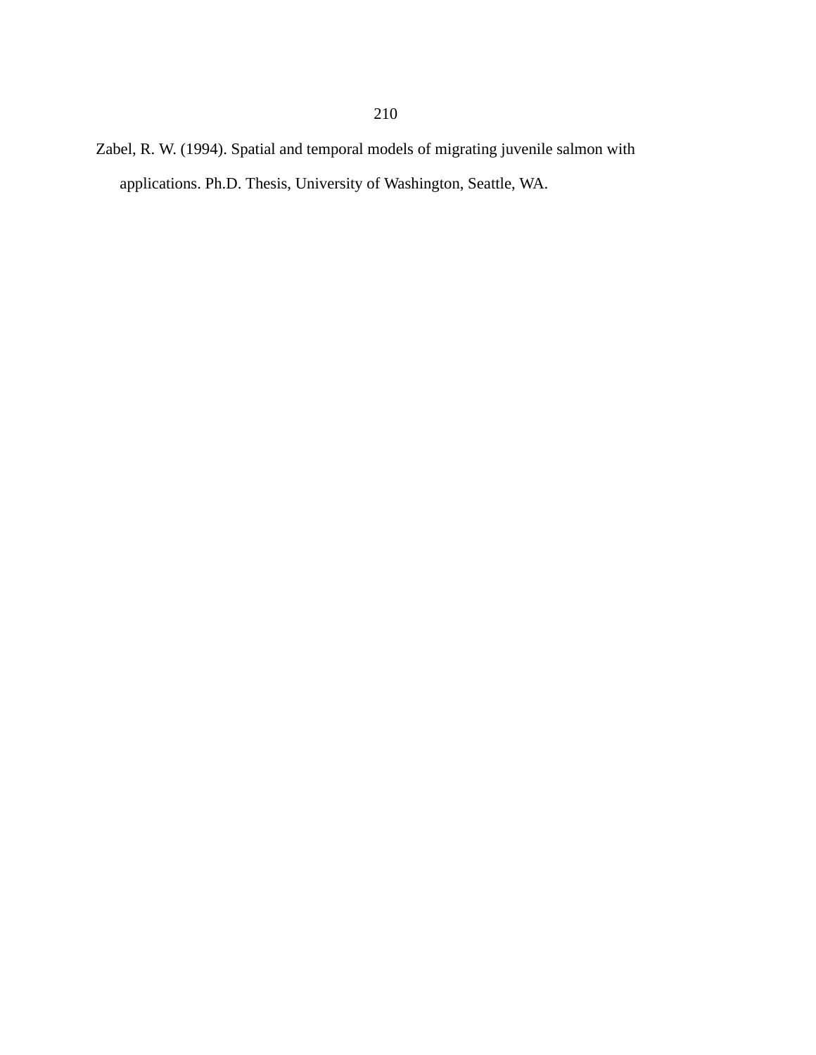Zabel, R. W. (1994). Spatial and temporal models of migrating juvenile salmon with applications. Ph.D. Thesis, University of Washington, Seattle, WA.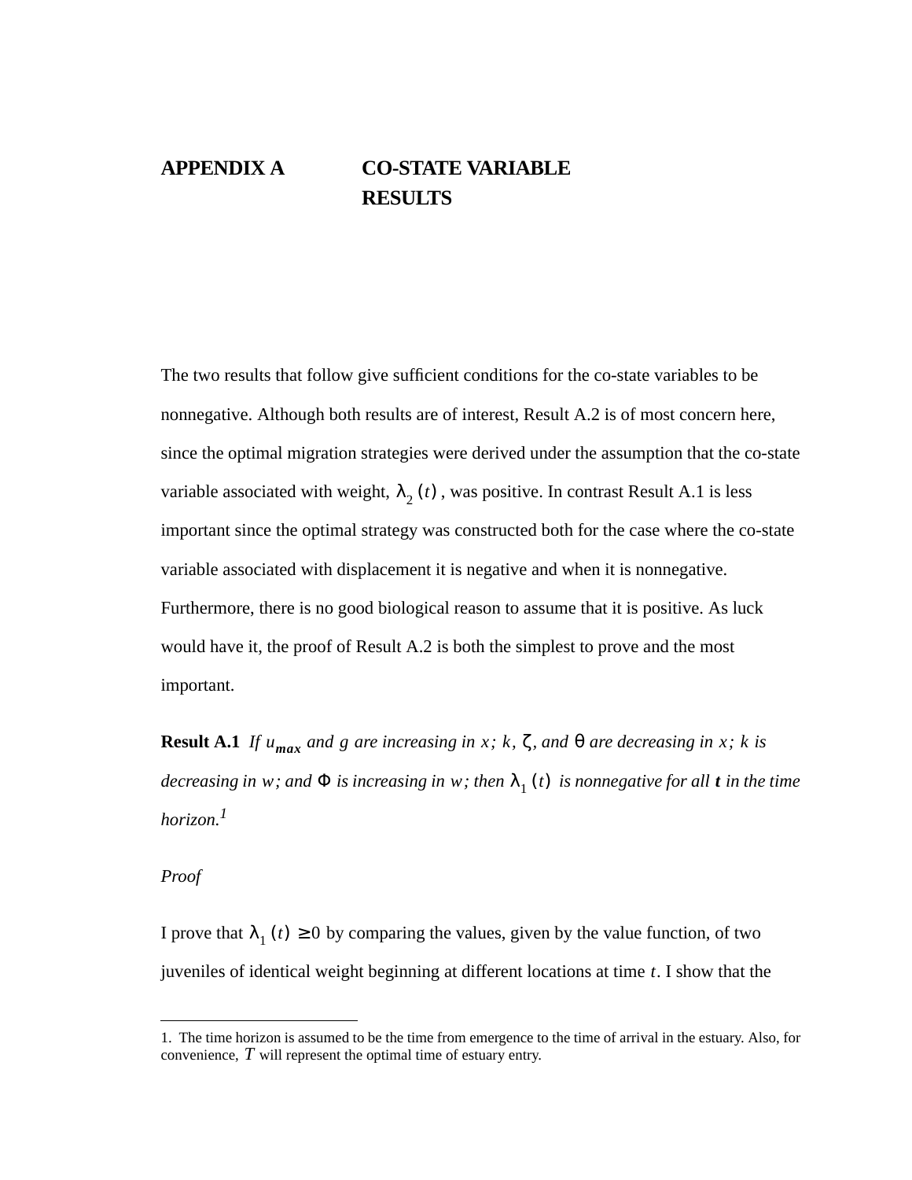# APPENDIX A CO-STATE VARIABLE RESULTS

The two results that follow give sufficient conditions for the co-state variables to be nonnegative. Although both results are of interest, Result A.2 is of most concern here, since the optimal migration strategies were derived under the assumption that the co-state variable associated with weight, $\lambda_2(t)$, was positive. In contrast Result A.1 is less important since the optimal strategy was constructed both for the case where the co-state variable associated with displacement it is negative and when it is nonnegative. Furthermore, there is no good biological reason to assume that it is positive. As luck would have it, the proof of Result A.2 is both the simplest to prove and the most important.

**Result A.1** *If $u_{max}$ and $g$ are increasing in $x$; $k$, $\zeta$, and $\theta$ are decreasing in $x$; $k$ is decreasing in $w$; and $\Phi$ is increasing in $w$; then $\lambda_1(t)$ is nonnegative for all **t** in the time horizon.*[1]

*Proof*

I prove that $\lambda_1(t) \geq 0$ by comparing the values, given by the value function, of two juveniles of identical weight beginning at different locations at time $t$. I show that the

---

1. The time horizon is assumed to be the time from emergence to the time of arrival in the estuary. Also, for convenience, $T$ will represent the optimal time of estuary entry.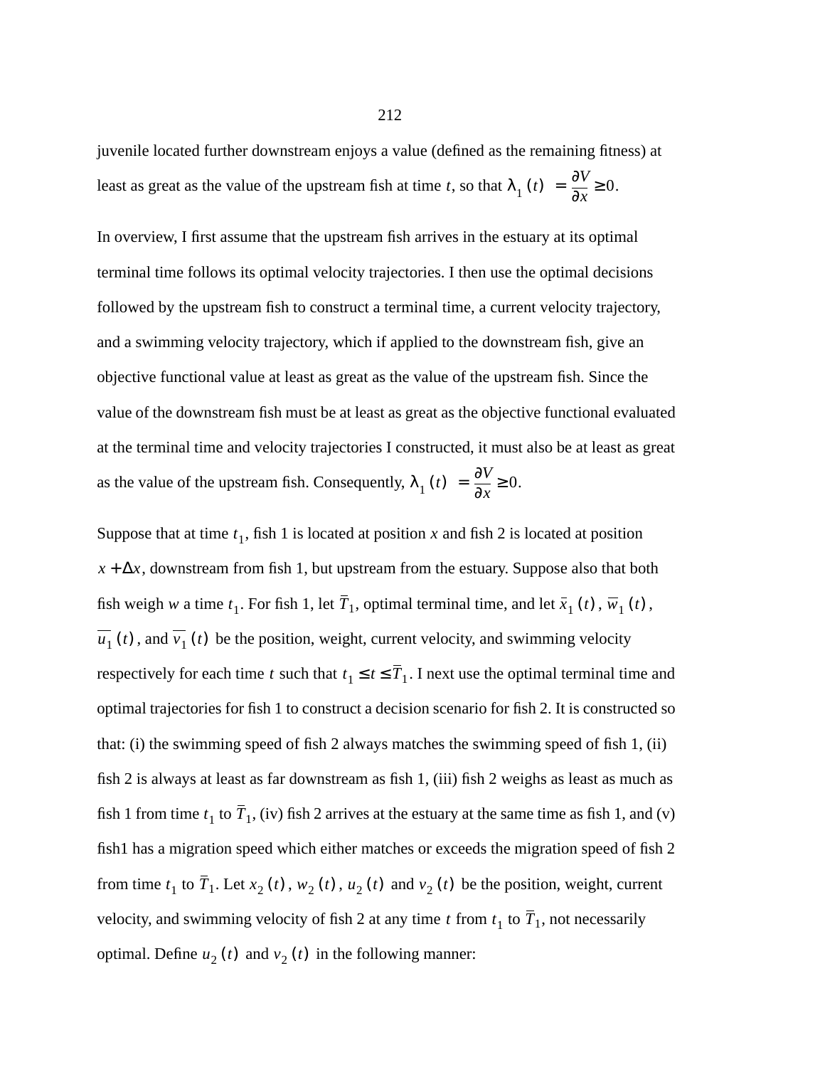juvenile located further downstream enjoys a value (defined as the remaining fitness) at least as great as the value of the upstream fish at time $t$, so that $\lambda_1(t) = \frac{\partial V}{\partial x} \geq 0$.

In overview, I first assume that the upstream fish arrives in the estuary at its optimal terminal time follows its optimal velocity trajectories. I then use the optimal decisions followed by the upstream fish to construct a terminal time, a current velocity trajectory, and a swimming velocity trajectory, which if applied to the downstream fish, give an objective functional value at least as great as the value of the upstream fish. Since the value of the downstream fish must be at least as great as the objective functional evaluated at the terminal time and velocity trajectories I constructed, it must also be at least as great as the value of the upstream fish. Consequently, $\lambda_1(t) = \frac{\partial V}{\partial x} \geq 0$.

Suppose that at time $t_1$, fish 1 is located at position $x$ and fish 2 is located at position $x + \Delta x$, downstream from fish 1, but upstream from the estuary. Suppose also that both fish weigh $w$ a time $t_1$. For fish 1, let $\bar{T}_1$, optimal terminal time, and let $\bar{x}_1(t)$, $\bar{w}_1(t)$, $\overline{u_1}(t)$, and $\overline{v_1}(t)$ be the position, weight, current velocity, and swimming velocity respectively for each time $t$ such that $t_1 \leq t \leq \bar{T}_1$. I next use the optimal terminal time and optimal trajectories for fish 1 to construct a decision scenario for fish 2. It is constructed so that: (i) the swimming speed of fish 2 always matches the swimming speed of fish 1, (ii) fish 2 is always at least as far downstream as fish 1, (iii) fish 2 weighs as least as much as fish 1 from time $t_1$ to $\bar{T}_1$, (iv) fish 2 arrives at the estuary at the same time as fish 1, and (v) fish1 has a migration speed which either matches or exceeds the migration speed of fish 2 from time $t_1$ to $\bar{T}_1$. Let $x_2(t)$, $w_2(t)$, $u_2(t)$ and $v_2(t)$ be the position, weight, current velocity, and swimming velocity of fish 2 at any time $t$ from $t_1$ to $\bar{T}_1$, not necessarily optimal. Define $u_2(t)$ and $v_2(t)$ in the following manner: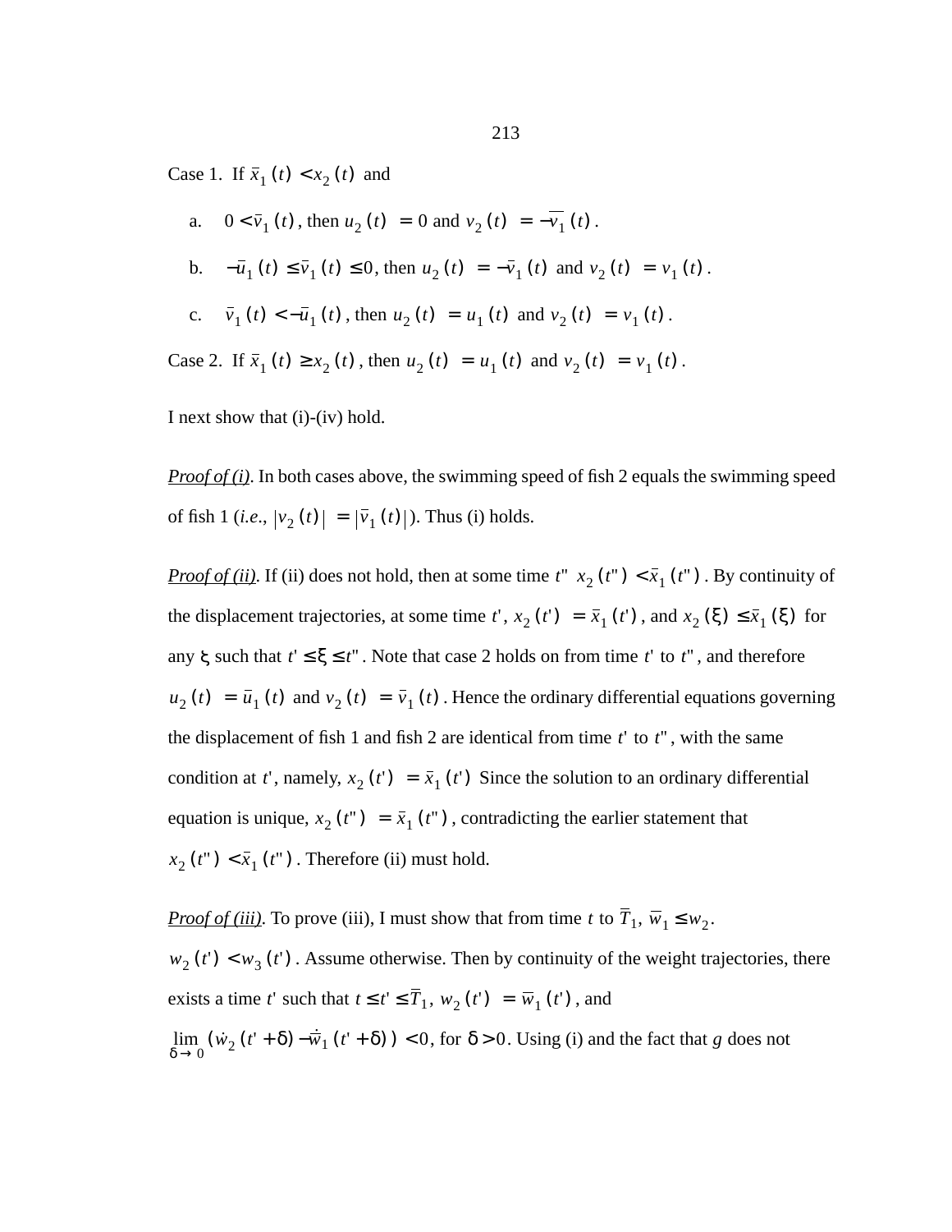Case 1. If $\bar{x}_1(t) < x_2(t)$ and

a. $0 < \bar{v}_1(t)$, then $u_2(t) = 0$ and $v_2(t) = -\overline{v_1}(t)$.

b. $-\bar{u}_1(t) \leq \bar{v}_1(t) \leq 0$, then $u_2(t) = -\bar{v}_1(t)$ and $v_2(t) = v_1(t)$.

c. $\bar{v}_1(t) < -\bar{u}_1(t)$, then $u_2(t) = u_1(t)$ and $v_2(t) = v_1(t)$.

Case 2. If $\bar{x}_1(t) \geq x_2(t)$, then $u_2(t) = u_1(t)$ and $v_2(t) = v_1(t)$.

I next show that (i)-(iv) hold.

*Proof of (i)*. In both cases above, the swimming speed of fish 2 equals the swimming speed of fish 1 (*i.e.*, $|v_2(t)| = |\bar{v}_1(t)|$). Thus (i) holds.

*Proof of (ii)*. If (ii) does not hold, then at some time $t''$ $x_2(t'') < \bar{x}_1(t'')$. By continuity of the displacement trajectories, at some time $t'$, $x_2(t') = \bar{x}_1(t')$, and $x_2(\xi) \leq \bar{x}_1(\xi)$ for any $\xi$ such that $t' \leq \xi \leq t''$. Note that case 2 holds on from time $t'$ to $t''$, and therefore $u_2(t) = \bar{u}_1(t)$ and $v_2(t) = \bar{v}_1(t)$. Hence the ordinary differential equations governing the displacement of fish 1 and fish 2 are identical from time $t'$ to $t''$, with the same condition at $t'$, namely, $x_2(t') = \bar{x}_1(t')$ Since the solution to an ordinary differential equation is unique, $x_2(t'') = \bar{x}_1(t'')$, contradicting the earlier statement that $x_2(t'') < \bar{x}_1(t'')$. Therefore (ii) must hold.

*Proof of (iii)*. To prove (iii), I must show that from time $t$ to $\bar{T}_1$, $\bar{w}_1 \leq w_2$. $w_2(t') < w_3(t')$. Assume otherwise. Then by continuity of the weight trajectories, there exists a time $t'$ such that $t \leq t' \leq \bar{T}_1$, $w_2(t') = \bar{w}_1(t')$, and $\lim_{\delta \to 0} (\dot{w}_2(t' + \delta) - \dot{\bar{w}}_1(t' + \delta)) < 0$, for $\delta > 0$. Using (i) and the fact that $g$ does not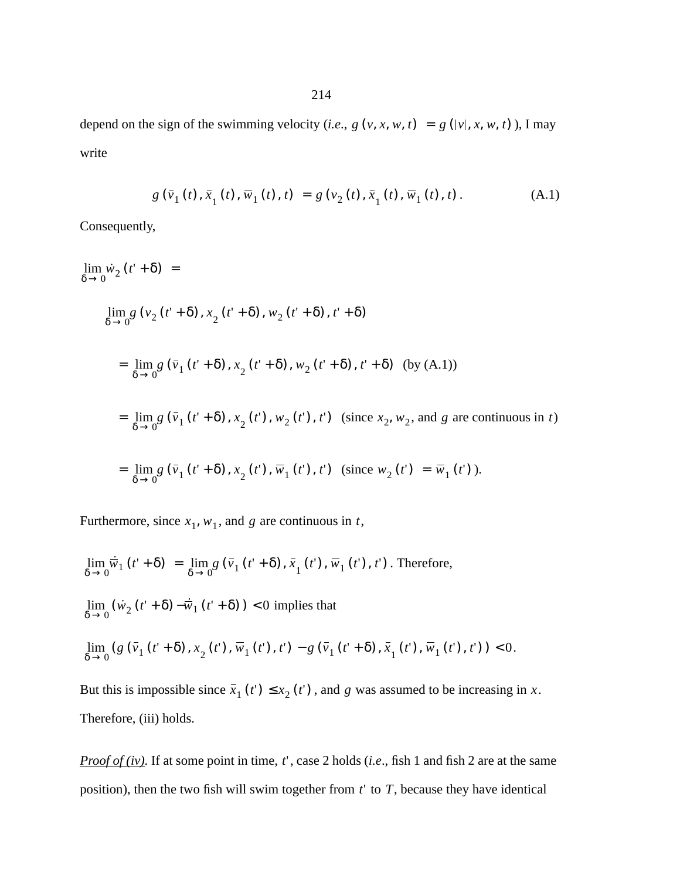depend on the sign of the swimming velocity (*i.e.*, $g(v, x, w, t) = g(|v|, x, w, t)$), I may write

$$g(\bar{v}_1(t), \bar{x}_1(t), \bar{w}_1(t), t) = g(v_2(t), \bar{x}_1(t), \bar{w}_1(t), t). \tag{A.1}$$

Consequently,

$$\lim_{\delta \to 0} \dot{w}_2(t' + \delta) =$$

$$\lim_{\delta \to 0} g(v_2(t' + \delta), x_2(t' + \delta), w_2(t' + \delta), t' + \delta)$$

$$= \lim_{\delta \to 0} g(\bar{v}_1(t' + \delta), x_2(t' + \delta), w_2(t' + \delta), t' + \delta) \quad \text{(by (A.1))}$$

$$= \lim_{\delta \to 0} g(\bar{v}_1(t' + \delta), x_2(t'), w_2(t'), t') \quad \text{(since } x_2, w_2, \text{ and } g \text{ are continuous in } t\text{)}$$

$$= \lim_{\delta \to 0} g(\bar{v}_1(t' + \delta), x_2(t'), \bar{w}_1(t'), t') \quad \text{(since } w_2(t') = \bar{w}_1(t')\text{)}.$$

Furthermore, since $x_1$, $w_1$, and $g$ are continuous in $t$,

$\lim_{\delta \to 0} \dot{\bar{w}}_1(t' + \delta) = \lim_{\delta \to 0} g(\bar{v}_1(t' + \delta), \bar{x}_1(t'), \bar{w}_1(t'), t')$. Therefore,

$\lim_{\delta \to 0} (\dot{w}_2(t' + \delta) - \dot{\bar{w}}_1(t' + \delta)) < 0$ implies that

$\lim_{\delta \to 0} (g(\bar{v}_1(t' + \delta), x_2(t'), \bar{w}_1(t'), t') - g(\bar{v}_1(t' + \delta), \bar{x}_1(t'), \bar{w}_1(t'), t')) < 0.$

But this is impossible since $\bar{x}_1(t') \le x_2(t')$, and $g$ was assumed to be increasing in $x$. Therefore, (iii) holds.

*Proof of (iv).* If at some point in time, $t'$, case 2 holds (*i.e.*, fish 1 and fish 2 are at the same position), then the two fish will swim together from $t'$ to $T$, because they have identical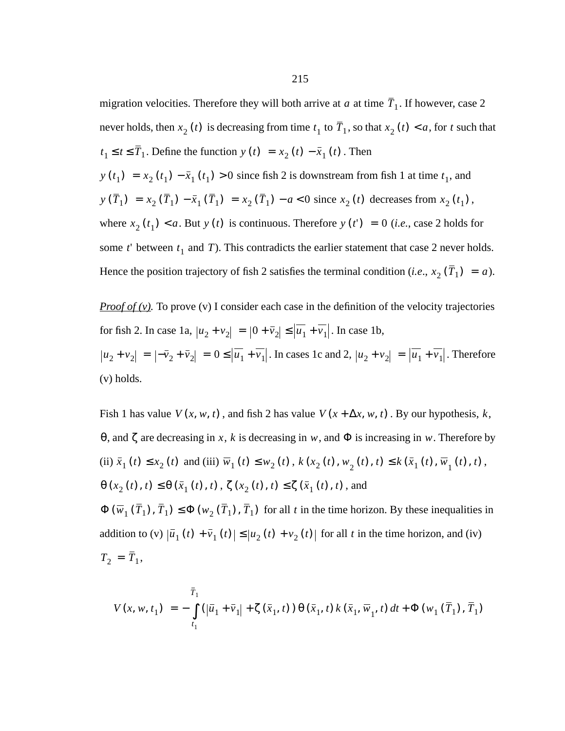migration velocities. Therefore they will both arrive at $a$ at time $\bar{T}_1$. If however, case 2 never holds, then $x_2(t)$ is decreasing from time $t_1$ to $\bar{T}_1$, so that $x_2(t) < a$, for $t$ such that $t_1 \le t \le \bar{T}_1$. Define the function $y(t) = x_2(t) - \bar{x}_1(t)$. Then $y(t_1) = x_2(t_1) - \bar{x}_1(t_1) > 0$ since fish 2 is downstream from fish 1 at time $t_1$, and $y(\bar{T}_1) = x_2(\bar{T}_1) - \bar{x}_1(\bar{T}_1) = x_2(\bar{T}_1) - a < 0$ since $x_2(t)$ decreases from $x_2(t_1)$, where $x_2(t_1) < a$. But $y(t)$ is continuous. Therefore $y(t') = 0$ (*i.e.*, case 2 holds for some $t'$ between $t_1$ and $T$). This contradicts the earlier statement that case 2 never holds. Hence the position trajectory of fish 2 satisfies the terminal condition (*i.e.*, $x_2(\bar{T}_1) = a$).

*Proof of (v).* To prove (v) I consider each case in the definition of the velocity trajectories for fish 2. In case 1a, $|u_2 + v_2| = |0 + \bar{v}_2| \le |\overline{u_1} + \overline{v_1}|$. In case 1b, $|u_2 + v_2| = |-\bar{v}_2 + \bar{v}_2| = 0 \le |\overline{u_1} + \overline{v_1}|$. In cases 1c and 2, $|u_2 + v_2| = |\overline{u_1} + \overline{v_1}|$. Therefore (v) holds.

Fish 1 has value $V(x, w, t)$, and fish 2 has value $V(x + \Delta x, w, t)$. By our hypothesis, $k$, $\theta$, and $\zeta$ are decreasing in $x$, $k$ is decreasing in $w$, and $\Phi$ is increasing in $w$. Therefore by (ii) $\bar{x}_1(t) \le x_2(t)$ and (iii) $\bar{w}_1(t) \le w_2(t)$, $k(x_2(t), w_2(t), t) \le k(\bar{x}_1(t), \bar{w}_1(t), t)$, $\theta(x_2(t), t) \le \theta(\bar{x}_1(t), t)$, $\zeta(x_2(t), t) \le \zeta(\bar{x}_1(t), t)$, and $\Phi(\bar{w}_1(\bar{T}_1), \bar{T}_1) \le \Phi(w_2(\bar{T}_1), \bar{T}_1)$ for all $t$ in the time horizon. By these inequalities in addition to (v) $|\bar{u}_1(t) + \bar{v}_1(t)| \le |u_2(t) + v_2(t)|$ for all $t$ in the time horizon, and (iv) $T_2 = \bar{T}_1$,

$$V(x, w, t_1) = -\int_{t_1}^{\bar{T}_1} (|\bar{u}_1 + \bar{v}_1| + \zeta(\bar{x}_1, t))\,\theta(\bar{x}_1, t)\,k(\bar{x}_1, \bar{w}_1, t)\,dt + \Phi(w_1(\bar{T}_1), \bar{T}_1)$$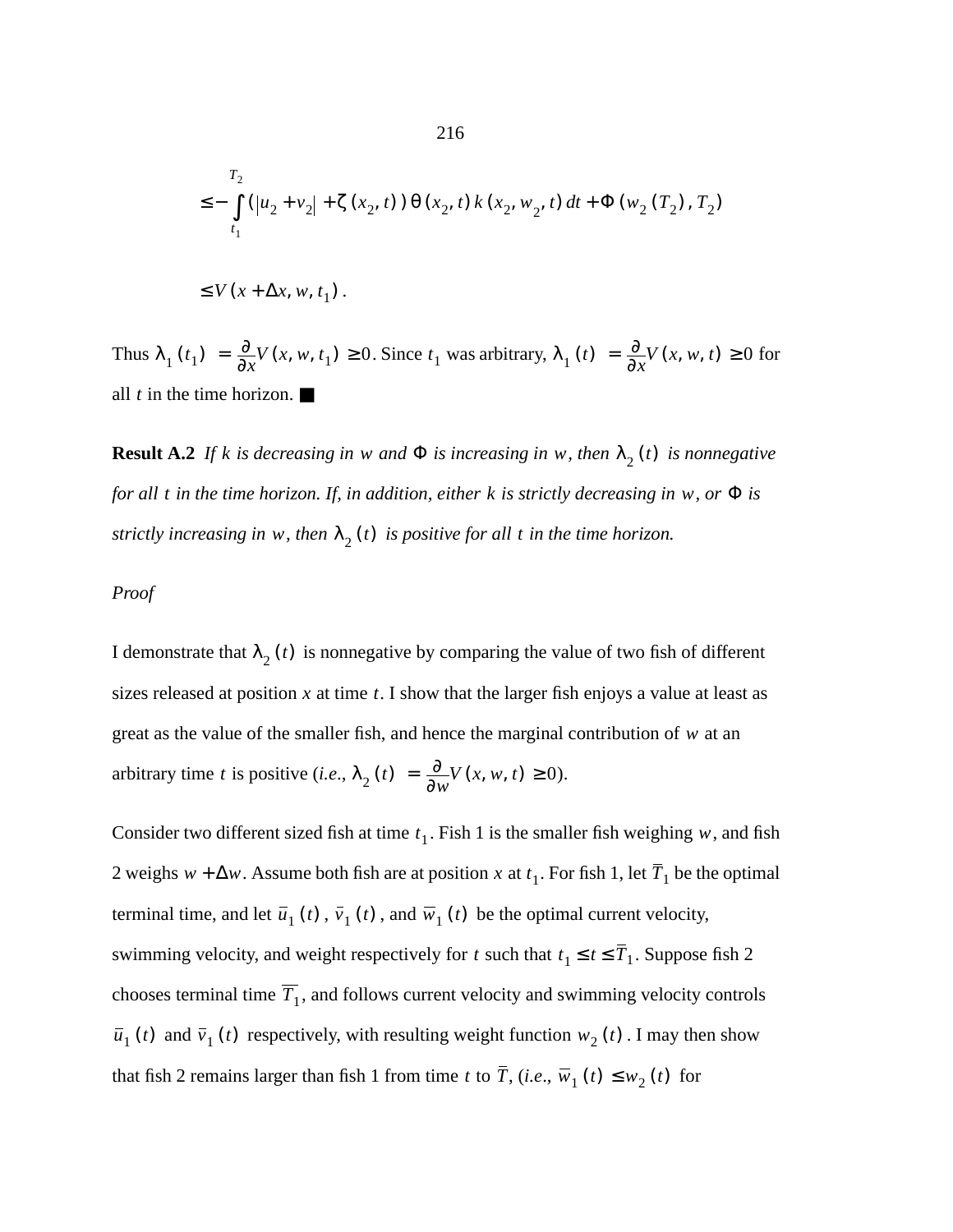$$\leq -\int_{t_1}^{T_2} (|u_2 + v_2| + \zeta(x_2, t))\,\theta(x_2, t)\,k(x_2, w_2, t)\,dt + \Phi(w_2(T_2), T_2)$$

$$\leq V(x + \Delta x, w, t_1).$$

Thus $\lambda_1(t_1) = \frac{\partial}{\partial x}V(x, w, t_1) \geq 0$. Since $t_1$ was arbitrary, $\lambda_1(t) = \frac{\partial}{\partial x}V(x, w, t) \geq 0$ for all $t$ in the time horizon. ■

**Result A.2** *If $k$ is decreasing in $w$ and $\Phi$ is increasing in $w$, then $\lambda_2(t)$ is nonnegative for all $t$ in the time horizon. If, in addition, either $k$ is strictly decreasing in $w$, or $\Phi$ is strictly increasing in $w$, then $\lambda_2(t)$ is positive for all $t$ in the time horizon.*

*Proof*

I demonstrate that $\lambda_2(t)$ is nonnegative by comparing the value of two fish of different sizes released at position $x$ at time $t$. I show that the larger fish enjoys a value at least as great as the value of the smaller fish, and hence the marginal contribution of $w$ at an arbitrary time $t$ is positive (*i.e.*, $\lambda_2(t) = \frac{\partial}{\partial w}V(x, w, t) \geq 0$).

Consider two different sized fish at time $t_1$. Fish 1 is the smaller fish weighing $w$, and fish 2 weighs $w + \Delta w$. Assume both fish are at position $x$ at $t_1$. For fish 1, let $\bar{T}_1$ be the optimal terminal time, and let $\bar{u}_1(t)$, $\bar{v}_1(t)$, and $\bar{w}_1(t)$ be the optimal current velocity, swimming velocity, and weight respectively for $t$ such that $t_1 \leq t \leq \bar{T}_1$. Suppose fish 2 chooses terminal time $\overline{T_1}$, and follows current velocity and swimming velocity controls $\bar{u}_1(t)$ and $\bar{v}_1(t)$ respectively, with resulting weight function $w_2(t)$. I may then show that fish 2 remains larger than fish 1 from time $t$ to $\bar{T}$, (*i.e.*, $\bar{w}_1(t) \leq w_2(t)$ for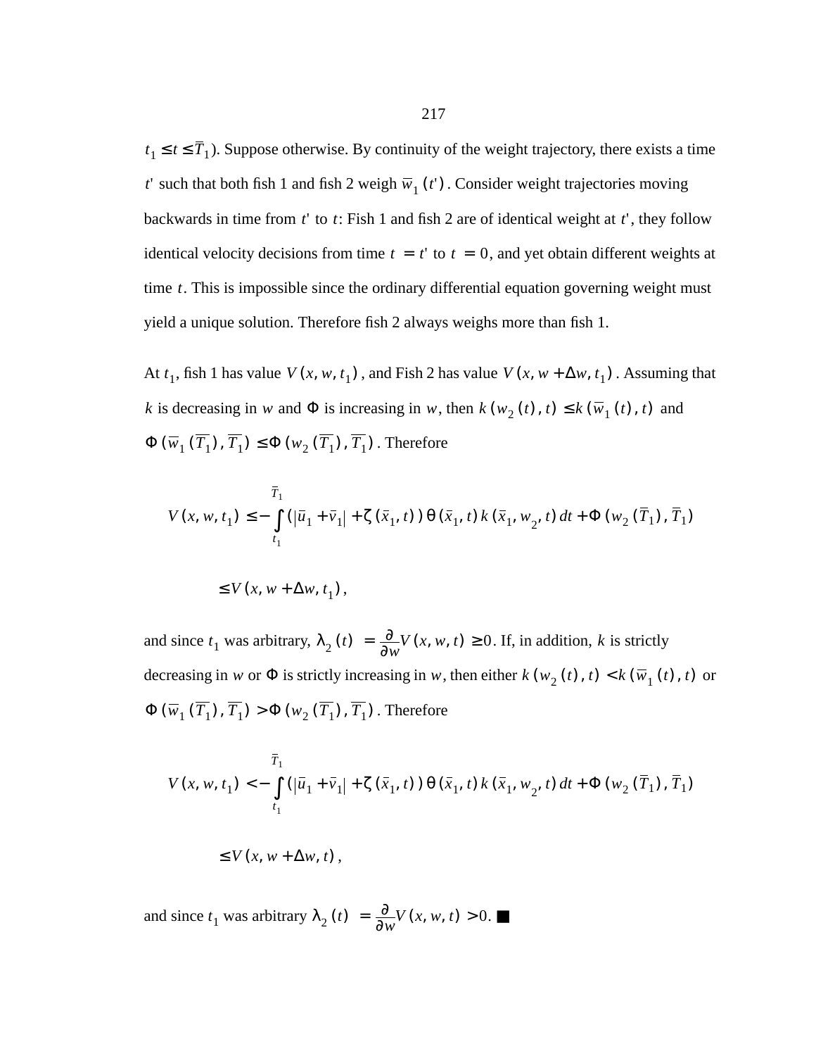$t_1 \leq t \leq \bar{T}_1$). Suppose otherwise. By continuity of the weight trajectory, there exists a time $t'$ such that both fish 1 and fish 2 weigh $\bar{w}_1(t')$. Consider weight trajectories moving backwards in time from $t'$ to $t$: Fish 1 and fish 2 are of identical weight at $t'$, they follow identical velocity decisions from time $t = t'$ to $t = 0$, and yet obtain different weights at time $t$. This is impossible since the ordinary differential equation governing weight must yield a unique solution. Therefore fish 2 always weighs more than fish 1.

At $t_1$, fish 1 has value $V(x, w, t_1)$, and Fish 2 has value $V(x, w + \Delta w, t_1)$. Assuming that $k$ is decreasing in $w$ and $\Phi$ is increasing in $w$, then $k(w_2(t), t) \leq k(\bar{w}_1(t), t)$ and $\Phi(\bar{w}_1(\overline{T_1}), \overline{T_1}) \leq \Phi(w_2(\overline{T_1}), \overline{T_1})$. Therefore

$$V(x, w, t_1) \leq -\int_{t_1}^{\bar{T}_1} (|\bar{u}_1 + \bar{v}_1| + \zeta(\bar{x}_1, t))\,\theta(\bar{x}_1, t)\,k(\bar{x}_1, w_2, t)\,dt + \Phi(w_2(\bar{T}_1), \bar{T}_1)$$

$$\leq V(x, w + \Delta w, t_1),$$

and since $t_1$ was arbitrary, $\lambda_2(t) = \frac{\partial}{\partial w} V(x, w, t) \geq 0$. If, in addition, $k$ is strictly decreasing in $w$ or $\Phi$ is strictly increasing in $w$, then either $k(w_2(t), t) < k(\bar{w}_1(t), t)$ or $\Phi(\bar{w}_1(\overline{T_1}), \overline{T_1}) > \Phi(w_2(\overline{T_1}), \overline{T_1})$. Therefore

$$V(x, w, t_1) < -\int_{t_1}^{\bar{T}_1} (|\bar{u}_1 + \bar{v}_1| + \zeta(\bar{x}_1, t))\,\theta(\bar{x}_1, t)\,k(\bar{x}_1, w_2, t)\,dt + \Phi(w_2(\bar{T}_1), \bar{T}_1)$$

$$\leq V(x, w + \Delta w, t),$$

and since $t_1$ was arbitrary $\lambda_2(t) = \frac{\partial}{\partial w} V(x, w, t) > 0$. ■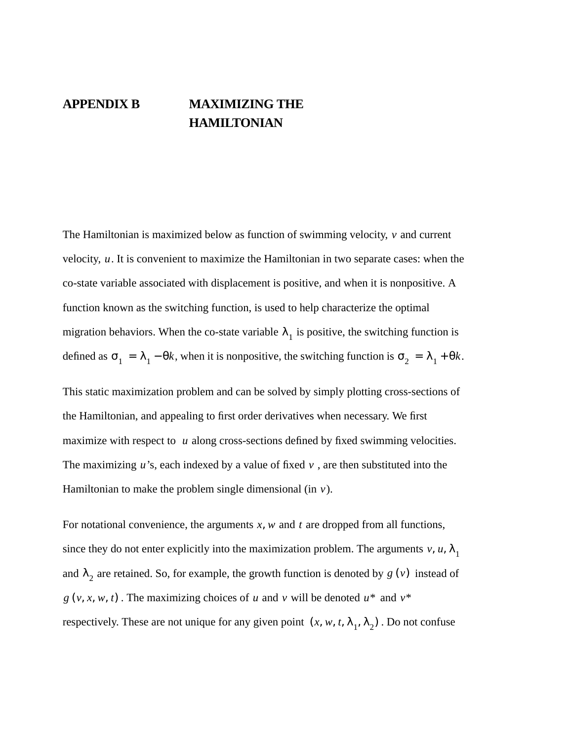# APPENDIX B MAXIMIZING THE HAMILTONIAN

The Hamiltonian is maximized below as function of swimming velocity, $v$ and current velocity, $u$. It is convenient to maximize the Hamiltonian in two separate cases: when the co-state variable associated with displacement is positive, and when it is nonpositive. A function known as the switching function, is used to help characterize the optimal migration behaviors. When the co-state variable $\lambda_1$ is positive, the switching function is defined as $\sigma_1 = \lambda_1 - \theta k$, when it is nonpositive, the switching function is $\sigma_2 = \lambda_1 + \theta k$.

This static maximization problem and can be solved by simply plotting cross-sections of the Hamiltonian, and appealing to first order derivatives when necessary. We first maximize with respect to $u$ along cross-sections defined by fixed swimming velocities. The maximizing $u$'s, each indexed by a value of fixed $v$, are then substituted into the Hamiltonian to make the problem single dimensional (in $v$).

For notational convenience, the arguments $x$, $w$ and $t$ are dropped from all functions, since they do not enter explicitly into the maximization problem. The arguments $v, u, \lambda_1$ and $\lambda_2$ are retained. So, for example, the growth function is denoted by $g(v)$ instead of $g(v, x, w, t)$. The maximizing choices of $u$ and $v$ will be denoted $u^*$ and $v^*$ respectively. These are not unique for any given point $(x, w, t, \lambda_1, \lambda_2)$. Do not confuse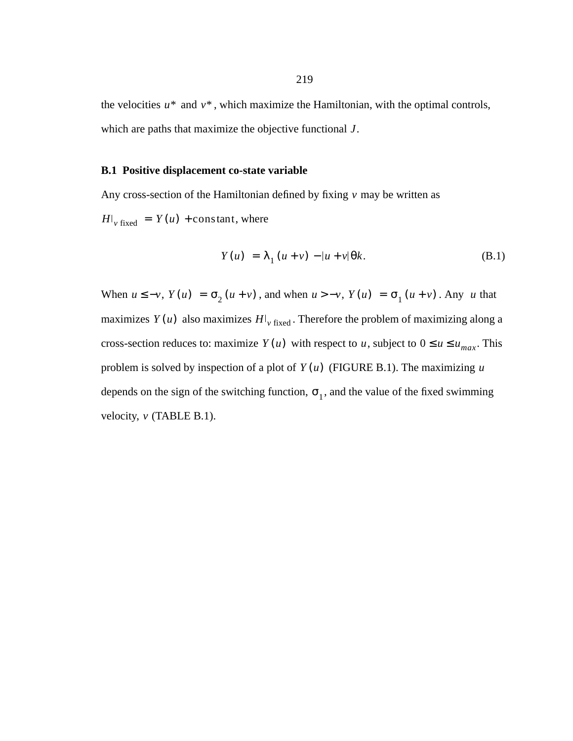the velocities $u^*$ and $v^*$, which maximize the Hamiltonian, with the optimal controls, which are paths that maximize the objective functional $J$.

### B.1 Positive displacement co-state variable

Any cross-section of the Hamiltonian defined by fixing $v$ may be written as $H|_{v \text{ fixed}} = Y(u) + \text{constant}$, where

$$Y(u) = \lambda_1 (u + v) - |u + v| \theta k. \tag{B.1}$$

When $u \le -v$, $Y(u) = \sigma_2 (u + v)$, and when $u > -v$, $Y(u) = \sigma_1 (u + v)$. Any $u$ that maximizes $Y(u)$ also maximizes $H|_{v \text{ fixed}}$. Therefore the problem of maximizing along a cross-section reduces to: maximize $Y(u)$ with respect to $u$, subject to $0 \le u \le u_{max}$. This problem is solved by inspection of a plot of $Y(u)$ (FIGURE B.1). The maximizing $u$ depends on the sign of the switching function, $\sigma_1$, and the value of the fixed swimming velocity, $v$ (TABLE B.1).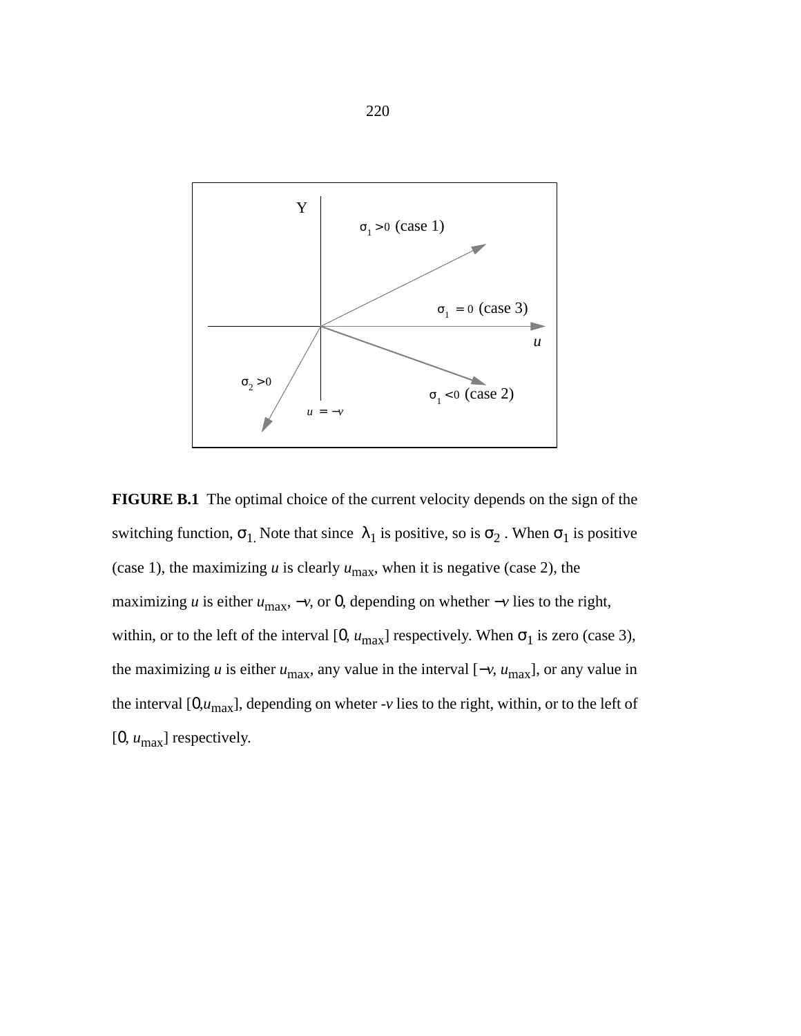**FIGURE B.1** The optimal choice of the current velocity depends on the sign of the switching function, $\sigma_1$. Note that since $\lambda_1$ is positive, so is $\sigma_2$. When $\sigma_1$ is positive (case 1), the maximizing $u$ is clearly $u_{max}$, when it is negative (case 2), the maximizing $u$ is either $u_{max}$, $-v$, or 0, depending on whether $-v$ lies to the right, within, or to the left of the interval $[0, u_{max}]$ respectively. When $\sigma_1$ is zero (case 3), the maximizing $u$ is either $u_{max}$, any value in the interval $[-v, u_{max}]$, or any value in the interval $[0, u_{max}]$, depending on wheter $-v$ lies to the right, within, or to the left of $[0, u_{max}]$ respectively.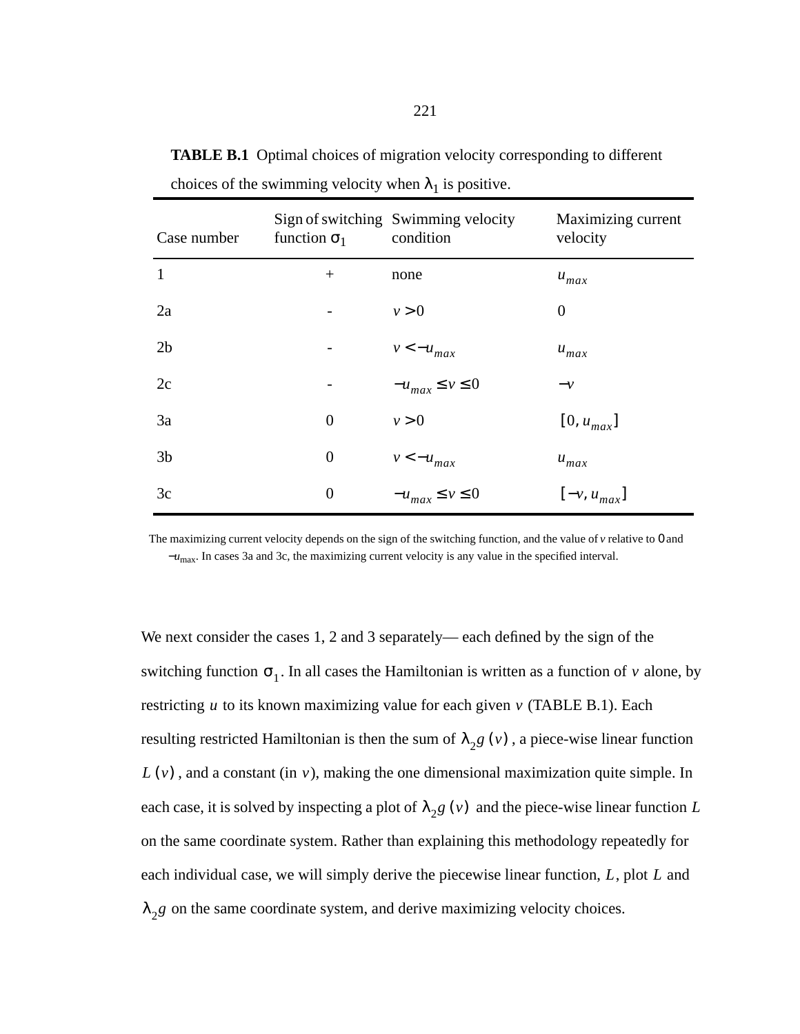**TABLE B.1** Optimal choices of migration velocity corresponding to different choices of the swimming velocity when $\lambda_1$ is positive.

| Case number | Sign of switching function $\sigma_1$ | Swimming velocity condition | Maximizing current velocity |
|---|---|---|---|
| 1 | + | none | $u_{max}$ |
| 2a | - | $v > 0$ | 0 |
| 2b | - | $v < -u_{max}$ | $u_{max}$ |
| 2c | - | $-u_{max} \leq v \leq 0$ | $-v$ |
| 3a | 0 | $v > 0$ | $[0, u_{max}]$ |
| 3b | 0 | $v < -u_{max}$ | $u_{max}$ |
| 3c | 0 | $-u_{max} \leq v \leq 0$ | $[-v, u_{max}]$ |

The maximizing current velocity depends on the sign of the switching function, and the value of $v$ relative to 0 and $-u_{\max}$. In cases 3a and 3c, the maximizing current velocity is any value in the specified interval.

We next consider the cases 1, 2 and 3 separately— each defined by the sign of the switching function $\sigma_1$. In all cases the Hamiltonian is written as a function of $v$ alone, by restricting $u$ to its known maximizing value for each given $v$ (TABLE B.1). Each resulting restricted Hamiltonian is then the sum of $\lambda_2 g(v)$, a piece-wise linear function $L(v)$, and a constant (in $v$), making the one dimensional maximization quite simple. In each case, it is solved by inspecting a plot of $\lambda_2 g(v)$ and the piece-wise linear function $L$ on the same coordinate system. Rather than explaining this methodology repeatedly for each individual case, we will simply derive the piecewise linear function, $L$, plot $L$ and $\lambda_2 g$ on the same coordinate system, and derive maximizing velocity choices.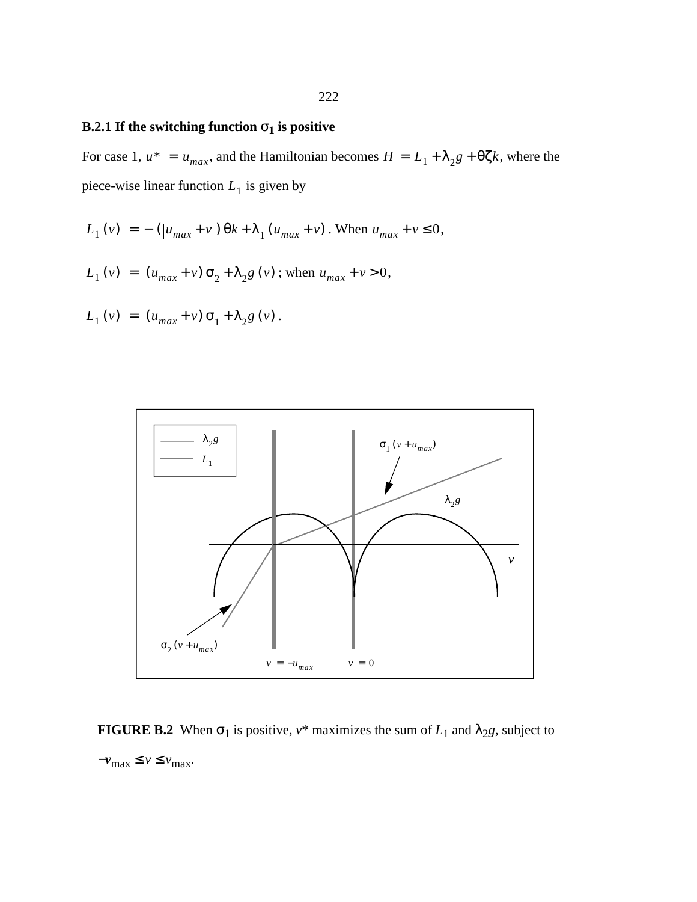### B.2.1 If the switching function $\sigma_1$ is positive

For case 1, $u^* = u_{max}$, and the Hamiltonian becomes $H = L_1 + \lambda_2 g + \theta\zeta k$, where the piece-wise linear function $L_1$ is given by

$L_1(v) = -(|u_{max} + v|)\theta k + \lambda_1(u_{max} + v)$. When $u_{max} + v \le 0$,

$L_1(v) = (u_{max} + v)\sigma_2 + \lambda_2 g(v)$; when $u_{max} + v > 0$,

$L_1(v) = (u_{max} + v)\sigma_1 + \lambda_2 g(v)$.

**FIGURE B.2** When $\sigma_1$ is positive, $v^*$ maximizes the sum of $L_1$ and $\lambda_2 g$, subject to $-v_{max} \le v \le v_{max}$.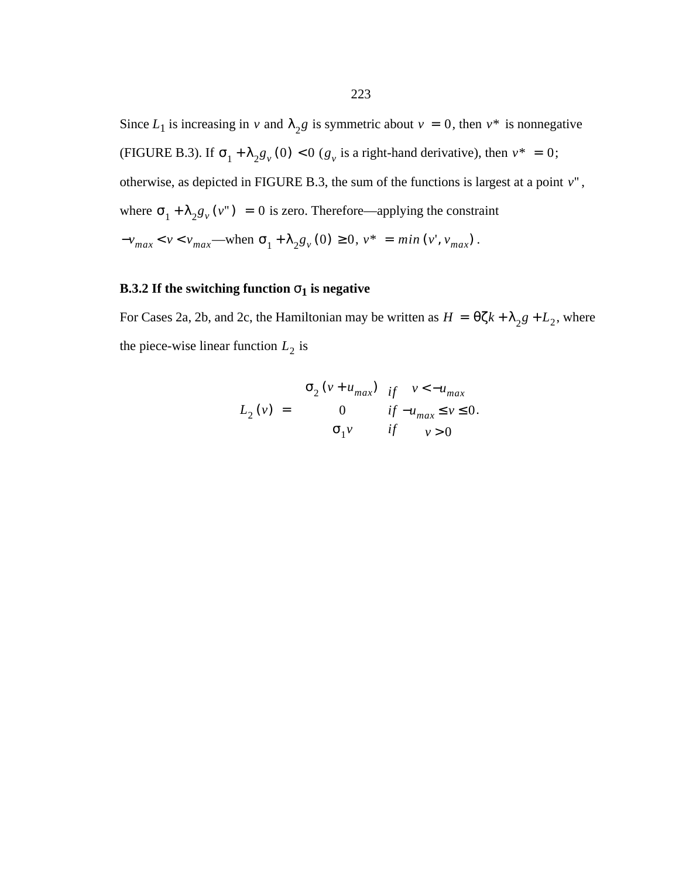Since $L_1$ is increasing in $v$ and $\lambda_2 g$ is symmetric about $v = 0$, then $v*$ is nonnegative (FIGURE B.3). If $\sigma_1 + \lambda_2 g_v(0) < 0$ ($g_v$ is a right-hand derivative), then $v* = 0$; otherwise, as depicted in FIGURE B.3, the sum of the functions is largest at a point $v''$, where $\sigma_1 + \lambda_2 g_v(v'') = 0$ is zero. Therefore—applying the constraint $-v_{max} < v < v_{max}$—when $\sigma_1 + \lambda_2 g_v(0) \geq 0$, $v* = min(v', v_{max})$.

### B.3.2 If the switching function $\sigma_1$ is negative

For Cases 2a, 2b, and 2c, the Hamiltonian may be written as $H = \theta\zeta k + \lambda_2 g + L_2$, where the piece-wise linear function $L_2$ is

$$L_2(v) = \begin{cases} \sigma_2(v + u_{max}) & if \quad v < -u_{max} \\ 0 & if \; -u_{max} \leq v \leq 0 \\ \sigma_1 v & if \quad v > 0 \end{cases}.$$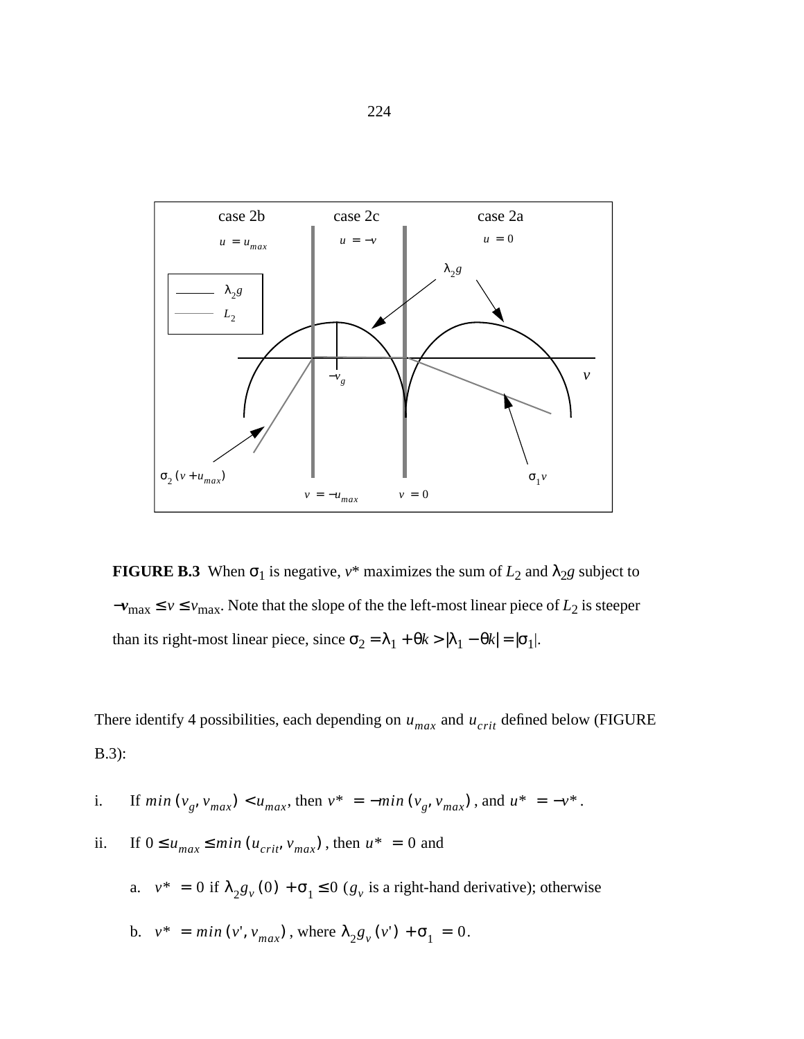**FIGURE B.3** When $\sigma_1$ is negative, $v^*$ maximizes the sum of $L_2$ and $\lambda_2 g$ subject to $-v_{max} \le v \le v_{max}$. Note that the slope of the the left-most linear piece of $L_2$ is steeper than its right-most linear piece, since $\sigma_2 = \lambda_1 + \theta k > |\lambda_1 - \theta k| = |\sigma_1|$.

There identify 4 possibilities, each depending on $u_{max}$ and $u_{crit}$ defined below (FIGURE B.3):

i. If $min(v_g, v_{max}) < u_{max}$, then $v^* = -min(v_g, v_{max})$, and $u^* = -v^*$.

ii. If $0 \le u_{max} \le min(u_{crit}, v_{max})$, then $u^* = 0$ and

   a. $v^* = 0$ if $\lambda_2 g_v(0) + \sigma_1 \le 0$ ($g_v$ is a right-hand derivative); otherwise

   b. $v^* = min(v', v_{max})$, where $\lambda_2 g_v(v') + \sigma_1 = 0$.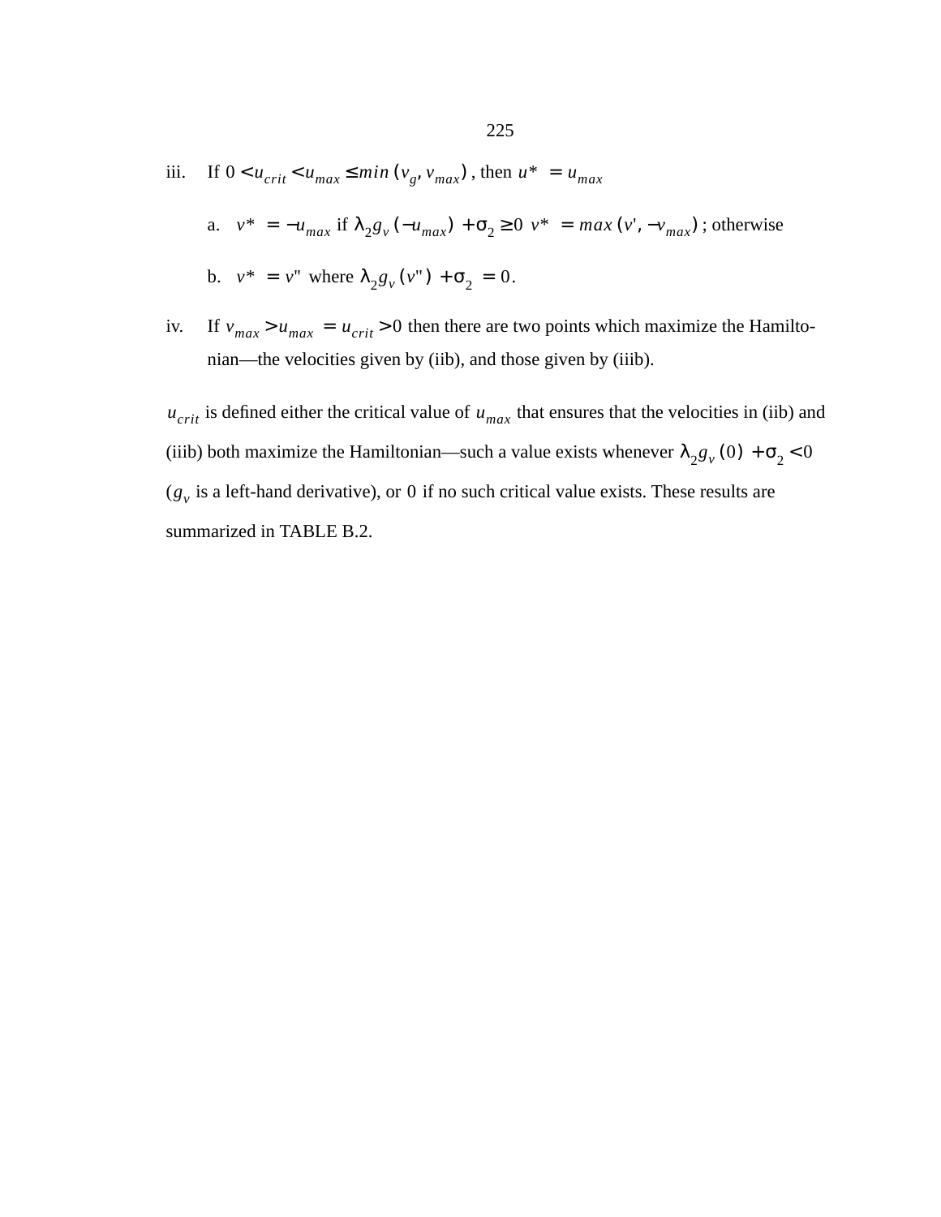iii. If $0 < u_{crit} < u_{max} \leq min(v_g, v_{max})$, then $u^* = u_{max}$

   a. $v^* = -u_{max}$ if $\lambda_2 g_v(-u_{max}) + \sigma_2 \geq 0$ $v^* = max(v', -v_{max})$; otherwise

   b. $v^* = v''$ where $\lambda_2 g_v(v'') + \sigma_2 = 0$.

iv. If $v_{max} > u_{max} = u_{crit} > 0$ then there are two points which maximize the Hamiltonian—the velocities given by (iib), and those given by (iiib).

$u_{crit}$ is defined either the critical value of $u_{max}$ that ensures that the velocities in (iib) and (iiib) both maximize the Hamiltonian—such a value exists whenever $\lambda_2 g_v(0) + \sigma_2 < 0$ ($g_v$ is a left-hand derivative), or $0$ if no such critical value exists. These results are summarized in TABLE B.2.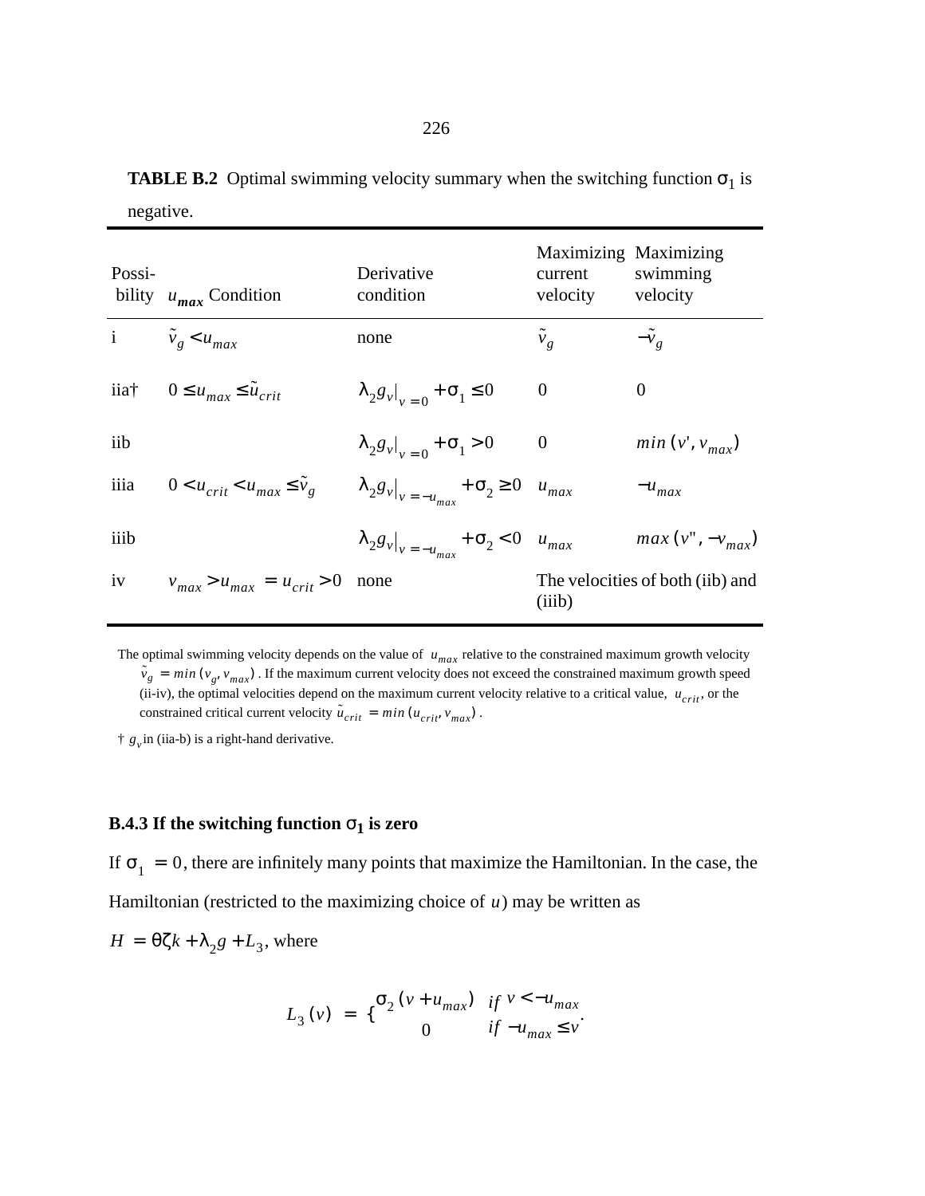**TABLE B.2** Optimal swimming velocity summary when the switching function $\sigma_1$ is negative.

| Possi-bility | $u_{max}$ Condition | Derivative condition | Maximizing current velocity | Maximizing swimming velocity |
|---|---|---|---|---|
| i | $\tilde{v}_g < u_{max}$ | none | $\tilde{v}_g$ | $-\tilde{v}_g$ |
| iia† | $0 \le u_{max} \le \tilde{u}_{crit}$ | $\lambda_2 g_v\|_{v=0} + \sigma_1 \le 0$ | 0 | 0 |
| iib | | $\lambda_2 g_v\|_{v=0} + \sigma_1 > 0$ | 0 | $min(v', v_{max})$ |
| iiia | $0 < u_{crit} < u_{max} \le \tilde{v}_g$ | $\lambda_2 g_v\|_{v=-u_{max}} + \sigma_2 \ge 0$ | $u_{max}$ | $-u_{max}$ |
| iiib | | $\lambda_2 g_v\|_{v=-u_{max}} + \sigma_2 < 0$ | $u_{max}$ | $max(v'', -v_{max})$ |
| iv | $v_{max} > u_{max} = u_{crit} > 0$ | none | The velocities of both (iib) and (iiib) | |

The optimal swimming velocity depends on the value of $u_{max}$ relative to the constrained maximum growth velocity $\tilde{v}_g = min(v_g, v_{max})$. If the maximum current velocity does not exceed the constrained maximum growth speed (ii-iv), the optimal velocities depend on the maximum current velocity relative to a critical value, $u_{crit}$, or the constrained critical current velocity $\tilde{u}_{crit} = min(u_{crit}, v_{max})$.

† $g_v$ in (iia-b) is a right-hand derivative.

### B.4.3 If the switching function $\sigma_1$ is zero

If $\sigma_1 = 0$, there are infinitely many points that maximize the Hamiltonian. In the case, the Hamiltonian (restricted to the maximizing choice of $u$) may be written as

$H = \theta\zeta k + \lambda_2 g + L_3$, where

$$L_3(v) = \begin{cases} \sigma_2(v + u_{max}) & if\ v < -u_{max} \\ 0 & if\ -u_{max} \le v \end{cases}.$$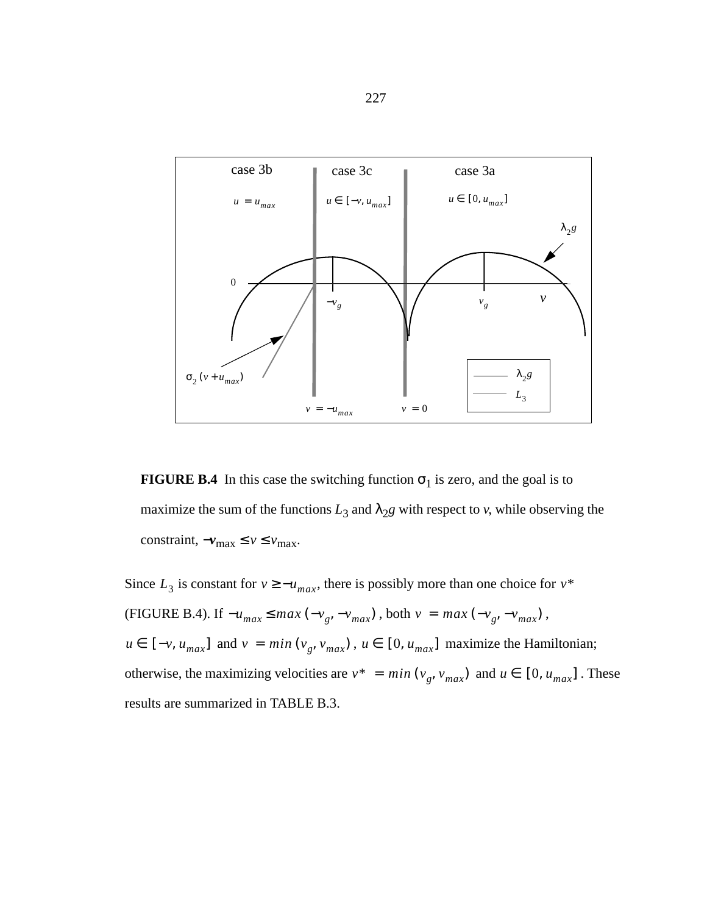**FIGURE B.4** In this case the switching function $\sigma_1$ is zero, and the goal is to maximize the sum of the functions $L_3$ and $\lambda_2 g$ with respect to *v*, while observing the constraint, $-v_{max} \le v \le v_{max}$.

Since $L_3$ is constant for $v \ge -u_{max}$, there is possibly more than one choice for $v^*$ (FIGURE B.4). If $-u_{max} \le max(-v_g, -v_{max})$, both $v = max(-v_g, -v_{max})$, $u \in [-v, u_{max}]$ and $v = min(v_g, v_{max})$, $u \in [0, u_{max}]$ maximize the Hamiltonian; otherwise, the maximizing velocities are $v^* = min(v_g, v_{max})$ and $u \in [0, u_{max}]$. These results are summarized in TABLE B.3.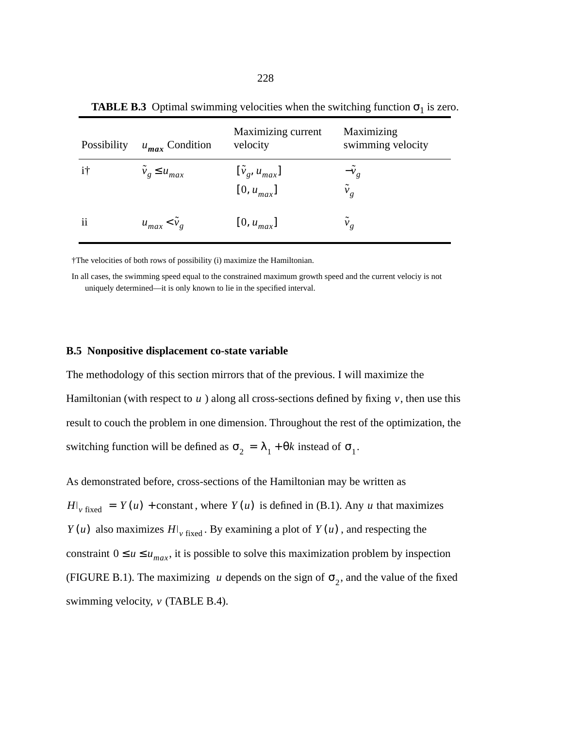**TABLE B.3** Optimal swimming velocities when the switching function $\sigma_1$ is zero.

| Possibility | $u_{max}$ Condition | Maximizing current velocity | Maximizing swimming velocity |
|---|---|---|---|
| i† | $\tilde{v}_g \le u_{max}$ | $[\tilde{v}_g, u_{max}]$ | $-\tilde{v}_g$ |
| | | $[0, u_{max}]$ | $\tilde{v}_g$ |
| ii | $u_{max} < \tilde{v}_g$ | $[0, u_{max}]$ | $\tilde{v}_g$ |

†The velocities of both rows of possibility (i) maximize the Hamiltonian.

In all cases, the swimming speed equal to the constrained maximum growth speed and the current velociy is not uniquely determined—it is only known to lie in the specified interval.

## B.5 Nonpositive displacement co-state variable

The methodology of this section mirrors that of the previous. I will maximize the Hamiltonian (with respect to $u$ ) along all cross-sections defined by fixing $v$, then use this result to couch the problem in one dimension. Throughout the rest of the optimization, the switching function will be defined as $\sigma_2 = \lambda_1 + \theta k$ instead of $\sigma_1$.

As demonstrated before, cross-sections of the Hamiltonian may be written as $H|_{v \text{ fixed}} = Y(u) + \text{constant}$, where $Y(u)$ is defined in (B.1). Any $u$ that maximizes $Y(u)$ also maximizes $H|_{v \text{ fixed}}$. By examining a plot of $Y(u)$, and respecting the constraint $0 \le u \le u_{max}$, it is possible to solve this maximization problem by inspection (FIGURE B.1). The maximizing $u$ depends on the sign of $\sigma_2$, and the value of the fixed swimming velocity, $v$ (TABLE B.4).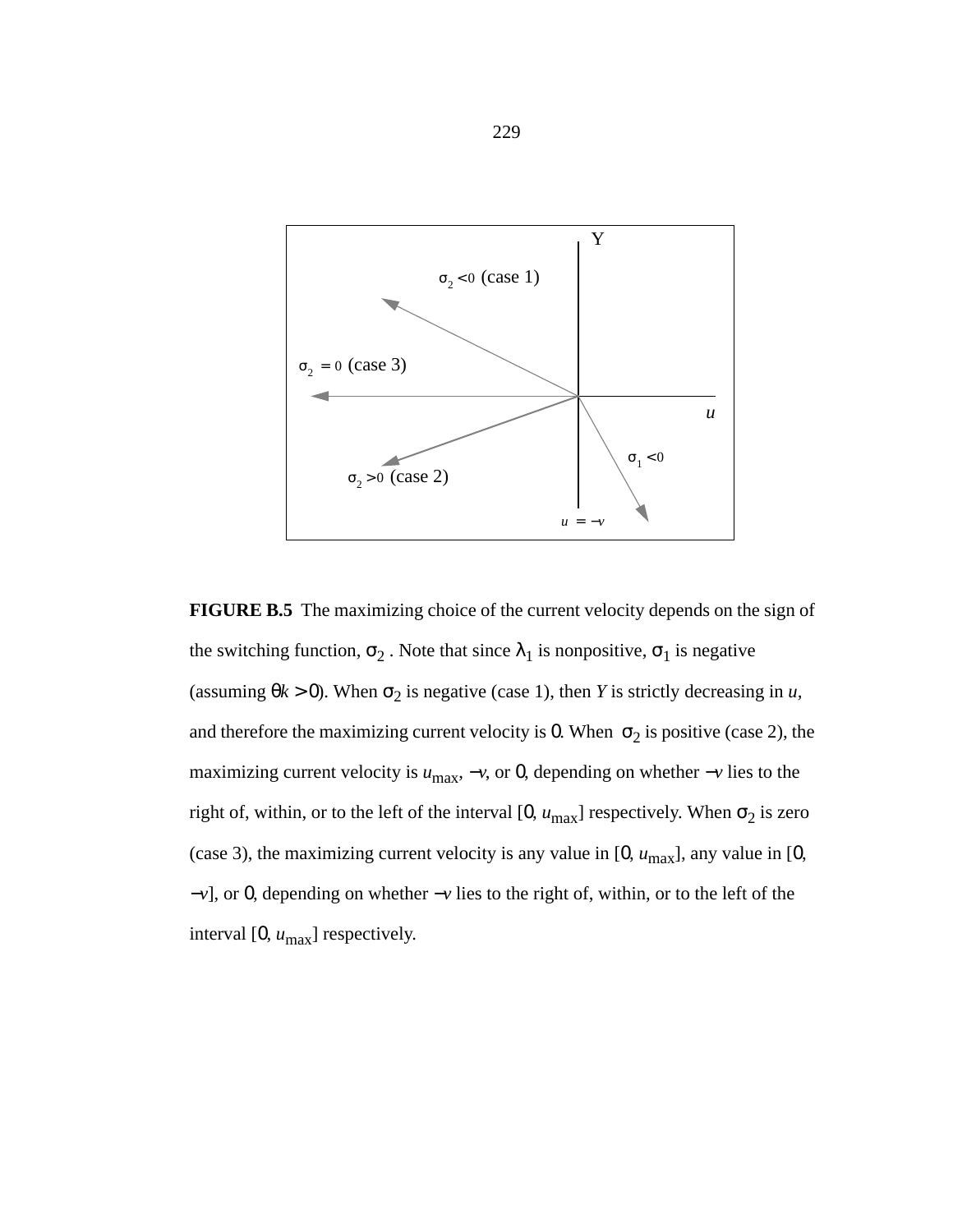Y

$\sigma_2 < 0$ (case 1)

$\sigma_2 = 0$ (case 3)

$u$

$\sigma_1 < 0$

$\sigma_2 > 0$ (case 2)

$u = -v$

**FIGURE B.5** The maximizing choice of the current velocity depends on the sign of the switching function, $\sigma_2$. Note that since $\lambda_1$ is nonpositive, $\sigma_1$ is negative (assuming $\theta k > 0$). When $\sigma_2$ is negative (case 1), then *Y* is strictly decreasing in *u*, and therefore the maximizing current velocity is 0. When $\sigma_2$ is positive (case 2), the maximizing current velocity is $u_{max}$, $-v$, or 0, depending on whether $-v$ lies to the right of, within, or to the left of the interval $[0, u_{max}]$ respectively. When $\sigma_2$ is zero (case 3), the maximizing current velocity is any value in $[0, u_{max}]$, any value in $[0, -v]$, or 0, depending on whether $-v$ lies to the right of, within, or to the left of the interval $[0, u_{max}]$ respectively.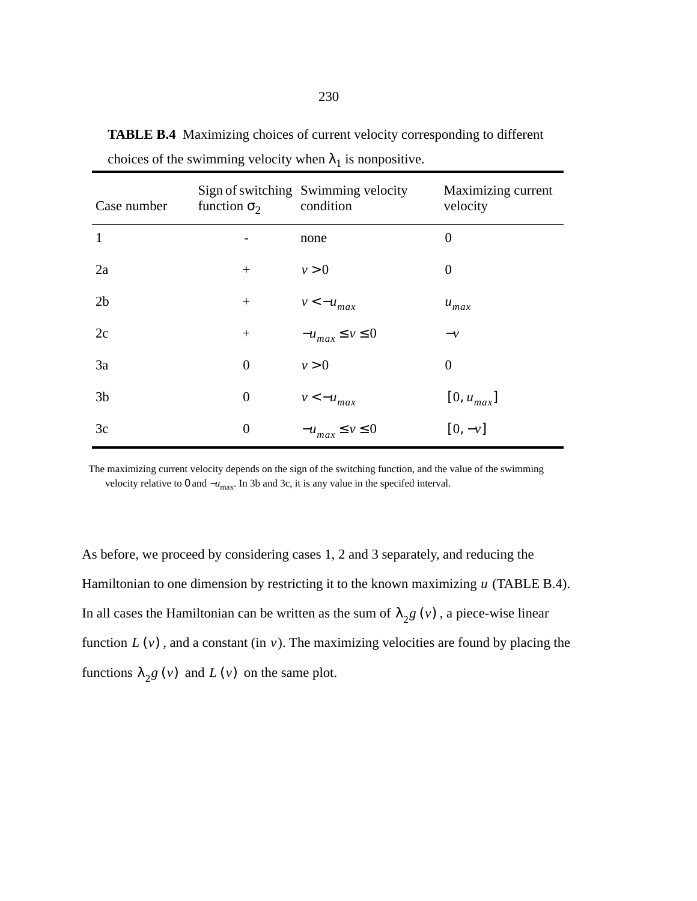**TABLE B.4** Maximizing choices of current velocity corresponding to different choices of the swimming velocity when $\lambda_1$ is nonpositive.

| Case number | Sign of switching function $\sigma_2$ | Swimming velocity condition | Maximizing current velocity |
|---|---|---|---|
| 1 | - | none | 0 |
| 2a | + | $v > 0$ | 0 |
| 2b | + | $v < -u_{max}$ | $u_{max}$ |
| 2c | + | $-u_{max} \leq v \leq 0$ | $-v$ |
| 3a | 0 | $v > 0$ | 0 |
| 3b | 0 | $v < -u_{max}$ | $[0, u_{max}]$ |
| 3c | 0 | $-u_{max} \leq v \leq 0$ | $[0, -v]$ |

The maximizing current velocity depends on the sign of the switching function, and the value of the swimming velocity relative to 0 and $-u_{\max}$. In 3b and 3c, it is any value in the specifed interval.

As before, we proceed by considering cases 1, 2 and 3 separately, and reducing the Hamiltonian to one dimension by restricting it to the known maximizing $u$ (TABLE B.4). In all cases the Hamiltonian can be written as the sum of $\lambda_2 g(v)$, a piece-wise linear function $L(v)$, and a constant (in $v$). The maximizing velocities are found by placing the functions $\lambda_2 g(v)$ and $L(v)$ on the same plot.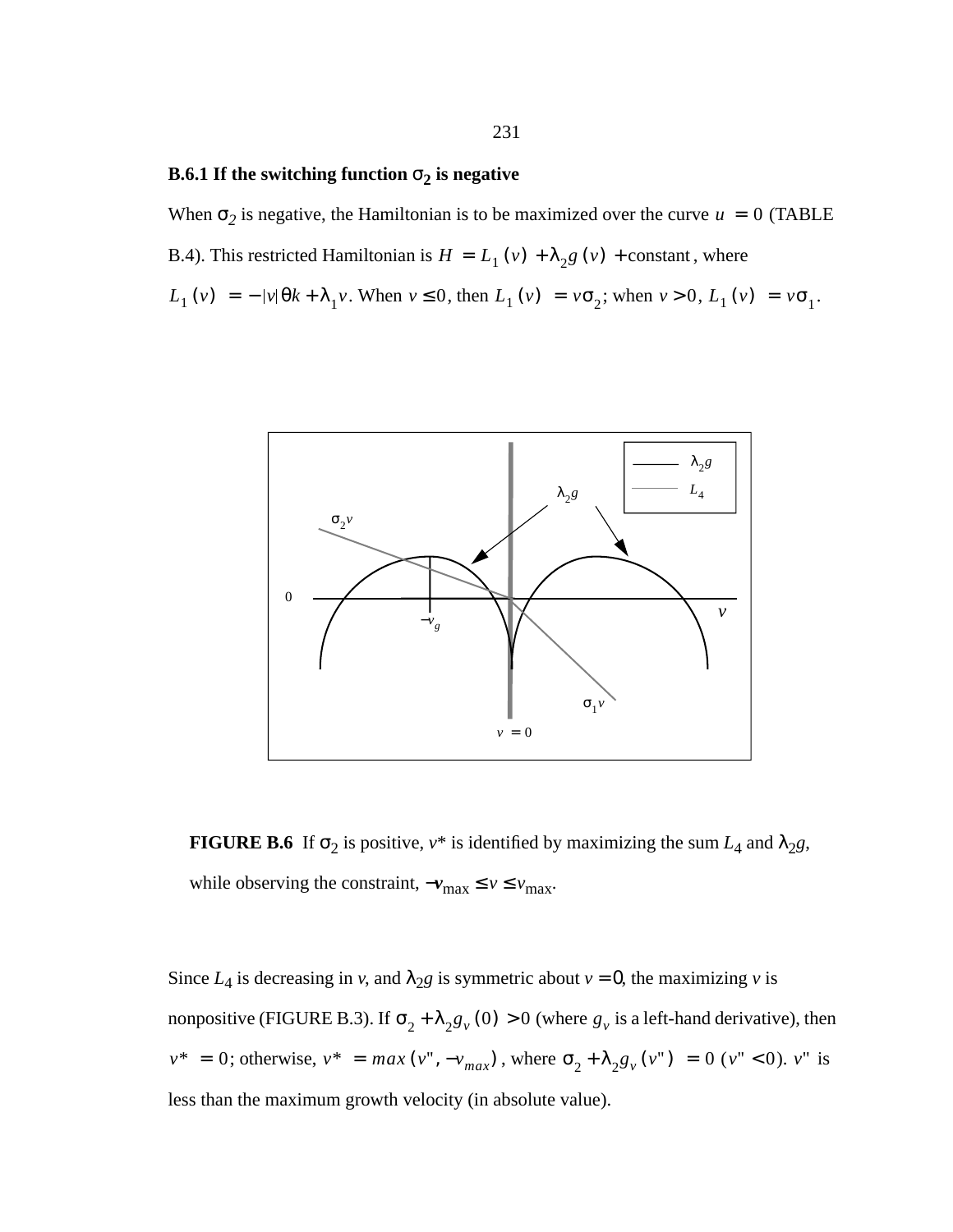### B.6.1 If the switching function $\sigma_2$ is negative

When $\sigma_2$ is negative, the Hamiltonian is to be maximized over the curve $u = 0$ (TABLE B.4). This restricted Hamiltonian is $H = L_1(v) + \lambda_2 g(v) + \text{constant}$, where $L_1(v) = -|v|\theta k + \lambda_1 v$. When $v \le 0$, then $L_1(v) = v\sigma_2$; when $v > 0$, $L_1(v) = v\sigma_1$.

**FIGURE B.6** If $\sigma_2$ is positive, $v$* is identified by maximizing the sum $L_4$ and $\lambda_2 g$, while observing the constraint, $-v_{\max} \le v \le v_{\max}$.

Since $L_4$ is decreasing in $v$, and $\lambda_2 g$ is symmetric about $v = 0$, the maximizing $v$ is nonpositive (FIGURE B.3). If $\sigma_2 + \lambda_2 g_v(0) > 0$ (where $g_v$ is a left-hand derivative), then $v^* = 0$; otherwise, $v^* = max(v'', -v_{max})$, where $\sigma_2 + \lambda_2 g_v(v'') = 0$ ($v'' < 0$). $v''$ is less than the maximum growth velocity (in absolute value).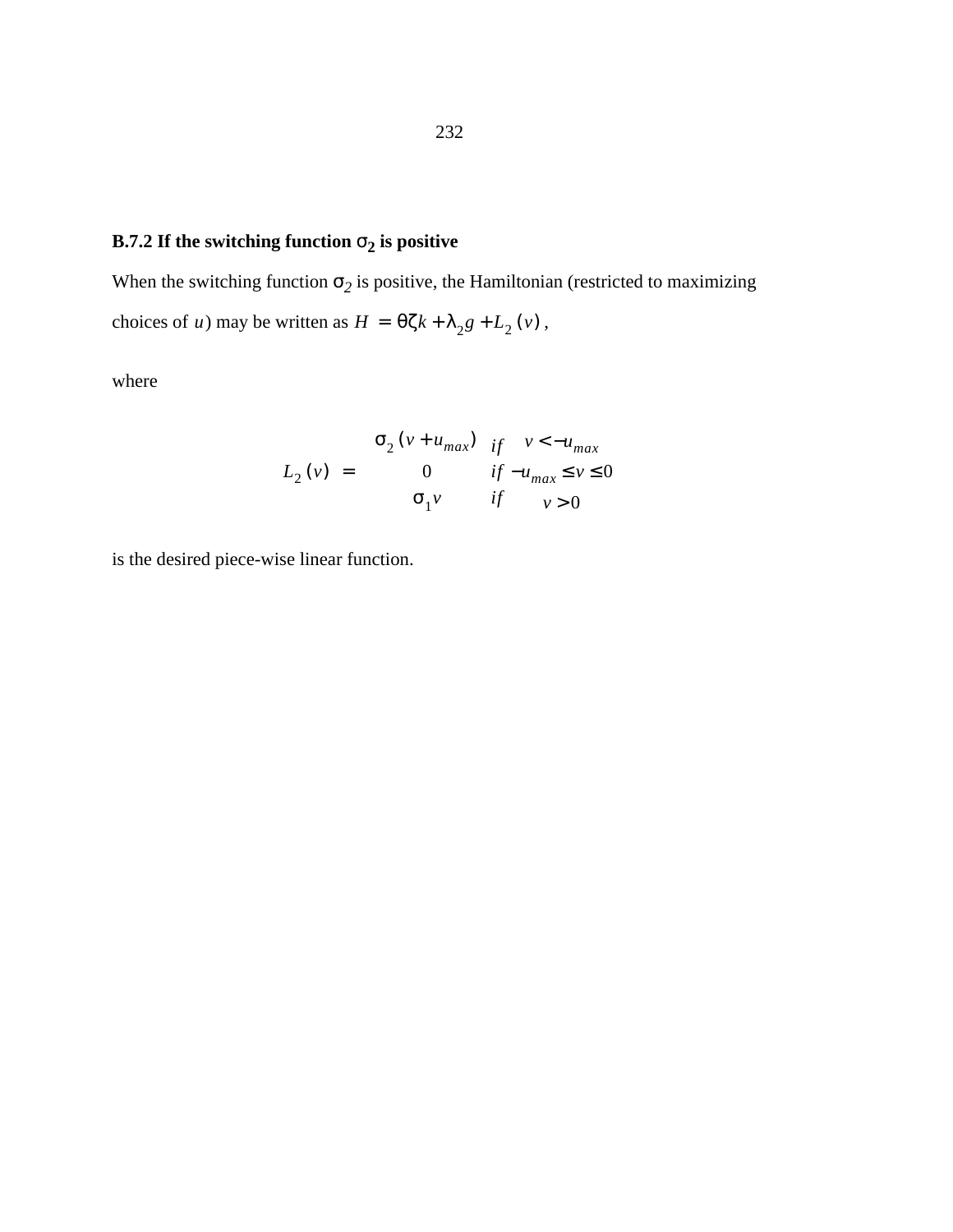### B.7.2 If the switching function $\sigma_2$ is positive

When the switching function $\sigma_2$ is positive, the Hamiltonian (restricted to maximizing choices of $u$) may be written as $H = \theta\zeta k + \lambda_2 g + L_2(v)$,

where

$$L_2(v) = \begin{cases} \sigma_2(v + u_{max}) & if \quad v < -u_{max} \\ 0 & if \ -u_{max} \leq v \leq 0 \\ \sigma_1 v & if \quad v > 0 \end{cases}$$

is the desired piece-wise linear function.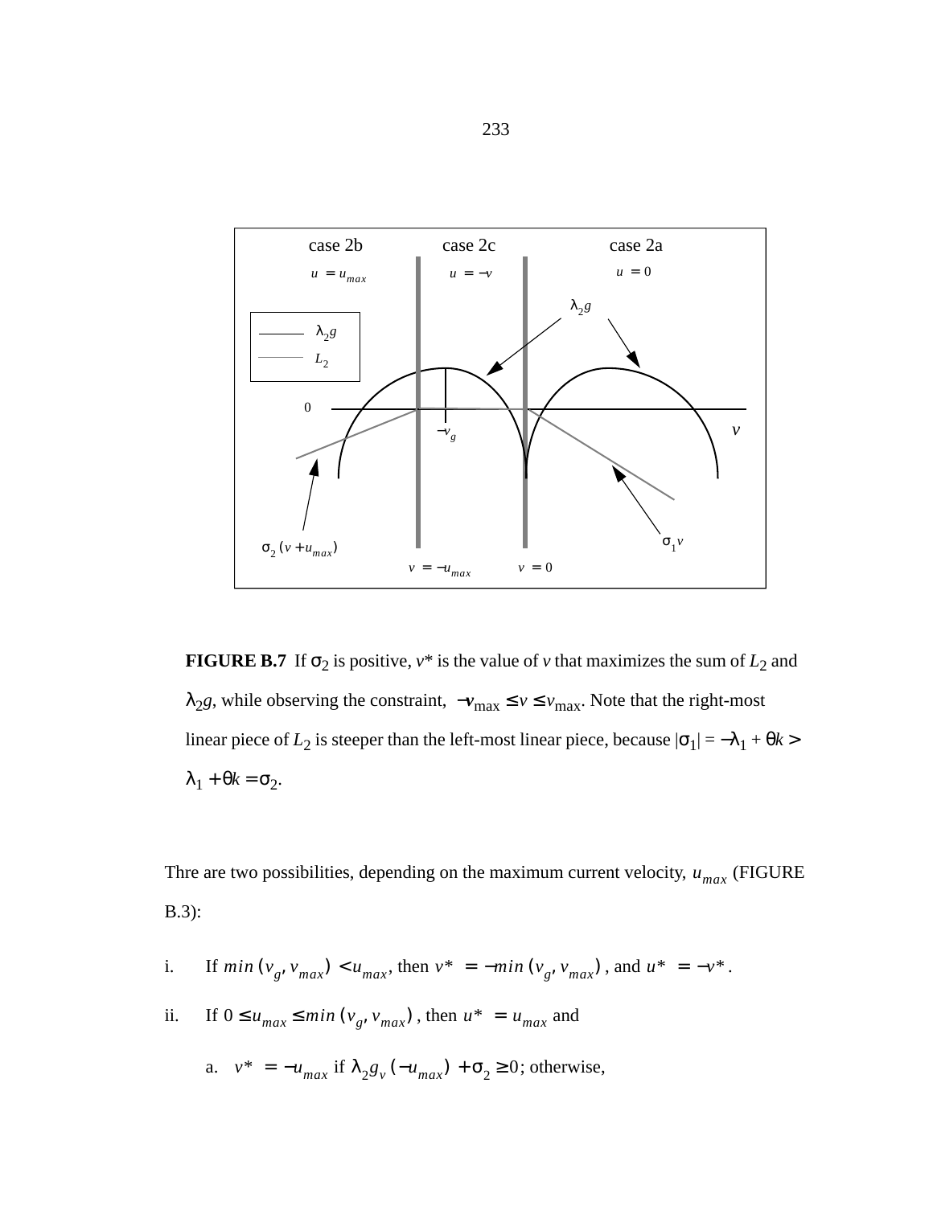case 2b case 2c case 2a

$u = u_{max}$ $u = -v$ $u = 0$

$\lambda_2 g$

$L_2$

0

$-v_g$

$v$

$\sigma_1 v$

$\sigma_2 (v + u_{max})$

$v = -u_{max}$ $v = 0$

**FIGURE B.7** If $\sigma_2$ is positive, $v*$ is the value of $v$ that maximizes the sum of $L_2$ and $\lambda_2 g$, while observing the constraint, $-v_{\max} \le v \le v_{\max}$. Note that the right-most linear piece of $L_2$ is steeper than the left-most linear piece, because $|\sigma_1| = -\lambda_1 + \theta k > \lambda_1 + \theta k = \sigma_2$.

Thre are two possibilities, depending on the maximum current velocity, $u_{max}$ (FIGURE B.3):

i. If $min(v_g, v_{max}) < u_{max}$, then $v* = -min(v_g, v_{max})$, and $u* = -v*$.

ii. If $0 \le u_{max} \le min(v_g, v_{max})$, then $u* = u_{max}$ and

a. $v* = -u_{max}$ if $\lambda_2 g_v(-u_{max}) + \sigma_2 \ge 0$; otherwise,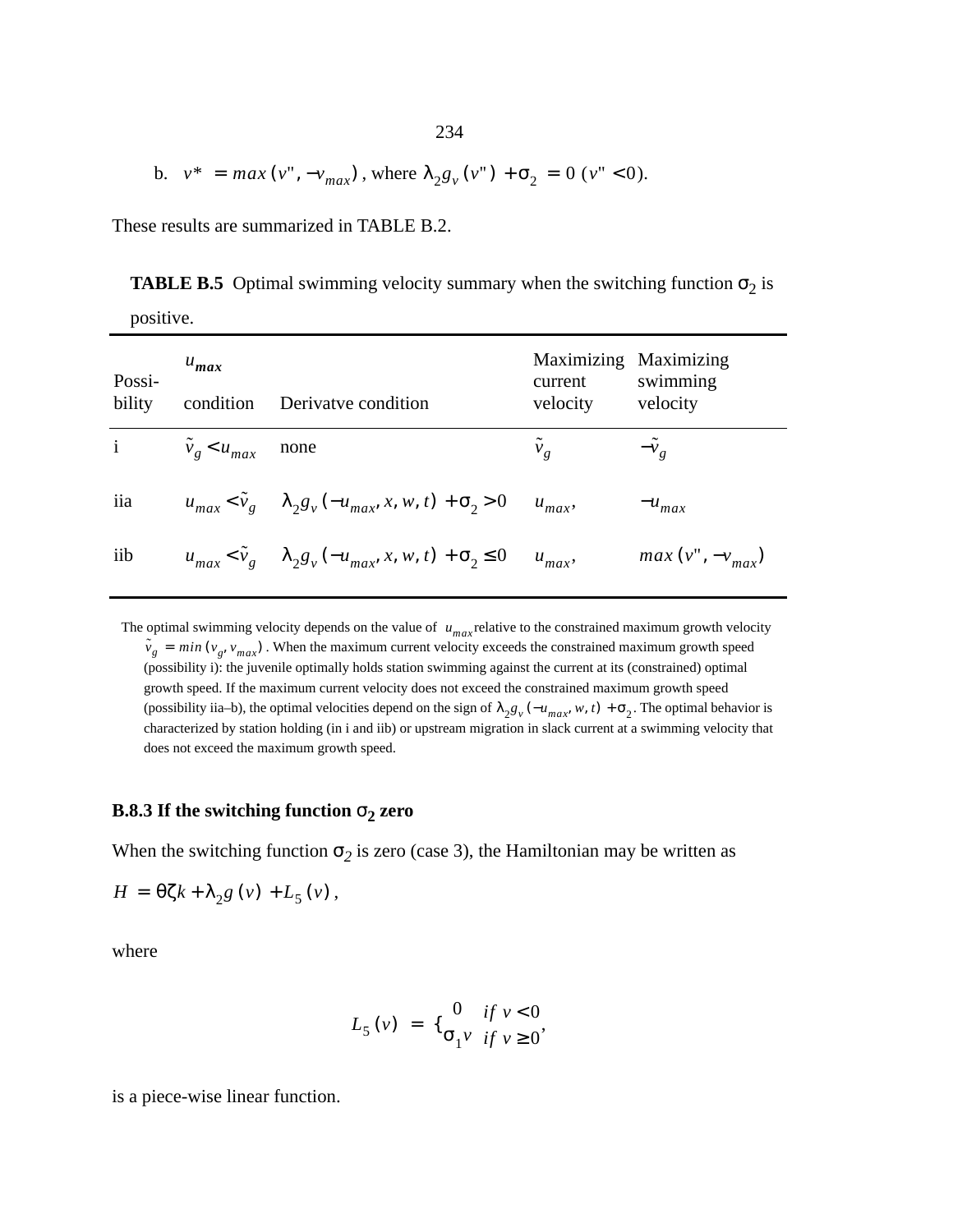b. $v^* = max(v", -v_{max})$, where $\lambda_2 g_v(v") + \sigma_2 = 0$ $(v" < 0)$.

These results are summarized in TABLE B.2.

**TABLE B.5** Optimal swimming velocity summary when the switching function $\sigma_2$ is positive.

| Possi-bility | $u_{max}$ condition | Derivatve condition | Maximizing current velocity | Maximizing swimming velocity |
|---|---|---|---|---|
| i | $\tilde{v}_g < u_{max}$ | none | $\tilde{v}_g$ | $-\tilde{v}_g$ |
| iia | $u_{max} < \tilde{v}_g$ | $\lambda_2 g_v(-u_{max}, x, w, t) + \sigma_2 > 0$ | $u_{max}$, | $-u_{max}$ |
| iib | $u_{max} < \tilde{v}_g$ | $\lambda_2 g_v(-u_{max}, x, w, t) + \sigma_2 \leq 0$ | $u_{max}$, | $max(v", -v_{max})$ |

The optimal swimming velocity depends on the value of $u_{max}$ relative to the constrained maximum growth velocity $\tilde{v}_g = min(v_g, v_{max})$. When the maximum current velocity exceeds the constrained maximum growth speed (possibility i): the juvenile optimally holds station swimming against the current at its (constrained) optimal growth speed. If the maximum current velocity does not exceed the constrained maximum growth speed (possibility iia–b), the optimal velocities depend on the sign of $\lambda_2 g_v(-u_{max}, w, t) + \sigma_2$. The optimal behavior is characterized by station holding (in i and iib) or upstream migration in slack current at a swimming velocity that does not exceed the maximum growth speed.

### B.8.3 If the switching function $\sigma_2$ zero

When the switching function $\sigma_2$ is zero (case 3), the Hamiltonian may be written as

$$H = \theta\zeta k + \lambda_2 g(v) + L_5(v),$$

where

$$L_5(v) = \begin{cases} 0 & if\ v < 0 \\ \sigma_1 v & if\ v \geq 0 \end{cases},$$

is a piece-wise linear function.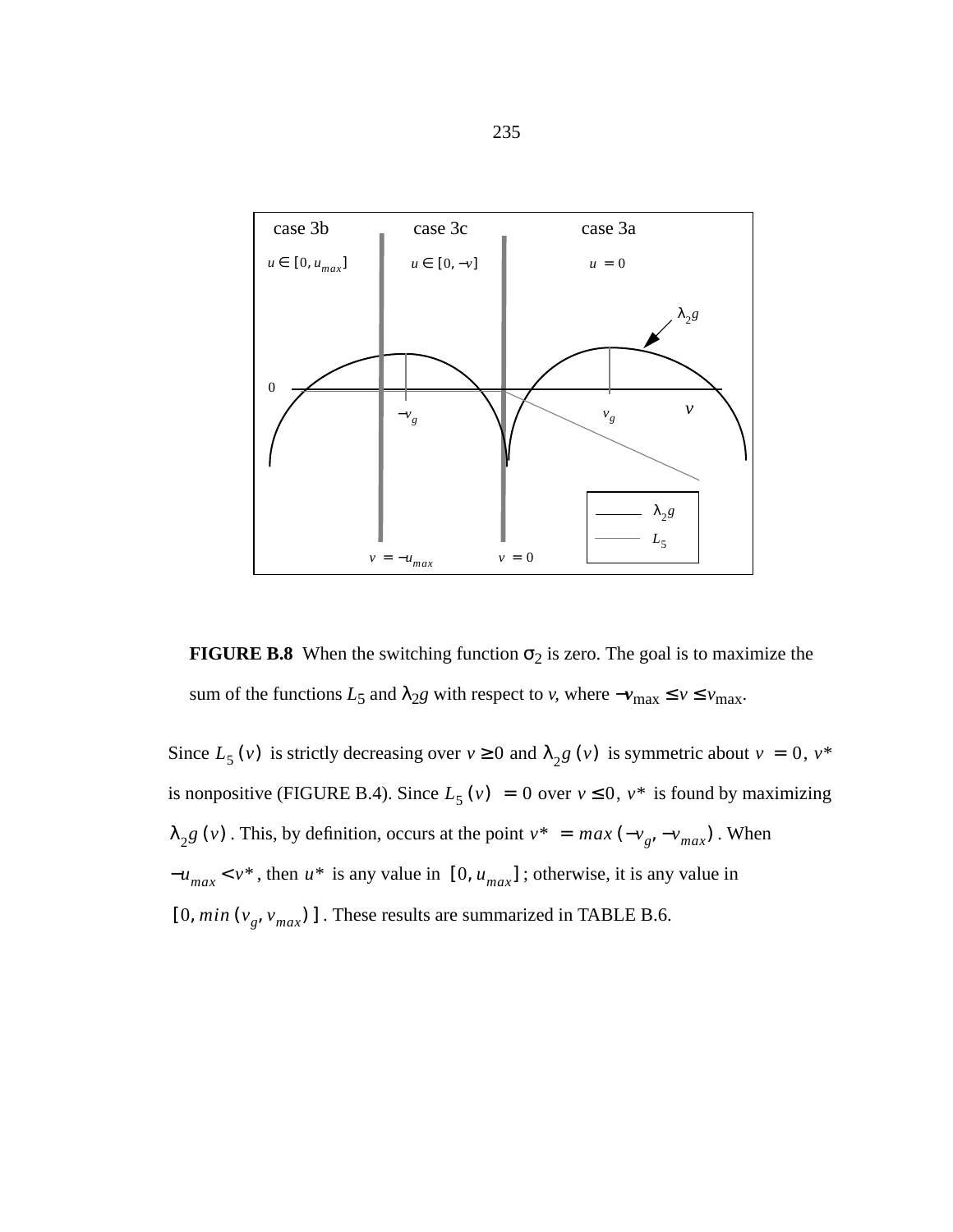**FIGURE B.8** When the switching function $\sigma_2$ is zero. The goal is to maximize the sum of the functions $L_5$ and $\lambda_2 g$ with respect to $v$, where $-v_{\max} \le v \le v_{\max}$.

Since $L_5(v)$ is strictly decreasing over $v \ge 0$ and $\lambda_2 g(v)$ is symmetric about $v = 0$, $v^*$ is nonpositive (FIGURE B.4). Since $L_5(v) = 0$ over $v \le 0$, $v^*$ is found by maximizing $\lambda_2 g(v)$. This, by definition, occurs at the point $v^* = max(-v_g, -v_{max})$. When $-u_{max} < v^*$, then $u^*$ is any value in $[0, u_{max}]$; otherwise, it is any value in $[0, min(v_g, v_{max})]$. These results are summarized in TABLE B.6.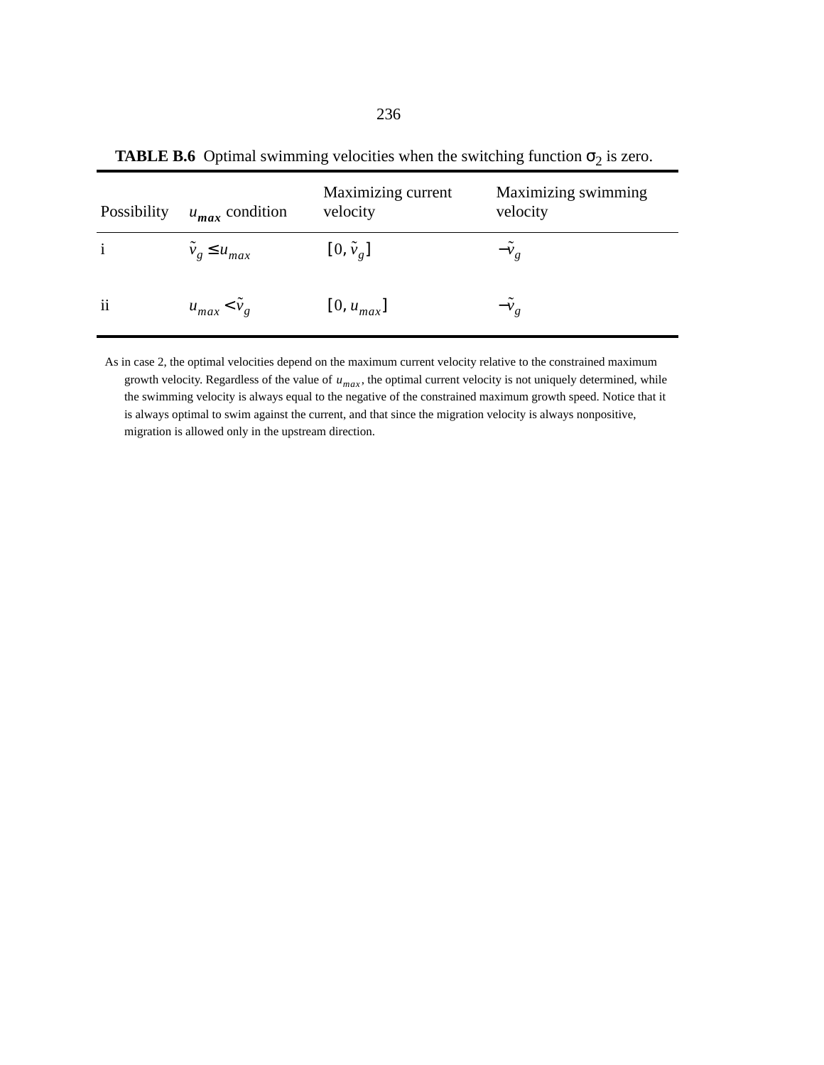**TABLE B.6** Optimal swimming velocities when the switching function $\sigma_2$ is zero.

| Possibility | $u_{max}$ condition | Maximizing current velocity | Maximizing swimming velocity |
|---|---|---|---|
| i | $\tilde{v}_g \leq u_{max}$ | $[0, \tilde{v}_g]$ | $-\tilde{v}_g$ |
| ii | $u_{max} < \tilde{v}_g$ | $[0, u_{max}]$ | $-\tilde{v}_g$ |

As in case 2, the optimal velocities depend on the maximum current velocity relative to the constrained maximum growth velocity. Regardless of the value of $u_{max}$, the optimal current velocity is not uniquely determined, while the swimming velocity is always equal to the negative of the constrained maximum growth speed. Notice that it is always optimal to swim against the current, and that since the migration velocity is always nonpositive, migration is allowed only in the upstream direction.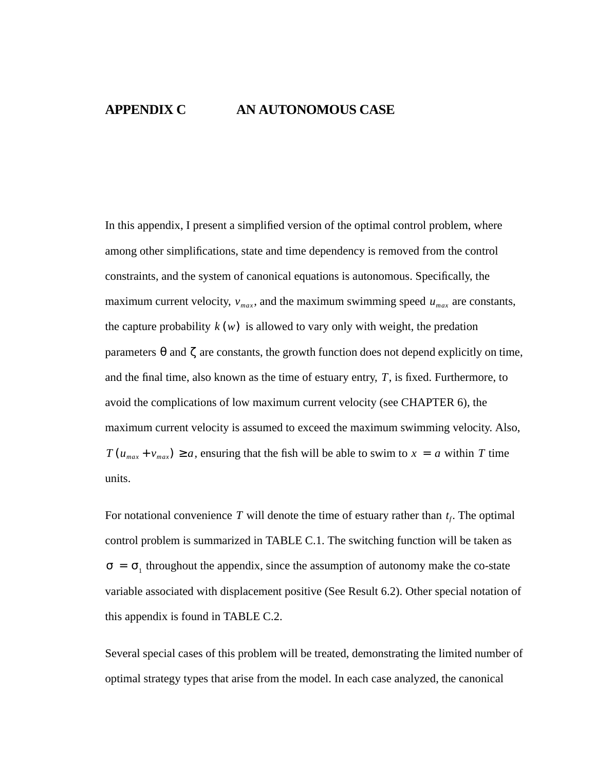# APPENDIX C AN AUTONOMOUS CASE

In this appendix, I present a simplified version of the optimal control problem, where among other simplifications, state and time dependency is removed from the control constraints, and the system of canonical equations is autonomous. Specifically, the maximum current velocity, $v_{max}$, and the maximum swimming speed $u_{max}$ are constants, the capture probability $k(w)$ is allowed to vary only with weight, the predation parameters $\theta$ and $\zeta$ are constants, the growth function does not depend explicitly on time, and the final time, also known as the time of estuary entry, $T$, is fixed. Furthermore, to avoid the complications of low maximum current velocity (see CHAPTER 6), the maximum current velocity is assumed to exceed the maximum swimming velocity. Also, $T(u_{max} + v_{max}) \geq a$, ensuring that the fish will be able to swim to $x = a$ within $T$ time units.

For notational convenience $T$ will denote the time of estuary rather than $t_f$. The optimal control problem is summarized in TABLE C.1. The switching function will be taken as $\sigma = \sigma_1$ throughout the appendix, since the assumption of autonomy make the co-state variable associated with displacement positive (See Result 6.2). Other special notation of this appendix is found in TABLE C.2.

Several special cases of this problem will be treated, demonstrating the limited number of optimal strategy types that arise from the model. In each case analyzed, the canonical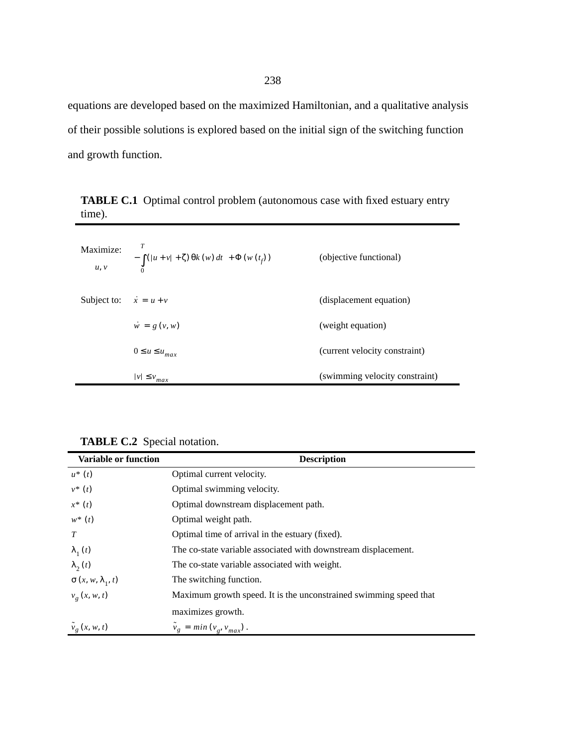equations are developed based on the maximized Hamiltonian, and a qualitative analysis of their possible solutions is explored based on the initial sign of the switching function and growth function.

**TABLE C.1** Optimal control problem (autonomous case with fixed estuary entry time).

| | | |
|---|---|---|
| Maximize: $u, v$ | $-\int_0^T (\lvert u+v\rvert + \zeta)\, \theta k(w)\, dt + \Phi(w(t_f))$ | (objective functional) |
| Subject to: | $\dot{x} = u + v$ | (displacement equation) |
| | $\dot{w} = g(v, w)$ | (weight equation) |
| | $0 \leq u \leq u_{max}$ | (current velocity constraint) |
| | $\lvert v\rvert \leq v_{max}$ | (swimming velocity constraint) |

**TABLE C.2** Special notation.

| Variable or function | Description |
|---|---|
| $u^*(t)$ | Optimal current velocity. |
| $v^*(t)$ | Optimal swimming velocity. |
| $x^*(t)$ | Optimal downstream displacement path. |
| $w^*(t)$ | Optimal weight path. |
| $T$ | Optimal time of arrival in the estuary (fixed). |
| $\lambda_1(t)$ | The co-state variable associated with downstream displacement. |
| $\lambda_2(t)$ | The co-state variable associated with weight. |
| $\sigma(x, w, \lambda_1, t)$ | The switching function. |
| $v_g(x, w, t)$ | Maximum growth speed. It is the unconstrained swimming speed that maximizes growth. |
| $\tilde{v}_g(x, w, t)$ | $\tilde{v}_g = min(v_g, v_{max})$ . |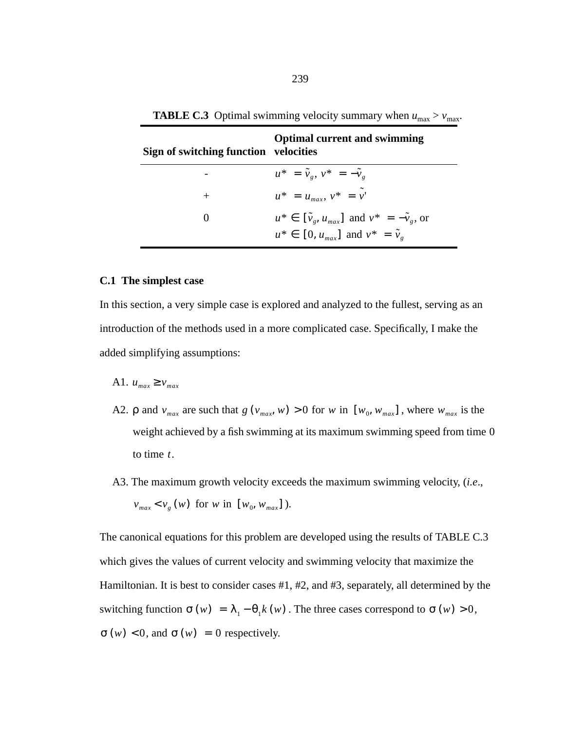**TABLE C.3** Optimal swimming velocity summary when $u_{max} > v_{max}$.

| Sign of switching function | Optimal current and swimming velocities |
|---|---|
| - | $u^* = \tilde{v}_g$, $v^* = -\tilde{v}_g$ |
| + | $u^* = u_{max}$, $v^* = \tilde{v}'$ |
| 0 | $u^* \in [\tilde{v}_g, u_{max}]$ and $v^* = -\tilde{v}_g$, or $u^* \in [0, u_{max}]$ and $v^* = \tilde{v}_g$ |

### C.1 The simplest case

In this section, a very simple case is explored and analyzed to the fullest, serving as an introduction of the methods used in a more complicated case. Specifically, I make the added simplifying assumptions:

A1. $u_{max} \geq v_{max}$

A2. $\rho$ and $v_{max}$ are such that $g(v_{max}, w) > 0$ for $w$ in $[w_0, w_{max}]$, where $w_{max}$ is the weight achieved by a fish swimming at its maximum swimming speed from time 0 to time $t$.

A3. The maximum growth velocity exceeds the maximum swimming velocity, (*i.e.*, $v_{max} < v_g(w)$ for $w$ in $[w_0, w_{max}]$).

The canonical equations for this problem are developed using the results of TABLE C.3 which gives the values of current velocity and swimming velocity that maximize the Hamiltonian. It is best to consider cases #1, #2, and #3, separately, all determined by the switching function $\sigma(w) = \lambda_1 - \theta_1 k(w)$. The three cases correspond to $\sigma(w) > 0$, $\sigma(w) < 0$, and $\sigma(w) = 0$ respectively.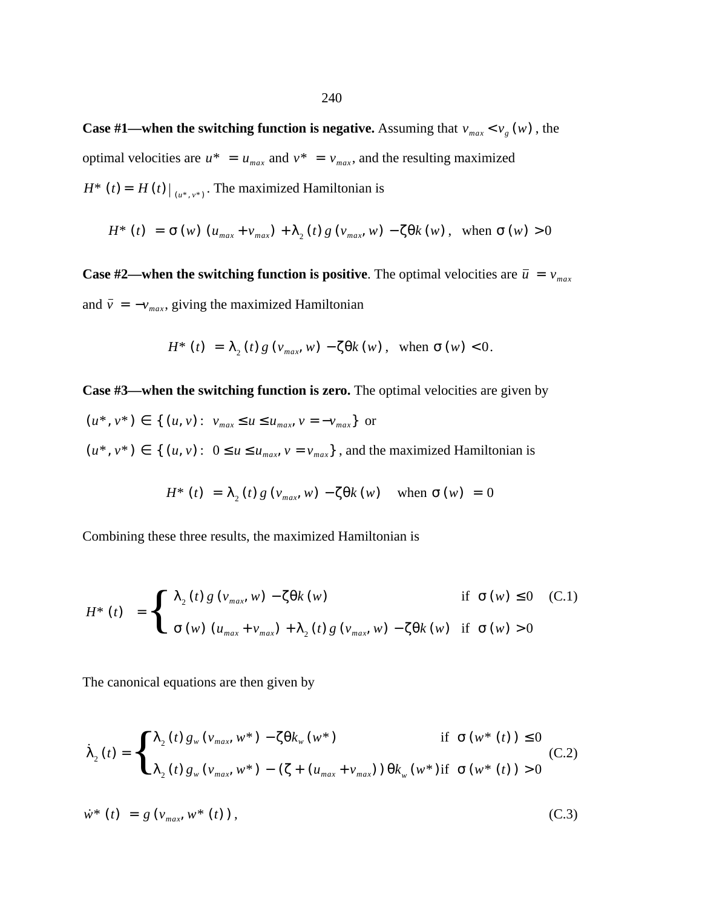**Case #1—when the switching function is negative.** Assuming that $v_{max} < v_g(w)$, the optimal velocities are $u^* = u_{max}$ and $v^* = v_{max}$, and the resulting maximized $H^*(t) = H(t)|_{(u^*, v^*)}$. The maximized Hamiltonian is

$$H^*(t) = \sigma(w)(u_{max} + v_{max}) + \lambda_2(t) g(v_{max}, w) - \zeta\theta k(w), \quad \text{when } \sigma(w) > 0$$

**Case #2—when the switching function is positive**. The optimal velocities are $\bar{u} = v_{max}$ and $\bar{v} = -v_{max}$, giving the maximized Hamiltonian

$$H^*(t) = \lambda_2(t) g(v_{max}, w) - \zeta\theta k(w), \quad \text{when } \sigma(w) < 0.$$

**Case #3—when the switching function is zero.** The optimal velocities are given by $(u^*, v^*) \in \{(u, v) : v_{max} \le u \le u_{max}, v = -v_{max}\}$ or $(u^*, v^*) \in \{(u, v) : 0 \le u \le u_{max}, v = v_{max}\}$, and the maximized Hamiltonian is

$$H^*(t) = \lambda_2(t) g(v_{max}, w) - \zeta\theta k(w) \quad \text{when } \sigma(w) = 0$$

Combining these three results, the maximized Hamiltonian is

$$H^*(t) = \begin{cases} \lambda_2(t) g(v_{max}, w) - \zeta\theta k(w) & \text{if } \sigma(w) \le 0 \\ \sigma(w)(u_{max} + v_{max}) + \lambda_2(t) g(v_{max}, w) - \zeta\theta k(w) & \text{if } \sigma(w) > 0 \end{cases} \tag{C.1}$$

The canonical equations are then given by

$$\dot{\lambda}_2(t) = \begin{cases} \lambda_2(t) g_w(v_{max}, w^*) - \zeta\theta k_w(w^*) & \text{if } \sigma(w^*(t)) \le 0 \\ \lambda_2(t) g_w(v_{max}, w^*) - (\zeta + (u_{max} + v_{max}))\theta k_w(w^*) & \text{if } \sigma(w^*(t)) > 0 \end{cases} \tag{C.2}$$

$$\dot{w}^*(t) = g(v_{max}, w^*(t)), \tag{C.3}$$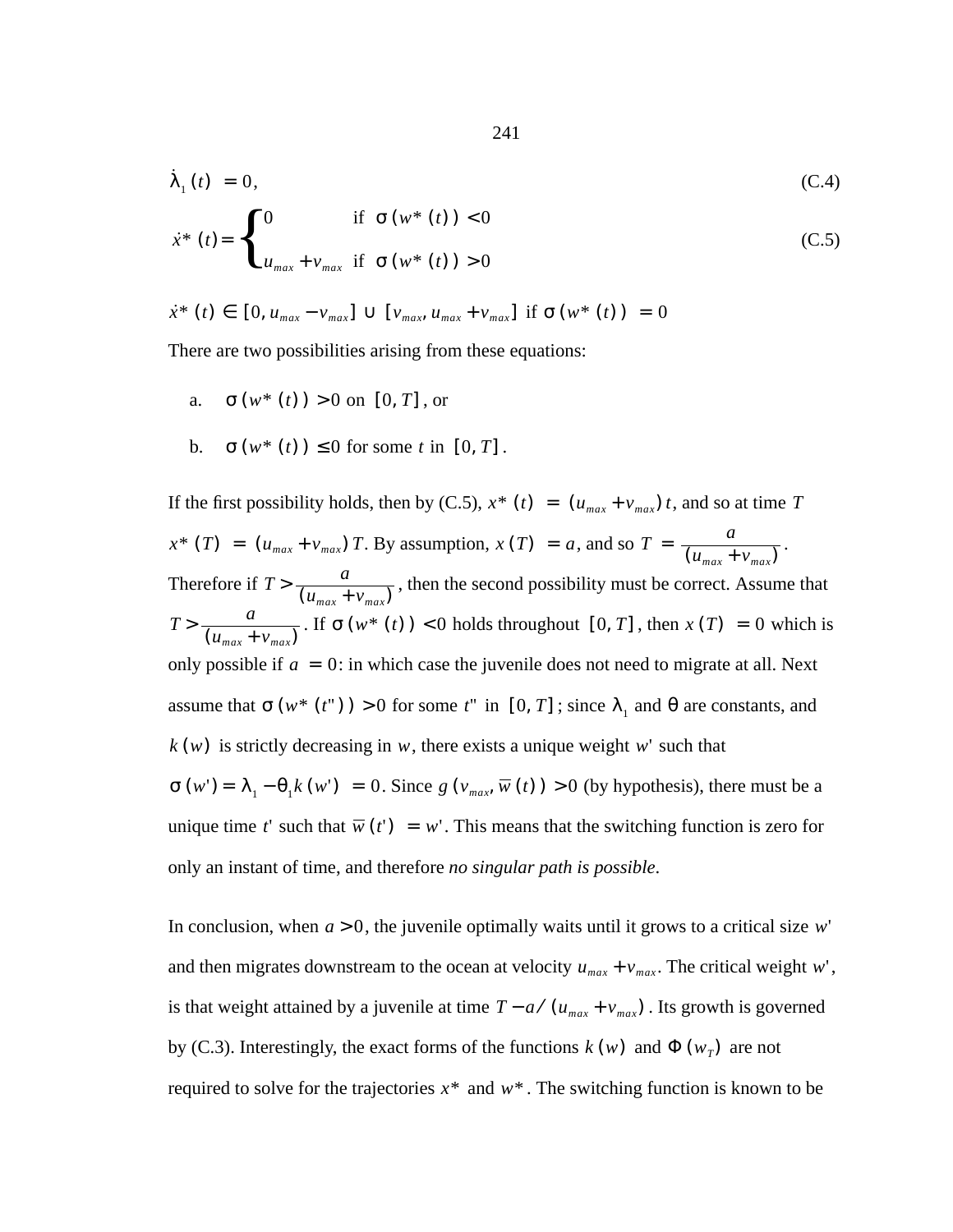$$\dot{\lambda}_1(t) = 0, \tag{C.4}$$

$$\dot{x}^*(t) = \begin{cases} 0 & \text{if } \sigma(w^*(t)) < 0 \\ u_{max} + v_{max} & \text{if } \sigma(w^*(t)) > 0 \end{cases} \tag{C.5}$$

$$\dot{x}^*(t) \in [0, u_{max} - v_{max}] \cup [v_{max}, u_{max} + v_{max}] \text{ if } \sigma(w^*(t)) = 0$$

There are two possibilities arising from these equations:

a. $\sigma(w^*(t)) > 0$ on $[0, T]$, or

b. $\sigma(w^*(t)) \leq 0$ for some $t$ in $[0, T]$.

If the first possibility holds, then by (C.5), $x^*(t) = (u_{max} + v_{max})t$, and so at time $T$ $x^*(T) = (u_{max} + v_{max})T$. By assumption, $x(T) = a$, and so $T = \frac{a}{(u_{max} + v_{max})}$. Therefore if $T > \frac{a}{(u_{max} + v_{max})}$, then the second possibility must be correct. Assume that $T > \frac{a}{(u_{max} + v_{max})}$. If $\sigma(w^*(t)) < 0$ holds throughout $[0, T]$, then $x(T) = 0$ which is only possible if $a = 0$: in which case the juvenile does not need to migrate at all. Next assume that $\sigma(w^*(t'')) > 0$ for some $t''$ in $[0, T]$; since $\lambda_1$ and $\theta$ are constants, and $k(w)$ is strictly decreasing in $w$, there exists a unique weight $w'$ such that $\sigma(w') = \lambda_1 - \theta_1 k(w') = 0$. Since $g(v_{max}, \overline{w}(t)) > 0$ (by hypothesis), there must be a unique time $t'$ such that $\overline{w}(t') = w'$. This means that the switching function is zero for only an instant of time, and therefore *no singular path is possible*.

In conclusion, when $a > 0$, the juvenile optimally waits until it grows to a critical size $w'$ and then migrates downstream to the ocean at velocity $u_{max} + v_{max}$. The critical weight $w'$, is that weight attained by a juvenile at time $T - a/(u_{max} + v_{max})$. Its growth is governed by (C.3). Interestingly, the exact forms of the functions $k(w)$ and $\Phi(w_T)$ are not required to solve for the trajectories $x^*$ and $w^*$. The switching function is known to be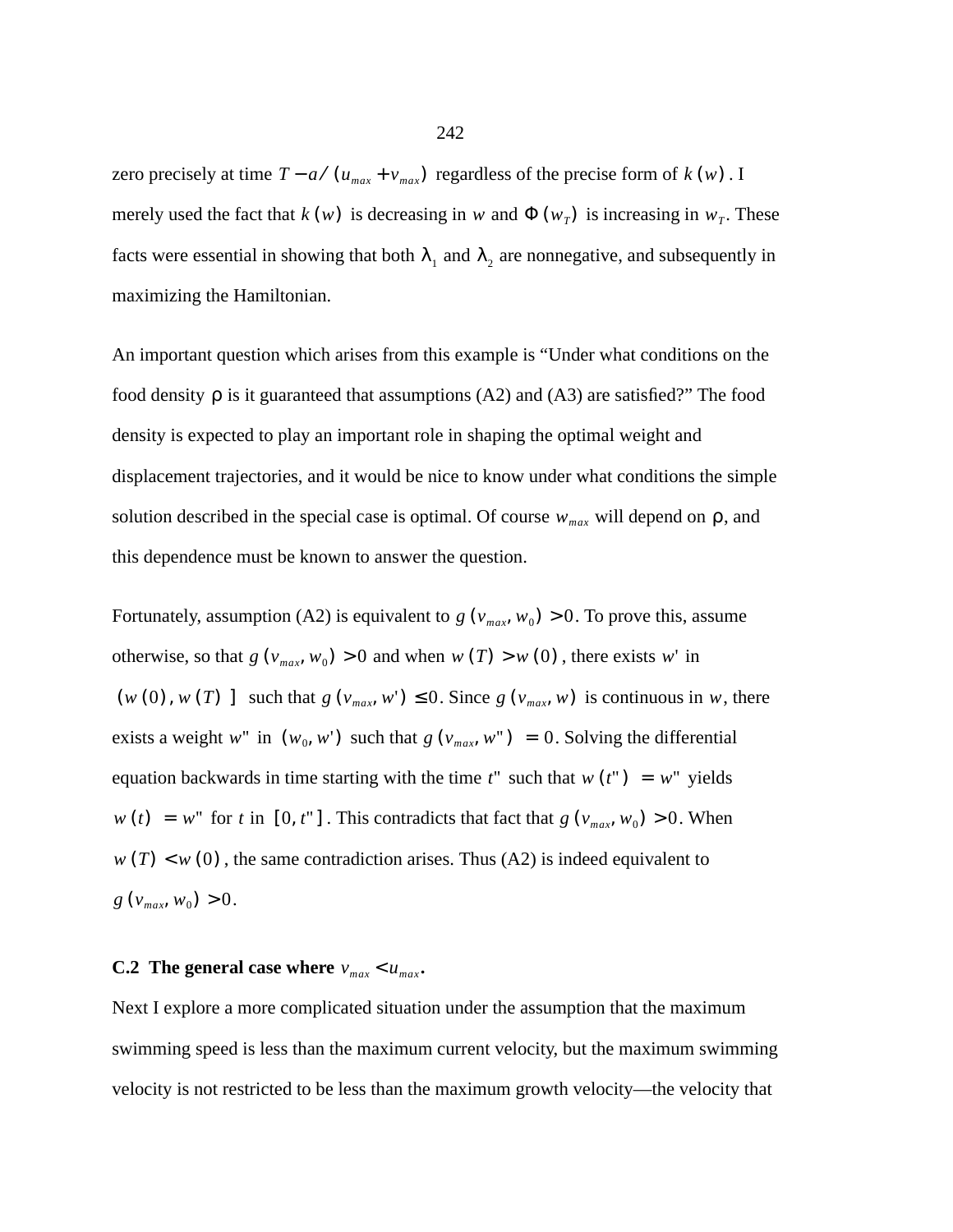zero precisely at time $T - a/(u_{max} + v_{max})$ regardless of the precise form of $k(w)$. I merely used the fact that $k(w)$ is decreasing in $w$ and $\Phi(w_T)$ is increasing in $w_T$. These facts were essential in showing that both $\lambda_1$ and $\lambda_2$ are nonnegative, and subsequently in maximizing the Hamiltonian.

An important question which arises from this example is “Under what conditions on the food density $\rho$ is it guaranteed that assumptions (A2) and (A3) are satisfied?” The food density is expected to play an important role in shaping the optimal weight and displacement trajectories, and it would be nice to know under what conditions the simple solution described in the special case is optimal. Of course $w_{max}$ will depend on $\rho$, and this dependence must be known to answer the question.

Fortunately, assumption (A2) is equivalent to $g(v_{max}, w_0) > 0$. To prove this, assume otherwise, so that $g(v_{max}, w_0) > 0$ and when $w(T) > w(0)$, there exists $w'$ in $(w(0), w(T)]$ such that $g(v_{max}, w') \leq 0$. Since $g(v_{max}, w)$ is continuous in $w$, there exists a weight $w''$ in $(w_0, w')$ such that $g(v_{max}, w'') = 0$. Solving the differential equation backwards in time starting with the time $t''$ such that $w(t'') = w''$ yields $w(t) = w''$ for $t$ in $[0, t'']$. This contradicts that fact that $g(v_{max}, w_0) > 0$. When $w(T) < w(0)$, the same contradiction arises. Thus (A2) is indeed equivalent to $g(v_{max}, w_0) > 0$.

### C.2 The general case where $v_{max} < u_{max}$.

Next I explore a more complicated situation under the assumption that the maximum swimming speed is less than the maximum current velocity, but the maximum swimming velocity is not restricted to be less than the maximum growth velocity—the velocity that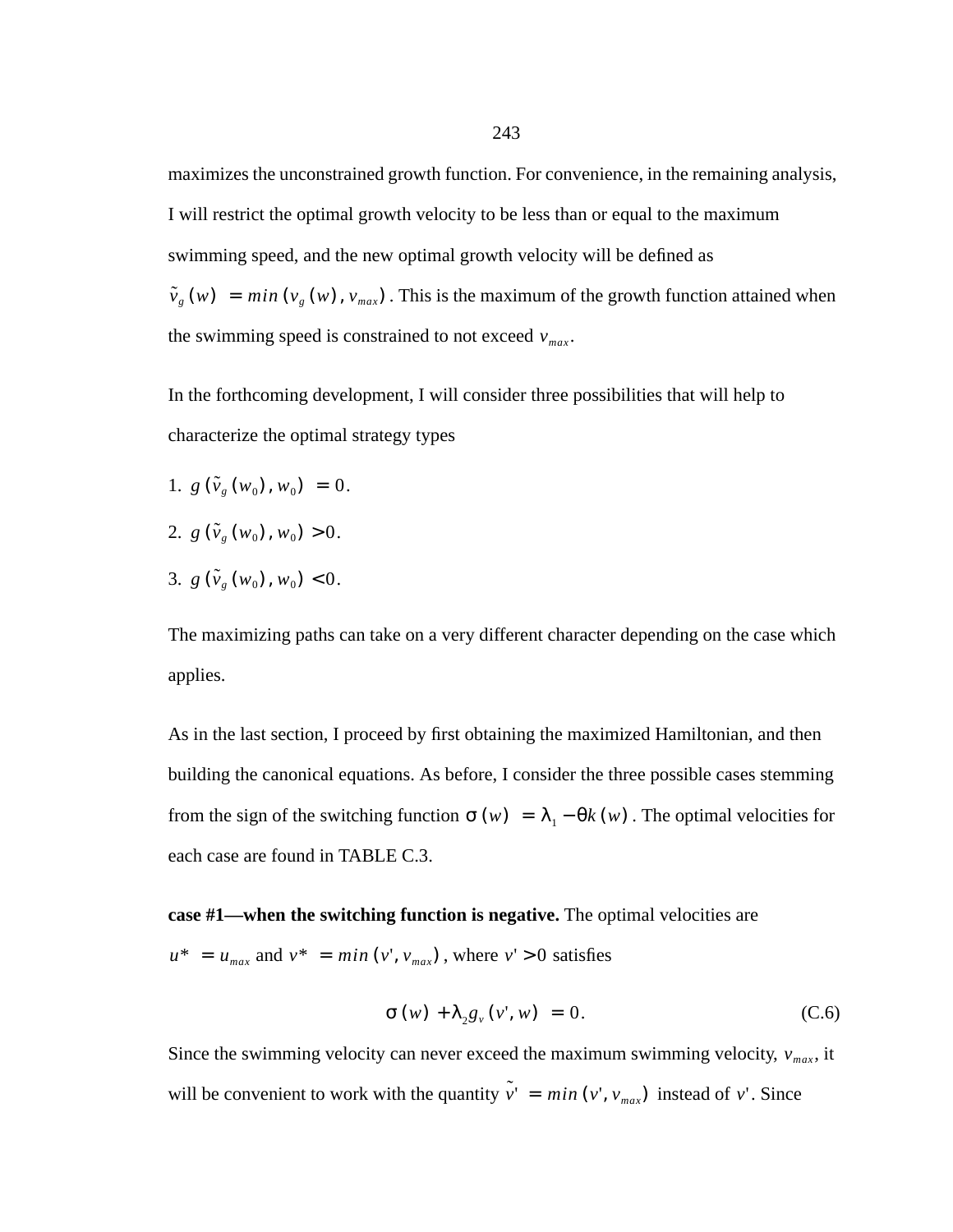maximizes the unconstrained growth function. For convenience, in the remaining analysis, I will restrict the optimal growth velocity to be less than or equal to the maximum swimming speed, and the new optimal growth velocity will be defined as $\tilde{v}_g(w) = min(v_g(w), v_{max})$. This is the maximum of the growth function attained when the swimming speed is constrained to not exceed $v_{max}$.

In the forthcoming development, I will consider three possibilities that will help to characterize the optimal strategy types

1. $g(\tilde{v}_g(w_0), w_0) = 0$.
2. $g(\tilde{v}_g(w_0), w_0) > 0$.
3. $g(\tilde{v}_g(w_0), w_0) < 0$.

The maximizing paths can take on a very different character depending on the case which applies.

As in the last section, I proceed by first obtaining the maximized Hamiltonian, and then building the canonical equations. As before, I consider the three possible cases stemming from the sign of the switching function $\sigma(w) = \lambda_1 - \theta k(w)$. The optimal velocities for each case are found in TABLE C.3.

**case #1—when the switching function is negative.** The optimal velocities are $u^* = u_{max}$ and $v^* = min(v', v_{max})$, where $v' > 0$ satisfies

$$\sigma(w) + \lambda_2 g_v(v', w) = 0. \tag{C.6}$$

Since the swimming velocity can never exceed the maximum swimming velocity, $v_{max}$, it will be convenient to work with the quantity $\tilde{v}' = min(v', v_{max})$ instead of $v'$. Since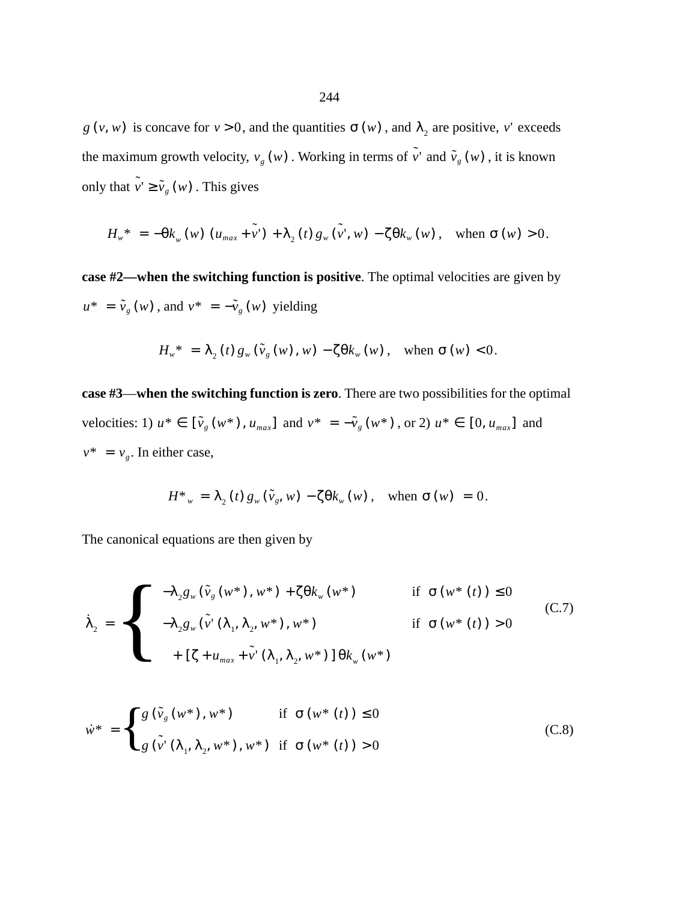$g(v, w)$ is concave for $v > 0$, and the quantities $\sigma(w)$, and $\lambda_2$ are positive, $v'$ exceeds the maximum growth velocity, $v_g(w)$. Working in terms of $\tilde{v}'$ and $\tilde{v}_g(w)$, it is known only that $\tilde{v}' \geq \tilde{v}_g(w)$. This gives

$$H_w{}^* = -\theta k_w(w)(u_{max} + \tilde{v}') + \lambda_2(t) g_w(\tilde{v}', w) - \zeta\theta k_w(w), \quad \text{when } \sigma(w) > 0.$$

**case #2—when the switching function is positive**. The optimal velocities are given by $u^* = \tilde{v}_g(w)$, and $v^* = -\tilde{v}_g(w)$ yielding

$$H_w{}^* = \lambda_2(t) g_w(\tilde{v}_g(w), w) - \zeta\theta k_w(w), \quad \text{when } \sigma(w) < 0.$$

**case #3**—**when the switching function is zero**. There are two possibilities for the optimal velocities: 1) $u^* \in [\tilde{v}_g(w^*), u_{max}]$ and $v^* = -\tilde{v}_g(w^*)$, or 2) $u^* \in [0, u_{max}]$ and $v^* = v_g$. In either case,

$$H^*{}_w = \lambda_2(t) g_w(\tilde{v}_g, w) - \zeta\theta k_w(w), \quad \text{when } \sigma(w) = 0.$$

The canonical equations are then given by

$$\dot{\lambda}_2 = \begin{cases} -\lambda_2 g_w(\tilde{v}_g(w^*), w^*) + \zeta\theta k_w(w^*) & \text{if } \sigma(w^*(t)) \leq 0 \\ -\lambda_2 g_w(\tilde{v}'(\lambda_1, \lambda_2, w^*), w^*) & \text{if } \sigma(w^*(t)) > 0 \\ \quad + [\zeta + u_{max} + \tilde{v}'(\lambda_1, \lambda_2, w^*)]\theta k_w(w^*) & \end{cases} \tag{C.7}$$

$$\dot{w}^* = \begin{cases} g(\tilde{v}_g(w^*), w^*) & \text{if } \sigma(w^*(t)) \leq 0 \\ g(\tilde{v}'(\lambda_1, \lambda_2, w^*), w^*) & \text{if } \sigma(w^*(t)) > 0 \end{cases} \tag{C.8}$$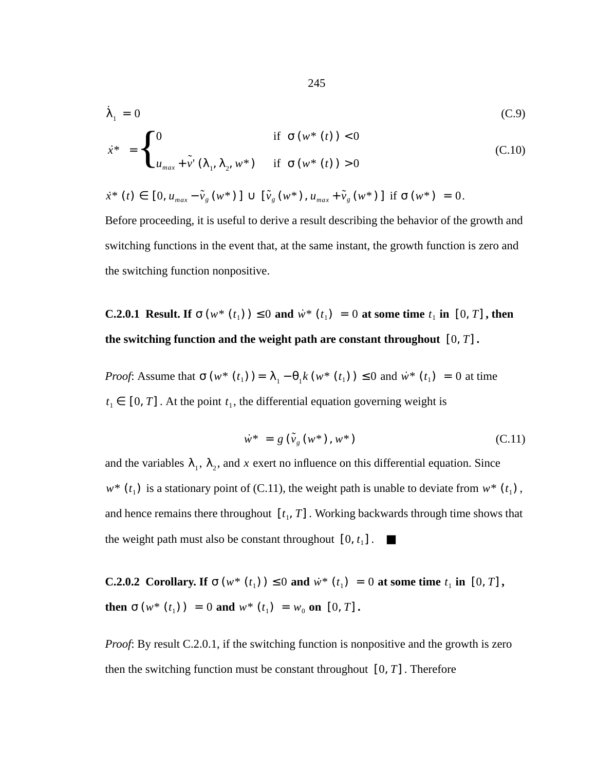$$\dot{\lambda}_1 = 0 \tag{C.9}$$

$$\dot{x}^* = \begin{cases} 0 & \text{if } \sigma(w^*(t)) < 0 \\ u_{max} + \tilde{v}'(\lambda_1, \lambda_2, w^*) & \text{if } \sigma(w^*(t)) > 0 \end{cases} \tag{C.10}$$

$\dot{x}^*(t) \in [0, u_{max} - \tilde{v}_g(w^*)] \cup [\tilde{v}_g(w^*), u_{max} + \tilde{v}_g(w^*)]$ if $\sigma(w^*) = 0$.

Before proceeding, it is useful to derive a result describing the behavior of the growth and switching functions in the event that, at the same instant, the growth function is zero and the switching function nonpositive.

**C.2.0.1 Result. If $\sigma(w^*(t_1)) \leq 0$ and $\dot{w}^*(t_1) = 0$ at some time $t_1$ in $[0, T]$, then the switching function and the weight path are constant throughout $[0, T]$.**

*Proof*: Assume that $\sigma(w^*(t_1)) = \lambda_1 - \theta_1 k(w^*(t_1)) \leq 0$ and $\dot{w}^*(t_1) = 0$ at time $t_1 \in [0, T]$. At the point $t_1$, the differential equation governing weight is

$$\dot{w}^* = g(\tilde{v}_g(w^*), w^*) \tag{C.11}$$

and the variables $\lambda_1$, $\lambda_2$, and $x$ exert no influence on this differential equation. Since $w^*(t_1)$ is a stationary point of (C.11), the weight path is unable to deviate from $w^*(t_1)$, and hence remains there throughout $[t_1, T]$. Working backwards through time shows that the weight path must also be constant throughout $[0, t_1]$. ■

**C.2.0.2 Corollary. If $\sigma(w^*(t_1)) \leq 0$ and $\dot{w}^*(t_1) = 0$ at some time $t_1$ in $[0, T]$, then $\sigma(w^*(t_1)) = 0$ and $w^*(t_1) = w_0$ on $[0, T]$.**

*Proof*: By result C.2.0.1, if the switching function is nonpositive and the growth is zero then the switching function must be constant throughout $[0, T]$. Therefore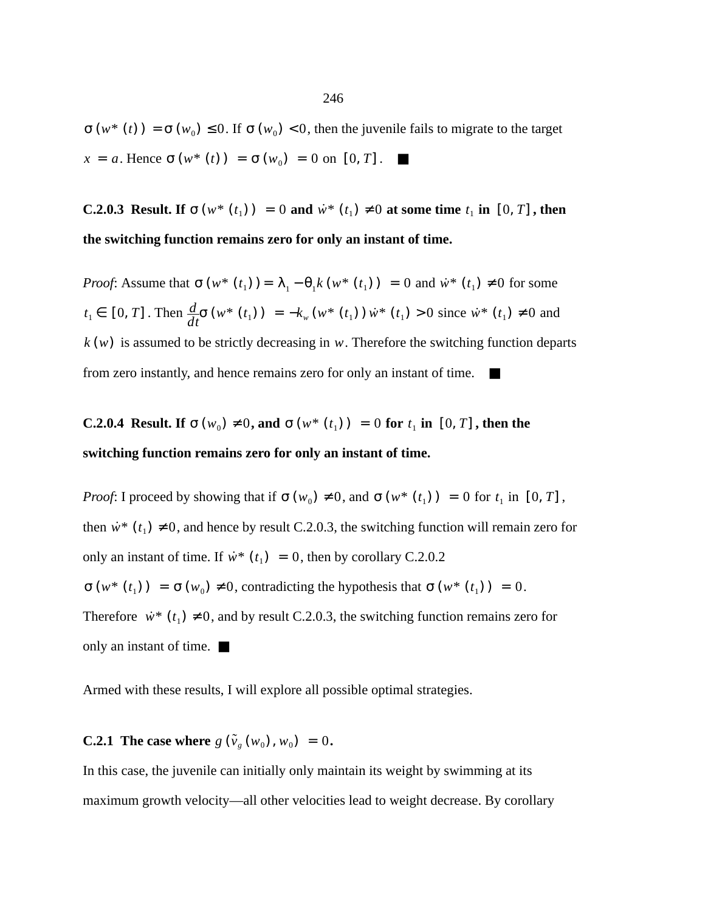$\sigma(w^*(t)) = \sigma(w_0) \leq 0$. If $\sigma(w_0) < 0$, then the juvenile fails to migrate to the target $x = a$. Hence $\sigma(w^*(t)) = \sigma(w_0) = 0$ on $[0, T]$. ■

**C.2.0.3 Result. If $\sigma(w^*(t_1)) = 0$ and $\dot{w}^*(t_1) \neq 0$ at some time $t_1$ in $[0, T]$, then the switching function remains zero for only an instant of time.**

*Proof*: Assume that $\sigma(w^*(t_1)) = \lambda_1 - \theta_1 k(w^*(t_1)) = 0$ and $\dot{w}^*(t_1) \neq 0$ for some $t_1 \in [0, T]$. Then $\frac{d}{dt}\sigma(w^*(t_1)) = -k_w(w^*(t_1))\dot{w}^*(t_1) > 0$ since $\dot{w}^*(t_1) \neq 0$ and $k(w)$ is assumed to be strictly decreasing in $w$. Therefore the switching function departs from zero instantly, and hence remains zero for only an instant of time. ■

**C.2.0.4 Result. If $\sigma(w_0) \neq 0$, and $\sigma(w^*(t_1)) = 0$ for $t_1$ in $[0, T]$, then the switching function remains zero for only an instant of time.**

*Proof*: I proceed by showing that if $\sigma(w_0) \neq 0$, and $\sigma(w^*(t_1)) = 0$ for $t_1$ in $[0, T]$, then $\dot{w}^*(t_1) \neq 0$, and hence by result C.2.0.3, the switching function will remain zero for only an instant of time. If $\dot{w}^*(t_1) = 0$, then by corollary C.2.0.2 $\sigma(w^*(t_1)) = \sigma(w_0) \neq 0$, contradicting the hypothesis that $\sigma(w^*(t_1)) = 0$. Therefore $\dot{w}^*(t_1) \neq 0$, and by result C.2.0.3, the switching function remains zero for only an instant of time. ■

Armed with these results, I will explore all possible optimal strategies.

### C.2.1 The case where $g(\tilde{v}_g(w_0), w_0) = 0$.

In this case, the juvenile can initially only maintain its weight by swimming at its maximum growth velocity—all other velocities lead to weight decrease. By corollary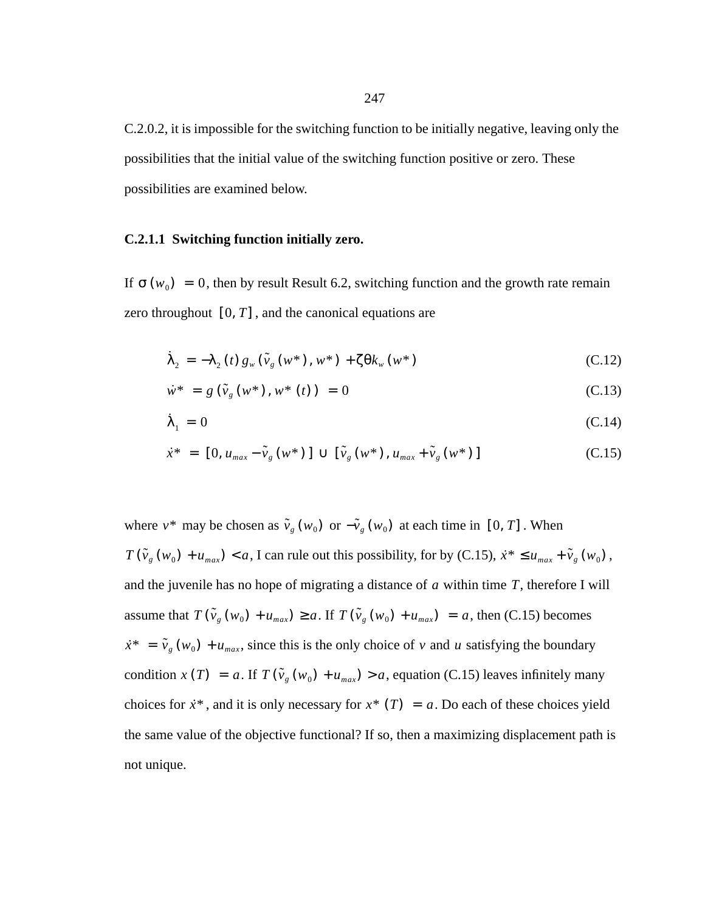C.2.0.2, it is impossible for the switching function to be initially negative, leaving only the possibilities that the initial value of the switching function positive or zero. These possibilities are examined below.

### C.2.1.1 Switching function initially zero.

If $\sigma(w_0) = 0$, then by result Result 6.2, switching function and the growth rate remain zero throughout $[0, T]$, and the canonical equations are

$$\dot{\lambda}_2 = -\lambda_2(t) g_w(\tilde{v}_g(w^*), w^*) + \zeta\theta k_w(w^*) \tag{C.12}$$

$$\dot{w}^* = g(\tilde{v}_g(w^*), w^*(t)) = 0 \tag{C.13}$$

$$\dot{\lambda}_1 = 0 \tag{C.14}$$

$$\dot{x}^* = [0, u_{max} - \tilde{v}_g(w^*)] \cup [\tilde{v}_g(w^*), u_{max} + \tilde{v}_g(w^*)] \tag{C.15}$$

where $v^*$ may be chosen as $\tilde{v}_g(w_0)$ or $-\tilde{v}_g(w_0)$ at each time in $[0, T]$. When $T(\tilde{v}_g(w_0) + u_{max}) < a$, I can rule out this possibility, for by (C.15), $\dot{x}^* \leq u_{max} + \tilde{v}_g(w_0)$, and the juvenile has no hope of migrating a distance of $a$ within time $T$, therefore I will assume that $T(\tilde{v}_g(w_0) + u_{max}) \geq a$. If $T(\tilde{v}_g(w_0) + u_{max}) = a$, then (C.15) becomes $\dot{x}^* = \tilde{v}_g(w_0) + u_{max}$, since this is the only choice of $v$ and $u$ satisfying the boundary condition $x(T) = a$. If $T(\tilde{v}_g(w_0) + u_{max}) > a$, equation (C.15) leaves infinitely many choices for $\dot{x}^*$, and it is only necessary for $x^*(T) = a$. Do each of these choices yield the same value of the objective functional? If so, then a maximizing displacement path is not unique.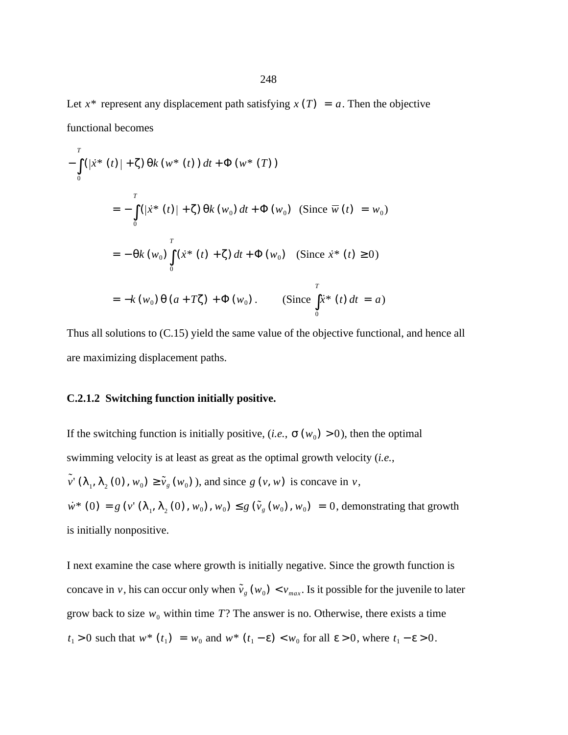Let $x^*$ represent any displacement path satisfying $x(T) = a$. Then the objective functional becomes

$$-\int_0^T (|\dot{x}^*(t)| + \zeta)\,\theta k(w^*(t))\,dt + \Phi(w^*(T))$$

$$= -\int_0^T (|\dot{x}^*(t)| + \zeta)\,\theta k(w_0)\,dt + \Phi(w_0) \quad \text{(Since } \overline{w}(t) = w_0\text{)}$$

$$= -\theta k(w_0) \int_0^T (\dot{x}^*(t) + \zeta)\,dt + \Phi(w_0) \quad \text{(Since } \dot{x}^*(t) \geq 0\text{)}$$

$$= -k(w_0)\,\theta(a + T\zeta) + \Phi(w_0)\,. \qquad \text{(Since } \int_0^T \dot{x}^*(t)\,dt = a\text{)}$$

Thus all solutions to (C.15) yield the same value of the objective functional, and hence all are maximizing displacement paths.

#### C.2.1.2 Switching function initially positive.

If the switching function is initially positive, (*i.e.*, $\sigma(w_0) > 0$), then the optimal swimming velocity is at least as great as the optimal growth velocity (*i.e.*, $\tilde{v}'(\lambda_1, \lambda_2(0), w_0) \geq \tilde{v}_g(w_0)$), and since $g(v, w)$ is concave in $v$, $\dot{w}^*(0) = g(v'(\lambda_1, \lambda_2(0), w_0), w_0) \leq g(\tilde{v}_g(w_0), w_0) = 0$, demonstrating that growth is initially nonpositive.

I next examine the case where growth is initially negative. Since the growth function is concave in $v$, his can occur only when $\tilde{v}_g(w_0) < v_{max}$. Is it possible for the juvenile to later grow back to size $w_0$ within time $T$? The answer is no. Otherwise, there exists a time $t_1 > 0$ such that $w^*(t_1) = w_0$ and $w^*(t_1 - \varepsilon) < w_0$ for all $\varepsilon > 0$, where $t_1 - \varepsilon > 0$.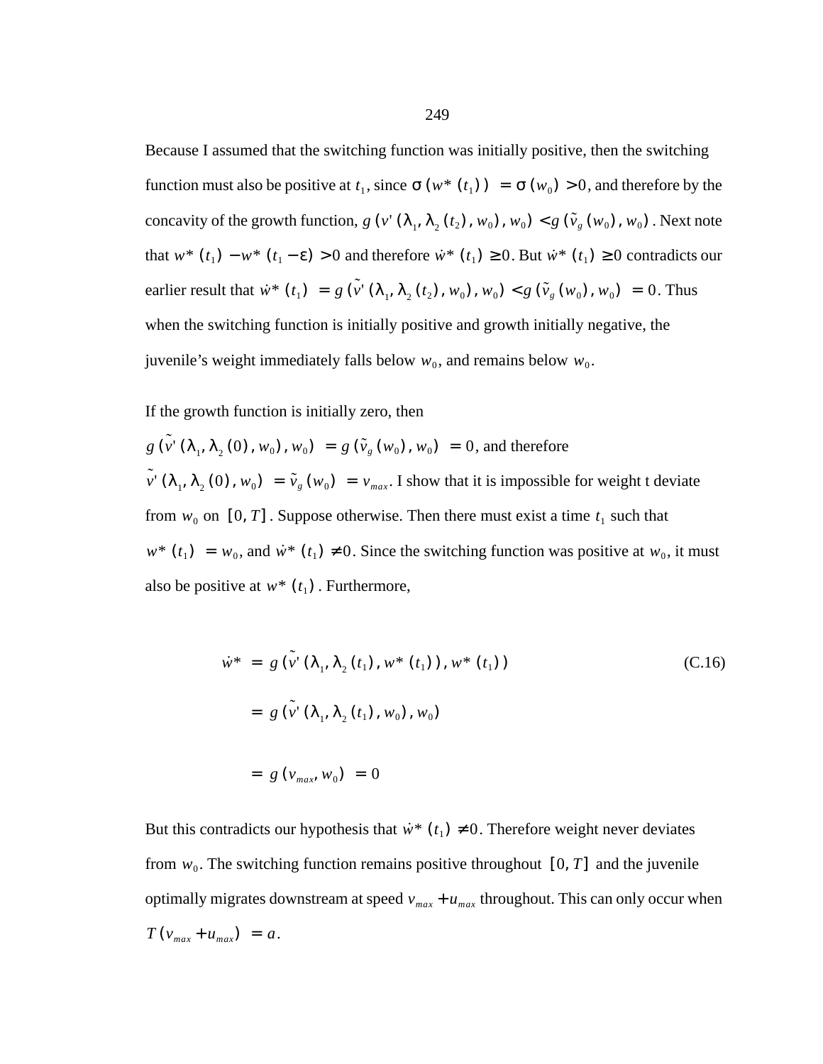Because I assumed that the switching function was initially positive, then the switching function must also be positive at $t_1$, since $\sigma(w^*(t_1)) = \sigma(w_0) > 0$, and therefore by the concavity of the growth function, $g(v'(\lambda_1, \lambda_2(t_2), w_0), w_0) < g(\tilde{v}_g(w_0), w_0)$. Next note that $w^*(t_1) - w^*(t_1 - \varepsilon) > 0$ and therefore $\dot{w}^*(t_1) \geq 0$. But $\dot{w}^*(t_1) \geq 0$ contradicts our earlier result that $\dot{w}^*(t_1) = g(\tilde{v}'(\lambda_1, \lambda_2(t_2), w_0), w_0) < g(\tilde{v}_g(w_0), w_0) = 0$. Thus when the switching function is initially positive and growth initially negative, the juvenile's weight immediately falls below $w_0$, and remains below $w_0$.

If the growth function is initially zero, then $g(\tilde{v}'(\lambda_1, \lambda_2(0), w_0), w_0) = g(\tilde{v}_g(w_0), w_0) = 0$, and therefore $\tilde{v}'(\lambda_1, \lambda_2(0), w_0) = \tilde{v}_g(w_0) = v_{max}$. I show that it is impossible for weight t deviate from $w_0$ on $[0, T]$. Suppose otherwise. Then there must exist a time $t_1$ such that $w^*(t_1) = w_0$, and $\dot{w}^*(t_1) \neq 0$. Since the switching function was positive at $w_0$, it must also be positive at $w^*(t_1)$. Furthermore,

$$
\begin{aligned}
\dot{w}^* &= g(\tilde{v}'(\lambda_1, \lambda_2(t_1), w^*(t_1)), w^*(t_1)) \\
&= g(\tilde{v}'(\lambda_1, \lambda_2(t_1), w_0), w_0) \\
&= g(v_{max}, w_0) = 0
\end{aligned}
\tag{C.16}
$$

But this contradicts our hypothesis that $\dot{w}^*(t_1) \neq 0$. Therefore weight never deviates from $w_0$. The switching function remains positive throughout $[0, T]$ and the juvenile optimally migrates downstream at speed $v_{max} + u_{max}$ throughout. This can only occur when $T(v_{max} + u_{max}) = a$.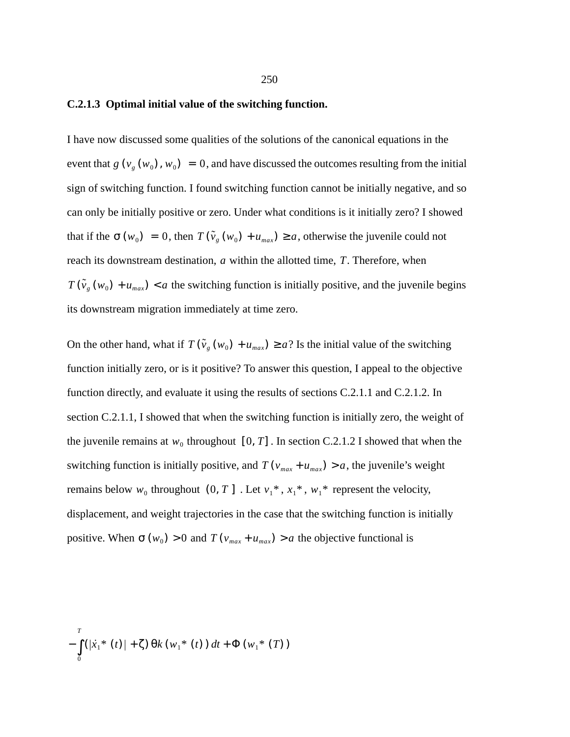#### C.2.1.3 Optimal initial value of the switching function.

I have now discussed some qualities of the solutions of the canonical equations in the event that $g(v_g(w_0), w_0) = 0$, and have discussed the outcomes resulting from the initial sign of switching function. I found switching function cannot be initially negative, and so can only be initially positive or zero. Under what conditions is it initially zero? I showed that if the $\sigma(w_0) = 0$, then $T(\tilde{v}_g(w_0) + u_{max}) \geq a$, otherwise the juvenile could not reach its downstream destination, $a$ within the allotted time, $T$. Therefore, when $T(\tilde{v}_g(w_0) + u_{max}) < a$ the switching function is initially positive, and the juvenile begins its downstream migration immediately at time zero.

On the other hand, what if $T(\tilde{v}_g(w_0) + u_{max}) \geq a$? Is the initial value of the switching function initially zero, or is it positive? To answer this question, I appeal to the objective function directly, and evaluate it using the results of sections C.2.1.1 and C.2.1.2. In section C.2.1.1, I showed that when the switching function is initially zero, the weight of the juvenile remains at $w_0$ throughout $[0, T]$. In section C.2.1.2 I showed that when the switching function is initially positive, and $T(v_{max} + u_{max}) > a$, the juvenile's weight remains below $w_0$ throughout $(0, T]$. Let $v_1^*$, $x_1^*$, $w_1^*$ represent the velocity, displacement, and weight trajectories in the case that the switching function is initially positive. When $\sigma(w_0) > 0$ and $T(v_{max} + u_{max}) > a$ the objective functional is

$$-\int_0^T (|\dot{x}_1^*(t)| + \zeta)\theta k(w_1^*(t))\,dt + \Phi(w_1^*(T))$$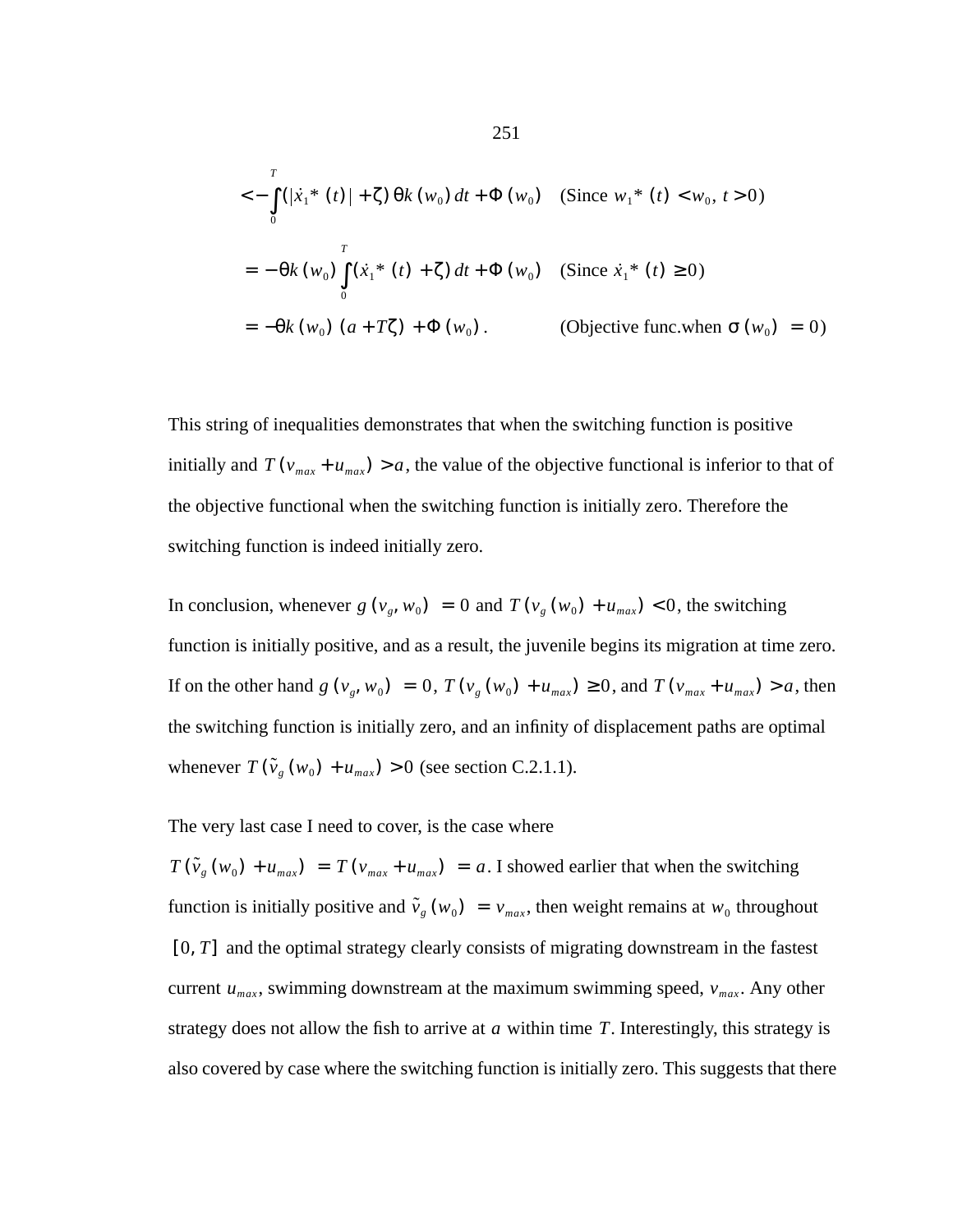$$< -\int_0^T (|\dot{x}_1^*(t)| + \zeta)\,\theta k(w_0)\,dt + \Phi(w_0) \quad \text{(Since } w_1^*(t) < w_0,\ t > 0\text{)}$$

$$= -\theta k(w_0)\int_0^T (\dot{x}_1^*(t) + \zeta)\,dt + \Phi(w_0) \quad \text{(Since } \dot{x}_1^*(t) \geq 0\text{)}$$

$$= -\theta k(w_0)\,(a + T\zeta) + \Phi(w_0)\,. \qquad \text{(Objective func.when } \sigma(w_0) = 0\text{)}$$

This string of inequalities demonstrates that when the switching function is positive initially and $T(v_{max} + u_{max}) > a$, the value of the objective functional is inferior to that of the objective functional when the switching function is initially zero. Therefore the switching function is indeed initially zero.

In conclusion, whenever $g(v_g, w_0) = 0$ and $T(v_g(w_0) + u_{max}) < 0$, the switching function is initially positive, and as a result, the juvenile begins its migration at time zero. If on the other hand $g(v_g, w_0) = 0$, $T(v_g(w_0) + u_{max}) \geq 0$, and $T(v_{max} + u_{max}) > a$, then the switching function is initially zero, and an infinity of displacement paths are optimal whenever $T(\tilde{v}_g(w_0) + u_{max}) > 0$ (see section C.2.1.1).

The very last case I need to cover, is the case where $T(\tilde{v}_g(w_0) + u_{max}) = T(v_{max} + u_{max}) = a$. I showed earlier that when the switching function is initially positive and $\tilde{v}_g(w_0) = v_{max}$, then weight remains at $w_0$ throughout $[0, T]$ and the optimal strategy clearly consists of migrating downstream in the fastest current $u_{max}$, swimming downstream at the maximum swimming speed, $v_{max}$. Any other strategy does not allow the fish to arrive at $a$ within time $T$. Interestingly, this strategy is also covered by case where the switching function is initially zero. This suggests that there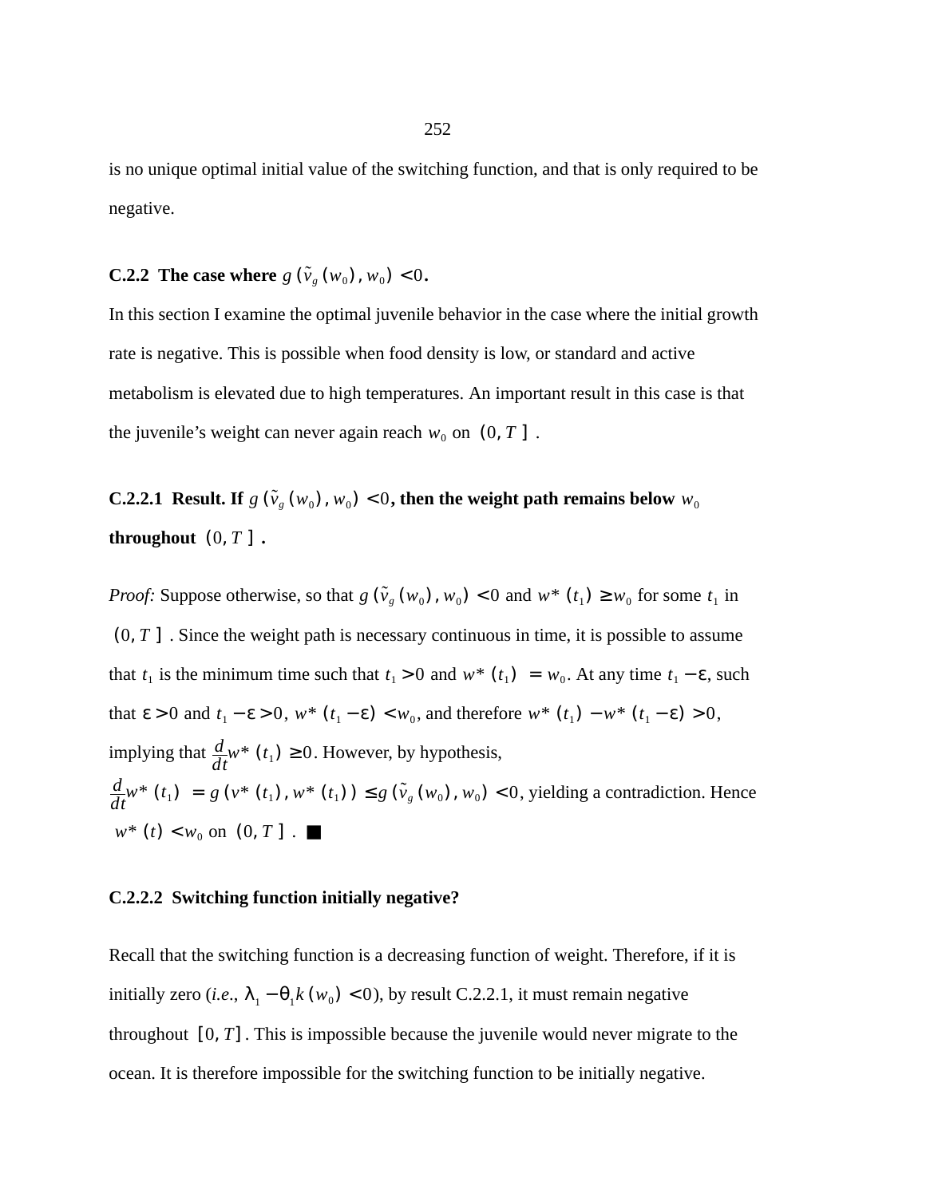is no unique optimal initial value of the switching function, and that is only required to be negative.

### C.2.2 The case where $g(\tilde{v}_g(w_0), w_0) < 0$.

In this section I examine the optimal juvenile behavior in the case where the initial growth rate is negative. This is possible when food density is low, or standard and active metabolism is elevated due to high temperatures. An important result in this case is that the juvenile's weight can never again reach $w_0$ on $(0, T]$.

#### C.2.2.1 Result. If $g(\tilde{v}_g(w_0), w_0) < 0$, then the weight path remains below $w_0$ throughout $(0, T]$.

*Proof:* Suppose otherwise, so that $g(\tilde{v}_g(w_0), w_0) < 0$ and $w^*(t_1) \geq w_0$ for some $t_1$ in $(0, T]$. Since the weight path is necessary continuous in time, it is possible to assume that $t_1$ is the minimum time such that $t_1 > 0$ and $w^*(t_1) = w_0$. At any time $t_1 - \varepsilon$, such that $\varepsilon > 0$ and $t_1 - \varepsilon > 0$, $w^*(t_1 - \varepsilon) < w_0$, and therefore $w^*(t_1) - w^*(t_1 - \varepsilon) > 0$, implying that $\frac{d}{dt}w^*(t_1) \geq 0$. However, by hypothesis, $\frac{d}{dt}w^*(t_1) = g(v^*(t_1), w^*(t_1)) \leq g(\tilde{v}_g(w_0), w_0) < 0$, yielding a contradiction. Hence $w^*(t) < w_0$ on $(0, T]$. ■

#### C.2.2.2 Switching function initially negative?

Recall that the switching function is a decreasing function of weight. Therefore, if it is initially zero (*i.e.*, $\lambda_1 - \theta_1 k(w_0) < 0$), by result C.2.2.1, it must remain negative throughout $[0, T]$. This is impossible because the juvenile would never migrate to the ocean. It is therefore impossible for the switching function to be initially negative.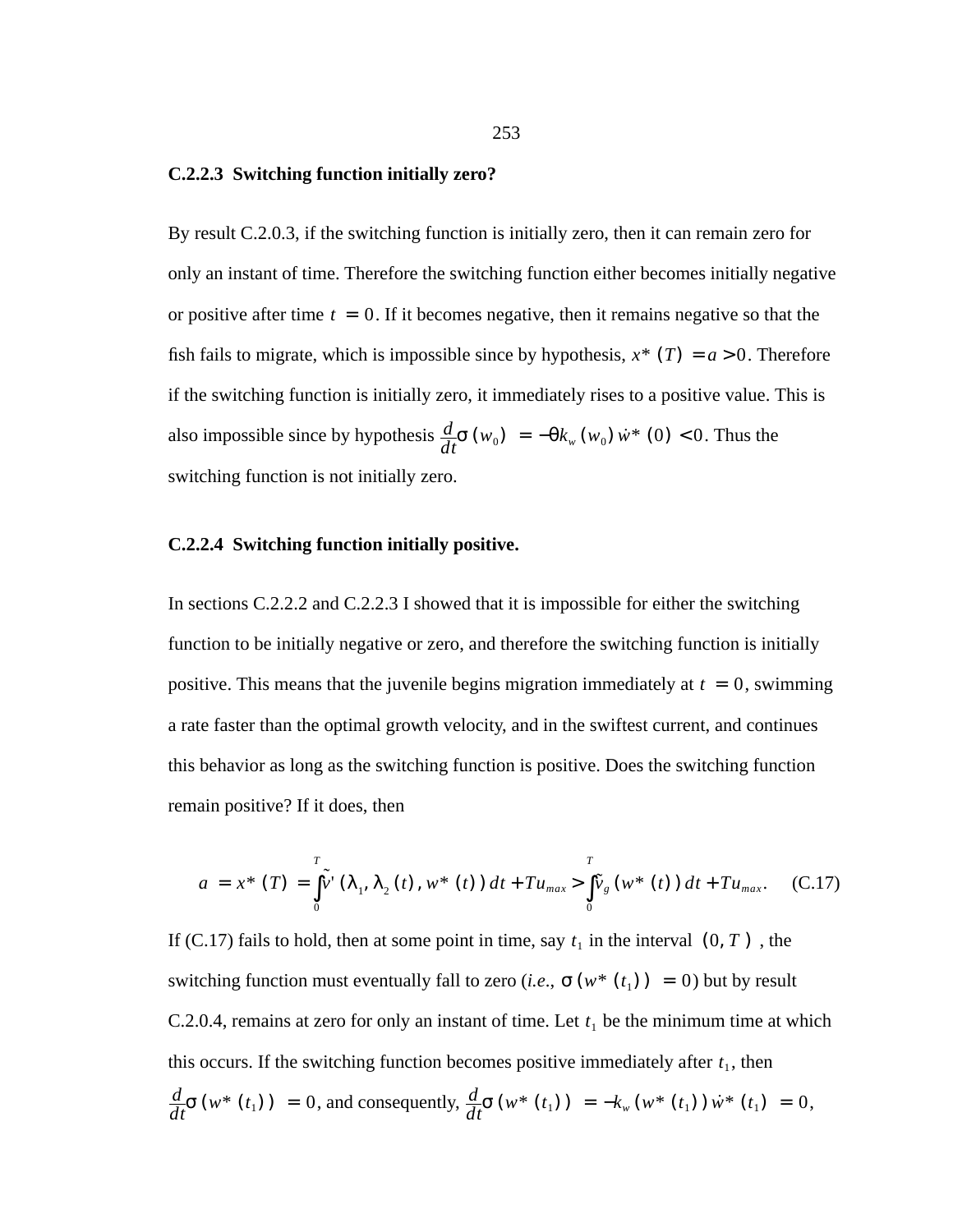### C.2.2.3 Switching function initially zero?

By result C.2.0.3, if the switching function is initially zero, then it can remain zero for only an instant of time. Therefore the switching function either becomes initially negative or positive after time $t = 0$. If it becomes negative, then it remains negative so that the fish fails to migrate, which is impossible since by hypothesis, $x^*(T) = a > 0$. Therefore if the switching function is initially zero, it immediately rises to a positive value. This is also impossible since by hypothesis $\frac{d}{dt}\sigma(w_0) = -\theta k_w(w_0)\dot{w}^*(0) < 0$. Thus the switching function is not initially zero.

### C.2.2.4 Switching function initially positive.

In sections C.2.2.2 and C.2.2.3 I showed that it is impossible for either the switching function to be initially negative or zero, and therefore the switching function is initially positive. This means that the juvenile begins migration immediately at $t = 0$, swimming a rate faster than the optimal growth velocity, and in the swiftest current, and continues this behavior as long as the switching function is positive. Does the switching function remain positive? If it does, then

$$a = x^*(T) = \int_0^T \tilde{v}'(\lambda_1, \lambda_2(t), w^*(t))\,dt + Tu_{max} > \int_0^T \tilde{v}_g(w^*(t))\,dt + Tu_{max}. \quad \text{(C.17)}$$

If (C.17) fails to hold, then at some point in time, say $t_1$ in the interval $(0, T)$, the switching function must eventually fall to zero (*i.e.*, $\sigma(w^*(t_1)) = 0$) but by result C.2.0.4, remains at zero for only an instant of time. Let $t_1$ be the minimum time at which this occurs. If the switching function becomes positive immediately after $t_1$, then $\frac{d}{dt}\sigma(w^*(t_1)) = 0$, and consequently, $\frac{d}{dt}\sigma(w^*(t_1)) = -k_w(w^*(t_1))\dot{w}^*(t_1) = 0$,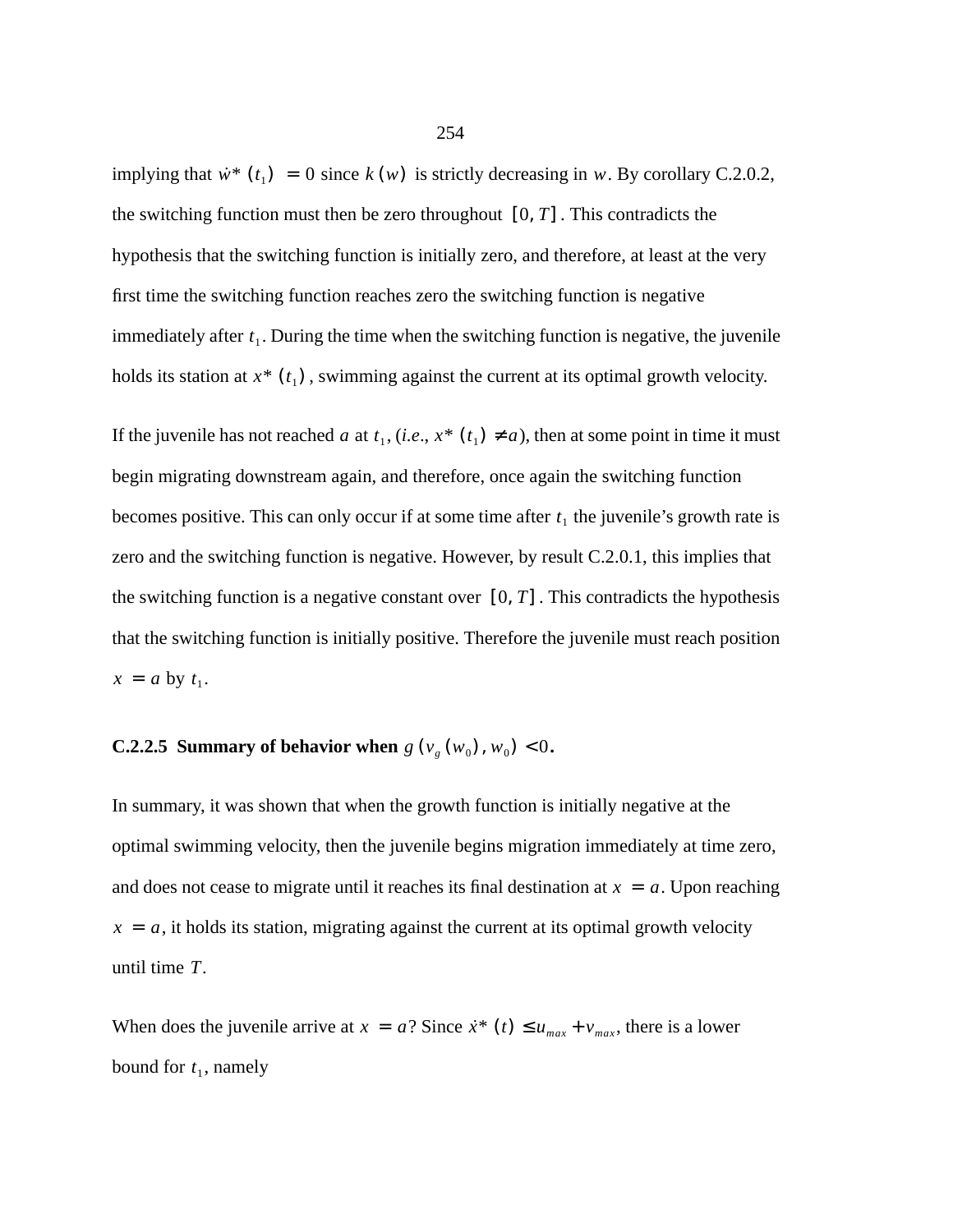implying that $\dot{w}^*(t_1) = 0$ since $k(w)$ is strictly decreasing in $w$. By corollary C.2.0.2, the switching function must then be zero throughout $[0, T]$. This contradicts the hypothesis that the switching function is initially zero, and therefore, at least at the very first time the switching function reaches zero the switching function is negative immediately after $t_1$. During the time when the switching function is negative, the juvenile holds its station at $x^*(t_1)$, swimming against the current at its optimal growth velocity.

If the juvenile has not reached $a$ at $t_1$, (*i.e.*, $x^*(t_1) \neq a$), then at some point in time it must begin migrating downstream again, and therefore, once again the switching function becomes positive. This can only occur if at some time after $t_1$ the juvenile's growth rate is zero and the switching function is negative. However, by result C.2.0.1, this implies that the switching function is a negative constant over $[0, T]$. This contradicts the hypothesis that the switching function is initially positive. Therefore the juvenile must reach position $x = a$ by $t_1$.

### C.2.2.5 Summary of behavior when $g(v_g(w_0), w_0) < 0$.

In summary, it was shown that when the growth function is initially negative at the optimal swimming velocity, then the juvenile begins migration immediately at time zero, and does not cease to migrate until it reaches its final destination at $x = a$. Upon reaching $x = a$, it holds its station, migrating against the current at its optimal growth velocity until time $T$.

When does the juvenile arrive at $x = a$? Since $\dot{x}^*(t) \leq u_{max} + v_{max}$, there is a lower bound for $t_1$, namely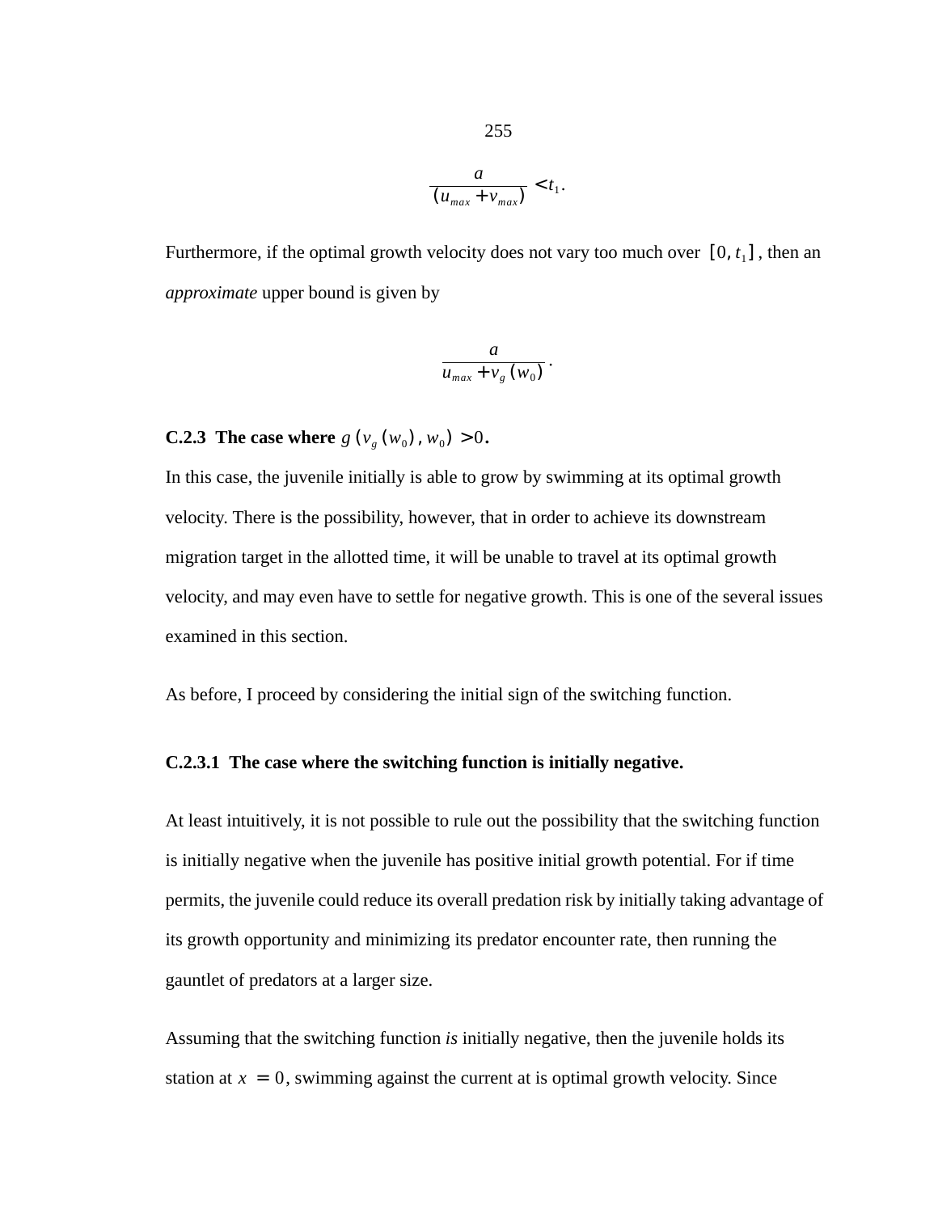$$\frac{a}{(u_{max}+v_{max})} < t_1.$$

Furthermore, if the optimal growth velocity does not vary too much over $[0, t_1]$, then an *approximate* upper bound is given by

$$\frac{a}{u_{max}+v_g(w_0)}.$$

### C.2.3 The case where $g(v_g(w_0), w_0) > 0$.

In this case, the juvenile initially is able to grow by swimming at its optimal growth velocity. There is the possibility, however, that in order to achieve its downstream migration target in the allotted time, it will be unable to travel at its optimal growth velocity, and may even have to settle for negative growth. This is one of the several issues examined in this section.

As before, I proceed by considering the initial sign of the switching function.

#### C.2.3.1 The case where the switching function is initially negative.

At least intuitively, it is not possible to rule out the possibility that the switching function is initially negative when the juvenile has positive initial growth potential. For if time permits, the juvenile could reduce its overall predation risk by initially taking advantage of its growth opportunity and minimizing its predator encounter rate, then running the gauntlet of predators at a larger size.

Assuming that the switching function *is* initially negative, then the juvenile holds its station at $x = 0$, swimming against the current at is optimal growth velocity. Since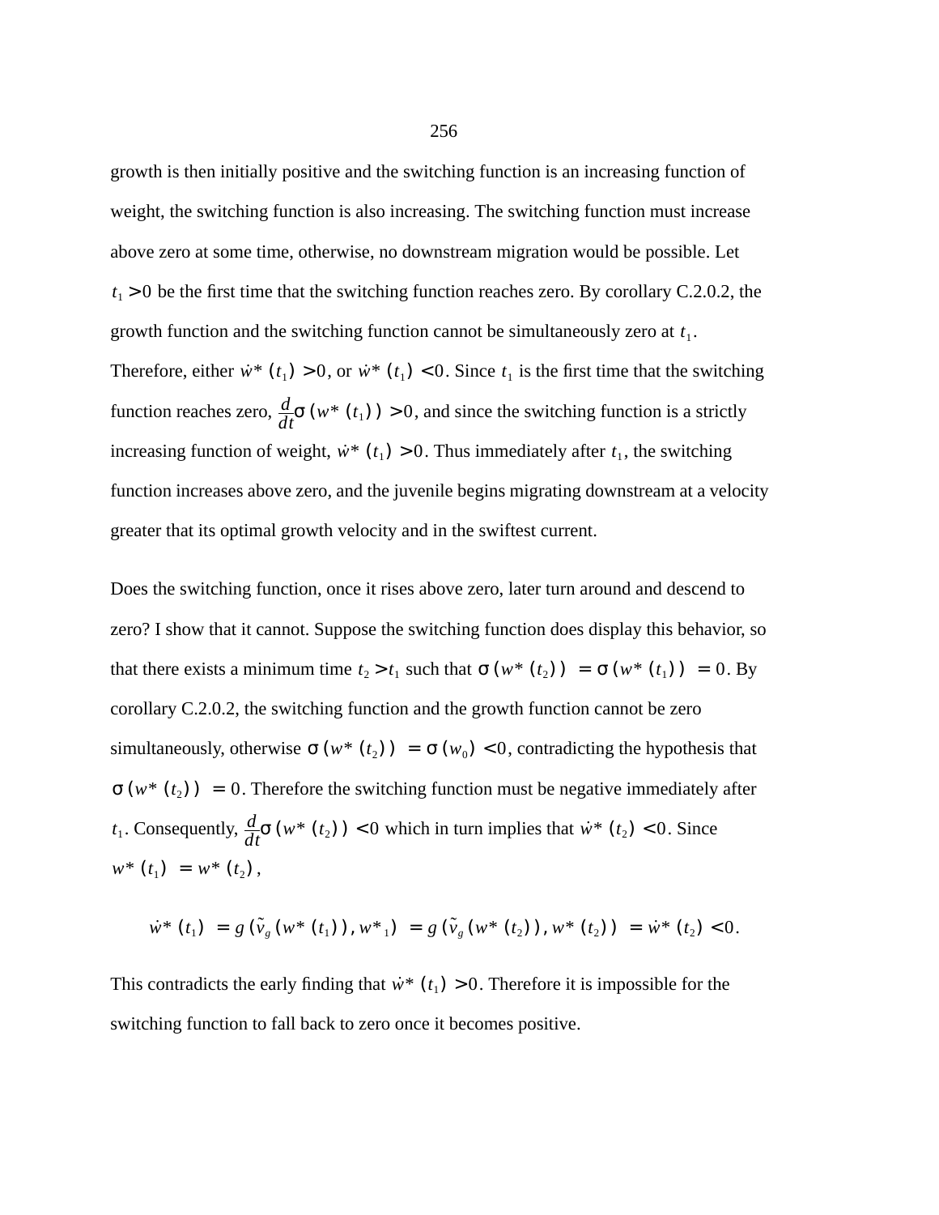growth is then initially positive and the switching function is an increasing function of weight, the switching function is also increasing. The switching function must increase above zero at some time, otherwise, no downstream migration would be possible. Let $t_1 > 0$ be the first time that the switching function reaches zero. By corollary C.2.0.2, the growth function and the switching function cannot be simultaneously zero at $t_1$. Therefore, either $\dot{w}^*(t_1) > 0$, or $\dot{w}^*(t_1) < 0$. Since $t_1$ is the first time that the switching function reaches zero, $\frac{d}{dt}\sigma(w^*(t_1)) > 0$, and since the switching function is a strictly increasing function of weight, $\dot{w}^*(t_1) > 0$. Thus immediately after $t_1$, the switching function increases above zero, and the juvenile begins migrating downstream at a velocity greater that its optimal growth velocity and in the swiftest current.

Does the switching function, once it rises above zero, later turn around and descend to zero? I show that it cannot. Suppose the switching function does display this behavior, so that there exists a minimum time $t_2 > t_1$ such that $\sigma(w^*(t_2)) = \sigma(w^*(t_1)) = 0$. By corollary C.2.0.2, the switching function and the growth function cannot be zero simultaneously, otherwise $\sigma(w^*(t_2)) = \sigma(w_0) < 0$, contradicting the hypothesis that $\sigma(w^*(t_2)) = 0$. Therefore the switching function must be negative immediately after $t_1$. Consequently, $\frac{d}{dt}\sigma(w^*(t_2)) < 0$ which in turn implies that $\dot{w}^*(t_2) < 0$. Since $w^*(t_1) = w^*(t_2)$,

$$\dot{w}^*(t_1) = g(\tilde{v}_g(w^*(t_1)), w^*{}_1) = g(\tilde{v}_g(w^*(t_2)), w^*(t_2)) = \dot{w}^*(t_2) < 0.$$

This contradicts the early finding that $\dot{w}^*(t_1) > 0$. Therefore it is impossible for the switching function to fall back to zero once it becomes positive.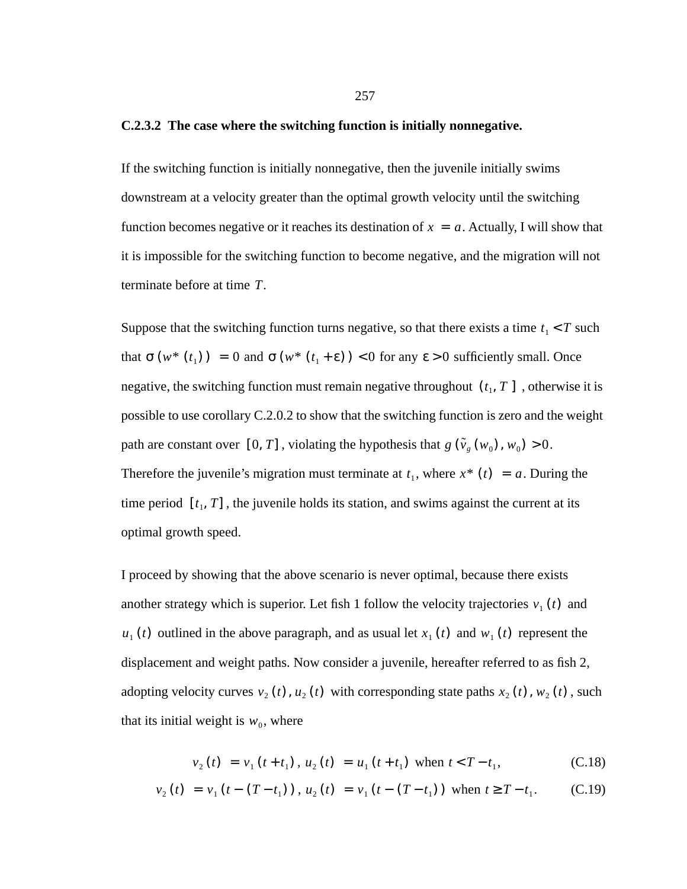### C.2.3.2 The case where the switching function is initially nonnegative.

If the switching function is initially nonnegative, then the juvenile initially swims downstream at a velocity greater than the optimal growth velocity until the switching function becomes negative or it reaches its destination of $x = a$. Actually, I will show that it is impossible for the switching function to become negative, and the migration will not terminate before at time $T$.

Suppose that the switching function turns negative, so that there exists a time $t_1 < T$ such that $\sigma(w^*(t_1)) = 0$ and $\sigma(w^*(t_1 + \varepsilon)) < 0$ for any $\varepsilon > 0$ sufficiently small. Once negative, the switching function must remain negative throughout $(t_1, T]$, otherwise it is possible to use corollary C.2.0.2 to show that the switching function is zero and the weight path are constant over $[0, T]$, violating the hypothesis that $g(\tilde{v}_g(w_0), w_0) > 0$. Therefore the juvenile's migration must terminate at $t_1$, where $x^*(t) = a$. During the time period $[t_1, T]$, the juvenile holds its station, and swims against the current at its optimal growth speed.

I proceed by showing that the above scenario is never optimal, because there exists another strategy which is superior. Let fish 1 follow the velocity trajectories $v_1(t)$ and $u_1(t)$ outlined in the above paragraph, and as usual let $x_1(t)$ and $w_1(t)$ represent the displacement and weight paths. Now consider a juvenile, hereafter referred to as fish 2, adopting velocity curves $v_2(t), u_2(t)$ with corresponding state paths $x_2(t), w_2(t)$, such that its initial weight is $w_0$, where

$$v_2(t) = v_1(t + t_1),\ u_2(t) = u_1(t + t_1) \text{ when } t < T - t_1, \tag{C.18}$$

$$v_2(t) = v_1(t - (T - t_1)),\ u_2(t) = v_1(t - (T - t_1)) \text{ when } t \geq T - t_1. \tag{C.19}$$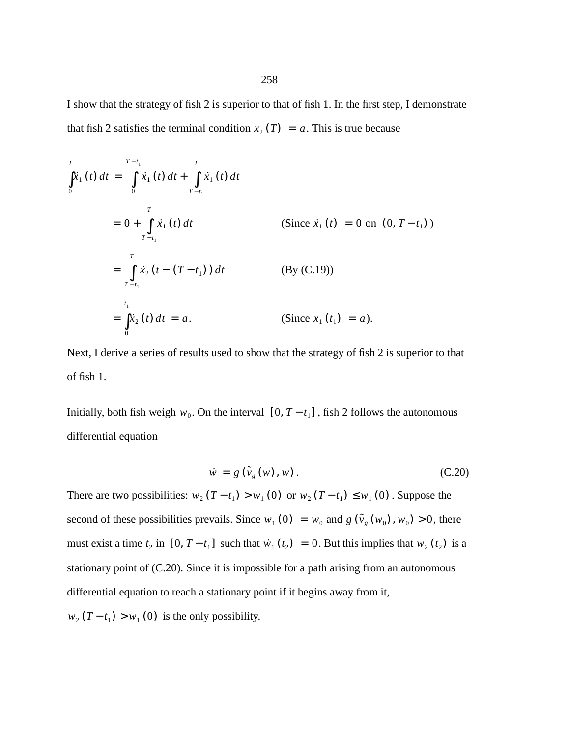I show that the strategy of fish 2 is superior to that of fish 1. In the first step, I demonstrate that fish 2 satisfies the terminal condition $x_2(T) = a$. This is true because

$$
\begin{aligned}
\int_0^T \dot{x}_1(t)\,dt &= \int_0^{T-t_1} \dot{x}_1(t)\,dt + \int_{T-t_1}^{T} \dot{x}_1(t)\,dt \\
&= 0 + \int_{T-t_1}^{T} \dot{x}_1(t)\,dt \qquad \text{(Since } \dot{x}_1(t) = 0 \text{ on } (0, T-t_1)\text{)} \\
&= \int_{T-t_1}^{T} \dot{x}_2(t-(T-t_1))\,dt \qquad \text{(By (C.19))} \\
&= \int_0^{t_1} \dot{x}_2(t)\,dt = a. \qquad \text{(Since } x_1(t_1) = a\text{).}
\end{aligned}
$$

Next, I derive a series of results used to show that the strategy of fish 2 is superior to that of fish 1.

Initially, both fish weigh $w_0$. On the interval $[0, T-t_1]$, fish 2 follows the autonomous differential equation

$$\dot{w} = g(\tilde{v}_g(w), w). \tag{C.20}$$

There are two possibilities: $w_2(T-t_1) > w_1(0)$ or $w_2(T-t_1) \leq w_1(0)$. Suppose the second of these possibilities prevails. Since $w_1(0) = w_0$ and $g(\tilde{v}_g(w_0), w_0) > 0$, there must exist a time $t_2$ in $[0, T-t_1]$ such that $\dot{w}_1(t_2) = 0$. But this implies that $w_2(t_2)$ is a stationary point of (C.20). Since it is impossible for a path arising from an autonomous differential equation to reach a stationary point if it begins away from it, $w_2(T-t_1) > w_1(0)$ is the only possibility.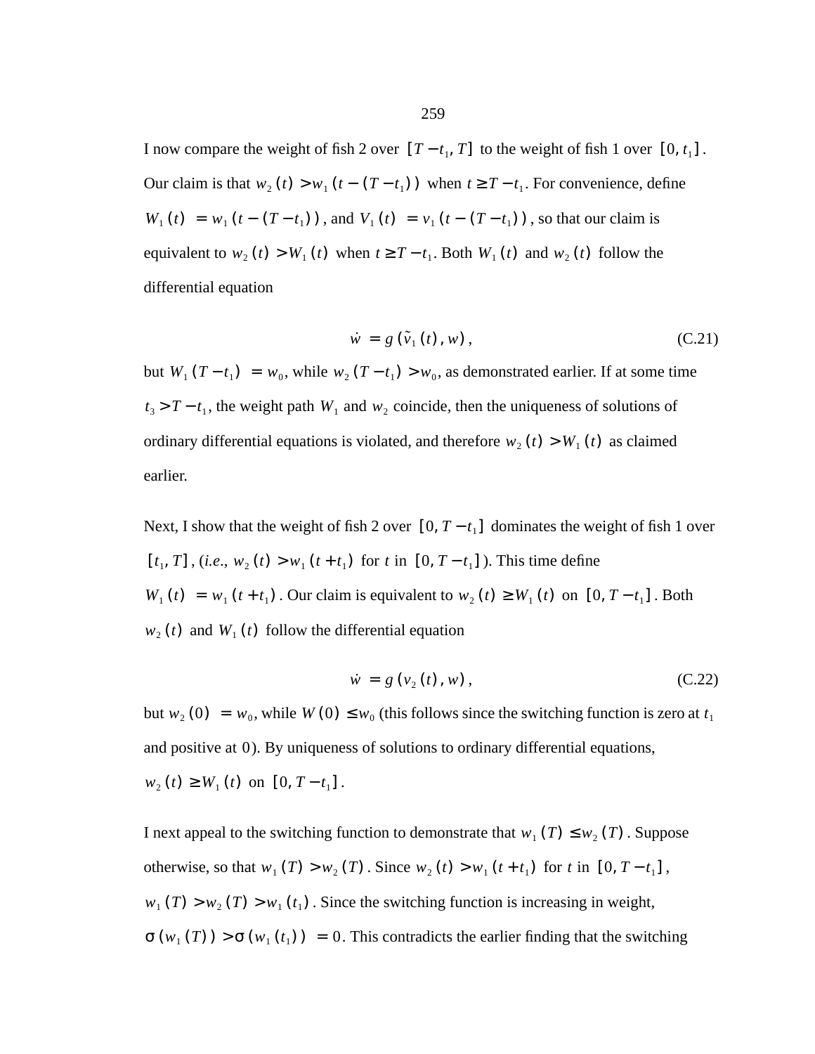I now compare the weight of fish 2 over $[T - t_1, T]$ to the weight of fish 1 over $[0, t_1]$. Our claim is that $w_2(t) > w_1(t - (T - t_1))$ when $t \geq T - t_1$. For convenience, define $W_1(t) = w_1(t - (T - t_1))$, and $V_1(t) = v_1(t - (T - t_1))$, so that our claim is equivalent to $w_2(t) > W_1(t)$ when $t \geq T - t_1$. Both $W_1(t)$ and $w_2(t)$ follow the differential equation

$$\dot{w} = g(\tilde{v}_1(t), w), \tag{C.21}$$

but $W_1(T - t_1) = w_0$, while $w_2(T - t_1) > w_0$, as demonstrated earlier. If at some time $t_3 > T - t_1$, the weight path $W_1$ and $w_2$ coincide, then the uniqueness of solutions of ordinary differential equations is violated, and therefore $w_2(t) > W_1(t)$ as claimed earlier.

Next, I show that the weight of fish 2 over $[0, T - t_1]$ dominates the weight of fish 1 over $[t_1, T]$, (*i.e.*, $w_2(t) > w_1(t + t_1)$ for $t$ in $[0, T - t_1]$). This time define $W_1(t) = w_1(t + t_1)$. Our claim is equivalent to $w_2(t) \geq W_1(t)$ on $[0, T - t_1]$. Both $w_2(t)$ and $W_1(t)$ follow the differential equation

$$\dot{w} = g(v_2(t), w), \tag{C.22}$$

but $w_2(0) = w_0$, while $W(0) \leq w_0$ (this follows since the switching function is zero at $t_1$ and positive at $0$). By uniqueness of solutions to ordinary differential equations, $w_2(t) \geq W_1(t)$ on $[0, T - t_1]$.

I next appeal to the switching function to demonstrate that $w_1(T) \leq w_2(T)$. Suppose otherwise, so that $w_1(T) > w_2(T)$. Since $w_2(t) > w_1(t + t_1)$ for $t$ in $[0, T - t_1]$, $w_1(T) > w_2(T) > w_1(t_1)$. Since the switching function is increasing in weight, $\sigma(w_1(T)) > \sigma(w_1(t_1)) = 0$. This contradicts the earlier finding that the switching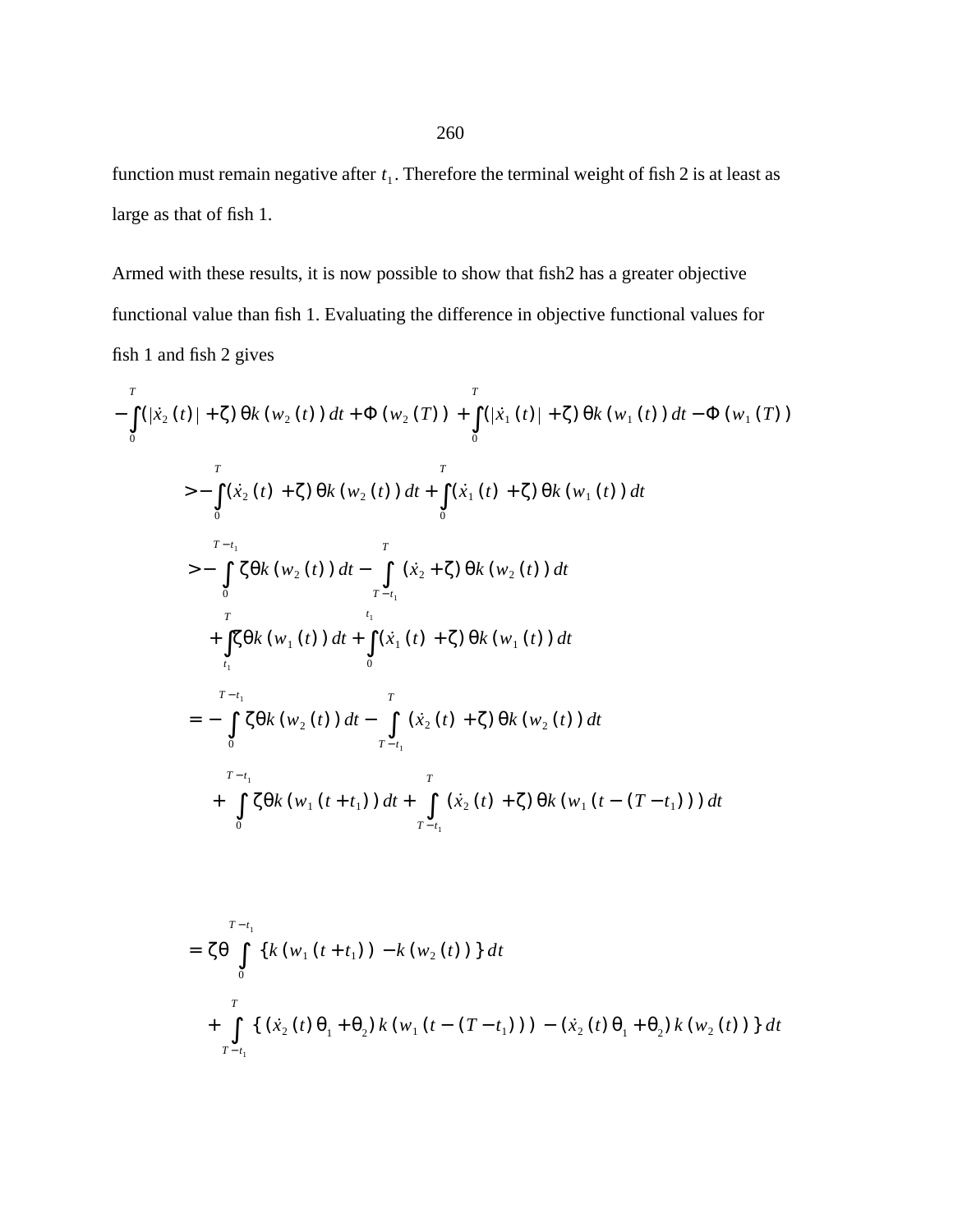function must remain negative after $t_1$. Therefore the terminal weight of fish 2 is at least as large as that of fish 1.

Armed with these results, it is now possible to show that fish2 has a greater objective functional value than fish 1. Evaluating the difference in objective functional values for fish 1 and fish 2 gives

$$
-\int_0^T (|\dot{x}_2(t)| + \zeta)\theta k(w_2(t))\,dt + \Phi(w_2(T)) + \int_0^T (|\dot{x}_1(t)| + \zeta)\theta k(w_1(t))\,dt - \Phi(w_1(T))
$$

$$
> -\int_0^T (\dot{x}_2(t) + \zeta)\theta k(w_2(t))\,dt + \int_0^T (\dot{x}_1(t) + \zeta)\theta k(w_1(t))\,dt
$$

$$
> -\int_0^{T-t_1} \zeta\theta k(w_2(t))\,dt - \int_{T-t_1}^{T} (\dot{x}_2 + \zeta)\theta k(w_2(t))\,dt
$$

$$
+\int_{t_1}^{T} \zeta\theta k(w_1(t))\,dt + \int_0^{t_1} (\dot{x}_1(t) + \zeta)\theta k(w_1(t))\,dt
$$

$$
= -\int_0^{T-t_1} \zeta\theta k(w_2(t))\,dt - \int_{T-t_1}^{T} (\dot{x}_2(t) + \zeta)\theta k(w_2(t))\,dt
$$

$$
+ \int_0^{T-t_1} \zeta\theta k(w_1(t+t_1))\,dt + \int_{T-t_1}^{T} (\dot{x}_2(t) + \zeta)\theta k(w_1(t-(T-t_1)))\,dt
$$

$$
= \zeta\theta \int_0^{T-t_1} \{k(w_1(t+t_1)) - k(w_2(t))\}\,dt
$$

$$
+ \int_{T-t_1}^{T} \{(\dot{x}_2(t)\theta_1 + \theta_2)\,k(w_1(t-(T-t_1))) - (\dot{x}_2(t)\theta_1 + \theta_2)\,k(w_2(t))\}\,dt
$$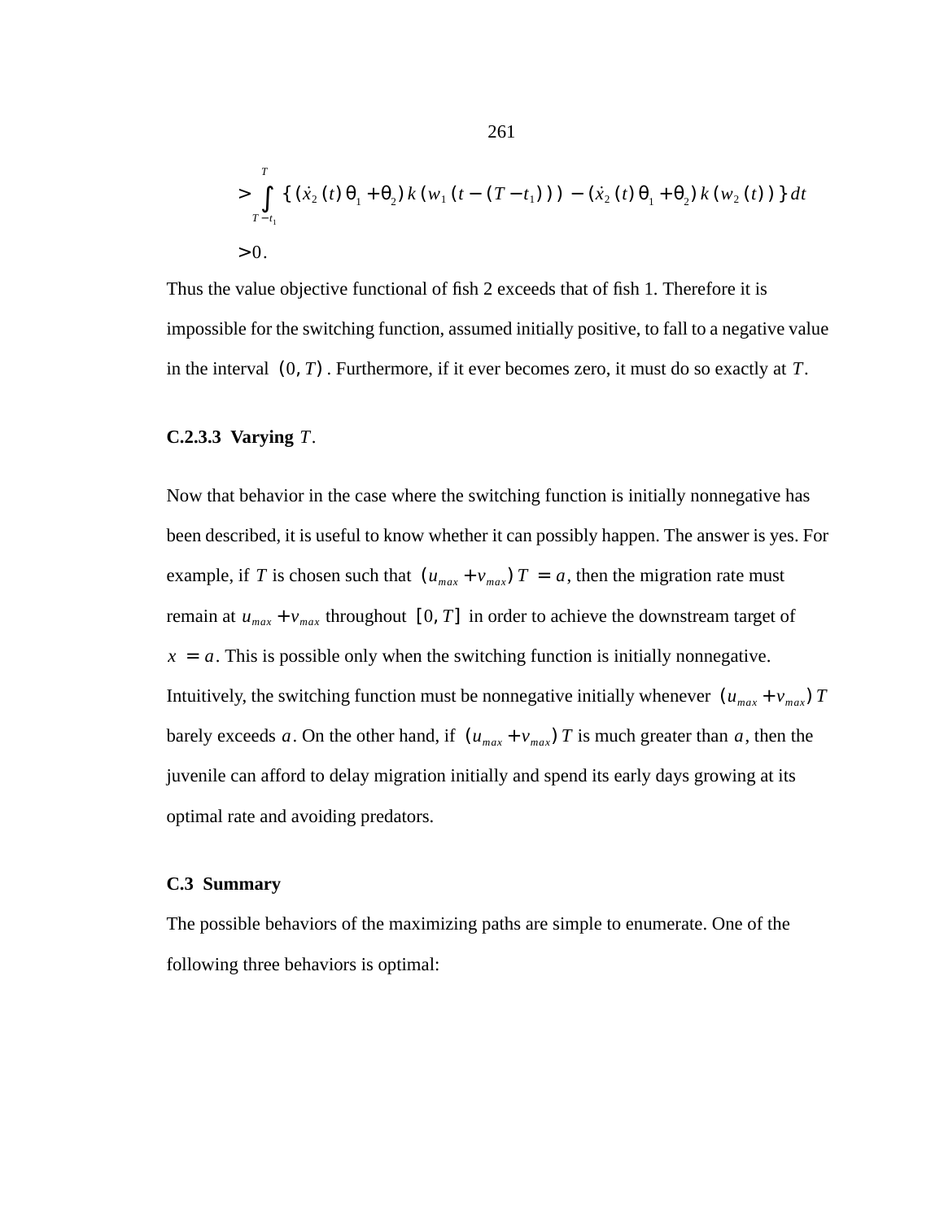$$> \int_{T-t_1}^{T} \{ (\dot{x}_2(t)\theta_1 + \theta_2) k(w_1(t-(T-t_1))) - (\dot{x}_2(t)\theta_1 + \theta_2) k(w_2(t)) \} dt$$

$$> 0.$$

Thus the value objective functional of fish 2 exceeds that of fish 1. Therefore it is impossible for the switching function, assumed initially positive, to fall to a negative value in the interval $(0, T)$. Furthermore, if it ever becomes zero, it must do so exactly at $T$.

#### C.2.3.3 Varying $T$.

Now that behavior in the case where the switching function is initially nonnegative has been described, it is useful to know whether it can possibly happen. The answer is yes. For example, if $T$ is chosen such that $(u_{max} + v_{max})T = a$, then the migration rate must remain at $u_{max} + v_{max}$ throughout $[0, T]$ in order to achieve the downstream target of $x = a$. This is possible only when the switching function is initially nonnegative. Intuitively, the switching function must be nonnegative initially whenever $(u_{max} + v_{max})T$ barely exceeds $a$. On the other hand, if $(u_{max} + v_{max})T$ is much greater than $a$, then the juvenile can afford to delay migration initially and spend its early days growing at its optimal rate and avoiding predators.

### C.3 Summary

The possible behaviors of the maximizing paths are simple to enumerate. One of the following three behaviors is optimal: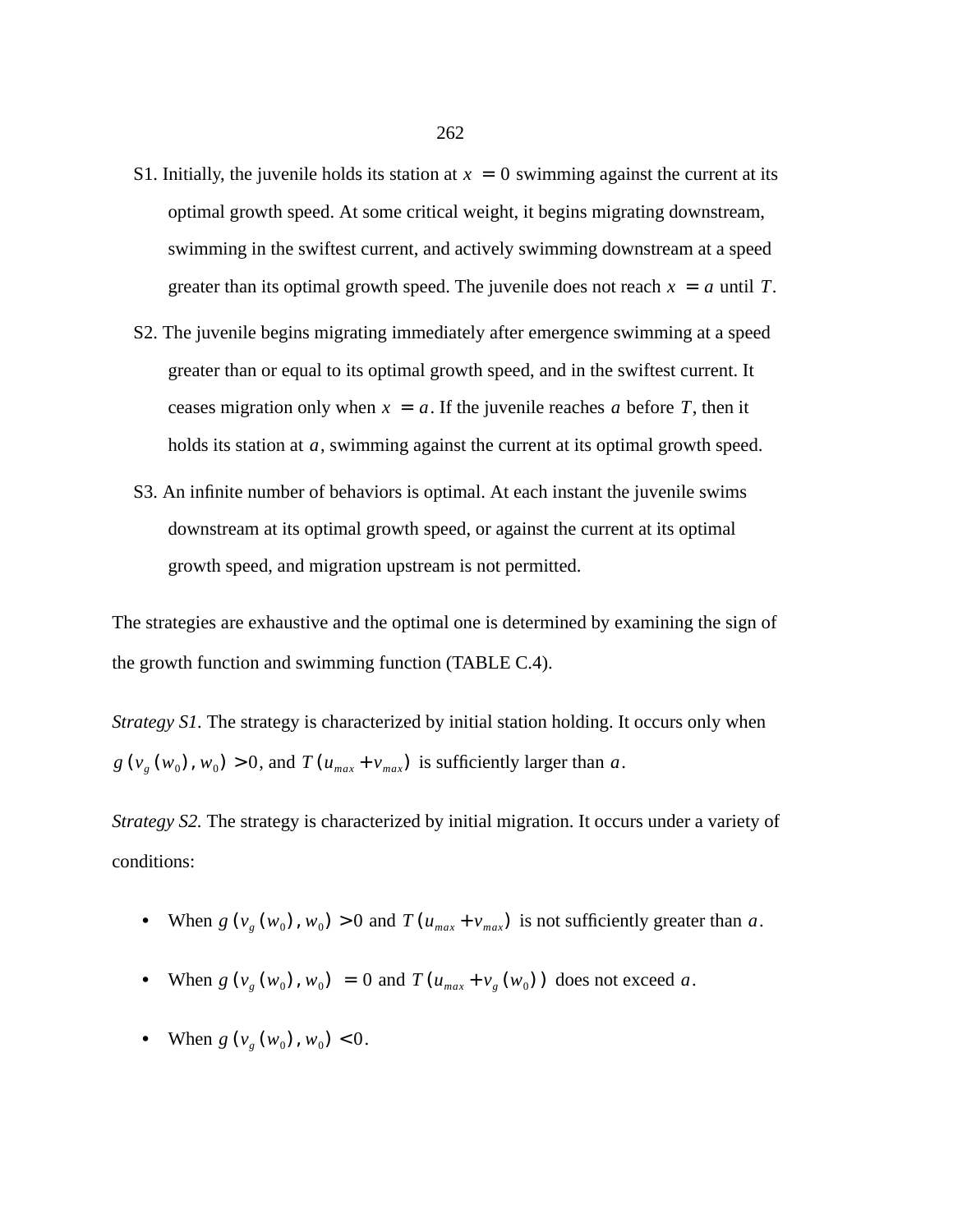S1. Initially, the juvenile holds its station at $x = 0$ swimming against the current at its optimal growth speed. At some critical weight, it begins migrating downstream, swimming in the swiftest current, and actively swimming downstream at a speed greater than its optimal growth speed. The juvenile does not reach $x = a$ until $T$.

S2. The juvenile begins migrating immediately after emergence swimming at a speed greater than or equal to its optimal growth speed, and in the swiftest current. It ceases migration only when $x = a$. If the juvenile reaches $a$ before $T$, then it holds its station at $a$, swimming against the current at its optimal growth speed.

S3. An infinite number of behaviors is optimal. At each instant the juvenile swims downstream at its optimal growth speed, or against the current at its optimal growth speed, and migration upstream is not permitted.

The strategies are exhaustive and the optimal one is determined by examining the sign of the growth function and swimming function (TABLE C.4).

*Strategy S1.* The strategy is characterized by initial station holding. It occurs only when $g(v_g(w_0), w_0) > 0$, and $T(u_{max} + v_{max})$ is sufficiently larger than $a$.

*Strategy S2.* The strategy is characterized by initial migration. It occurs under a variety of conditions:

- When $g(v_g(w_0), w_0) > 0$ and $T(u_{max} + v_{max})$ is not sufficiently greater than $a$.
- When $g(v_g(w_0), w_0) = 0$ and $T(u_{max} + v_g(w_0))$ does not exceed $a$.
- When $g(v_g(w_0), w_0) < 0$.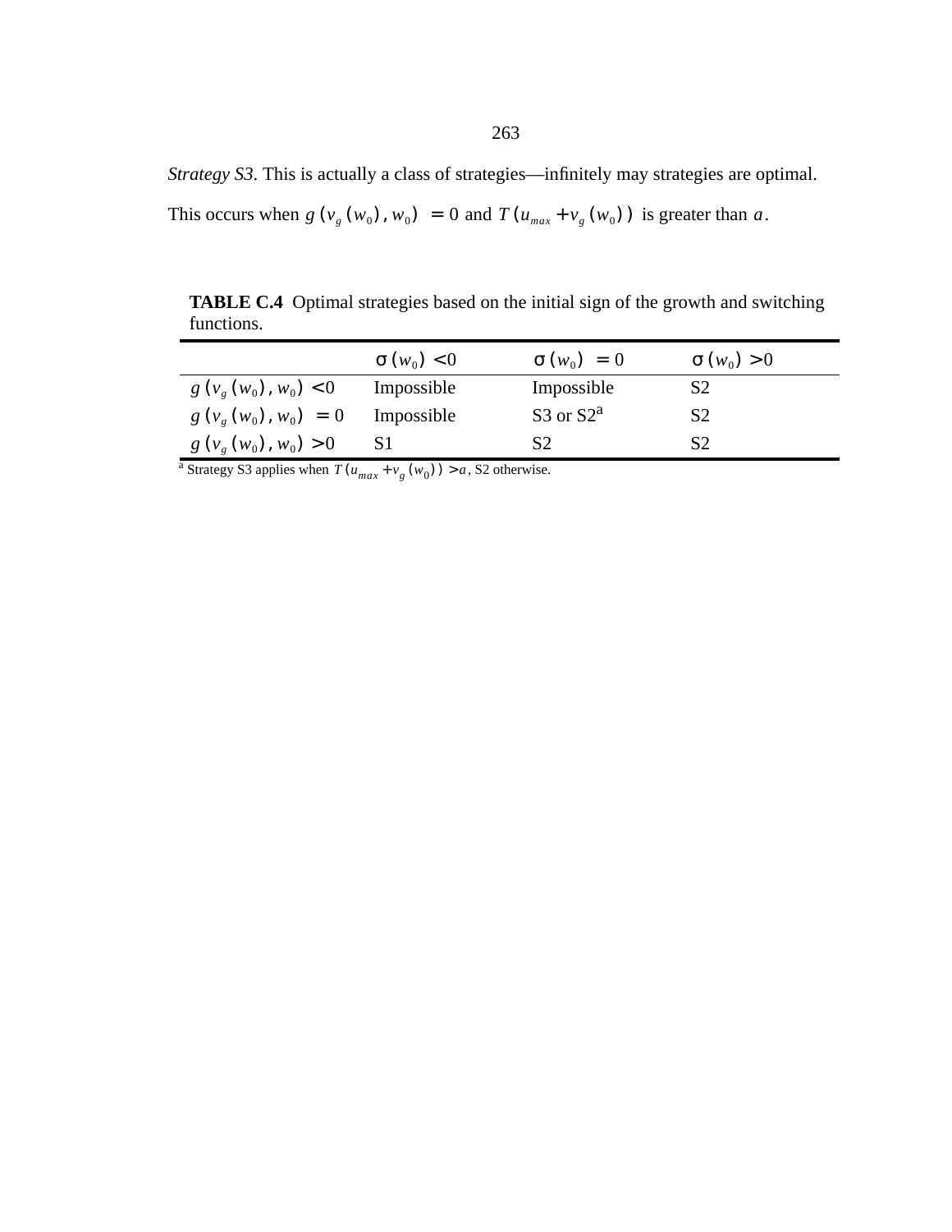*Strategy S3*. This is actually a class of strategies—infinitely may strategies are optimal. This occurs when $g(v_g(w_0), w_0) = 0$ and $T(u_{max} + v_g(w_0))$ is greater than $a$.

**TABLE C.4** Optimal strategies based on the initial sign of the growth and switching functions.

| | $\sigma(w_0) < 0$ | $\sigma(w_0) = 0$ | $\sigma(w_0) > 0$ |
|---|---|---|---|
| $g(v_g(w_0), w_0) < 0$ | Impossible | Impossible | S2 |
| $g(v_g(w_0), w_0) = 0$ | Impossible | S3 or S2[a] | S2 |
| $g(v_g(w_0), w_0) > 0$ | S1 | S2 | S2 |

[a] Strategy S3 applies when $T(u_{max} + v_g(w_0)) > a$, S2 otherwise.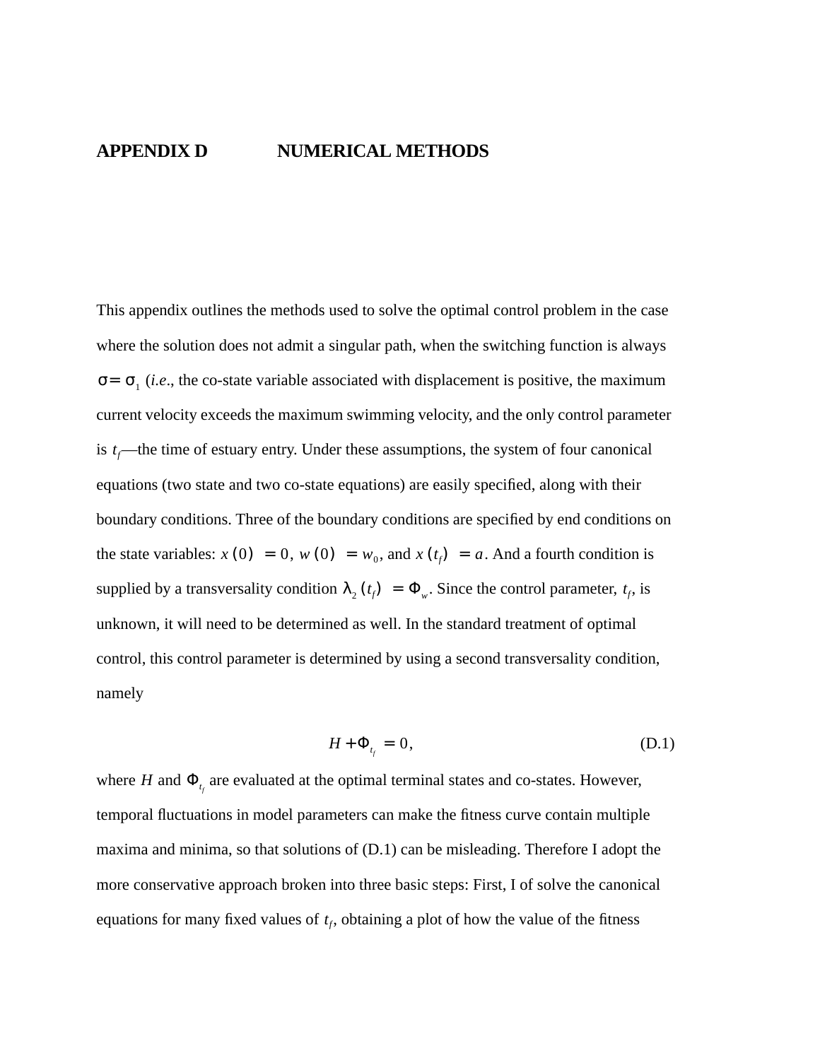# APPENDIX D NUMERICAL METHODS

This appendix outlines the methods used to solve the optimal control problem in the case where the solution does not admit a singular path, when the switching function is always $\sigma = \sigma_1$ (*i.e.*, the co-state variable associated with displacement is positive, the maximum current velocity exceeds the maximum swimming velocity, and the only control parameter is $t_f$—the time of estuary entry. Under these assumptions, the system of four canonical equations (two state and two co-state equations) are easily specified, along with their boundary conditions. Three of the boundary conditions are specified by end conditions on the state variables: $x(0) = 0$, $w(0) = w_0$, and $x(t_f) = a$. And a fourth condition is supplied by a transversality condition $\lambda_2(t_f) = \Phi_w$. Since the control parameter, $t_f$, is unknown, it will need to be determined as well. In the standard treatment of optimal control, this control parameter is determined by using a second transversality condition, namely

$$H + \Phi_{t_f} = 0, \tag{D.1}$$

where $H$ and $\Phi_{t_f}$ are evaluated at the optimal terminal states and co-states. However, temporal fluctuations in model parameters can make the fitness curve contain multiple maxima and minima, so that solutions of (D.1) can be misleading. Therefore I adopt the more conservative approach broken into three basic steps: First, I of solve the canonical equations for many fixed values of $t_f$, obtaining a plot of how the value of the fitness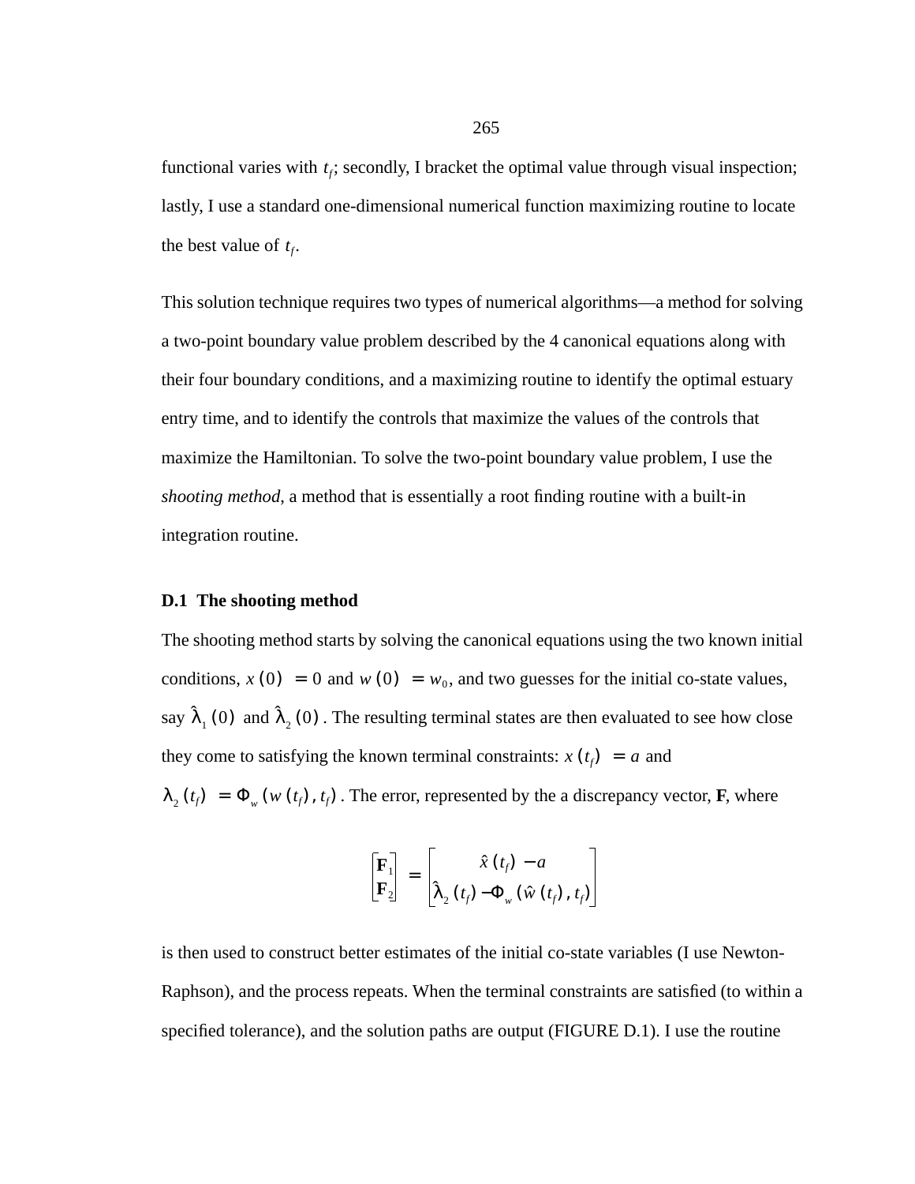functional varies with $t_f$; secondly, I bracket the optimal value through visual inspection; lastly, I use a standard one-dimensional numerical function maximizing routine to locate the best value of $t_f$.

This solution technique requires two types of numerical algorithms—a method for solving a two-point boundary value problem described by the 4 canonical equations along with their four boundary conditions, and a maximizing routine to identify the optimal estuary entry time, and to identify the controls that maximize the values of the controls that maximize the Hamiltonian. To solve the two-point boundary value problem, I use the *shooting method*, a method that is essentially a root finding routine with a built-in integration routine.

### D.1 The shooting method

The shooting method starts by solving the canonical equations using the two known initial conditions, $x(0) = 0$ and $w(0) = w_0$, and two guesses for the initial co-state values, say $\hat{\lambda}_1(0)$ and $\hat{\lambda}_2(0)$. The resulting terminal states are then evaluated to see how close they come to satisfying the known terminal constraints: $x(t_f) = a$ and $\lambda_2(t_f) = \Phi_w(w(t_f), t_f)$. The error, represented by the a discrepancy vector, **F**, where

$$\begin{bmatrix} \mathbf{F}_1 \\ \mathbf{F}_2 \end{bmatrix} = \begin{bmatrix} \hat{x}(t_f) - a \\ \hat{\lambda}_2(t_f) - \Phi_w(\hat{w}(t_f), t_f) \end{bmatrix}$$

is then used to construct better estimates of the initial co-state variables (I use Newton-Raphson), and the process repeats. When the terminal constraints are satisfied (to within a specified tolerance), and the solution paths are output (FIGURE D.1). I use the routine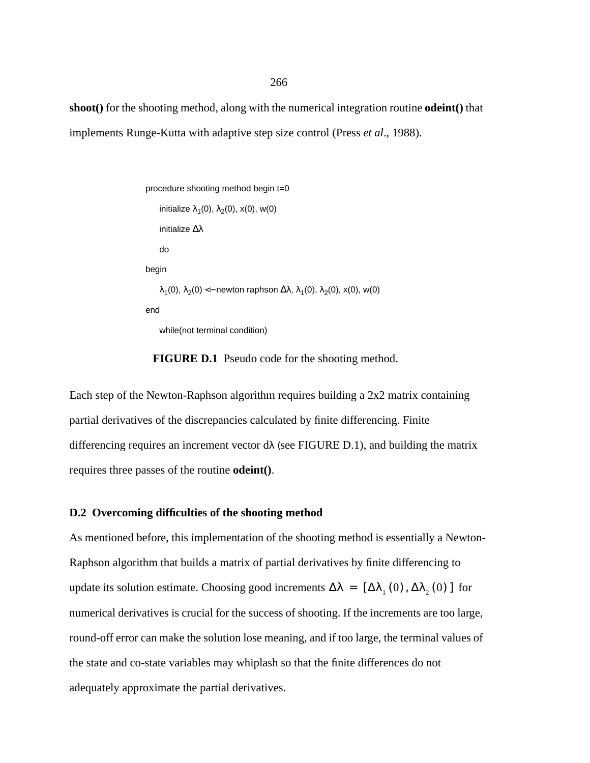**shoot()** for the shooting method, along with the numerical integration routine **odeint()** that implements Runge-Kutta with adaptive step size control (Press *et al*., 1988).

```
procedure shooting method begin t=0
    initialize λ1(0), λ2(0), x(0), w(0)
    initialize Δλ
    do
begin
    λ1(0), λ2(0) <—newton raphson Δλ, λ1(0), λ2(0), x(0), w(0)
end
    while(not terminal condition)
```

**FIGURE D.1** Pseudo code for the shooting method.

Each step of the Newton-Raphson algorithm requires building a 2x2 matrix containing partial derivatives of the discrepancies calculated by finite differencing. Finite differencing requires an increment vector dλ (see FIGURE D.1), and building the matrix requires three passes of the routine **odeint()**.

### D.2 Overcoming difficulties of the shooting method

As mentioned before, this implementation of the shooting method is essentially a Newton-Raphson algorithm that builds a matrix of partial derivatives by finite differencing to update its solution estimate. Choosing good increments $\Delta\lambda = [\Delta\lambda_1(0), \Delta\lambda_2(0)]$ for numerical derivatives is crucial for the success of shooting. If the increments are too large, round-off error can make the solution lose meaning, and if too large, the terminal values of the state and co-state variables may whiplash so that the finite differences do not adequately approximate the partial derivatives.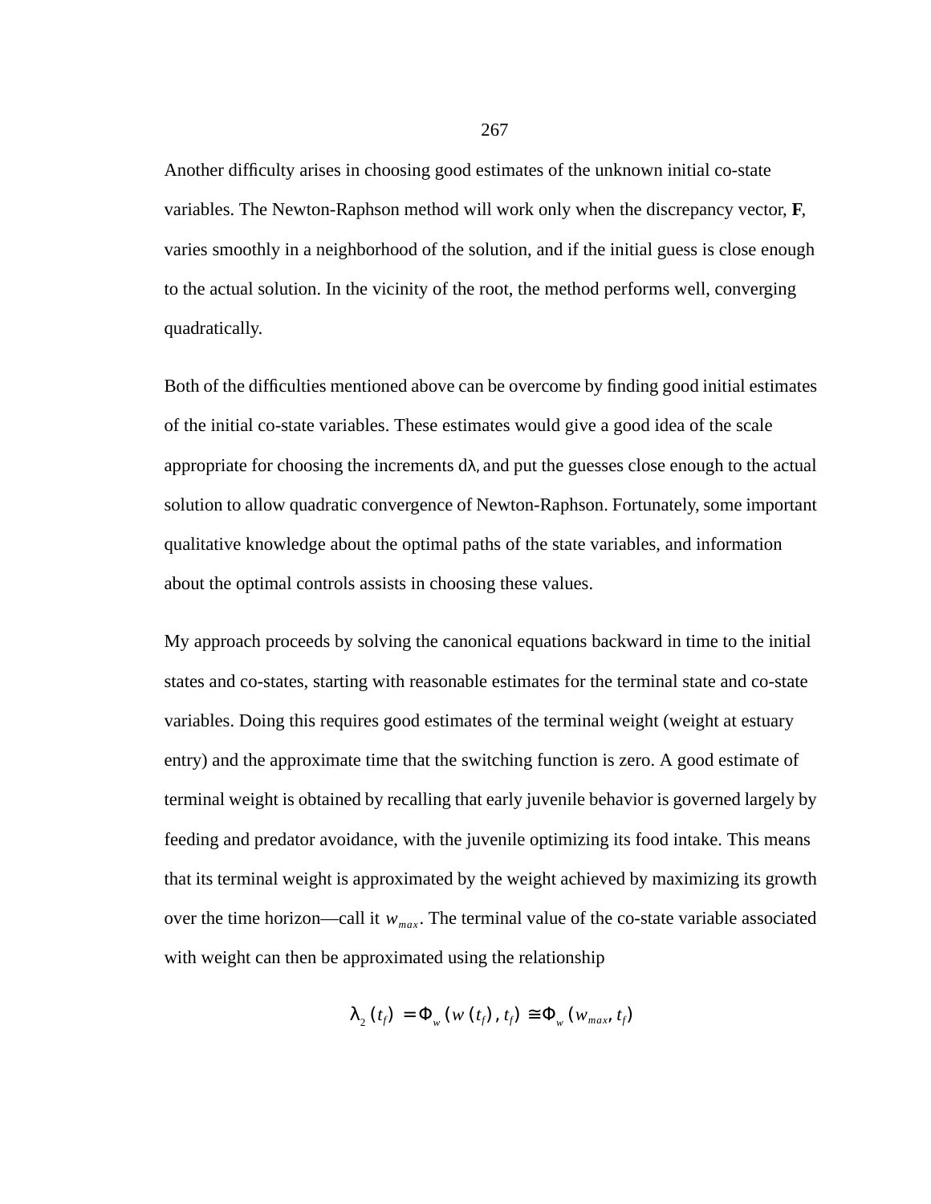Another difficulty arises in choosing good estimates of the unknown initial co-state variables. The Newton-Raphson method will work only when the discrepancy vector, **F**, varies smoothly in a neighborhood of the solution, and if the initial guess is close enough to the actual solution. In the vicinity of the root, the method performs well, converging quadratically.

Both of the difficulties mentioned above can be overcome by finding good initial estimates of the initial co-state variables. These estimates would give a good idea of the scale appropriate for choosing the increments $d\lambda$, and put the guesses close enough to the actual solution to allow quadratic convergence of Newton-Raphson. Fortunately, some important qualitative knowledge about the optimal paths of the state variables, and information about the optimal controls assists in choosing these values.

My approach proceeds by solving the canonical equations backward in time to the initial states and co-states, starting with reasonable estimates for the terminal state and co-state variables. Doing this requires good estimates of the terminal weight (weight at estuary entry) and the approximate time that the switching function is zero. A good estimate of terminal weight is obtained by recalling that early juvenile behavior is governed largely by feeding and predator avoidance, with the juvenile optimizing its food intake. This means that its terminal weight is approximated by the weight achieved by maximizing its growth over the time horizon—call it $w_{max}$. The terminal value of the co-state variable associated with weight can then be approximated using the relationship

$$\lambda_2(t_f) = \Phi_w(w(t_f), t_f) \cong \Phi_w(w_{max}, t_f)$$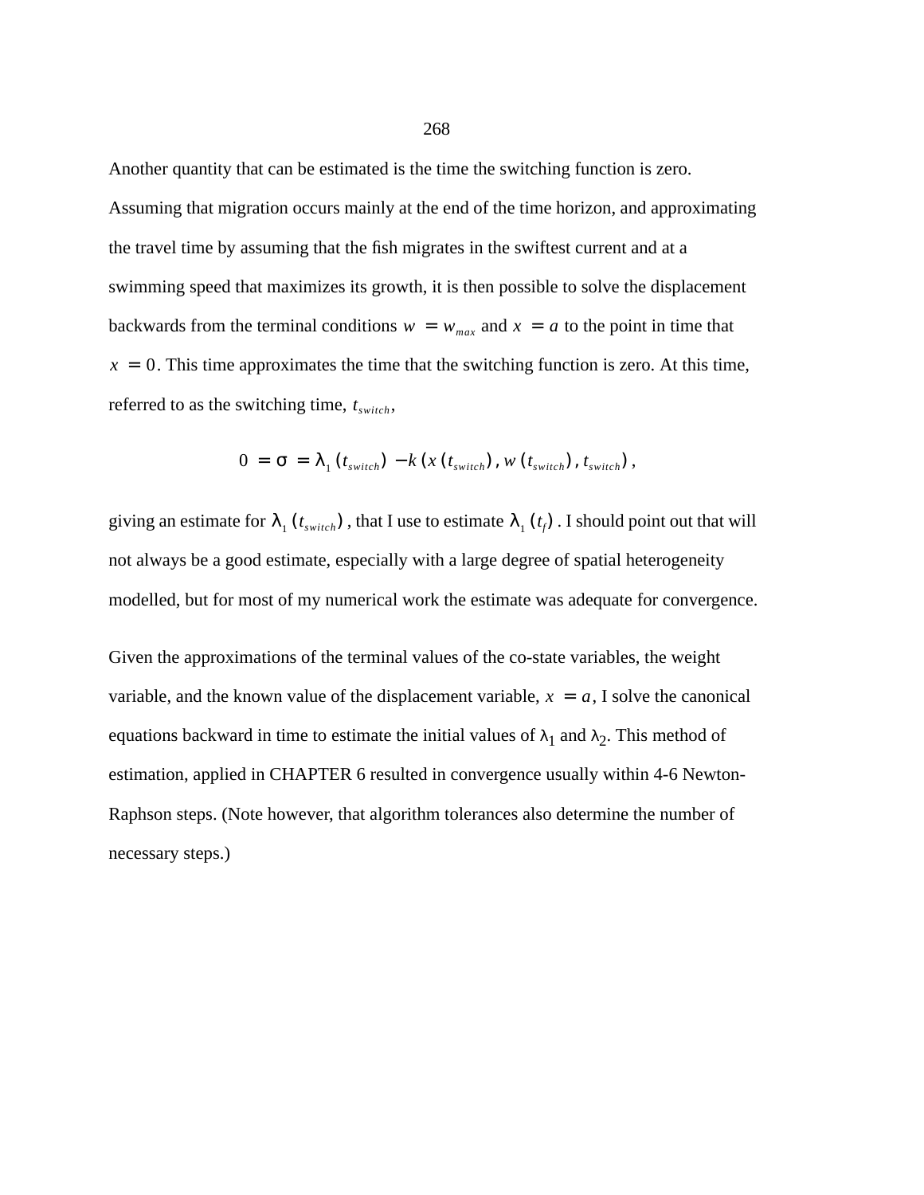Another quantity that can be estimated is the time the switching function is zero. Assuming that migration occurs mainly at the end of the time horizon, and approximating the travel time by assuming that the fish migrates in the swiftest current and at a swimming speed that maximizes its growth, it is then possible to solve the displacement backwards from the terminal conditions $w = w_{max}$ and $x = a$ to the point in time that $x = 0$. This time approximates the time that the switching function is zero. At this time, referred to as the switching time, $t_{switch}$,

$$0 = \sigma = \lambda_1(t_{switch}) - k(x(t_{switch}), w(t_{switch}), t_{switch}),$$

giving an estimate for $\lambda_1(t_{switch})$, that I use to estimate $\lambda_1(t_f)$. I should point out that will not always be a good estimate, especially with a large degree of spatial heterogeneity modelled, but for most of my numerical work the estimate was adequate for convergence.

Given the approximations of the terminal values of the co-state variables, the weight variable, and the known value of the displacement variable, $x = a$, I solve the canonical equations backward in time to estimate the initial values of $\lambda_1$ and $\lambda_2$. This method of estimation, applied in CHAPTER 6 resulted in convergence usually within 4-6 Newton-Raphson steps. (Note however, that algorithm tolerances also determine the number of necessary steps.)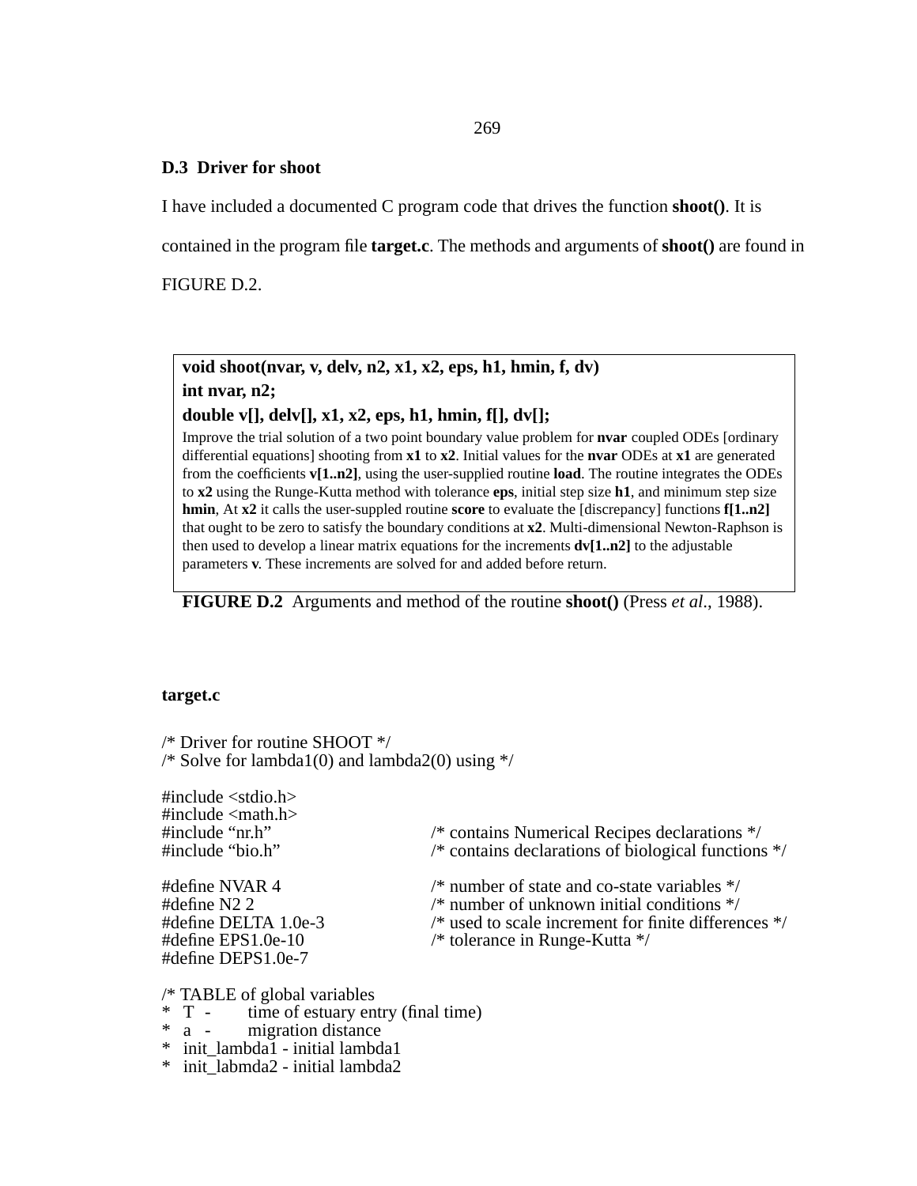### D.3 Driver for shoot

I have included a documented C program code that drives the function **shoot()**. It is contained in the program file **target.c**. The methods and arguments of **shoot()** are found in FIGURE D.2.

> **void shoot(nvar, v, delv, n2, x1, x2, eps, h1, hmin, f, dv)**
> **int nvar, n2;**
> **double v[], delv[], x1, x2, eps, h1, hmin, f[], dv[];**
>
> Improve the trial solution of a two point boundary value problem for **nvar** coupled ODEs [ordinary differential equations] shooting from **x1** to **x2**. Initial values for the **nvar** ODEs at **x1** are generated from the coefficients **v[1..n2]**, using the user-supplied routine **load**. The routine integrates the ODEs to **x2** using the Runge-Kutta method with tolerance **eps**, initial step size **h1**, and minimum step size **hmin**, At **x2** it calls the user-suppled routine **score** to evaluate the [discrepancy] functions **f[1..n2]** that ought to be zero to satisfy the boundary conditions at **x2**. Multi-dimensional Newton-Raphson is then used to develop a linear matrix equations for the increments **dv[1..n2]** to the adjustable parameters **v**. These increments are solved for and added before return.

**FIGURE D.2** Arguments and method of the routine **shoot()** (Press *et al*., 1988).

**target.c**

```
/* Driver for routine SHOOT */
/* Solve for lambda1(0) and lambda2(0) using */

#include <stdio.h>
#include <math.h>
#include "nr.h"                 /* contains Numerical Recipes declarations */
#include "bio.h"                /* contains declarations of biological functions */

#define NVAR 4                  /* number of state and co-state variables */
#define N2 2                    /* number of unknown initial conditions */
#define DELTA 1.0e-3            /* used to scale increment for finite differences */
#define EPS1.0e-10              /* tolerance in Runge-Kutta */
#define DEPS1.0e-7

/* TABLE of global variables
*  T  -     time of estuary entry (final time)
*  a  -     migration distance
*  init_lambda1 - initial lambda1
*  init_labmda2 - initial lambda2
```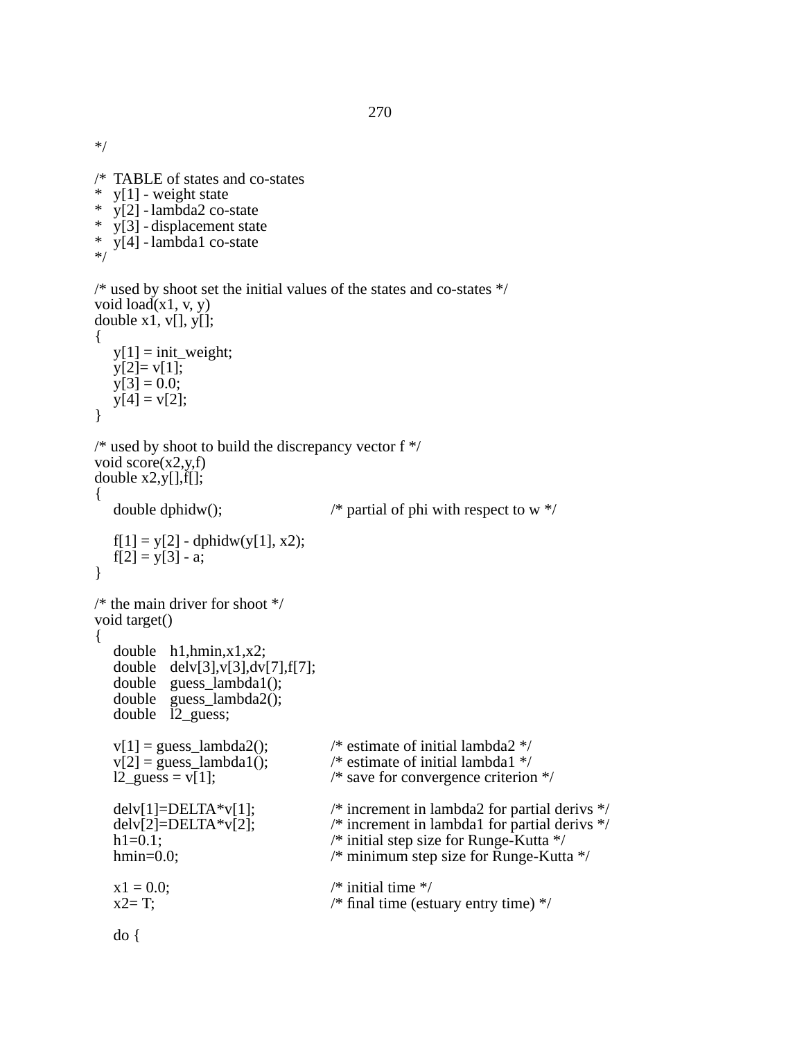```
*/

/*  TABLE of states and co-states
*   y[1] - weight state
*   y[2] - lambda2 co-state
*   y[3] - displacement state
*   y[4] - lambda1 co-state
*/

/* used by shoot set the initial values of the states and co-states */
void load(x1, v, y)
double x1, v[], y[];
{
    y[1] = init_weight;
    y[2]= v[1];
    y[3] = 0.0;
    y[4] = v[2];
}

/* used by shoot to build the discrepancy vector f */
void score(x2,y,f)
double x2,y[],f[];
{
    double dphidw();                    /* partial of phi with respect to w */

    f[1] = y[2] - dphidw(y[1], x2);
    f[2] = y[3] - a;
}

/* the main driver for shoot */
void target()
{
    double   h1,hmin,x1,x2;
    double   delv[3],v[3],dv[7],f[7];
    double   guess_lambda1();
    double   guess_lambda2();
    double   l2_guess;

    v[1] = guess_lambda2();             /* estimate of initial lambda2 */
    v[2] = guess_lambda1();             /* estimate of initial lambda1 */
    l2_guess = v[1];                    /* save for convergence criterion */

    delv[1]=DELTA*v[1];                 /* increment in lambda2 for partial derivs */
    delv[2]=DELTA*v[2];                 /* increment in lambda1 for partial derivs */
    h1=0.1;                             /* initial step size for Runge-Kutta */
    hmin=0.0;                           /* minimum step size for Runge-Kutta */

    x1 = 0.0;                           /* initial time */
    x2= T;                              /* final time (estuary entry time) */

    do {
```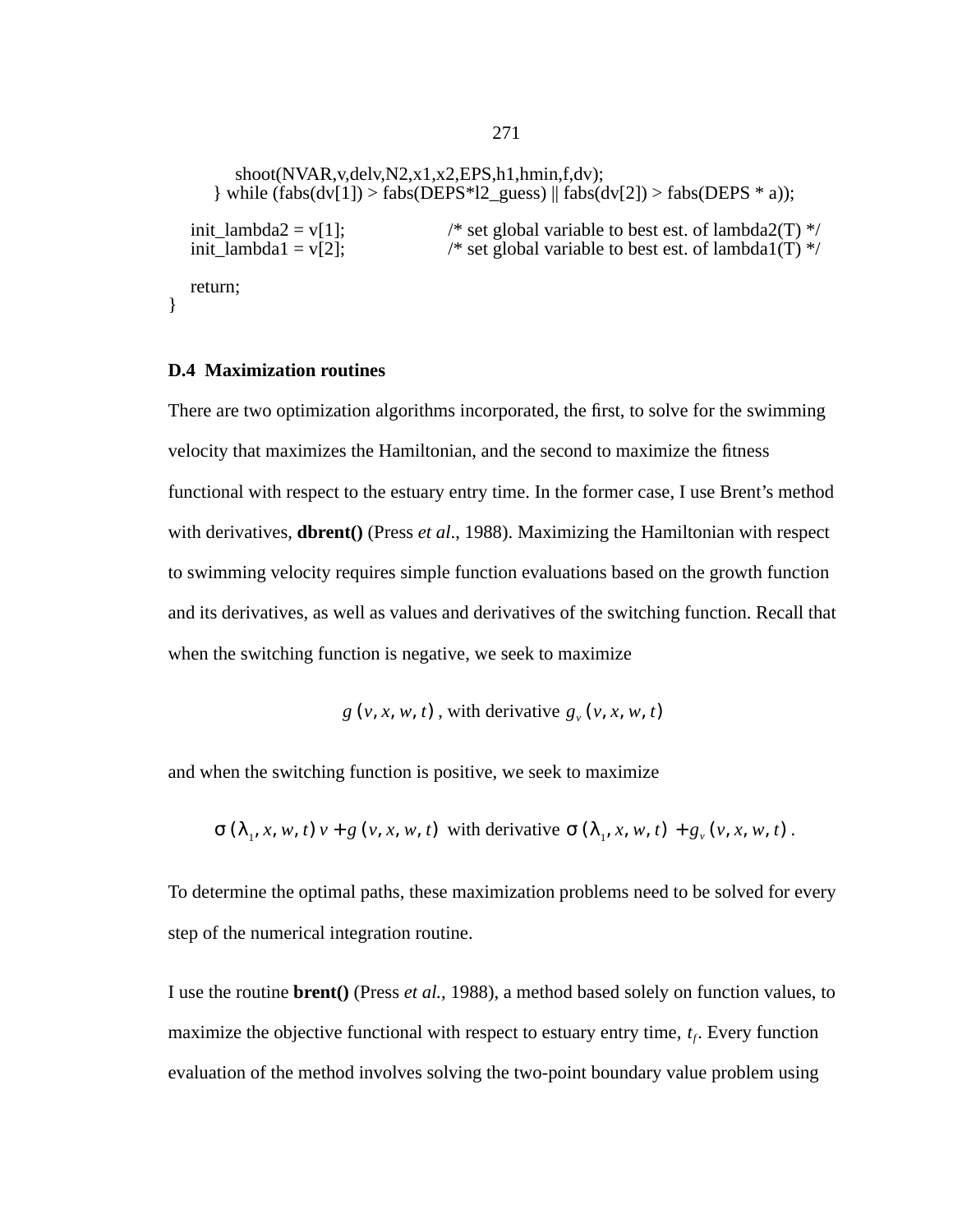```
        shoot(NVAR,v,delv,N2,x1,x2,EPS,h1,hmin,f,dv);
    } while (fabs(dv[1]) > fabs(DEPS*l2_guess) || fabs(dv[2]) > fabs(DEPS * a));

    init_lambda2 = v[1];            /* set global variable to best est. of lambda2(T) */
    init_lambda1 = v[2];            /* set global variable to best est. of lambda1(T) */

    return;
}
```

### D.4 Maximization routines

There are two optimization algorithms incorporated, the first, to solve for the swimming velocity that maximizes the Hamiltonian, and the second to maximize the fitness functional with respect to the estuary entry time. In the former case, I use Brent's method with derivatives, **dbrent()** (Press *et al.*, 1988). Maximizing the Hamiltonian with respect to swimming velocity requires simple function evaluations based on the growth function and its derivatives, as well as values and derivatives of the switching function. Recall that when the switching function is negative, we seek to maximize

$$g(v, x, w, t) \text{, with derivative } g_v(v, x, w, t)$$

and when the switching function is positive, we seek to maximize

$$\sigma(\lambda_1, x, w, t)\, v + g(v, x, w, t) \text{ with derivative } \sigma(\lambda_1, x, w, t) + g_v(v, x, w, t)\,.$$

To determine the optimal paths, these maximization problems need to be solved for every step of the numerical integration routine.

I use the routine **brent()** (Press *et al.*, 1988), a method based solely on function values, to maximize the objective functional with respect to estuary entry time, $t_f$. Every function evaluation of the method involves solving the two-point boundary value problem using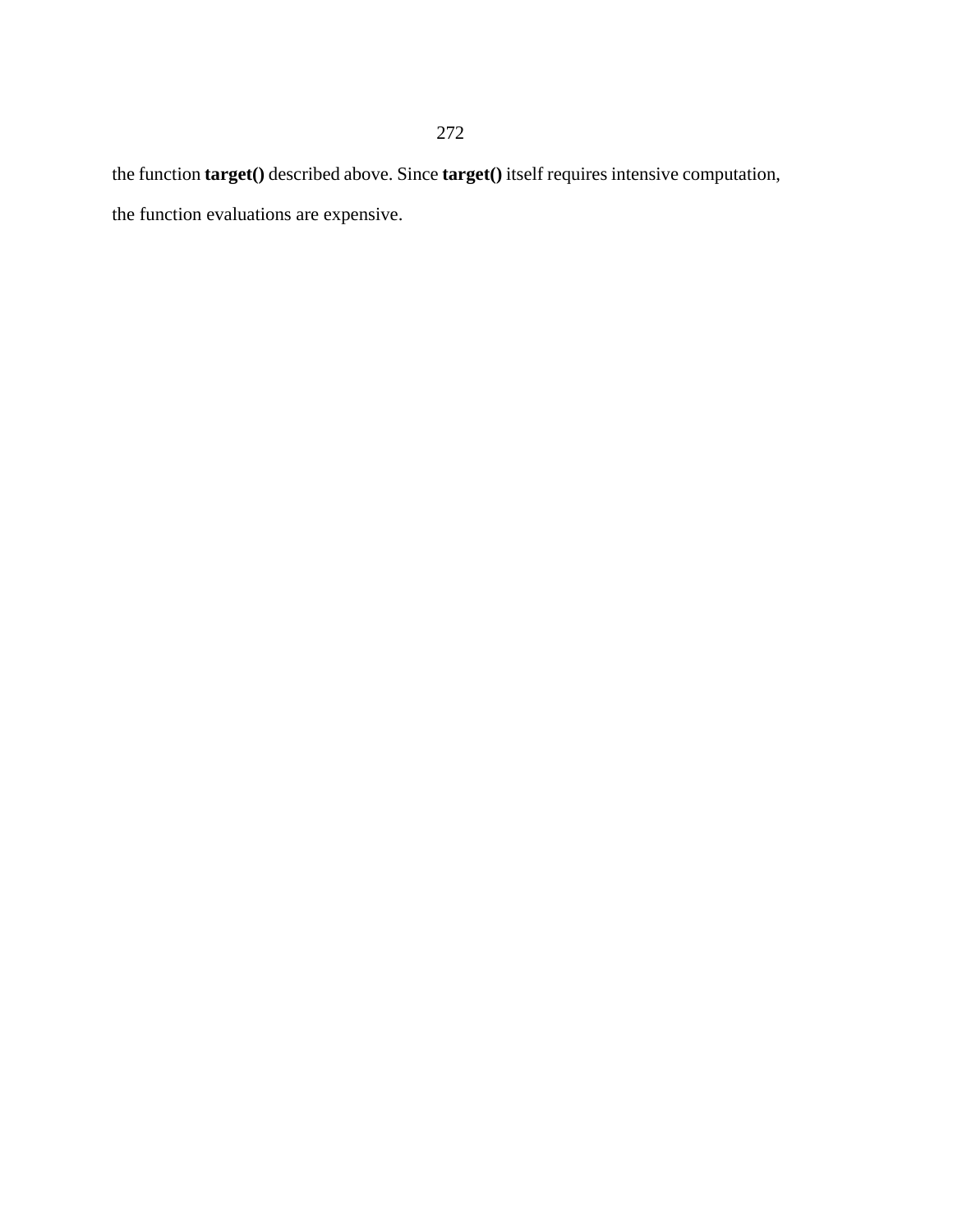the function **target()** described above. Since **target()** itself requires intensive computation, the function evaluations are expensive.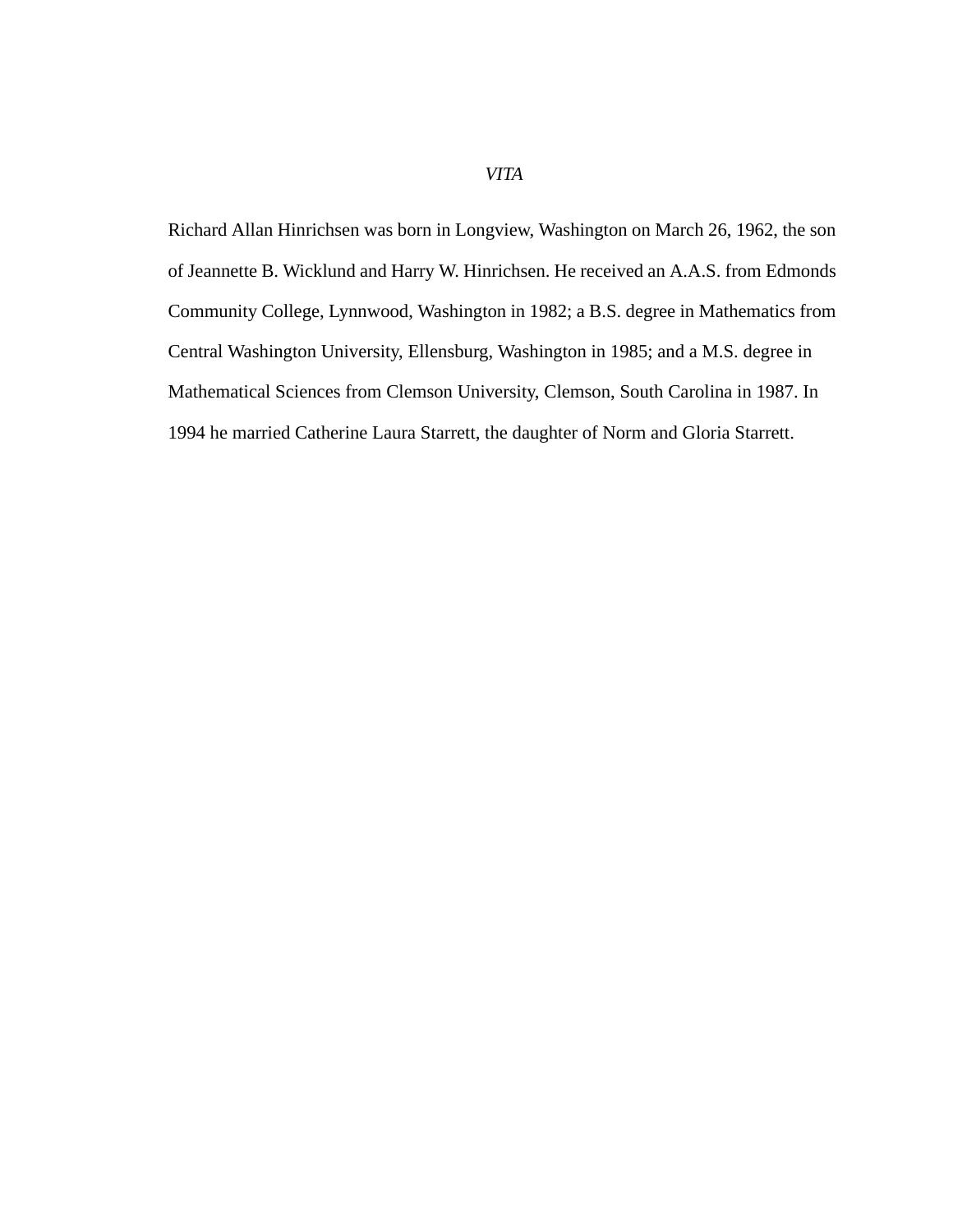## *VITA*

Richard Allan Hinrichsen was born in Longview, Washington on March 26, 1962, the son of Jeannette B. Wicklund and Harry W. Hinrichsen. He received an A.A.S. from Edmonds Community College, Lynnwood, Washington in 1982; a B.S. degree in Mathematics from Central Washington University, Ellensburg, Washington in 1985; and a M.S. degree in Mathematical Sciences from Clemson University, Clemson, South Carolina in 1987. In 1994 he married Catherine Laura Starrett, the daughter of Norm and Gloria Starrett.